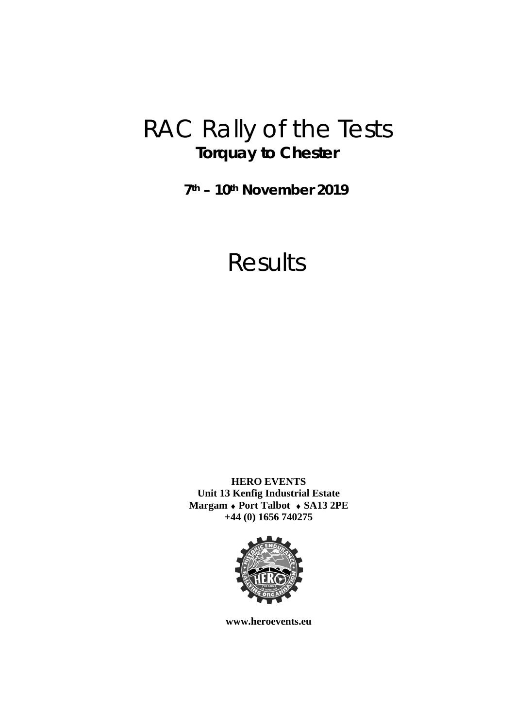# RAC Rally of the Tests

**Torquay to Chester**

**7th – 10th November 2019**

# Results

**HERO EVENTS**
**Unit 13 Kenfig Industrial Estate**
**Margam ♦ Port Talbot ♦ SA13 2PE**
**+44 (0) 1656 740275**

**www.heroevents.eu**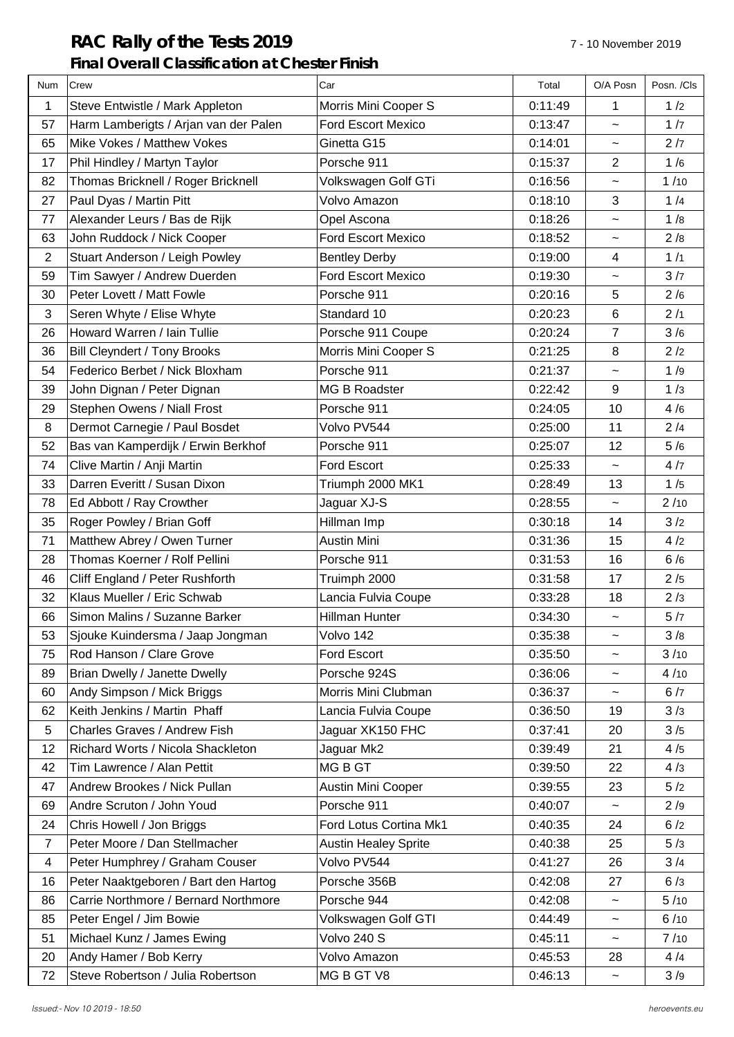# RAC Rally of the Tests 2019

7 - 10 November 2019

## Final Overall Classification at Chester Finish

| Num | Crew | Car | Total | O/A Posn | Posn. /Cls |
|---|---|---|---|---|---|
| 1 | Steve Entwistle / Mark Appleton | Morris Mini Cooper S | 0:11:49 | 1 | 1 /2 |
| 57 | Harm Lamberigts / Arjan van der Palen | Ford Escort Mexico | 0:13:47 | ~ | 1 /7 |
| 65 | Mike Vokes / Matthew Vokes | Ginetta G15 | 0:14:01 | ~ | 2 /7 |
| 17 | Phil Hindley / Martyn Taylor | Porsche 911 | 0:15:37 | 2 | 1 /6 |
| 82 | Thomas Bricknell / Roger Bricknell | Volkswagen Golf GTi | 0:16:56 | ~ | 1 /10 |
| 27 | Paul Dyas / Martin Pitt | Volvo Amazon | 0:18:10 | 3 | 1 /4 |
| 77 | Alexander Leurs / Bas de Rijk | Opel Ascona | 0:18:26 | ~ | 1 /8 |
| 63 | John Ruddock / Nick Cooper | Ford Escort Mexico | 0:18:52 | ~ | 2 /8 |
| 2 | Stuart Anderson / Leigh Powley | Bentley Derby | 0:19:00 | 4 | 1 /1 |
| 59 | Tim Sawyer / Andrew Duerden | Ford Escort Mexico | 0:19:30 | ~ | 3 /7 |
| 30 | Peter Lovett / Matt Fowle | Porsche 911 | 0:20:16 | 5 | 2 /6 |
| 3 | Seren Whyte / Elise Whyte | Standard 10 | 0:20:23 | 6 | 2 /1 |
| 26 | Howard Warren / Iain Tullie | Porsche 911 Coupe | 0:20:24 | 7 | 3 /6 |
| 36 | Bill Cleyndert / Tony Brooks | Morris Mini Cooper S | 0:21:25 | 8 | 2 /2 |
| 54 | Federico Berbet / Nick Bloxham | Porsche 911 | 0:21:37 | ~ | 1 /9 |
| 39 | John Dignan / Peter Dignan | MG B Roadster | 0:22:42 | 9 | 1 /3 |
| 29 | Stephen Owens / Niall Frost | Porsche 911 | 0:24:05 | 10 | 4 /6 |
| 8 | Dermot Carnegie / Paul Bosdet | Volvo PV544 | 0:25:00 | 11 | 2 /4 |
| 52 | Bas van Kamperdijk / Erwin Berkhof | Porsche 911 | 0:25:07 | 12 | 5 /6 |
| 74 | Clive Martin / Anji Martin | Ford Escort | 0:25:33 | ~ | 4 /7 |
| 33 | Darren Everitt / Susan Dixon | Triumph 2000 MK1 | 0:28:49 | 13 | 1 /5 |
| 78 | Ed Abbott / Ray Crowther | Jaguar XJ-S | 0:28:55 | ~ | 2 /10 |
| 35 | Roger Powley / Brian Goff | Hillman Imp | 0:30:18 | 14 | 3 /2 |
| 71 | Matthew Abrey / Owen Turner | Austin Mini | 0:31:36 | 15 | 4 /2 |
| 28 | Thomas Koerner / Rolf Pellini | Porsche 911 | 0:31:53 | 16 | 6 /6 |
| 46 | Cliff England / Peter Rushforth | Truimph 2000 | 0:31:58 | 17 | 2 /5 |
| 32 | Klaus Mueller / Eric Schwab | Lancia Fulvia Coupe | 0:33:28 | 18 | 2 /3 |
| 66 | Simon Malins / Suzanne Barker | Hillman Hunter | 0:34:30 | ~ | 5 /7 |
| 53 | Sjouke Kuindersma / Jaap Jongman | Volvo 142 | 0:35:38 | ~ | 3 /8 |
| 75 | Rod Hanson / Clare Grove | Ford Escort | 0:35:50 | ~ | 3 /10 |
| 89 | Brian Dwelly / Janette Dwelly | Porsche 924S | 0:36:06 | ~ | 4 /10 |
| 60 | Andy Simpson / Mick Briggs | Morris Mini Clubman | 0:36:37 | ~ | 6 /7 |
| 62 | Keith Jenkins / Martin Phaff | Lancia Fulvia Coupe | 0:36:50 | 19 | 3 /3 |
| 5 | Charles Graves / Andrew Fish | Jaguar XK150 FHC | 0:37:41 | 20 | 3 /5 |
| 12 | Richard Worts / Nicola Shackleton | Jaguar Mk2 | 0:39:49 | 21 | 4 /5 |
| 42 | Tim Lawrence / Alan Pettit | MG B GT | 0:39:50 | 22 | 4 /3 |
| 47 | Andrew Brookes / Nick Pullan | Austin Mini Cooper | 0:39:55 | 23 | 5 /2 |
| 69 | Andre Scruton / John Youd | Porsche 911 | 0:40:07 | ~ | 2 /9 |
| 24 | Chris Howell / Jon Briggs | Ford Lotus Cortina Mk1 | 0:40:35 | 24 | 6 /2 |
| 7 | Peter Moore / Dan Stellmacher | Austin Healey Sprite | 0:40:38 | 25 | 5 /3 |
| 4 | Peter Humphrey / Graham Couser | Volvo PV544 | 0:41:27 | 26 | 3 /4 |
| 16 | Peter Naaktgeboren / Bart den Hartog | Porsche 356B | 0:42:08 | 27 | 6 /3 |
| 86 | Carrie Northmore / Bernard Northmore | Porsche 944 | 0:42:08 | ~ | 5 /10 |
| 85 | Peter Engel / Jim Bowie | Volkswagen Golf GTI | 0:44:49 | ~ | 6 /10 |
| 51 | Michael Kunz / James Ewing | Volvo 240 S | 0:45:11 | ~ | 7 /10 |
| 20 | Andy Hamer / Bob Kerry | Volvo Amazon | 0:45:53 | 28 | 4 /4 |
| 72 | Steve Robertson / Julia Robertson | MG B GT V8 | 0:46:13 | ~ | 3 /9 |

*Issued:- Nov 10 2019 - 18:50*

*heroevents.eu*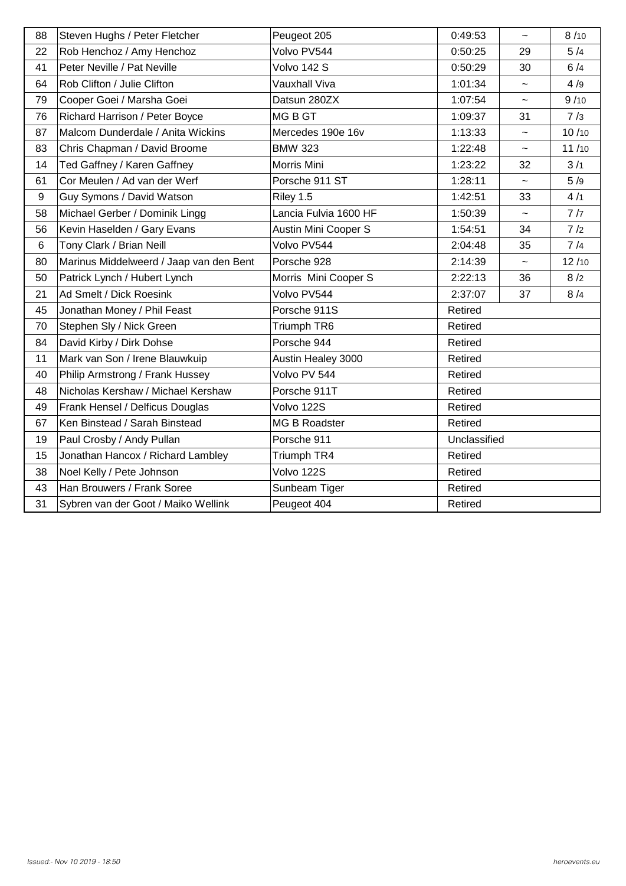| | | | | | |
|---|---|---|---|---|---|
| 88 | Steven Hughs / Peter Fletcher | Peugeot 205 | 0:49:53 | ~ | 8 /10 |
| 22 | Rob Henchoz / Amy Henchoz | Volvo PV544 | 0:50:25 | 29 | 5 /4 |
| 41 | Peter Neville / Pat Neville | Volvo 142 S | 0:50:29 | 30 | 6 /4 |
| 64 | Rob Clifton / Julie Clifton | Vauxhall Viva | 1:01:34 | ~ | 4 /9 |
| 79 | Cooper Goei / Marsha Goei | Datsun 280ZX | 1:07:54 | ~ | 9 /10 |
| 76 | Richard Harrison / Peter Boyce | MG B GT | 1:09:37 | 31 | 7 /3 |
| 87 | Malcom Dunderdale / Anita Wickins | Mercedes 190e 16v | 1:13:33 | ~ | 10 /10 |
| 83 | Chris Chapman / David Broome | BMW 323 | 1:22:48 | ~ | 11 /10 |
| 14 | Ted Gaffney / Karen Gaffney | Morris Mini | 1:23:22 | 32 | 3 /1 |
| 61 | Cor Meulen / Ad van der Werf | Porsche 911 ST | 1:28:11 | ~ | 5 /9 |
| 9 | Guy Symons / David Watson | Riley 1.5 | 1:42:51 | 33 | 4 /1 |
| 58 | Michael Gerber / Dominik Lingg | Lancia Fulvia 1600 HF | 1:50:39 | ~ | 7 /7 |
| 56 | Kevin Haselden / Gary Evans | Austin Mini Cooper S | 1:54:51 | 34 | 7 /2 |
| 6 | Tony Clark / Brian Neill | Volvo PV544 | 2:04:48 | 35 | 7 /4 |
| 80 | Marinus Middelweerd / Jaap van den Bent | Porsche 928 | 2:14:39 | ~ | 12 /10 |
| 50 | Patrick Lynch / Hubert Lynch | Morris Mini Cooper S | 2:22:13 | 36 | 8 /2 |
| 21 | Ad Smelt / Dick Roesink | Volvo PV544 | 2:37:07 | 37 | 8 /4 |
| 45 | Jonathan Money / Phil Feast | Porsche 911S | Retired | | |
| 70 | Stephen Sly / Nick Green | Triumph TR6 | Retired | | |
| 84 | David Kirby / Dirk Dohse | Porsche 944 | Retired | | |
| 11 | Mark van Son / Irene Blauwkuip | Austin Healey 3000 | Retired | | |
| 40 | Philip Armstrong / Frank Hussey | Volvo PV 544 | Retired | | |
| 48 | Nicholas Kershaw / Michael Kershaw | Porsche 911T | Retired | | |
| 49 | Frank Hensel / Delficus Douglas | Volvo 122S | Retired | | |
| 67 | Ken Binstead / Sarah Binstead | MG B Roadster | Retired | | |
| 19 | Paul Crosby / Andy Pullan | Porsche 911 | Unclassified | | |
| 15 | Jonathan Hancox / Richard Lambley | Triumph TR4 | Retired | | |
| 38 | Noel Kelly / Pete Johnson | Volvo 122S | Retired | | |
| 43 | Han Brouwers / Frank Soree | Sunbeam Tiger | Retired | | |
| 31 | Sybren van der Goot / Maiko Wellink | Peugeot 404 | Retired | | |

Issued:- Nov 10 2019 - 18:50

heroevents.eu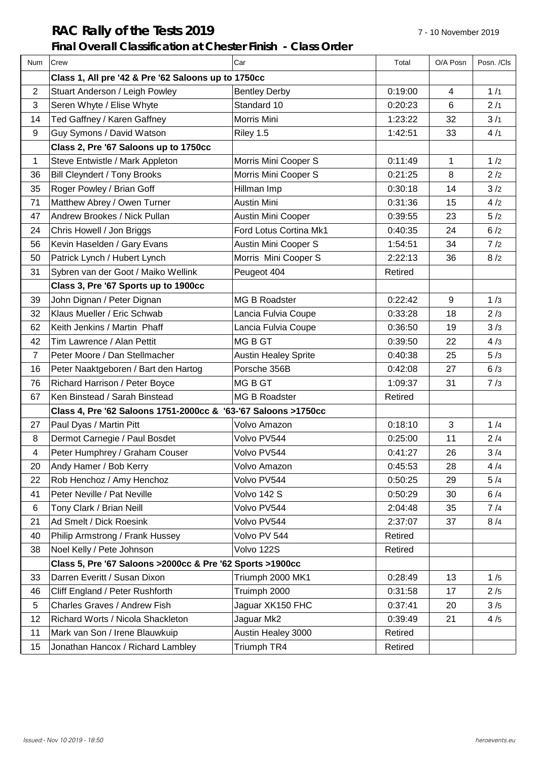# RAC Rally of the Tests 2019

7 - 10 November 2019

## Final Overall Classification at Chester Finish - Class Order

| Num | Crew | Car | Total | O/A Posn | Posn. /Cls |
|---|---|---|---|---|---|
| | **Class 1, All pre '42 & Pre '62 Saloons up to 1750cc** | | | | |
| 2 | Stuart Anderson / Leigh Powley | Bentley Derby | 0:19:00 | 4 | 1 /1 |
| 3 | Seren Whyte / Elise Whyte | Standard 10 | 0:20:23 | 6 | 2 /1 |
| 14 | Ted Gaffney / Karen Gaffney | Morris Mini | 1:23:22 | 32 | 3 /1 |
| 9 | Guy Symons / David Watson | Riley 1.5 | 1:42:51 | 33 | 4 /1 |
| | **Class 2, Pre '67 Saloons up to 1750cc** | | | | |
| 1 | Steve Entwistle / Mark Appleton | Morris Mini Cooper S | 0:11:49 | 1 | 1 /2 |
| 36 | Bill Cleyndert / Tony Brooks | Morris Mini Cooper S | 0:21:25 | 8 | 2 /2 |
| 35 | Roger Powley / Brian Goff | Hillman Imp | 0:30:18 | 14 | 3 /2 |
| 71 | Matthew Abrey / Owen Turner | Austin Mini | 0:31:36 | 15 | 4 /2 |
| 47 | Andrew Brookes / Nick Pullan | Austin Mini Cooper | 0:39:55 | 23 | 5 /2 |
| 24 | Chris Howell / Jon Briggs | Ford Lotus Cortina Mk1 | 0:40:35 | 24 | 6 /2 |
| 56 | Kevin Haselden / Gary Evans | Austin Mini Cooper S | 1:54:51 | 34 | 7 /2 |
| 50 | Patrick Lynch / Hubert Lynch | Morris Mini Cooper S | 2:22:13 | 36 | 8 /2 |
| 31 | Sybren van der Goot / Maiko Wellink | Peugeot 404 | Retired | | |
| | **Class 3, Pre '67 Sports up to 1900cc** | | | | |
| 39 | John Dignan / Peter Dignan | MG B Roadster | 0:22:42 | 9 | 1 /3 |
| 32 | Klaus Mueller / Eric Schwab | Lancia Fulvia Coupe | 0:33:28 | 18 | 2 /3 |
| 62 | Keith Jenkins / Martin Phaff | Lancia Fulvia Coupe | 0:36:50 | 19 | 3 /3 |
| 42 | Tim Lawrence / Alan Pettit | MG B GT | 0:39:50 | 22 | 4 /3 |
| 7 | Peter Moore / Dan Stellmacher | Austin Healey Sprite | 0:40:38 | 25 | 5 /3 |
| 16 | Peter Naaktgeboren / Bart den Hartog | Porsche 356B | 0:42:08 | 27 | 6 /3 |
| 76 | Richard Harrison / Peter Boyce | MG B GT | 1:09:37 | 31 | 7 /3 |
| 67 | Ken Binstead / Sarah Binstead | MG B Roadster | Retired | | |
| | **Class 4, Pre '62 Saloons 1751-2000cc & '63-'67 Saloons >1750cc** | | | | |
| 27 | Paul Dyas / Martin Pitt | Volvo Amazon | 0:18:10 | 3 | 1 /4 |
| 8 | Dermot Carnegie / Paul Bosdet | Volvo PV544 | 0:25:00 | 11 | 2 /4 |
| 4 | Peter Humphrey / Graham Couser | Volvo PV544 | 0:41:27 | 26 | 3 /4 |
| 20 | Andy Hamer / Bob Kerry | Volvo Amazon | 0:45:53 | 28 | 4 /4 |
| 22 | Rob Henchoz / Amy Henchoz | Volvo PV544 | 0:50:25 | 29 | 5 /4 |
| 41 | Peter Neville / Pat Neville | Volvo 142 S | 0:50:29 | 30 | 6 /4 |
| 6 | Tony Clark / Brian Neill | Volvo PV544 | 2:04:48 | 35 | 7 /4 |
| 21 | Ad Smelt / Dick Roesink | Volvo PV544 | 2:37:07 | 37 | 8 /4 |
| 40 | Philip Armstrong / Frank Hussey | Volvo PV 544 | Retired | | |
| 38 | Noel Kelly / Pete Johnson | Volvo 122S | Retired | | |
| | **Class 5, Pre '67 Saloons >2000cc & Pre '62 Sports >1900cc** | | | | |
| 33 | Darren Everitt / Susan Dixon | Triumph 2000 MK1 | 0:28:49 | 13 | 1 /5 |
| 46 | Cliff England / Peter Rushforth | Truimph 2000 | 0:31:58 | 17 | 2 /5 |
| 5 | Charles Graves / Andrew Fish | Jaguar XK150 FHC | 0:37:41 | 20 | 3 /5 |
| 12 | Richard Worts / Nicola Shackleton | Jaguar Mk2 | 0:39:49 | 21 | 4 /5 |
| 11 | Mark van Son / Irene Blauwkuip | Austin Healey 3000 | Retired | | |
| 15 | Jonathan Hancox / Richard Lambley | Triumph TR4 | Retired | | |

*Issued:- Nov 10 2019 - 18:50*

*heroevents.eu*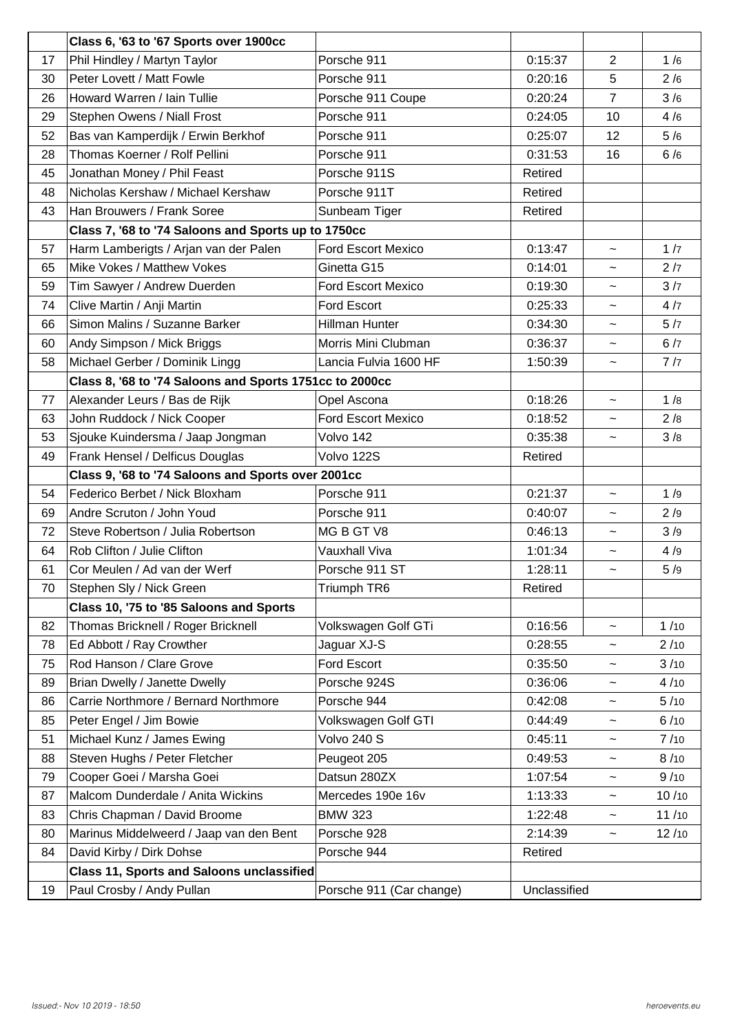| | Class 6, '63 to '67 Sports over 1900cc | | | | |
|---|---|---|---|---|---|
| 17 | Phil Hindley / Martyn Taylor | Porsche 911 | 0:15:37 | 2 | 1 /6 |
| 30 | Peter Lovett / Matt Fowle | Porsche 911 | 0:20:16 | 5 | 2 /6 |
| 26 | Howard Warren / Iain Tullie | Porsche 911 Coupe | 0:20:24 | 7 | 3 /6 |
| 29 | Stephen Owens / Niall Frost | Porsche 911 | 0:24:05 | 10 | 4 /6 |
| 52 | Bas van Kamperdijk / Erwin Berkhof | Porsche 911 | 0:25:07 | 12 | 5 /6 |
| 28 | Thomas Koerner / Rolf Pellini | Porsche 911 | 0:31:53 | 16 | 6 /6 |
| 45 | Jonathan Money / Phil Feast | Porsche 911S | Retired | | |
| 48 | Nicholas Kershaw / Michael Kershaw | Porsche 911T | Retired | | |
| 43 | Han Brouwers / Frank Soree | Sunbeam Tiger | Retired | | |
| | **Class 7, '68 to '74 Saloons and Sports up to 1750cc** | | | | |
| 57 | Harm Lamberigts / Arjan van der Palen | Ford Escort Mexico | 0:13:47 | ~ | 1 /7 |
| 65 | Mike Vokes / Matthew Vokes | Ginetta G15 | 0:14:01 | ~ | 2 /7 |
| 59 | Tim Sawyer / Andrew Duerden | Ford Escort Mexico | 0:19:30 | ~ | 3 /7 |
| 74 | Clive Martin / Anji Martin | Ford Escort | 0:25:33 | ~ | 4 /7 |
| 66 | Simon Malins / Suzanne Barker | Hillman Hunter | 0:34:30 | ~ | 5 /7 |
| 60 | Andy Simpson / Mick Briggs | Morris Mini Clubman | 0:36:37 | ~ | 6 /7 |
| 58 | Michael Gerber / Dominik Lingg | Lancia Fulvia 1600 HF | 1:50:39 | ~ | 7 /7 |
| | **Class 8, '68 to '74 Saloons and Sports 1751cc to 2000cc** | | | | |
| 77 | Alexander Leurs / Bas de Rijk | Opel Ascona | 0:18:26 | ~ | 1 /8 |
| 63 | John Ruddock / Nick Cooper | Ford Escort Mexico | 0:18:52 | ~ | 2 /8 |
| 53 | Sjouke Kuindersma / Jaap Jongman | Volvo 142 | 0:35:38 | ~ | 3 /8 |
| 49 | Frank Hensel / Delficus Douglas | Volvo 122S | Retired | | |
| | **Class 9, '68 to '74 Saloons and Sports over 2001cc** | | | | |
| 54 | Federico Berbet / Nick Bloxham | Porsche 911 | 0:21:37 | ~ | 1 /9 |
| 69 | Andre Scruton / John Youd | Porsche 911 | 0:40:07 | ~ | 2 /9 |
| 72 | Steve Robertson / Julia Robertson | MG B GT V8 | 0:46:13 | ~ | 3 /9 |
| 64 | Rob Clifton / Julie Clifton | Vauxhall Viva | 1:01:34 | ~ | 4 /9 |
| 61 | Cor Meulen / Ad van der Werf | Porsche 911 ST | 1:28:11 | ~ | 5 /9 |
| 70 | Stephen Sly / Nick Green | Triumph TR6 | Retired | | |
| | **Class 10, '75 to '85 Saloons and Sports** | | | | |
| 82 | Thomas Bricknell / Roger Bricknell | Volkswagen Golf GTi | 0:16:56 | ~ | 1 /10 |
| 78 | Ed Abbott / Ray Crowther | Jaguar XJ-S | 0:28:55 | ~ | 2 /10 |
| 75 | Rod Hanson / Clare Grove | Ford Escort | 0:35:50 | ~ | 3 /10 |
| 89 | Brian Dwelly / Janette Dwelly | Porsche 924S | 0:36:06 | ~ | 4 /10 |
| 86 | Carrie Northmore / Bernard Northmore | Porsche 944 | 0:42:08 | ~ | 5 /10 |
| 85 | Peter Engel / Jim Bowie | Volkswagen Golf GTI | 0:44:49 | ~ | 6 /10 |
| 51 | Michael Kunz / James Ewing | Volvo 240 S | 0:45:11 | ~ | 7 /10 |
| 88 | Steven Hughs / Peter Fletcher | Peugeot 205 | 0:49:53 | ~ | 8 /10 |
| 79 | Cooper Goei / Marsha Goei | Datsun 280ZX | 1:07:54 | ~ | 9 /10 |
| 87 | Malcom Dunderdale / Anita Wickins | Mercedes 190e 16v | 1:13:33 | ~ | 10 /10 |
| 83 | Chris Chapman / David Broome | BMW 323 | 1:22:48 | ~ | 11 /10 |
| 80 | Marinus Middelweerd / Jaap van den Bent | Porsche 928 | 2:14:39 | ~ | 12 /10 |
| 84 | David Kirby / Dirk Dohse | Porsche 944 | Retired | | |
| | **Class 11, Sports and Saloons unclassified** | | | | |
| 19 | Paul Crosby / Andy Pullan | Porsche 911 (Car change) | Unclassified | | |

*Issued:- Nov 10 2019 - 18:50* *heroevents.eu*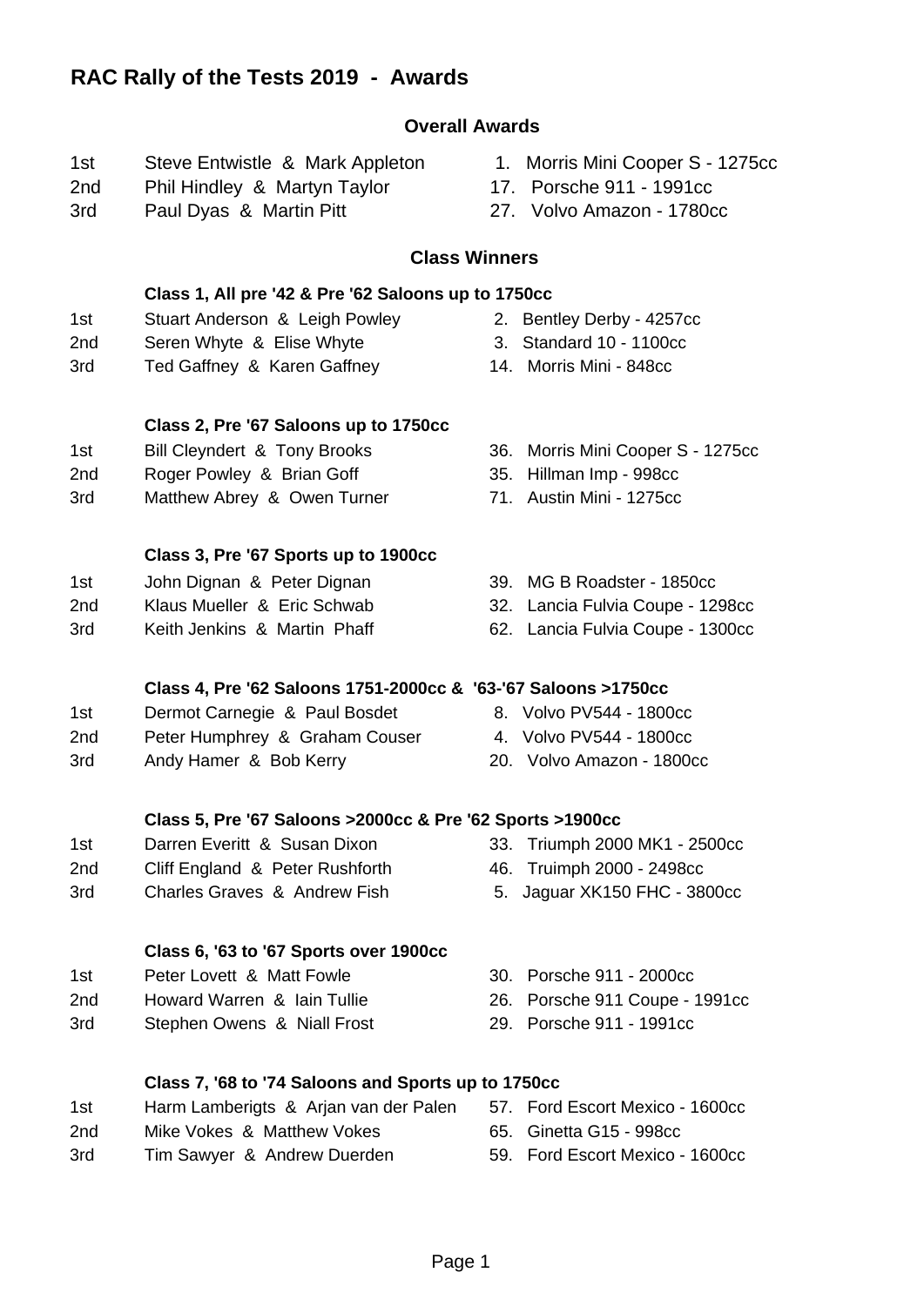# RAC Rally of the Tests 2019 - Awards

## Overall Awards

| | | |
|---|---|---|
| 1st | Steve Entwistle & Mark Appleton | 1. Morris Mini Cooper S - 1275cc |
| 2nd | Phil Hindley & Martyn Taylor | 17. Porsche 911 - 1991cc |
| 3rd | Paul Dyas & Martin Pitt | 27. Volvo Amazon - 1780cc |

## Class Winners

### Class 1, All pre '42 & Pre '62 Saloons up to 1750cc

| | | |
|---|---|---|
| 1st | Stuart Anderson & Leigh Powley | 2. Bentley Derby - 4257cc |
| 2nd | Seren Whyte & Elise Whyte | 3. Standard 10 - 1100cc |
| 3rd | Ted Gaffney & Karen Gaffney | 14. Morris Mini - 848cc |

### Class 2, Pre '67 Saloons up to 1750cc

| | | |
|---|---|---|
| 1st | Bill Cleyndert & Tony Brooks | 36. Morris Mini Cooper S - 1275cc |
| 2nd | Roger Powley & Brian Goff | 35. Hillman Imp - 998cc |
| 3rd | Matthew Abrey & Owen Turner | 71. Austin Mini - 1275cc |

### Class 3, Pre '67 Sports up to 1900cc

| | | |
|---|---|---|
| 1st | John Dignan & Peter Dignan | 39. MG B Roadster - 1850cc |
| 2nd | Klaus Mueller & Eric Schwab | 32. Lancia Fulvia Coupe - 1298cc |
| 3rd | Keith Jenkins & Martin Phaff | 62. Lancia Fulvia Coupe - 1300cc |

### Class 4, Pre '62 Saloons 1751-2000cc & '63-'67 Saloons >1750cc

| | | |
|---|---|---|
| 1st | Dermot Carnegie & Paul Bosdet | 8. Volvo PV544 - 1800cc |
| 2nd | Peter Humphrey & Graham Couser | 4. Volvo PV544 - 1800cc |
| 3rd | Andy Hamer & Bob Kerry | 20. Volvo Amazon - 1800cc |

### Class 5, Pre '67 Saloons >2000cc & Pre '62 Sports >1900cc

| | | |
|---|---|---|
| 1st | Darren Everitt & Susan Dixon | 33. Triumph 2000 MK1 - 2500cc |
| 2nd | Cliff England & Peter Rushforth | 46. Truimph 2000 - 2498cc |
| 3rd | Charles Graves & Andrew Fish | 5. Jaguar XK150 FHC - 3800cc |

### Class 6, '63 to '67 Sports over 1900cc

| | | |
|---|---|---|
| 1st | Peter Lovett & Matt Fowle | 30. Porsche 911 - 2000cc |
| 2nd | Howard Warren & Iain Tullie | 26. Porsche 911 Coupe - 1991cc |
| 3rd | Stephen Owens & Niall Frost | 29. Porsche 911 - 1991cc |

### Class 7, '68 to '74 Saloons and Sports up to 1750cc

| | | |
|---|---|---|
| 1st | Harm Lamberigts & Arjan van der Palen | 57. Ford Escort Mexico - 1600cc |
| 2nd | Mike Vokes & Matthew Vokes | 65. Ginetta G15 - 998cc |
| 3rd | Tim Sawyer & Andrew Duerden | 59. Ford Escort Mexico - 1600cc |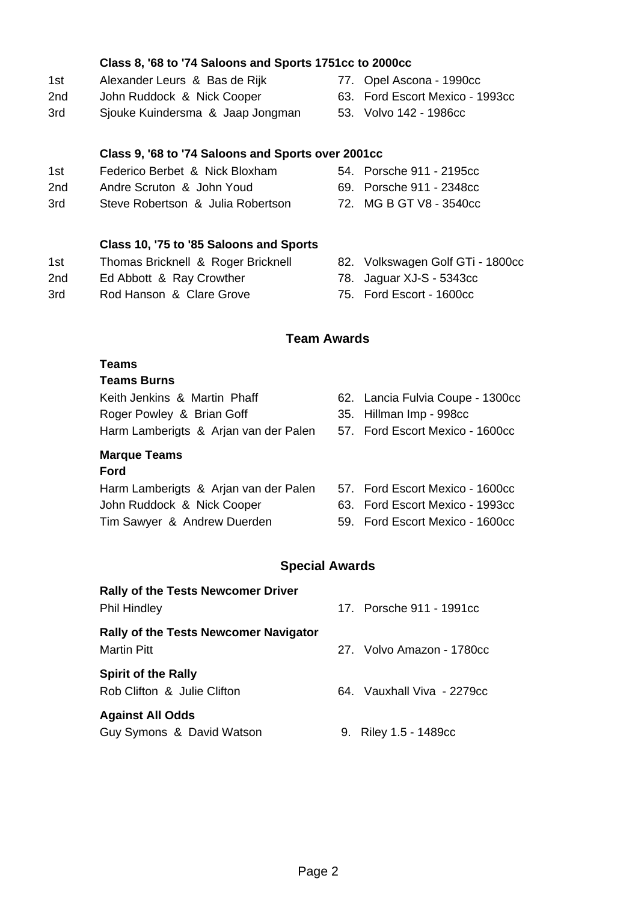**Class 8, '68 to '74 Saloons and Sports 1751cc to 2000cc**

| | | |
|---|---|---|
| 1st | Alexander Leurs & Bas de Rijk | 77. Opel Ascona - 1990cc |
| 2nd | John Ruddock & Nick Cooper | 63. Ford Escort Mexico - 1993cc |
| 3rd | Sjouke Kuindersma & Jaap Jongman | 53. Volvo 142 - 1986cc |

**Class 9, '68 to '74 Saloons and Sports over 2001cc**

| | | |
|---|---|---|
| 1st | Federico Berbet & Nick Bloxham | 54. Porsche 911 - 2195cc |
| 2nd | Andre Scruton & John Youd | 69. Porsche 911 - 2348cc |
| 3rd | Steve Robertson & Julia Robertson | 72. MG B GT V8 - 3540cc |

**Class 10, '75 to '85 Saloons and Sports**

| | | |
|---|---|---|
| 1st | Thomas Bricknell & Roger Bricknell | 82. Volkswagen Golf GTi - 1800cc |
| 2nd | Ed Abbott & Ray Crowther | 78. Jaguar XJ-S - 5343cc |
| 3rd | Rod Hanson & Clare Grove | 75. Ford Escort - 1600cc |

## Team Awards

**Teams**

**Teams Burns**

| | |
|---|---|
| Keith Jenkins & Martin Phaff | 62. Lancia Fulvia Coupe - 1300cc |
| Roger Powley & Brian Goff | 35. Hillman Imp - 998cc |
| Harm Lamberigts & Arjan van der Palen | 57. Ford Escort Mexico - 1600cc |

**Marque Teams**

**Ford**

| | |
|---|---|
| Harm Lamberigts & Arjan van der Palen | 57. Ford Escort Mexico - 1600cc |
| John Ruddock & Nick Cooper | 63. Ford Escort Mexico - 1993cc |
| Tim Sawyer & Andrew Duerden | 59. Ford Escort Mexico - 1600cc |

## Special Awards

**Rally of the Tests Newcomer Driver**

Phil Hindley — 17. Porsche 911 - 1991cc

**Rally of the Tests Newcomer Navigator**

Martin Pitt — 27. Volvo Amazon - 1780cc

**Spirit of the Rally**

Rob Clifton & Julie Clifton — 64. Vauxhall Viva - 2279cc

**Against All Odds**

Guy Symons & David Watson — 9. Riley 1.5 - 1489cc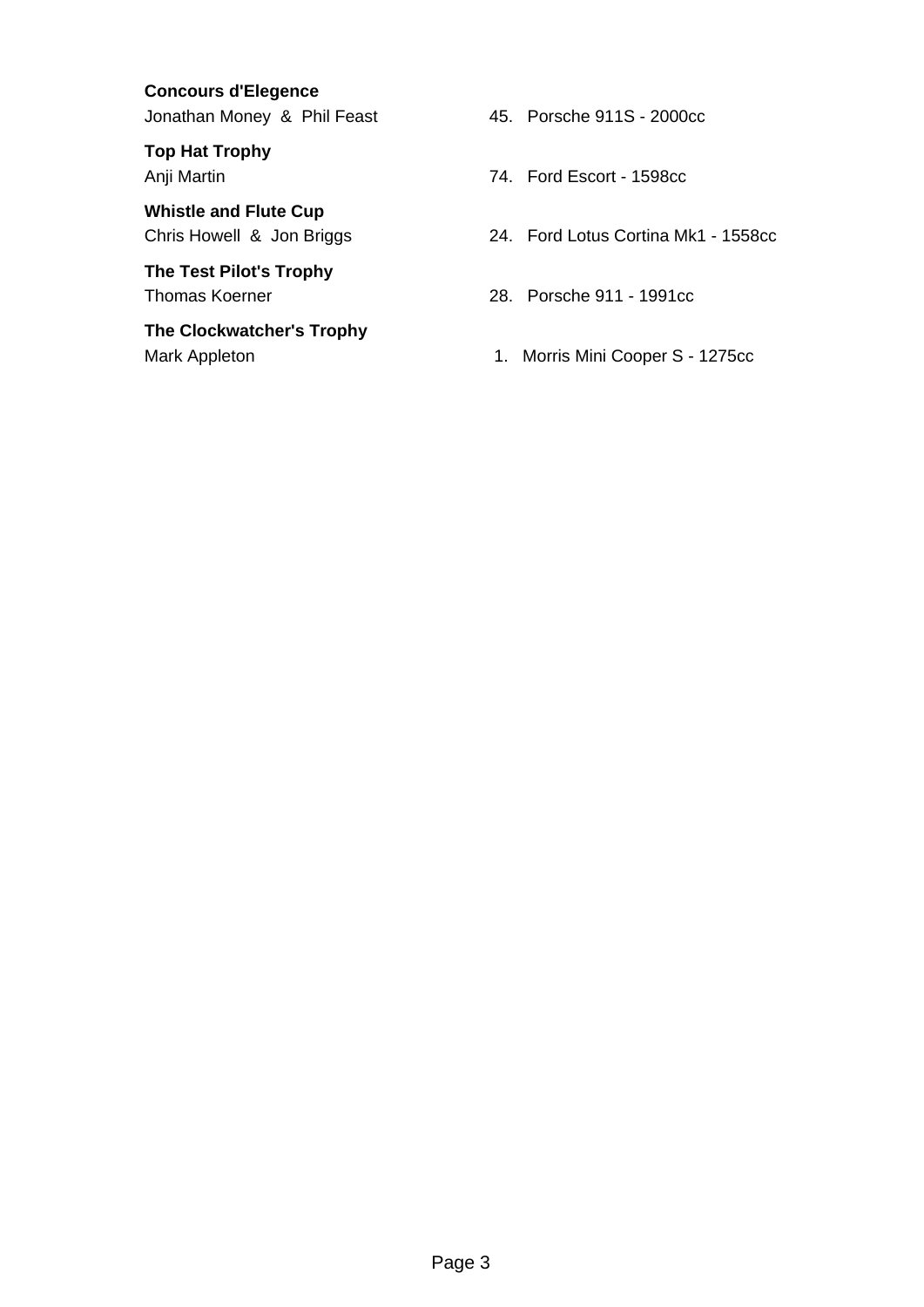**Concours d'Elegence**
Jonathan Money & Phil Feast — 45. Porsche 911S - 2000cc

**Top Hat Trophy**
Anji Martin — 74. Ford Escort - 1598cc

**Whistle and Flute Cup**
Chris Howell & Jon Briggs — 24. Ford Lotus Cortina Mk1 - 1558cc

**The Test Pilot's Trophy**
Thomas Koerner — 28. Porsche 911 - 1991cc

**The Clockwatcher's Trophy**
Mark Appleton — 1. Morris Mini Cooper S - 1275cc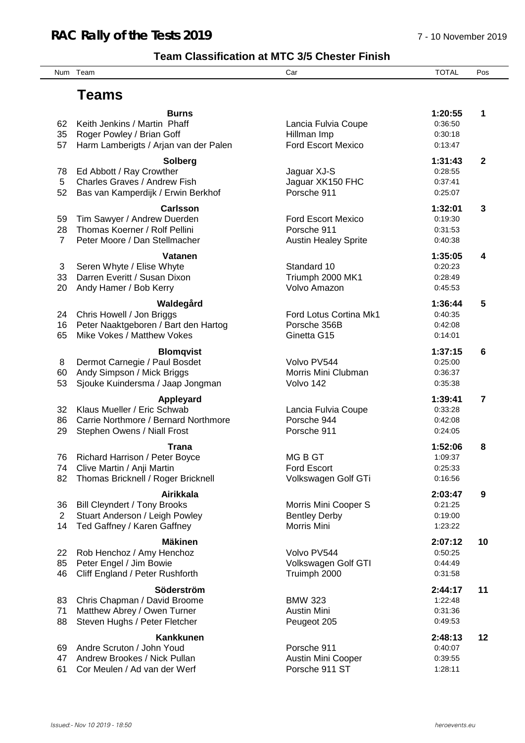# RAC Rally of the Tests 2019

7 - 10 November 2019

## Team Classification at MTC 3/5 Chester Finish

| Num | Team | Car | TOTAL | Pos |
|---|---|---|---|---|
| | **Teams** | | | |
| | **Burns** | | **1:20:55** | **1** |
| 62 | Keith Jenkins / Martin Phaff | Lancia Fulvia Coupe | 0:36:50 | |
| 35 | Roger Powley / Brian Goff | Hillman Imp | 0:30:18 | |
| 57 | Harm Lamberigts / Arjan van der Palen | Ford Escort Mexico | 0:13:47 | |
| | **Solberg** | | **1:31:43** | **2** |
| 78 | Ed Abbott / Ray Crowther | Jaguar XJ-S | 0:28:55 | |
| 5 | Charles Graves / Andrew Fish | Jaguar XK150 FHC | 0:37:41 | |
| 52 | Bas van Kamperdijk / Erwin Berkhof | Porsche 911 | 0:25:07 | |
| | **Carlsson** | | **1:32:01** | **3** |
| 59 | Tim Sawyer / Andrew Duerden | Ford Escort Mexico | 0:19:30 | |
| 28 | Thomas Koerner / Rolf Pellini | Porsche 911 | 0:31:53 | |
| 7 | Peter Moore / Dan Stellmacher | Austin Healey Sprite | 0:40:38 | |
| | **Vatanen** | | **1:35:05** | **4** |
| 3 | Seren Whyte / Elise Whyte | Standard 10 | 0:20:23 | |
| 33 | Darren Everitt / Susan Dixon | Triumph 2000 MK1 | 0:28:49 | |
| 20 | Andy Hamer / Bob Kerry | Volvo Amazon | 0:45:53 | |
| | **Waldegård** | | **1:36:44** | **5** |
| 24 | Chris Howell / Jon Briggs | Ford Lotus Cortina Mk1 | 0:40:35 | |
| 16 | Peter Naaktgeboren / Bart den Hartog | Porsche 356B | 0:42:08 | |
| 65 | Mike Vokes / Matthew Vokes | Ginetta G15 | 0:14:01 | |
| | **Blomqvist** | | **1:37:15** | **6** |
| 8 | Dermot Carnegie / Paul Bosdet | Volvo PV544 | 0:25:00 | |
| 60 | Andy Simpson / Mick Briggs | Morris Mini Clubman | 0:36:37 | |
| 53 | Sjouke Kuindersma / Jaap Jongman | Volvo 142 | 0:35:38 | |
| | **Appleyard** | | **1:39:41** | **7** |
| 32 | Klaus Mueller / Eric Schwab | Lancia Fulvia Coupe | 0:33:28 | |
| 86 | Carrie Northmore / Bernard Northmore | Porsche 944 | 0:42:08 | |
| 29 | Stephen Owens / Niall Frost | Porsche 911 | 0:24:05 | |
| | **Trana** | | **1:52:06** | **8** |
| 76 | Richard Harrison / Peter Boyce | MG B GT | 1:09:37 | |
| 74 | Clive Martin / Anji Martin | Ford Escort | 0:25:33 | |
| 82 | Thomas Bricknell / Roger Bricknell | Volkswagen Golf GTi | 0:16:56 | |
| | **Airikkala** | | **2:03:47** | **9** |
| 36 | Bill Cleyndert / Tony Brooks | Morris Mini Cooper S | 0:21:25 | |
| 2 | Stuart Anderson / Leigh Powley | Bentley Derby | 0:19:00 | |
| 14 | Ted Gaffney / Karen Gaffney | Morris Mini | 1:23:22 | |
| | **Mäkinen** | | **2:07:12** | **10** |
| 22 | Rob Henchoz / Amy Henchoz | Volvo PV544 | 0:50:25 | |
| 85 | Peter Engel / Jim Bowie | Volkswagen Golf GTI | 0:44:49 | |
| 46 | Cliff England / Peter Rushforth | Truimph 2000 | 0:31:58 | |
| | **Söderström** | | **2:44:17** | **11** |
| 83 | Chris Chapman / David Broome | BMW 323 | 1:22:48 | |
| 71 | Matthew Abrey / Owen Turner | Austin Mini | 0:31:36 | |
| 88 | Steven Hughs / Peter Fletcher | Peugeot 205 | 0:49:53 | |
| | **Kankkunen** | | **2:48:13** | **12** |
| 69 | Andre Scruton / John Youd | Porsche 911 | 0:40:07 | |
| 47 | Andrew Brookes / Nick Pullan | Austin Mini Cooper | 0:39:55 | |
| 61 | Cor Meulen / Ad van der Werf | Porsche 911 ST | 1:28:11 | |

*Issued:- Nov 10 2019 - 18:50*

*heroevents.eu*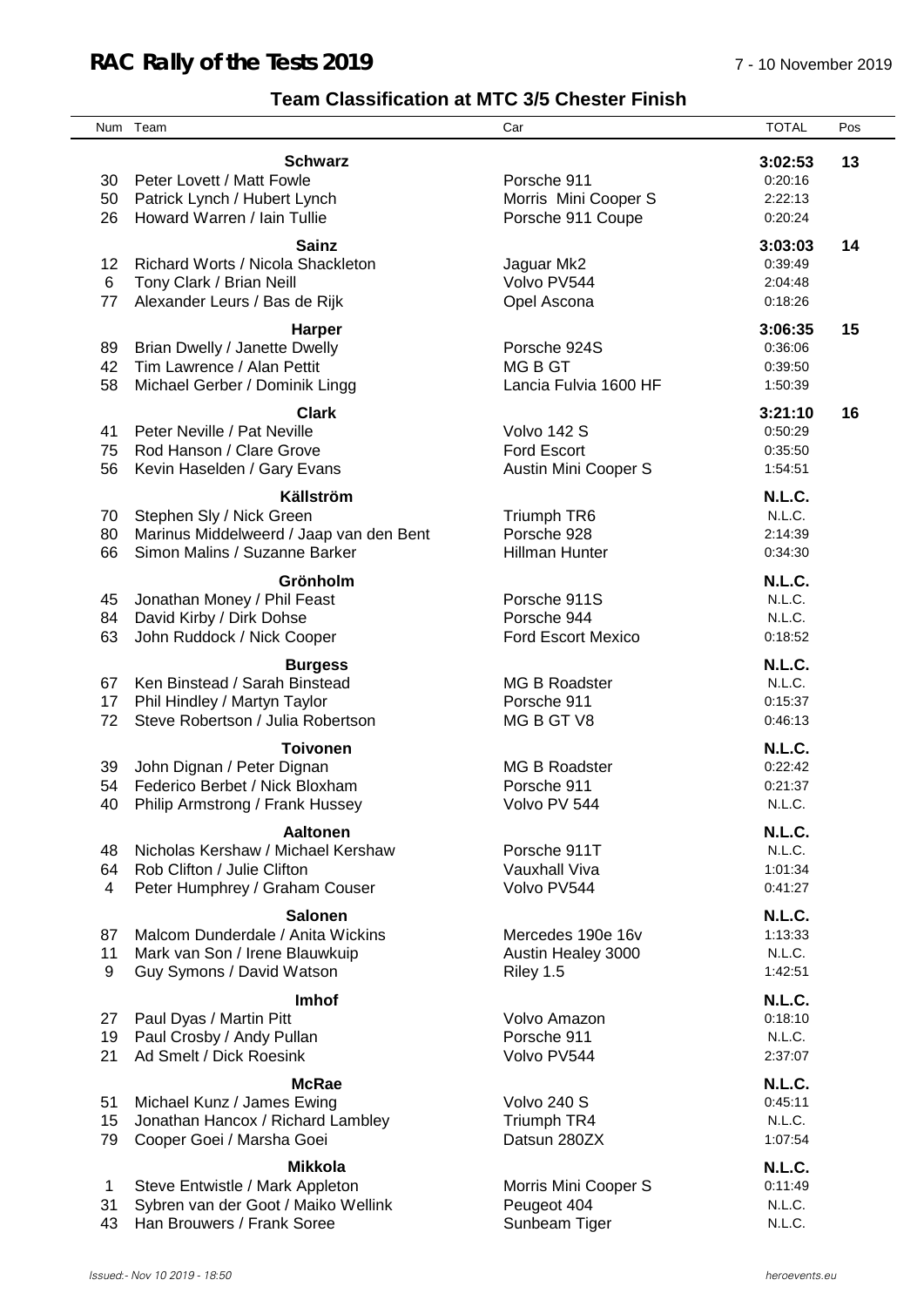# RAC Rally of the Tests 2019

7 - 10 November 2019

## Team Classification at MTC 3/5 Chester Finish

| Num | Team | Car | TOTAL | Pos |
|---|---|---|---|---|
| | **Schwarz** | | **3:02:53** | **13** |
| 30 | Peter Lovett / Matt Fowle | Porsche 911 | 0:20:16 | |
| 50 | Patrick Lynch / Hubert Lynch | Morris Mini Cooper S | 2:22:13 | |
| 26 | Howard Warren / Iain Tullie | Porsche 911 Coupe | 0:20:24 | |
| | **Sainz** | | **3:03:03** | **14** |
| 12 | Richard Worts / Nicola Shackleton | Jaguar Mk2 | 0:39:49 | |
| 6 | Tony Clark / Brian Neill | Volvo PV544 | 2:04:48 | |
| 77 | Alexander Leurs / Bas de Rijk | Opel Ascona | 0:18:26 | |
| | **Harper** | | **3:06:35** | **15** |
| 89 | Brian Dwelly / Janette Dwelly | Porsche 924S | 0:36:06 | |
| 42 | Tim Lawrence / Alan Pettit | MG B GT | 0:39:50 | |
| 58 | Michael Gerber / Dominik Lingg | Lancia Fulvia 1600 HF | 1:50:39 | |
| | **Clark** | | **3:21:10** | **16** |
| 41 | Peter Neville / Pat Neville | Volvo 142 S | 0:50:29 | |
| 75 | Rod Hanson / Clare Grove | Ford Escort | 0:35:50 | |
| 56 | Kevin Haselden / Gary Evans | Austin Mini Cooper S | 1:54:51 | |
| | **Källström** | | **N.L.C.** | |
| 70 | Stephen Sly / Nick Green | Triumph TR6 | N.L.C. | |
| 80 | Marinus Middelweerd / Jaap van den Bent | Porsche 928 | 2:14:39 | |
| 66 | Simon Malins / Suzanne Barker | Hillman Hunter | 0:34:30 | |
| | **Grönholm** | | **N.L.C.** | |
| 45 | Jonathan Money / Phil Feast | Porsche 911S | N.L.C. | |
| 84 | David Kirby / Dirk Dohse | Porsche 944 | N.L.C. | |
| 63 | John Ruddock / Nick Cooper | Ford Escort Mexico | 0:18:52 | |
| | **Burgess** | | **N.L.C.** | |
| 67 | Ken Binstead / Sarah Binstead | MG B Roadster | N.L.C. | |
| 17 | Phil Hindley / Martyn Taylor | Porsche 911 | 0:15:37 | |
| 72 | Steve Robertson / Julia Robertson | MG B GT V8 | 0:46:13 | |
| | **Toivonen** | | **N.L.C.** | |
| 39 | John Dignan / Peter Dignan | MG B Roadster | 0:22:42 | |
| 54 | Federico Berbet / Nick Bloxham | Porsche 911 | 0:21:37 | |
| 40 | Philip Armstrong / Frank Hussey | Volvo PV 544 | N.L.C. | |
| | **Aaltonen** | | **N.L.C.** | |
| 48 | Nicholas Kershaw / Michael Kershaw | Porsche 911T | N.L.C. | |
| 64 | Rob Clifton / Julie Clifton | Vauxhall Viva | 1:01:34 | |
| 4 | Peter Humphrey / Graham Couser | Volvo PV544 | 0:41:27 | |
| | **Salonen** | | **N.L.C.** | |
| 87 | Malcom Dunderdale / Anita Wickins | Mercedes 190e 16v | 1:13:33 | |
| 11 | Mark van Son / Irene Blauwkuip | Austin Healey 3000 | N.L.C. | |
| 9 | Guy Symons / David Watson | Riley 1.5 | 1:42:51 | |
| | **Imhof** | | **N.L.C.** | |
| 27 | Paul Dyas / Martin Pitt | Volvo Amazon | 0:18:10 | |
| 19 | Paul Crosby / Andy Pullan | Porsche 911 | N.L.C. | |
| 21 | Ad Smelt / Dick Roesink | Volvo PV544 | 2:37:07 | |
| | **McRae** | | **N.L.C.** | |
| 51 | Michael Kunz / James Ewing | Volvo 240 S | 0:45:11 | |
| 15 | Jonathan Hancox / Richard Lambley | Triumph TR4 | N.L.C. | |
| 79 | Cooper Goei / Marsha Goei | Datsun 280ZX | 1:07:54 | |
| | **Mikkola** | | **N.L.C.** | |
| 1 | Steve Entwistle / Mark Appleton | Morris Mini Cooper S | 0:11:49 | |
| 31 | Sybren van der Goot / Maiko Wellink | Peugeot 404 | N.L.C. | |
| 43 | Han Brouwers / Frank Soree | Sunbeam Tiger | N.L.C. | |

*Issued:- Nov 10 2019 - 18:50* *heroevents.eu*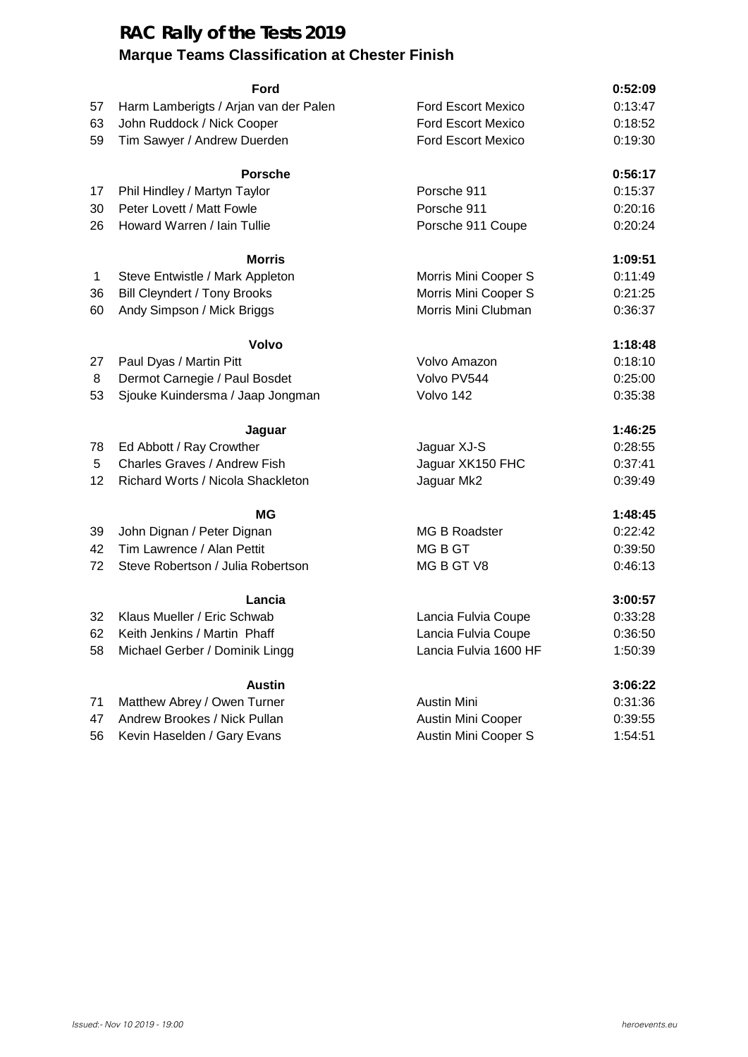# RAC Rally of the Tests 2019

## Marque Teams Classification at Chester Finish

| No. | Crew | Car | Time |
|---|---|---|---|
| | **Ford** | | **0:52:09** |
| 57 | Harm Lamberigts / Arjan van der Palen | Ford Escort Mexico | 0:13:47 |
| 63 | John Ruddock / Nick Cooper | Ford Escort Mexico | 0:18:52 |
| 59 | Tim Sawyer / Andrew Duerden | Ford Escort Mexico | 0:19:30 |
| | **Porsche** | | **0:56:17** |
| 17 | Phil Hindley / Martyn Taylor | Porsche 911 | 0:15:37 |
| 30 | Peter Lovett / Matt Fowle | Porsche 911 | 0:20:16 |
| 26 | Howard Warren / Iain Tullie | Porsche 911 Coupe | 0:20:24 |
| | **Morris** | | **1:09:51** |
| 1 | Steve Entwistle / Mark Appleton | Morris Mini Cooper S | 0:11:49 |
| 36 | Bill Cleyndert / Tony Brooks | Morris Mini Cooper S | 0:21:25 |
| 60 | Andy Simpson / Mick Briggs | Morris Mini Clubman | 0:36:37 |
| | **Volvo** | | **1:18:48** |
| 27 | Paul Dyas / Martin Pitt | Volvo Amazon | 0:18:10 |
| 8 | Dermot Carnegie / Paul Bosdet | Volvo PV544 | 0:25:00 |
| 53 | Sjouke Kuindersma / Jaap Jongman | Volvo 142 | 0:35:38 |
| | **Jaguar** | | **1:46:25** |
| 78 | Ed Abbott / Ray Crowther | Jaguar XJ-S | 0:28:55 |
| 5 | Charles Graves / Andrew Fish | Jaguar XK150 FHC | 0:37:41 |
| 12 | Richard Worts / Nicola Shackleton | Jaguar Mk2 | 0:39:49 |
| | **MG** | | **1:48:45** |
| 39 | John Dignan / Peter Dignan | MG B Roadster | 0:22:42 |
| 42 | Tim Lawrence / Alan Pettit | MG B GT | 0:39:50 |
| 72 | Steve Robertson / Julia Robertson | MG B GT V8 | 0:46:13 |
| | **Lancia** | | **3:00:57** |
| 32 | Klaus Mueller / Eric Schwab | Lancia Fulvia Coupe | 0:33:28 |
| 62 | Keith Jenkins / Martin Phaff | Lancia Fulvia Coupe | 0:36:50 |
| 58 | Michael Gerber / Dominik Lingg | Lancia Fulvia 1600 HF | 1:50:39 |
| | **Austin** | | **3:06:22** |
| 71 | Matthew Abrey / Owen Turner | Austin Mini | 0:31:36 |
| 47 | Andrew Brookes / Nick Pullan | Austin Mini Cooper | 0:39:55 |
| 56 | Kevin Haselden / Gary Evans | Austin Mini Cooper S | 1:54:51 |

*Issued:- Nov 10 2019 - 19:00*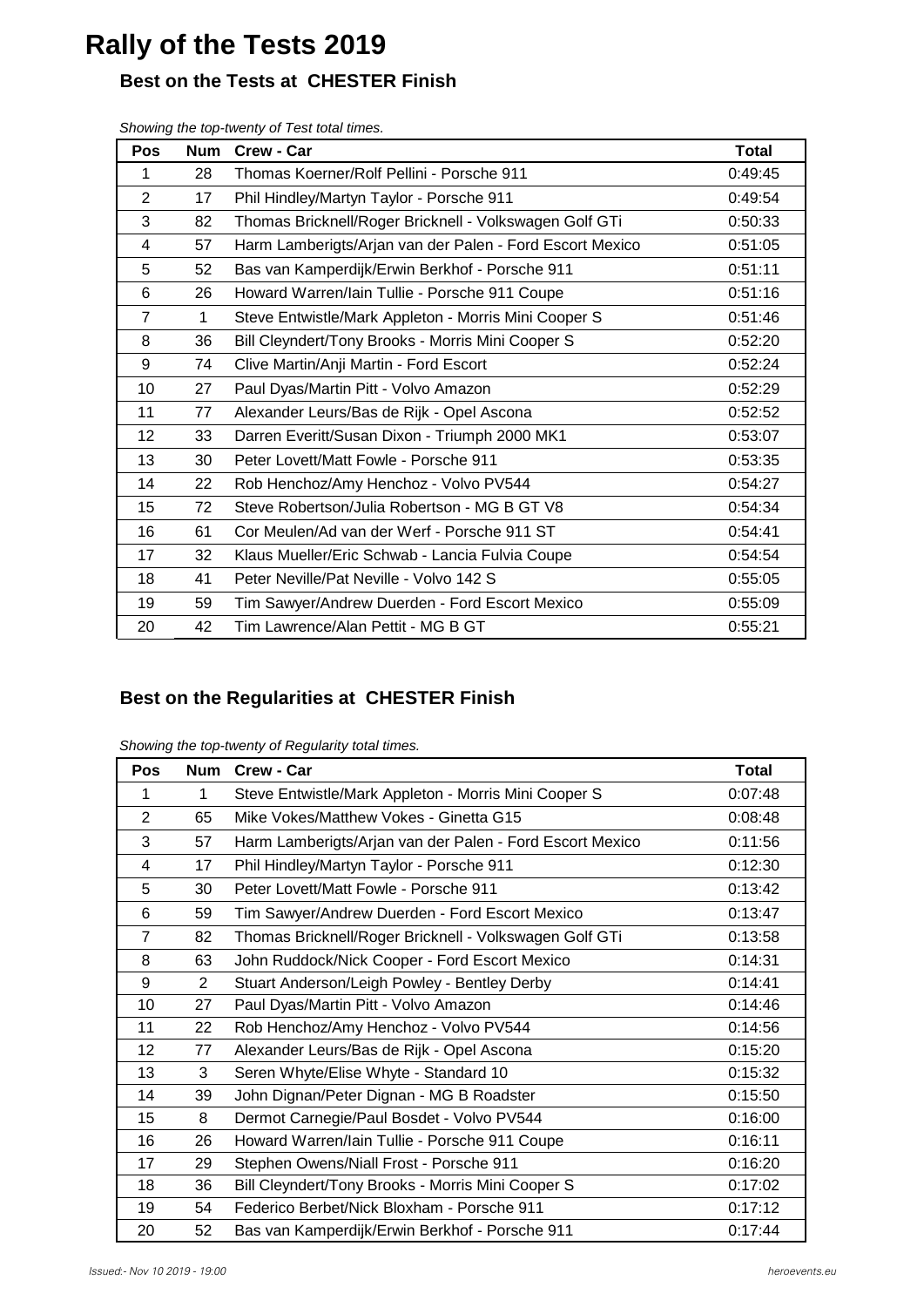# Rally of the Tests 2019

## Best on the Tests at CHESTER Finish

*Showing the top-twenty of Test total times.*

| Pos | Num | Crew - Car | Total |
|---|---|---|---|
| 1 | 28 | Thomas Koerner/Rolf Pellini - Porsche 911 | 0:49:45 |
| 2 | 17 | Phil Hindley/Martyn Taylor - Porsche 911 | 0:49:54 |
| 3 | 82 | Thomas Bricknell/Roger Bricknell - Volkswagen Golf GTi | 0:50:33 |
| 4 | 57 | Harm Lamberigts/Arjan van der Palen - Ford Escort Mexico | 0:51:05 |
| 5 | 52 | Bas van Kamperdijk/Erwin Berkhof - Porsche 911 | 0:51:11 |
| 6 | 26 | Howard Warren/Iain Tullie - Porsche 911 Coupe | 0:51:16 |
| 7 | 1 | Steve Entwistle/Mark Appleton - Morris Mini Cooper S | 0:51:46 |
| 8 | 36 | Bill Cleyndert/Tony Brooks - Morris Mini Cooper S | 0:52:20 |
| 9 | 74 | Clive Martin/Anji Martin - Ford Escort | 0:52:24 |
| 10 | 27 | Paul Dyas/Martin Pitt - Volvo Amazon | 0:52:29 |
| 11 | 77 | Alexander Leurs/Bas de Rijk - Opel Ascona | 0:52:52 |
| 12 | 33 | Darren Everitt/Susan Dixon - Triumph 2000 MK1 | 0:53:07 |
| 13 | 30 | Peter Lovett/Matt Fowle - Porsche 911 | 0:53:35 |
| 14 | 22 | Rob Henchoz/Amy Henchoz - Volvo PV544 | 0:54:27 |
| 15 | 72 | Steve Robertson/Julia Robertson - MG B GT V8 | 0:54:34 |
| 16 | 61 | Cor Meulen/Ad van der Werf - Porsche 911 ST | 0:54:41 |
| 17 | 32 | Klaus Mueller/Eric Schwab - Lancia Fulvia Coupe | 0:54:54 |
| 18 | 41 | Peter Neville/Pat Neville - Volvo 142 S | 0:55:05 |
| 19 | 59 | Tim Sawyer/Andrew Duerden - Ford Escort Mexico | 0:55:09 |
| 20 | 42 | Tim Lawrence/Alan Pettit - MG B GT | 0:55:21 |

## Best on the Regularities at CHESTER Finish

*Showing the top-twenty of Regularity total times.*

| Pos | Num | Crew - Car | Total |
|---|---|---|---|
| 1 | 1 | Steve Entwistle/Mark Appleton - Morris Mini Cooper S | 0:07:48 |
| 2 | 65 | Mike Vokes/Matthew Vokes - Ginetta G15 | 0:08:48 |
| 3 | 57 | Harm Lamberigts/Arjan van der Palen - Ford Escort Mexico | 0:11:56 |
| 4 | 17 | Phil Hindley/Martyn Taylor - Porsche 911 | 0:12:30 |
| 5 | 30 | Peter Lovett/Matt Fowle - Porsche 911 | 0:13:42 |
| 6 | 59 | Tim Sawyer/Andrew Duerden - Ford Escort Mexico | 0:13:47 |
| 7 | 82 | Thomas Bricknell/Roger Bricknell - Volkswagen Golf GTi | 0:13:58 |
| 8 | 63 | John Ruddock/Nick Cooper - Ford Escort Mexico | 0:14:31 |
| 9 | 2 | Stuart Anderson/Leigh Powley - Bentley Derby | 0:14:41 |
| 10 | 27 | Paul Dyas/Martin Pitt - Volvo Amazon | 0:14:46 |
| 11 | 22 | Rob Henchoz/Amy Henchoz - Volvo PV544 | 0:14:56 |
| 12 | 77 | Alexander Leurs/Bas de Rijk - Opel Ascona | 0:15:20 |
| 13 | 3 | Seren Whyte/Elise Whyte - Standard 10 | 0:15:32 |
| 14 | 39 | John Dignan/Peter Dignan - MG B Roadster | 0:15:50 |
| 15 | 8 | Dermot Carnegie/Paul Bosdet - Volvo PV544 | 0:16:00 |
| 16 | 26 | Howard Warren/Iain Tullie - Porsche 911 Coupe | 0:16:11 |
| 17 | 29 | Stephen Owens/Niall Frost - Porsche 911 | 0:16:20 |
| 18 | 36 | Bill Cleyndert/Tony Brooks - Morris Mini Cooper S | 0:17:02 |
| 19 | 54 | Federico Berbet/Nick Bloxham - Porsche 911 | 0:17:12 |
| 20 | 52 | Bas van Kamperdijk/Erwin Berkhof - Porsche 911 | 0:17:44 |

*Issued:- Nov 10 2019 - 19:00*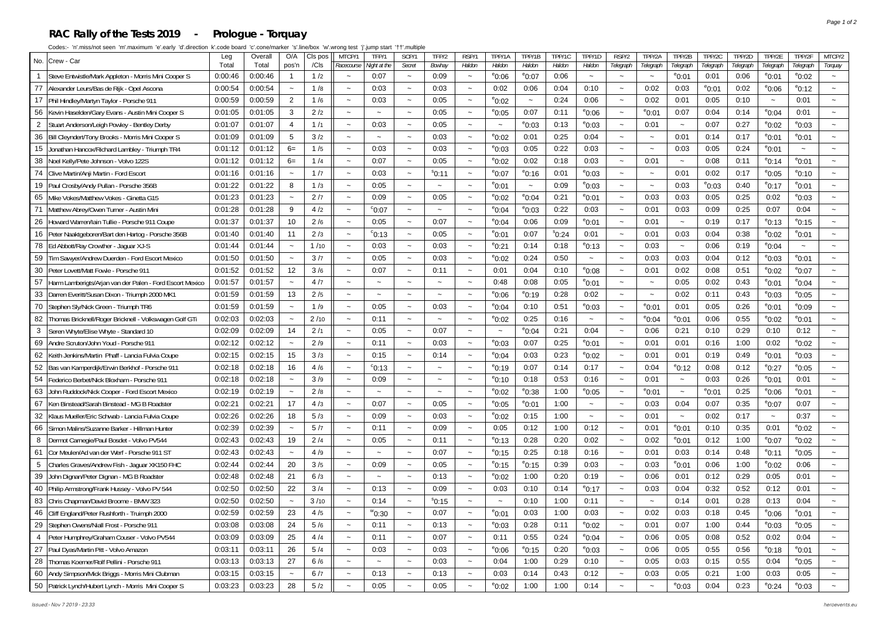# RAC Rally of the Tests 2019 - Prologue - Torquay

Codes:- 'n'.miss/not seen 'm'.maximum 'e'.early 'd'.direction 'k'.code board 'c'.cone/marker 's'.line/box 'w'.wrong test 'j'.jump start '††'.multiple

| No. | Crew - Car | Leg Total | Overall Total | O/A pos'n | Cls pos /Cls | MTCP/1 Racecourse | TFP/1 Night at the | SCP/1 Secret | TFP/2 Bowhay | RSP/1 Haldon | TPP/1A Haldon | TPP/1B Haldon | TPP/1C Haldon | TPP/1D Haldon | RSP/2 Telegraph | TPP/2A Telegraph | TPP/2B Telegraph | TPP/2C Telegraph | TPP/2D Telegraph | TPP/2E Telegraph | TPP/2F Telegraph | MTCP/2 Torquay |
|---|---|---|---|---|---|---|---|---|---|---|---|---|---|---|---|---|---|---|---|---|---|---|
| 1 | Steve Entwistle/Mark Appleton - Morris Mini Cooper S | 0:00:46 | 0:00:46 | 1 | 1 /2 | ~ | 0:07 | ~ | 0:09 | ~ | e0:06 | e0:07 | 0:06 | ~ | ~ | ~ | e0:01 | 0:01 | 0:06 | e0:01 | e0:02 | ~ |
| 77 | Alexander Leurs/Bas de Rijk - Opel Ascona | 0:00:54 | 0:00:54 | ~ | 1 /8 | ~ | 0:03 | ~ | 0:03 | ~ | 0:02 | 0:06 | 0:04 | 0:10 | ~ | 0:02 | 0:03 | e0:01 | 0:02 | e0:06 | e0:12 | ~ |
| 17 | Phil Hindley/Martyn Taylor - Porsche 911 | 0:00:59 | 0:00:59 | 2 | 1 /6 | ~ | 0:03 | ~ | 0:05 | ~ | e0:02 | ~ | 0:24 | 0:06 | ~ | 0:02 | 0:01 | 0:05 | 0:10 | ~ | 0:01 | ~ |
| 56 | Kevin Haselden/Gary Evans - Austin Mini Cooper S | 0:01:05 | 0:01:05 | 3 | 2 /2 | ~ | ~ | ~ | 0:05 | ~ | e0:05 | 0:07 | 0:11 | e0:06 | ~ | e0:01 | 0:07 | 0:04 | 0:14 | e0:04 | 0:01 | ~ |
| 2 | Stuart Anderson/Leigh Powley - Bentley Derby | 0:01:07 | 0:01:07 | 4 | 1 /1 | ~ | 0:03 | ~ | 0:05 | ~ | ~ | e0:03 | 0:13 | e0:03 | ~ | 0:01 | ~ | 0:07 | 0:27 | e0:02 | e0:03 | ~ |
| 36 | Bill Cleyndert/Tony Brooks - Morris Mini Cooper S | 0:01:09 | 0:01:09 | 5 | 3 /2 | ~ | ~ | ~ | 0:03 | ~ | e0:02 | 0:01 | 0:25 | 0:04 | ~ | ~ | 0:01 | 0:14 | 0:17 | e0:01 | e0:01 | ~ |
| 15 | Jonathan Hancox/Richard Lambley - Triumph TR4 | 0:01:12 | 0:01:12 | 6= | 1 /5 | ~ | 0:03 | ~ | 0:03 | ~ | e0:03 | 0:05 | 0:22 | 0:03 | ~ | ~ | 0:03 | 0:05 | 0:24 | e0:01 | ~ | ~ |
| 38 | Noel Kelly/Pete Johnson - Volvo 122S | 0:01:12 | 0:01:12 | 6= | 1 /4 | ~ | 0:07 | ~ | 0:05 | ~ | e0:02 | 0:02 | 0:18 | 0:03 | ~ | 0:01 | ~ | 0:08 | 0:11 | e0:14 | e0:01 | ~ |
| 74 | Clive Martin/Anji Martin - Ford Escort | 0:01:16 | 0:01:16 | ~ | 1 /7 | ~ | 0:03 | ~ | s0:11 | ~ | e0:07 | e0:16 | 0:01 | e0:03 | ~ | ~ | 0:01 | 0:02 | 0:17 | e0:05 | e0:10 | ~ |
| 19 | Paul Crosby/Andy Pullan - Porsche 356B | 0:01:22 | 0:01:22 | 8 | 1 /3 | ~ | 0:05 | ~ | ~ | ~ | e0:01 | ~ | 0:09 | e0:03 | ~ | ~ | 0:03 | e0:03 | 0:40 | e0:17 | e0:01 | ~ |
| 65 | Mike Vokes/Matthew Vokes - Ginetta G15 | 0:01:23 | 0:01:23 | ~ | 2 /7 | ~ | 0:09 | ~ | 0:05 | ~ | e0:02 | e0:04 | 0:21 | e0:01 | ~ | 0:03 | 0:03 | 0:05 | 0:25 | 0:02 | e0:03 | ~ |
| 71 | Matthew Abrey/Owen Turner - Austin Mini | 0:01:28 | 0:01:28 | 9 | 4 /2 | ~ | c0:07 | ~ | ~ | ~ | e0:04 | e0:03 | 0:22 | 0:03 | ~ | 0:01 | 0:03 | 0:09 | 0:25 | 0:07 | 0:04 | ~ |
| 26 | Howard Warren/Iain Tullie - Porsche 911 Coupe | 0:01:37 | 0:01:37 | 10 | 2 /6 | ~ | 0:05 | ~ | 0:07 | ~ | e0:04 | 0:06 | 0:09 | e0:01 | ~ | 0:01 | ~ | 0:19 | 0:17 | e0:13 | e0:15 | ~ |
| 16 | Peter Naaktgeboren/Bart den Hartog - Porsche 356B | 0:01:40 | 0:01:40 | 11 | 2 /3 | ~ | c0:13 | ~ | 0:05 | ~ | e0:01 | 0:07 | s0:24 | 0:01 | ~ | 0:01 | 0:03 | 0:04 | 0:38 | e0:02 | e0:01 | ~ |
| 78 | Ed Abbott/Ray Crowther - Jaguar XJ-S | 0:01:44 | 0:01:44 | ~ | 1 /10 | ~ | 0:03 | ~ | 0:03 | ~ | e0:21 | 0:14 | 0:18 | e0:13 | ~ | 0:03 | ~ | 0:06 | 0:19 | e0:04 | ~ | ~ |
| 59 | Tim Sawyer/Andrew Duerden - Ford Escort Mexico | 0:01:50 | 0:01:50 | ~ | 3 /7 | ~ | 0:05 | ~ | 0:03 | ~ | e0:02 | 0:24 | 0:50 | ~ | ~ | 0:03 | 0:03 | 0:04 | 0:12 | e0:03 | e0:01 | ~ |
| 30 | Peter Lovett/Matt Fowle - Porsche 911 | 0:01:52 | 0:01:52 | 12 | 3 /6 | ~ | 0:07 | ~ | 0:11 | ~ | 0:01 | 0:04 | 0:10 | e0:08 | ~ | 0:01 | 0:02 | 0:08 | 0:51 | e0:02 | e0:07 | ~ |
| 57 | Harm Lamberigts/Arjan van der Palen - Ford Escort Mexico | 0:01:57 | 0:01:57 | ~ | 4 /7 | ~ | ~ | ~ | ~ | ~ | 0:48 | 0:08 | 0:05 | e0:01 | ~ | ~ | 0:05 | 0:02 | 0:43 | e0:01 | e0:04 | ~ |
| 33 | Darren Everitt/Susan Dixon - Triumph 2000 MK1 | 0:01:59 | 0:01:59 | 13 | 2 /5 | ~ | ~ | ~ | ~ | ~ | e0:06 | e0:19 | 0:28 | 0:02 | ~ | ~ | 0:02 | 0:11 | 0:43 | e0:03 | e0:05 | ~ |
| 70 | Stephen Sly/Nick Green - Triumph TR6 | 0:01:59 | 0:01:59 | ~ | 1 /9 | ~ | 0:05 | ~ | 0:03 | ~ | e0:04 | 0:10 | 0:51 | e0:03 | ~ | e0:01 | 0:01 | 0:05 | 0:26 | e0:01 | e0:09 | ~ |
| 82 | Thomas Bricknell/Roger Bricknell - Volkswagen Golf GTi | 0:02:03 | 0:02:03 | ~ | 2 /10 | ~ | 0:11 | ~ | ~ | ~ | e0:02 | 0:25 | 0:16 | ~ | ~ | e0:04 | e0:01 | 0:06 | 0:55 | e0:02 | e0:01 | ~ |
| 3 | Seren Whyte/Elise Whyte - Standard 10 | 0:02:09 | 0:02:09 | 14 | 2 /1 | ~ | 0:05 | ~ | 0:07 | ~ | ~ | e0:04 | 0:21 | 0:04 | ~ | 0:06 | 0:21 | 0:10 | 0:29 | 0:10 | 0:12 | ~ |
| 69 | Andre Scruton/John Youd - Porsche 911 | 0:02:12 | 0:02:12 | ~ | 2 /9 | ~ | 0:11 | ~ | 0:03 | ~ | e0:03 | 0:07 | 0:25 | e0:01 | ~ | 0:01 | 0:01 | 0:16 | 1:00 | 0:02 | e0:02 | ~ |
| 62 | Keith Jenkins/Martin Phaff - Lancia Fulvia Coupe | 0:02:15 | 0:02:15 | 15 | 3 /3 | ~ | 0:15 | ~ | 0:14 | ~ | e0:04 | 0:03 | 0:23 | e0:02 | ~ | 0:01 | 0:01 | 0:19 | 0:49 | e0:01 | e0:03 | ~ |
| 52 | Bas van Kamperdijk/Erwin Berkhof - Porsche 911 | 0:02:18 | 0:02:18 | 16 | 4 /6 | ~ | c0:13 | ~ | ~ | ~ | e0:19 | 0:07 | 0:14 | 0:17 | ~ | 0:04 | e0:12 | 0:08 | 0:12 | e0:27 | e0:05 | ~ |
| 54 | Federico Berbel/Nick Bloxham - Porsche 911 | 0:02:18 | 0:02:18 | ~ | 3 /9 | ~ | 0:09 | ~ | ~ | ~ | e0:10 | 0:18 | 0:53 | 0:16 | ~ | 0:01 | ~ | 0:03 | 0:26 | e0:01 | 0:01 | ~ |
| 63 | John Ruddock/Nick Cooper - Ford Escort Mexico | 0:02:19 | 0:02:19 | ~ | 2 /8 | ~ | ~ | ~ | ~ | ~ | e0:02 | e0:38 | 1:00 | e0:05 | ~ | e0:01 | ~ | e0:01 | 0:25 | e0:06 | e0:01 | ~ |
| 67 | Ken Binstead/Sarah Binstead - MG B Roadster | 0:02:21 | 0:02:21 | 17 | 4 /3 | ~ | 0:07 | ~ | 0:05 | ~ | e0:05 | e0:01 | 1:00 | ~ | ~ | 0:03 | 0:04 | 0:07 | 0:35 | e0:07 | 0:07 | ~ |
| 32 | Klaus Mueller/Eric Schwab - Lancia Fulvia Coupe | 0:02:26 | 0:02:26 | 18 | 5 /3 | ~ | 0:09 | ~ | 0:03 | ~ | e0:02 | 0:15 | 1:00 | ~ | ~ | 0:01 | ~ | 0:02 | 0:17 | ~ | 0:37 | ~ |
| 66 | Simon Malins/Suzanne Barker - Hillman Hunter | 0:02:39 | 0:02:39 | ~ | 5 /7 | ~ | 0:11 | ~ | 0:09 | ~ | 0:05 | 0:12 | 1:00 | 0:12 | ~ | 0:01 | e0:01 | 0:10 | 0:35 | 0:01 | e0:02 | ~ |
| 8 | Dermot Carnegie/Paul Bosdet - Volvo PV544 | 0:02:43 | 0:02:43 | 19 | 2 /4 | ~ | 0:05 | ~ | 0:11 | ~ | e0:13 | 0:28 | 0:20 | 0:02 | ~ | 0:02 | e0:01 | 0:12 | 1:00 | e0:07 | e0:02 | ~ |
| 61 | Cor Meulen/Ad van der Werf - Porsche 911 ST | 0:02:43 | 0:02:43 | ~ | 4 /9 | ~ | ~ | ~ | 0:07 | ~ | e0:15 | 0:25 | 0:18 | 0:16 | ~ | 0:01 | 0:03 | 0:14 | 0:48 | e0:11 | e0:05 | ~ |
| 5 | Charles Graves/Andrew Fish - Jaguar XK150 FHC | 0:02:44 | 0:02:44 | 20 | 3 /5 | ~ | 0:09 | ~ | 0:05 | ~ | e0:15 | e0:15 | 0:39 | 0:03 | ~ | 0:03 | e0:01 | 0:06 | 1:00 | e0:02 | 0:06 | ~ |
| 39 | John Dignan/Peter Dignan - MG B Roadster | 0:02:48 | 0:02:48 | 21 | 6 /3 | ~ | ~ | ~ | 0:13 | ~ | e0:02 | 1:00 | 0:20 | 0:19 | ~ | 0:06 | 0:01 | 0:12 | 0:29 | 0:05 | 0:01 | ~ |
| 40 | Philip Armstrong/Frank Hussey - Volvo PV 544 | 0:02:50 | 0:02:50 | 22 | 3 /4 | ~ | 0:13 | ~ | 0:09 | ~ | 0:03 | 0:10 | 0:14 | e0:17 | ~ | 0:03 | 0:04 | 0:32 | 0:52 | 0:12 | 0:01 | ~ |
| 83 | Chris Chapman/David Broome - BMW 323 | 0:02:50 | 0:02:50 | ~ | 3 /10 | ~ | 0:14 | ~ | s0:15 | ~ | ~ | 0:10 | 1:00 | 0:11 | ~ | ~ | 0:14 | 0:01 | 0:28 | 0:13 | 0:04 | ~ |
| 46 | Cliff England/Peter Rushforth - Truimph 2000 | 0:02:59 | 0:02:59 | 23 | 4 /5 | ~ | w0:30 | ~ | 0:07 | ~ | e0:01 | 0:03 | 1:00 | 0:03 | ~ | 0:02 | 0:03 | 0:18 | 0:45 | e0:06 | e0:01 | ~ |
| 29 | Stephen Owens/Niall Frost - Porsche 911 | 0:03:08 | 0:03:08 | 24 | 5 /6 | ~ | 0:11 | ~ | 0:13 | ~ | e0:03 | 0:28 | 0:11 | e0:02 | ~ | 0:01 | 0:07 | 1:00 | 0:44 | e0:03 | e0:05 | ~ |
| 4 | Peter Humphrey/Graham Couser - Volvo PV544 | 0:03:09 | 0:03:09 | 25 | 4 /4 | ~ | 0:11 | ~ | 0:07 | ~ | 0:11 | 0:55 | 0:24 | e0:04 | ~ | 0:06 | 0:05 | 0:08 | 0:52 | 0:02 | 0:04 | ~ |
| 27 | Paul Dyas/Martin Pitt - Volvo Amazon | 0:03:11 | 0:03:11 | 26 | 5 /4 | ~ | 0:03 | ~ | 0:03 | ~ | e0:06 | e0:15 | 0:20 | e0:03 | ~ | 0:06 | 0:05 | 0:55 | 0:56 | e0:18 | e0:01 | ~ |
| 28 | Thomas Koerner/Rolf Pellini - Porsche 911 | 0:03:13 | 0:03:13 | 27 | 6 /6 | ~ | ~ | ~ | 0:03 | ~ | 0:04 | 1:00 | 0:29 | 0:10 | ~ | 0:05 | 0:03 | 0:15 | 0:55 | 0:04 | e0:05 | ~ |
| 60 | Andy Simpson/Mick Briggs - Morris Mini Clubman | 0:03:15 | 0:03:15 | ~ | 6 /7 | ~ | 0:13 | ~ | 0:13 | ~ | 0:03 | 0:14 | 0:43 | 0:12 | ~ | 0:03 | 0:05 | 0:21 | 1:00 | 0:03 | 0:05 | ~ |
| 50 | Patrick Lynch/Hubert Lynch - Morris Mini Cooper S | 0:03:23 | 0:03:23 | 28 | 5 /2 | ~ | 0:05 | ~ | 0:05 | ~ | e0:02 | 1:00 | 1:00 | 0:14 | ~ | ~ | e0:03 | 0:04 | 0:23 | e0:24 | e0:03 | ~ |

Issued:- Nov 7 2019 - 23:33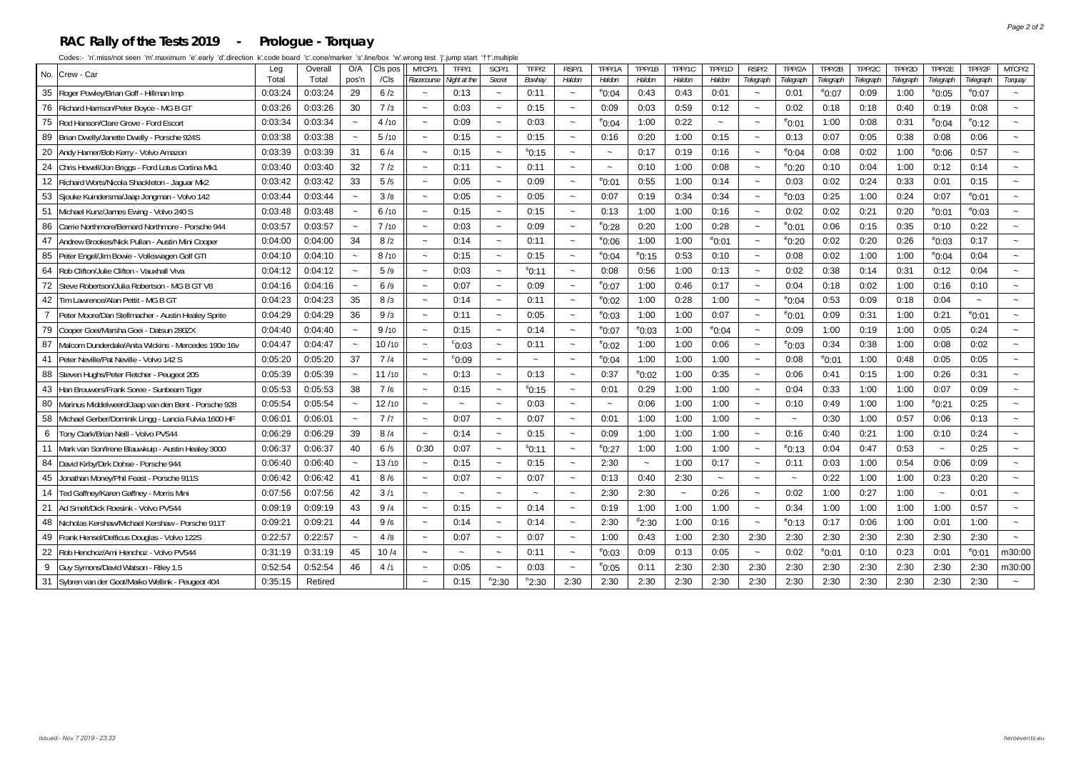# RAC Rally of the Tests 2019 - Prologue - Torquay

Codes:- 'n'.miss/not seen 'm'.maximum 'e'.early 'd'.direction 'k'.code board 'c'.cone/marker 's'.line/box 'w'.wrong test 'j'.jump start '††'.multiple

| No. | Crew - Car | Leg Total | Overall Total | O/A pos'n | Cls pos /Cls | MTCP/1 Racecourse | TFP/1 Night at the | SCP/1 Secret | TFP/2 Bowhay | RSP/1 Haldon | TPP/1A Haldon | TPP/1B Haldon | TPP/1C Haldon | TPP/1D Haldon | RSP/2 Telegraph | TPP/2A Telegraph | TPP/2B Telegraph | TPP/2C Telegraph | TPP/2D Telegraph | TPP/2E Telegraph | TPP/2F Telegraph | MTCP/2 Torquay |
|---|---|---|---|---|---|---|---|---|---|---|---|---|---|---|---|---|---|---|---|---|---|---|
| 35 | Roger Powley/Brian Goff - Hillman Imp | 0:03:24 | 0:03:24 | 29 | 6 /2 | ~ | 0:13 | ~ | 0:11 | ~ | e0:04 | 0:43 | 0:43 | 0:01 | ~ | 0:01 | e0:07 | 0:09 | 1:00 | e0:05 | e0:07 | ~ |
| 76 | Richard Harrison/Peter Boyce - MG B GT | 0:03:26 | 0:03:26 | 30 | 7 /3 | ~ | 0:03 | ~ | 0:15 | ~ | 0:09 | 0:03 | 0:59 | 0:12 | ~ | 0:02 | 0:18 | 0:18 | 0:40 | 0:19 | 0:08 | ~ |
| 75 | Rod Hanson/Clare Grove - Ford Escort | 0:03:34 | 0:03:34 | ~ | 4 /10 | ~ | 0:09 | ~ | 0:03 | ~ | e0:04 | 1:00 | 0:22 | ~ | ~ | e0:01 | 1:00 | 0:08 | 0:31 | e0:04 | e0:12 | ~ |
| 89 | Brian Dwelly/Janette Dwelly - Porsche 924S | 0:03:38 | 0:03:38 | ~ | 5 /10 | ~ | 0:15 | ~ | 0:15 | ~ | 0:16 | 0:20 | 1:00 | 0:15 | ~ | 0:13 | 0:07 | 0:05 | 0:38 | 0:08 | 0:06 | ~ |
| 20 | Andy Hamer/Bob Kerry - Volvo Amazon | 0:03:39 | 0:03:39 | 31 | 6 /4 | ~ | 0:15 | ~ | s0:15 | ~ | ~ | 0:17 | 0:19 | 0:16 | ~ | e0:04 | 0:08 | 0:02 | 1:00 | e0:06 | 0:57 | ~ |
| 24 | Chris Howell/Jon Briggs - Ford Lotus Cortina Mk1 | 0:03:40 | 0:03:40 | 32 | 7 /2 | ~ | 0:11 | ~ | 0:11 | ~ | ~ | 0:10 | 1:00 | 0:08 | ~ | e0:20 | 0:10 | 0:04 | 1:00 | 0:12 | 0:14 | ~ |
| 12 | Richard Worts/Nicola Shackleton - Jaguar Mk2 | 0:03:42 | 0:03:42 | 33 | 5 /5 | ~ | 0:05 | ~ | 0:09 | ~ | e0:01 | 0:55 | 1:00 | 0:14 | ~ | 0:03 | 0:02 | 0:24 | 0:33 | 0:01 | 0:15 | ~ |
| 53 | Sjouke Kuindersma/Jaap Jongman - Volvo 142 | 0:03:44 | 0:03:44 | ~ | 3 /8 | ~ | 0:05 | ~ | 0:05 | ~ | 0:07 | 0:19 | 0:34 | 0:34 | ~ | e0:03 | 0:25 | 1:00 | 0:24 | 0:07 | e0:01 | ~ |
| 51 | Michael Kunz/James Ewing - Volvo 240 S | 0:03:48 | 0:03:48 | ~ | 6 /10 | ~ | 0:15 | ~ | 0:15 | ~ | 0:13 | 1:00 | 1:00 | 0:16 | ~ | 0:02 | 0:02 | 0:21 | 0:20 | e0:01 | e0:03 | ~ |
| 86 | Carrie Northmore/Bernard Northmore - Porsche 944 | 0:03:57 | 0:03:57 | ~ | 7 /10 | ~ | 0:03 | ~ | 0:09 | ~ | e0:28 | 0:20 | 1:00 | 0:28 | ~ | e0:01 | 0:06 | 0:15 | 0:35 | 0:10 | 0:22 | ~ |
| 47 | Andrew Brookes/Nick Pullan - Austin Mini Cooper | 0:04:00 | 0:04:00 | 34 | 8 /2 | ~ | 0:14 | ~ | 0:11 | ~ | e0:06 | 1:00 | 1:00 | e0:01 | ~ | e0:20 | 0:02 | 0:20 | 0:26 | e0:03 | 0:17 | ~ |
| 85 | Peter Engel/Jim Bowie - Volkswagen Golf GTI | 0:04:10 | 0:04:10 | ~ | 8 /10 | ~ | 0:15 | ~ | 0:15 | ~ | e0:04 | e0:15 | 0:53 | 0:10 | ~ | 0:08 | 0:02 | 1:00 | 1:00 | e0:04 | 0:04 | ~ |
| 64 | Rob Clifton/Julie Clifton - Vauxhall Viva | 0:04:12 | 0:04:12 | ~ | 5 /9 | ~ | 0:03 | ~ | s0:11 | ~ | 0:08 | 0:56 | 1:00 | 0:13 | ~ | 0:02 | 0:38 | 0:14 | 0:31 | 0:12 | 0:04 | ~ |
| 72 | Steve Robertson/Julia Robertson - MG B GT V8 | 0:04:16 | 0:04:16 | ~ | 6 /9 | ~ | 0:07 | ~ | 0:09 | ~ | e0:07 | 1:00 | 0:46 | 0:17 | ~ | 0:04 | 0:18 | 0:02 | 1:00 | 0:16 | 0:10 | ~ |
| 42 | Tim Lawrence/Alan Pettit - MG B GT | 0:04:23 | 0:04:23 | 35 | 8 /3 | ~ | 0:14 | ~ | 0:11 | ~ | e0:02 | 1:00 | 0:28 | 1:00 | ~ | e0:04 | 0:53 | 0:09 | 0:18 | 0:04 | ~ | ~ |
| 7 | Peter Moore/Dan Stellmacher - Austin Healey Sprite | 0:04:29 | 0:04:29 | 36 | 9 /3 | ~ | 0:11 | ~ | 0:05 | ~ | e0:03 | 1:00 | 1:00 | 0:07 | ~ | e0:01 | 0:09 | 0:31 | 1:00 | 0:21 | e0:01 | ~ |
| 79 | Cooper Goei/Marsha Goei - Datsun 280ZX | 0:04:40 | 0:04:40 | ~ | 9 /10 | ~ | 0:15 | ~ | 0:14 | ~ | e0:07 | e0:03 | 1:00 | e0:04 | ~ | 0:09 | 1:00 | 0:19 | 1:00 | 0:05 | 0:24 | ~ |
| 87 | Malcom Dunderdale/Anita Wickins - Mercedes 190e 16v | 0:04:47 | 0:04:47 | ~ | 10 /10 | ~ | c0:03 | ~ | 0:11 | ~ | e0:02 | 1:00 | 1:00 | 0:06 | ~ | e0:03 | 0:34 | 0:38 | 1:00 | 0:08 | 0:02 | ~ |
| 41 | Peter Neville/Pat Neville - Volvo 142 S | 0:05:20 | 0:05:20 | 37 | 7 /4 | ~ | c0:09 | ~ | ~ | ~ | e0:04 | 1:00 | 1:00 | 1:00 | ~ | 0:08 | e0:01 | 1:00 | 0:48 | 0:05 | 0:05 | ~ |
| 88 | Steven Hughs/Peter Fletcher - Peugeot 205 | 0:05:39 | 0:05:39 | ~ | 11 /10 | ~ | 0:13 | ~ | 0:13 | ~ | 0:37 | e0:02 | 1:00 | 0:35 | ~ | 0:06 | 0:41 | 0:15 | 1:00 | 0:26 | 0:31 | ~ |
| 43 | Han Brouwers/Frank Soree - Sunbeam Tiger | 0:05:53 | 0:05:53 | 38 | 7 /6 | ~ | 0:15 | ~ | s0:15 | ~ | 0:01 | 0:29 | 1:00 | 1:00 | ~ | 0:04 | 0:33 | 1:00 | 1:00 | 0:07 | 0:09 | ~ |
| 80 | Marinus Middelweerd/Jaap van den Bent - Porsche 928 | 0:05:54 | 0:05:54 | ~ | 12 /10 | ~ | ~ | ~ | 0:03 | ~ | ~ | 0:06 | 1:00 | 1:00 | ~ | 0:10 | 0:49 | 1:00 | 1:00 | e0:21 | 0:25 | ~ |
| 58 | Michael Gerber/Dominik Lingg - Lancia Fulvia 1600 HF | 0:06:01 | 0:06:01 | ~ | 7 /7 | ~ | 0:07 | ~ | 0:07 | ~ | 0:01 | 1:00 | 1:00 | 1:00 | ~ | ~ | 0:30 | 1:00 | 0:57 | 0:06 | 0:13 | ~ |
| 6 | Tony Clark/Brian Neill - Volvo PV544 | 0:06:29 | 0:06:29 | 39 | 8 /4 | ~ | 0:14 | ~ | 0:15 | ~ | 0:09 | 1:00 | 1:00 | 1:00 | ~ | 0:16 | 0:40 | 0:21 | 1:00 | 0:10 | 0:24 | ~ |
| 11 | Mark van Son/Irene Blauwkuip - Austin Healey 3000 | 0:06:37 | 0:06:37 | 40 | 6 /5 | 0:30 | 0:07 | ~ | s0:11 | ~ | e0:27 | 1:00 | 1:00 | 1:00 | ~ | e0:13 | 0:04 | 0:47 | 0:53 | ~ | 0:25 | ~ |
| 84 | David Kirby/Dirk Dohse - Porsche 944 | 0:06:40 | 0:06:40 | ~ | 13 /10 | ~ | 0:15 | ~ | 0:15 | ~ | 2:30 | ~ | 1:00 | 0:17 | ~ | 0:11 | 0:03 | 1:00 | 0:54 | 0:06 | 0:09 | ~ |
| 45 | Jonathan Money/Phil Feast - Porsche 911S | 0:06:42 | 0:06:42 | 41 | 8 /6 | ~ | 0:07 | ~ | 0:07 | ~ | 0:13 | 0:40 | 2:30 | ~ | ~ | ~ | 0:22 | 1:00 | 1:00 | 0:23 | 0:20 | ~ |
| 14 | Ted Gaffney/Karen Gaffney - Morris Mini | 0:07:56 | 0:07:56 | 42 | 3 /1 | ~ | ~ | ~ | ~ | ~ | 2:30 | 2:30 | ~ | 0:26 | ~ | 0:02 | 1:00 | 0:27 | 1:00 | ~ | 0:01 | ~ |
| 21 | Ad Smelt/Dick Roesink - Volvo PV544 | 0:09:19 | 0:09:19 | 43 | 9 /4 | ~ | 0:15 | ~ | 0:14 | ~ | 0:19 | 1:00 | 1:00 | 1:00 | ~ | 0:34 | 1:00 | 1:00 | 1:00 | 1:00 | 0:57 | ~ |
| 48 | Nicholas Kershaw/Michael Kershaw - Porsche 911T | 0:09:21 | 0:09:21 | 44 | 9 /6 | ~ | 0:14 | ~ | 0:14 | ~ | 2:30 | d2:30 | 1:00 | 0:16 | ~ | e0:13 | 0:17 | 0:06 | 1:00 | 0:01 | 1:00 | ~ |
| 49 | Frank Hensel/Delficus Douglas - Volvo 122S | 0:22:57 | 0:22:57 | ~ | 4 /8 | ~ | 0:07 | ~ | 0:07 | ~ | 1:00 | 0:43 | 1:00 | 2:30 | 2:30 | 2:30 | 2:30 | 2:30 | 2:30 | 2:30 | 2:30 | ~ |
| 22 | Rob Henchoz/Ami Henchoz - Volvo PV544 | 0:31:19 | 0:31:19 | 45 | 10 /4 | ~ | ~ | ~ | 0:11 | ~ | e0:03 | 0:09 | 0:13 | 0:05 | ~ | 0:02 | e0:01 | 0:10 | 0:23 | 0:01 | e0:01 | m30:00 |
| 9 | Guy Symons/David Watson - Riley 1.5 | 0:52:54 | 0:52:54 | 46 | 4 /1 | ~ | 0:05 | ~ | 0:03 | ~ | e0:05 | 0:11 | 2:30 | 2:30 | 2:30 | 2:30 | 2:30 | 2:30 | 2:30 | 2:30 | 2:30 | m30:00 |
| 31 | Sybren van der Goot/Maiko Wellink - Peugeot 404 | 0:35:15 | Retired | | | ~ | 0:15 | n2:30 | n2:30 | 2:30 | 2:30 | 2:30 | 2:30 | 2:30 | 2:30 | 2:30 | 2:30 | 2:30 | 2:30 | 2:30 | 2:30 | ~ |

Issued:- Nov 7 2019 - 23.33 heroevents.eu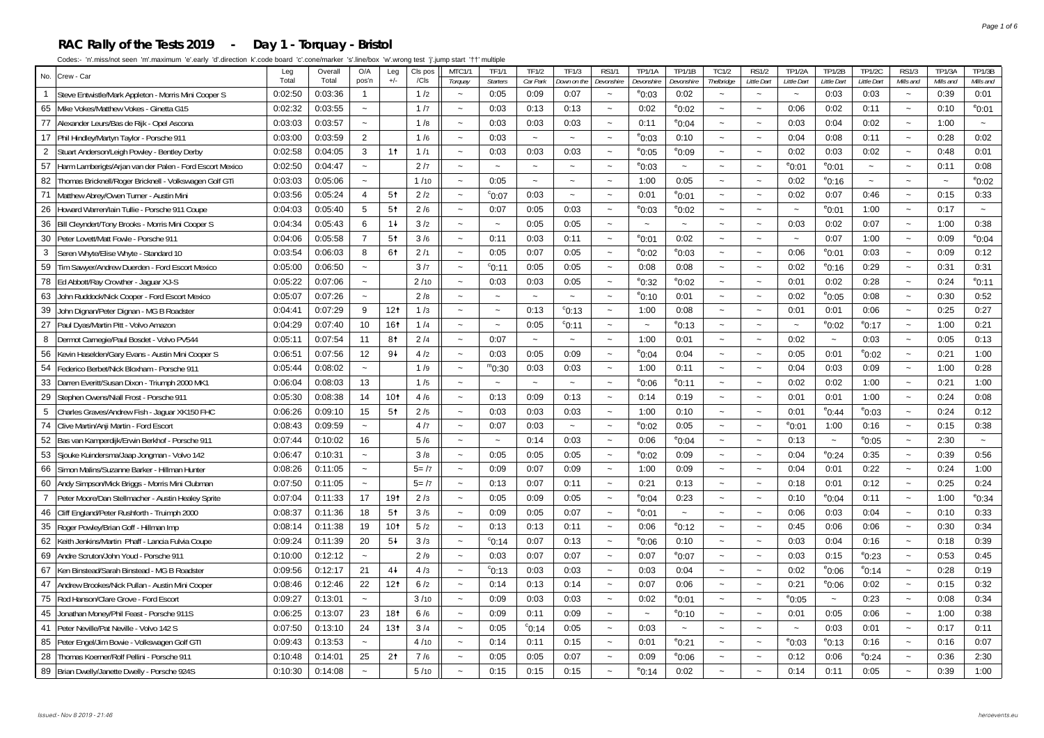# RAC Rally of the Tests 2019 - Day 1 - Torquay - Bristol

Codes:- 'n'.miss/not seen 'm'.maximum 'e'.early 'd'.direction 'k'.code board 'c'.cone/marker 's'.line/box 'w'.wrong test 'j'.jump start '††' multiple

| No. | Crew - Car | Leg Total | Overall Total | O/A pos'n | Leg +/- | Cls pos /Cls | MTC1/1 Torquay | TF1/1 Starters | TF1/2 Car Park | TF1/3 Down on the | RS1/1 Devonshire | TP1/1A Devonshire | TP1/1B Devonshire | TC1/2 Thelbridge | RS1/2 Little Dart | TP1/2A Little Dart | TP1/2B Little Dart | TP1/2C Little Dart | RS1/3 Mills and | TP1/3A Mills and | TP1/3B Mills and |
|---|---|---|---|---|---|---|---|---|---|---|---|---|---|---|---|---|---|---|---|---|---|
| 1 | Steve Entwistle/Mark Appleton - Morris Mini Cooper S | 0:02:50 | 0:03:36 | 1 | | 1 /2 | ~ | 0:05 | 0:09 | 0:07 | ~ | e0:03 | 0:02 | ~ | ~ | ~ | 0:03 | 0:03 | ~ | 0:39 | 0:01 |
| 65 | Mike Vokes/Matthew Vokes - Ginetta G15 | 0:02:32 | 0:03:55 | ~ | | 1 /7 | ~ | 0:03 | 0:13 | 0:13 | ~ | 0:02 | e0:02 | ~ | ~ | 0:06 | 0:02 | 0:11 | ~ | 0:10 | e0:01 |
| 77 | Alexander Leurs/Bas de Rijk - Opel Ascona | 0:03:03 | 0:03:57 | ~ | | 1 /8 | ~ | 0:03 | 0:03 | 0:03 | ~ | 0:11 | e0:04 | ~ | ~ | 0:03 | 0:04 | 0:02 | ~ | 1:00 | ~ |
| 17 | Phil Hindley/Martyn Taylor - Porsche 911 | 0:03:00 | 0:03:59 | 2 | | 1 /6 | ~ | 0:03 | ~ | ~ | ~ | e0:03 | 0:10 | ~ | ~ | 0:04 | 0:08 | 0:11 | ~ | 0:28 | 0:02 |
| 2 | Stuart Anderson/Leigh Powley - Bentley Derby | 0:02:58 | 0:04:05 | 3 | 1↑ | 1 /1 | ~ | 0:03 | 0:03 | 0:03 | ~ | e0:05 | e0:09 | ~ | ~ | 0:02 | 0:03 | 0:02 | ~ | 0:48 | 0:01 |
| 57 | Harm Lamberigts/Arjan van der Palen - Ford Escort Mexico | 0:02:50 | 0:04:47 | ~ | | 2 /7 | ~ | ~ | ~ | ~ | ~ | e0:03 | ~ | ~ | ~ | e0:01 | e0:01 | ~ | ~ | 0:11 | 0:08 |
| 82 | Thomas Bricknell/Roger Bricknell - Volkswagen Golf GTi | 0:03:03 | 0:05:06 | ~ | | 1 /10 | ~ | 0:05 | ~ | ~ | ~ | 1:00 | 0:05 | ~ | ~ | 0:02 | e0:16 | ~ | ~ | ~ | e0:02 |
| 71 | Matthew Abrey/Owen Turner - Austin Mini | 0:03:56 | 0:05:24 | 4 | 5↑ | 2 /2 | ~ | c0:07 | 0:03 | ~ | ~ | 0:01 | e0:01 | ~ | ~ | 0:02 | 0:07 | 0:46 | ~ | 0:15 | 0:33 |
| 26 | Howard Warren/Iain Tullie - Porsche 911 Coupe | 0:04:03 | 0:05:40 | 5 | 5↑ | 2 /6 | ~ | 0:07 | 0:05 | 0:03 | ~ | e0:03 | e0:02 | ~ | ~ | ~ | e0:01 | 1:00 | ~ | 0:17 | ~ |
| 36 | Bill Cleyndert/Tony Brooks - Morris Mini Cooper S | 0:04:34 | 0:05:43 | 6 | 1↓ | 3 /2 | ~ | ~ | 0:05 | 0:05 | ~ | ~ | ~ | ~ | ~ | 0:03 | 0:02 | 0:07 | ~ | 1:00 | 0:38 |
| 30 | Peter Lovett/Matt Fowle - Porsche 911 | 0:04:06 | 0:05:58 | 7 | 5↑ | 3 /6 | ~ | 0:11 | 0:03 | 0:11 | ~ | e0:01 | 0:02 | ~ | ~ | ~ | 0:07 | 1:00 | ~ | 0:09 | e0:04 |
| 3 | Seren Whyte/Elise Whyte - Standard 10 | 0:03:54 | 0:06:03 | 8 | 6↑ | 2 /1 | ~ | 0:05 | 0:07 | 0:05 | ~ | e0:02 | e0:03 | ~ | ~ | 0:06 | e0:01 | 0:03 | ~ | 0:09 | 0:12 |
| 59 | Tim Sawyer/Andrew Duerden - Ford Escort Mexico | 0:05:00 | 0:06:50 | ~ | | 3 /7 | ~ | c0:11 | 0:05 | 0:05 | ~ | 0:08 | 0:08 | ~ | ~ | 0:02 | e0:16 | 0:29 | ~ | 0:31 | 0:31 |
| 78 | Ed Abbott/Ray Crowther - Jaguar XJ-S | 0:05:22 | 0:07:06 | ~ | | 2 /10 | ~ | 0:03 | 0:03 | 0:05 | ~ | e0:32 | e0:02 | ~ | ~ | 0:01 | 0:02 | 0:28 | ~ | 0:24 | e0:11 |
| 63 | John Ruddock/Nick Cooper - Ford Escort Mexico | 0:05:07 | 0:07:26 | ~ | | 2 /8 | ~ | ~ | ~ | ~ | ~ | e0:10 | 0:01 | ~ | ~ | 0:02 | e0:05 | 0:08 | ~ | 0:30 | 0:52 |
| 39 | John Dignan/Peter Dignan - MG B Roadster | 0:04:41 | 0:07:29 | 9 | 12↑ | 1 /3 | ~ | ~ | 0:13 | c0:13 | ~ | 1:00 | 0:08 | ~ | ~ | 0:01 | 0:01 | 0:06 | ~ | 0:25 | 0:27 |
| 27 | Paul Dyas/Martin Pitt - Volvo Amazon | 0:04:29 | 0:07:40 | 10 | 16↑ | 1 /4 | ~ | ~ | 0:05 | c0:11 | ~ | ~ | e0:13 | ~ | ~ | ~ | e0:02 | e0:17 | ~ | 1:00 | 0:21 |
| 8 | Dermot Carnegie/Paul Bosdet - Volvo PV544 | 0:05:11 | 0:07:54 | 11 | 8↑ | 2 /4 | ~ | 0:07 | ~ | ~ | ~ | 1:00 | 0:01 | ~ | ~ | 0:02 | ~ | 0:03 | ~ | 0:05 | 0:13 |
| 56 | Kevin Haselden/Gary Evans - Austin Mini Cooper S | 0:06:51 | 0:07:56 | 12 | 9↓ | 4 /2 | ~ | 0:03 | 0:05 | 0:09 | ~ | e0:04 | 0:04 | ~ | ~ | 0:05 | 0:01 | e0:02 | ~ | 0:21 | 1:00 |
| 54 | Federico Berbet/Nick Bloxham - Porsche 911 | 0:05:44 | 0:08:02 | ~ | | 1 /9 | ~ | m0:30 | 0:03 | 0:03 | ~ | 1:00 | 0:11 | ~ | ~ | 0:04 | 0:03 | 0:09 | ~ | 1:00 | 0:28 |
| 33 | Darren Everitt/Susan Dixon - Triumph 2000 MK1 | 0:06:04 | 0:08:03 | 13 | | 1 /5 | ~ | ~ | ~ | ~ | ~ | e0:06 | e0:11 | ~ | ~ | 0:02 | 0:02 | 1:00 | ~ | 0:21 | 1:00 |
| 29 | Stephen Owens/Niall Frost - Porsche 911 | 0:05:30 | 0:08:38 | 14 | 10↑ | 4 /6 | ~ | 0:13 | 0:09 | 0:13 | ~ | 0:14 | 0:19 | ~ | ~ | 0:01 | 0:01 | 1:00 | ~ | 0:24 | 0:08 |
| 5 | Charles Graves/Andrew Fish - Jaguar XK150 FHC | 0:06:26 | 0:09:10 | 15 | 5↑ | 2 /5 | ~ | 0:03 | 0:03 | 0:03 | ~ | 1:00 | 0:10 | ~ | ~ | 0:01 | e0:44 | e0:03 | ~ | 0:24 | 0:12 |
| 74 | Clive Martin/Anji Martin - Ford Escort | 0:08:43 | 0:09:59 | ~ | | 4 /7 | ~ | 0:07 | 0:03 | ~ | ~ | e0:02 | 0:05 | ~ | ~ | e0:01 | 1:00 | 0:16 | ~ | 0:15 | 0:38 |
| 52 | Bas van Kamperdijk/Erwin Berkhof - Porsche 911 | 0:07:44 | 0:10:02 | 16 | | 5 /6 | ~ | ~ | 0:14 | 0:03 | ~ | 0:06 | e0:04 | ~ | ~ | 0:13 | ~ | e0:05 | ~ | 2:30 | ~ |
| 53 | Sjouke Kuindersma/Jaap Jongman - Volvo 142 | 0:06:47 | 0:10:31 | ~ | | 3 /8 | ~ | 0:05 | 0:05 | 0:05 | ~ | e0:02 | 0:09 | ~ | ~ | 0:04 | e0:24 | 0:35 | ~ | 0:39 | 0:56 |
| 66 | Simon Malins/Suzanne Barker - Hillman Hunter | 0:08:26 | 0:11:05 | ~ | | 5= /7 | ~ | 0:09 | 0:07 | 0:09 | ~ | 1:00 | 0:09 | ~ | ~ | 0:04 | 0:01 | 0:22 | ~ | 0:24 | 1:00 |
| 60 | Andy Simpson/Mick Briggs - Morris Mini Clubman | 0:07:50 | 0:11:05 | ~ | | 5= /7 | ~ | 0:13 | 0:07 | 0:11 | ~ | 0:21 | 0:13 | ~ | ~ | 0:18 | 0:01 | 0:12 | ~ | 0:25 | 0:24 |
| 7 | Peter Moore/Dan Stellmacher - Austin Healey Sprite | 0:07:04 | 0:11:33 | 17 | 19↑ | 2 /3 | ~ | 0:05 | 0:09 | 0:05 | ~ | e0:04 | 0:23 | ~ | ~ | 0:10 | e0:04 | 0:11 | ~ | 1:00 | e0:34 |
| 46 | Cliff England/Peter Rushforth - Truimph 2000 | 0:08:37 | 0:11:36 | 18 | 5↑ | 3 /5 | ~ | 0:09 | 0:05 | 0:07 | ~ | e0:01 | ~ | ~ | ~ | 0:06 | 0:03 | 0:04 | ~ | 0:10 | 0:33 |
| 35 | Roger Powley/Brian Goff - Hillman Imp | 0:08:14 | 0:11:38 | 19 | 10↑ | 5 /2 | ~ | 0:13 | 0:13 | 0:11 | ~ | 0:06 | e0:12 | ~ | ~ | 0:45 | 0:06 | 0:06 | ~ | 0:30 | 0:34 |
| 62 | Keith Jenkins/Martin Phaff - Lancia Fulvia Coupe | 0:09:24 | 0:11:39 | 20 | 5↓ | 3 /3 | ~ | c0:14 | 0:07 | 0:13 | ~ | e0:06 | 0:10 | ~ | ~ | 0:03 | 0:04 | 0:16 | ~ | 0:18 | 0:39 |
| 69 | Andre Scruton/John Youd - Porsche 911 | 0:10:00 | 0:12:12 | ~ | | 2 /9 | ~ | 0:03 | 0:07 | 0:07 | ~ | 0:07 | e0:07 | ~ | ~ | 0:03 | 0:15 | e0:23 | ~ | 0:53 | 0:45 |
| 67 | Ken Binstead/Sarah Binstead - MG B Roadster | 0:09:56 | 0:12:17 | 21 | 4↓ | 4 /3 | ~ | c0:13 | 0:03 | 0:03 | ~ | 0:03 | 0:04 | ~ | ~ | 0:02 | e0:06 | e0:14 | ~ | 0:28 | 0:19 |
| 47 | Andrew Brookes/Nick Pullan - Austin Mini Cooper | 0:08:46 | 0:12:46 | 22 | 12↑ | 6 /2 | ~ | 0:14 | 0:13 | 0:14 | ~ | 0:07 | 0:06 | ~ | ~ | 0:21 | e0:06 | 0:02 | ~ | 0:15 | 0:32 |
| 75 | Rod Hanson/Clare Grove - Ford Escort | 0:09:27 | 0:13:01 | ~ | | 3 /10 | ~ | 0:09 | 0:03 | 0:03 | ~ | 0:02 | e0:01 | ~ | ~ | e0:05 | ~ | 0:23 | ~ | 0:08 | 0:34 |
| 45 | Jonathan Money/Phil Feast - Porsche 911S | 0:06:25 | 0:13:07 | 23 | 18↑ | 6 /6 | ~ | 0:09 | 0:11 | 0:09 | ~ | ~ | e0:10 | ~ | ~ | 0:01 | 0:05 | 0:06 | ~ | 1:00 | 0:38 |
| 41 | Peter Neville/Pat Neville - Volvo 142 S | 0:07:50 | 0:13:10 | 24 | 13↑ | 3 /4 | ~ | 0:05 | c0:14 | 0:05 | ~ | 0:03 | ~ | ~ | ~ | ~ | 0:03 | 0:01 | ~ | 0:17 | 0:11 |
| 85 | Peter Engel/Jim Bowie - Volkswagen Golf GTI | 0:09:43 | 0:13:53 | ~ | | 4 /10 | ~ | 0:14 | 0:11 | 0:15 | ~ | 0:01 | e0:21 | ~ | ~ | e0:03 | e0:13 | 0:16 | ~ | 0:16 | 0:07 |
| 28 | Thomas Koerner/Rolf Pellini - Porsche 911 | 0:10:48 | 0:14:01 | 25 | 2↑ | 7 /6 | ~ | 0:05 | 0:05 | 0:07 | ~ | 0:09 | e0:06 | ~ | ~ | 0:12 | 0:06 | e0:24 | ~ | 0:36 | 2:30 |
| 89 | Brian Dwelly/Janette Dwelly - Porsche 924S | 0:10:30 | 0:14:08 | ~ | | 5 /10 | ~ | 0:15 | 0:15 | 0:15 | ~ | e0:14 | 0:02 | ~ | ~ | 0:14 | 0:11 | 0:05 | ~ | 0:39 | 1:00 |

Issued:- Nov 8 2019 - 21:46 heroevents.eu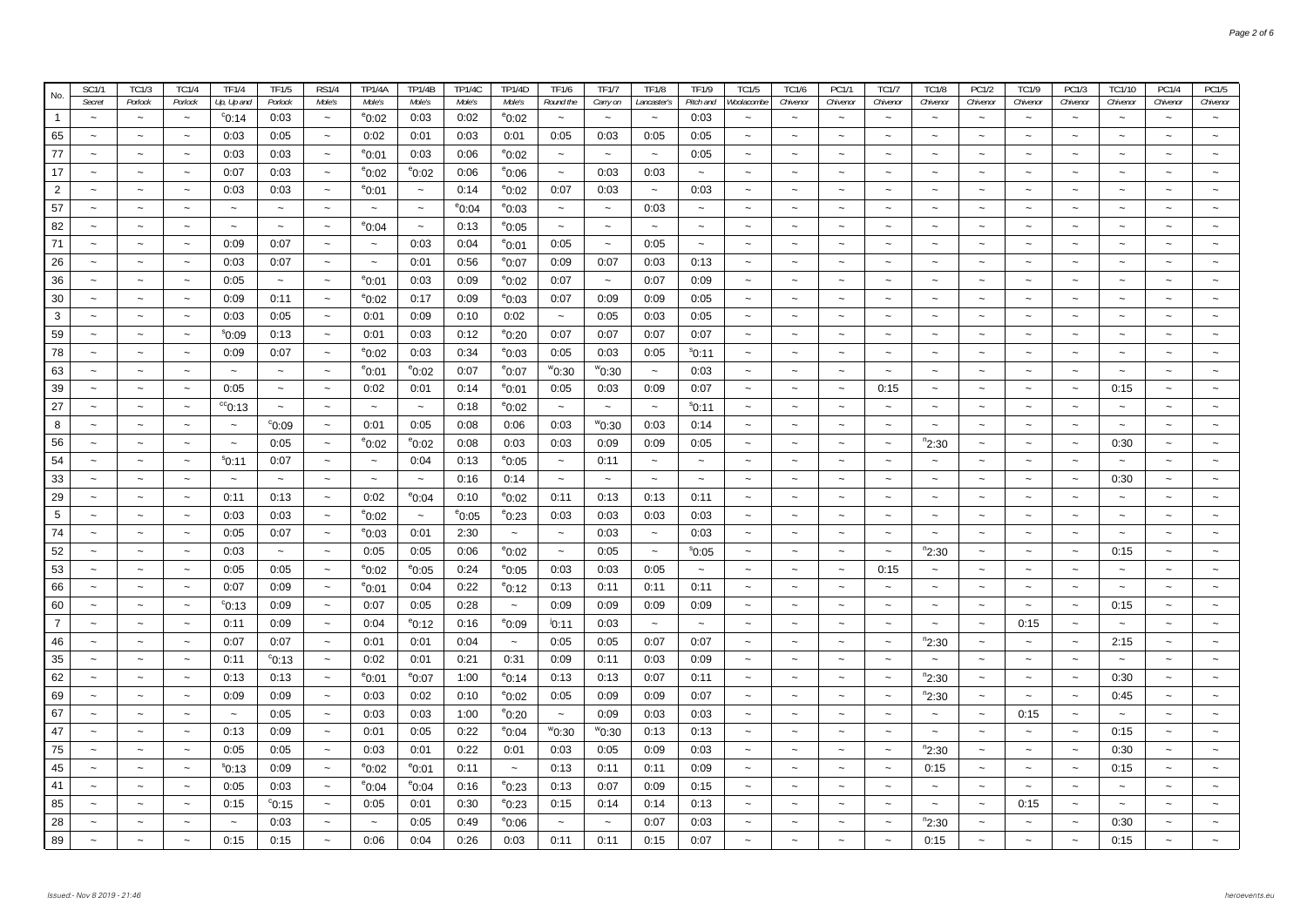| No. | SC1/1 Secret | TC1/3 Porlock | TC1/4 Porlock | TF1/4 Up, Up and | TF1/5 Porlock | RS1/4 Mole's | TP1/4A Mole's | TP1/4B Mole's | TP1/4C Mole's | TP1/4D Mole's | TF1/6 Round the | TF1/7 Carry on | TF1/8 Lancaster's | TF1/9 Pitch and | TC1/5 Woolacombe | TC1/6 Chivenor | PC1/1 Chivenor | TC1/7 Chivenor | TC1/8 Chivenor | PC1/2 Chivenor | TC1/9 Chivenor | PC1/3 Chivenor | TC1/10 Chivenor | PC1/4 Chivenor | PC1/5 Chivenor |
|---|---|---|---|---|---|---|---|---|---|---|---|---|---|---|---|---|---|---|---|---|---|---|---|---|---|
| 1 | ~ | ~ | ~ | [c]0:14 | 0:03 | ~ | [e]0:02 | 0:03 | 0:02 | [e]0:02 | ~ | ~ | ~ | 0:03 | ~ | ~ | ~ | ~ | ~ | ~ | ~ | ~ | ~ | ~ | ~ |
| 65 | ~ | ~ | ~ | 0:03 | 0:05 | ~ | 0:02 | 0:01 | 0:03 | 0:01 | 0:05 | 0:03 | 0:05 | 0:05 | ~ | ~ | ~ | ~ | ~ | ~ | ~ | ~ | ~ | ~ | ~ |
| 77 | ~ | ~ | ~ | 0:03 | 0:03 | ~ | [e]0:01 | 0:03 | 0:06 | [e]0:02 | ~ | ~ | ~ | 0:05 | ~ | ~ | ~ | ~ | ~ | ~ | ~ | ~ | ~ | ~ | ~ |
| 17 | ~ | ~ | ~ | 0:07 | 0:03 | ~ | [e]0:02 | [e]0:02 | 0:06 | [e]0:06 | ~ | 0:03 | 0:03 | ~ | ~ | ~ | ~ | ~ | ~ | ~ | ~ | ~ | ~ | ~ | ~ |
| 2 | ~ | ~ | ~ | 0:03 | 0:03 | ~ | [e]0:01 | ~ | 0:14 | [e]0:02 | 0:07 | 0:03 | ~ | 0:03 | ~ | ~ | ~ | ~ | ~ | ~ | ~ | ~ | ~ | ~ | ~ |
| 57 | ~ | ~ | ~ | ~ | ~ | ~ | ~ | ~ | [e]0:04 | [e]0:03 | ~ | ~ | 0:03 | ~ | ~ | ~ | ~ | ~ | ~ | ~ | ~ | ~ | ~ | ~ | ~ |
| 82 | ~ | ~ | ~ | ~ | ~ | ~ | [e]0:04 | ~ | 0:13 | [e]0:05 | ~ | ~ | ~ | ~ | ~ | ~ | ~ | ~ | ~ | ~ | ~ | ~ | ~ | ~ | ~ |
| 71 | ~ | ~ | ~ | 0:09 | 0:07 | ~ | ~ | 0:03 | 0:04 | [e]0:01 | 0:05 | ~ | 0:05 | ~ | ~ | ~ | ~ | ~ | ~ | ~ | ~ | ~ | ~ | ~ | ~ |
| 26 | ~ | ~ | ~ | 0:03 | 0:07 | ~ | ~ | 0:01 | 0:56 | [e]0:07 | 0:09 | 0:07 | 0:03 | 0:13 | ~ | ~ | ~ | ~ | ~ | ~ | ~ | ~ | ~ | ~ | ~ |
| 36 | ~ | ~ | ~ | 0:05 | ~ | ~ | [e]0:01 | 0:03 | 0:09 | [e]0:02 | 0:07 | ~ | 0:07 | 0:09 | ~ | ~ | ~ | ~ | ~ | ~ | ~ | ~ | ~ | ~ | ~ |
| 30 | ~ | ~ | ~ | 0:09 | 0:11 | ~ | [e]0:02 | 0:17 | 0:09 | [e]0:03 | 0:07 | 0:09 | 0:09 | 0:05 | ~ | ~ | ~ | ~ | ~ | ~ | ~ | ~ | ~ | ~ | ~ |
| 3 | ~ | ~ | ~ | 0:03 | 0:05 | ~ | 0:01 | 0:09 | 0:10 | 0:02 | ~ | 0:05 | 0:03 | 0:05 | ~ | ~ | ~ | ~ | ~ | ~ | ~ | ~ | ~ | ~ | ~ |
| 59 | ~ | ~ | ~ | [s]0:09 | 0:13 | ~ | 0:01 | 0:03 | 0:12 | [e]0:20 | 0:07 | 0:07 | 0:07 | 0:07 | ~ | ~ | ~ | ~ | ~ | ~ | ~ | ~ | ~ | ~ | ~ |
| 78 | ~ | ~ | ~ | 0:09 | 0:07 | ~ | [e]0:02 | 0:03 | 0:34 | [e]0:03 | 0:05 | 0:03 | 0:05 | [s]0:11 | ~ | ~ | ~ | ~ | ~ | ~ | ~ | ~ | ~ | ~ | ~ |
| 63 | ~ | ~ | ~ | ~ | ~ | ~ | [e]0:01 | [e]0:02 | 0:07 | [e]0:07 | [w]0:30 | [w]0:30 | ~ | 0:03 | ~ | ~ | ~ | ~ | ~ | ~ | ~ | ~ | ~ | ~ | ~ |
| 39 | ~ | ~ | ~ | 0:05 | ~ | ~ | 0:02 | 0:01 | 0:14 | [e]0:01 | 0:05 | 0:03 | 0:09 | 0:07 | ~ | ~ | ~ | 0:15 | ~ | ~ | ~ | ~ | 0:15 | ~ | ~ |
| 27 | ~ | ~ | ~ | [cc]0:13 | ~ | ~ | ~ | ~ | 0:18 | [e]0:02 | ~ | ~ | ~ | [s]0:11 | ~ | ~ | ~ | ~ | ~ | ~ | ~ | ~ | ~ | ~ | ~ |
| 8 | ~ | ~ | ~ | ~ | [c]0:09 | ~ | 0:01 | 0:05 | 0:08 | 0:06 | 0:03 | [w]0:30 | 0:03 | 0:14 | ~ | ~ | ~ | ~ | ~ | ~ | ~ | ~ | ~ | ~ | ~ |
| 56 | ~ | ~ | ~ | ~ | 0:05 | ~ | [e]0:02 | [e]0:02 | 0:08 | 0:03 | 0:03 | 0:09 | 0:09 | 0:05 | ~ | ~ | ~ | ~ | [n]2:30 | ~ | ~ | ~ | 0:30 | ~ | ~ |
| 54 | ~ | ~ | ~ | [s]0:11 | 0:07 | ~ | ~ | 0:04 | 0:13 | [e]0:05 | ~ | 0:11 | ~ | ~ | ~ | ~ | ~ | ~ | ~ | ~ | ~ | ~ | ~ | ~ | ~ |
| 33 | ~ | ~ | ~ | ~ | ~ | ~ | ~ | ~ | 0:16 | 0:14 | ~ | ~ | ~ | ~ | ~ | ~ | ~ | ~ | ~ | ~ | ~ | ~ | 0:30 | ~ | ~ |
| 29 | ~ | ~ | ~ | 0:11 | 0:13 | ~ | 0:02 | [e]0:04 | 0:10 | [e]0:02 | 0:11 | 0:13 | 0:13 | 0:11 | ~ | ~ | ~ | ~ | ~ | ~ | ~ | ~ | ~ | ~ | ~ |
| 5 | ~ | ~ | ~ | 0:03 | 0:03 | ~ | [e]0:02 | ~ | [e]0:05 | [e]0:23 | 0:03 | 0:03 | 0:03 | 0:03 | ~ | ~ | ~ | ~ | ~ | ~ | ~ | ~ | ~ | ~ | ~ |
| 74 | ~ | ~ | ~ | 0:05 | 0:07 | ~ | [e]0:03 | 0:01 | 2:30 | ~ | ~ | 0:03 | ~ | 0:03 | ~ | ~ | ~ | ~ | ~ | ~ | ~ | ~ | ~ | ~ | ~ |
| 52 | ~ | ~ | ~ | 0:03 | ~ | ~ | 0:05 | 0:05 | 0:06 | [e]0:02 | ~ | 0:05 | ~ | [s]0:05 | ~ | ~ | ~ | ~ | [n]2:30 | ~ | ~ | ~ | 0:15 | ~ | ~ |
| 53 | ~ | ~ | ~ | 0:05 | 0:05 | ~ | [e]0:02 | [e]0:05 | 0:24 | [e]0:05 | 0:03 | 0:03 | 0:05 | ~ | ~ | ~ | ~ | 0:15 | ~ | ~ | ~ | ~ | ~ | ~ | ~ |
| 66 | ~ | ~ | ~ | 0:07 | 0:09 | ~ | [e]0:01 | 0:04 | 0:22 | [e]0:12 | 0:13 | 0:11 | 0:11 | 0:11 | ~ | ~ | ~ | ~ | ~ | ~ | ~ | ~ | ~ | ~ | ~ |
| 60 | ~ | ~ | ~ | [c]0:13 | 0:09 | ~ | 0:07 | 0:05 | 0:28 | ~ | 0:09 | 0:09 | 0:09 | 0:09 | ~ | ~ | ~ | ~ | ~ | ~ | ~ | ~ | 0:15 | ~ | ~ |
| 7 | ~ | ~ | ~ | 0:11 | 0:09 | ~ | 0:04 | [e]0:12 | 0:16 | [e]0:09 | [i]0:11 | 0:03 | ~ | ~ | ~ | ~ | ~ | ~ | ~ | ~ | 0:15 | ~ | ~ | ~ | ~ |
| 46 | ~ | ~ | ~ | 0:07 | 0:07 | ~ | 0:01 | 0:01 | 0:04 | ~ | 0:05 | 0:05 | 0:07 | 0:07 | ~ | ~ | ~ | ~ | [n]2:30 | ~ | ~ | ~ | 2:15 | ~ | ~ |
| 35 | ~ | ~ | ~ | 0:11 | [c]0:13 | ~ | 0:02 | 0:01 | 0:21 | 0:31 | 0:09 | 0:11 | 0:03 | 0:09 | ~ | ~ | ~ | ~ | ~ | ~ | ~ | ~ | ~ | ~ | ~ |
| 62 | ~ | ~ | ~ | 0:13 | 0:13 | ~ | [e]0:01 | [e]0:07 | 1:00 | [e]0:14 | 0:13 | 0:13 | 0:07 | 0:11 | ~ | ~ | ~ | ~ | [n]2:30 | ~ | ~ | ~ | 0:30 | ~ | ~ |
| 69 | ~ | ~ | ~ | 0:09 | 0:09 | ~ | 0:03 | 0:02 | 0:10 | [e]0:02 | 0:05 | 0:09 | 0:09 | 0:07 | ~ | ~ | ~ | ~ | [n]2:30 | ~ | ~ | ~ | 0:45 | ~ | ~ |
| 67 | ~ | ~ | ~ | ~ | 0:05 | ~ | 0:03 | 0:03 | 1:00 | [e]0:20 | ~ | 0:09 | 0:03 | 0:03 | ~ | ~ | ~ | ~ | ~ | ~ | 0:15 | ~ | ~ | ~ | ~ |
| 47 | ~ | ~ | ~ | 0:13 | 0:09 | ~ | 0:01 | 0:05 | 0:22 | [e]0:04 | [w]0:30 | [w]0:30 | 0:13 | 0:13 | ~ | ~ | ~ | ~ | ~ | ~ | ~ | ~ | 0:15 | ~ | ~ |
| 75 | ~ | ~ | ~ | 0:05 | 0:05 | ~ | 0:03 | 0:01 | 0:22 | 0:01 | 0:03 | 0:05 | 0:09 | 0:03 | ~ | ~ | ~ | ~ | [n]2:30 | ~ | ~ | ~ | 0:30 | ~ | ~ |
| 45 | ~ | ~ | ~ | [s]0:13 | 0:09 | ~ | [e]0:02 | [e]0:01 | 0:11 | ~ | 0:13 | 0:11 | 0:11 | 0:09 | ~ | ~ | ~ | ~ | 0:15 | ~ | ~ | ~ | 0:15 | ~ | ~ |
| 41 | ~ | ~ | ~ | 0:05 | 0:03 | ~ | [e]0:04 | [e]0:04 | 0:16 | [e]0:23 | 0:13 | 0:07 | 0:09 | 0:15 | ~ | ~ | ~ | ~ | ~ | ~ | ~ | ~ | ~ | ~ | ~ |
| 85 | ~ | ~ | ~ | 0:15 | [c]0:15 | ~ | 0:05 | 0:01 | 0:30 | [e]0:23 | 0:15 | 0:14 | 0:14 | 0:13 | ~ | ~ | ~ | ~ | ~ | ~ | 0:15 | ~ | ~ | ~ | ~ |
| 28 | ~ | ~ | ~ | ~ | 0:03 | ~ | ~ | 0:05 | 0:49 | [e]0:06 | ~ | ~ | 0:07 | 0:03 | ~ | ~ | ~ | ~ | [n]2:30 | ~ | ~ | ~ | 0:30 | ~ | ~ |
| 89 | ~ | ~ | ~ | 0:15 | 0:15 | ~ | 0:06 | 0:04 | 0:26 | 0:03 | 0:11 | 0:11 | 0:15 | 0:07 | ~ | ~ | ~ | ~ | 0:15 | ~ | ~ | ~ | 0:15 | ~ | ~ |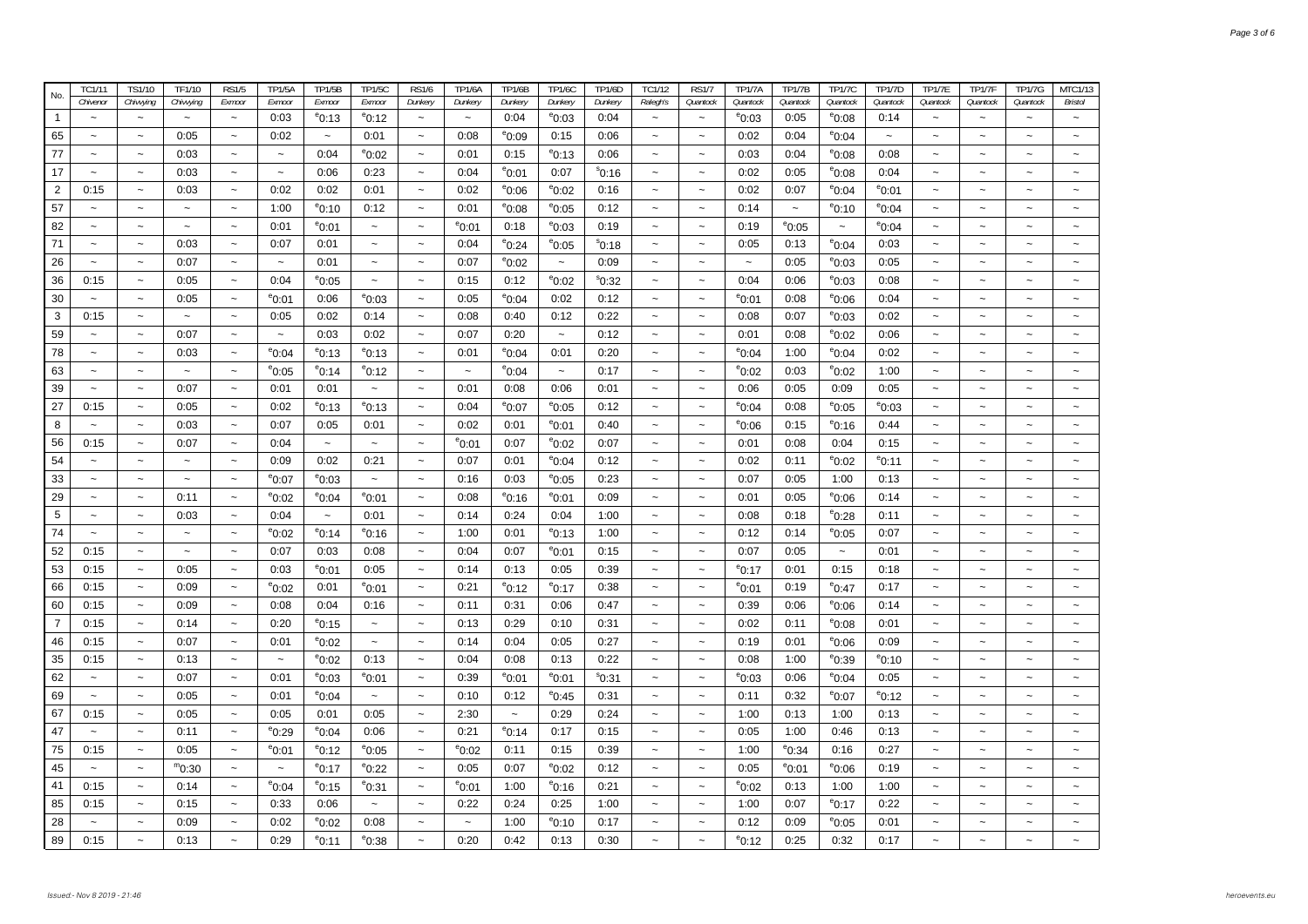| No. | TC1/11 | TS1/10 | TF1/10 | RS1/5 | TP1/5A | TP1/5B | TP1/5C | RS1/6 | TP1/6A | TP1/6B | TP1/6C | TP1/6D | TC1/12 | RS1/7 | TP1/7A | TP1/7B | TP1/7C | TP1/7D | TP1/7E | TP1/7F | TP1/7G | MTC1/13 |
|---|---|---|---|---|---|---|---|---|---|---|---|---|---|---|---|---|---|---|---|---|---|---|
| | Chivenor | Chivvying | Chivvying | Exmoor | Exmoor | Exmoor | Exmoor | Dunkery | Dunkery | Dunkery | Dunkery | Dunkery | Ralegh's | Quantock | Quantock | Quantock | Quantock | Quantock | Quantock | Quantock | Quantock | Bristol |
| 1 | ~ | ~ | ~ | ~ | 0:03 | e0:13 | e0:12 | ~ | ~ | 0:04 | e0:03 | 0:04 | ~ | ~ | e0:03 | 0:05 | e0:08 | 0:14 | ~ | ~ | ~ | ~ |
| 65 | ~ | ~ | 0:05 | ~ | 0:02 | ~ | 0:01 | ~ | 0:08 | e0:09 | 0:15 | 0:06 | ~ | ~ | 0:02 | 0:04 | e0:04 | ~ | ~ | ~ | ~ | ~ |
| 77 | ~ | ~ | 0:03 | ~ | ~ | 0:04 | e0:02 | ~ | 0:01 | 0:15 | e0:13 | 0:06 | ~ | ~ | 0:03 | 0:04 | e0:08 | 0:08 | ~ | ~ | ~ | ~ |
| 17 | ~ | ~ | 0:03 | ~ | ~ | 0:06 | 0:23 | ~ | 0:04 | e0:01 | 0:07 | s0:16 | ~ | ~ | 0:02 | 0:05 | e0:08 | 0:04 | ~ | ~ | ~ | ~ |
| 2 | 0:15 | ~ | 0:03 | ~ | 0:02 | 0:02 | 0:01 | ~ | 0:02 | e0:06 | e0:02 | 0:16 | ~ | ~ | 0:02 | 0:07 | e0:04 | e0:01 | ~ | ~ | ~ | ~ |
| 57 | ~ | ~ | ~ | ~ | 1:00 | e0:10 | 0:12 | ~ | 0:01 | e0:08 | e0:05 | 0:12 | ~ | ~ | 0:14 | ~ | e0:10 | e0:04 | ~ | ~ | ~ | ~ |
| 82 | ~ | ~ | ~ | ~ | 0:01 | e0:01 | ~ | ~ | e0:01 | 0:18 | e0:03 | 0:19 | ~ | ~ | 0:19 | e0:05 | ~ | e0:04 | ~ | ~ | ~ | ~ |
| 71 | ~ | ~ | 0:03 | ~ | 0:07 | 0:01 | ~ | ~ | 0:04 | e0:24 | e0:05 | s0:18 | ~ | ~ | 0:05 | 0:13 | e0:04 | 0:03 | ~ | ~ | ~ | ~ |
| 26 | ~ | ~ | 0:07 | ~ | ~ | 0:01 | ~ | ~ | 0:07 | e0:02 | ~ | 0:09 | ~ | ~ | ~ | 0:05 | e0:03 | 0:05 | ~ | ~ | ~ | ~ |
| 36 | 0:15 | ~ | 0:05 | ~ | 0:04 | e0:05 | ~ | ~ | 0:15 | 0:12 | e0:02 | s0:32 | ~ | ~ | 0:04 | 0:06 | e0:03 | 0:08 | ~ | ~ | ~ | ~ |
| 30 | ~ | ~ | 0:05 | ~ | e0:01 | 0:06 | e0:03 | ~ | 0:05 | e0:04 | 0:02 | 0:12 | ~ | ~ | e0:01 | 0:08 | e0:06 | 0:04 | ~ | ~ | ~ | ~ |
| 3 | 0:15 | ~ | ~ | ~ | 0:05 | 0:02 | 0:14 | ~ | 0:08 | 0:40 | 0:12 | 0:22 | ~ | ~ | 0:08 | 0:07 | e0:03 | 0:02 | ~ | ~ | ~ | ~ |
| 59 | ~ | ~ | 0:07 | ~ | ~ | 0:03 | 0:02 | ~ | 0:07 | 0:20 | ~ | 0:12 | ~ | ~ | 0:01 | 0:08 | e0:02 | 0:06 | ~ | ~ | ~ | ~ |
| 78 | ~ | ~ | 0:03 | ~ | e0:04 | e0:13 | e0:13 | ~ | 0:01 | e0:04 | 0:01 | 0:20 | ~ | ~ | e0:04 | 1:00 | e0:04 | 0:02 | ~ | ~ | ~ | ~ |
| 63 | ~ | ~ | ~ | ~ | e0:05 | e0:14 | e0:12 | ~ | ~ | e0:04 | ~ | 0:17 | ~ | ~ | e0:02 | 0:03 | e0:02 | 1:00 | ~ | ~ | ~ | ~ |
| 39 | ~ | ~ | 0:07 | ~ | 0:01 | 0:01 | ~ | ~ | 0:01 | 0:08 | 0:06 | 0:01 | ~ | ~ | 0:06 | 0:05 | 0:09 | 0:05 | ~ | ~ | ~ | ~ |
| 27 | 0:15 | ~ | 0:05 | ~ | 0:02 | e0:13 | e0:13 | ~ | 0:04 | e0:07 | e0:05 | 0:12 | ~ | ~ | e0:04 | 0:08 | e0:05 | e0:03 | ~ | ~ | ~ | ~ |
| 8 | ~ | ~ | 0:03 | ~ | 0:07 | 0:05 | 0:01 | ~ | 0:02 | 0:01 | e0:01 | 0:40 | ~ | ~ | e0:06 | 0:15 | e0:16 | 0:44 | ~ | ~ | ~ | ~ |
| 56 | 0:15 | ~ | 0:07 | ~ | 0:04 | ~ | ~ | ~ | e0:01 | 0:07 | e0:02 | 0:07 | ~ | ~ | 0:01 | 0:08 | 0:04 | 0:15 | ~ | ~ | ~ | ~ |
| 54 | ~ | ~ | ~ | ~ | 0:09 | 0:02 | 0:21 | ~ | 0:07 | 0:01 | e0:04 | 0:12 | ~ | ~ | 0:02 | 0:11 | e0:02 | e0:11 | ~ | ~ | ~ | ~ |
| 33 | ~ | ~ | ~ | ~ | e0:07 | e0:03 | ~ | ~ | 0:16 | 0:03 | e0:05 | 0:23 | ~ | ~ | 0:07 | 0:05 | 1:00 | 0:13 | ~ | ~ | ~ | ~ |
| 29 | ~ | ~ | 0:11 | ~ | e0:02 | e0:04 | e0:01 | ~ | 0:08 | e0:16 | e0:01 | 0:09 | ~ | ~ | 0:01 | 0:05 | e0:06 | 0:14 | ~ | ~ | ~ | ~ |
| 5 | ~ | ~ | 0:03 | ~ | 0:04 | ~ | 0:01 | ~ | 0:14 | 0:24 | 0:04 | 1:00 | ~ | ~ | 0:08 | 0:18 | e0:28 | 0:11 | ~ | ~ | ~ | ~ |
| 74 | ~ | ~ | ~ | ~ | e0:02 | e0:14 | e0:16 | ~ | 1:00 | 0:01 | e0:13 | 1:00 | ~ | ~ | 0:12 | 0:14 | e0:05 | 0:07 | ~ | ~ | ~ | ~ |
| 52 | 0:15 | ~ | ~ | ~ | 0:07 | 0:03 | 0:08 | ~ | 0:04 | 0:07 | e0:01 | 0:15 | ~ | ~ | 0:07 | 0:05 | ~ | 0:01 | ~ | ~ | ~ | ~ |
| 53 | 0:15 | ~ | 0:05 | ~ | 0:03 | e0:01 | 0:05 | ~ | 0:14 | 0:13 | 0:05 | 0:39 | ~ | ~ | e0:17 | 0:01 | 0:15 | 0:18 | ~ | ~ | ~ | ~ |
| 66 | 0:15 | ~ | 0:09 | ~ | e0:02 | 0:01 | e0:01 | ~ | 0:21 | e0:12 | e0:17 | 0:38 | ~ | ~ | e0:01 | 0:19 | e0:47 | 0:17 | ~ | ~ | ~ | ~ |
| 60 | 0:15 | ~ | 0:09 | ~ | 0:08 | 0:04 | 0:16 | ~ | 0:11 | 0:31 | 0:06 | 0:47 | ~ | ~ | 0:39 | 0:06 | e0:06 | 0:14 | ~ | ~ | ~ | ~ |
| 7 | 0:15 | ~ | 0:14 | ~ | 0:20 | e0:15 | ~ | ~ | 0:13 | 0:29 | 0:10 | 0:31 | ~ | ~ | 0:02 | 0:11 | e0:08 | 0:01 | ~ | ~ | ~ | ~ |
| 46 | 0:15 | ~ | 0:07 | ~ | 0:01 | e0:02 | ~ | ~ | 0:14 | 0:04 | 0:05 | 0:27 | ~ | ~ | 0:19 | 0:01 | e0:06 | 0:09 | ~ | ~ | ~ | ~ |
| 35 | 0:15 | ~ | 0:13 | ~ | ~ | e0:02 | 0:13 | ~ | 0:04 | 0:08 | 0:13 | 0:22 | ~ | ~ | 0:08 | 1:00 | e0:39 | e0:10 | ~ | ~ | ~ | ~ |
| 62 | ~ | ~ | 0:07 | ~ | 0:01 | e0:03 | e0:01 | ~ | 0:39 | e0:01 | e0:01 | s0:31 | ~ | ~ | e0:03 | 0:06 | e0:04 | 0:05 | ~ | ~ | ~ | ~ |
| 69 | ~ | ~ | 0:05 | ~ | 0:01 | e0:04 | ~ | ~ | 0:10 | 0:12 | e0:45 | 0:31 | ~ | ~ | 0:11 | 0:32 | e0:07 | e0:12 | ~ | ~ | ~ | ~ |
| 67 | 0:15 | ~ | 0:05 | ~ | 0:05 | 0:01 | 0:05 | ~ | 2:30 | ~ | 0:29 | 0:24 | ~ | ~ | 1:00 | 0:13 | 1:00 | 0:13 | ~ | ~ | ~ | ~ |
| 47 | ~ | ~ | 0:11 | ~ | e0:29 | e0:04 | 0:06 | ~ | 0:21 | e0:14 | 0:17 | 0:15 | ~ | ~ | 0:05 | 1:00 | 0:46 | 0:13 | ~ | ~ | ~ | ~ |
| 75 | 0:15 | ~ | 0:05 | ~ | e0:01 | e0:12 | e0:05 | ~ | e0:02 | 0:11 | 0:15 | 0:39 | ~ | ~ | 1:00 | e0:34 | 0:16 | 0:27 | ~ | ~ | ~ | ~ |
| 45 | ~ | ~ | m0:30 | ~ | ~ | e0:17 | e0:22 | ~ | 0:05 | 0:07 | e0:02 | 0:12 | ~ | ~ | 0:05 | e0:01 | e0:06 | 0:19 | ~ | ~ | ~ | ~ |
| 41 | 0:15 | ~ | 0:14 | ~ | e0:04 | e0:15 | e0:31 | ~ | e0:01 | 1:00 | e0:16 | 0:21 | ~ | ~ | e0:02 | 0:13 | 1:00 | 1:00 | ~ | ~ | ~ | ~ |
| 85 | 0:15 | ~ | 0:15 | ~ | 0:33 | 0:06 | ~ | ~ | 0:22 | 0:24 | 0:25 | 1:00 | ~ | ~ | 1:00 | 0:07 | e0:17 | 0:22 | ~ | ~ | ~ | ~ |
| 28 | ~ | ~ | 0:09 | ~ | 0:02 | e0:02 | 0:08 | ~ | ~ | 1:00 | e0:10 | 0:17 | ~ | ~ | 0:12 | 0:09 | e0:05 | 0:01 | ~ | ~ | ~ | ~ |
| 89 | 0:15 | ~ | 0:13 | ~ | 0:29 | e0:11 | e0:38 | ~ | 0:20 | 0:42 | 0:13 | 0:30 | ~ | ~ | e0:12 | 0:25 | 0:32 | 0:17 | ~ | ~ | ~ | ~ |

Issued:- Nov 8 2019 - 21:46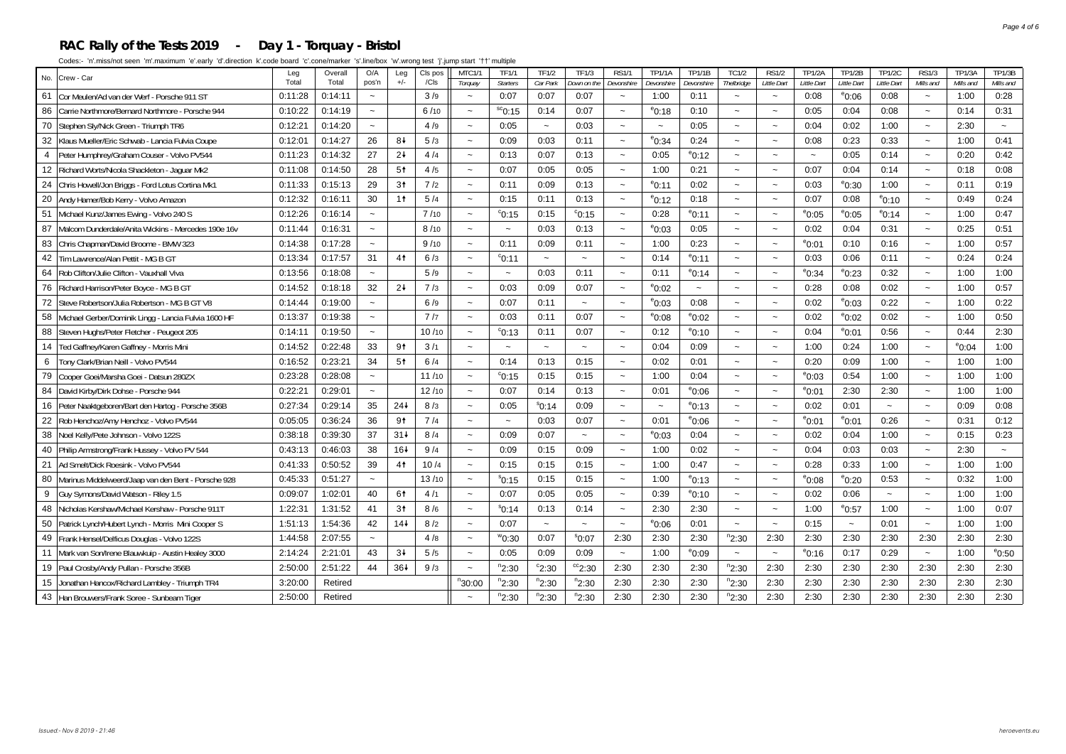# RAC Rally of the Tests 2019 - Day 1 - Torquay - Bristol

Codes:- 'n'.miss/not seen 'm'.maximum 'e'.early 'd'.direction 'k'.code board 'c'.cone/marker 's'.line/box 'w'.wrong test 'j'.jump start '††' multiple

| No. | Crew - Car | Leg Total | Overall Total | O/A pos'n | Leg +/- | Cls pos /Cls | MTC1/1 Torquay | TF1/1 Starters | TF1/2 Car Park | TF1/3 Down on the | RS1/1 Devonshire | TP1/1A Devonshire | TP1/1B Devonshire | TC1/2 Thelbridge | RS1/2 Little Dart | TP1/2A Little Dart | TP1/2B Little Dart | TP1/2C Little Dart | RS1/3 Mills and | TP1/3A Mills and | TP1/3B Mills and |
|---|---|---|---|---|---|---|---|---|---|---|---|---|---|---|---|---|---|---|---|---|---|
| 61 | Cor Meulen/Ad van der Werf - Porsche 911 ST | 0:11:28 | 0:14:11 | ~ | | 3 /9 | ~ | 0:07 | 0:07 | 0:07 | ~ | 1:00 | 0:11 | ~ | ~ | 0:08 | e0:06 | 0:08 | ~ | 1:00 | 0:28 |
| 86 | Carrie Northmore/Bernard Northmore - Porsche 944 | 0:10:22 | 0:14:19 | ~ | | 6 /10 | ~ | sc0:15 | 0:14 | 0:07 | ~ | e0:18 | 0:10 | ~ | ~ | 0:05 | 0:04 | 0:08 | ~ | 0:14 | 0:31 |
| 70 | Stephen Sly/Nick Green - Triumph TR6 | 0:12:21 | 0:14:20 | ~ | | 4 /9 | ~ | 0:05 | ~ | 0:03 | ~ | ~ | 0:05 | ~ | ~ | 0:04 | 0:02 | 1:00 | ~ | 2:30 | ~ |
| 32 | Klaus Mueller/Eric Schwab - Lancia Fulvia Coupe | 0:12:01 | 0:14:27 | 26 | 8↓ | 5 /3 | ~ | 0:09 | 0:03 | 0:11 | ~ | e0:34 | 0:24 | ~ | ~ | 0:08 | 0:23 | 0:33 | ~ | 1:00 | 0:41 |
| 4 | Peter Humphrey/Graham Couser - Volvo PV544 | 0:11:23 | 0:14:32 | 27 | 2↓ | 4 /4 | ~ | 0:13 | 0:07 | 0:13 | ~ | 0:05 | e0:12 | ~ | ~ | ~ | 0:05 | 0:14 | ~ | 0:20 | 0:42 |
| 12 | Richard Worts/Nicola Shackleton - Jaguar Mk2 | 0:11:08 | 0:14:50 | 28 | 5↑ | 4 /5 | ~ | 0:07 | 0:05 | 0:05 | ~ | 1:00 | 0:21 | ~ | ~ | 0:07 | 0:04 | 0:14 | ~ | 0:18 | 0:08 |
| 24 | Chris Howell/Jon Briggs - Ford Lotus Cortina Mk1 | 0:11:33 | 0:15:13 | 29 | 3↑ | 7 /2 | ~ | 0:11 | 0:09 | 0:13 | ~ | e0:11 | 0:02 | ~ | ~ | 0:03 | e0:30 | 1:00 | ~ | 0:11 | 0:19 |
| 20 | Andy Hamer/Bob Kerry - Volvo Amazon | 0:12:32 | 0:16:11 | 30 | 1↑ | 5 /4 | ~ | 0:15 | 0:11 | 0:13 | ~ | e0:12 | 0:18 | ~ | ~ | 0:07 | 0:08 | e0:10 | ~ | 0:49 | 0:24 |
| 51 | Michael Kunz/James Ewing - Volvo 240 S | 0:12:26 | 0:16:14 | ~ | | 7 /10 | ~ | c0:15 | 0:15 | c0:15 | ~ | 0:28 | e0:11 | ~ | ~ | e0:05 | e0:05 | e0:14 | ~ | 1:00 | 0:47 |
| 87 | Malcom Dunderdale/Anita Wickins - Mercedes 190e 16v | 0:11:44 | 0:16:31 | ~ | | 8 /10 | ~ | ~ | 0:03 | 0:13 | ~ | e0:03 | 0:05 | ~ | ~ | 0:02 | 0:04 | 0:31 | ~ | 0:25 | 0:51 |
| 83 | Chris Chapman/David Broome - BMW 323 | 0:14:38 | 0:17:28 | ~ | | 9 /10 | ~ | 0:11 | 0:09 | 0:11 | ~ | 1:00 | 0:23 | ~ | ~ | e0:01 | 0:10 | 0:16 | ~ | 1:00 | 0:57 |
| 42 | Tim Lawrence/Alan Pettit - MG B GT | 0:13:34 | 0:17:57 | 31 | 4↑ | 6 /3 | ~ | c0:11 | ~ | ~ | ~ | 0:14 | e0:11 | ~ | ~ | 0:03 | 0:06 | 0:11 | ~ | 0:24 | 0:24 |
| 64 | Rob Clifton/Julie Clifton - Vauxhall Viva | 0:13:56 | 0:18:08 | ~ | | 5 /9 | ~ | ~ | 0:03 | 0:11 | ~ | 0:11 | e0:14 | ~ | ~ | e0:34 | e0:23 | 0:32 | ~ | 1:00 | 1:00 |
| 76 | Richard Harrison/Peter Boyce - MG B GT | 0:14:52 | 0:18:18 | 32 | 2↓ | 7 /3 | ~ | 0:03 | 0:09 | 0:07 | ~ | e0:02 | ~ | ~ | ~ | 0:28 | 0:08 | 0:02 | ~ | 1:00 | 0:57 |
| 72 | Steve Robertson/Julia Robertson - MG B GT V8 | 0:14:44 | 0:19:00 | ~ | | 6 /9 | ~ | 0:07 | 0:11 | ~ | ~ | e0:03 | 0:08 | ~ | ~ | 0:02 | e0:03 | 0:22 | ~ | 1:00 | 0:22 |
| 58 | Michael Gerber/Dominik Lingg - Lancia Fulvia 1600 HF | 0:13:37 | 0:19:38 | ~ | | 7 /7 | ~ | 0:03 | 0:11 | 0:07 | ~ | e0:08 | e0:02 | ~ | ~ | 0:02 | e0:02 | 0:02 | ~ | 1:00 | 0:50 |
| 88 | Steven Hughs/Peter Fletcher - Peugeot 205 | 0:14:11 | 0:19:50 | ~ | | 10 /10 | ~ | c0:13 | 0:11 | 0:07 | ~ | 0:12 | e0:10 | ~ | ~ | 0:04 | e0:01 | 0:56 | ~ | 0:44 | 2:30 |
| 14 | Ted Gaffney/Karen Gaffney - Morris Mini | 0:14:52 | 0:22:48 | 33 | 9↑ | 3 /1 | ~ | ~ | ~ | ~ | ~ | 0:04 | 0:09 | ~ | ~ | 1:00 | 0:24 | 1:00 | ~ | e0:04 | 1:00 |
| 6 | Tony Clark/Brian Neill - Volvo PV544 | 0:16:52 | 0:23:21 | 34 | 5↑ | 6 /4 | ~ | 0:14 | 0:13 | 0:15 | ~ | 0:02 | 0:01 | ~ | ~ | 0:20 | 0:09 | 1:00 | ~ | 1:00 | 1:00 |
| 79 | Cooper Goei/Marsha Goei - Datsun 280ZX | 0:23:28 | 0:28:08 | ~ | | 11 /10 | ~ | c0:15 | 0:15 | 0:15 | ~ | 1:00 | 0:04 | ~ | ~ | e0:03 | 0:54 | 1:00 | ~ | 1:00 | 1:00 |
| 84 | David Kirby/Dirk Dohse - Porsche 944 | 0:22:21 | 0:29:01 | ~ | | 12 /10 | ~ | 0:07 | 0:14 | 0:13 | ~ | 0:01 | e0:06 | ~ | ~ | e0:01 | 2:30 | 2:30 | ~ | 1:00 | 1:00 |
| 16 | Peter Naaktgeboren/Bart den Hartog - Porsche 356B | 0:27:34 | 0:29:14 | 35 | 24↓ | 8 /3 | ~ | 0:05 | s0:14 | 0:09 | ~ | ~ | e0:13 | ~ | ~ | 0:02 | 0:01 | ~ | ~ | 0:09 | 0:08 |
| 22 | Rob Henchoz/Amy Henchoz - Volvo PV544 | 0:05:05 | 0:36:24 | 36 | 9↑ | 7 /4 | ~ | ~ | 0:03 | 0:07 | ~ | 0:01 | e0:06 | ~ | ~ | e0:01 | e0:01 | 0:26 | ~ | 0:31 | 0:12 |
| 38 | Noel Kelly/Pete Johnson - Volvo 122S | 0:38:18 | 0:39:30 | 37 | 31↓ | 8 /4 | ~ | 0:09 | 0:07 | ~ | ~ | e0:03 | 0:04 | ~ | ~ | 0:02 | 0:04 | 1:00 | ~ | 0:15 | 0:23 |
| 40 | Philip Armstrong/Frank Hussey - Volvo PV 544 | 0:43:13 | 0:46:03 | 38 | 16↓ | 9 /4 | ~ | 0:09 | 0:15 | 0:09 | ~ | 1:00 | 0:02 | ~ | ~ | 0:04 | 0:03 | 0:03 | ~ | 2:30 | ~ |
| 21 | Ad Smelt/Dick Roesink - Volvo PV544 | 0:41:33 | 0:50:52 | 39 | 4↑ | 10 /4 | ~ | 0:15 | 0:15 | 0:15 | ~ | 1:00 | 0:47 | ~ | ~ | 0:28 | 0:33 | 1:00 | ~ | 1:00 | 1:00 |
| 80 | Marinus Middelweerd/Jaap van den Bent - Porsche 928 | 0:45:33 | 0:51:27 | ~ | | 13 /10 | ~ | s0:15 | 0:15 | 0:15 | ~ | 1:00 | e0:13 | ~ | ~ | e0:08 | e0:20 | 0:53 | ~ | 0:32 | 1:00 |
| 9 | Guy Symons/David Watson - Riley 1.5 | 0:09:07 | 1:02:01 | 40 | 6↑ | 4 /1 | ~ | 0:07 | 0:05 | 0:05 | ~ | 0:39 | e0:10 | ~ | ~ | 0:02 | 0:06 | ~ | ~ | 1:00 | 1:00 |
| 48 | Nicholas Kershaw/Michael Kershaw - Porsche 911T | 1:22:31 | 1:31:52 | 41 | 3↑ | 8 /6 | ~ | s0:14 | 0:13 | 0:14 | ~ | 2:30 | 2:30 | ~ | ~ | 1:00 | e0:57 | 1:00 | ~ | 1:00 | 0:07 |
| 50 | Patrick Lynch/Hubert Lynch - Morris Mini Cooper S | 1:51:13 | 1:54:36 | 42 | 14↓ | 8 /2 | ~ | 0:07 | ~ | ~ | ~ | e0:06 | 0:01 | ~ | ~ | 0:15 | ~ | 0:01 | ~ | 1:00 | 1:00 |
| 49 | Frank Hensel/Delficus Douglas - Volvo 122S | 1:44:58 | 2:07:55 | ~ | | 4 /8 | ~ | w0:30 | 0:07 | s0:07 | 2:30 | 2:30 | 2:30 | n2:30 | 2:30 | 2:30 | 2:30 | 2:30 | 2:30 | 2:30 | 2:30 |
| 11 | Mark van Son/Irene Blauwkuip - Austin Healey 3000 | 2:14:24 | 2:21:01 | 43 | 3↓ | 5 /5 | ~ | 0:05 | 0:09 | 0:09 | ~ | 1:00 | e0:09 | ~ | ~ | e0:16 | 0:17 | 0:29 | ~ | 1:00 | e0:50 |
| 19 | Paul Crosby/Andy Pullan - Porsche 356B | 2:50:00 | 2:51:22 | 44 | 36↓ | 9 /3 | ~ | n2:30 | c2:30 | cc2:30 | 2:30 | 2:30 | 2:30 | n2:30 | 2:30 | 2:30 | 2:30 | 2:30 | 2:30 | 2:30 | 2:30 |
| 15 | Jonathan Hancox/Richard Lambley - Triumph TR4 | 3:20:00 | Retired | | | | n30:00 | n2:30 | n2:30 | n2:30 | 2:30 | 2:30 | 2:30 | n2:30 | 2:30 | 2:30 | 2:30 | 2:30 | 2:30 | 2:30 | 2:30 |
| 43 | Han Brouwers/Frank Soree - Sunbeam Tiger | 2:50:00 | Retired | | | | ~ | n2:30 | n2:30 | n2:30 | 2:30 | 2:30 | 2:30 | n2:30 | 2:30 | 2:30 | 2:30 | 2:30 | 2:30 | 2:30 | 2:30 |

Issued:- Nov 8 2019 - 21:46

heroevents.eu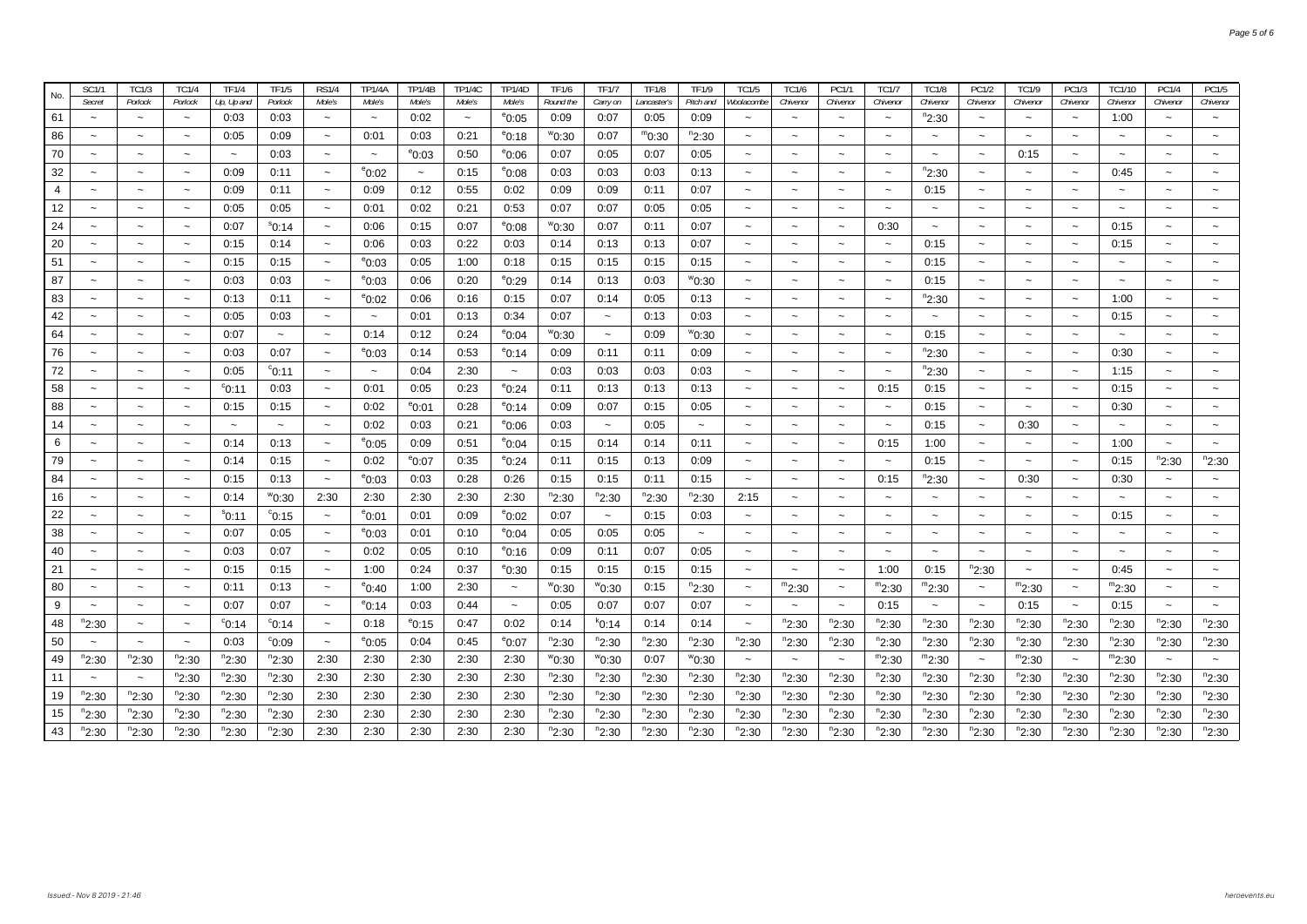| No. | SC1/1 | TC1/3 | TC1/4 | TF1/4 | TF1/5 | RS1/4 | TP1/4A | TP1/4B | TP1/4C | TP1/4D | TF1/6 | TF1/7 | TF1/8 | TF1/9 | TC1/5 | TC1/6 | PC1/1 | TC1/7 | TC1/8 | PC1/2 | TC1/9 | PC1/3 | TC1/10 | PC1/4 | PC1/5 |
|---|---|---|---|---|---|---|---|---|---|---|---|---|---|---|---|---|---|---|---|---|---|---|---|---|---|
| | Secret | Porlock | Porlock | Up, Up and | Porlock | Mole's | Mole's | Mole's | Mole's | Mole's | Round the | Carry on | Lancaster's | Pitch and | Woolacombe | Chivenor | Chivenor | Chivenor | Chivenor | Chivenor | Chivenor | Chivenor | Chivenor | Chivenor | Chivenor |
| 61 | ~ | ~ | ~ | 0:03 | 0:03 | ~ | ~ | 0:02 | ~ | e0:05 | 0:09 | 0:07 | 0:05 | 0:09 | ~ | ~ | ~ | ~ | n2:30 | ~ | ~ | ~ | 1:00 | ~ | ~ |
| 86 | ~ | ~ | ~ | 0:05 | 0:09 | ~ | 0:01 | 0:03 | 0:21 | e0:18 | w0:30 | 0:07 | m0:30 | n2:30 | ~ | ~ | ~ | ~ | ~ | ~ | ~ | ~ | ~ | ~ | ~ |
| 70 | ~ | ~ | ~ | ~ | 0:03 | ~ | ~ | e0:03 | 0:50 | e0:06 | 0:07 | 0:05 | 0:07 | 0:05 | ~ | ~ | ~ | ~ | ~ | ~ | 0:15 | ~ | ~ | ~ | ~ |
| 32 | ~ | ~ | ~ | 0:09 | 0:11 | ~ | e0:02 | ~ | 0:15 | e0:08 | 0:03 | 0:03 | 0:03 | 0:13 | ~ | ~ | ~ | ~ | n2:30 | ~ | ~ | ~ | 0:45 | ~ | ~ |
| 4 | ~ | ~ | ~ | 0:09 | 0:11 | ~ | 0:09 | 0:12 | 0:55 | 0:02 | 0:09 | 0:09 | 0:11 | 0:07 | ~ | ~ | ~ | ~ | 0:15 | ~ | ~ | ~ | ~ | ~ | ~ |
| 12 | ~ | ~ | ~ | 0:05 | 0:05 | ~ | 0:01 | 0:02 | 0:21 | 0:53 | 0:07 | 0:07 | 0:05 | 0:05 | ~ | ~ | ~ | ~ | ~ | ~ | ~ | ~ | ~ | ~ | ~ |
| 24 | ~ | ~ | ~ | 0:07 | s0:14 | ~ | 0:06 | 0:15 | 0:07 | e0:08 | w0:30 | 0:07 | 0:11 | 0:07 | ~ | ~ | ~ | 0:30 | ~ | ~ | ~ | ~ | 0:15 | ~ | ~ |
| 20 | ~ | ~ | ~ | 0:15 | 0:14 | ~ | 0:06 | 0:03 | 0:22 | 0:03 | 0:14 | 0:13 | 0:13 | 0:07 | ~ | ~ | ~ | ~ | 0:15 | ~ | ~ | ~ | 0:15 | ~ | ~ |
| 51 | ~ | ~ | ~ | 0:15 | 0:15 | ~ | e0:03 | 0:05 | 1:00 | 0:18 | 0:15 | 0:15 | 0:15 | 0:15 | ~ | ~ | ~ | ~ | 0:15 | ~ | ~ | ~ | ~ | ~ | ~ |
| 87 | ~ | ~ | ~ | 0:03 | 0:03 | ~ | e0:03 | 0:06 | 0:20 | e0:29 | 0:14 | 0:13 | 0:03 | w0:30 | ~ | ~ | ~ | ~ | 0:15 | ~ | ~ | ~ | ~ | ~ | ~ |
| 83 | ~ | ~ | ~ | 0:13 | 0:11 | ~ | e0:02 | 0:06 | 0:16 | 0:15 | 0:07 | 0:14 | 0:05 | 0:13 | ~ | ~ | ~ | ~ | n2:30 | ~ | ~ | ~ | 1:00 | ~ | ~ |
| 42 | ~ | ~ | ~ | 0:05 | 0:03 | ~ | ~ | 0:01 | 0:13 | 0:34 | 0:07 | ~ | 0:13 | 0:03 | ~ | ~ | ~ | ~ | ~ | ~ | ~ | ~ | 0:15 | ~ | ~ |
| 64 | ~ | ~ | ~ | 0:07 | ~ | ~ | 0:14 | 0:12 | 0:24 | e0:04 | w0:30 | ~ | 0:09 | w0:30 | ~ | ~ | ~ | ~ | 0:15 | ~ | ~ | ~ | ~ | ~ | ~ |
| 76 | ~ | ~ | ~ | 0:03 | 0:07 | ~ | e0:03 | 0:14 | 0:53 | e0:14 | 0:09 | 0:11 | 0:11 | 0:09 | ~ | ~ | ~ | ~ | n2:30 | ~ | ~ | ~ | 0:30 | ~ | ~ |
| 72 | ~ | ~ | ~ | 0:05 | c0:11 | ~ | ~ | 0:04 | 2:30 | ~ | 0:03 | 0:03 | 0:03 | 0:03 | ~ | ~ | ~ | ~ | n2:30 | ~ | ~ | ~ | 1:15 | ~ | ~ |
| 58 | ~ | ~ | ~ | c0:11 | 0:03 | ~ | 0:01 | 0:05 | 0:23 | e0:24 | 0:11 | 0:13 | 0:13 | 0:13 | ~ | ~ | ~ | 0:15 | 0:15 | ~ | ~ | ~ | 0:15 | ~ | ~ |
| 88 | ~ | ~ | ~ | 0:15 | 0:15 | ~ | 0:02 | e0:01 | 0:28 | e0:14 | 0:09 | 0:07 | 0:15 | 0:05 | ~ | ~ | ~ | ~ | 0:15 | ~ | ~ | ~ | 0:30 | ~ | ~ |
| 14 | ~ | ~ | ~ | ~ | ~ | ~ | 0:02 | 0:03 | 0:21 | e0:06 | 0:03 | ~ | 0:05 | ~ | ~ | ~ | ~ | ~ | 0:15 | ~ | 0:30 | ~ | ~ | ~ | ~ |
| 6 | ~ | ~ | ~ | 0:14 | 0:13 | ~ | e0:05 | 0:09 | 0:51 | e0:04 | 0:15 | 0:14 | 0:14 | 0:11 | ~ | ~ | ~ | 0:15 | 1:00 | ~ | ~ | ~ | 1:00 | ~ | ~ |
| 79 | ~ | ~ | ~ | 0:14 | 0:15 | ~ | 0:02 | e0:07 | 0:35 | e0:24 | 0:11 | 0:15 | 0:13 | 0:09 | ~ | ~ | ~ | ~ | 0:15 | ~ | ~ | ~ | 0:15 | n2:30 | n2:30 |
| 84 | ~ | ~ | ~ | 0:15 | 0:13 | ~ | e0:03 | 0:03 | 0:28 | 0:26 | 0:15 | 0:15 | 0:11 | 0:15 | ~ | ~ | ~ | 0:15 | n2:30 | ~ | 0:30 | ~ | 0:30 | ~ | ~ |
| 16 | ~ | ~ | ~ | 0:14 | w0:30 | 2:30 | 2:30 | 2:30 | 2:30 | 2:30 | n2:30 | n2:30 | n2:30 | n2:30 | 2:15 | ~ | ~ | ~ | ~ | ~ | ~ | ~ | ~ | ~ | ~ |
| 22 | ~ | ~ | ~ | s0:11 | c0:15 | ~ | e0:01 | 0:01 | 0:09 | e0:02 | 0:07 | ~ | 0:15 | 0:03 | ~ | ~ | ~ | ~ | ~ | ~ | ~ | ~ | 0:15 | ~ | ~ |
| 38 | ~ | ~ | ~ | 0:07 | 0:05 | ~ | e0:03 | 0:01 | 0:10 | e0:04 | 0:05 | 0:05 | 0:05 | ~ | ~ | ~ | ~ | ~ | ~ | ~ | ~ | ~ | ~ | ~ | ~ |
| 40 | ~ | ~ | ~ | 0:03 | 0:07 | ~ | 0:02 | 0:05 | 0:10 | e0:16 | 0:09 | 0:11 | 0:07 | 0:05 | ~ | ~ | ~ | ~ | ~ | ~ | ~ | ~ | ~ | ~ | ~ |
| 21 | ~ | ~ | ~ | 0:15 | 0:15 | ~ | 1:00 | 0:24 | 0:37 | e0:30 | 0:15 | 0:15 | 0:15 | 0:15 | ~ | ~ | ~ | 1:00 | 0:15 | n2:30 | ~ | ~ | 0:45 | ~ | ~ |
| 80 | ~ | ~ | ~ | 0:11 | 0:13 | ~ | e0:40 | 1:00 | 2:30 | ~ | w0:30 | w0:30 | 0:15 | n2:30 | ~ | m2:30 | ~ | m2:30 | m2:30 | ~ | m2:30 | ~ | m2:30 | ~ | ~ |
| 9 | ~ | ~ | ~ | 0:07 | 0:07 | ~ | e0:14 | 0:03 | 0:44 | ~ | 0:05 | 0:07 | 0:07 | 0:07 | ~ | ~ | ~ | 0:15 | ~ | ~ | 0:15 | ~ | 0:15 | ~ | ~ |
| 48 | n2:30 | ~ | ~ | c0:14 | c0:14 | ~ | 0:18 | e0:15 | 0:47 | 0:02 | 0:14 | k0:14 | 0:14 | 0:14 | ~ | n2:30 | n2:30 | n2:30 | n2:30 | n2:30 | n2:30 | n2:30 | n2:30 | n2:30 | n2:30 |
| 50 | ~ | ~ | ~ | 0:03 | c0:09 | ~ | e0:05 | 0:04 | 0:45 | e0:07 | n2:30 | n2:30 | n2:30 | n2:30 | n2:30 | n2:30 | n2:30 | n2:30 | n2:30 | n2:30 | n2:30 | n2:30 | n2:30 | n2:30 | n2:30 |
| 49 | n2:30 | n2:30 | n2:30 | n2:30 | n2:30 | 2:30 | 2:30 | 2:30 | 2:30 | 2:30 | w0:30 | w0:30 | 0:07 | w0:30 | ~ | ~ | ~ | m2:30 | m2:30 | ~ | m2:30 | ~ | m2:30 | ~ | ~ |
| 11 | ~ | ~ | n2:30 | n2:30 | n2:30 | 2:30 | 2:30 | 2:30 | 2:30 | 2:30 | n2:30 | n2:30 | n2:30 | n2:30 | n2:30 | n2:30 | n2:30 | n2:30 | n2:30 | n2:30 | n2:30 | n2:30 | n2:30 | n2:30 | n2:30 |
| 19 | n2:30 | n2:30 | n2:30 | n2:30 | n2:30 | 2:30 | 2:30 | 2:30 | 2:30 | 2:30 | n2:30 | n2:30 | n2:30 | n2:30 | n2:30 | n2:30 | n2:30 | n2:30 | n2:30 | n2:30 | n2:30 | n2:30 | n2:30 | n2:30 | n2:30 |
| 15 | n2:30 | n2:30 | n2:30 | n2:30 | n2:30 | 2:30 | 2:30 | 2:30 | 2:30 | 2:30 | n2:30 | n2:30 | n2:30 | n2:30 | n2:30 | n2:30 | n2:30 | n2:30 | n2:30 | n2:30 | n2:30 | n2:30 | n2:30 | n2:30 | n2:30 |
| 43 | n2:30 | n2:30 | n2:30 | n2:30 | n2:30 | 2:30 | 2:30 | 2:30 | 2:30 | 2:30 | n2:30 | n2:30 | n2:30 | n2:30 | n2:30 | n2:30 | n2:30 | n2:30 | n2:30 | n2:30 | n2:30 | n2:30 | n2:30 | n2:30 | n2:30 |

Issued:- Nov 8 2019 - 21:46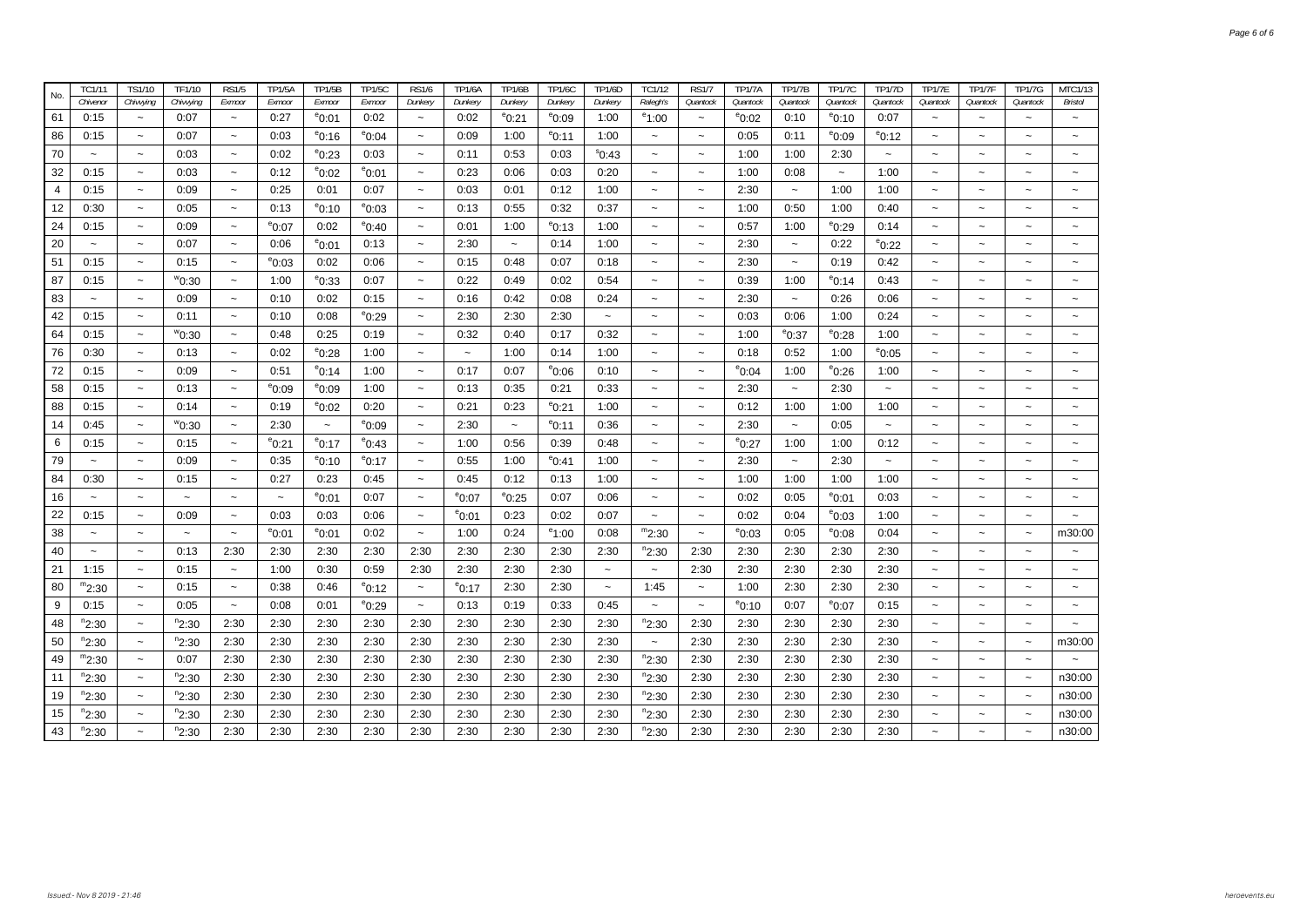| No. | TC1/11 Chivenor | TS1/10 Chivvying | TF1/10 Chivvying | RS1/5 Exmoor | TP1/5A Exmoor | TP1/5B Exmoor | TP1/5C Exmoor | RS1/6 Dunkery | TP1/6A Dunkery | TP1/6B Dunkery | TP1/6C Dunkery | TP1/6D Dunkery | TC1/12 Ralegh's | RS1/7 Quantock | TP1/7A Quantock | TP1/7B Quantock | TP1/7C Quantock | TP1/7D Quantock | TP1/7E Quantock | TP1/7F Quantock | TP1/7G Quantock | MTC1/13 Bristol |
|---|---|---|---|---|---|---|---|---|---|---|---|---|---|---|---|---|---|---|---|---|---|---|
| 61 | 0:15 | ~ | 0:07 | ~ | 0:27 | e0:01 | 0:02 | ~ | 0:02 | e0:21 | e0:09 | 1:00 | e1:00 | ~ | e0:02 | 0:10 | e0:10 | 0:07 | ~ | ~ | ~ | ~ |
| 86 | 0:15 | ~ | 0:07 | ~ | 0:03 | e0:16 | e0:04 | ~ | 0:09 | 1:00 | e0:11 | 1:00 | ~ | ~ | 0:05 | 0:11 | e0:09 | e0:12 | ~ | ~ | ~ | ~ |
| 70 | ~ | ~ | 0:03 | ~ | 0:02 | e0:23 | 0:03 | ~ | 0:11 | 0:53 | 0:03 | s0:43 | ~ | ~ | 1:00 | 1:00 | 2:30 | ~ | ~ | ~ | ~ | ~ |
| 32 | 0:15 | ~ | 0:03 | ~ | 0:12 | e0:02 | e0:01 | ~ | 0:23 | 0:06 | 0:03 | 0:20 | ~ | ~ | 1:00 | 0:08 | ~ | 1:00 | ~ | ~ | ~ | ~ |
| 4 | 0:15 | ~ | 0:09 | ~ | 0:25 | 0:01 | 0:07 | ~ | 0:03 | 0:01 | 0:12 | 1:00 | ~ | ~ | 2:30 | ~ | 1:00 | 1:00 | ~ | ~ | ~ | ~ |
| 12 | 0:30 | ~ | 0:05 | ~ | 0:13 | e0:10 | e0:03 | ~ | 0:13 | 0:55 | 0:32 | 0:37 | ~ | ~ | 1:00 | 0:50 | 1:00 | 0:40 | ~ | ~ | ~ | ~ |
| 24 | 0:15 | ~ | 0:09 | ~ | e0:07 | 0:02 | e0:40 | ~ | 0:01 | 1:00 | e0:13 | 1:00 | ~ | ~ | 0:57 | 1:00 | e0:29 | 0:14 | ~ | ~ | ~ | ~ |
| 20 | ~ | ~ | 0:07 | ~ | 0:06 | e0:01 | 0:13 | ~ | 2:30 | ~ | 0:14 | 1:00 | ~ | ~ | 2:30 | ~ | 0:22 | e0:22 | ~ | ~ | ~ | ~ |
| 51 | 0:15 | ~ | 0:15 | ~ | e0:03 | 0:02 | 0:06 | ~ | 0:15 | 0:48 | 0:07 | 0:18 | ~ | ~ | 2:30 | ~ | 0:19 | 0:42 | ~ | ~ | ~ | ~ |
| 87 | 0:15 | ~ | w0:30 | ~ | 1:00 | e0:33 | 0:07 | ~ | 0:22 | 0:49 | 0:02 | 0:54 | ~ | ~ | 0:39 | 1:00 | e0:14 | 0:43 | ~ | ~ | ~ | ~ |
| 83 | ~ | ~ | 0:09 | ~ | 0:10 | 0:02 | 0:15 | ~ | 0:16 | 0:42 | 0:08 | 0:24 | ~ | ~ | 2:30 | ~ | 0:26 | 0:06 | ~ | ~ | ~ | ~ |
| 42 | 0:15 | ~ | 0:11 | ~ | 0:10 | 0:08 | e0:29 | ~ | 2:30 | 2:30 | 2:30 | ~ | ~ | ~ | 0:03 | 0:06 | 1:00 | 0:24 | ~ | ~ | ~ | ~ |
| 64 | 0:15 | ~ | w0:30 | ~ | 0:48 | 0:25 | 0:19 | ~ | 0:32 | 0:40 | 0:17 | 0:32 | ~ | ~ | 1:00 | e0:37 | e0:28 | 1:00 | ~ | ~ | ~ | ~ |
| 76 | 0:30 | ~ | 0:13 | ~ | 0:02 | e0:28 | 1:00 | ~ | ~ | 1:00 | 0:14 | 1:00 | ~ | ~ | 0:18 | 0:52 | 1:00 | e0:05 | ~ | ~ | ~ | ~ |
| 72 | 0:15 | ~ | 0:09 | ~ | 0:51 | e0:14 | 1:00 | ~ | 0:17 | 0:07 | e0:06 | 0:10 | ~ | ~ | e0:04 | 1:00 | e0:26 | 1:00 | ~ | ~ | ~ | ~ |
| 58 | 0:15 | ~ | 0:13 | ~ | e0:09 | e0:09 | 1:00 | ~ | 0:13 | 0:35 | 0:21 | 0:33 | ~ | ~ | 2:30 | ~ | 2:30 | ~ | ~ | ~ | ~ | ~ |
| 88 | 0:15 | ~ | 0:14 | ~ | 0:19 | e0:02 | 0:20 | ~ | 0:21 | 0:23 | e0:21 | 1:00 | ~ | ~ | 0:12 | 1:00 | 1:00 | 1:00 | ~ | ~ | ~ | ~ |
| 14 | 0:45 | ~ | w0:30 | ~ | 2:30 | ~ | e0:09 | ~ | 2:30 | ~ | e0:11 | 0:36 | ~ | ~ | 2:30 | ~ | 0:05 | ~ | ~ | ~ | ~ | ~ |
| 6 | 0:15 | ~ | 0:15 | ~ | e0:21 | e0:17 | e0:43 | ~ | 1:00 | 0:56 | 0:39 | 0:48 | ~ | ~ | e0:27 | 1:00 | 1:00 | 0:12 | ~ | ~ | ~ | ~ |
| 79 | ~ | ~ | 0:09 | ~ | 0:35 | e0:10 | e0:17 | ~ | 0:55 | 1:00 | e0:41 | 1:00 | ~ | ~ | 2:30 | ~ | 2:30 | ~ | ~ | ~ | ~ | ~ |
| 84 | 0:30 | ~ | 0:15 | ~ | 0:27 | 0:23 | 0:45 | ~ | 0:45 | 0:12 | 0:13 | 1:00 | ~ | ~ | 1:00 | 1:00 | 1:00 | 1:00 | ~ | ~ | ~ | ~ |
| 16 | ~ | ~ | ~ | ~ | ~ | e0:01 | 0:07 | ~ | e0:07 | e0:25 | 0:07 | 0:06 | ~ | ~ | 0:02 | 0:05 | e0:01 | 0:03 | ~ | ~ | ~ | ~ |
| 22 | 0:15 | ~ | 0:09 | ~ | 0:03 | 0:03 | 0:06 | ~ | e0:01 | 0:23 | 0:02 | 0:07 | ~ | ~ | 0:02 | 0:04 | e0:03 | 1:00 | ~ | ~ | ~ | ~ |
| 38 | ~ | ~ | ~ | ~ | e0:01 | e0:01 | 0:02 | ~ | 1:00 | 0:24 | e1:00 | 0:08 | m2:30 | ~ | e0:03 | 0:05 | e0:08 | 0:04 | ~ | ~ | ~ | m30:00 |
| 40 | ~ | ~ | 0:13 | 2:30 | 2:30 | 2:30 | 2:30 | 2:30 | 2:30 | 2:30 | 2:30 | 2:30 | n2:30 | 2:30 | 2:30 | 2:30 | 2:30 | 2:30 | ~ | ~ | ~ | ~ |
| 21 | 1:15 | ~ | 0:15 | ~ | 1:00 | 0:30 | 0:59 | 2:30 | 2:30 | 2:30 | 2:30 | ~ | ~ | 2:30 | 2:30 | 2:30 | 2:30 | 2:30 | ~ | ~ | ~ | ~ |
| 80 | m2:30 | ~ | 0:15 | ~ | 0:38 | 0:46 | e0:12 | ~ | e0:17 | 2:30 | 2:30 | ~ | 1:45 | ~ | 1:00 | 2:30 | 2:30 | 2:30 | ~ | ~ | ~ | ~ |
| 9 | 0:15 | ~ | 0:05 | ~ | 0:08 | 0:01 | e0:29 | ~ | 0:13 | 0:19 | 0:33 | 0:45 | ~ | ~ | e0:10 | 0:07 | e0:07 | 0:15 | ~ | ~ | ~ | ~ |
| 48 | n2:30 | ~ | n2:30 | 2:30 | 2:30 | 2:30 | 2:30 | 2:30 | 2:30 | 2:30 | 2:30 | 2:30 | n2:30 | 2:30 | 2:30 | 2:30 | 2:30 | 2:30 | ~ | ~ | ~ | ~ |
| 50 | n2:30 | ~ | n2:30 | 2:30 | 2:30 | 2:30 | 2:30 | 2:30 | 2:30 | 2:30 | 2:30 | 2:30 | ~ | 2:30 | 2:30 | 2:30 | 2:30 | 2:30 | ~ | ~ | ~ | m30:00 |
| 49 | m2:30 | ~ | 0:07 | 2:30 | 2:30 | 2:30 | 2:30 | 2:30 | 2:30 | 2:30 | 2:30 | 2:30 | n2:30 | 2:30 | 2:30 | 2:30 | 2:30 | 2:30 | ~ | ~ | ~ | ~ |
| 11 | n2:30 | ~ | n2:30 | 2:30 | 2:30 | 2:30 | 2:30 | 2:30 | 2:30 | 2:30 | 2:30 | 2:30 | n2:30 | 2:30 | 2:30 | 2:30 | 2:30 | 2:30 | ~ | ~ | ~ | n30:00 |
| 19 | n2:30 | ~ | n2:30 | 2:30 | 2:30 | 2:30 | 2:30 | 2:30 | 2:30 | 2:30 | 2:30 | 2:30 | n2:30 | 2:30 | 2:30 | 2:30 | 2:30 | 2:30 | ~ | ~ | ~ | n30:00 |
| 15 | n2:30 | ~ | n2:30 | 2:30 | 2:30 | 2:30 | 2:30 | 2:30 | 2:30 | 2:30 | 2:30 | 2:30 | n2:30 | 2:30 | 2:30 | 2:30 | 2:30 | 2:30 | ~ | ~ | ~ | n30:00 |
| 43 | n2:30 | ~ | n2:30 | 2:30 | 2:30 | 2:30 | 2:30 | 2:30 | 2:30 | 2:30 | 2:30 | 2:30 | n2:30 | 2:30 | 2:30 | 2:30 | 2:30 | 2:30 | ~ | ~ | ~ | n30:00 |

Issued:- Nov 8 2019 - 21:46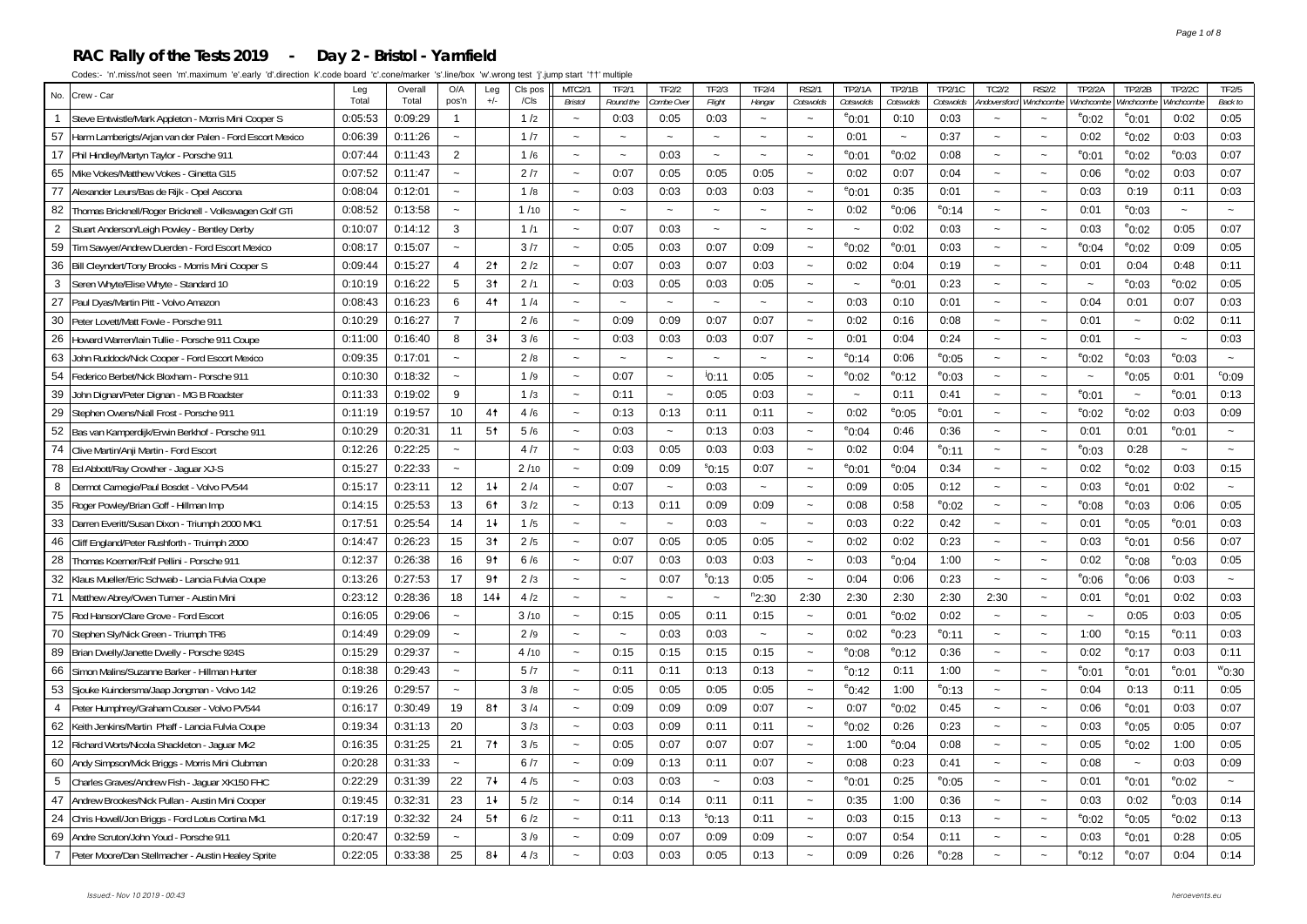# RAC Rally of the Tests 2019 - Day 2 - Bristol - Yarnfield

Codes:- 'n'.miss/not seen 'm'.maximum 'e'.early 'd'.direction 'k'.code board 'c'.cone/marker 's'.line/box 'w'.wrong test 'j'.jump start '††' multiple

| No. | Crew - Car | Leg Total | Overall Total | O/A pos'n | Leg +/- | Cls pos /Cls | MTC2/1 Bristol | TF2/1 Round the | TF2/2 Combe Over | TF2/3 Flight | TF2/4 Hangar | RS2/1 Cotswolds | TP2/1A Cotswolds | TP2/1B Cotswolds | TP2/1C Cotswolds | TC2/2 Andoversford | RS2/2 Winchcombe | TP2/2A Winchcombe | TP2/2B Winchcombe | TP2/2C Winchcombe | TF2/5 Back to |
|---|---|---|---|---|---|---|---|---|---|---|---|---|---|---|---|---|---|---|---|---|---|
| 1 | Steve Entwistle/Mark Appleton - Morris Mini Cooper S | 0:05:53 | 0:09:29 | 1 | | 1 /2 | ~ | 0:03 | 0:05 | 0:03 | ~ | ~ | e0:01 | 0:10 | 0:03 | ~ | ~ | e0:02 | e0:01 | 0:02 | 0:05 |
| 57 | Harm Lamberigts/Arjan van der Palen - Ford Escort Mexico | 0:06:39 | 0:11:26 | ~ | | 1 /7 | ~ | ~ | ~ | ~ | ~ | ~ | 0:01 | ~ | 0:37 | ~ | ~ | 0:02 | e0:02 | 0:03 | 0:03 |
| 17 | Phil Hindley/Martyn Taylor - Porsche 911 | 0:07:44 | 0:11:43 | 2 | | 1 /6 | ~ | ~ | 0:03 | ~ | ~ | ~ | e0:01 | e0:02 | 0:08 | ~ | ~ | e0:01 | e0:02 | e0:03 | 0:07 |
| 65 | Mike Vokes/Matthew Vokes - Ginetta G15 | 0:07:52 | 0:11:47 | ~ | | 2 /7 | ~ | 0:07 | 0:05 | 0:05 | 0:05 | ~ | 0:02 | 0:07 | 0:04 | ~ | ~ | 0:06 | e0:02 | 0:03 | 0:07 |
| 77 | Alexander Leurs/Bas de Rijk - Opel Ascona | 0:08:04 | 0:12:01 | ~ | | 1 /8 | ~ | 0:03 | 0:03 | 0:03 | 0:03 | ~ | e0:01 | 0:35 | 0:01 | ~ | ~ | 0:03 | 0:19 | 0:11 | 0:03 |
| 82 | Thomas Bricknell/Roger Bricknell - Volkswagen Golf GTi | 0:08:52 | 0:13:58 | ~ | | 1 /10 | ~ | ~ | ~ | ~ | ~ | ~ | 0:02 | e0:06 | e0:14 | ~ | ~ | 0:01 | e0:03 | ~ | ~ |
| 2 | Stuart Anderson/Leigh Powley - Bentley Derby | 0:10:07 | 0:14:12 | 3 | | 1 /1 | ~ | 0:07 | 0:03 | ~ | ~ | ~ | ~ | 0:02 | 0:03 | ~ | ~ | 0:03 | e0:02 | 0:05 | 0:07 |
| 59 | Tim Sawyer/Andrew Duerden - Ford Escort Mexico | 0:08:17 | 0:15:07 | ~ | | 3 /7 | ~ | 0:05 | 0:03 | 0:07 | 0:09 | ~ | e0:02 | e0:01 | 0:03 | ~ | ~ | e0:04 | e0:02 | 0:09 | 0:05 |
| 36 | Bill Cleyndert/Tony Brooks - Morris Mini Cooper S | 0:09:44 | 0:15:27 | 4 | 2↑ | 2 /2 | ~ | 0:07 | 0:03 | 0:07 | 0:03 | ~ | 0:02 | 0:04 | 0:19 | ~ | ~ | 0:01 | 0:04 | 0:48 | 0:11 |
| 3 | Seren Whyte/Elise Whyte - Standard 10 | 0:10:19 | 0:16:22 | 5 | 3↑ | 2 /1 | ~ | 0:03 | 0:05 | 0:03 | 0:05 | ~ | ~ | e0:01 | 0:23 | ~ | ~ | ~ | e0:03 | e0:02 | 0:05 |
| 27 | Paul Dyas/Martin Pitt - Volvo Amazon | 0:08:43 | 0:16:23 | 6 | 4↑ | 1 /4 | ~ | ~ | ~ | ~ | ~ | ~ | 0:03 | 0:10 | 0:01 | ~ | ~ | 0:04 | 0:01 | 0:07 | 0:03 |
| 30 | Peter Lovett/Matt Fowle - Porsche 911 | 0:10:29 | 0:16:27 | 7 | | 2 /6 | ~ | 0:09 | 0:09 | 0:07 | 0:07 | ~ | 0:02 | 0:16 | 0:08 | ~ | ~ | 0:01 | ~ | 0:02 | 0:11 |
| 26 | Howard Warren/Iain Tullie - Porsche 911 Coupe | 0:11:00 | 0:16:40 | 8 | 3↓ | 3 /6 | ~ | 0:03 | 0:03 | 0:03 | 0:07 | ~ | 0:01 | 0:04 | 0:24 | ~ | ~ | 0:01 | ~ | ~ | 0:03 |
| 63 | John Ruddock/Nick Cooper - Ford Escort Mexico | 0:09:35 | 0:17:01 | ~ | | 2 /8 | ~ | ~ | ~ | ~ | ~ | ~ | e0:14 | 0:06 | e0:05 | ~ | ~ | e0:02 | e0:03 | e0:03 | ~ |
| 54 | Federico Berbel/Nick Bloxham - Porsche 911 | 0:10:30 | 0:18:32 | ~ | | 1 /9 | ~ | 0:07 | ~ | j0:11 | 0:05 | ~ | e0:02 | e0:12 | e0:03 | ~ | ~ | ~ | e0:05 | 0:01 | c0:09 |
| 39 | John Dignan/Peter Dignan - MG B Roadster | 0:11:33 | 0:19:02 | 9 | | 1 /3 | ~ | 0:11 | ~ | 0:05 | 0:03 | ~ | ~ | 0:11 | 0:41 | ~ | ~ | e0:01 | ~ | e0:01 | 0:13 |
| 29 | Stephen Owens/Niall Frost - Porsche 911 | 0:11:19 | 0:19:57 | 10 | 4↑ | 4 /6 | ~ | 0:13 | 0:13 | 0:11 | 0:11 | ~ | 0:02 | e0:05 | e0:01 | ~ | ~ | e0:02 | e0:02 | 0:03 | 0:09 |
| 52 | Bas van Kamperdijk/Erwin Berkhof - Porsche 911 | 0:10:29 | 0:20:31 | 11 | 5↑ | 5 /6 | ~ | 0:03 | ~ | 0:13 | 0:03 | ~ | e0:04 | 0:46 | 0:36 | ~ | ~ | 0:01 | 0:01 | e0:01 | ~ |
| 74 | Clive Martin/Anji Martin - Ford Escort | 0:12:26 | 0:22:25 | ~ | | 4 /7 | ~ | 0:03 | 0:05 | 0:03 | 0:03 | ~ | 0:02 | 0:04 | e0:11 | ~ | ~ | e0:03 | 0:28 | ~ | ~ |
| 78 | Ed Abbott/Ray Crowther - Jaguar XJ-S | 0:15:27 | 0:22:33 | ~ | | 2 /10 | ~ | 0:09 | 0:09 | s0:15 | 0:07 | ~ | e0:01 | e0:04 | 0:34 | ~ | ~ | 0:02 | e0:02 | 0:03 | 0:15 |
| 8 | Dermot Carnegie/Paul Bosdet - Volvo PV544 | 0:15:17 | 0:23:11 | 12 | 1↓ | 2 /4 | ~ | 0:07 | ~ | 0:03 | ~ | ~ | 0:09 | 0:05 | 0:12 | ~ | ~ | 0:03 | e0:01 | 0:02 | ~ |
| 35 | Roger Powley/Brian Goff - Hillman Imp | 0:14:15 | 0:25:53 | 13 | 6↑ | 3 /2 | ~ | 0:13 | 0:11 | 0:09 | 0:09 | ~ | 0:08 | 0:58 | e0:02 | ~ | ~ | e0:08 | e0:03 | 0:06 | 0:05 |
| 33 | Darren Everitt/Susan Dixon - Triumph 2000 MK1 | 0:17:51 | 0:25:54 | 14 | 1↓ | 1 /5 | ~ | ~ | ~ | 0:03 | ~ | ~ | 0:03 | 0:22 | 0:42 | ~ | ~ | 0:01 | e0:05 | e0:01 | 0:03 |
| 46 | Cliff England/Peter Rushforth - Truimph 2000 | 0:14:47 | 0:26:23 | 15 | 3↑ | 2 /5 | ~ | 0:07 | 0:05 | 0:05 | 0:05 | ~ | 0:02 | 0:02 | 0:23 | ~ | ~ | 0:03 | e0:01 | 0:56 | 0:07 |
| 28 | Thomas Koerner/Rolf Pellini - Porsche 911 | 0:12:37 | 0:26:38 | 16 | 9↑ | 6 /6 | ~ | 0:07 | 0:03 | 0:03 | 0:03 | ~ | 0:03 | e0:04 | 1:00 | ~ | ~ | 0:02 | e0:08 | e0:03 | 0:05 |
| 32 | Klaus Mueller/Eric Schwab - Lancia Fulvia Coupe | 0:13:26 | 0:27:53 | 17 | 9↑ | 2 /3 | ~ | ~ | 0:07 | s0:13 | 0:05 | ~ | 0:04 | 0:06 | 0:23 | ~ | ~ | e0:06 | e0:06 | 0:03 | ~ |
| 71 | Matthew Abrey/Owen Turner - Austin Mini | 0:23:12 | 0:28:36 | 18 | 14↓ | 4 /2 | ~ | ~ | ~ | ~ | n2:30 | 2:30 | 2:30 | 2:30 | 2:30 | 2:30 | ~ | 0:01 | e0:01 | 0:02 | 0:03 |
| 75 | Rod Hanson/Clare Grove - Ford Escort | 0:16:05 | 0:29:06 | ~ | | 3 /10 | ~ | 0:15 | 0:05 | 0:11 | 0:15 | ~ | 0:01 | e0:02 | 0:02 | ~ | ~ | ~ | 0:05 | 0:03 | 0:05 |
| 70 | Stephen Sly/Nick Green - Triumph TR6 | 0:14:49 | 0:29:09 | ~ | | 2 /9 | ~ | ~ | 0:03 | 0:03 | ~ | ~ | 0:02 | e0:23 | e0:11 | ~ | ~ | 1:00 | e0:15 | e0:11 | 0:03 |
| 89 | Brian Dwelly/Janette Dwelly - Porsche 924S | 0:15:29 | 0:29:37 | ~ | | 4 /10 | ~ | 0:15 | 0:15 | 0:15 | 0:15 | ~ | e0:08 | e0:12 | 0:36 | ~ | ~ | 0:02 | e0:17 | 0:03 | 0:11 |
| 66 | Simon Malins/Suzanne Barker - Hillman Hunter | 0:18:38 | 0:29:43 | ~ | | 5 /7 | ~ | 0:11 | 0:11 | 0:13 | 0:13 | ~ | e0:12 | 0:11 | 1:00 | ~ | ~ | e0:01 | e0:01 | e0:01 | w0:30 |
| 53 | Sjouke Kuindersma/Jaap Jongman - Volvo 142 | 0:19:26 | 0:29:57 | ~ | | 3 /8 | ~ | 0:05 | 0:05 | 0:05 | 0:05 | ~ | e0:42 | 1:00 | e0:13 | ~ | ~ | 0:04 | 0:13 | 0:11 | 0:05 |
| 4 | Peter Humphrey/Graham Couser - Volvo PV544 | 0:16:17 | 0:30:49 | 19 | 8↑ | 3 /4 | ~ | 0:09 | 0:09 | 0:09 | 0:07 | ~ | 0:07 | e0:02 | 0:45 | ~ | ~ | 0:06 | e0:01 | 0:03 | 0:07 |
| 62 | Keith Jenkins/Martin Phaff - Lancia Fulvia Coupe | 0:19:34 | 0:31:13 | 20 | | 3 /3 | ~ | 0:03 | 0:09 | 0:11 | 0:11 | ~ | e0:02 | 0:26 | 0:23 | ~ | ~ | 0:03 | e0:05 | 0:05 | 0:07 |
| 12 | Richard Worts/Nicola Shackleton - Jaguar Mk2 | 0:16:35 | 0:31:25 | 21 | 7↑ | 3 /5 | ~ | 0:05 | 0:07 | 0:07 | 0:07 | ~ | 1:00 | e0:04 | 0:08 | ~ | ~ | 0:05 | e0:02 | 1:00 | 0:05 |
| 60 | Andy Simpson/Mick Briggs - Morris Mini Clubman | 0:20:28 | 0:31:33 | ~ | | 6 /7 | ~ | 0:09 | 0:13 | 0:11 | 0:07 | ~ | 0:08 | 0:23 | 0:41 | ~ | ~ | 0:08 | ~ | 0:03 | 0:09 |
| 5 | Charles Graves/Andrew Fish - Jaguar XK150 FHC | 0:22:29 | 0:31:39 | 22 | 7↓ | 4 /5 | ~ | 0:03 | 0:03 | ~ | 0:03 | ~ | e0:01 | 0:25 | e0:05 | ~ | ~ | 0:01 | e0:01 | e0:02 | ~ |
| 47 | Andrew Brookes/Nick Pullan - Austin Mini Cooper | 0:19:45 | 0:32:31 | 23 | 1↓ | 5 /2 | ~ | 0:14 | 0:14 | 0:11 | 0:11 | ~ | 0:35 | 1:00 | 0:36 | ~ | ~ | 0:03 | 0:02 | e0:03 | 0:14 |
| 24 | Chris Howell/Jon Briggs - Ford Lotus Cortina Mk1 | 0:17:19 | 0:32:32 | 24 | 5↑ | 6 /2 | ~ | 0:11 | 0:13 | s0:13 | 0:11 | ~ | 0:03 | 0:15 | 0:13 | ~ | ~ | e0:02 | e0:05 | e0:02 | 0:13 |
| 69 | Andre Scruton/John Youd - Porsche 911 | 0:20:47 | 0:32:59 | ~ | | 3 /9 | ~ | 0:09 | 0:07 | 0:09 | 0:09 | ~ | 0:07 | 0:54 | 0:11 | ~ | ~ | 0:03 | e0:01 | 0:28 | 0:05 |
| 7 | Peter Moore/Dan Stellmacher - Austin Healey Sprite | 0:22:05 | 0:33:38 | 25 | 8↓ | 4 /3 | ~ | 0:03 | 0:03 | 0:05 | 0:13 | ~ | 0:09 | 0:26 | e0:28 | ~ | ~ | e0:12 | e0:07 | 0:04 | 0:14 |

Issued:- Nov 10 2019 - 00:43 heroevents.eu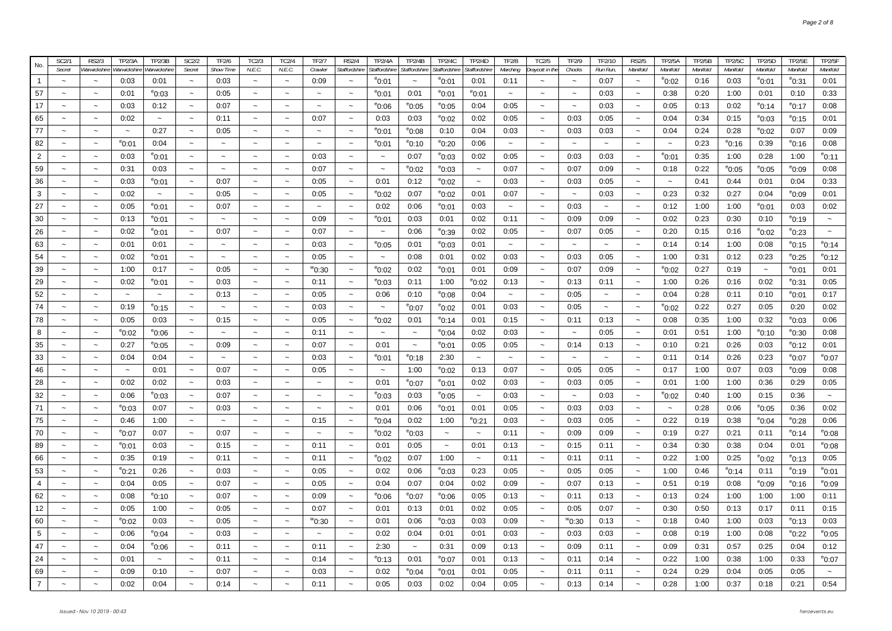| No. | SC2/1 Secret | RS2/3 Warwickshire | TP2/3A Warwickshire | TP2/3B Warwickshire | SC2/2 Secret | TF2/6 Show Time | TC2/3 N.E.C. | TC2/4 N.E.C. | TF2/7 Crawler | RS2/4 Staffordshire | TP2/4A Staffordshire | TP2/4B Staffordshire | TP2/4C Staffordshire | TP2/4D Staffordshire | TF2/8 Marching | TC2/5 Draycott in the | TF2/9 Chocks | TF2/10 Run Run, | RS2/5 Manifold | TP2/5A Manifold | TP2/5B Manifold | TP2/5C Manifold | TP2/5D Manifold | TP2/5E Manifold | TP2/5F Manifold |
|---|---|---|---|---|---|---|---|---|---|---|---|---|---|---|---|---|---|---|---|---|---|---|---|---|---|
| 1 | ~ | ~ | 0:03 | 0:01 | ~ | 0:03 | ~ | ~ | 0:09 | ~ | e0:01 | ~ | e0:01 | 0:01 | 0:11 | ~ | ~ | 0:07 | ~ | e0:02 | 0:16 | 0:03 | e0:01 | e0:31 | 0:01 |
| 57 | ~ | ~ | 0:01 | e0:03 | ~ | 0:05 | ~ | ~ | ~ | ~ | e0:01 | 0:01 | e0:01 | e0:01 | ~ | ~ | ~ | 0:03 | ~ | 0:38 | 0:20 | 1:00 | 0:01 | 0:10 | 0:33 |
| 17 | ~ | ~ | 0:03 | 0:12 | ~ | 0:07 | ~ | ~ | ~ | ~ | e0:06 | e0:05 | e0:05 | 0:04 | 0:05 | ~ | ~ | 0:03 | ~ | 0:05 | 0:13 | 0:02 | e0:14 | e0:17 | 0:08 |
| 65 | ~ | ~ | 0:02 | ~ | ~ | 0:11 | ~ | ~ | 0:07 | ~ | 0:03 | 0:03 | e0:02 | 0:02 | 0:05 | ~ | 0:03 | 0:05 | ~ | 0:04 | 0:34 | 0:15 | e0:03 | e0:15 | 0:01 |
| 77 | ~ | ~ | ~ | 0:27 | ~ | 0:05 | ~ | ~ | ~ | ~ | e0:01 | e0:08 | 0:10 | 0:04 | 0:03 | ~ | 0:03 | 0:03 | ~ | 0:04 | 0:24 | 0:28 | e0:02 | 0:07 | 0:09 |
| 82 | ~ | ~ | e0:01 | 0:04 | ~ | ~ | ~ | ~ | ~ | ~ | e0:01 | e0:10 | e0:20 | 0:06 | ~ | ~ | ~ | ~ | ~ | ~ | 0:23 | e0:16 | 0:39 | e0:16 | 0:08 |
| 2 | ~ | ~ | 0:03 | e0:01 | ~ | ~ | ~ | ~ | 0:03 | ~ | ~ | 0:07 | e0:03 | 0:02 | 0:05 | ~ | 0:03 | 0:03 | ~ | e0:01 | 0:35 | 1:00 | 0:28 | 1:00 | e0:11 |
| 59 | ~ | ~ | 0:31 | 0:03 | ~ | ~ | ~ | ~ | 0:07 | ~ | ~ | e0:02 | e0:03 | ~ | 0:07 | ~ | 0:07 | 0:09 | ~ | 0:18 | 0:22 | e0:05 | e0:05 | e0:09 | 0:08 |
| 36 | ~ | ~ | 0:03 | e0:01 | ~ | 0:07 | ~ | ~ | 0:05 | ~ | 0:01 | 0:12 | e0:02 | ~ | 0:03 | ~ | 0:03 | 0:05 | ~ | ~ | 0:41 | 0:44 | 0:01 | 0:04 | 0:33 |
| 3 | ~ | ~ | 0:02 | ~ | ~ | 0:05 | ~ | ~ | 0:05 | ~ | e0:02 | 0:07 | e0:02 | 0:01 | 0:07 | ~ | ~ | 0:03 | ~ | 0:23 | 0:32 | 0:27 | 0:04 | e0:09 | 0:01 |
| 27 | ~ | ~ | 0:05 | e0:01 | ~ | 0:07 | ~ | ~ | ~ | ~ | 0:02 | 0:06 | e0:01 | 0:03 | ~ | ~ | 0:03 | ~ | ~ | 0:12 | 1:00 | 1:00 | e0:01 | 0:03 | 0:02 |
| 30 | ~ | ~ | 0:13 | e0:01 | ~ | ~ | ~ | ~ | 0:09 | ~ | e0:01 | 0:03 | 0:01 | 0:02 | 0:11 | ~ | 0:09 | 0:09 | ~ | 0:02 | 0:23 | 0:30 | 0:10 | e0:19 | ~ |
| 26 | ~ | ~ | 0:02 | e0:01 | ~ | 0:07 | ~ | ~ | 0:07 | ~ | ~ | 0:06 | e0:39 | 0:02 | 0:05 | ~ | 0:07 | 0:05 | ~ | 0:20 | 0:15 | 0:16 | e0:02 | e0:23 | ~ |
| 63 | ~ | ~ | 0:01 | 0:01 | ~ | ~ | ~ | ~ | 0:03 | ~ | e0:05 | 0:01 | e0:03 | 0:01 | ~ | ~ | ~ | ~ | ~ | 0:14 | 0:14 | 1:00 | 0:08 | e0:15 | e0:14 |
| 54 | ~ | ~ | 0:02 | e0:01 | ~ | ~ | ~ | ~ | 0:05 | ~ | ~ | 0:08 | 0:01 | 0:02 | 0:03 | ~ | 0:03 | 0:05 | ~ | 1:00 | 0:31 | 0:12 | 0:23 | e0:25 | e0:12 |
| 39 | ~ | ~ | 1:00 | 0:17 | ~ | 0:05 | ~ | ~ | w0:30 | ~ | e0:02 | 0:02 | e0:01 | 0:01 | 0:09 | ~ | 0:07 | 0:09 | ~ | e0:02 | 0:27 | 0:19 | ~ | e0:01 | 0:01 |
| 29 | ~ | ~ | 0:02 | e0:01 | ~ | 0:03 | ~ | ~ | 0:11 | ~ | e0:03 | 0:11 | 1:00 | e0:02 | 0:13 | ~ | 0:13 | 0:11 | ~ | 1:00 | 0:26 | 0:16 | 0:02 | e0:31 | 0:05 |
| 52 | ~ | ~ | ~ | ~ | ~ | 0:13 | ~ | ~ | 0:05 | ~ | 0:06 | 0:10 | e0:08 | 0:04 | ~ | ~ | 0:05 | ~ | ~ | 0:04 | 0:28 | 0:11 | 0:10 | e0:01 | 0:17 |
| 74 | ~ | ~ | 0:19 | e0:15 | ~ | ~ | ~ | ~ | 0:03 | ~ | ~ | e0:07 | e0:02 | 0:01 | 0:03 | ~ | 0:05 | ~ | ~ | e0:02 | 0:22 | 0:27 | 0:05 | 0:20 | 0:02 |
| 78 | ~ | ~ | 0:05 | 0:03 | ~ | 0:15 | ~ | ~ | 0:05 | ~ | e0:02 | 0:01 | e0:14 | 0:01 | 0:15 | ~ | 0:11 | 0:13 | ~ | 0:08 | 0:35 | 1:00 | 0:32 | e0:03 | 0:06 |
| 8 | ~ | ~ | e0:02 | e0:06 | ~ | ~ | ~ | ~ | 0:11 | ~ | ~ | ~ | e0:04 | 0:02 | 0:03 | ~ | ~ | 0:05 | ~ | 0:01 | 0:51 | 1:00 | e0:10 | e0:30 | 0:08 |
| 35 | ~ | ~ | 0:27 | e0:05 | ~ | 0:09 | ~ | ~ | 0:07 | ~ | 0:01 | ~ | e0:01 | 0:05 | 0:05 | ~ | 0:14 | 0:13 | ~ | 0:10 | 0:21 | 0:26 | 0:03 | e0:12 | 0:01 |
| 33 | ~ | ~ | 0:04 | 0:04 | ~ | ~ | ~ | ~ | 0:03 | ~ | e0:01 | e0:18 | 2:30 | ~ | ~ | ~ | ~ | ~ | ~ | 0:11 | 0:14 | 0:26 | 0:23 | e0:07 | e0:07 |
| 46 | ~ | ~ | ~ | 0:01 | ~ | 0:07 | ~ | ~ | 0:05 | ~ | ~ | 1:00 | e0:02 | 0:13 | 0:07 | ~ | 0:05 | 0:05 | ~ | 0:17 | 1:00 | 0:07 | 0:03 | e0:09 | 0:08 |
| 28 | ~ | ~ | 0:02 | 0:02 | ~ | 0:03 | ~ | ~ | ~ | ~ | 0:01 | e0:07 | e0:01 | 0:02 | 0:03 | ~ | 0:03 | 0:05 | ~ | 0:01 | 1:00 | 1:00 | 0:36 | 0:29 | 0:05 |
| 32 | ~ | ~ | 0:06 | e0:03 | ~ | 0:07 | ~ | ~ | ~ | ~ | e0:03 | 0:03 | e0:05 | ~ | 0:03 | ~ | ~ | 0:03 | ~ | e0:02 | 0:40 | 1:00 | 0:15 | 0:36 | ~ |
| 71 | ~ | ~ | e0:03 | 0:07 | ~ | 0:03 | ~ | ~ | ~ | ~ | 0:01 | 0:06 | e0:01 | 0:01 | 0:05 | ~ | 0:03 | 0:03 | ~ | ~ | 0:28 | 0:06 | e0:05 | 0:36 | 0:02 |
| 75 | ~ | ~ | 0:46 | 1:00 | ~ | ~ | ~ | ~ | 0:15 | ~ | e0:04 | 0:02 | 1:00 | e0:21 | 0:03 | ~ | 0:03 | 0:05 | ~ | 0:22 | 0:19 | 0:38 | e0:04 | e0:28 | 0:06 |
| 70 | ~ | ~ | e0:07 | 0:07 | ~ | 0:07 | ~ | ~ | ~ | ~ | e0:02 | e0:03 | ~ | ~ | 0:11 | ~ | 0:09 | 0:09 | ~ | 0:19 | 0:27 | 0:21 | 0:11 | e0:14 | e0:08 |
| 89 | ~ | ~ | e0:01 | 0:03 | ~ | 0:15 | ~ | ~ | 0:11 | ~ | 0:01 | 0:05 | ~ | 0:01 | 0:13 | ~ | 0:15 | 0:11 | ~ | 0:34 | 0:30 | 0:38 | 0:04 | 0:01 | e0:08 |
| 66 | ~ | ~ | 0:35 | 0:19 | ~ | 0:11 | ~ | ~ | 0:11 | ~ | e0:02 | 0:07 | 1:00 | ~ | 0:11 | ~ | 0:11 | 0:11 | ~ | 0:22 | 1:00 | 0:25 | e0:02 | e0:13 | 0:05 |
| 53 | ~ | ~ | e0:21 | 0:26 | ~ | 0:03 | ~ | ~ | 0:05 | ~ | 0:02 | 0:06 | e0:03 | 0:23 | 0:05 | ~ | 0:05 | 0:05 | ~ | 1:00 | 0:46 | e0:14 | 0:11 | e0:19 | e0:01 |
| 4 | ~ | ~ | 0:04 | 0:05 | ~ | 0:07 | ~ | ~ | 0:05 | ~ | 0:04 | 0:07 | 0:04 | 0:02 | 0:09 | ~ | 0:07 | 0:13 | ~ | 0:51 | 0:19 | 0:08 | e0:09 | e0:16 | e0:09 |
| 62 | ~ | ~ | 0:08 | e0:10 | ~ | 0:07 | ~ | ~ | 0:09 | ~ | e0:06 | e0:07 | e0:06 | 0:05 | 0:13 | ~ | 0:11 | 0:13 | ~ | 0:13 | 0:24 | 1:00 | 1:00 | 1:00 | 0:11 |
| 12 | ~ | ~ | 0:05 | 1:00 | ~ | 0:05 | ~ | ~ | 0:07 | ~ | 0:01 | 0:13 | 0:01 | 0:02 | 0:05 | ~ | 0:05 | 0:07 | ~ | 0:30 | 0:50 | 0:13 | 0:17 | 0:11 | 0:15 |
| 60 | ~ | ~ | e0:02 | 0:03 | ~ | 0:05 | ~ | ~ | w0:30 | ~ | 0:01 | 0:06 | e0:03 | 0:03 | 0:09 | ~ | w0:30 | 0:13 | ~ | 0:18 | 0:40 | 1:00 | 0:03 | e0:13 | 0:03 |
| 5 | ~ | ~ | 0:06 | e0:04 | ~ | 0:03 | ~ | ~ | ~ | ~ | 0:02 | 0:04 | 0:01 | 0:01 | 0:03 | ~ | 0:03 | 0:03 | ~ | 0:08 | 0:19 | 1:00 | 0:08 | e0:22 | e0:05 |
| 47 | ~ | ~ | 0:04 | e0:06 | ~ | 0:11 | ~ | ~ | 0:11 | ~ | 2:30 | ~ | 0:31 | 0:09 | 0:13 | ~ | 0:09 | 0:11 | ~ | 0:09 | 0:31 | 0:57 | 0:25 | 0:04 | 0:12 |
| 24 | ~ | ~ | 0:01 | ~ | ~ | 0:11 | ~ | ~ | 0:14 | ~ | e0:13 | 0:01 | e0:07 | 0:01 | 0:13 | ~ | 0:11 | 0:14 | ~ | 0:22 | 1:00 | 0:38 | 1:00 | 0:33 | e0:07 |
| 69 | ~ | ~ | 0:09 | 0:10 | ~ | 0:07 | ~ | ~ | 0:03 | ~ | 0:02 | e0:04 | e0:01 | 0:01 | 0:05 | ~ | 0:11 | 0:11 | ~ | 0:24 | 0:29 | 0:04 | 0:05 | 0:05 | ~ |
| 7 | ~ | ~ | 0:02 | 0:04 | ~ | 0:14 | ~ | ~ | 0:11 | ~ | 0:05 | 0:03 | 0:02 | 0:04 | 0:05 | ~ | 0:13 | 0:14 | ~ | 0:28 | 1:00 | 0:37 | 0:18 | 0:21 | 0:54 |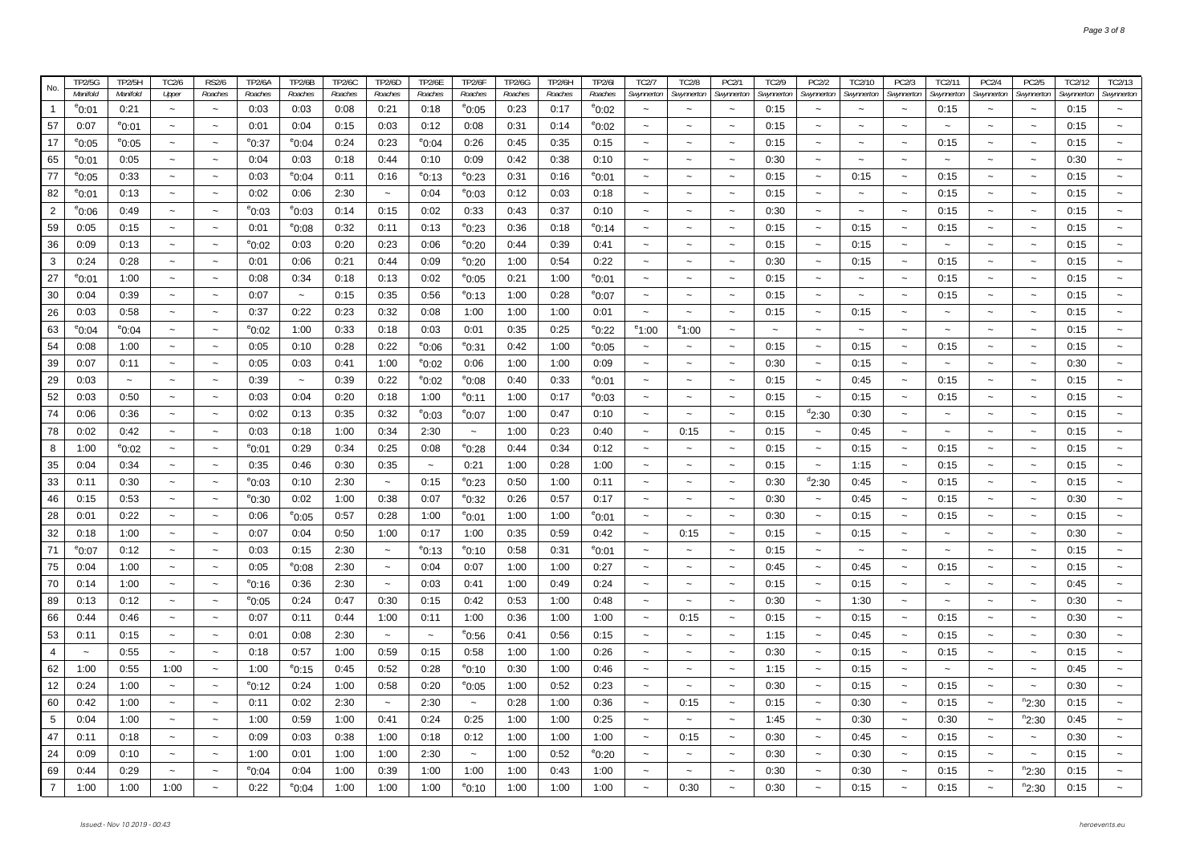| No. | TP2/5G | TP2/5H | TC2/6 | RS2/6 | TP2/6A | TP2/6B | TP2/6C | TP2/6D | TP2/6E | TP2/6F | TP2/6G | TP2/6H | TP2/6I | TC2/7 | TC2/8 | PC2/1 | TC2/9 | PC2/2 | TC2/10 | PC2/3 | TC2/11 | PC2/4 | PC2/5 | TC2/12 | TC2/13 |
|---|---|---|---|---|---|---|---|---|---|---|---|---|---|---|---|---|---|---|---|---|---|---|---|---|---|
| | Manifold | Manifold | Upper | Roaches | Roaches | Roaches | Roaches | Roaches | Roaches | Roaches | Roaches | Roaches | Roaches | Swynnerton | Swynnerton | Swynnerton | Swynnerton | Swynnerton | Swynnerton | Swynnerton | Swynnerton | Swynnerton | Swynnerton | Swynnerton | Swynnerton |
| 1 | e0:01 | 0:21 | ~ | ~ | 0:03 | 0:03 | 0:08 | 0:21 | 0:18 | e0:05 | 0:23 | 0:17 | e0:02 | ~ | ~ | ~ | 0:15 | ~ | ~ | ~ | 0:15 | ~ | ~ | 0:15 | ~ |
| 57 | 0:07 | e0:01 | ~ | ~ | 0:01 | 0:04 | 0:15 | 0:03 | 0:12 | 0:08 | 0:31 | 0:14 | e0:02 | ~ | ~ | ~ | 0:15 | ~ | ~ | ~ | ~ | ~ | ~ | 0:15 | ~ |
| 17 | e0:05 | e0:05 | ~ | ~ | e0:37 | e0:04 | 0:24 | 0:23 | e0:04 | 0:26 | 0:45 | 0:35 | 0:15 | ~ | ~ | ~ | 0:15 | ~ | ~ | ~ | 0:15 | ~ | ~ | 0:15 | ~ |
| 65 | e0:01 | 0:05 | ~ | ~ | 0:04 | 0:03 | 0:18 | 0:44 | 0:10 | 0:09 | 0:42 | 0:38 | 0:10 | ~ | ~ | ~ | 0:30 | ~ | ~ | ~ | ~ | ~ | ~ | 0:30 | ~ |
| 77 | e0:05 | 0:33 | ~ | ~ | 0:03 | e0:04 | 0:11 | 0:16 | e0:13 | e0:23 | 0:31 | 0:16 | e0:01 | ~ | ~ | ~ | 0:15 | ~ | 0:15 | ~ | 0:15 | ~ | ~ | 0:15 | ~ |
| 82 | e0:01 | 0:13 | ~ | ~ | 0:02 | 0:06 | 2:30 | ~ | 0:04 | e0:03 | 0:12 | 0:03 | 0:18 | ~ | ~ | ~ | 0:15 | ~ | ~ | ~ | 0:15 | ~ | ~ | 0:15 | ~ |
| 2 | e0:06 | 0:49 | ~ | ~ | e0:03 | e0:03 | 0:14 | 0:15 | 0:02 | 0:33 | 0:43 | 0:37 | 0:10 | ~ | ~ | ~ | 0:30 | ~ | ~ | ~ | 0:15 | ~ | ~ | 0:15 | ~ |
| 59 | 0:05 | 0:15 | ~ | ~ | 0:01 | e0:08 | 0:32 | 0:11 | 0:13 | e0:23 | 0:36 | 0:18 | e0:14 | ~ | ~ | ~ | 0:15 | ~ | 0:15 | ~ | 0:15 | ~ | ~ | 0:15 | ~ |
| 36 | 0:09 | 0:13 | ~ | ~ | e0:02 | 0:03 | 0:20 | 0:23 | 0:06 | e0:20 | 0:44 | 0:39 | 0:41 | ~ | ~ | ~ | 0:15 | ~ | 0:15 | ~ | ~ | ~ | ~ | 0:15 | ~ |
| 3 | 0:24 | 0:28 | ~ | ~ | 0:01 | 0:06 | 0:21 | 0:44 | 0:09 | e0:20 | 1:00 | 0:54 | 0:22 | ~ | ~ | ~ | 0:30 | ~ | 0:15 | ~ | 0:15 | ~ | ~ | 0:15 | ~ |
| 27 | e0:01 | 1:00 | ~ | ~ | 0:08 | 0:34 | 0:18 | 0:13 | 0:02 | e0:05 | 0:21 | 1:00 | e0:01 | ~ | ~ | ~ | 0:15 | ~ | ~ | ~ | 0:15 | ~ | ~ | 0:15 | ~ |
| 30 | 0:04 | 0:39 | ~ | ~ | 0:07 | ~ | 0:15 | 0:35 | 0:56 | e0:13 | 1:00 | 0:28 | e0:07 | ~ | ~ | ~ | 0:15 | ~ | ~ | ~ | 0:15 | ~ | ~ | 0:15 | ~ |
| 26 | 0:03 | 0:58 | ~ | ~ | 0:37 | 0:22 | 0:23 | 0:32 | 0:08 | 1:00 | 1:00 | 1:00 | 0:01 | ~ | ~ | ~ | 0:15 | ~ | 0:15 | ~ | ~ | ~ | ~ | 0:15 | ~ |
| 63 | e0:04 | e0:04 | ~ | ~ | e0:02 | 1:00 | 0:33 | 0:18 | 0:03 | 0:01 | 0:35 | 0:25 | e0:22 | e1:00 | e1:00 | ~ | ~ | ~ | ~ | ~ | ~ | ~ | ~ | 0:15 | ~ |
| 54 | 0:08 | 1:00 | ~ | ~ | 0:05 | 0:10 | 0:28 | 0:22 | e0:06 | e0:31 | 0:42 | 1:00 | e0:05 | ~ | ~ | ~ | 0:15 | ~ | 0:15 | ~ | 0:15 | ~ | ~ | 0:15 | ~ |
| 39 | 0:07 | 0:11 | ~ | ~ | 0:05 | 0:03 | 0:41 | 1:00 | e0:02 | 0:06 | 1:00 | 1:00 | 0:09 | ~ | ~ | ~ | 0:30 | ~ | 0:15 | ~ | ~ | ~ | ~ | 0:30 | ~ |
| 29 | 0:03 | ~ | ~ | ~ | 0:39 | ~ | 0:39 | 0:22 | e0:02 | e0:08 | 0:40 | 0:33 | e0:01 | ~ | ~ | ~ | 0:15 | ~ | 0:45 | ~ | 0:15 | ~ | ~ | 0:15 | ~ |
| 52 | 0:03 | 0:50 | ~ | ~ | 0:03 | 0:04 | 0:20 | 0:18 | 1:00 | e0:11 | 1:00 | 0:17 | e0:03 | ~ | ~ | ~ | 0:15 | ~ | 0:15 | ~ | 0:15 | ~ | ~ | 0:15 | ~ |
| 74 | 0:06 | 0:36 | ~ | ~ | 0:02 | 0:13 | 0:35 | 0:32 | e0:03 | e0:07 | 1:00 | 0:47 | 0:10 | ~ | ~ | ~ | 0:15 | d2:30 | 0:30 | ~ | ~ | ~ | ~ | 0:15 | ~ |
| 78 | 0:02 | 0:42 | ~ | ~ | 0:03 | 0:18 | 1:00 | 0:34 | 2:30 | ~ | 1:00 | 0:23 | 0:40 | ~ | 0:15 | ~ | 0:15 | ~ | 0:45 | ~ | ~ | ~ | ~ | 0:15 | ~ |
| 8 | 1:00 | e0:02 | ~ | ~ | e0:01 | 0:29 | 0:34 | 0:25 | 0:08 | e0:28 | 0:44 | 0:34 | 0:12 | ~ | ~ | ~ | 0:15 | ~ | 0:15 | ~ | 0:15 | ~ | ~ | 0:15 | ~ |
| 35 | 0:04 | 0:34 | ~ | ~ | 0:35 | 0:46 | 0:30 | 0:35 | ~ | 0:21 | 1:00 | 0:28 | 1:00 | ~ | ~ | ~ | 0:15 | ~ | 1:15 | ~ | 0:15 | ~ | ~ | 0:15 | ~ |
| 33 | 0:11 | 0:30 | ~ | ~ | e0:03 | 0:10 | 2:30 | ~ | 0:15 | e0:23 | 0:50 | 1:00 | 0:11 | ~ | ~ | ~ | 0:30 | d2:30 | 0:45 | ~ | 0:15 | ~ | ~ | 0:15 | ~ |
| 46 | 0:15 | 0:53 | ~ | ~ | e0:30 | 0:02 | 1:00 | 0:38 | 0:07 | e0:32 | 0:26 | 0:57 | 0:17 | ~ | ~ | ~ | 0:30 | ~ | 0:45 | ~ | 0:15 | ~ | ~ | 0:30 | ~ |
| 28 | 0:01 | 0:22 | ~ | ~ | 0:06 | e0:05 | 0:57 | 0:28 | 1:00 | e0:01 | 1:00 | 1:00 | e0:01 | ~ | ~ | ~ | 0:30 | ~ | 0:15 | ~ | 0:15 | ~ | ~ | 0:15 | ~ |
| 32 | 0:18 | 1:00 | ~ | ~ | 0:07 | 0:04 | 0:50 | 1:00 | 0:17 | 1:00 | 0:35 | 0:59 | 0:42 | ~ | 0:15 | ~ | 0:15 | ~ | 0:15 | ~ | ~ | ~ | ~ | 0:30 | ~ |
| 71 | e0:07 | 0:12 | ~ | ~ | 0:03 | 0:15 | 2:30 | ~ | e0:13 | e0:10 | 0:58 | 0:31 | e0:01 | ~ | ~ | ~ | 0:15 | ~ | ~ | ~ | ~ | ~ | ~ | 0:15 | ~ |
| 75 | 0:04 | 1:00 | ~ | ~ | 0:05 | e0:08 | 2:30 | ~ | 0:04 | 0:07 | 1:00 | 1:00 | 0:27 | ~ | ~ | ~ | 0:45 | ~ | 0:45 | ~ | 0:15 | ~ | ~ | 0:15 | ~ |
| 70 | 0:14 | 1:00 | ~ | ~ | e0:16 | 0:36 | 2:30 | ~ | 0:03 | 0:41 | 1:00 | 0:49 | 0:24 | ~ | ~ | ~ | 0:15 | ~ | 0:15 | ~ | ~ | ~ | ~ | 0:45 | ~ |
| 89 | 0:13 | 0:12 | ~ | ~ | e0:05 | 0:24 | 0:47 | 0:30 | 0:15 | 0:42 | 0:53 | 1:00 | 0:48 | ~ | ~ | ~ | 0:30 | ~ | 1:30 | ~ | ~ | ~ | ~ | 0:30 | ~ |
| 66 | 0:44 | 0:46 | ~ | ~ | 0:07 | 0:11 | 0:44 | 1:00 | 0:11 | 1:00 | 0:36 | 1:00 | 1:00 | ~ | 0:15 | ~ | 0:15 | ~ | 0:15 | ~ | 0:15 | ~ | ~ | 0:30 | ~ |
| 53 | 0:11 | 0:15 | ~ | ~ | 0:01 | 0:08 | 2:30 | ~ | ~ | e0:56 | 0:41 | 0:56 | 0:15 | ~ | ~ | ~ | 1:15 | ~ | 0:45 | ~ | 0:15 | ~ | ~ | 0:30 | ~ |
| 4 | ~ | 0:55 | ~ | ~ | 0:18 | 0:57 | 1:00 | 0:59 | 0:15 | 0:58 | 1:00 | 1:00 | 0:26 | ~ | ~ | ~ | 0:30 | ~ | 0:15 | ~ | 0:15 | ~ | ~ | 0:15 | ~ |
| 62 | 1:00 | 0:55 | 1:00 | ~ | 1:00 | e0:15 | 0:45 | 0:52 | 0:28 | e0:10 | 0:30 | 1:00 | 0:46 | ~ | ~ | ~ | 1:15 | ~ | 0:15 | ~ | ~ | ~ | ~ | 0:45 | ~ |
| 12 | 0:24 | 1:00 | ~ | ~ | e0:12 | 0:24 | 1:00 | 0:58 | 0:20 | e0:05 | 1:00 | 0:52 | 0:23 | ~ | ~ | ~ | 0:30 | ~ | 0:15 | ~ | 0:15 | ~ | ~ | 0:30 | ~ |
| 60 | 0:42 | 1:00 | ~ | ~ | 0:11 | 0:02 | 2:30 | ~ | 2:30 | ~ | 0:28 | 1:00 | 0:36 | ~ | 0:15 | ~ | 0:15 | ~ | 0:30 | ~ | 0:15 | ~ | n2:30 | 0:15 | ~ |
| 5 | 0:04 | 1:00 | ~ | ~ | 1:00 | 0:59 | 1:00 | 0:41 | 0:24 | 0:25 | 1:00 | 1:00 | 0:25 | ~ | ~ | ~ | 1:45 | ~ | 0:30 | ~ | 0:30 | ~ | n2:30 | 0:45 | ~ |
| 47 | 0:11 | 0:18 | ~ | ~ | 0:09 | 0:03 | 0:38 | 1:00 | 0:18 | 0:12 | 1:00 | 1:00 | 1:00 | ~ | 0:15 | ~ | 0:30 | ~ | 0:45 | ~ | 0:15 | ~ | ~ | 0:30 | ~ |
| 24 | 0:09 | 0:10 | ~ | ~ | 1:00 | 0:01 | 1:00 | 1:00 | 2:30 | ~ | 1:00 | 0:52 | e0:20 | ~ | ~ | ~ | 0:30 | ~ | 0:30 | ~ | 0:15 | ~ | ~ | 0:15 | ~ |
| 69 | 0:44 | 0:29 | ~ | ~ | e0:04 | 0:04 | 1:00 | 0:39 | 1:00 | 1:00 | 1:00 | 0:43 | 1:00 | ~ | ~ | ~ | 0:30 | ~ | 0:30 | ~ | 0:15 | ~ | n2:30 | 0:15 | ~ |
| 7 | 1:00 | 1:00 | 1:00 | ~ | 0:22 | e0:04 | 1:00 | 1:00 | 1:00 | e0:10 | 1:00 | 1:00 | 1:00 | ~ | 0:30 | ~ | 0:30 | ~ | 0:15 | ~ | 0:15 | ~ | n2:30 | 0:15 | ~ |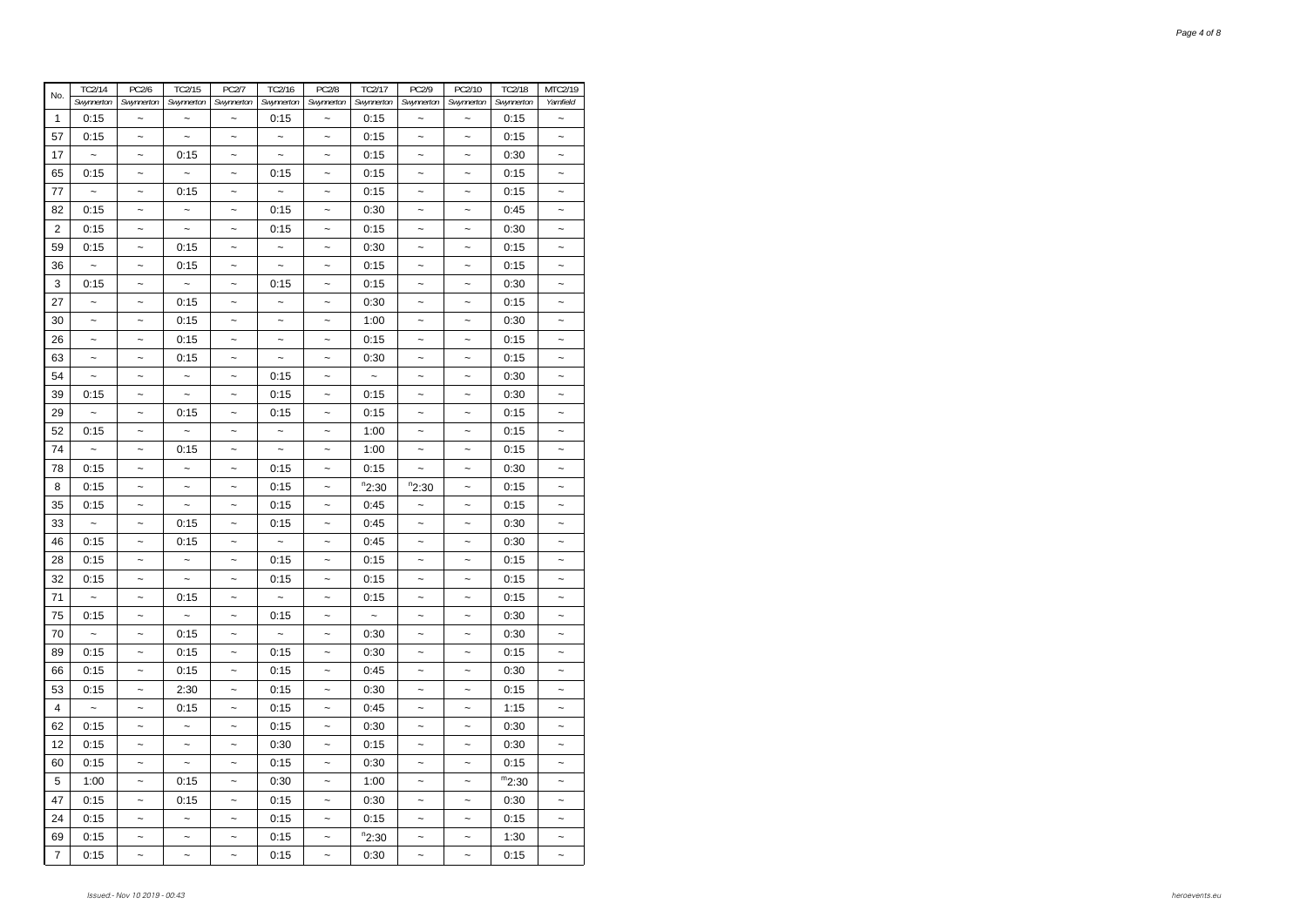| No. | TC2/14 Swynnerton | PC2/6 Swynnerton | TC2/15 Swynnerton | PC2/7 Swynnerton | TC2/16 Swynnerton | PC2/8 Swynnerton | TC2/17 Swynnerton | PC2/9 Swynnerton | PC2/10 Swynnerton | TC2/18 Swynnerton | MTC2/19 Yarnfield |
|---|---|---|---|---|---|---|---|---|---|---|---|
| 1 | 0:15 | ~ | ~ | ~ | 0:15 | ~ | 0:15 | ~ | ~ | 0:15 | ~ |
| 57 | 0:15 | ~ | ~ | ~ | ~ | ~ | 0:15 | ~ | ~ | 0:15 | ~ |
| 17 | ~ | ~ | 0:15 | ~ | ~ | ~ | 0:15 | ~ | ~ | 0:30 | ~ |
| 65 | 0:15 | ~ | ~ | ~ | 0:15 | ~ | 0:15 | ~ | ~ | 0:15 | ~ |
| 77 | ~ | ~ | 0:15 | ~ | ~ | ~ | 0:15 | ~ | ~ | 0:15 | ~ |
| 82 | 0:15 | ~ | ~ | ~ | 0:15 | ~ | 0:30 | ~ | ~ | 0:45 | ~ |
| 2 | 0:15 | ~ | ~ | ~ | 0:15 | ~ | 0:15 | ~ | ~ | 0:30 | ~ |
| 59 | 0:15 | ~ | 0:15 | ~ | ~ | ~ | 0:30 | ~ | ~ | 0:15 | ~ |
| 36 | ~ | ~ | 0:15 | ~ | ~ | ~ | 0:15 | ~ | ~ | 0:15 | ~ |
| 3 | 0:15 | ~ | ~ | ~ | 0:15 | ~ | 0:15 | ~ | ~ | 0:30 | ~ |
| 27 | ~ | ~ | 0:15 | ~ | ~ | ~ | 0:30 | ~ | ~ | 0:15 | ~ |
| 30 | ~ | ~ | 0:15 | ~ | ~ | ~ | 1:00 | ~ | ~ | 0:30 | ~ |
| 26 | ~ | ~ | 0:15 | ~ | ~ | ~ | 0:15 | ~ | ~ | 0:15 | ~ |
| 63 | ~ | ~ | 0:15 | ~ | ~ | ~ | 0:30 | ~ | ~ | 0:15 | ~ |
| 54 | ~ | ~ | ~ | ~ | 0:15 | ~ | ~ | ~ | ~ | 0:30 | ~ |
| 39 | 0:15 | ~ | ~ | ~ | 0:15 | ~ | 0:15 | ~ | ~ | 0:30 | ~ |
| 29 | ~ | ~ | 0:15 | ~ | 0:15 | ~ | 0:15 | ~ | ~ | 0:15 | ~ |
| 52 | 0:15 | ~ | ~ | ~ | ~ | ~ | 1:00 | ~ | ~ | 0:15 | ~ |
| 74 | ~ | ~ | 0:15 | ~ | ~ | ~ | 1:00 | ~ | ~ | 0:15 | ~ |
| 78 | 0:15 | ~ | ~ | ~ | 0:15 | ~ | 0:15 | ~ | ~ | 0:30 | ~ |
| 8 | 0:15 | ~ | ~ | ~ | 0:15 | ~ | [n]2:30 | [n]2:30 | ~ | 0:15 | ~ |
| 35 | 0:15 | ~ | ~ | ~ | 0:15 | ~ | 0:45 | ~ | ~ | 0:15 | ~ |
| 33 | ~ | ~ | 0:15 | ~ | 0:15 | ~ | 0:45 | ~ | ~ | 0:30 | ~ |
| 46 | 0:15 | ~ | 0:15 | ~ | ~ | ~ | 0:45 | ~ | ~ | 0:30 | ~ |
| 28 | 0:15 | ~ | ~ | ~ | 0:15 | ~ | 0:15 | ~ | ~ | 0:15 | ~ |
| 32 | 0:15 | ~ | ~ | ~ | 0:15 | ~ | 0:15 | ~ | ~ | 0:15 | ~ |
| 71 | ~ | ~ | 0:15 | ~ | ~ | ~ | 0:15 | ~ | ~ | 0:15 | ~ |
| 75 | 0:15 | ~ | ~ | ~ | 0:15 | ~ | ~ | ~ | ~ | 0:30 | ~ |
| 70 | ~ | ~ | 0:15 | ~ | ~ | ~ | 0:30 | ~ | ~ | 0:30 | ~ |
| 89 | 0:15 | ~ | 0:15 | ~ | 0:15 | ~ | 0:30 | ~ | ~ | 0:15 | ~ |
| 66 | 0:15 | ~ | 0:15 | ~ | 0:15 | ~ | 0:45 | ~ | ~ | 0:30 | ~ |
| 53 | 0:15 | ~ | 2:30 | ~ | 0:15 | ~ | 0:30 | ~ | ~ | 0:15 | ~ |
| 4 | ~ | ~ | 0:15 | ~ | 0:15 | ~ | 0:45 | ~ | ~ | 1:15 | ~ |
| 62 | 0:15 | ~ | ~ | ~ | 0:15 | ~ | 0:30 | ~ | ~ | 0:30 | ~ |
| 12 | 0:15 | ~ | ~ | ~ | 0:30 | ~ | 0:15 | ~ | ~ | 0:30 | ~ |
| 60 | 0:15 | ~ | ~ | ~ | 0:15 | ~ | 0:30 | ~ | ~ | 0:15 | ~ |
| 5 | 1:00 | ~ | 0:15 | ~ | 0:30 | ~ | 1:00 | ~ | ~ | [m]2:30 | ~ |
| 47 | 0:15 | ~ | 0:15 | ~ | 0:15 | ~ | 0:30 | ~ | ~ | 0:30 | ~ |
| 24 | 0:15 | ~ | ~ | ~ | 0:15 | ~ | 0:15 | ~ | ~ | 0:15 | ~ |
| 69 | 0:15 | ~ | ~ | ~ | 0:15 | ~ | [n]2:30 | ~ | ~ | 1:30 | ~ |
| 7 | 0:15 | ~ | ~ | ~ | 0:15 | ~ | 0:30 | ~ | ~ | 0:15 | ~ |

Issued:- Nov 10 2019 - 00:43

heroevents.eu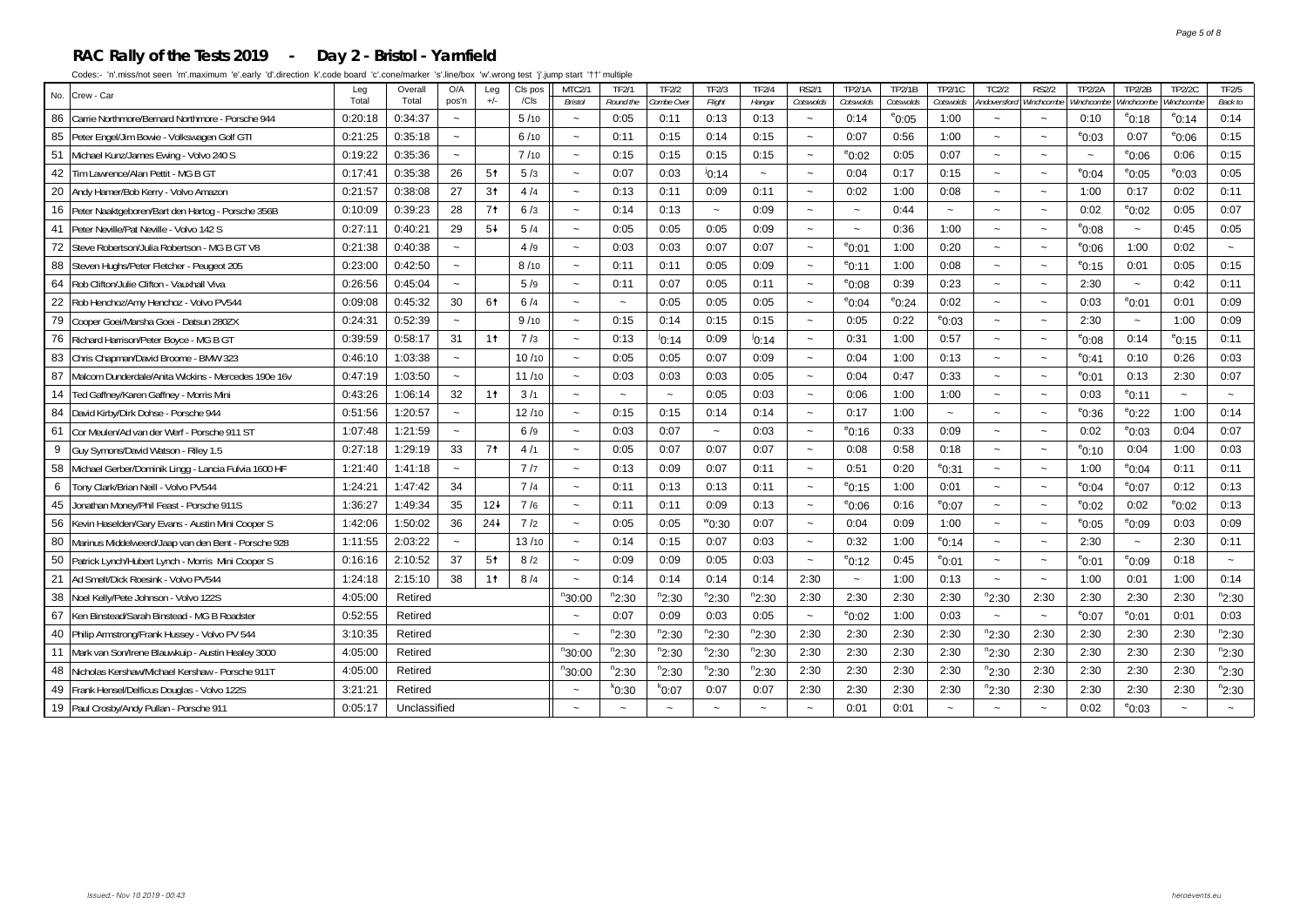# RAC Rally of the Tests 2019 - Day 2 - Bristol - Yarnfield

Codes:- 'n'.miss/not seen 'm'.maximum 'e'.early 'd'.direction 'k'.code board 'c'.cone/marker 's'.line/box 'w'.wrong test 'j'.jump start '†' multiple

| No. | Crew - Car | Leg Total | Overall Total | O/A pos'n | Leg +/- | Cls pos /Cls | MTC2/1 Bristol | TF2/1 Round the | TF2/2 Combe Over | TF2/3 Flight | TF2/4 Hangar | RS2/1 Cotswolds | TP2/1A Cotswolds | TP2/1B Cotswolds | TP2/1C Cotswolds | TC2/2 Andoversford | RS2/2 Winchcombe | TP2/2A Winchcombe | TP2/2B Winchcombe | TP2/2C Winchcombe | TF2/5 Back to |
|---|---|---|---|---|---|---|---|---|---|---|---|---|---|---|---|---|---|---|---|---|---|
| 86 | Carrie Northmore/Bernard Northmore - Porsche 944 | 0:20:18 | 0:34:37 | ~ | | 5 /10 | ~ | 0:05 | 0:11 | 0:13 | 0:13 | ~ | 0:14 | e0:05 | 1:00 | ~ | ~ | 0:10 | e0:18 | e0:14 | 0:14 |
| 85 | Peter Engel/Jim Bowie - Volkswagen Golf GTI | 0:21:25 | 0:35:18 | ~ | | 6 /10 | ~ | 0:11 | 0:15 | 0:14 | 0:15 | ~ | 0:07 | 0:56 | 1:00 | ~ | ~ | e0:03 | 0:07 | e0:06 | 0:15 |
| 51 | Michael Kunz/James Ewing - Volvo 240 S | 0:19:22 | 0:35:36 | ~ | | 7 /10 | ~ | 0:15 | 0:15 | 0:15 | 0:15 | ~ | e0:02 | 0:05 | 0:07 | ~ | ~ | ~ | e0:06 | 0:06 | 0:15 |
| 42 | Tim Lawrence/Alan Pettit - MG B GT | 0:17:41 | 0:35:38 | 26 | 5↑ | 5 /3 | ~ | 0:07 | 0:03 | j0:14 | ~ | ~ | 0:04 | 0:17 | 0:15 | ~ | ~ | e0:04 | e0:05 | e0:03 | 0:05 |
| 20 | Andy Hamer/Bob Kerry - Volvo Amazon | 0:21:57 | 0:38:08 | 27 | 3↑ | 4 /4 | ~ | 0:13 | 0:11 | 0:09 | 0:11 | ~ | 0:02 | 1:00 | 0:08 | ~ | ~ | 1:00 | 0:17 | 0:02 | 0:11 |
| 16 | Peter Naaktgeboren/Bart den Hartog - Porsche 356B | 0:10:09 | 0:39:23 | 28 | 7↑ | 6 /3 | ~ | 0:14 | 0:13 | ~ | 0:09 | ~ | ~ | 0:44 | ~ | ~ | ~ | 0:02 | e0:02 | 0:05 | 0:07 |
| 41 | Peter Neville/Pat Neville - Volvo 142 S | 0:27:11 | 0:40:21 | 29 | 5↓ | 5 /4 | ~ | 0:05 | 0:05 | 0:05 | 0:09 | ~ | ~ | 0:36 | 1:00 | ~ | ~ | e0:08 | ~ | 0:45 | 0:05 |
| 72 | Steve Robertson/Julia Robertson - MG B GT V8 | 0:21:38 | 0:40:38 | ~ | | 4 /9 | ~ | 0:03 | 0:03 | 0:07 | 0:07 | ~ | e0:01 | 1:00 | 0:20 | ~ | ~ | e0:06 | 1:00 | 0:02 | ~ |
| 88 | Steven Hughs/Peter Fletcher - Peugeot 205 | 0:23:00 | 0:42:50 | ~ | | 8 /10 | ~ | 0:11 | 0:11 | 0:05 | 0:09 | ~ | e0:11 | 1:00 | 0:08 | ~ | ~ | e0:15 | 0:01 | 0:05 | 0:15 |
| 64 | Rob Clifton/Julie Clifton - Vauxhall Viva | 0:26:56 | 0:45:04 | ~ | | 5 /9 | ~ | 0:11 | 0:07 | 0:05 | 0:11 | ~ | e0:08 | 0:39 | 0:23 | ~ | ~ | 2:30 | ~ | 0:42 | 0:11 |
| 22 | Rob Henchoz/Amy Henchoz - Volvo PV544 | 0:09:08 | 0:45:32 | 30 | 6↑ | 6 /4 | ~ | ~ | 0:05 | 0:05 | 0:05 | ~ | e0:04 | e0:24 | 0:02 | ~ | ~ | 0:03 | e0:01 | 0:01 | 0:09 |
| 79 | Cooper Goei/Marsha Goei - Datsun 280ZX | 0:24:31 | 0:52:39 | ~ | | 9 /10 | ~ | 0:15 | 0:14 | 0:15 | 0:15 | ~ | 0:05 | 0:22 | e0:03 | ~ | ~ | 2:30 | ~ | 1:00 | 0:09 |
| 76 | Richard Harrison/Peter Boyce - MG B GT | 0:39:59 | 0:58:17 | 31 | 1↑ | 7 /3 | ~ | 0:13 | j0:14 | 0:09 | j0:14 | ~ | 0:31 | 1:00 | 0:57 | ~ | ~ | e0:08 | 0:14 | e0:15 | 0:11 |
| 83 | Chris Chapman/David Broome - BMW 323 | 0:46:10 | 1:03:38 | ~ | | 10 /10 | ~ | 0:05 | 0:05 | 0:07 | 0:09 | ~ | 0:04 | 1:00 | 0:13 | ~ | ~ | e0:41 | 0:10 | 0:26 | 0:03 |
| 87 | Malcom Dunderdale/Anita Wickins - Mercedes 190e 16v | 0:47:19 | 1:03:50 | ~ | | 11 /10 | ~ | 0:03 | 0:03 | 0:03 | 0:05 | ~ | 0:04 | 0:47 | 0:33 | ~ | ~ | e0:01 | 0:13 | 2:30 | 0:07 |
| 14 | Ted Gaffney/Karen Gaffney - Morris Mini | 0:43:26 | 1:06:14 | 32 | 1↑ | 3 /1 | ~ | ~ | ~ | 0:05 | 0:03 | ~ | 0:06 | 1:00 | 1:00 | ~ | ~ | 0:03 | e0:11 | ~ | ~ |
| 84 | David Kirby/Dirk Dohse - Porsche 944 | 0:51:56 | 1:20:57 | ~ | | 12 /10 | ~ | 0:15 | 0:15 | 0:14 | 0:14 | ~ | 0:17 | 1:00 | ~ | ~ | ~ | e0:36 | e0:22 | 1:00 | 0:14 |
| 61 | Cor Meulen/Ad van der Werf - Porsche 911 ST | 1:07:48 | 1:21:59 | ~ | | 6 /9 | ~ | 0:03 | 0:07 | ~ | 0:03 | ~ | e0:16 | 0:33 | 0:09 | ~ | ~ | 0:02 | e0:03 | 0:04 | 0:07 |
| 9 | Guy Symons/David Watson - Riley 1.5 | 0:27:18 | 1:29:19 | 33 | 7↑ | 4 /1 | ~ | 0:05 | 0:07 | 0:07 | 0:07 | ~ | 0:08 | 0:58 | 0:18 | ~ | ~ | e0:10 | 0:04 | 1:00 | 0:03 |
| 58 | Michael Gerber/Dominik Lingg - Lancia Fulvia 1600 HF | 1:21:40 | 1:41:18 | ~ | | 7 /7 | ~ | 0:13 | 0:09 | 0:07 | 0:11 | ~ | 0:51 | 0:20 | e0:31 | ~ | ~ | 1:00 | e0:04 | 0:11 | 0:11 |
| 6 | Tony Clark/Brian Neill - Volvo PV544 | 1:24:21 | 1:47:42 | 34 | | 7 /4 | ~ | 0:11 | 0:13 | 0:13 | 0:11 | ~ | e0:15 | 1:00 | 0:01 | ~ | ~ | e0:04 | e0:07 | 0:12 | 0:13 |
| 45 | Jonathan Money/Phil Feast - Porsche 911S | 1:36:27 | 1:49:34 | 35 | 12↓ | 7 /6 | ~ | 0:11 | 0:11 | 0:09 | 0:13 | ~ | e0:06 | 0:16 | e0:07 | ~ | ~ | e0:02 | 0:02 | e0:02 | 0:13 |
| 56 | Kevin Haselden/Gary Evans - Austin Mini Cooper S | 1:42:06 | 1:50:02 | 36 | 24↓ | 7 /2 | ~ | 0:05 | 0:05 | w0:30 | 0:07 | ~ | 0:04 | 0:09 | 1:00 | ~ | ~ | e0:05 | e0:09 | 0:03 | 0:09 |
| 80 | Marinus Middelweerd/Jaap van den Bent - Porsche 928 | 1:11:55 | 2:03:22 | ~ | | 13 /10 | ~ | 0:14 | 0:15 | 0:07 | 0:03 | ~ | 0:32 | 1:00 | e0:14 | ~ | ~ | 2:30 | ~ | 2:30 | 0:11 |
| 50 | Patrick Lynch/Hubert Lynch - Morris Mini Cooper S | 0:16:16 | 2:10:52 | 37 | 5↑ | 8 /2 | ~ | 0:09 | 0:09 | 0:05 | 0:03 | ~ | e0:12 | 0:45 | e0:01 | ~ | ~ | e0:01 | e0:09 | 0:18 | ~ |
| 21 | Ad Smelt/Dick Roesink - Volvo PV544 | 1:24:18 | 2:15:10 | 38 | 1↑ | 8 /4 | ~ | 0:14 | 0:14 | 0:14 | 0:14 | 2:30 | ~ | 1:00 | 0:13 | ~ | ~ | 1:00 | 0:01 | 1:00 | 0:14 |
| 38 | Noel Kelly/Pete Johnson - Volvo 122S | 4:05:00 | Retired | | | | n30:00 | n2:30 | n2:30 | n2:30 | n2:30 | 2:30 | 2:30 | 2:30 | 2:30 | n2:30 | 2:30 | 2:30 | 2:30 | 2:30 | n2:30 |
| 67 | Ken Binstead/Sarah Binstead - MG B Roadster | 0:52:55 | Retired | | | | ~ | 0:07 | 0:09 | 0:03 | 0:05 | ~ | e0:02 | 1:00 | 0:03 | ~ | ~ | e0:07 | e0:01 | 0:01 | 0:03 |
| 40 | Philip Armstrong/Frank Hussey - Volvo PV 544 | 3:10:35 | Retired | | | | ~ | n2:30 | n2:30 | n2:30 | n2:30 | 2:30 | 2:30 | 2:30 | 2:30 | n2:30 | 2:30 | 2:30 | 2:30 | 2:30 | n2:30 |
| 11 | Mark van Son/Irene Blauwkuip - Austin Healey 3000 | 4:05:00 | Retired | | | | n30:00 | n2:30 | n2:30 | n2:30 | n2:30 | 2:30 | 2:30 | 2:30 | 2:30 | n2:30 | 2:30 | 2:30 | 2:30 | 2:30 | n2:30 |
| 48 | Nicholas Kershaw/Michael Kershaw - Porsche 911T | 4:05:00 | Retired | | | | n30:00 | n2:30 | n2:30 | n2:30 | n2:30 | 2:30 | 2:30 | 2:30 | 2:30 | n2:30 | 2:30 | 2:30 | 2:30 | 2:30 | n2:30 |
| 49 | Frank Hensel/Delficus Douglas - Volvo 122S | 3:21:21 | Retired | | | | ~ | k0:30 | k0:07 | 0:07 | 0:07 | 2:30 | 2:30 | 2:30 | 2:30 | n2:30 | 2:30 | 2:30 | 2:30 | 2:30 | n2:30 |
| 19 | Paul Crosby/Andy Pullan - Porsche 911 | 0:05:17 | Unclassified | | | | ~ | ~ | ~ | ~ | ~ | ~ | 0:01 | 0:01 | ~ | ~ | ~ | 0:02 | e0:03 | ~ | ~ |

Issued:- Nov 10 2019 - 00:43

heroevents.eu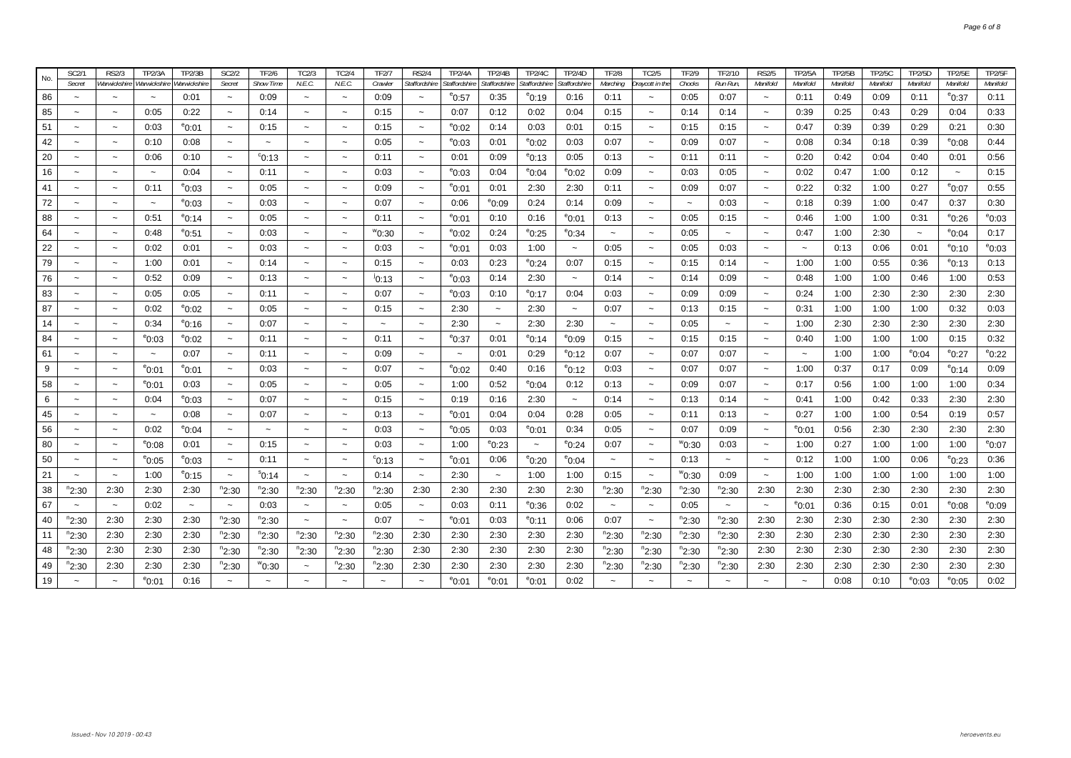| No. | SC2/1 | RS2/3 | TP2/3A | TP2/3B | SC2/2 | TF2/6 | TC2/3 | TC2/4 | TF2/7 | RS2/4 | TP2/4A | TP2/4B | TP2/4C | TP2/4D | TF2/8 | TC2/5 | TF2/9 | TF2/10 | RS2/5 | TP2/5A | TP2/5B | TP2/5C | TP2/5D | TP2/5E | TP2/5F |
|---|---|---|---|---|---|---|---|---|---|---|---|---|---|---|---|---|---|---|---|---|---|---|---|---|---|
| | Secret | Warwickshire | Warwickshire | Warwickshire | Secret | Show Time | N.E.C. | N.E.C. | Crawler | Staffordshire | Staffordshire | Staffordshire | Staffordshire | Staffordshire | Marching | Draycott in the | Chocks | Run Run, | Manifold | Manifold | Manifold | Manifold | Manifold | Manifold | Manifold |
| 86 | ~ | ~ | ~ | 0:01 | ~ | 0:09 | ~ | ~ | 0:09 | ~ | e0:57 | 0:35 | e0:19 | 0:16 | 0:11 | ~ | 0:05 | 0:07 | ~ | 0:11 | 0:49 | 0:09 | 0:11 | e0:37 | 0:11 |
| 85 | ~ | ~ | 0:05 | 0:22 | ~ | 0:14 | ~ | ~ | 0:15 | ~ | 0:07 | 0:12 | 0:02 | 0:04 | 0:15 | ~ | 0:14 | 0:14 | ~ | 0:39 | 0:25 | 0:43 | 0:29 | 0:04 | 0:33 |
| 51 | ~ | ~ | 0:03 | e0:01 | ~ | 0:15 | ~ | ~ | 0:15 | ~ | e0:02 | 0:14 | 0:03 | 0:01 | 0:15 | ~ | 0:15 | 0:15 | ~ | 0:47 | 0:39 | 0:39 | 0:29 | 0:21 | 0:30 |
| 42 | ~ | ~ | 0:10 | 0:08 | ~ | ~ | ~ | ~ | 0:05 | ~ | e0:03 | 0:01 | e0:02 | 0:03 | 0:07 | ~ | 0:09 | 0:07 | ~ | 0:08 | 0:34 | 0:18 | 0:39 | e0:08 | 0:44 |
| 20 | ~ | ~ | 0:06 | 0:10 | ~ | c0:13 | ~ | ~ | 0:11 | ~ | 0:01 | 0:09 | e0:13 | 0:05 | 0:13 | ~ | 0:11 | 0:11 | ~ | 0:20 | 0:42 | 0:04 | 0:40 | 0:01 | 0:56 |
| 16 | ~ | ~ | ~ | 0:04 | ~ | 0:11 | ~ | ~ | 0:03 | ~ | e0:03 | 0:04 | e0:04 | e0:02 | 0:09 | ~ | 0:03 | 0:05 | ~ | 0:02 | 0:47 | 1:00 | 0:12 | ~ | 0:15 |
| 41 | ~ | ~ | 0:11 | e0:03 | ~ | 0:05 | ~ | ~ | 0:09 | ~ | e0:01 | 0:01 | 2:30 | 2:30 | 0:11 | ~ | 0:09 | 0:07 | ~ | 0:22 | 0:32 | 1:00 | 0:27 | e0:07 | 0:55 |
| 72 | ~ | ~ | ~ | e0:03 | ~ | 0:03 | ~ | ~ | 0:07 | ~ | 0:06 | e0:09 | 0:24 | 0:14 | 0:09 | ~ | ~ | 0:03 | ~ | 0:18 | 0:39 | 1:00 | 0:47 | 0:37 | 0:30 |
| 88 | ~ | ~ | 0:51 | e0:14 | ~ | 0:05 | ~ | ~ | 0:11 | ~ | e0:01 | 0:10 | 0:16 | e0:01 | 0:13 | ~ | 0:05 | 0:15 | ~ | 0:46 | 1:00 | 1:00 | 0:31 | e0:26 | e0:03 |
| 64 | ~ | ~ | 0:48 | e0:51 | ~ | 0:03 | ~ | ~ | w0:30 | ~ | e0:02 | 0:24 | e0:25 | e0:34 | ~ | ~ | 0:05 | ~ | ~ | 0:47 | 1:00 | 2:30 | ~ | e0:04 | 0:17 |
| 22 | ~ | ~ | 0:02 | 0:01 | ~ | 0:03 | ~ | ~ | 0:03 | ~ | e0:01 | 0:03 | 1:00 | ~ | 0:05 | ~ | 0:05 | 0:03 | ~ | ~ | 0:13 | 0:06 | 0:01 | e0:10 | e0:03 |
| 79 | ~ | ~ | 1:00 | 0:01 | ~ | 0:14 | ~ | ~ | 0:15 | ~ | 0:03 | 0:23 | e0:24 | 0:07 | 0:15 | ~ | 0:15 | 0:14 | ~ | 1:00 | 1:00 | 0:55 | 0:36 | e0:13 | 0:13 |
| 76 | ~ | ~ | 0:52 | 0:09 | ~ | 0:13 | ~ | ~ | i0:13 | ~ | e0:03 | 0:14 | 2:30 | ~ | 0:14 | ~ | 0:14 | 0:09 | ~ | 0:48 | 1:00 | 1:00 | 0:46 | 1:00 | 0:53 |
| 83 | ~ | ~ | 0:05 | 0:05 | ~ | 0:11 | ~ | ~ | 0:07 | ~ | e0:03 | 0:10 | e0:17 | 0:04 | 0:03 | ~ | 0:09 | 0:09 | ~ | 0:24 | 1:00 | 2:30 | 2:30 | 2:30 | 2:30 |
| 87 | ~ | ~ | 0:02 | e0:02 | ~ | 0:05 | ~ | ~ | 0:15 | ~ | 2:30 | ~ | 2:30 | ~ | 0:07 | ~ | 0:13 | 0:15 | ~ | 0:31 | 1:00 | 1:00 | 1:00 | 0:32 | 0:03 |
| 14 | ~ | ~ | 0:34 | e0:16 | ~ | 0:07 | ~ | ~ | ~ | ~ | 2:30 | ~ | 2:30 | 2:30 | ~ | ~ | 0:05 | ~ | ~ | 1:00 | 2:30 | 2:30 | 2:30 | 2:30 | 2:30 |
| 84 | ~ | ~ | e0:03 | e0:02 | ~ | 0:11 | ~ | ~ | 0:11 | ~ | e0:37 | 0:01 | e0:14 | e0:09 | 0:15 | ~ | 0:15 | 0:15 | ~ | 0:40 | 1:00 | 1:00 | 1:00 | 0:15 | 0:32 |
| 61 | ~ | ~ | ~ | 0:07 | ~ | 0:11 | ~ | ~ | 0:09 | ~ | ~ | 0:01 | 0:29 | e0:12 | 0:07 | ~ | 0:07 | 0:07 | ~ | ~ | 1:00 | 1:00 | e0:04 | e0:27 | e0:22 |
| 9 | ~ | ~ | e0:01 | e0:01 | ~ | 0:03 | ~ | ~ | 0:07 | ~ | e0:02 | 0:40 | 0:16 | e0:12 | 0:03 | ~ | 0:07 | 0:07 | ~ | 1:00 | 0:37 | 0:17 | 0:09 | e0:14 | 0:09 |
| 58 | ~ | ~ | e0:01 | 0:03 | ~ | 0:05 | ~ | ~ | 0:05 | ~ | 1:00 | 0:52 | e0:04 | 0:12 | 0:13 | ~ | 0:09 | 0:07 | ~ | 0:17 | 0:56 | 1:00 | 1:00 | 1:00 | 0:34 |
| 6 | ~ | ~ | 0:04 | e0:03 | ~ | 0:07 | ~ | ~ | 0:15 | ~ | 0:19 | 0:16 | 2:30 | ~ | 0:14 | ~ | 0:13 | 0:14 | ~ | 0:41 | 1:00 | 0:42 | 0:33 | 2:30 | 2:30 |
| 45 | ~ | ~ | ~ | 0:08 | ~ | 0:07 | ~ | ~ | 0:13 | ~ | e0:01 | 0:04 | 0:04 | 0:28 | 0:05 | ~ | 0:11 | 0:13 | ~ | 0:27 | 1:00 | 1:00 | 0:54 | 0:19 | 0:57 |
| 56 | ~ | ~ | 0:02 | e0:04 | ~ | ~ | ~ | ~ | 0:03 | ~ | e0:05 | 0:03 | e0:01 | 0:34 | 0:05 | ~ | 0:07 | 0:09 | ~ | e0:01 | 0:56 | 2:30 | 2:30 | 2:30 | 2:30 |
| 80 | ~ | ~ | e0:08 | 0:01 | ~ | 0:15 | ~ | ~ | 0:03 | ~ | 1:00 | e0:23 | ~ | e0:24 | 0:07 | ~ | w0:30 | 0:03 | ~ | 1:00 | 0:27 | 1:00 | 1:00 | 1:00 | e0:07 |
| 50 | ~ | ~ | e0:05 | e0:03 | ~ | 0:11 | ~ | ~ | c0:13 | ~ | e0:01 | 0:06 | e0:20 | e0:04 | ~ | ~ | 0:13 | ~ | ~ | 0:12 | 1:00 | 1:00 | 0:06 | e0:23 | 0:36 |
| 21 | ~ | ~ | 1:00 | e0:15 | ~ | s0:14 | ~ | ~ | 0:14 | ~ | 2:30 | ~ | 1:00 | 1:00 | 0:15 | ~ | w0:30 | 0:09 | ~ | 1:00 | 1:00 | 1:00 | 1:00 | 1:00 | 1:00 |
| 38 | n2:30 | 2:30 | 2:30 | 2:30 | n2:30 | n2:30 | n2:30 | n2:30 | n2:30 | 2:30 | 2:30 | 2:30 | 2:30 | 2:30 | n2:30 | n2:30 | n2:30 | n2:30 | 2:30 | 2:30 | 2:30 | 2:30 | 2:30 | 2:30 | 2:30 |
| 67 | ~ | ~ | 0:02 | ~ | ~ | 0:03 | ~ | ~ | 0:05 | ~ | 0:03 | 0:11 | e0:36 | 0:02 | ~ | ~ | 0:05 | ~ | ~ | e0:01 | 0:36 | 0:15 | 0:01 | e0:08 | e0:09 |
| 40 | n2:30 | 2:30 | 2:30 | 2:30 | n2:30 | n2:30 | ~ | ~ | 0:07 | ~ | e0:01 | 0:03 | e0:11 | 0:06 | 0:07 | ~ | n2:30 | n2:30 | 2:30 | 2:30 | 2:30 | 2:30 | 2:30 | 2:30 | 2:30 |
| 11 | n2:30 | 2:30 | 2:30 | 2:30 | n2:30 | n2:30 | n2:30 | n2:30 | n2:30 | 2:30 | 2:30 | 2:30 | 2:30 | 2:30 | n2:30 | n2:30 | n2:30 | n2:30 | 2:30 | 2:30 | 2:30 | 2:30 | 2:30 | 2:30 | 2:30 |
| 48 | n2:30 | 2:30 | 2:30 | 2:30 | n2:30 | n2:30 | n2:30 | n2:30 | n2:30 | 2:30 | 2:30 | 2:30 | 2:30 | 2:30 | n2:30 | n2:30 | n2:30 | n2:30 | 2:30 | 2:30 | 2:30 | 2:30 | 2:30 | 2:30 | 2:30 |
| 49 | n2:30 | 2:30 | 2:30 | 2:30 | n2:30 | w0:30 | ~ | n2:30 | n2:30 | 2:30 | 2:30 | 2:30 | 2:30 | 2:30 | n2:30 | n2:30 | n2:30 | n2:30 | 2:30 | 2:30 | 2:30 | 2:30 | 2:30 | 2:30 | 2:30 |
| 19 | ~ | ~ | e0:01 | 0:16 | ~ | ~ | ~ | ~ | ~ | ~ | e0:01 | e0:01 | e0:01 | 0:02 | ~ | ~ | ~ | ~ | ~ | ~ | 0:08 | 0:10 | e0:03 | e0:05 | 0:02 |

Issued:- Nov 10 2019 - 00:43

heroevents.eu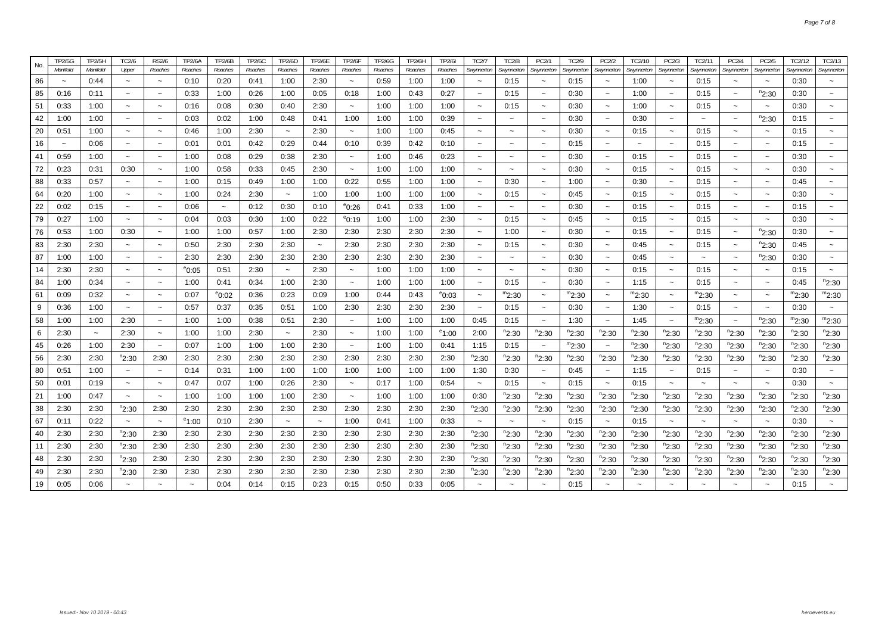| No. | TP2/5G Manifold | TP2/5H Manifold | TC2/6 Upper | RS2/6 Roaches | TP2/6A Roaches | TP2/6B Roaches | TP2/6C Roaches | TP2/6D Roaches | TP2/6E Roaches | TP2/6F Roaches | TP2/6G Roaches | TP2/6H Roaches | TP2/6I Roaches | TC2/7 Swynnerton | TC2/8 Swynnerton | PC2/1 Swynnerton | TC2/9 Swynnerton | PC2/2 Swynnerton | TC2/10 Swynnerton | PC2/3 Swynnerton | TC2/11 Swynnerton | PC2/4 Swynnerton | PC2/5 Swynnerton | TC2/12 Swynnerton | TC2/13 Swynnerton |
|---|---|---|---|---|---|---|---|---|---|---|---|---|---|---|---|---|---|---|---|---|---|---|---|---|---|
| 86 | ~ | 0:44 | ~ | ~ | 0:10 | 0:20 | 0:41 | 1:00 | 2:30 | ~ | 0:59 | 1:00 | 1:00 | ~ | 0:15 | ~ | 0:15 | ~ | 1:00 | ~ | 0:15 | ~ | ~ | 0:30 | ~ |
| 85 | 0:16 | 0:11 | ~ | ~ | 0:33 | 1:00 | 0:26 | 1:00 | 0:05 | 0:18 | 1:00 | 0:43 | 0:27 | ~ | 0:15 | ~ | 0:30 | ~ | 1:00 | ~ | 0:15 | ~ | n2:30 | 0:30 | ~ |
| 51 | 0:33 | 1:00 | ~ | ~ | 0:16 | 0:08 | 0:30 | 0:40 | 2:30 | ~ | 1:00 | 1:00 | 1:00 | ~ | 0:15 | ~ | 0:30 | ~ | 1:00 | ~ | 0:15 | ~ | ~ | 0:30 | ~ |
| 42 | 1:00 | 1:00 | ~ | ~ | 0:03 | 0:02 | 1:00 | 0:48 | 0:41 | 1:00 | 1:00 | 1:00 | 0:39 | ~ | ~ | ~ | 0:30 | ~ | 0:30 | ~ | ~ | ~ | n2:30 | 0:15 | ~ |
| 20 | 0:51 | 1:00 | ~ | ~ | 0:46 | 1:00 | 2:30 | ~ | 2:30 | ~ | 1:00 | 1:00 | 0:45 | ~ | ~ | ~ | 0:30 | ~ | 0:15 | ~ | 0:15 | ~ | ~ | 0:15 | ~ |
| 16 | ~ | 0:06 | ~ | ~ | 0:01 | 0:01 | 0:42 | 0:29 | 0:44 | 0:10 | 0:39 | 0:42 | 0:10 | ~ | ~ | ~ | 0:15 | ~ | ~ | ~ | 0:15 | ~ | ~ | 0:15 | ~ |
| 41 | 0:59 | 1:00 | ~ | ~ | 1:00 | 0:08 | 0:29 | 0:38 | 2:30 | ~ | 1:00 | 0:46 | 0:23 | ~ | ~ | ~ | 0:30 | ~ | 0:15 | ~ | 0:15 | ~ | ~ | 0:30 | ~ |
| 72 | 0:23 | 0:31 | 0:30 | ~ | 1:00 | 0:58 | 0:33 | 0:45 | 2:30 | ~ | 1:00 | 1:00 | 1:00 | ~ | ~ | ~ | 0:30 | ~ | 0:15 | ~ | 0:15 | ~ | ~ | 0:30 | ~ |
| 88 | 0:33 | 0:57 | ~ | ~ | 1:00 | 0:15 | 0:49 | 1:00 | 1:00 | 0:22 | 0:55 | 1:00 | 1:00 | ~ | 0:30 | ~ | 1:00 | ~ | 0:30 | ~ | 0:15 | ~ | ~ | 0:45 | ~ |
| 64 | 0:20 | 1:00 | ~ | ~ | 1:00 | 0:24 | 2:30 | ~ | 1:00 | 1:00 | 1:00 | 1:00 | 1:00 | ~ | 0:15 | ~ | 0:45 | ~ | 0:15 | ~ | 0:15 | ~ | ~ | 0:30 | ~ |
| 22 | 0:02 | 0:15 | ~ | ~ | 0:06 | ~ | 0:12 | 0:30 | 0:10 | e0:26 | 0:41 | 0:33 | 1:00 | ~ | ~ | ~ | 0:30 | ~ | 0:15 | ~ | 0:15 | ~ | ~ | 0:15 | ~ |
| 79 | 0:27 | 1:00 | ~ | ~ | 0:04 | 0:03 | 0:30 | 1:00 | 0:22 | e0:19 | 1:00 | 1:00 | 2:30 | ~ | 0:15 | ~ | 0:45 | ~ | 0:15 | ~ | 0:15 | ~ | ~ | 0:30 | ~ |
| 76 | 0:53 | 1:00 | 0:30 | ~ | 1:00 | 1:00 | 0:57 | 1:00 | 2:30 | 2:30 | 2:30 | 2:30 | 2:30 | ~ | 1:00 | ~ | 0:30 | ~ | 0:15 | ~ | 0:15 | ~ | n2:30 | 0:30 | ~ |
| 83 | 2:30 | 2:30 | ~ | ~ | 0:50 | 2:30 | 2:30 | 2:30 | ~ | 2:30 | 2:30 | 2:30 | 2:30 | ~ | 0:15 | ~ | 0:30 | ~ | 0:45 | ~ | 0:15 | ~ | n2:30 | 0:45 | ~ |
| 87 | 1:00 | 1:00 | ~ | ~ | 2:30 | 2:30 | 2:30 | 2:30 | 2:30 | 2:30 | 2:30 | 2:30 | 2:30 | ~ | ~ | ~ | 0:30 | ~ | 0:45 | ~ | ~ | ~ | n2:30 | 0:30 | ~ |
| 14 | 2:30 | 2:30 | ~ | ~ | e0:05 | 0:51 | 2:30 | ~ | 2:30 | ~ | 1:00 | 1:00 | 1:00 | ~ | ~ | ~ | 0:30 | ~ | 0:15 | ~ | 0:15 | ~ | ~ | 0:15 | ~ |
| 84 | 1:00 | 0:34 | ~ | ~ | 1:00 | 0:41 | 0:34 | 1:00 | 2:30 | ~ | 1:00 | 1:00 | 1:00 | ~ | 0:15 | ~ | 0:30 | ~ | 1:15 | ~ | 0:15 | ~ | ~ | 0:45 | n2:30 |
| 61 | 0:09 | 0:32 | ~ | ~ | 0:07 | e0:02 | 0:36 | 0:23 | 0:09 | 1:00 | 0:44 | 0:43 | e0:03 | ~ | m2:30 | ~ | m2:30 | ~ | m2:30 | ~ | m2:30 | ~ | ~ | m2:30 | m2:30 |
| 9 | 0:36 | 1:00 | ~ | ~ | 0:57 | 0:37 | 0:35 | 0:51 | 1:00 | 2:30 | 2:30 | 2:30 | 2:30 | ~ | 0:15 | ~ | 0:30 | ~ | 1:30 | ~ | 0:15 | ~ | ~ | 0:30 | ~ |
| 58 | 1:00 | 1:00 | 2:30 | ~ | 1:00 | 1:00 | 0:38 | 0:51 | 2:30 | ~ | 1:00 | 1:00 | 1:00 | 0:45 | 0:15 | ~ | 1:30 | ~ | 1:45 | ~ | m2:30 | ~ | n2:30 | m2:30 | m2:30 |
| 6 | 2:30 | ~ | 2:30 | ~ | 1:00 | 1:00 | 2:30 | ~ | 2:30 | ~ | 1:00 | 1:00 | e1:00 | 2:00 | n2:30 | n2:30 | n2:30 | n2:30 | n2:30 | n2:30 | n2:30 | n2:30 | n2:30 | n2:30 | n2:30 |
| 45 | 0:26 | 1:00 | 2:30 | ~ | 0:07 | 1:00 | 1:00 | 1:00 | 2:30 | ~ | 1:00 | 1:00 | 0:41 | 1:15 | 0:15 | ~ | m2:30 | ~ | n2:30 | n2:30 | n2:30 | n2:30 | n2:30 | n2:30 | n2:30 |
| 56 | 2:30 | 2:30 | n2:30 | 2:30 | 2:30 | 2:30 | 2:30 | 2:30 | 2:30 | 2:30 | 2:30 | 2:30 | 2:30 | n2:30 | n2:30 | n2:30 | n2:30 | n2:30 | n2:30 | n2:30 | n2:30 | n2:30 | n2:30 | n2:30 | n2:30 |
| 80 | 0:51 | 1:00 | ~ | ~ | 0:14 | 0:31 | 1:00 | 1:00 | 1:00 | 1:00 | 1:00 | 1:00 | 1:00 | 1:30 | 0:30 | ~ | 0:45 | ~ | 1:15 | ~ | 0:15 | ~ | ~ | 0:30 | ~ |
| 50 | 0:01 | 0:19 | ~ | ~ | 0:47 | 0:07 | 1:00 | 0:26 | 2:30 | ~ | 0:17 | 1:00 | 0:54 | ~ | 0:15 | ~ | 0:15 | ~ | 0:15 | ~ | ~ | ~ | ~ | 0:30 | ~ |
| 21 | 1:00 | 0:47 | ~ | ~ | 1:00 | 1:00 | 1:00 | 1:00 | 2:30 | ~ | 1:00 | 1:00 | 1:00 | 0:30 | n2:30 | n2:30 | n2:30 | n2:30 | n2:30 | n2:30 | n2:30 | n2:30 | n2:30 | n2:30 | n2:30 |
| 38 | 2:30 | 2:30 | n2:30 | 2:30 | 2:30 | 2:30 | 2:30 | 2:30 | 2:30 | 2:30 | 2:30 | 2:30 | 2:30 | n2:30 | n2:30 | n2:30 | n2:30 | n2:30 | n2:30 | n2:30 | n2:30 | n2:30 | n2:30 | n2:30 | n2:30 |
| 67 | 0:11 | 0:22 | ~ | ~ | e1:00 | 0:10 | 2:30 | ~ | ~ | 1:00 | 0:41 | 1:00 | 0:33 | ~ | ~ | ~ | 0:15 | ~ | 0:15 | ~ | ~ | ~ | ~ | 0:30 | ~ |
| 40 | 2:30 | 2:30 | n2:30 | 2:30 | 2:30 | 2:30 | 2:30 | 2:30 | 2:30 | 2:30 | 2:30 | 2:30 | 2:30 | n2:30 | n2:30 | n2:30 | n2:30 | n2:30 | n2:30 | n2:30 | n2:30 | n2:30 | n2:30 | n2:30 | n2:30 |
| 11 | 2:30 | 2:30 | n2:30 | 2:30 | 2:30 | 2:30 | 2:30 | 2:30 | 2:30 | 2:30 | 2:30 | 2:30 | 2:30 | n2:30 | n2:30 | n2:30 | n2:30 | n2:30 | n2:30 | n2:30 | n2:30 | n2:30 | n2:30 | n2:30 | n2:30 |
| 48 | 2:30 | 2:30 | n2:30 | 2:30 | 2:30 | 2:30 | 2:30 | 2:30 | 2:30 | 2:30 | 2:30 | 2:30 | 2:30 | n2:30 | n2:30 | n2:30 | n2:30 | n2:30 | n2:30 | n2:30 | n2:30 | n2:30 | n2:30 | n2:30 | n2:30 |
| 49 | 2:30 | 2:30 | n2:30 | 2:30 | 2:30 | 2:30 | 2:30 | 2:30 | 2:30 | 2:30 | 2:30 | 2:30 | 2:30 | n2:30 | n2:30 | n2:30 | n2:30 | n2:30 | n2:30 | n2:30 | n2:30 | n2:30 | n2:30 | n2:30 | n2:30 |
| 19 | 0:05 | 0:06 | ~ | ~ | ~ | 0:04 | 0:14 | 0:15 | 0:23 | 0:15 | 0:50 | 0:33 | 0:05 | ~ | ~ | ~ | 0:15 | ~ | ~ | ~ | ~ | ~ | ~ | 0:15 | ~ |

Issued:- Nov 10 2019 - 00:43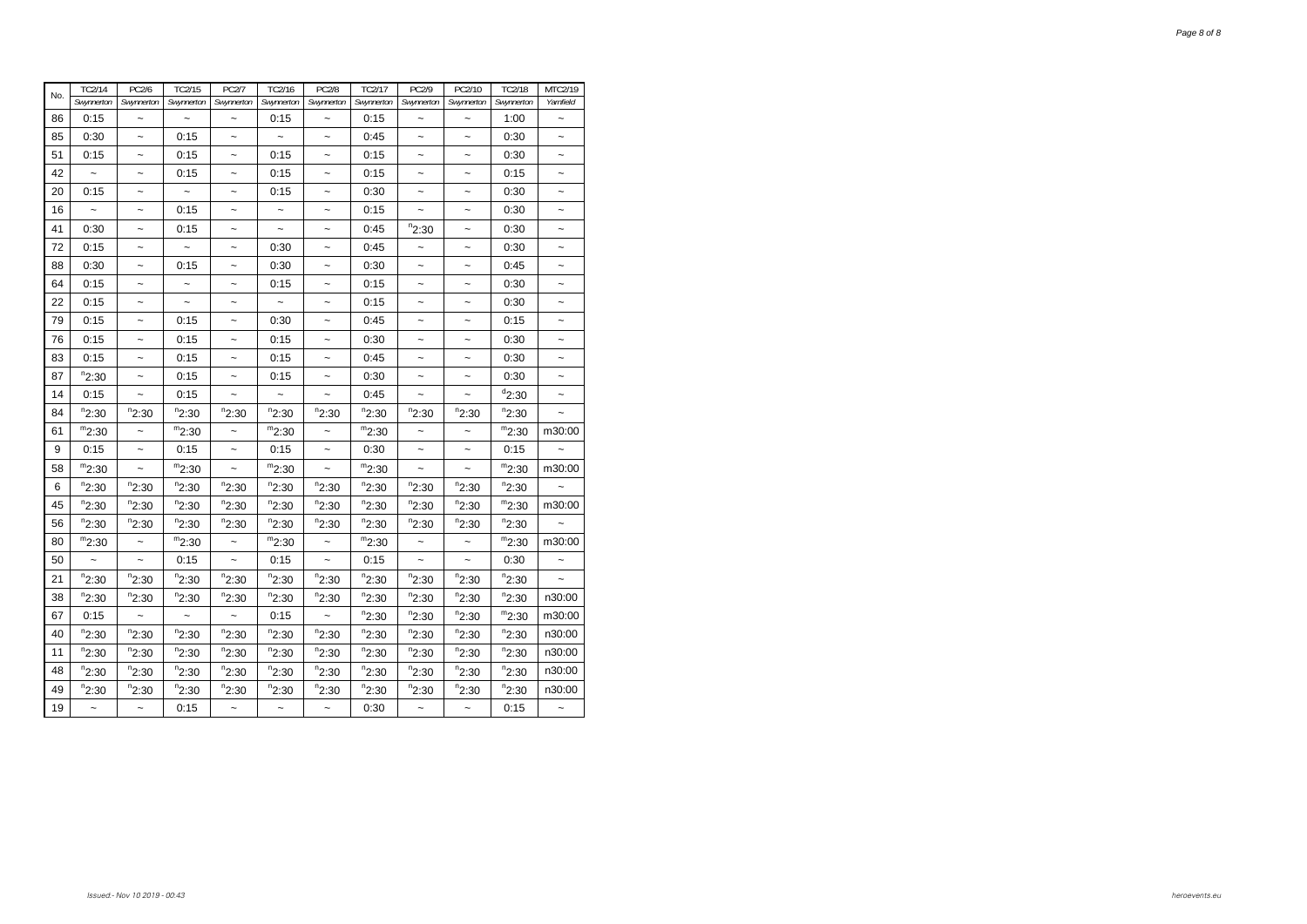| No. | TC2/14 Swynnerton | PC2/6 Swynnerton | TC2/15 Swynnerton | PC2/7 Swynnerton | TC2/16 Swynnerton | PC2/8 Swynnerton | TC2/17 Swynnerton | PC2/9 Swynnerton | PC2/10 Swynnerton | TC2/18 Swynnerton | MTC2/19 Yarnfield |
|---|---|---|---|---|---|---|---|---|---|---|---|
| 86 | 0:15 | ~ | ~ | ~ | 0:15 | ~ | 0:15 | ~ | ~ | 1:00 | ~ |
| 85 | 0:30 | ~ | 0:15 | ~ | ~ | ~ | 0:45 | ~ | ~ | 0:30 | ~ |
| 51 | 0:15 | ~ | 0:15 | ~ | 0:15 | ~ | 0:15 | ~ | ~ | 0:30 | ~ |
| 42 | ~ | ~ | 0:15 | ~ | 0:15 | ~ | 0:15 | ~ | ~ | 0:15 | ~ |
| 20 | 0:15 | ~ | ~ | ~ | 0:15 | ~ | 0:30 | ~ | ~ | 0:30 | ~ |
| 16 | ~ | ~ | 0:15 | ~ | ~ | ~ | 0:15 | ~ | ~ | 0:30 | ~ |
| 41 | 0:30 | ~ | 0:15 | ~ | ~ | ~ | 0:45 | [n]2:30 | ~ | 0:30 | ~ |
| 72 | 0:15 | ~ | ~ | ~ | 0:30 | ~ | 0:45 | ~ | ~ | 0:30 | ~ |
| 88 | 0:30 | ~ | 0:15 | ~ | 0:30 | ~ | 0:30 | ~ | ~ | 0:45 | ~ |
| 64 | 0:15 | ~ | ~ | ~ | 0:15 | ~ | 0:15 | ~ | ~ | 0:30 | ~ |
| 22 | 0:15 | ~ | ~ | ~ | ~ | ~ | 0:15 | ~ | ~ | 0:30 | ~ |
| 79 | 0:15 | ~ | 0:15 | ~ | 0:30 | ~ | 0:45 | ~ | ~ | 0:15 | ~ |
| 76 | 0:15 | ~ | 0:15 | ~ | 0:15 | ~ | 0:30 | ~ | ~ | 0:30 | ~ |
| 83 | 0:15 | ~ | 0:15 | ~ | 0:15 | ~ | 0:45 | ~ | ~ | 0:30 | ~ |
| 87 | [n]2:30 | ~ | 0:15 | ~ | 0:15 | ~ | 0:30 | ~ | ~ | 0:30 | ~ |
| 14 | 0:15 | ~ | 0:15 | ~ | ~ | ~ | 0:45 | ~ | ~ | [d]2:30 | ~ |
| 84 | [n]2:30 | [n]2:30 | [n]2:30 | [n]2:30 | [n]2:30 | [n]2:30 | [n]2:30 | [n]2:30 | [n]2:30 | [n]2:30 | ~ |
| 61 | [m]2:30 | ~ | [m]2:30 | ~ | [m]2:30 | ~ | [m]2:30 | ~ | ~ | [m]2:30 | m30:00 |
| 9 | 0:15 | ~ | 0:15 | ~ | 0:15 | ~ | 0:30 | ~ | ~ | 0:15 | ~ |
| 58 | [m]2:30 | ~ | [m]2:30 | ~ | [m]2:30 | ~ | [m]2:30 | ~ | ~ | [m]2:30 | m30:00 |
| 6 | [n]2:30 | [n]2:30 | [n]2:30 | [n]2:30 | [n]2:30 | [n]2:30 | [n]2:30 | [n]2:30 | [n]2:30 | [n]2:30 | ~ |
| 45 | [n]2:30 | [n]2:30 | [n]2:30 | [n]2:30 | [n]2:30 | [n]2:30 | [n]2:30 | [n]2:30 | [n]2:30 | [m]2:30 | m30:00 |
| 56 | [n]2:30 | [n]2:30 | [n]2:30 | [n]2:30 | [n]2:30 | [n]2:30 | [n]2:30 | [n]2:30 | [n]2:30 | [n]2:30 | ~ |
| 80 | [m]2:30 | ~ | [m]2:30 | ~ | [m]2:30 | ~ | [m]2:30 | ~ | ~ | [m]2:30 | m30:00 |
| 50 | ~ | ~ | 0:15 | ~ | 0:15 | ~ | 0:15 | ~ | ~ | 0:30 | ~ |
| 21 | [n]2:30 | [n]2:30 | [n]2:30 | [n]2:30 | [n]2:30 | [n]2:30 | [n]2:30 | [n]2:30 | [n]2:30 | [n]2:30 | ~ |
| 38 | [n]2:30 | [n]2:30 | [n]2:30 | [n]2:30 | [n]2:30 | [n]2:30 | [n]2:30 | [n]2:30 | [n]2:30 | [n]2:30 | n30:00 |
| 67 | 0:15 | ~ | ~ | ~ | 0:15 | ~ | [n]2:30 | [n]2:30 | [n]2:30 | [m]2:30 | m30:00 |
| 40 | [n]2:30 | [n]2:30 | [n]2:30 | [n]2:30 | [n]2:30 | [n]2:30 | [n]2:30 | [n]2:30 | [n]2:30 | [n]2:30 | n30:00 |
| 11 | [n]2:30 | [n]2:30 | [n]2:30 | [n]2:30 | [n]2:30 | [n]2:30 | [n]2:30 | [n]2:30 | [n]2:30 | [n]2:30 | n30:00 |
| 48 | [n]2:30 | [n]2:30 | [n]2:30 | [n]2:30 | [n]2:30 | [n]2:30 | [n]2:30 | [n]2:30 | [n]2:30 | [n]2:30 | n30:00 |
| 49 | [n]2:30 | [n]2:30 | [n]2:30 | [n]2:30 | [n]2:30 | [n]2:30 | [n]2:30 | [n]2:30 | [n]2:30 | [n]2:30 | n30:00 |
| 19 | ~ | ~ | 0:15 | ~ | ~ | ~ | 0:30 | ~ | ~ | 0:15 | ~ |

Issued:- Nov 10 2019 - 00:43

heroevents.eu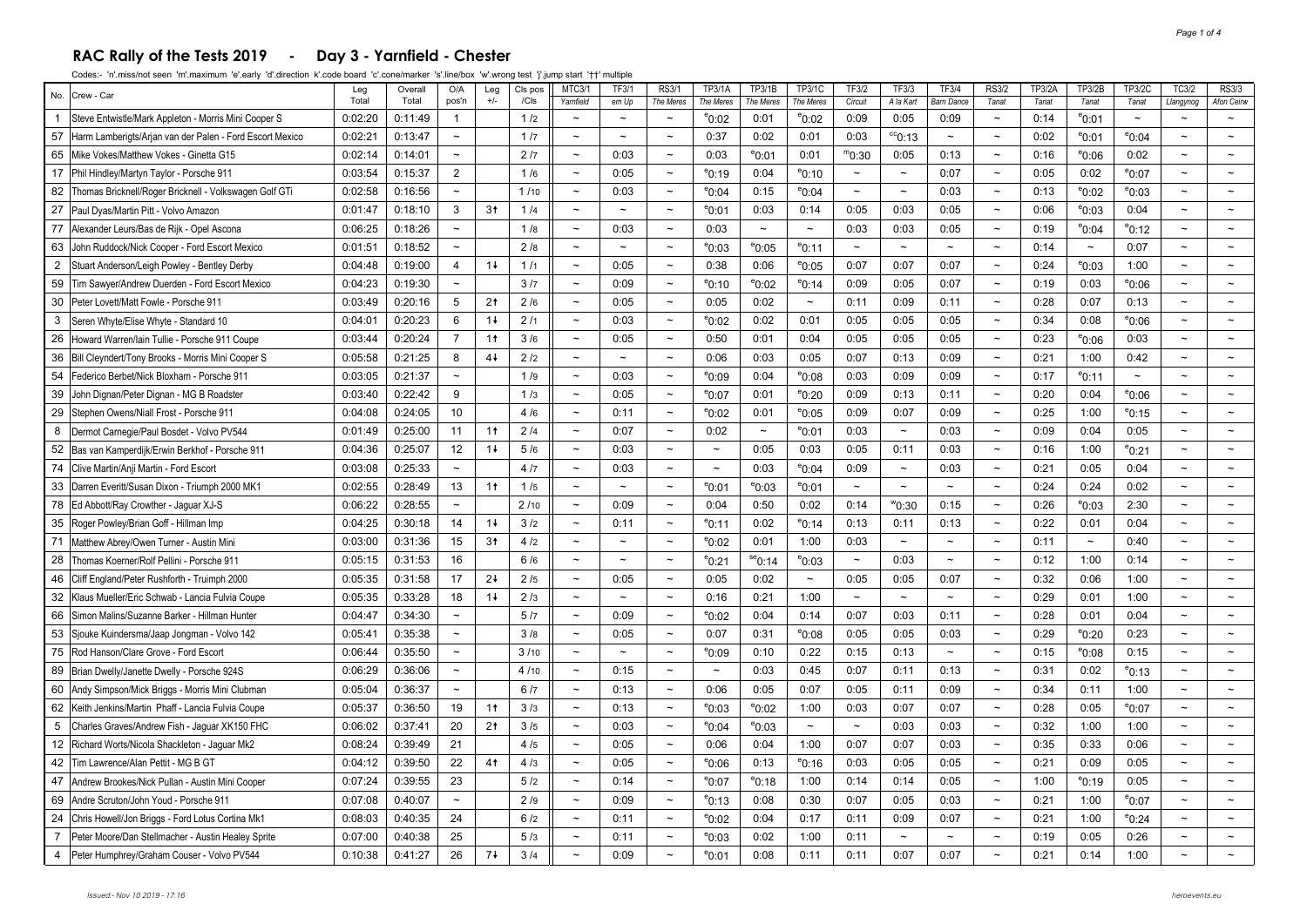# RAC Rally of the Tests 2019 - Day 3 - Yarnfield - Chester

Codes:- 'n'.miss/not seen 'm'.maximum 'e'.early 'd'.direction 'k'.code board 'c'.cone/marker 's'.line/box 'w'.wrong test 'j'.jump start '††' multiple

| No. | Crew - Car | Leg Total | Overall Total | O/A pos'n | Leg +/- | Cls pos /Cls | MTC3/1 Yarnfield | TF3/1 em Up | RS3/1 The Meres | TP3/1A The Meres | TP3/1B The Meres | TP3/1C The Meres | TF3/2 Circuit | TF3/3 A la Kart | TF3/4 Barn Dance | RS3/2 Tanat | TP3/2A Tanat | TP3/2B Tanat | TP3/2C Tanat | TC3/2 Llangynog | RS3/3 Afon Ceirw |
|---|---|---|---|---|---|---|---|---|---|---|---|---|---|---|---|---|---|---|---|---|---|
| 1 | Steve Entwistle/Mark Appleton - Morris Mini Cooper S | 0:02:20 | 0:11:49 | 1 | | 1 /2 | ~ | ~ | ~ | e0:02 | 0:01 | e0:02 | 0:09 | 0:05 | 0:09 | ~ | 0:14 | e0:01 | ~ | ~ | ~ |
| 57 | Harm Lamberigts/Arjan van der Palen - Ford Escort Mexico | 0:02:21 | 0:13:47 | ~ | | 1 /7 | ~ | ~ | ~ | 0:37 | 0:02 | 0:01 | 0:03 | cc0:13 | ~ | ~ | 0:02 | e0:01 | e0:04 | ~ | ~ |
| 65 | Mike Vokes/Matthew Vokes - Ginetta G15 | 0:02:14 | 0:14:01 | ~ | | 2 /7 | ~ | 0:03 | ~ | 0:03 | e0:01 | 0:01 | m0:30 | 0:05 | 0:13 | ~ | 0:16 | e0:06 | 0:02 | ~ | ~ |
| 17 | Phil Hindley/Martyn Taylor - Porsche 911 | 0:03:54 | 0:15:37 | 2 | | 1 /6 | ~ | 0:05 | ~ | e0:19 | 0:04 | e0:10 | ~ | ~ | 0:07 | ~ | 0:05 | 0:02 | e0:07 | ~ | ~ |
| 82 | Thomas Bricknell/Roger Bricknell - Volkswagen Golf GTi | 0:02:58 | 0:16:56 | ~ | | 1 /10 | ~ | 0:03 | ~ | e0:04 | 0:15 | e0:04 | ~ | ~ | 0:03 | ~ | 0:13 | e0:02 | e0:03 | ~ | ~ |
| 27 | Paul Dyas/Martin Pitt - Volvo Amazon | 0:01:47 | 0:18:10 | 3 | 3↑ | 1 /4 | ~ | ~ | ~ | e0:01 | 0:03 | 0:14 | 0:05 | 0:03 | 0:05 | ~ | 0:06 | e0:03 | 0:04 | ~ | ~ |
| 77 | Alexander Leurs/Bas de Rijk - Opel Ascona | 0:06:25 | 0:18:26 | ~ | | 1 /8 | ~ | 0:03 | ~ | 0:03 | ~ | ~ | 0:03 | 0:03 | 0:05 | ~ | 0:19 | e0:04 | e0:12 | ~ | ~ |
| 63 | John Ruddock/Nick Cooper - Ford Escort Mexico | 0:01:51 | 0:18:52 | ~ | | 2 /8 | ~ | ~ | ~ | e0:03 | e0:05 | e0:11 | ~ | ~ | ~ | ~ | 0:14 | ~ | 0:07 | ~ | ~ |
| 2 | Stuart Anderson/Leigh Powley - Bentley Derby | 0:04:48 | 0:19:00 | 4 | 1↓ | 1 /1 | ~ | 0:05 | ~ | 0:38 | 0:06 | e0:05 | 0:07 | 0:07 | 0:07 | ~ | 0:24 | e0:03 | 1:00 | ~ | ~ |
| 59 | Tim Sawyer/Andrew Duerden - Ford Escort Mexico | 0:04:23 | 0:19:30 | ~ | | 3 /7 | ~ | 0:09 | ~ | e0:10 | e0:02 | e0:14 | 0:09 | 0:05 | 0:07 | ~ | 0:19 | 0:03 | e0:06 | ~ | ~ |
| 30 | Peter Lovett/Matt Fowle - Porsche 911 | 0:03:49 | 0:20:16 | 5 | 2↑ | 2 /6 | ~ | 0:05 | ~ | 0:05 | 0:02 | ~ | 0:11 | 0:09 | 0:11 | ~ | 0:28 | 0:07 | 0:13 | ~ | ~ |
| 3 | Seren Whyte/Elise Whyte - Standard 10 | 0:04:01 | 0:20:23 | 6 | 1↓ | 2 /1 | ~ | 0:03 | ~ | e0:02 | 0:02 | 0:01 | 0:05 | 0:05 | 0:05 | ~ | 0:34 | 0:08 | e0:06 | ~ | ~ |
| 26 | Howard Warren/Iain Tullie - Porsche 911 Coupe | 0:03:44 | 0:20:24 | 7 | 1↑ | 3 /6 | ~ | 0:05 | ~ | 0:50 | 0:01 | 0:04 | 0:05 | 0:05 | 0:05 | ~ | 0:23 | e0:06 | 0:03 | ~ | ~ |
| 36 | Bill Cleyndert/Tony Brooks - Morris Mini Cooper S | 0:05:58 | 0:21:25 | 8 | 4↓ | 2 /2 | ~ | ~ | ~ | 0:06 | 0:03 | 0:05 | 0:07 | 0:13 | 0:09 | ~ | 0:21 | 1:00 | 0:42 | ~ | ~ |
| 54 | Federico Berbet/Nick Bloxham - Porsche 911 | 0:03:05 | 0:21:37 | ~ | | 1 /9 | ~ | 0:03 | ~ | e0:09 | 0:04 | e0:08 | 0:03 | 0:09 | 0:09 | ~ | 0:17 | e0:11 | ~ | ~ | ~ |
| 39 | John Dignan/Peter Dignan - MG B Roadster | 0:03:40 | 0:22:42 | 9 | | 1 /3 | ~ | 0:05 | ~ | e0:07 | 0:01 | e0:20 | 0:09 | 0:13 | 0:11 | ~ | 0:20 | 0:04 | e0:06 | ~ | ~ |
| 29 | Stephen Owens/Niall Frost - Porsche 911 | 0:04:08 | 0:24:05 | 10 | | 4 /6 | ~ | 0:11 | ~ | e0:02 | 0:01 | e0:05 | 0:09 | 0:07 | 0:09 | ~ | 0:25 | 1:00 | e0:15 | ~ | ~ |
| 8 | Dermot Carnegie/Paul Bosdet - Volvo PV544 | 0:01:49 | 0:25:00 | 11 | 1↑ | 2 /4 | ~ | 0:07 | ~ | 0:02 | ~ | e0:01 | 0:03 | ~ | 0:03 | ~ | 0:09 | 0:04 | 0:05 | ~ | ~ |
| 52 | Bas van Kamperdijk/Erwin Berkhof - Porsche 911 | 0:04:36 | 0:25:07 | 12 | 1↓ | 5 /6 | ~ | 0:03 | ~ | ~ | 0:05 | 0:03 | 0:05 | 0:11 | 0:03 | ~ | 0:16 | 1:00 | e0:21 | ~ | ~ |
| 74 | Clive Martin/Anji Martin - Ford Escort | 0:03:08 | 0:25:33 | ~ | | 4 /7 | ~ | 0:03 | ~ | ~ | 0:03 | e0:04 | 0:09 | ~ | 0:03 | ~ | 0:21 | 0:05 | 0:04 | ~ | ~ |
| 33 | Darren Everitt/Susan Dixon - Triumph 2000 MK1 | 0:02:55 | 0:28:49 | 13 | 1↑ | 1 /5 | ~ | ~ | ~ | e0:01 | e0:03 | e0:01 | ~ | ~ | ~ | ~ | 0:24 | 0:24 | 0:02 | ~ | ~ |
| 78 | Ed Abbott/Ray Crowther - Jaguar XJ-S | 0:06:22 | 0:28:55 | ~ | | 2 /10 | ~ | 0:09 | ~ | 0:04 | 0:50 | 0:02 | 0:14 | w0:30 | 0:15 | ~ | 0:26 | e0:03 | 2:30 | ~ | ~ |
| 35 | Roger Powley/Brian Goff - Hillman Imp | 0:04:25 | 0:30:18 | 14 | 1↓ | 3 /2 | ~ | 0:11 | ~ | e0:11 | 0:02 | e0:14 | 0:13 | 0:11 | 0:13 | ~ | 0:22 | 0:01 | 0:04 | ~ | ~ |
| 71 | Matthew Abrey/Owen Turner - Austin Mini | 0:03:00 | 0:31:36 | 15 | 3↑ | 4 /2 | ~ | ~ | ~ | e0:02 | 0:01 | 1:00 | 0:03 | ~ | ~ | ~ | 0:11 | ~ | 0:40 | ~ | ~ |
| 28 | Thomas Koerner/Rolf Pellini - Porsche 911 | 0:05:15 | 0:31:53 | 16 | | 6 /6 | ~ | ~ | ~ | e0:21 | se0:14 | e0:03 | ~ | 0:03 | ~ | ~ | 0:12 | 1:00 | 0:14 | ~ | ~ |
| 46 | Cliff England/Peter Rushforth - Truimph 2000 | 0:05:35 | 0:31:58 | 17 | 2↓ | 2 /5 | ~ | 0:05 | ~ | 0:05 | 0:02 | ~ | 0:05 | 0:05 | 0:07 | ~ | 0:32 | 0:06 | 1:00 | ~ | ~ |
| 32 | Klaus Mueller/Eric Schwab - Lancia Fulvia Coupe | 0:05:35 | 0:33:28 | 18 | 1↓ | 2 /3 | ~ | ~ | ~ | 0:16 | 0:21 | 1:00 | ~ | ~ | ~ | ~ | 0:29 | 0:01 | 1:00 | ~ | ~ |
| 66 | Simon Malins/Suzanne Barker - Hillman Hunter | 0:04:47 | 0:34:30 | ~ | | 5 /7 | ~ | 0:09 | ~ | e0:02 | 0:04 | 0:14 | 0:07 | 0:03 | 0:11 | ~ | 0:28 | 0:01 | 0:04 | ~ | ~ |
| 53 | Sjouke Kuindersma/Jaap Jongman - Volvo 142 | 0:05:41 | 0:35:38 | ~ | | 3 /8 | ~ | 0:05 | ~ | 0:07 | 0:31 | e0:08 | 0:05 | 0:05 | 0:03 | ~ | 0:29 | e0:20 | 0:23 | ~ | ~ |
| 75 | Rod Hanson/Clare Grove - Ford Escort | 0:06:44 | 0:35:50 | ~ | | 3 /10 | ~ | ~ | ~ | e0:09 | 0:10 | 0:22 | 0:15 | 0:13 | ~ | ~ | 0:15 | e0:08 | 0:15 | ~ | ~ |
| 89 | Brian Dwelly/Janette Dwelly - Porsche 924S | 0:06:29 | 0:36:06 | ~ | | 4 /10 | ~ | 0:15 | ~ | ~ | 0:03 | 0:45 | 0:07 | 0:11 | 0:13 | ~ | 0:31 | 0:02 | e0:13 | ~ | ~ |
| 60 | Andy Simpson/Mick Briggs - Morris Mini Clubman | 0:05:04 | 0:36:37 | ~ | | 6 /7 | ~ | 0:13 | ~ | 0:06 | 0:05 | 0:07 | 0:05 | 0:11 | 0:09 | ~ | 0:34 | 0:11 | 1:00 | ~ | ~ |
| 62 | Keith Jenkins/Martin Phaff - Lancia Fulvia Coupe | 0:05:37 | 0:36:50 | 19 | 1↑ | 3 /3 | ~ | 0:13 | ~ | e0:03 | e0:02 | 1:00 | 0:03 | 0:07 | 0:07 | ~ | 0:28 | 0:05 | e0:07 | ~ | ~ |
| 5 | Charles Graves/Andrew Fish - Jaguar XK150 FHC | 0:06:02 | 0:37:41 | 20 | 2↑ | 3 /5 | ~ | 0:03 | ~ | e0:04 | e0:03 | ~ | ~ | 0:03 | 0:03 | ~ | 0:32 | 1:00 | 1:00 | ~ | ~ |
| 12 | Richard Worts/Nicola Shackleton - Jaguar Mk2 | 0:08:24 | 0:39:49 | 21 | | 4 /5 | ~ | 0:05 | ~ | 0:06 | 0:04 | 1:00 | 0:07 | 0:07 | 0:03 | ~ | 0:35 | 0:33 | 0:06 | ~ | ~ |
| 42 | Tim Lawrence/Alan Pettit - MG B GT | 0:04:12 | 0:39:50 | 22 | 4↑ | 4 /3 | ~ | 0:05 | ~ | e0:06 | 0:13 | e0:16 | 0:03 | 0:05 | 0:05 | ~ | 0:21 | 0:09 | 0:05 | ~ | ~ |
| 47 | Andrew Brookes/Nick Pullan - Austin Mini Cooper | 0:07:24 | 0:39:55 | 23 | | 5 /2 | ~ | 0:14 | ~ | e0:07 | e0:18 | 1:00 | 0:14 | 0:14 | 0:05 | ~ | 1:00 | e0:19 | 0:05 | ~ | ~ |
| 69 | Andre Scruton/John Youd - Porsche 911 | 0:07:08 | 0:40:07 | ~ | | 2 /9 | ~ | 0:09 | ~ | e0:13 | 0:08 | 0:30 | 0:07 | 0:05 | 0:03 | ~ | 0:21 | 1:00 | e0:07 | ~ | ~ |
| 24 | Chris Howell/Jon Briggs - Ford Lotus Cortina Mk1 | 0:08:03 | 0:40:35 | 24 | | 6 /2 | ~ | 0:11 | ~ | e0:02 | 0:04 | 0:17 | 0:11 | 0:09 | 0:07 | ~ | 0:21 | 1:00 | e0:24 | ~ | ~ |
| 7 | Peter Moore/Dan Stellmacher - Austin Healey Sprite | 0:07:00 | 0:40:38 | 25 | | 5 /3 | ~ | 0:11 | ~ | e0:03 | 0:02 | 1:00 | 0:11 | ~ | ~ | ~ | 0:19 | 0:05 | 0:26 | ~ | ~ |
| 4 | Peter Humphrey/Graham Couser - Volvo PV544 | 0:10:38 | 0:41:27 | 26 | 7↓ | 3 /4 | ~ | 0:09 | ~ | e0:01 | 0:08 | 0:11 | 0:11 | 0:07 | 0:07 | ~ | 0:21 | 0:14 | 1:00 | ~ | ~ |

Issued:- Nov 10 2019 - 17:16

heroevents.eu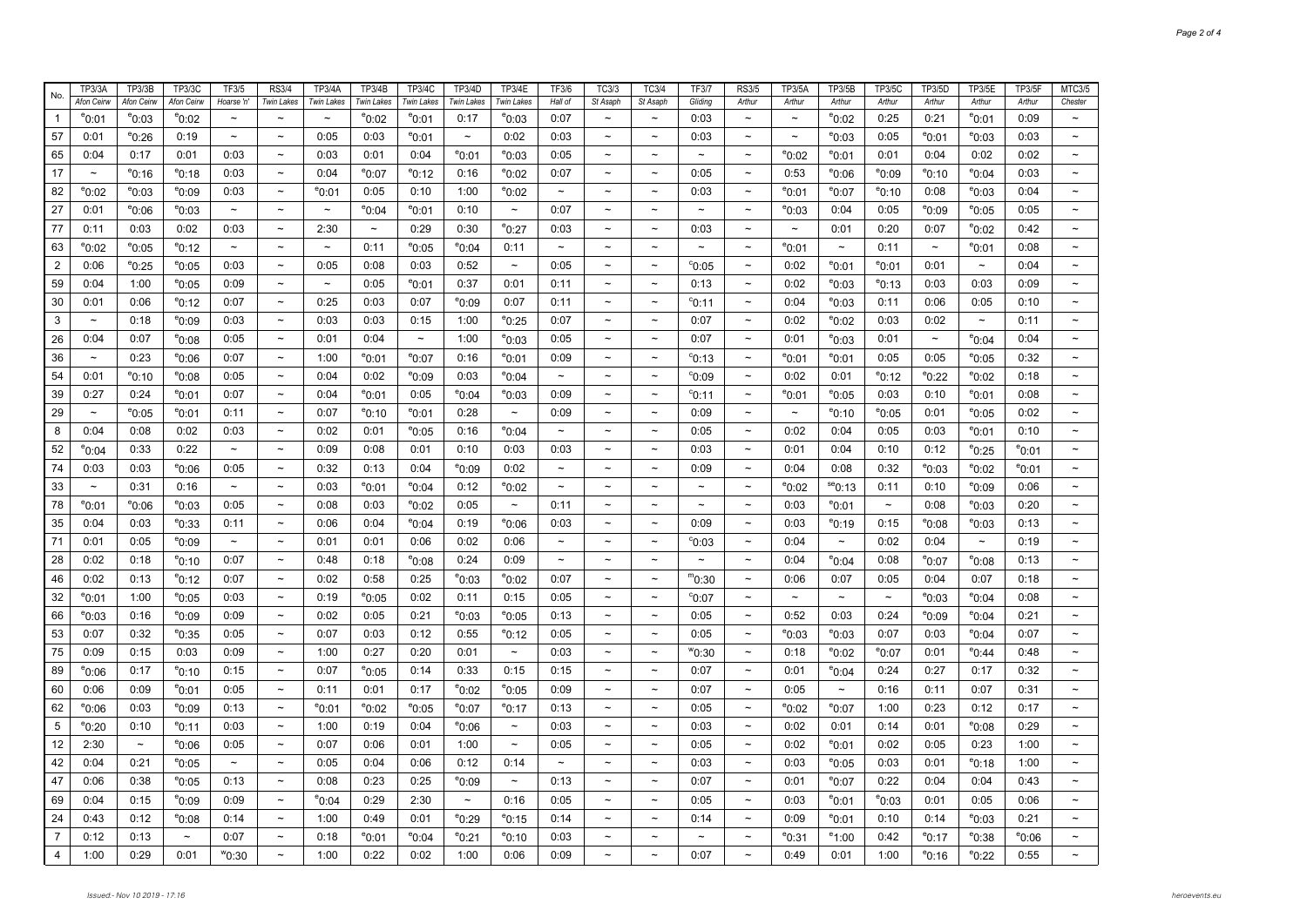| No. | TP3/3A Afon Ceirw | TP3/3B Afon Ceirw | TP3/3C Afon Ceirw | TF3/5 Hoarse 'n' | RS3/4 Twin Lakes | TP3/4A Twin Lakes | TP3/4B Twin Lakes | TP3/4C Twin Lakes | TP3/4D Twin Lakes | TP3/4E Twin Lakes | TF3/6 Hall of | TC3/3 St Asaph | TC3/4 St Asaph | TF3/7 Gliding | RS3/5 Arthur | TP3/5A Arthur | TP3/5B Arthur | TP3/5C Arthur | TP3/5D Arthur | TP3/5E Arthur | TP3/5F Arthur | MTC3/5 Chester |
|---|---|---|---|---|---|---|---|---|---|---|---|---|---|---|---|---|---|---|---|---|---|---|
| 1 | e0:01 | e0:03 | e0:02 | ~ | ~ | ~ | e0:02 | e0:01 | 0:17 | e0:03 | 0:07 | ~ | ~ | 0:03 | ~ | ~ | e0:02 | 0:25 | 0:21 | e0:01 | 0:09 | ~ |
| 57 | 0:01 | e0:26 | 0:19 | ~ | ~ | 0:05 | 0:03 | e0:01 | ~ | 0:02 | 0:03 | ~ | ~ | 0:03 | ~ | ~ | e0:03 | 0:05 | e0:01 | e0:03 | 0:03 | ~ |
| 65 | 0:04 | 0:17 | 0:01 | 0:03 | ~ | 0:03 | 0:01 | 0:04 | e0:01 | e0:03 | 0:05 | ~ | ~ | ~ | ~ | e0:02 | e0:01 | 0:01 | 0:04 | 0:02 | 0:02 | ~ |
| 17 | ~ | e0:16 | e0:18 | 0:03 | ~ | 0:04 | e0:07 | e0:12 | 0:16 | e0:02 | 0:07 | ~ | ~ | 0:05 | ~ | 0:53 | e0:06 | e0:09 | e0:10 | e0:04 | 0:03 | ~ |
| 82 | e0:02 | e0:03 | e0:09 | 0:03 | ~ | e0:01 | 0:05 | 0:10 | 1:00 | e0:02 | ~ | ~ | ~ | 0:03 | ~ | e0:01 | e0:07 | e0:10 | 0:08 | e0:03 | 0:04 | ~ |
| 27 | 0:01 | e0:06 | e0:03 | ~ | ~ | ~ | e0:04 | e0:01 | 0:10 | ~ | 0:07 | ~ | ~ | ~ | ~ | e0:03 | 0:04 | 0:05 | e0:09 | e0:05 | 0:05 | ~ |
| 77 | 0:11 | 0:03 | 0:02 | 0:03 | ~ | 2:30 | ~ | 0:29 | 0:30 | e0:27 | 0:03 | ~ | ~ | 0:03 | ~ | ~ | 0:01 | 0:20 | 0:07 | e0:02 | 0:42 | ~ |
| 63 | e0:02 | e0:05 | e0:12 | ~ | ~ | ~ | 0:11 | e0:05 | e0:04 | 0:11 | ~ | ~ | ~ | ~ | ~ | e0:01 | ~ | 0:11 | ~ | e0:01 | 0:08 | ~ |
| 2 | 0:06 | e0:25 | e0:05 | 0:03 | ~ | 0:05 | 0:08 | 0:03 | 0:52 | ~ | 0:05 | ~ | ~ | c0:05 | ~ | 0:02 | e0:01 | e0:01 | 0:01 | ~ | 0:04 | ~ |
| 59 | 0:04 | 1:00 | e0:05 | 0:09 | ~ | ~ | 0:05 | e0:01 | 0:37 | 0:01 | 0:11 | ~ | ~ | 0:13 | ~ | 0:02 | e0:03 | e0:13 | 0:03 | 0:03 | 0:09 | ~ |
| 30 | 0:01 | 0:06 | e0:12 | 0:07 | ~ | 0:25 | 0:03 | 0:07 | e0:09 | 0:07 | 0:11 | ~ | ~ | c0:11 | ~ | 0:04 | e0:03 | 0:11 | 0:06 | 0:05 | 0:10 | ~ |
| 3 | ~ | 0:18 | e0:09 | 0:03 | ~ | 0:03 | 0:03 | 0:15 | 1:00 | e0:25 | 0:07 | ~ | ~ | 0:07 | ~ | 0:02 | e0:02 | 0:03 | 0:02 | ~ | 0:11 | ~ |
| 26 | 0:04 | 0:07 | e0:08 | 0:05 | ~ | 0:01 | 0:04 | ~ | 1:00 | e0:03 | 0:05 | ~ | ~ | 0:07 | ~ | 0:01 | e0:03 | 0:01 | ~ | e0:04 | 0:04 | ~ |
| 36 | ~ | 0:23 | e0:06 | 0:07 | ~ | 1:00 | e0:01 | e0:07 | 0:16 | e0:01 | 0:09 | ~ | ~ | c0:13 | ~ | e0:01 | e0:01 | 0:05 | 0:05 | e0:05 | 0:32 | ~ |
| 54 | 0:01 | e0:10 | e0:08 | 0:05 | ~ | 0:04 | 0:02 | e0:09 | 0:03 | e0:04 | ~ | ~ | ~ | c0:09 | ~ | 0:02 | 0:01 | e0:12 | e0:22 | e0:02 | 0:18 | ~ |
| 39 | 0:27 | 0:24 | e0:01 | 0:07 | ~ | 0:04 | e0:01 | 0:05 | e0:04 | e0:03 | 0:09 | ~ | ~ | c0:11 | ~ | e0:01 | e0:05 | 0:03 | 0:10 | e0:01 | 0:08 | ~ |
| 29 | ~ | e0:05 | e0:01 | 0:11 | ~ | 0:07 | e0:10 | e0:01 | 0:28 | ~ | 0:09 | ~ | ~ | 0:09 | ~ | ~ | e0:10 | e0:05 | 0:01 | e0:05 | 0:02 | ~ |
| 8 | 0:04 | 0:08 | 0:02 | 0:03 | ~ | 0:02 | 0:01 | e0:05 | 0:16 | e0:04 | ~ | ~ | ~ | 0:05 | ~ | 0:02 | 0:04 | 0:05 | 0:03 | e0:01 | 0:10 | ~ |
| 52 | e0:04 | 0:33 | 0:22 | ~ | ~ | 0:09 | 0:08 | 0:01 | 0:10 | 0:03 | 0:03 | ~ | ~ | 0:03 | ~ | 0:01 | 0:04 | 0:10 | 0:12 | e0:25 | e0:01 | ~ |
| 74 | 0:03 | 0:03 | e0:06 | 0:05 | ~ | 0:32 | 0:13 | 0:04 | e0:09 | 0:02 | ~ | ~ | ~ | 0:09 | ~ | 0:04 | 0:08 | 0:32 | e0:03 | e0:02 | e0:01 | ~ |
| 33 | ~ | 0:31 | 0:16 | ~ | ~ | 0:03 | e0:01 | e0:04 | 0:12 | e0:02 | ~ | ~ | ~ | ~ | ~ | e0:02 | ee0:13 | 0:11 | 0:10 | e0:09 | 0:06 | ~ |
| 78 | e0:01 | e0:06 | e0:03 | 0:05 | ~ | 0:08 | 0:03 | e0:02 | 0:05 | ~ | 0:11 | ~ | ~ | ~ | ~ | 0:03 | e0:01 | ~ | 0:08 | e0:03 | 0:20 | ~ |
| 35 | 0:04 | 0:03 | e0:33 | 0:11 | ~ | 0:06 | 0:04 | e0:04 | 0:19 | e0:06 | 0:03 | ~ | ~ | 0:09 | ~ | 0:03 | e0:19 | 0:15 | e0:08 | e0:03 | 0:13 | ~ |
| 71 | 0:01 | 0:05 | e0:09 | ~ | ~ | 0:01 | 0:01 | 0:06 | 0:02 | 0:06 | ~ | ~ | ~ | c0:03 | ~ | 0:04 | ~ | 0:02 | 0:04 | ~ | 0:19 | ~ |
| 28 | 0:02 | 0:18 | e0:10 | 0:07 | ~ | 0:48 | 0:18 | e0:08 | 0:24 | 0:09 | ~ | ~ | ~ | ~ | ~ | 0:04 | e0:04 | 0:08 | e0:07 | e0:08 | 0:13 | ~ |
| 46 | 0:02 | 0:13 | e0:12 | 0:07 | ~ | 0:02 | 0:58 | 0:25 | e0:03 | e0:02 | 0:07 | ~ | ~ | m0:30 | ~ | 0:06 | 0:07 | 0:05 | 0:04 | 0:07 | 0:18 | ~ |
| 32 | e0:01 | 1:00 | e0:05 | 0:03 | ~ | 0:19 | e0:05 | 0:02 | 0:11 | 0:15 | 0:05 | ~ | ~ | c0:07 | ~ | ~ | ~ | ~ | e0:03 | e0:04 | 0:08 | ~ |
| 66 | e0:03 | 0:16 | e0:09 | 0:09 | ~ | 0:02 | 0:05 | 0:21 | e0:03 | e0:05 | 0:13 | ~ | ~ | 0:05 | ~ | 0:52 | 0:03 | 0:24 | e0:09 | e0:04 | 0:21 | ~ |
| 53 | 0:07 | 0:32 | e0:35 | 0:05 | ~ | 0:07 | 0:03 | 0:12 | 0:55 | e0:12 | 0:05 | ~ | ~ | 0:05 | ~ | e0:03 | e0:03 | 0:07 | 0:03 | e0:04 | 0:07 | ~ |
| 75 | 0:09 | 0:15 | 0:03 | 0:09 | ~ | 1:00 | 0:27 | 0:20 | 0:01 | ~ | 0:03 | ~ | ~ | w0:30 | ~ | 0:18 | e0:02 | e0:07 | 0:01 | e0:44 | 0:48 | ~ |
| 89 | e0:06 | 0:17 | e0:10 | 0:15 | ~ | 0:07 | e0:05 | 0:14 | 0:33 | 0:15 | 0:15 | ~ | ~ | 0:07 | ~ | 0:01 | e0:04 | 0:24 | 0:27 | 0:17 | 0:32 | ~ |
| 60 | 0:06 | 0:09 | e0:01 | 0:05 | ~ | 0:11 | 0:01 | 0:17 | e0:02 | e0:05 | 0:09 | ~ | ~ | 0:07 | ~ | 0:05 | ~ | 0:16 | 0:11 | 0:07 | 0:31 | ~ |
| 62 | e0:06 | 0:03 | e0:09 | 0:13 | ~ | e0:01 | e0:02 | e0:05 | e0:07 | e0:17 | 0:13 | ~ | ~ | 0:05 | ~ | e0:02 | e0:07 | 1:00 | 0:23 | 0:12 | 0:17 | ~ |
| 5 | e0:20 | 0:10 | e0:11 | 0:03 | ~ | 1:00 | 0:19 | 0:04 | e0:06 | ~ | 0:03 | ~ | ~ | 0:03 | ~ | 0:02 | 0:01 | 0:14 | 0:01 | e0:08 | 0:29 | ~ |
| 12 | 2:30 | ~ | e0:06 | 0:05 | ~ | 0:07 | 0:06 | 0:01 | 1:00 | ~ | 0:05 | ~ | ~ | 0:05 | ~ | 0:02 | e0:01 | 0:02 | 0:05 | 0:23 | 1:00 | ~ |
| 42 | 0:04 | 0:21 | e0:05 | ~ | ~ | 0:05 | 0:04 | 0:06 | 0:12 | 0:14 | ~ | ~ | ~ | 0:03 | ~ | 0:03 | e0:05 | 0:03 | 0:01 | e0:18 | 1:00 | ~ |
| 47 | 0:06 | 0:38 | e0:05 | 0:13 | ~ | 0:08 | 0:23 | 0:25 | e0:09 | ~ | 0:13 | ~ | ~ | 0:07 | ~ | 0:01 | e0:07 | 0:22 | 0:04 | 0:04 | 0:43 | ~ |
| 69 | 0:04 | 0:15 | e0:09 | 0:09 | ~ | e0:04 | 0:29 | 2:30 | ~ | 0:16 | 0:05 | ~ | ~ | 0:05 | ~ | 0:03 | e0:01 | e0:03 | 0:01 | 0:05 | 0:06 | ~ |
| 24 | 0:43 | 0:12 | e0:08 | 0:14 | ~ | 1:00 | 0:49 | 0:01 | e0:29 | e0:15 | 0:14 | ~ | ~ | 0:14 | ~ | 0:09 | e0:01 | 0:10 | 0:14 | e0:03 | 0:21 | ~ |
| 7 | 0:12 | 0:13 | ~ | 0:07 | ~ | 0:18 | e0:01 | e0:04 | e0:21 | e0:10 | 0:03 | ~ | ~ | ~ | ~ | e0:31 | e1:00 | 0:42 | e0:17 | e0:38 | e0:06 | ~ |
| 4 | 1:00 | 0:29 | 0:01 | w0:30 | ~ | 1:00 | 0:22 | 0:02 | 1:00 | 0:06 | 0:09 | ~ | ~ | 0:07 | ~ | 0:49 | 0:01 | 1:00 | e0:16 | e0:22 | 0:55 | ~ |

Issued:- Nov 10 2019 - 17:16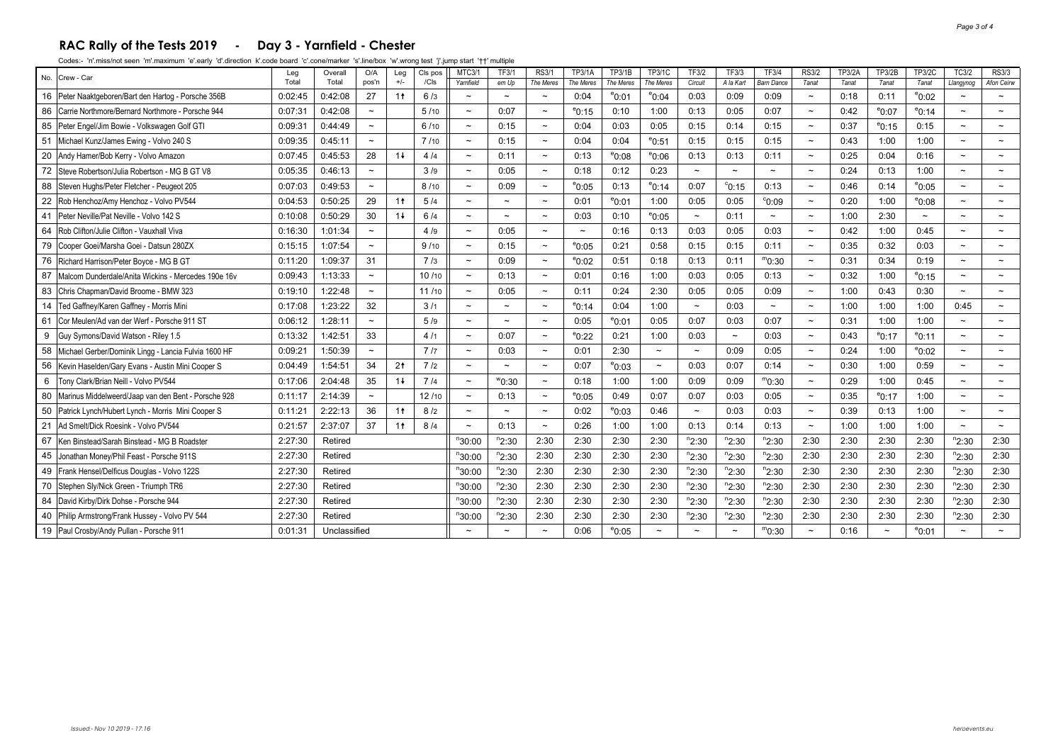# RAC Rally of the Tests 2019 - Day 3 - Yarnfield - Chester

Codes:- 'n'.miss/not seen 'm'.maximum 'e'.early 'd'.direction 'k'.code board 'c'.cone/marker 's'.line/box 'w'.wrong test 'j'.jump start '††' multiple

| No. | Crew - Car | Leg Total | Overall Total | O/A pos'n | Leg +/- | Cls pos /Cls | MTC3/1 Yarnfield | TF3/1 em Up | RS3/1 The Meres | TP3/1A The Meres | TP3/1B The Meres | TP3/1C The Meres | TF3/2 Circuit | TF3/3 A la Kart | TF3/4 Barn Dance | RS3/2 Tanat | TP3/2A Tanat | TP3/2B Tanat | TP3/2C Tanat | TC3/2 Llangynog | RS3/3 Afon Ceirw |
|---|---|---|---|---|---|---|---|---|---|---|---|---|---|---|---|---|---|---|---|---|---|
| 16 | Peter Naaktgeboren/Bart den Hartog - Porsche 356B | 0:02:45 | 0:42:08 | 27 | 1↑ | 6 /3 | ~ | ~ | ~ | 0:04 | e0:01 | e0:04 | 0:03 | 0:09 | 0:09 | ~ | 0:18 | 0:11 | e0:02 | ~ | ~ |
| 86 | Carrie Northmore/Bernard Northmore - Porsche 944 | 0:07:31 | 0:42:08 | ~ | | 5 /10 | ~ | 0:07 | ~ | e0:15 | 0:10 | 1:00 | 0:13 | 0:05 | 0:07 | ~ | 0:42 | e0:07 | e0:14 | ~ | ~ |
| 85 | Peter Engel/Jim Bowie - Volkswagen Golf GTI | 0:09:31 | 0:44:49 | ~ | | 6 /10 | ~ | 0:15 | ~ | 0:04 | 0:03 | 0:05 | 0:15 | 0:14 | 0:15 | ~ | 0:37 | e0:15 | 0:15 | ~ | ~ |
| 51 | Michael Kunz/James Ewing - Volvo 240 S | 0:09:35 | 0:45:11 | ~ | | 7 /10 | ~ | 0:15 | ~ | 0:04 | 0:04 | e0:51 | 0:15 | 0:15 | 0:15 | ~ | 0:43 | 1:00 | 1:00 | ~ | ~ |
| 20 | Andy Hamer/Bob Kerry - Volvo Amazon | 0:07:45 | 0:45:53 | 28 | 1↓ | 4 /4 | ~ | 0:11 | ~ | 0:13 | e0:08 | e0:06 | 0:13 | 0:13 | 0:11 | ~ | 0:25 | 0:04 | 0:16 | ~ | ~ |
| 72 | Steve Robertson/Julia Robertson - MG B GT V8 | 0:05:35 | 0:46:13 | ~ | | 3 /9 | ~ | 0:05 | ~ | 0:18 | 0:12 | 0:23 | ~ | ~ | ~ | ~ | 0:24 | 0:13 | 1:00 | ~ | ~ |
| 88 | Steven Hughs/Peter Fletcher - Peugeot 205 | 0:07:03 | 0:49:53 | ~ | | 8 /10 | ~ | 0:09 | ~ | e0:05 | 0:13 | e0:14 | 0:07 | c0:15 | 0:13 | ~ | 0:46 | 0:14 | e0:05 | ~ | ~ |
| 22 | Rob Henchoz/Amy Henchoz - Volvo PV544 | 0:04:53 | 0:50:25 | 29 | 1↑ | 5 /4 | ~ | ~ | ~ | 0:01 | e0:01 | 1:00 | 0:05 | 0:05 | c0:09 | ~ | 0:20 | 1:00 | e0:08 | ~ | ~ |
| 41 | Peter Neville/Pat Neville - Volvo 142 S | 0:10:08 | 0:50:29 | 30 | 1↓ | 6 /4 | ~ | ~ | ~ | 0:03 | 0:10 | e0:05 | ~ | 0:11 | ~ | ~ | 1:00 | 2:30 | ~ | ~ | ~ |
| 64 | Rob Clifton/Julie Clifton - Vauxhall Viva | 0:16:30 | 1:01:34 | ~ | | 4 /9 | ~ | 0:05 | ~ | ~ | 0:16 | 0:13 | 0:03 | 0:05 | 0:03 | ~ | 0:42 | 1:00 | 0:45 | ~ | ~ |
| 79 | Cooper Goei/Marsha Goei - Datsun 280ZX | 0:15:15 | 1:07:54 | ~ | | 9 /10 | ~ | 0:15 | ~ | e0:05 | 0:21 | 0:58 | 0:15 | 0:15 | 0:11 | ~ | 0:35 | 0:32 | 0:03 | ~ | ~ |
| 76 | Richard Harrison/Peter Boyce - MG B GT | 0:11:20 | 1:09:37 | 31 | | 7 /3 | ~ | 0:09 | ~ | e0:02 | 0:51 | 0:18 | 0:13 | 0:11 | m0:30 | ~ | 0:31 | 0:34 | 0:19 | ~ | ~ |
| 87 | Malcom Dunderdale/Anita Wickins - Mercedes 190e 16v | 0:09:43 | 1:13:33 | ~ | | 10 /10 | ~ | 0:13 | ~ | 0:01 | 0:16 | 1:00 | 0:03 | 0:05 | 0:13 | ~ | 0:32 | 1:00 | e0:15 | ~ | ~ |
| 83 | Chris Chapman/David Broome - BMW 323 | 0:19:10 | 1:22:48 | ~ | | 11 /10 | ~ | 0:05 | ~ | 0:11 | 0:24 | 2:30 | 0:05 | 0:05 | 0:09 | ~ | 1:00 | 0:43 | 0:30 | ~ | ~ |
| 14 | Ted Gaffney/Karen Gaffney - Morris Mini | 0:17:08 | 1:23:22 | 32 | | 3 /1 | ~ | ~ | ~ | e0:14 | 0:04 | 1:00 | ~ | 0:03 | ~ | ~ | 1:00 | 1:00 | 1:00 | 0:45 | ~ |
| 61 | Cor Meulen/Ad van der Werf - Porsche 911 ST | 0:06:12 | 1:28:11 | ~ | | 5 /9 | ~ | ~ | ~ | 0:05 | e0:01 | 0:05 | 0:07 | 0:03 | 0:07 | ~ | 0:31 | 1:00 | 1:00 | ~ | ~ |
| 9 | Guy Symons/David Watson - Riley 1.5 | 0:13:32 | 1:42:51 | 33 | | 4 /1 | ~ | 0:07 | ~ | e0:22 | 0:21 | 1:00 | 0:03 | ~ | 0:03 | ~ | 0:43 | e0:17 | e0:11 | ~ | ~ |
| 58 | Michael Gerber/Dominik Lingg - Lancia Fulvia 1600 HF | 0:09:21 | 1:50:39 | ~ | | 7 /7 | ~ | 0:03 | ~ | 0:01 | 2:30 | ~ | ~ | 0:09 | 0:05 | ~ | 0:24 | 1:00 | e0:02 | ~ | ~ |
| 56 | Kevin Haselden/Gary Evans - Austin Mini Cooper S | 0:04:49 | 1:54:51 | 34 | 2↑ | 7 /2 | ~ | ~ | ~ | 0:07 | e0:03 | ~ | 0:03 | 0:07 | 0:14 | ~ | 0:30 | 1:00 | 0:59 | ~ | ~ |
| 6 | Tony Clark/Brian Neill - Volvo PV544 | 0:17:06 | 2:04:48 | 35 | 1↓ | 7 /4 | ~ | w0:30 | ~ | 0:18 | 1:00 | 1:00 | 0:09 | 0:09 | m0:30 | ~ | 0:29 | 1:00 | 0:45 | ~ | ~ |
| 80 | Marinus Middelweerd/Jaap van den Bent - Porsche 928 | 0:11:17 | 2:14:39 | ~ | | 12 /10 | ~ | 0:13 | ~ | e0:05 | 0:49 | 0:07 | 0:07 | 0:03 | 0:05 | ~ | 0:35 | e0:17 | 1:00 | ~ | ~ |
| 50 | Patrick Lynch/Hubert Lynch - Morris Mini Cooper S | 0:11:21 | 2:22:13 | 36 | 1↑ | 8 /2 | ~ | ~ | ~ | 0:02 | e0:03 | 0:46 | ~ | 0:03 | 0:03 | ~ | 0:39 | 0:13 | 1:00 | ~ | ~ |
| 21 | Ad Smelt/Dick Roesink - Volvo PV544 | 0:21:57 | 2:37:07 | 37 | 1↑ | 8 /4 | ~ | 0:13 | ~ | 0:26 | 1:00 | 1:00 | 0:13 | 0:14 | 0:13 | ~ | 1:00 | 1:00 | 1:00 | ~ | ~ |
| 67 | Ken Binstead/Sarah Binstead - MG B Roadster | 2:27:30 | Retired | | | | n30:00 | n2:30 | 2:30 | 2:30 | 2:30 | 2:30 | n2:30 | n2:30 | n2:30 | 2:30 | 2:30 | 2:30 | 2:30 | n2:30 | 2:30 |
| 45 | Jonathan Money/Phil Feast - Porsche 911S | 2:27:30 | Retired | | | | n30:00 | n2:30 | 2:30 | 2:30 | 2:30 | 2:30 | n2:30 | n2:30 | n2:30 | 2:30 | 2:30 | 2:30 | 2:30 | n2:30 | 2:30 |
| 49 | Frank Hensel/Delficus Douglas - Volvo 122S | 2:27:30 | Retired | | | | n30:00 | n2:30 | 2:30 | 2:30 | 2:30 | 2:30 | n2:30 | n2:30 | n2:30 | 2:30 | 2:30 | 2:30 | 2:30 | n2:30 | 2:30 |
| 70 | Stephen Sly/Nick Green - Triumph TR6 | 2:27:30 | Retired | | | | n30:00 | n2:30 | 2:30 | 2:30 | 2:30 | 2:30 | n2:30 | n2:30 | n2:30 | 2:30 | 2:30 | 2:30 | 2:30 | n2:30 | 2:30 |
| 84 | David Kirby/Dirk Dohse - Porsche 944 | 2:27:30 | Retired | | | | n30:00 | n2:30 | 2:30 | 2:30 | 2:30 | 2:30 | n2:30 | n2:30 | n2:30 | 2:30 | 2:30 | 2:30 | 2:30 | n2:30 | 2:30 |
| 40 | Philip Armstrong/Frank Hussey - Volvo PV 544 | 2:27:30 | Retired | | | | n30:00 | n2:30 | 2:30 | 2:30 | 2:30 | 2:30 | n2:30 | n2:30 | n2:30 | 2:30 | 2:30 | 2:30 | 2:30 | n2:30 | 2:30 |
| 19 | Paul Crosby/Andy Pullan - Porsche 911 | 0:01:31 | Unclassified | | | | ~ | ~ | ~ | 0:06 | e0:05 | ~ | ~ | ~ | m0:30 | ~ | 0:16 | ~ | e0:01 | ~ | ~ |

Issued:- Nov 10 2019 - 17:16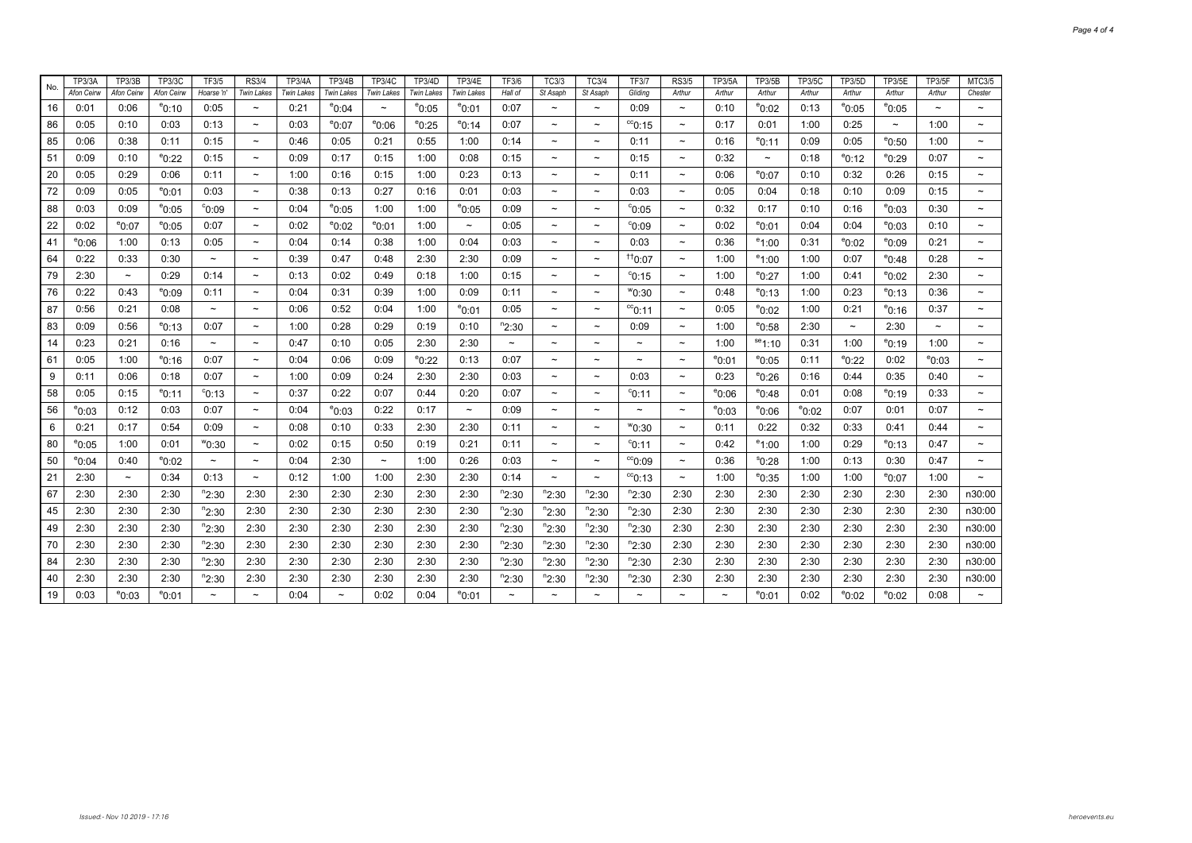| No. | TP3/3A | TP3/3B | TP3/3C | TF3/5 | RS3/4 | TP3/4A | TP3/4B | TP3/4C | TP3/4D | TP3/4E | TF3/6 | TC3/3 | TC3/4 | TF3/7 | RS3/5 | TP3/5A | TP3/5B | TP3/5C | TP3/5D | TP3/5E | TP3/5F | MTC3/5 |
|---|---|---|---|---|---|---|---|---|---|---|---|---|---|---|---|---|---|---|---|---|---|---|
| | Afon Ceirw | Afon Ceirw | Afon Ceirw | Hoarse 'n' | Twin Lakes | Twin Lakes | Twin Lakes | Twin Lakes | Twin Lakes | Twin Lakes | Hall of | St Asaph | St Asaph | Gliding | Arthur | Arthur | Arthur | Arthur | Arthur | Arthur | Arthur | Chester |
| 16 | 0:01 | 0:06 | e0:10 | 0:05 | ~ | 0:21 | e0:04 | ~ | e0:05 | e0:01 | 0:07 | ~ | ~ | 0:09 | ~ | 0:10 | e0:02 | 0:13 | e0:05 | e0:05 | ~ | ~ |
| 86 | 0:05 | 0:10 | 0:03 | 0:13 | ~ | 0:03 | e0:07 | e0:06 | e0:25 | e0:14 | 0:07 | ~ | ~ | cc0:15 | ~ | 0:17 | 0:01 | 1:00 | 0:25 | ~ | 1:00 | ~ |
| 85 | 0:06 | 0:38 | 0:11 | 0:15 | ~ | 0:46 | 0:05 | 0:21 | 0:55 | 1:00 | 0:14 | ~ | ~ | 0:11 | ~ | 0:16 | e0:11 | 0:09 | 0:05 | e0:50 | 1:00 | ~ |
| 51 | 0:09 | 0:10 | e0:22 | 0:15 | ~ | 0:09 | 0:17 | 0:15 | 1:00 | 0:08 | 0:15 | ~ | ~ | 0:15 | ~ | 0:32 | ~ | 0:18 | e0:12 | e0:29 | 0:07 | ~ |
| 20 | 0:05 | 0:29 | 0:06 | 0:11 | ~ | 1:00 | 0:16 | 0:15 | 1:00 | 0:23 | 0:13 | ~ | ~ | 0:11 | ~ | 0:06 | e0:07 | 0:10 | 0:32 | 0:26 | 0:15 | ~ |
| 72 | 0:09 | 0:05 | e0:01 | 0:03 | ~ | 0:38 | 0:13 | 0:27 | 0:16 | 0:01 | 0:03 | ~ | ~ | 0:03 | ~ | 0:05 | 0:04 | 0:18 | 0:10 | 0:09 | 0:15 | ~ |
| 88 | 0:03 | 0:09 | e0:05 | c0:09 | ~ | 0:04 | e0:05 | 1:00 | 1:00 | e0:05 | 0:09 | ~ | ~ | c0:05 | ~ | 0:32 | 0:17 | 0:10 | 0:16 | e0:03 | 0:30 | ~ |
| 22 | 0:02 | e0:07 | e0:05 | 0:07 | ~ | 0:02 | e0:02 | e0:01 | 1:00 | ~ | 0:05 | ~ | ~ | c0:09 | ~ | 0:02 | e0:01 | 0:04 | 0:04 | e0:03 | 0:10 | ~ |
| 41 | e0:06 | 1:00 | 0:13 | 0:05 | ~ | 0:04 | 0:14 | 0:38 | 1:00 | 0:04 | 0:03 | ~ | ~ | 0:03 | ~ | 0:36 | e1:00 | 0:31 | e0:02 | e0:09 | 0:21 | ~ |
| 64 | 0:22 | 0:33 | 0:30 | ~ | ~ | 0:39 | 0:47 | 0:48 | 2:30 | 2:30 | 0:09 | ~ | ~ | ††0:07 | ~ | 1:00 | e1:00 | 1:00 | 0:07 | e0:48 | 0:28 | ~ |
| 79 | 2:30 | ~ | 0:29 | 0:14 | ~ | 0:13 | 0:02 | 0:49 | 0:18 | 1:00 | 0:15 | ~ | ~ | c0:15 | ~ | 1:00 | e0:27 | 1:00 | 0:41 | e0:02 | 2:30 | ~ |
| 76 | 0:22 | 0:43 | e0:09 | 0:11 | ~ | 0:04 | 0:31 | 0:39 | 1:00 | 0:09 | 0:11 | ~ | ~ | w0:30 | ~ | 0:48 | e0:13 | 1:00 | 0:23 | e0:13 | 0:36 | ~ |
| 87 | 0:56 | 0:21 | 0:08 | ~ | ~ | 0:06 | 0:52 | 0:04 | 1:00 | e0:01 | 0:05 | ~ | ~ | cc0:11 | ~ | 0:05 | e0:02 | 1:00 | 0:21 | e0:16 | 0:37 | ~ |
| 83 | 0:09 | 0:56 | e0:13 | 0:07 | ~ | 1:00 | 0:28 | 0:29 | 0:19 | 0:10 | n2:30 | ~ | ~ | 0:09 | ~ | 1:00 | e0:58 | 2:30 | ~ | 2:30 | ~ | ~ |
| 14 | 0:23 | 0:21 | 0:16 | ~ | ~ | 0:47 | 0:10 | 0:05 | 2:30 | 2:30 | ~ | ~ | ~ | ~ | ~ | 1:00 | se1:10 | 0:31 | 1:00 | e0:19 | 1:00 | ~ |
| 61 | 0:05 | 1:00 | e0:16 | 0:07 | ~ | 0:04 | 0:06 | 0:09 | e0:22 | 0:13 | 0:07 | ~ | ~ | ~ | ~ | e0:01 | e0:05 | 0:11 | e0:22 | 0:02 | e0:03 | ~ |
| 9 | 0:11 | 0:06 | 0:18 | 0:07 | ~ | 1:00 | 0:09 | 0:24 | 2:30 | 2:30 | 0:03 | ~ | ~ | 0:03 | ~ | 0:23 | e0:26 | 0:16 | 0:44 | 0:35 | 0:40 | ~ |
| 58 | 0:05 | 0:15 | e0:11 | c0:13 | ~ | 0:37 | 0:22 | 0:07 | 0:44 | 0:20 | 0:07 | ~ | ~ | c0:11 | ~ | e0:06 | e0:48 | 0:01 | 0:08 | e0:19 | 0:33 | ~ |
| 56 | e0:03 | 0:12 | 0:03 | 0:07 | ~ | 0:04 | e0:03 | 0:22 | 0:17 | ~ | 0:09 | ~ | ~ | ~ | ~ | e0:03 | e0:06 | e0:02 | 0:07 | 0:01 | 0:07 | ~ |
| 6 | 0:21 | 0:17 | 0:54 | 0:09 | ~ | 0:08 | 0:10 | 0:33 | 2:30 | 2:30 | 0:11 | ~ | ~ | w0:30 | ~ | 0:11 | 0:22 | 0:32 | 0:33 | 0:41 | 0:44 | ~ |
| 80 | e0:05 | 1:00 | 0:01 | w0:30 | ~ | 0:02 | 0:15 | 0:50 | 0:19 | 0:21 | 0:11 | ~ | ~ | c0:11 | ~ | 0:42 | e1:00 | 1:00 | 0:29 | e0:13 | 0:47 | ~ |
| 50 | e0:04 | 0:40 | e0:02 | ~ | ~ | 0:04 | 2:30 | ~ | 1:00 | 0:26 | 0:03 | ~ | ~ | cc0:09 | ~ | 0:36 | e0:28 | 1:00 | 0:13 | 0:30 | 0:47 | ~ |
| 21 | 2:30 | ~ | 0:34 | 0:13 | ~ | 0:12 | 1:00 | 1:00 | 2:30 | 2:30 | 0:14 | ~ | ~ | cc0:13 | ~ | 1:00 | e0:35 | 1:00 | 1:00 | e0:07 | 1:00 | ~ |
| 67 | 2:30 | 2:30 | 2:30 | n2:30 | 2:30 | 2:30 | 2:30 | 2:30 | 2:30 | 2:30 | n2:30 | n2:30 | n2:30 | n2:30 | 2:30 | 2:30 | 2:30 | 2:30 | 2:30 | 2:30 | 2:30 | n30:00 |
| 45 | 2:30 | 2:30 | 2:30 | n2:30 | 2:30 | 2:30 | 2:30 | 2:30 | 2:30 | 2:30 | n2:30 | n2:30 | n2:30 | n2:30 | 2:30 | 2:30 | 2:30 | 2:30 | 2:30 | 2:30 | 2:30 | n30:00 |
| 49 | 2:30 | 2:30 | 2:30 | n2:30 | 2:30 | 2:30 | 2:30 | 2:30 | 2:30 | 2:30 | n2:30 | n2:30 | n2:30 | n2:30 | 2:30 | 2:30 | 2:30 | 2:30 | 2:30 | 2:30 | 2:30 | n30:00 |
| 70 | 2:30 | 2:30 | 2:30 | n2:30 | 2:30 | 2:30 | 2:30 | 2:30 | 2:30 | 2:30 | n2:30 | n2:30 | n2:30 | n2:30 | 2:30 | 2:30 | 2:30 | 2:30 | 2:30 | 2:30 | 2:30 | n30:00 |
| 84 | 2:30 | 2:30 | 2:30 | n2:30 | 2:30 | 2:30 | 2:30 | 2:30 | 2:30 | 2:30 | n2:30 | n2:30 | n2:30 | n2:30 | 2:30 | 2:30 | 2:30 | 2:30 | 2:30 | 2:30 | 2:30 | n30:00 |
| 40 | 2:30 | 2:30 | 2:30 | n2:30 | 2:30 | 2:30 | 2:30 | 2:30 | 2:30 | 2:30 | n2:30 | n2:30 | n2:30 | n2:30 | 2:30 | 2:30 | 2:30 | 2:30 | 2:30 | 2:30 | 2:30 | n30:00 |
| 19 | 0:03 | e0:03 | e0:01 | ~ | ~ | 0:04 | ~ | 0:02 | 0:04 | e0:01 | ~ | ~ | ~ | ~ | ~ | ~ | e0:01 | 0:02 | e0:02 | e0:02 | 0:08 | ~ |

Issued:- Nov 10 2019 - 17:16

heroevents.eu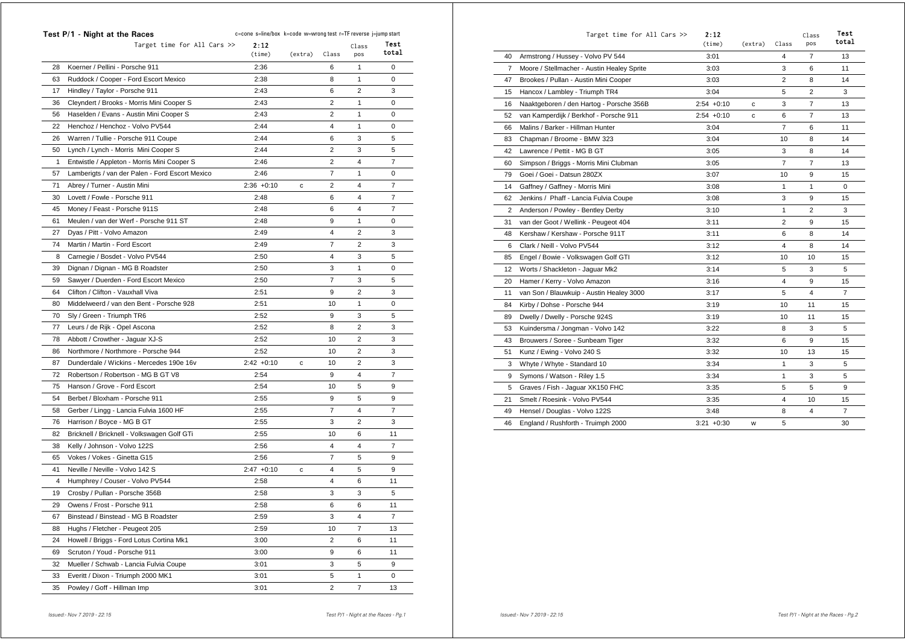## Test P/1 - Night at the Races

c=cone s=line/box k=code w=wrong test r=TF reverse j=jump start

| | Target time for All Cars >> | 2:12 (time) | (extra) | Class | Class pos | Test total |
|---|---|---|---|---|---|---|
| 28 | Koerner / Pellini - Porsche 911 | 2:36 | | 6 | 1 | 0 |
| 63 | Ruddock / Cooper - Ford Escort Mexico | 2:38 | | 8 | 1 | 0 |
| 17 | Hindley / Taylor - Porsche 911 | 2:43 | | 6 | 2 | 3 |
| 36 | Cleyndert / Brooks - Morris Mini Cooper S | 2:43 | | 2 | 1 | 0 |
| 56 | Haselden / Evans - Austin Mini Cooper S | 2:43 | | 2 | 1 | 0 |
| 22 | Henchoz / Henchoz - Volvo PV544 | 2:44 | | 4 | 1 | 0 |
| 26 | Warren / Tullie - Porsche 911 Coupe | 2:44 | | 6 | 3 | 5 |
| 50 | Lynch / Lynch - Morris Mini Cooper S | 2:44 | | 2 | 3 | 5 |
| 1 | Entwistle / Appleton - Morris Mini Cooper S | 2:46 | | 2 | 4 | 7 |
| 57 | Lamberigts / van der Palen - Ford Escort Mexico | 2:46 | | 7 | 1 | 0 |
| 71 | Abrey / Turner - Austin Mini | 2:36 +0:10 | c | 2 | 4 | 7 |
| 30 | Lovett / Fowle - Porsche 911 | 2:48 | | 6 | 4 | 7 |
| 45 | Money / Feast - Porsche 911S | 2:48 | | 6 | 4 | 7 |
| 61 | Meulen / van der Werf - Porsche 911 ST | 2:48 | | 9 | 1 | 0 |
| 27 | Dyas / Pitt - Volvo Amazon | 2:49 | | 4 | 2 | 3 |
| 74 | Martin / Martin - Ford Escort | 2:49 | | 7 | 2 | 3 |
| 8 | Carnegie / Bosdet - Volvo PV544 | 2:50 | | 4 | 3 | 5 |
| 39 | Dignan / Dignan - MG B Roadster | 2:50 | | 3 | 1 | 0 |
| 59 | Sawyer / Duerden - Ford Escort Mexico | 2:50 | | 7 | 3 | 5 |
| 64 | Clifton / Clifton - Vauxhall Viva | 2:51 | | 9 | 2 | 3 |
| 80 | Middelweerd / van den Bent - Porsche 928 | 2:51 | | 10 | 1 | 0 |
| 70 | Sly / Green - Triumph TR6 | 2:52 | | 9 | 3 | 5 |
| 77 | Leurs / de Rijk - Opel Ascona | 2:52 | | 8 | 2 | 3 |
| 78 | Abbott / Crowther - Jaguar XJ-S | 2:52 | | 10 | 2 | 3 |
| 86 | Northmore / Northmore - Porsche 944 | 2:52 | | 10 | 2 | 3 |
| 87 | Dunderdale / Wickins - Mercedes 190e 16v | 2:42 +0:10 | c | 10 | 2 | 3 |
| 72 | Robertson / Robertson - MG B GT V8 | 2:54 | | 9 | 4 | 7 |
| 75 | Hanson / Grove - Ford Escort | 2:54 | | 10 | 5 | 9 |
| 54 | Berbet / Bloxham - Porsche 911 | 2:55 | | 9 | 5 | 9 |
| 58 | Gerber / Lingg - Lancia Fulvia 1600 HF | 2:55 | | 7 | 4 | 7 |
| 76 | Harrison / Boyce - MG B GT | 2:55 | | 3 | 2 | 3 |
| 82 | Bricknell / Bricknell - Volkswagen Golf GTi | 2:55 | | 10 | 6 | 11 |
| 38 | Kelly / Johnson - Volvo 122S | 2:56 | | 4 | 4 | 7 |
| 65 | Vokes / Vokes - Ginetta G15 | 2:56 | | 7 | 5 | 9 |
| 41 | Neville / Neville - Volvo 142 S | 2:47 +0:10 | c | 4 | 5 | 9 |
| 4 | Humphrey / Couser - Volvo PV544 | 2:58 | | 4 | 6 | 11 |
| 19 | Crosby / Pullan - Porsche 356B | 2:58 | | 3 | 3 | 5 |
| 29 | Owens / Frost - Porsche 911 | 2:58 | | 6 | 6 | 11 |
| 67 | Binstead / Binstead - MG B Roadster | 2:59 | | 3 | 4 | 7 |
| 88 | Hughs / Fletcher - Peugeot 205 | 2:59 | | 10 | 7 | 13 |
| 24 | Howell / Briggs - Ford Lotus Cortina Mk1 | 3:00 | | 2 | 6 | 11 |
| 69 | Scruton / Youd - Porsche 911 | 3:00 | | 9 | 6 | 11 |
| 32 | Mueller / Schwab - Lancia Fulvia Coupe | 3:01 | | 3 | 5 | 9 |
| 33 | Everitt / Dixon - Triumph 2000 MK1 | 3:01 | | 5 | 1 | 0 |
| 35 | Powley / Goff - Hillman Imp | 3:01 | | 2 | 7 | 13 |
| 40 | Armstrong / Hussey - Volvo PV 544 | 3:01 | | 4 | 7 | 13 |
| 7 | Moore / Stellmacher - Austin Healey Sprite | 3:03 | | 3 | 6 | 11 |
| 47 | Brookes / Pullan - Austin Mini Cooper | 3:03 | | 2 | 8 | 14 |
| 15 | Hancox / Lambley - Triumph TR4 | 3:04 | | 5 | 2 | 3 |
| 16 | Naaktgeboren / den Hartog - Porsche 356B | 2:54 +0:10 | c | 3 | 7 | 13 |
| 52 | van Kamperdijk / Berkhof - Porsche 911 | 2:54 +0:10 | c | 6 | 7 | 13 |
| 66 | Malins / Barker - Hillman Hunter | 3:04 | | 7 | 6 | 11 |
| 83 | Chapman / Broome - BMW 323 | 3:04 | | 10 | 8 | 14 |
| 42 | Lawrence / Pettit - MG B GT | 3:05 | | 3 | 8 | 14 |
| 60 | Simpson / Briggs - Morris Mini Clubman | 3:05 | | 7 | 7 | 13 |
| 79 | Goei / Goei - Datsun 280ZX | 3:07 | | 10 | 9 | 15 |
| 14 | Gaffney / Gaffney - Morris Mini | 3:08 | | 1 | 1 | 0 |
| 62 | Jenkins / Phaff - Lancia Fulvia Coupe | 3:08 | | 3 | 9 | 15 |
| 2 | Anderson / Powley - Bentley Derby | 3:10 | | 1 | 2 | 3 |
| 31 | van der Goot / Wellink - Peugeot 404 | 3:11 | | 2 | 9 | 15 |
| 48 | Kershaw / Kershaw - Porsche 911T | 3:11 | | 6 | 8 | 14 |
| 6 | Clark / Neill - Volvo PV544 | 3:12 | | 4 | 8 | 14 |
| 85 | Engel / Bowie - Volkswagen Golf GTI | 3:12 | | 10 | 10 | 15 |
| 12 | Worts / Shackleton - Jaguar Mk2 | 3:14 | | 5 | 3 | 5 |
| 20 | Hamer / Kerry - Volvo Amazon | 3:16 | | 4 | 9 | 15 |
| 11 | van Son / Blauwkuip - Austin Healey 3000 | 3:17 | | 5 | 4 | 7 |
| 84 | Kirby / Dohse - Porsche 944 | 3:19 | | 10 | 11 | 15 |
| 89 | Dwelly / Dwelly - Porsche 924S | 3:19 | | 10 | 11 | 15 |
| 53 | Kuindersma / Jongman - Volvo 142 | 3:22 | | 8 | 3 | 5 |
| 43 | Brouwers / Soree - Sunbeam Tiger | 3:32 | | 6 | 9 | 15 |
| 51 | Kunz / Ewing - Volvo 240 S | 3:32 | | 10 | 13 | 15 |
| 3 | Whyte / Whyte - Standard 10 | 3:34 | | 1 | 3 | 5 |
| 9 | Symons / Watson - Riley 1.5 | 3:34 | | 1 | 3 | 5 |
| 5 | Graves / Fish - Jaguar XK150 FHC | 3:35 | | 5 | 5 | 9 |
| 21 | Smelt / Roesink - Volvo PV544 | 3:35 | | 4 | 10 | 15 |
| 49 | Hensel / Douglas - Volvo 122S | 3:48 | | 8 | 4 | 7 |
| 46 | England / Rushforth - Truimph 2000 | 3:21 +0:30 | w | 5 | | 30 |

Issued:- Nov 7 2019 - 22:15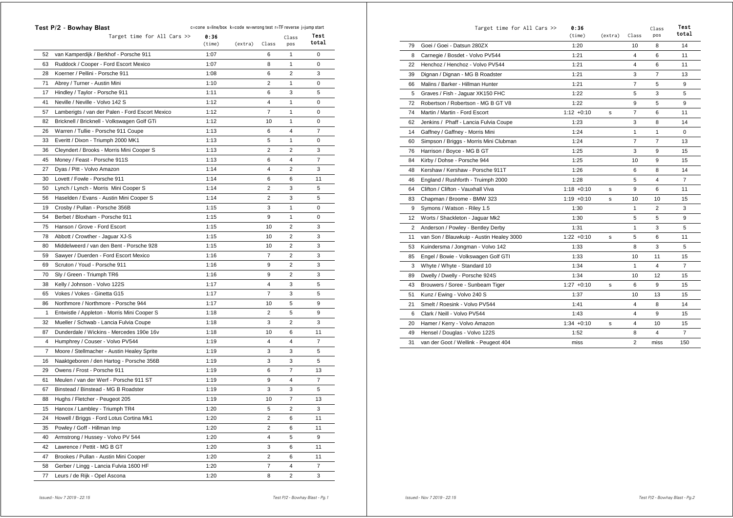## Test P/2 - Bowhay Blast

c=cone s=line/box k=code w=wrong test r=TF reverse j=jump start

| | Target time for All Cars >> | 0:36 (time) | (extra) | Class | Class pos | Test total |
|---|---|---|---|---|---|---|
| 52 | van Kamperdijk / Berkhof - Porsche 911 | 1:07 | | 6 | 1 | 0 |
| 63 | Ruddock / Cooper - Ford Escort Mexico | 1:07 | | 8 | 1 | 0 |
| 28 | Koerner / Pellini - Porsche 911 | 1:08 | | 6 | 2 | 3 |
| 71 | Abrey / Turner - Austin Mini | 1:10 | | 2 | 1 | 0 |
| 17 | Hindley / Taylor - Porsche 911 | 1:11 | | 6 | 3 | 5 |
| 41 | Neville / Neville - Volvo 142 S | 1:12 | | 4 | 1 | 0 |
| 57 | Lamberigts / van der Palen - Ford Escort Mexico | 1:12 | | 7 | 1 | 0 |
| 82 | Bricknell / Bricknell - Volkswagen Golf GTi | 1:12 | | 10 | 1 | 0 |
| 26 | Warren / Tullie - Porsche 911 Coupe | 1:13 | | 6 | 4 | 7 |
| 33 | Everitt / Dixon - Triumph 2000 MK1 | 1:13 | | 5 | 1 | 0 |
| 36 | Cleyndert / Brooks - Morris Mini Cooper S | 1:13 | | 2 | 2 | 3 |
| 45 | Money / Feast - Porsche 911S | 1:13 | | 6 | 4 | 7 |
| 27 | Dyas / Pitt - Volvo Amazon | 1:14 | | 4 | 2 | 3 |
| 30 | Lovett / Fowle - Porsche 911 | 1:14 | | 6 | 6 | 11 |
| 50 | Lynch / Lynch - Morris Mini Cooper S | 1:14 | | 2 | 3 | 5 |
| 56 | Haselden / Evans - Austin Mini Cooper S | 1:14 | | 2 | 3 | 5 |
| 19 | Crosby / Pullan - Porsche 356B | 1:15 | | 3 | 1 | 0 |
| 54 | Berbet / Bloxham - Porsche 911 | 1:15 | | 9 | 1 | 0 |
| 75 | Hanson / Grove - Ford Escort | 1:15 | | 10 | 2 | 3 |
| 78 | Abbott / Crowther - Jaguar XJ-S | 1:15 | | 10 | 2 | 3 |
| 80 | Middelweerd / van den Bent - Porsche 928 | 1:15 | | 10 | 2 | 3 |
| 59 | Sawyer / Duerden - Ford Escort Mexico | 1:16 | | 7 | 2 | 3 |
| 69 | Scruton / Youd - Porsche 911 | 1:16 | | 9 | 2 | 3 |
| 70 | Sly / Green - Triumph TR6 | 1:16 | | 9 | 2 | 3 |
| 38 | Kelly / Johnson - Volvo 122S | 1:17 | | 4 | 3 | 5 |
| 65 | Vokes / Vokes - Ginetta G15 | 1:17 | | 7 | 3 | 5 |
| 86 | Northmore / Northmore - Porsche 944 | 1:17 | | 10 | 5 | 9 |
| 1 | Entwistle / Appleton - Morris Mini Cooper S | 1:18 | | 2 | 5 | 9 |
| 32 | Mueller / Schwab - Lancia Fulvia Coupe | 1:18 | | 3 | 2 | 3 |
| 87 | Dunderdale / Wickins - Mercedes 190e 16v | 1:18 | | 10 | 6 | 11 |
| 4 | Humphrey / Couser - Volvo PV544 | 1:19 | | 4 | 4 | 7 |
| 7 | Moore / Stellmacher - Austin Healey Sprite | 1:19 | | 3 | 3 | 5 |
| 16 | Naaktgeboren / den Hartog - Porsche 356B | 1:19 | | 3 | 3 | 5 |
| 29 | Owens / Frost - Porsche 911 | 1:19 | | 6 | 7 | 13 |
| 61 | Meulen / van der Werf - Porsche 911 ST | 1:19 | | 9 | 4 | 7 |
| 67 | Binstead / Binstead - MG B Roadster | 1:19 | | 3 | 3 | 5 |
| 88 | Hughs / Fletcher - Peugeot 205 | 1:19 | | 10 | 7 | 13 |
| 15 | Hancox / Lambley - Triumph TR4 | 1:20 | | 5 | 2 | 3 |
| 24 | Howell / Briggs - Ford Lotus Cortina Mk1 | 1:20 | | 2 | 6 | 11 |
| 35 | Powley / Goff - Hillman Imp | 1:20 | | 2 | 6 | 11 |
| 40 | Armstrong / Hussey - Volvo PV 544 | 1:20 | | 4 | 5 | 9 |
| 42 | Lawrence / Pettit - MG B GT | 1:20 | | 3 | 6 | 11 |
| 47 | Brookes / Pullan - Austin Mini Cooper | 1:20 | | 2 | 6 | 11 |
| 58 | Gerber / Lingg - Lancia Fulvia 1600 HF | 1:20 | | 7 | 4 | 7 |
| 77 | Leurs / de Rijk - Opel Ascona | 1:20 | | 8 | 2 | 3 |
| 79 | Goei / Goei - Datsun 280ZX | 1:20 | | 10 | 8 | 14 |
| 8 | Carnegie / Bosdet - Volvo PV544 | 1:21 | | 4 | 6 | 11 |
| 22 | Henchoz / Henchoz - Volvo PV544 | 1:21 | | 4 | 6 | 11 |
| 39 | Dignan / Dignan - MG B Roadster | 1:21 | | 3 | 7 | 13 |
| 66 | Malins / Barker - Hillman Hunter | 1:21 | | 7 | 5 | 9 |
| 5 | Graves / Fish - Jaguar XK150 FHC | 1:22 | | 5 | 3 | 5 |
| 72 | Robertson / Robertson - MG B GT V8 | 1:22 | | 9 | 5 | 9 |
| 74 | Martin / Martin - Ford Escort | 1:12 +0:10 | s | 7 | 6 | 11 |
| 62 | Jenkins / Phaff - Lancia Fulvia Coupe | 1:23 | | 3 | 8 | 14 |
| 14 | Gaffney / Gaffney - Morris Mini | 1:24 | | 1 | 1 | 0 |
| 60 | Simpson / Briggs - Morris Mini Clubman | 1:24 | | 7 | 7 | 13 |
| 76 | Harrison / Boyce - MG B GT | 1:25 | | 3 | 9 | 15 |
| 84 | Kirby / Dohse - Porsche 944 | 1:25 | | 10 | 9 | 15 |
| 48 | Kershaw / Kershaw - Porsche 911T | 1:26 | | 6 | 8 | 14 |
| 46 | England / Rushforth - Truimph 2000 | 1:28 | | 5 | 4 | 7 |
| 64 | Clifton / Clifton - Vauxhall Viva | 1:18 +0:10 | s | 9 | 6 | 11 |
| 83 | Chapman / Broome - BMW 323 | 1:19 +0:10 | s | 10 | 10 | 15 |
| 9 | Symons / Watson - Riley 1.5 | 1:30 | | 1 | 2 | 3 |
| 12 | Worts / Shackleton - Jaguar Mk2 | 1:30 | | 5 | 5 | 9 |
| 2 | Anderson / Powley - Bentley Derby | 1:31 | | 1 | 3 | 5 |
| 11 | van Son / Blauwkuip - Austin Healey 3000 | 1:22 +0:10 | s | 5 | 6 | 11 |
| 53 | Kuindersma / Jongman - Volvo 142 | 1:33 | | 8 | 3 | 5 |
| 85 | Engel / Bowie - Volkswagen Golf GTI | 1:33 | | 10 | 11 | 15 |
| 3 | Whyte / Whyte - Standard 10 | 1:34 | | 1 | 4 | 7 |
| 89 | Dwelly / Dwelly - Porsche 924S | 1:34 | | 10 | 12 | 15 |
| 43 | Brouwers / Soree - Sunbeam Tiger | 1:27 +0:10 | s | 6 | 9 | 15 |
| 51 | Kunz / Ewing - Volvo 240 S | 1:37 | | 10 | 13 | 15 |
| 21 | Smelt / Roesink - Volvo PV544 | 1:41 | | 4 | 8 | 14 |
| 6 | Clark / Neill - Volvo PV544 | 1:43 | | 4 | 9 | 15 |
| 20 | Hamer / Kerry - Volvo Amazon | 1:34 +0:10 | s | 4 | 10 | 15 |
| 49 | Hensel / Douglas - Volvo 122S | 1:52 | | 8 | 4 | 7 |
| 31 | van der Goot / Wellink - Peugeot 404 | miss | | 2 | miss | 150 |

*Issued:- Nov 7 2019 - 22:15*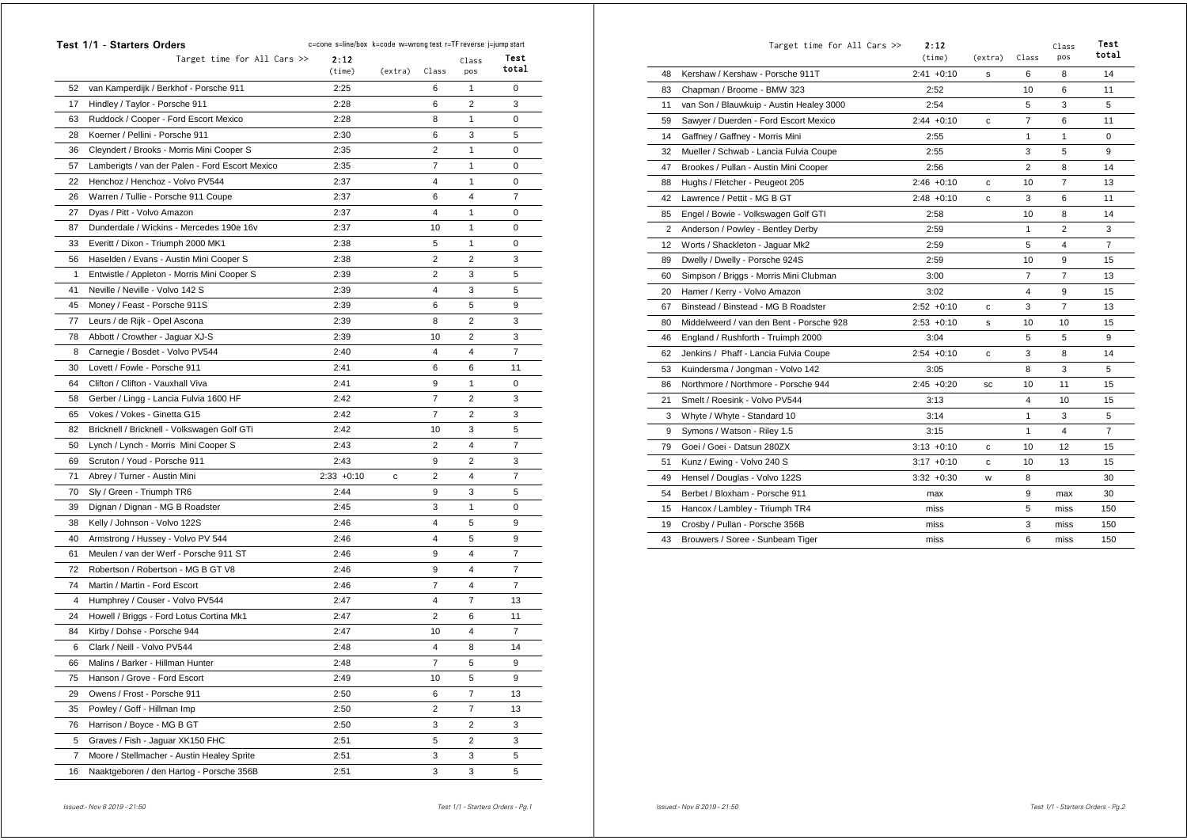## Test 1/1 - Starters Orders

c=cone s=line/box k=code w=wrong test r=TF reverse j=jump start

| | Target time for All Cars >> | 2:12 (time) | (extra) | Class | Class pos | Test total |
|---|---|---|---|---|---|---|
| 52 | van Kamperdijk / Berkhof - Porsche 911 | 2:25 | | 6 | 1 | 0 |
| 17 | Hindley / Taylor - Porsche 911 | 2:28 | | 6 | 2 | 3 |
| 63 | Ruddock / Cooper - Ford Escort Mexico | 2:28 | | 8 | 1 | 0 |
| 28 | Koerner / Pellini - Porsche 911 | 2:30 | | 6 | 3 | 5 |
| 36 | Cleyndert / Brooks - Morris Mini Cooper S | 2:35 | | 2 | 1 | 0 |
| 57 | Lamberigts / van der Palen - Ford Escort Mexico | 2:35 | | 7 | 1 | 0 |
| 22 | Henchoz / Henchoz - Volvo PV544 | 2:37 | | 4 | 1 | 0 |
| 26 | Warren / Tullie - Porsche 911 Coupe | 2:37 | | 6 | 4 | 7 |
| 27 | Dyas / Pitt - Volvo Amazon | 2:37 | | 4 | 1 | 0 |
| 87 | Dunderdale / Wickins - Mercedes 190e 16v | 2:37 | | 10 | 1 | 0 |
| 33 | Everitt / Dixon - Triumph 2000 MK1 | 2:38 | | 5 | 1 | 0 |
| 56 | Haselden / Evans - Austin Mini Cooper S | 2:38 | | 2 | 2 | 3 |
| 1 | Entwistle / Appleton - Morris Mini Cooper S | 2:39 | | 2 | 3 | 5 |
| 41 | Neville / Neville - Volvo 142 S | 2:39 | | 4 | 3 | 5 |
| 45 | Money / Feast - Porsche 911S | 2:39 | | 6 | 5 | 9 |
| 77 | Leurs / de Rijk - Opel Ascona | 2:39 | | 8 | 2 | 3 |
| 78 | Abbott / Crowther - Jaguar XJ-S | 2:39 | | 10 | 2 | 3 |
| 8 | Carnegie / Bosdet - Volvo PV544 | 2:40 | | 4 | 4 | 7 |
| 30 | Lovett / Fowle - Porsche 911 | 2:41 | | 6 | 6 | 11 |
| 64 | Clifton / Clifton - Vauxhall Viva | 2:41 | | 9 | 1 | 0 |
| 58 | Gerber / Lingg - Lancia Fulvia 1600 HF | 2:42 | | 7 | 2 | 3 |
| 65 | Vokes / Vokes - Ginetta G15 | 2:42 | | 7 | 2 | 3 |
| 82 | Bricknell / Bricknell - Volkswagen Golf GTi | 2:42 | | 10 | 3 | 5 |
| 50 | Lynch / Lynch - Morris Mini Cooper S | 2:43 | | 2 | 4 | 7 |
| 69 | Scruton / Youd - Porsche 911 | 2:43 | | 9 | 2 | 3 |
| 71 | Abrey / Turner - Austin Mini | 2:33 +0:10 | c | 2 | 4 | 7 |
| 70 | Sly / Green - Triumph TR6 | 2:44 | | 9 | 3 | 5 |
| 39 | Dignan / Dignan - MG B Roadster | 2:45 | | 3 | 1 | 0 |
| 38 | Kelly / Johnson - Volvo 122S | 2:46 | | 4 | 5 | 9 |
| 40 | Armstrong / Hussey - Volvo PV 544 | 2:46 | | 4 | 5 | 9 |
| 61 | Meulen / van der Werf - Porsche 911 ST | 2:46 | | 9 | 4 | 7 |
| 72 | Robertson / Robertson - MG B GT V8 | 2:46 | | 9 | 4 | 7 |
| 74 | Martin / Martin - Ford Escort | 2:46 | | 7 | 4 | 7 |
| 4 | Humphrey / Couser - Volvo PV544 | 2:47 | | 4 | 7 | 13 |
| 24 | Howell / Briggs - Ford Lotus Cortina Mk1 | 2:47 | | 2 | 6 | 11 |
| 84 | Kirby / Dohse - Porsche 944 | 2:47 | | 10 | 4 | 7 |
| 6 | Clark / Neill - Volvo PV544 | 2:48 | | 4 | 8 | 14 |
| 66 | Malins / Barker - Hillman Hunter | 2:48 | | 7 | 5 | 9 |
| 75 | Hanson / Grove - Ford Escort | 2:49 | | 10 | 5 | 9 |
| 29 | Owens / Frost - Porsche 911 | 2:50 | | 6 | 7 | 13 |
| 35 | Powley / Goff - Hillman Imp | 2:50 | | 2 | 7 | 13 |
| 76 | Harrison / Boyce - MG B GT | 2:50 | | 3 | 2 | 3 |
| 5 | Graves / Fish - Jaguar XK150 FHC | 2:51 | | 5 | 2 | 3 |
| 7 | Moore / Stellmacher - Austin Healey Sprite | 2:51 | | 3 | 3 | 5 |
| 16 | Naaktgeboren / den Hartog - Porsche 356B | 2:51 | | 3 | 3 | 5 |
| 48 | Kershaw / Kershaw - Porsche 911T | 2:41 +0:10 | s | 6 | 8 | 14 |
| 83 | Chapman / Broome - BMW 323 | 2:52 | | 10 | 6 | 11 |
| 11 | van Son / Blauwkuip - Austin Healey 3000 | 2:54 | | 5 | 3 | 5 |
| 59 | Sawyer / Duerden - Ford Escort Mexico | 2:44 +0:10 | c | 7 | 6 | 11 |
| 14 | Gaffney / Gaffney - Morris Mini | 2:55 | | 1 | 1 | 0 |
| 32 | Mueller / Schwab - Lancia Fulvia Coupe | 2:55 | | 3 | 5 | 9 |
| 47 | Brookes / Pullan - Austin Mini Cooper | 2:56 | | 2 | 8 | 14 |
| 88 | Hughs / Fletcher - Peugeot 205 | 2:46 +0:10 | c | 10 | 7 | 13 |
| 42 | Lawrence / Pettit - MG B GT | 2:48 +0:10 | c | 3 | 6 | 11 |
| 85 | Engel / Bowie - Volkswagen Golf GTI | 2:58 | | 10 | 8 | 14 |
| 2 | Anderson / Powley - Bentley Derby | 2:59 | | 1 | 2 | 3 |
| 12 | Worts / Shackleton - Jaguar Mk2 | 2:59 | | 5 | 4 | 7 |
| 89 | Dwelly / Dwelly - Porsche 924S | 2:59 | | 10 | 9 | 15 |
| 60 | Simpson / Briggs - Morris Mini Clubman | 3:00 | | 7 | 7 | 13 |
| 20 | Hamer / Kerry - Volvo Amazon | 3:02 | | 4 | 9 | 15 |
| 67 | Binstead / Binstead - MG B Roadster | 2:52 +0:10 | c | 3 | 7 | 13 |
| 80 | Middelweerd / van den Bent - Porsche 928 | 2:53 +0:10 | s | 10 | 10 | 15 |
| 46 | England / Rushforth - Truimph 2000 | 3:04 | | 5 | 5 | 9 |
| 62 | Jenkins / Phaff - Lancia Fulvia Coupe | 2:54 +0:10 | c | 3 | 8 | 14 |
| 53 | Kuindersma / Jongman - Volvo 142 | 3:05 | | 8 | 3 | 5 |
| 86 | Northmore / Northmore - Porsche 944 | 2:45 +0:20 | sc | 10 | 11 | 15 |
| 21 | Smelt / Roesink - Volvo PV544 | 3:13 | | 4 | 10 | 15 |
| 3 | Whyte / Whyte - Standard 10 | 3:14 | | 1 | 3 | 5 |
| 9 | Symons / Watson - Riley 1.5 | 3:15 | | 1 | 4 | 7 |
| 79 | Goei / Goei - Datsun 280ZX | 3:13 +0:10 | c | 10 | 12 | 15 |
| 51 | Kunz / Ewing - Volvo 240 S | 3:17 +0:10 | c | 10 | 13 | 15 |
| 49 | Hensel / Douglas - Volvo 122S | 3:32 +0:30 | w | 8 | | 30 |
| 54 | Berbet / Bloxham - Porsche 911 | max | | 9 | max | 30 |
| 15 | Hancox / Lambley - Triumph TR4 | miss | | 5 | miss | 150 |
| 19 | Crosby / Pullan - Porsche 356B | miss | | 3 | miss | 150 |
| 43 | Brouwers / Soree - Sunbeam Tiger | miss | | 6 | miss | 150 |

*Issued:- Nov 8 2019 - 21:50*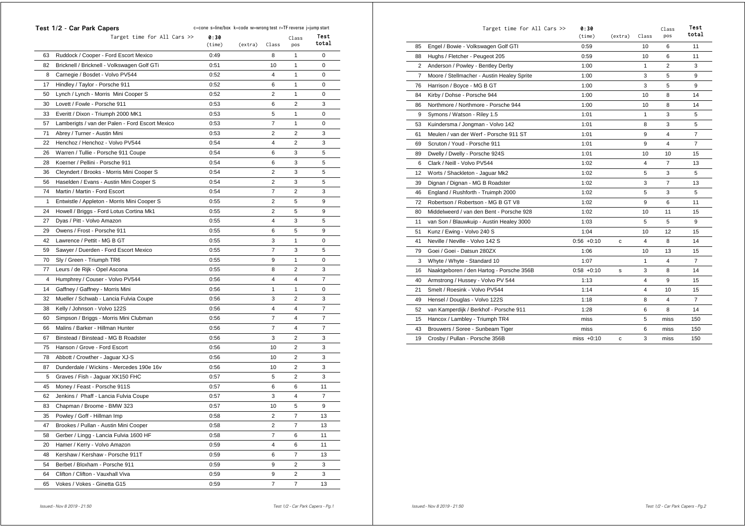## Test 1/2 - Car Park Capers

c=cone s=line/box k=code w=wrong test r=TF reverse j=jump start

| | Target time for All Cars >> | 0:30 (time) | (extra) | Class | Class pos | Test total |
|---|---|---|---|---|---|---|
| 63 | Ruddock / Cooper - Ford Escort Mexico | 0:49 | | 8 | 1 | 0 |
| 82 | Bricknell / Bricknell - Volkswagen Golf GTi | 0:51 | | 10 | 1 | 0 |
| 8 | Carnegie / Bosdet - Volvo PV544 | 0:52 | | 4 | 1 | 0 |
| 17 | Hindley / Taylor - Porsche 911 | 0:52 | | 6 | 1 | 0 |
| 50 | Lynch / Lynch - Morris Mini Cooper S | 0:52 | | 2 | 1 | 0 |
| 30 | Lovett / Fowle - Porsche 911 | 0:53 | | 6 | 2 | 3 |
| 33 | Everitt / Dixon - Triumph 2000 MK1 | 0:53 | | 5 | 1 | 0 |
| 57 | Lamberigts / van der Palen - Ford Escort Mexico | 0:53 | | 7 | 1 | 0 |
| 71 | Abrey / Turner - Austin Mini | 0:53 | | 2 | 2 | 3 |
| 22 | Henchoz / Henchoz - Volvo PV544 | 0:54 | | 4 | 2 | 3 |
| 26 | Warren / Tullie - Porsche 911 Coupe | 0:54 | | 6 | 3 | 5 |
| 28 | Koerner / Pellini - Porsche 911 | 0:54 | | 6 | 3 | 5 |
| 36 | Cleyndert / Brooks - Morris Mini Cooper S | 0:54 | | 2 | 3 | 5 |
| 56 | Haselden / Evans - Austin Mini Cooper S | 0:54 | | 2 | 3 | 5 |
| 74 | Martin / Martin - Ford Escort | 0:54 | | 7 | 2 | 3 |
| 1 | Entwistle / Appleton - Morris Mini Cooper S | 0:55 | | 2 | 5 | 9 |
| 24 | Howell / Briggs - Ford Lotus Cortina Mk1 | 0:55 | | 2 | 5 | 9 |
| 27 | Dyas / Pitt - Volvo Amazon | 0:55 | | 4 | 3 | 5 |
| 29 | Owens / Frost - Porsche 911 | 0:55 | | 6 | 5 | 9 |
| 42 | Lawrence / Pettit - MG B GT | 0:55 | | 3 | 1 | 0 |
| 59 | Sawyer / Duerden - Ford Escort Mexico | 0:55 | | 7 | 3 | 5 |
| 70 | Sly / Green - Triumph TR6 | 0:55 | | 9 | 1 | 0 |
| 77 | Leurs / de Rijk - Opel Ascona | 0:55 | | 8 | 2 | 3 |
| 4 | Humphrey / Couser - Volvo PV544 | 0:56 | | 4 | 4 | 7 |
| 14 | Gaffney / Gaffney - Morris Mini | 0:56 | | 1 | 1 | 0 |
| 32 | Mueller / Schwab - Lancia Fulvia Coupe | 0:56 | | 3 | 2 | 3 |
| 38 | Kelly / Johnson - Volvo 122S | 0:56 | | 4 | 4 | 7 |
| 60 | Simpson / Briggs - Morris Mini Clubman | 0:56 | | 7 | 4 | 7 |
| 66 | Malins / Barker - Hillman Hunter | 0:56 | | 7 | 4 | 7 |
| 67 | Binstead / Binstead - MG B Roadster | 0:56 | | 3 | 2 | 3 |
| 75 | Hanson / Grove - Ford Escort | 0:56 | | 10 | 2 | 3 |
| 78 | Abbott / Crowther - Jaguar XJ-S | 0:56 | | 10 | 2 | 3 |
| 87 | Dunderdale / Wickins - Mercedes 190e 16v | 0:56 | | 10 | 2 | 3 |
| 5 | Graves / Fish - Jaguar XK150 FHC | 0:57 | | 5 | 2 | 3 |
| 45 | Money / Feast - Porsche 911S | 0:57 | | 6 | 6 | 11 |
| 62 | Jenkins / Phaff - Lancia Fulvia Coupe | 0:57 | | 3 | 4 | 7 |
| 83 | Chapman / Broome - BMW 323 | 0:57 | | 10 | 5 | 9 |
| 35 | Powley / Goff - Hillman Imp | 0:58 | | 2 | 7 | 13 |
| 47 | Brookes / Pullan - Austin Mini Cooper | 0:58 | | 2 | 7 | 13 |
| 58 | Gerber / Lingg - Lancia Fulvia 1600 HF | 0:58 | | 7 | 6 | 11 |
| 20 | Hamer / Kerry - Volvo Amazon | 0:59 | | 4 | 6 | 11 |
| 48 | Kershaw / Kershaw - Porsche 911T | 0:59 | | 6 | 7 | 13 |
| 54 | Berbet / Bloxham - Porsche 911 | 0:59 | | 9 | 2 | 3 |
| 64 | Clifton / Clifton - Vauxhall Viva | 0:59 | | 9 | 2 | 3 |
| 65 | Vokes / Vokes - Ginetta G15 | 0:59 | | 7 | 7 | 13 |
| 85 | Engel / Bowie - Volkswagen Golf GTI | 0:59 | | 10 | 6 | 11 |
| 88 | Hughs / Fletcher - Peugeot 205 | 0:59 | | 10 | 6 | 11 |
| 2 | Anderson / Powley - Bentley Derby | 1:00 | | 1 | 2 | 3 |
| 7 | Moore / Stellmacher - Austin Healey Sprite | 1:00 | | 3 | 5 | 9 |
| 76 | Harrison / Boyce - MG B GT | 1:00 | | 3 | 5 | 9 |
| 84 | Kirby / Dohse - Porsche 944 | 1:00 | | 10 | 8 | 14 |
| 86 | Northmore / Northmore - Porsche 944 | 1:00 | | 10 | 8 | 14 |
| 9 | Symons / Watson - Riley 1.5 | 1:01 | | 1 | 3 | 5 |
| 53 | Kuindersma / Jongman - Volvo 142 | 1:01 | | 8 | 3 | 5 |
| 61 | Meulen / van der Werf - Porsche 911 ST | 1:01 | | 9 | 4 | 7 |
| 69 | Scruton / Youd - Porsche 911 | 1:01 | | 9 | 4 | 7 |
| 89 | Dwelly / Dwelly - Porsche 924S | 1:01 | | 10 | 10 | 15 |
| 6 | Clark / Neill - Volvo PV544 | 1:02 | | 4 | 7 | 13 |
| 12 | Worts / Shackleton - Jaguar Mk2 | 1:02 | | 5 | 3 | 5 |
| 39 | Dignan / Dignan - MG B Roadster | 1:02 | | 3 | 7 | 13 |
| 46 | England / Rushforth - Truimph 2000 | 1:02 | | 5 | 3 | 5 |
| 72 | Robertson / Robertson - MG B GT V8 | 1:02 | | 9 | 6 | 11 |
| 80 | Middelweerd / van den Bent - Porsche 928 | 1:02 | | 10 | 11 | 15 |
| 11 | van Son / Blauwkuip - Austin Healey 3000 | 1:03 | | 5 | 5 | 9 |
| 51 | Kunz / Ewing - Volvo 240 S | 1:04 | | 10 | 12 | 15 |
| 41 | Neville / Neville - Volvo 142 S | 0:56 +0:10 | c | 4 | 8 | 14 |
| 79 | Goei / Goei - Datsun 280ZX | 1:06 | | 10 | 13 | 15 |
| 3 | Whyte / Whyte - Standard 10 | 1:07 | | 1 | 4 | 7 |
| 16 | Naaktgeboren / den Hartog - Porsche 356B | 0:58 +0:10 | s | 3 | 8 | 14 |
| 40 | Armstrong / Hussey - Volvo PV 544 | 1:13 | | 4 | 9 | 15 |
| 21 | Smelt / Roesink - Volvo PV544 | 1:14 | | 4 | 10 | 15 |
| 49 | Hensel / Douglas - Volvo 122S | 1:18 | | 8 | 4 | 7 |
| 52 | van Kamperdijk / Berkhof - Porsche 911 | 1:28 | | 6 | 8 | 14 |
| 15 | Hancox / Lambley - Triumph TR4 | miss | | 5 | miss | 150 |
| 43 | Brouwers / Soree - Sunbeam Tiger | miss | | 6 | miss | 150 |
| 19 | Crosby / Pullan - Porsche 356B | miss +0:10 | c | 3 | miss | 150 |

*Issued:- Nov 8 2019 - 21:50*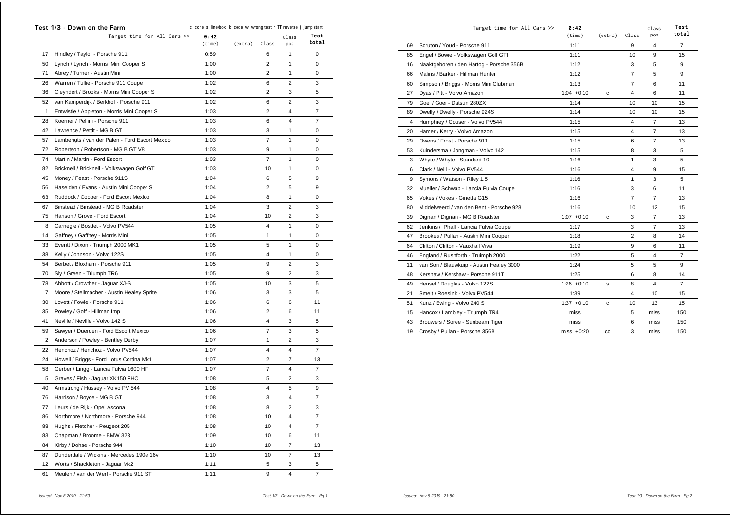## Test 1/3 - Down on the Farm

c=cone s=line/box k=code w=wrong test r=TF reverse j=jump start

| | Target time for All Cars >> | 0:42 (time) | (extra) | Class | Class pos | Test total |
|---|---|---|---|---|---|---|
| 17 | Hindley / Taylor - Porsche 911 | 0:59 | | 6 | 1 | 0 |
| 50 | Lynch / Lynch - Morris Mini Cooper S | 1:00 | | 2 | 1 | 0 |
| 71 | Abrey / Turner - Austin Mini | 1:00 | | 2 | 1 | 0 |
| 26 | Warren / Tullie - Porsche 911 Coupe | 1:02 | | 6 | 2 | 3 |
| 36 | Cleyndert / Brooks - Morris Mini Cooper S | 1:02 | | 2 | 3 | 5 |
| 52 | van Kamperdijk / Berkhof - Porsche 911 | 1:02 | | 6 | 2 | 3 |
| 1 | Entwistle / Appleton - Morris Mini Cooper S | 1:03 | | 2 | 4 | 7 |
| 28 | Koerner / Pellini - Porsche 911 | 1:03 | | 6 | 4 | 7 |
| 42 | Lawrence / Pettit - MG B GT | 1:03 | | 3 | 1 | 0 |
| 57 | Lamberigts / van der Palen - Ford Escort Mexico | 1:03 | | 7 | 1 | 0 |
| 72 | Robertson / Robertson - MG B GT V8 | 1:03 | | 9 | 1 | 0 |
| 74 | Martin / Martin - Ford Escort | 1:03 | | 7 | 1 | 0 |
| 82 | Bricknell / Bricknell - Volkswagen Golf GTi | 1:03 | | 10 | 1 | 0 |
| 45 | Money / Feast - Porsche 911S | 1:04 | | 6 | 5 | 9 |
| 56 | Haselden / Evans - Austin Mini Cooper S | 1:04 | | 2 | 5 | 9 |
| 63 | Ruddock / Cooper - Ford Escort Mexico | 1:04 | | 8 | 1 | 0 |
| 67 | Binstead / Binstead - MG B Roadster | 1:04 | | 3 | 2 | 3 |
| 75 | Hanson / Grove - Ford Escort | 1:04 | | 10 | 2 | 3 |
| 8 | Carnegie / Bosdet - Volvo PV544 | 1:05 | | 4 | 1 | 0 |
| 14 | Gaffney / Gaffney - Morris Mini | 1:05 | | 1 | 1 | 0 |
| 33 | Everitt / Dixon - Triumph 2000 MK1 | 1:05 | | 5 | 1 | 0 |
| 38 | Kelly / Johnson - Volvo 122S | 1:05 | | 4 | 1 | 0 |
| 54 | Berbet / Bloxham - Porsche 911 | 1:05 | | 9 | 2 | 3 |
| 70 | Sly / Green - Triumph TR6 | 1:05 | | 9 | 2 | 3 |
| 78 | Abbott / Crowther - Jaguar XJ-S | 1:05 | | 10 | 3 | 5 |
| 7 | Moore / Stellmacher - Austin Healey Sprite | 1:06 | | 3 | 3 | 5 |
| 30 | Lovett / Fowle - Porsche 911 | 1:06 | | 6 | 6 | 11 |
| 35 | Powley / Goff - Hillman Imp | 1:06 | | 2 | 6 | 11 |
| 41 | Neville / Neville - Volvo 142 S | 1:06 | | 4 | 3 | 5 |
| 59 | Sawyer / Duerden - Ford Escort Mexico | 1:06 | | 7 | 3 | 5 |
| 2 | Anderson / Powley - Bentley Derby | 1:07 | | 1 | 2 | 3 |
| 22 | Henchoz / Henchoz - Volvo PV544 | 1:07 | | 4 | 4 | 7 |
| 24 | Howell / Briggs - Ford Lotus Cortina Mk1 | 1:07 | | 2 | 7 | 13 |
| 58 | Gerber / Lingg - Lancia Fulvia 1600 HF | 1:07 | | 7 | 4 | 7 |
| 5 | Graves / Fish - Jaguar XK150 FHC | 1:08 | | 5 | 2 | 3 |
| 40 | Armstrong / Hussey - Volvo PV 544 | 1:08 | | 4 | 5 | 9 |
| 76 | Harrison / Boyce - MG B GT | 1:08 | | 3 | 4 | 7 |
| 77 | Leurs / de Rijk - Opel Ascona | 1:08 | | 8 | 2 | 3 |
| 86 | Northmore / Northmore - Porsche 944 | 1:08 | | 10 | 4 | 7 |
| 88 | Hughs / Fletcher - Peugeot 205 | 1:08 | | 10 | 4 | 7 |
| 83 | Chapman / Broome - BMW 323 | 1:09 | | 10 | 6 | 11 |
| 84 | Kirby / Dohse - Porsche 944 | 1:10 | | 10 | 7 | 13 |
| 87 | Dunderdale / Wickins - Mercedes 190e 16v | 1:10 | | 10 | 7 | 13 |
| 12 | Worts / Shackleton - Jaguar Mk2 | 1:11 | | 5 | 3 | 5 |
| 61 | Meulen / van der Werf - Porsche 911 ST | 1:11 | | 9 | 4 | 7 |
| 69 | Scruton / Youd - Porsche 911 | 1:11 | | 9 | 4 | 7 |
| 85 | Engel / Bowie - Volkswagen Golf GTI | 1:11 | | 10 | 9 | 15 |
| 16 | Naaktgeboren / den Hartog - Porsche 356B | 1:12 | | 3 | 5 | 9 |
| 66 | Malins / Barker - Hillman Hunter | 1:12 | | 7 | 5 | 9 |
| 60 | Simpson / Briggs - Morris Mini Clubman | 1:13 | | 7 | 6 | 11 |
| 27 | Dyas / Pitt - Volvo Amazon | 1:04 +0:10 | c | 4 | 6 | 11 |
| 79 | Goei / Goei - Datsun 280ZX | 1:14 | | 10 | 10 | 15 |
| 89 | Dwelly / Dwelly - Porsche 924S | 1:14 | | 10 | 10 | 15 |
| 4 | Humphrey / Couser - Volvo PV544 | 1:15 | | 4 | 7 | 13 |
| 20 | Hamer / Kerry - Volvo Amazon | 1:15 | | 4 | 7 | 13 |
| 29 | Owens / Frost - Porsche 911 | 1:15 | | 6 | 7 | 13 |
| 53 | Kuindersma / Jongman - Volvo 142 | 1:15 | | 8 | 3 | 5 |
| 3 | Whyte / Whyte - Standard 10 | 1:16 | | 1 | 3 | 5 |
| 6 | Clark / Neill - Volvo PV544 | 1:16 | | 4 | 9 | 15 |
| 9 | Symons / Watson - Riley 1.5 | 1:16 | | 1 | 3 | 5 |
| 32 | Mueller / Schwab - Lancia Fulvia Coupe | 1:16 | | 3 | 6 | 11 |
| 65 | Vokes / Vokes - Ginetta G15 | 1:16 | | 7 | 7 | 13 |
| 80 | Middelweerd / van den Bent - Porsche 928 | 1:16 | | 10 | 12 | 15 |
| 39 | Dignan / Dignan - MG B Roadster | 1:07 +0:10 | c | 3 | 7 | 13 |
| 62 | Jenkins / Phaff - Lancia Fulvia Coupe | 1:17 | | 3 | 7 | 13 |
| 47 | Brookes / Pullan - Austin Mini Cooper | 1:18 | | 2 | 8 | 14 |
| 64 | Clifton / Clifton - Vauxhall Viva | 1:19 | | 9 | 6 | 11 |
| 46 | England / Rushforth - Truimph 2000 | 1:22 | | 5 | 4 | 7 |
| 11 | van Son / Blauwkuip - Austin Healey 3000 | 1:24 | | 5 | 5 | 9 |
| 48 | Kershaw / Kershaw - Porsche 911T | 1:25 | | 6 | 8 | 14 |
| 49 | Hensel / Douglas - Volvo 122S | 1:26 +0:10 | s | 8 | 4 | 7 |
| 21 | Smelt / Roesink - Volvo PV544 | 1:39 | | 4 | 10 | 15 |
| 51 | Kunz / Ewing - Volvo 240 S | 1:37 +0:10 | c | 10 | 13 | 15 |
| 15 | Hancox / Lambley - Triumph TR4 | miss | | 5 | miss | 150 |
| 43 | Brouwers / Soree - Sunbeam Tiger | miss | | 6 | miss | 150 |
| 19 | Crosby / Pullan - Porsche 356B | miss +0:20 | cc | 3 | miss | 150 |

*Issued:- Nov 8 2019 - 21:50*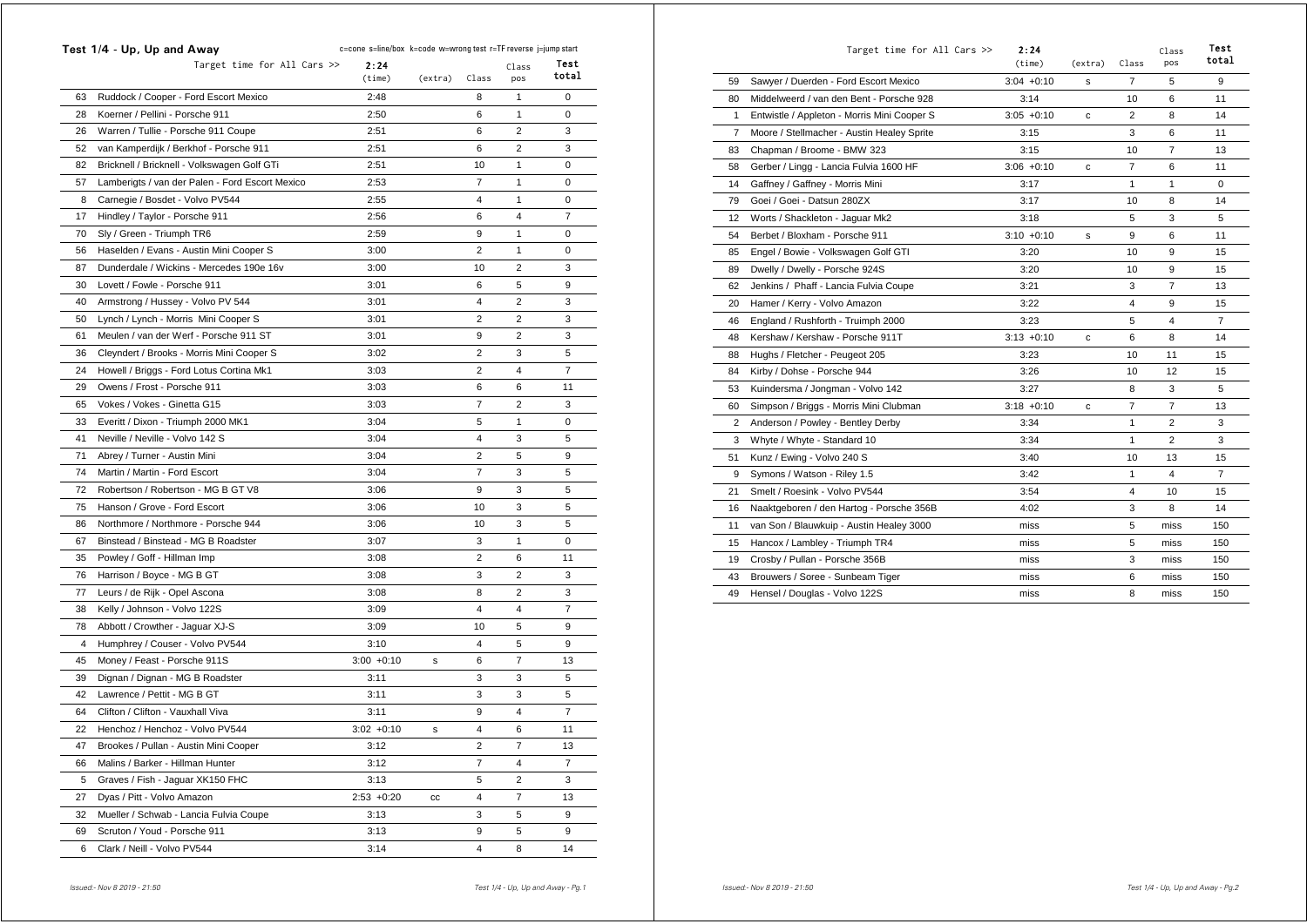## Test 1/4 - Up, Up and Away

c=cone s=line/box k=code w=wrong test r=TF reverse j=jump start

| | Target time for All Cars >> | 2:24 (time) | (extra) | Class | Class pos | Test total |
|---|---|---|---|---|---|---|
| 63 | Ruddock / Cooper - Ford Escort Mexico | 2:48 | | 8 | 1 | 0 |
| 28 | Koerner / Pellini - Porsche 911 | 2:50 | | 6 | 1 | 0 |
| 26 | Warren / Tullie - Porsche 911 Coupe | 2:51 | | 6 | 2 | 3 |
| 52 | van Kamperdijk / Berkhof - Porsche 911 | 2:51 | | 6 | 2 | 3 |
| 82 | Bricknell / Bricknell - Volkswagen Golf GTi | 2:51 | | 10 | 1 | 0 |
| 57 | Lamberigts / van der Palen - Ford Escort Mexico | 2:53 | | 7 | 1 | 0 |
| 8 | Carnegie / Bosdet - Volvo PV544 | 2:55 | | 4 | 1 | 0 |
| 17 | Hindley / Taylor - Porsche 911 | 2:56 | | 6 | 4 | 7 |
| 70 | Sly / Green - Triumph TR6 | 2:59 | | 9 | 1 | 0 |
| 56 | Haselden / Evans - Austin Mini Cooper S | 3:00 | | 2 | 1 | 0 |
| 87 | Dunderdale / Wickins - Mercedes 190e 16v | 3:00 | | 10 | 2 | 3 |
| 30 | Lovett / Fowle - Porsche 911 | 3:01 | | 6 | 5 | 9 |
| 40 | Armstrong / Hussey - Volvo PV 544 | 3:01 | | 4 | 2 | 3 |
| 50 | Lynch / Lynch - Morris Mini Cooper S | 3:01 | | 2 | 2 | 3 |
| 61 | Meulen / van der Werf - Porsche 911 ST | 3:01 | | 9 | 2 | 3 |
| 36 | Cleyndert / Brooks - Morris Mini Cooper S | 3:02 | | 2 | 3 | 5 |
| 24 | Howell / Briggs - Ford Lotus Cortina Mk1 | 3:03 | | 2 | 4 | 7 |
| 29 | Owens / Frost - Porsche 911 | 3:03 | | 6 | 6 | 11 |
| 65 | Vokes / Vokes - Ginetta G15 | 3:03 | | 7 | 2 | 3 |
| 33 | Everitt / Dixon - Triumph 2000 MK1 | 3:04 | | 5 | 1 | 0 |
| 41 | Neville / Neville - Volvo 142 S | 3:04 | | 4 | 3 | 5 |
| 71 | Abrey / Turner - Austin Mini | 3:04 | | 2 | 5 | 9 |
| 74 | Martin / Martin - Ford Escort | 3:04 | | 7 | 3 | 5 |
| 72 | Robertson / Robertson - MG B GT V8 | 3:06 | | 9 | 3 | 5 |
| 75 | Hanson / Grove - Ford Escort | 3:06 | | 10 | 3 | 5 |
| 86 | Northmore / Northmore - Porsche 944 | 3:06 | | 10 | 3 | 5 |
| 67 | Binstead / Binstead - MG B Roadster | 3:07 | | 3 | 1 | 0 |
| 35 | Powley / Goff - Hillman Imp | 3:08 | | 2 | 6 | 11 |
| 76 | Harrison / Boyce - MG B GT | 3:08 | | 3 | 2 | 3 |
| 77 | Leurs / de Rijk - Opel Ascona | 3:08 | | 8 | 2 | 3 |
| 38 | Kelly / Johnson - Volvo 122S | 3:09 | | 4 | 4 | 7 |
| 78 | Abbott / Crowther - Jaguar XJ-S | 3:09 | | 10 | 5 | 9 |
| 4 | Humphrey / Couser - Volvo PV544 | 3:10 | | 4 | 5 | 9 |
| 45 | Money / Feast - Porsche 911S | 3:00 +0:10 | s | 6 | 7 | 13 |
| 39 | Dignan / Dignan - MG B Roadster | 3:11 | | 3 | 3 | 5 |
| 42 | Lawrence / Pettit - MG B GT | 3:11 | | 3 | 3 | 5 |
| 64 | Clifton / Clifton - Vauxhall Viva | 3:11 | | 9 | 4 | 7 |
| 22 | Henchoz / Henchoz - Volvo PV544 | 3:02 +0:10 | s | 4 | 6 | 11 |
| 47 | Brookes / Pullan - Austin Mini Cooper | 3:12 | | 2 | 7 | 13 |
| 66 | Malins / Barker - Hillman Hunter | 3:12 | | 7 | 4 | 7 |
| 5 | Graves / Fish - Jaguar XK150 FHC | 3:13 | | 5 | 2 | 3 |
| 27 | Dyas / Pitt - Volvo Amazon | 2:53 +0:20 | cc | 4 | 7 | 13 |
| 32 | Mueller / Schwab - Lancia Fulvia Coupe | 3:13 | | 3 | 5 | 9 |
| 69 | Scruton / Youd - Porsche 911 | 3:13 | | 9 | 5 | 9 |
| 6 | Clark / Neill - Volvo PV544 | 3:14 | | 4 | 8 | 14 |
| 59 | Sawyer / Duerden - Ford Escort Mexico | 3:04 +0:10 | s | 7 | 5 | 9 |
| 80 | Middelweerd / van den Bent - Porsche 928 | 3:14 | | 10 | 6 | 11 |
| 1 | Entwistle / Appleton - Morris Mini Cooper S | 3:05 +0:10 | c | 2 | 8 | 14 |
| 7 | Moore / Stellmacher - Austin Healey Sprite | 3:15 | | 3 | 6 | 11 |
| 83 | Chapman / Broome - BMW 323 | 3:15 | | 10 | 7 | 13 |
| 58 | Gerber / Lingg - Lancia Fulvia 1600 HF | 3:06 +0:10 | c | 7 | 6 | 11 |
| 14 | Gaffney / Gaffney - Morris Mini | 3:17 | | 1 | 1 | 0 |
| 79 | Goei / Goei - Datsun 280ZX | 3:17 | | 10 | 8 | 14 |
| 12 | Worts / Shackleton - Jaguar Mk2 | 3:18 | | 5 | 3 | 5 |
| 54 | Berbet / Bloxham - Porsche 911 | 3:10 +0:10 | s | 9 | 6 | 11 |
| 85 | Engel / Bowie - Volkswagen Golf GTI | 3:20 | | 10 | 9 | 15 |
| 89 | Dwelly / Dwelly - Porsche 924S | 3:20 | | 10 | 9 | 15 |
| 62 | Jenkins / Phaff - Lancia Fulvia Coupe | 3:21 | | 3 | 7 | 13 |
| 20 | Hamer / Kerry - Volvo Amazon | 3:22 | | 4 | 9 | 15 |
| 46 | England / Rushforth - Truimph 2000 | 3:23 | | 5 | 4 | 7 |
| 48 | Kershaw / Kershaw - Porsche 911T | 3:13 +0:10 | c | 6 | 8 | 14 |
| 88 | Hughs / Fletcher - Peugeot 205 | 3:23 | | 10 | 11 | 15 |
| 84 | Kirby / Dohse - Porsche 944 | 3:26 | | 10 | 12 | 15 |
| 53 | Kuindersma / Jongman - Volvo 142 | 3:27 | | 8 | 3 | 5 |
| 60 | Simpson / Briggs - Morris Mini Clubman | 3:18 +0:10 | c | 7 | 7 | 13 |
| 2 | Anderson / Powley - Bentley Derby | 3:34 | | 1 | 2 | 3 |
| 3 | Whyte / Whyte - Standard 10 | 3:34 | | 1 | 2 | 3 |
| 51 | Kunz / Ewing - Volvo 240 S | 3:40 | | 10 | 13 | 15 |
| 9 | Symons / Watson - Riley 1.5 | 3:42 | | 1 | 4 | 7 |
| 21 | Smelt / Roesink - Volvo PV544 | 3:54 | | 4 | 10 | 15 |
| 16 | Naaktgeboren / den Hartog - Porsche 356B | 4:02 | | 3 | 8 | 14 |
| 11 | van Son / Blauwkuip - Austin Healey 3000 | miss | | 5 | miss | 150 |
| 15 | Hancox / Lambley - Triumph TR4 | miss | | 5 | miss | 150 |
| 19 | Crosby / Pullan - Porsche 356B | miss | | 3 | miss | 150 |
| 43 | Brouwers / Soree - Sunbeam Tiger | miss | | 6 | miss | 150 |
| 49 | Hensel / Douglas - Volvo 122S | miss | | 8 | miss | 150 |

*Issued:- Nov 8 2019 - 21:50*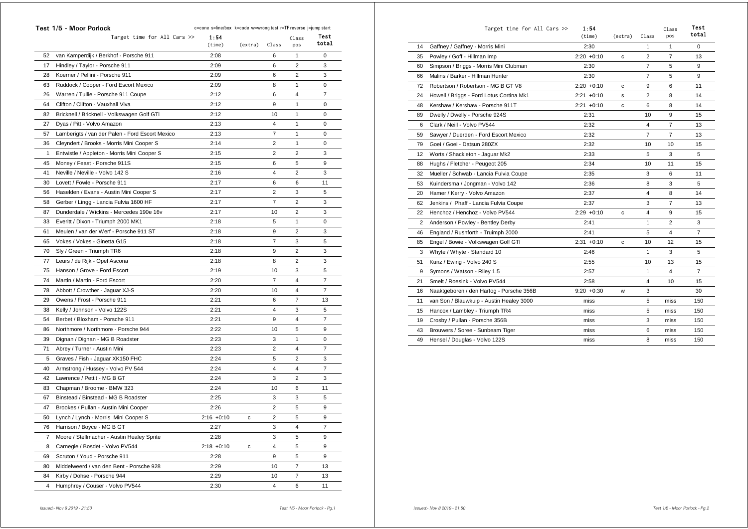## Test 1/5 - Moor Porlock

c=cone s=line/box k=code w=wrong test r=TF reverse j=jump start

| | Target time for All Cars >> | 1:54 (time) | (extra) | Class | Class pos | Test total |
|---|---|---|---|---|---|---|
| 52 | van Kamperdijk / Berkhof - Porsche 911 | 2:08 | | 6 | 1 | 0 |
| 17 | Hindley / Taylor - Porsche 911 | 2:09 | | 6 | 2 | 3 |
| 28 | Koerner / Pellini - Porsche 911 | 2:09 | | 6 | 2 | 3 |
| 63 | Ruddock / Cooper - Ford Escort Mexico | 2:09 | | 8 | 1 | 0 |
| 26 | Warren / Tullie - Porsche 911 Coupe | 2:12 | | 6 | 4 | 7 |
| 64 | Clifton / Clifton - Vauxhall Viva | 2:12 | | 9 | 1 | 0 |
| 82 | Bricknell / Bricknell - Volkswagen Golf GTi | 2:12 | | 10 | 1 | 0 |
| 27 | Dyas / Pitt - Volvo Amazon | 2:13 | | 4 | 1 | 0 |
| 57 | Lamberigts / van der Palen - Ford Escort Mexico | 2:13 | | 7 | 1 | 0 |
| 36 | Cleyndert / Brooks - Morris Mini Cooper S | 2:14 | | 2 | 1 | 0 |
| 1 | Entwistle / Appleton - Morris Mini Cooper S | 2:15 | | 2 | 2 | 3 |
| 45 | Money / Feast - Porsche 911S | 2:15 | | 6 | 5 | 9 |
| 41 | Neville / Neville - Volvo 142 S | 2:16 | | 4 | 2 | 3 |
| 30 | Lovett / Fowle - Porsche 911 | 2:17 | | 6 | 6 | 11 |
| 56 | Haselden / Evans - Austin Mini Cooper S | 2:17 | | 2 | 3 | 5 |
| 58 | Gerber / Lingg - Lancia Fulvia 1600 HF | 2:17 | | 7 | 2 | 3 |
| 87 | Dunderdale / Wickins - Mercedes 190e 16v | 2:17 | | 10 | 2 | 3 |
| 33 | Everitt / Dixon - Triumph 2000 MK1 | 2:18 | | 5 | 1 | 0 |
| 61 | Meulen / van der Werf - Porsche 911 ST | 2:18 | | 9 | 2 | 3 |
| 65 | Vokes / Vokes - Ginetta G15 | 2:18 | | 7 | 3 | 5 |
| 70 | Sly / Green - Triumph TR6 | 2:18 | | 9 | 2 | 3 |
| 77 | Leurs / de Rijk - Opel Ascona | 2:18 | | 8 | 2 | 3 |
| 75 | Hanson / Grove - Ford Escort | 2:19 | | 10 | 3 | 5 |
| 74 | Martin / Martin - Ford Escort | 2:20 | | 7 | 4 | 7 |
| 78 | Abbott / Crowther - Jaguar XJ-S | 2:20 | | 10 | 4 | 7 |
| 29 | Owens / Frost - Porsche 911 | 2:21 | | 6 | 7 | 13 |
| 38 | Kelly / Johnson - Volvo 122S | 2:21 | | 4 | 3 | 5 |
| 54 | Berbet / Bloxham - Porsche 911 | 2:21 | | 9 | 4 | 7 |
| 86 | Northmore / Northmore - Porsche 944 | 2:22 | | 10 | 5 | 9 |
| 39 | Dignan / Dignan - MG B Roadster | 2:23 | | 3 | 1 | 0 |
| 71 | Abrey / Turner - Austin Mini | 2:23 | | 2 | 4 | 7 |
| 5 | Graves / Fish - Jaguar XK150 FHC | 2:24 | | 5 | 2 | 3 |
| 40 | Armstrong / Hussey - Volvo PV 544 | 2:24 | | 4 | 4 | 7 |
| 42 | Lawrence / Pettit - MG B GT | 2:24 | | 3 | 2 | 3 |
| 83 | Chapman / Broome - BMW 323 | 2:24 | | 10 | 6 | 11 |
| 67 | Binstead / Binstead - MG B Roadster | 2:25 | | 3 | 3 | 5 |
| 47 | Brookes / Pullan - Austin Mini Cooper | 2:26 | | 2 | 5 | 9 |
| 50 | Lynch / Lynch - Morris Mini Cooper S | 2:16 +0:10 | c | 2 | 5 | 9 |
| 76 | Harrison / Boyce - MG B GT | 2:27 | | 3 | 4 | 7 |
| 7 | Moore / Stellmacher - Austin Healey Sprite | 2:28 | | 3 | 5 | 9 |
| 8 | Carnegie / Bosdet - Volvo PV544 | 2:18 +0:10 | c | 4 | 5 | 9 |
| 69 | Scruton / Youd - Porsche 911 | 2:28 | | 9 | 5 | 9 |
| 80 | Middelweerd / van den Bent - Porsche 928 | 2:29 | | 10 | 7 | 13 |
| 84 | Kirby / Dohse - Porsche 944 | 2:29 | | 10 | 7 | 13 |
| 4 | Humphrey / Couser - Volvo PV544 | 2:30 | | 4 | 6 | 11 |
| 14 | Gaffney / Gaffney - Morris Mini | 2:30 | | 1 | 1 | 0 |
| 35 | Powley / Goff - Hillman Imp | 2:20 +0:10 | c | 2 | 7 | 13 |
| 60 | Simpson / Briggs - Morris Mini Clubman | 2:30 | | 7 | 5 | 9 |
| 66 | Malins / Barker - Hillman Hunter | 2:30 | | 7 | 5 | 9 |
| 72 | Robertson / Robertson - MG B GT V8 | 2:20 +0:10 | c | 9 | 6 | 11 |
| 24 | Howell / Briggs - Ford Lotus Cortina Mk1 | 2:21 +0:10 | s | 2 | 8 | 14 |
| 48 | Kershaw / Kershaw - Porsche 911T | 2:21 +0:10 | c | 6 | 8 | 14 |
| 89 | Dwelly / Dwelly - Porsche 924S | 2:31 | | 10 | 9 | 15 |
| 6 | Clark / Neill - Volvo PV544 | 2:32 | | 4 | 7 | 13 |
| 59 | Sawyer / Duerden - Ford Escort Mexico | 2:32 | | 7 | 7 | 13 |
| 79 | Goei / Goei - Datsun 280ZX | 2:32 | | 10 | 10 | 15 |
| 12 | Worts / Shackleton - Jaguar Mk2 | 2:33 | | 5 | 3 | 5 |
| 88 | Hughs / Fletcher - Peugeot 205 | 2:34 | | 10 | 11 | 15 |
| 32 | Mueller / Schwab - Lancia Fulvia Coupe | 2:35 | | 3 | 6 | 11 |
| 53 | Kuindersma / Jongman - Volvo 142 | 2:36 | | 8 | 3 | 5 |
| 20 | Hamer / Kerry - Volvo Amazon | 2:37 | | 4 | 8 | 14 |
| 62 | Jenkins / Phaff - Lancia Fulvia Coupe | 2:37 | | 3 | 7 | 13 |
| 22 | Henchoz / Henchoz - Volvo PV544 | 2:29 +0:10 | c | 4 | 9 | 15 |
| 2 | Anderson / Powley - Bentley Derby | 2:41 | | 1 | 2 | 3 |
| 46 | England / Rushforth - Truimph 2000 | 2:41 | | 5 | 4 | 7 |
| 85 | Engel / Bowie - Volkswagen Golf GTI | 2:31 +0:10 | c | 10 | 12 | 15 |
| 3 | Whyte / Whyte - Standard 10 | 2:46 | | 1 | 3 | 5 |
| 51 | Kunz / Ewing - Volvo 240 S | 2:55 | | 10 | 13 | 15 |
| 9 | Symons / Watson - Riley 1.5 | 2:57 | | 1 | 4 | 7 |
| 21 | Smelt / Roesink - Volvo PV544 | 2:58 | | 4 | 10 | 15 |
| 16 | Naaktgeboren / den Hartog - Porsche 356B | 9:20 +0:30 | w | 3 | | 30 |
| 11 | van Son / Blauwkuip - Austin Healey 3000 | miss | | 5 | miss | 150 |
| 15 | Hancox / Lambley - Triumph TR4 | miss | | 5 | miss | 150 |
| 19 | Crosby / Pullan - Porsche 356B | miss | | 3 | miss | 150 |
| 43 | Brouwers / Soree - Sunbeam Tiger | miss | | 6 | miss | 150 |
| 49 | Hensel / Douglas - Volvo 122S | miss | | 8 | miss | 150 |

*Issued:- Nov 8 2019 - 21:50*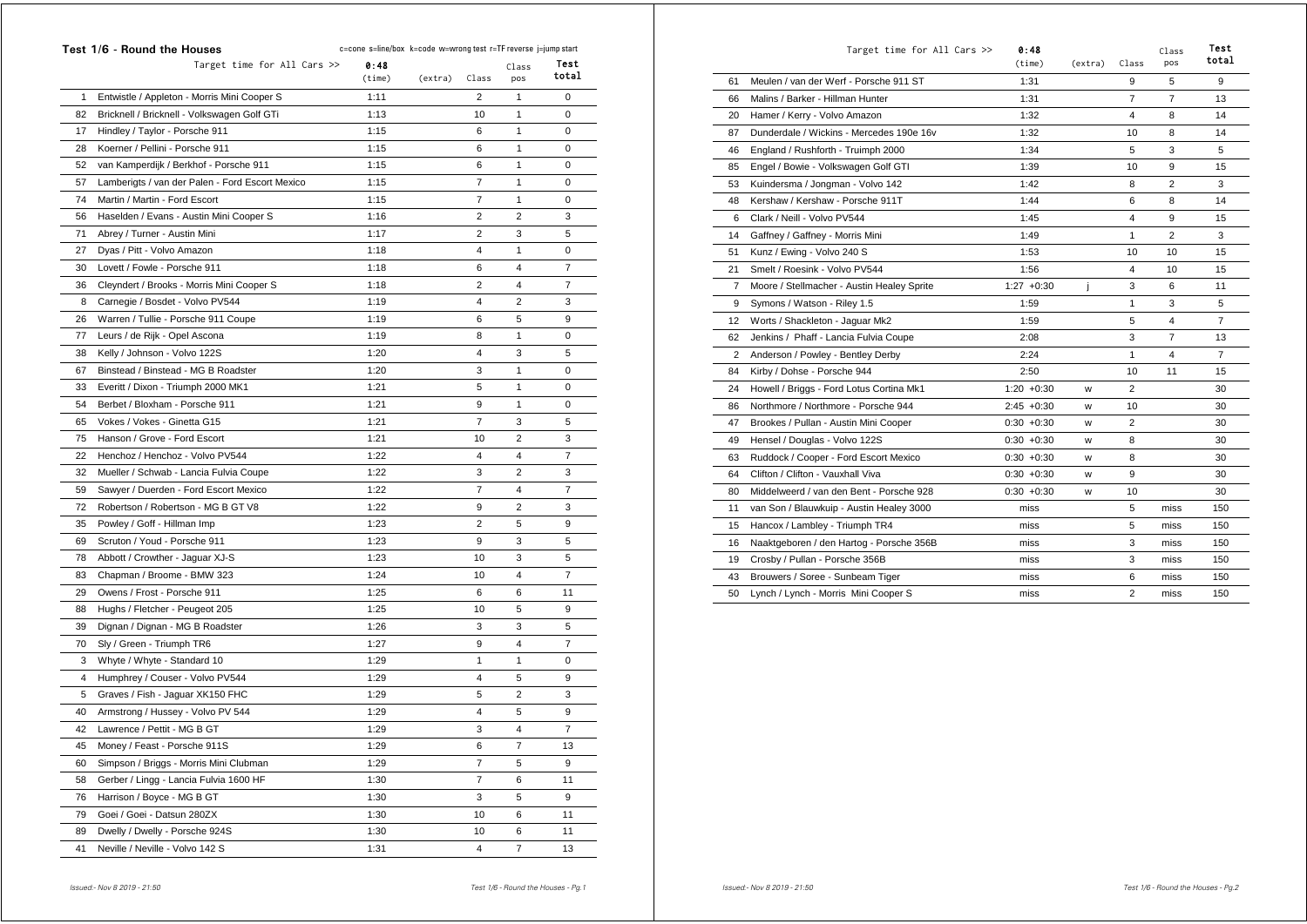## Test 1/6 - Round the Houses

c=cone s=line/box k=code w=wrong test r=TF reverse j=jump start

| | Target time for All Cars >> | 0:48 (time) | (extra) | Class | Class pos | Test total |
|---|---|---|---|---|---|---|
| 1 | Entwistle / Appleton - Morris Mini Cooper S | 1:11 | | 2 | 1 | 0 |
| 82 | Bricknell / Bricknell - Volkswagen Golf GTi | 1:13 | | 10 | 1 | 0 |
| 17 | Hindley / Taylor - Porsche 911 | 1:15 | | 6 | 1 | 0 |
| 28 | Koerner / Pellini - Porsche 911 | 1:15 | | 6 | 1 | 0 |
| 52 | van Kamperdijk / Berkhof - Porsche 911 | 1:15 | | 6 | 1 | 0 |
| 57 | Lamberigts / van der Palen - Ford Escort Mexico | 1:15 | | 7 | 1 | 0 |
| 74 | Martin / Martin - Ford Escort | 1:15 | | 7 | 1 | 0 |
| 56 | Haselden / Evans - Austin Mini Cooper S | 1:16 | | 2 | 2 | 3 |
| 71 | Abrey / Turner - Austin Mini | 1:17 | | 2 | 3 | 5 |
| 27 | Dyas / Pitt - Volvo Amazon | 1:18 | | 4 | 1 | 0 |
| 30 | Lovett / Fowle - Porsche 911 | 1:18 | | 6 | 4 | 7 |
| 36 | Cleyndert / Brooks - Morris Mini Cooper S | 1:18 | | 2 | 4 | 7 |
| 8 | Carnegie / Bosdet - Volvo PV544 | 1:19 | | 4 | 2 | 3 |
| 26 | Warren / Tullie - Porsche 911 Coupe | 1:19 | | 6 | 5 | 9 |
| 77 | Leurs / de Rijk - Opel Ascona | 1:19 | | 8 | 1 | 0 |
| 38 | Kelly / Johnson - Volvo 122S | 1:20 | | 4 | 3 | 5 |
| 67 | Binstead / Binstead - MG B Roadster | 1:20 | | 3 | 1 | 0 |
| 33 | Everitt / Dixon - Triumph 2000 MK1 | 1:21 | | 5 | 1 | 0 |
| 54 | Berbet / Bloxham - Porsche 911 | 1:21 | | 9 | 1 | 0 |
| 65 | Vokes / Vokes - Ginetta G15 | 1:21 | | 7 | 3 | 5 |
| 75 | Hanson / Grove - Ford Escort | 1:21 | | 10 | 2 | 3 |
| 22 | Henchoz / Henchoz - Volvo PV544 | 1:22 | | 4 | 4 | 7 |
| 32 | Mueller / Schwab - Lancia Fulvia Coupe | 1:22 | | 3 | 2 | 3 |
| 59 | Sawyer / Duerden - Ford Escort Mexico | 1:22 | | 7 | 4 | 7 |
| 72 | Robertson / Robertson - MG B GT V8 | 1:22 | | 9 | 2 | 3 |
| 35 | Powley / Goff - Hillman Imp | 1:23 | | 2 | 5 | 9 |
| 69 | Scruton / Youd - Porsche 911 | 1:23 | | 9 | 3 | 5 |
| 78 | Abbott / Crowther - Jaguar XJ-S | 1:23 | | 10 | 3 | 5 |
| 83 | Chapman / Broome - BMW 323 | 1:24 | | 10 | 4 | 7 |
| 29 | Owens / Frost - Porsche 911 | 1:25 | | 6 | 6 | 11 |
| 88 | Hughs / Fletcher - Peugeot 205 | 1:25 | | 10 | 5 | 9 |
| 39 | Dignan / Dignan - MG B Roadster | 1:26 | | 3 | 3 | 5 |
| 70 | Sly / Green - Triumph TR6 | 1:27 | | 9 | 4 | 7 |
| 3 | Whyte / Whyte - Standard 10 | 1:29 | | 1 | 1 | 0 |
| 4 | Humphrey / Couser - Volvo PV544 | 1:29 | | 4 | 5 | 9 |
| 5 | Graves / Fish - Jaguar XK150 FHC | 1:29 | | 5 | 2 | 3 |
| 40 | Armstrong / Hussey - Volvo PV 544 | 1:29 | | 4 | 5 | 9 |
| 42 | Lawrence / Pettit - MG B GT | 1:29 | | 3 | 4 | 7 |
| 45 | Money / Feast - Porsche 911S | 1:29 | | 6 | 7 | 13 |
| 60 | Simpson / Briggs - Morris Mini Clubman | 1:29 | | 7 | 5 | 9 |
| 58 | Gerber / Lingg - Lancia Fulvia 1600 HF | 1:30 | | 7 | 6 | 11 |
| 76 | Harrison / Boyce - MG B GT | 1:30 | | 3 | 5 | 9 |
| 79 | Goei / Goei - Datsun 280ZX | 1:30 | | 10 | 6 | 11 |
| 89 | Dwelly / Dwelly - Porsche 924S | 1:30 | | 10 | 6 | 11 |
| 41 | Neville / Neville - Volvo 142 S | 1:31 | | 4 | 7 | 13 |
| 61 | Meulen / van der Werf - Porsche 911 ST | 1:31 | | 9 | 5 | 9 |
| 66 | Malins / Barker - Hillman Hunter | 1:31 | | 7 | 7 | 13 |
| 20 | Hamer / Kerry - Volvo Amazon | 1:32 | | 4 | 8 | 14 |
| 87 | Dunderdale / Wickins - Mercedes 190e 16v | 1:32 | | 10 | 8 | 14 |
| 46 | England / Rushforth - Truimph 2000 | 1:34 | | 5 | 3 | 5 |
| 85 | Engel / Bowie - Volkswagen Golf GTI | 1:39 | | 10 | 9 | 15 |
| 53 | Kuindersma / Jongman - Volvo 142 | 1:42 | | 8 | 2 | 3 |
| 48 | Kershaw / Kershaw - Porsche 911T | 1:44 | | 6 | 8 | 14 |
| 6 | Clark / Neill - Volvo PV544 | 1:45 | | 4 | 9 | 15 |
| 14 | Gaffney / Gaffney - Morris Mini | 1:49 | | 1 | 2 | 3 |
| 51 | Kunz / Ewing - Volvo 240 S | 1:53 | | 10 | 10 | 15 |
| 21 | Smelt / Roesink - Volvo PV544 | 1:56 | | 4 | 10 | 15 |
| 7 | Moore / Stellmacher - Austin Healey Sprite | 1:27 +0:30 | j | 3 | 6 | 11 |
| 9 | Symons / Watson - Riley 1.5 | 1:59 | | 1 | 3 | 5 |
| 12 | Worts / Shackleton - Jaguar Mk2 | 1:59 | | 5 | 4 | 7 |
| 62 | Jenkins / Phaff - Lancia Fulvia Coupe | 2:08 | | 3 | 7 | 13 |
| 2 | Anderson / Powley - Bentley Derby | 2:24 | | 1 | 4 | 7 |
| 84 | Kirby / Dohse - Porsche 944 | 2:50 | | 10 | 11 | 15 |
| 24 | Howell / Briggs - Ford Lotus Cortina Mk1 | 1:20 +0:30 | w | 2 | | 30 |
| 86 | Northmore / Northmore - Porsche 944 | 2:45 +0:30 | w | 10 | | 30 |
| 47 | Brookes / Pullan - Austin Mini Cooper | 0:30 +0:30 | w | 2 | | 30 |
| 49 | Hensel / Douglas - Volvo 122S | 0:30 +0:30 | w | 8 | | 30 |
| 63 | Ruddock / Cooper - Ford Escort Mexico | 0:30 +0:30 | w | 8 | | 30 |
| 64 | Clifton / Clifton - Vauxhall Viva | 0:30 +0:30 | w | 9 | | 30 |
| 80 | Middelweerd / van den Bent - Porsche 928 | 0:30 +0:30 | w | 10 | | 30 |
| 11 | van Son / Blauwkuip - Austin Healey 3000 | miss | | 5 | miss | 150 |
| 15 | Hancox / Lambley - Triumph TR4 | miss | | 5 | miss | 150 |
| 16 | Naaktgeboren / den Hartog - Porsche 356B | miss | | 3 | miss | 150 |
| 19 | Crosby / Pullan - Porsche 356B | miss | | 3 | miss | 150 |
| 43 | Brouwers / Soree - Sunbeam Tiger | miss | | 6 | miss | 150 |
| 50 | Lynch / Lynch - Morris Mini Cooper S | miss | | 2 | miss | 150 |

*Issued:- Nov 8 2019 - 21:50*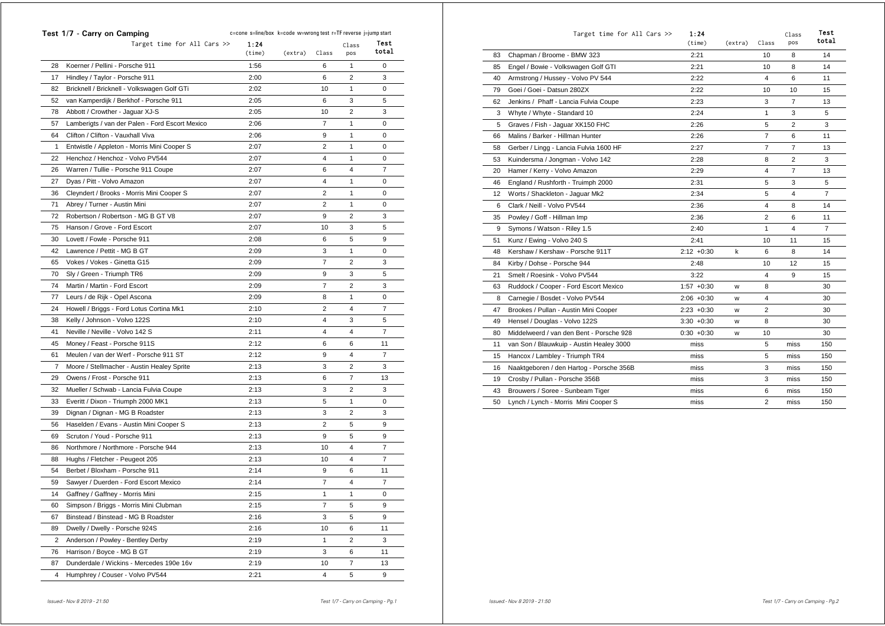## Test 1/7 - Carry on Camping

c=cone s=line/box k=code w=wrong test r=TF reverse j=jump start

| | Target time for All Cars >> | 1:24 (time) | (extra) | Class | Class pos | Test total |
|---|---|---|---|---|---|---|
| 28 | Koerner / Pellini - Porsche 911 | 1:56 | | 6 | 1 | 0 |
| 17 | Hindley / Taylor - Porsche 911 | 2:00 | | 6 | 2 | 3 |
| 82 | Bricknell / Bricknell - Volkswagen Golf GTi | 2:02 | | 10 | 1 | 0 |
| 52 | van Kamperdijk / Berkhof - Porsche 911 | 2:05 | | 6 | 3 | 5 |
| 78 | Abbott / Crowther - Jaguar XJ-S | 2:05 | | 10 | 2 | 3 |
| 57 | Lamberigts / van der Palen - Ford Escort Mexico | 2:06 | | 7 | 1 | 0 |
| 64 | Clifton / Clifton - Vauxhall Viva | 2:06 | | 9 | 1 | 0 |
| 1 | Entwistle / Appleton - Morris Mini Cooper S | 2:07 | | 2 | 1 | 0 |
| 22 | Henchoz / Henchoz - Volvo PV544 | 2:07 | | 4 | 1 | 0 |
| 26 | Warren / Tullie - Porsche 911 Coupe | 2:07 | | 6 | 4 | 7 |
| 27 | Dyas / Pitt - Volvo Amazon | 2:07 | | 4 | 1 | 0 |
| 36 | Cleyndert / Brooks - Morris Mini Cooper S | 2:07 | | 2 | 1 | 0 |
| 71 | Abrey / Turner - Austin Mini | 2:07 | | 2 | 1 | 0 |
| 72 | Robertson / Robertson - MG B GT V8 | 2:07 | | 9 | 2 | 3 |
| 75 | Hanson / Grove - Ford Escort | 2:07 | | 10 | 3 | 5 |
| 30 | Lovett / Fowle - Porsche 911 | 2:08 | | 6 | 5 | 9 |
| 42 | Lawrence / Pettit - MG B GT | 2:09 | | 3 | 1 | 0 |
| 65 | Vokes / Vokes - Ginetta G15 | 2:09 | | 7 | 2 | 3 |
| 70 | Sly / Green - Triumph TR6 | 2:09 | | 9 | 3 | 5 |
| 74 | Martin / Martin - Ford Escort | 2:09 | | 7 | 2 | 3 |
| 77 | Leurs / de Rijk - Opel Ascona | 2:09 | | 8 | 1 | 0 |
| 24 | Howell / Briggs - Ford Lotus Cortina Mk1 | 2:10 | | 2 | 4 | 7 |
| 38 | Kelly / Johnson - Volvo 122S | 2:10 | | 4 | 3 | 5 |
| 41 | Neville / Neville - Volvo 142 S | 2:11 | | 4 | 4 | 7 |
| 45 | Money / Feast - Porsche 911S | 2:12 | | 6 | 6 | 11 |
| 61 | Meulen / van der Werf - Porsche 911 ST | 2:12 | | 9 | 4 | 7 |
| 7 | Moore / Stellmacher - Austin Healey Sprite | 2:13 | | 3 | 2 | 3 |
| 29 | Owens / Frost - Porsche 911 | 2:13 | | 6 | 7 | 13 |
| 32 | Mueller / Schwab - Lancia Fulvia Coupe | 2:13 | | 3 | 2 | 3 |
| 33 | Everitt / Dixon - Triumph 2000 MK1 | 2:13 | | 5 | 1 | 0 |
| 39 | Dignan / Dignan - MG B Roadster | 2:13 | | 3 | 2 | 3 |
| 56 | Haselden / Evans - Austin Mini Cooper S | 2:13 | | 2 | 5 | 9 |
| 69 | Scruton / Youd - Porsche 911 | 2:13 | | 9 | 5 | 9 |
| 86 | Northmore / Northmore - Porsche 944 | 2:13 | | 10 | 4 | 7 |
| 88 | Hughs / Fletcher - Peugeot 205 | 2:13 | | 10 | 4 | 7 |
| 54 | Berbet / Bloxham - Porsche 911 | 2:14 | | 9 | 6 | 11 |
| 59 | Sawyer / Duerden - Ford Escort Mexico | 2:14 | | 7 | 4 | 7 |
| 14 | Gaffney / Gaffney - Morris Mini | 2:15 | | 1 | 1 | 0 |
| 60 | Simpson / Briggs - Morris Mini Clubman | 2:15 | | 7 | 5 | 9 |
| 67 | Binstead / Binstead - MG B Roadster | 2:16 | | 3 | 5 | 9 |
| 89 | Dwelly / Dwelly - Porsche 924S | 2:16 | | 10 | 6 | 11 |
| 2 | Anderson / Powley - Bentley Derby | 2:19 | | 1 | 2 | 3 |
| 76 | Harrison / Boyce - MG B GT | 2:19 | | 3 | 6 | 11 |
| 87 | Dunderdale / Wickins - Mercedes 190e 16v | 2:19 | | 10 | 7 | 13 |
| 4 | Humphrey / Couser - Volvo PV544 | 2:21 | | 4 | 5 | 9 |
| 83 | Chapman / Broome - BMW 323 | 2:21 | | 10 | 8 | 14 |
| 85 | Engel / Bowie - Volkswagen Golf GTI | 2:21 | | 10 | 8 | 14 |
| 40 | Armstrong / Hussey - Volvo PV 544 | 2:22 | | 4 | 6 | 11 |
| 79 | Goei / Goei - Datsun 280ZX | 2:22 | | 10 | 10 | 15 |
| 62 | Jenkins / Phaff - Lancia Fulvia Coupe | 2:23 | | 3 | 7 | 13 |
| 3 | Whyte / Whyte - Standard 10 | 2:24 | | 1 | 3 | 5 |
| 5 | Graves / Fish - Jaguar XK150 FHC | 2:26 | | 5 | 2 | 3 |
| 66 | Malins / Barker - Hillman Hunter | 2:26 | | 7 | 6 | 11 |
| 58 | Gerber / Lingg - Lancia Fulvia 1600 HF | 2:27 | | 7 | 7 | 13 |
| 53 | Kuindersma / Jongman - Volvo 142 | 2:28 | | 8 | 2 | 3 |
| 20 | Hamer / Kerry - Volvo Amazon | 2:29 | | 4 | 7 | 13 |
| 46 | England / Rushforth - Truimph 2000 | 2:31 | | 5 | 3 | 5 |
| 12 | Worts / Shackleton - Jaguar Mk2 | 2:34 | | 5 | 4 | 7 |
| 6 | Clark / Neill - Volvo PV544 | 2:36 | | 4 | 8 | 14 |
| 35 | Powley / Goff - Hillman Imp | 2:36 | | 2 | 6 | 11 |
| 9 | Symons / Watson - Riley 1.5 | 2:40 | | 1 | 4 | 7 |
| 51 | Kunz / Ewing - Volvo 240 S | 2:41 | | 10 | 11 | 15 |
| 48 | Kershaw / Kershaw - Porsche 911T | 2:12 +0:30 | k | 6 | 8 | 14 |
| 84 | Kirby / Dohse - Porsche 944 | 2:48 | | 10 | 12 | 15 |
| 21 | Smelt / Roesink - Volvo PV544 | 3:22 | | 4 | 9 | 15 |
| 63 | Ruddock / Cooper - Ford Escort Mexico | 1:57 +0:30 | w | 8 | | 30 |
| 8 | Carnegie / Bosdet - Volvo PV544 | 2:06 +0:30 | w | 4 | | 30 |
| 47 | Brookes / Pullan - Austin Mini Cooper | 2:23 +0:30 | w | 2 | | 30 |
| 49 | Hensel / Douglas - Volvo 122S | 3:30 +0:30 | w | 8 | | 30 |
| 80 | Middelweerd / van den Bent - Porsche 928 | 0:30 +0:30 | w | 10 | | 30 |
| 11 | van Son / Blauwkuip - Austin Healey 3000 | miss | | 5 | miss | 150 |
| 15 | Hancox / Lambley - Triumph TR4 | miss | | 5 | miss | 150 |
| 16 | Naaktgeboren / den Hartog - Porsche 356B | miss | | 3 | miss | 150 |
| 19 | Crosby / Pullan - Porsche 356B | miss | | 3 | miss | 150 |
| 43 | Brouwers / Soree - Sunbeam Tiger | miss | | 6 | miss | 150 |
| 50 | Lynch / Lynch - Morris Mini Cooper S | miss | | 2 | miss | 150 |

*Issued:- Nov 8 2019 - 21:50*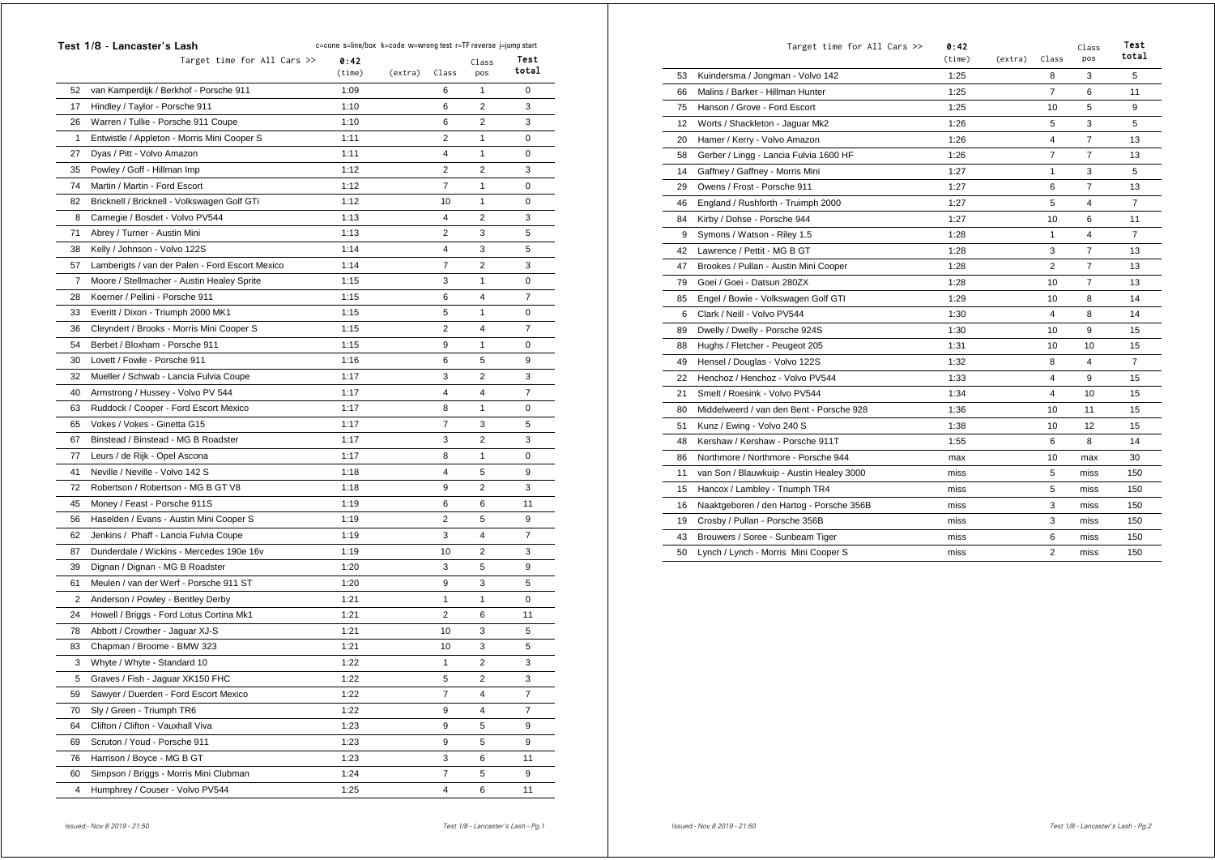## Test 1/8 - Lancaster's Lash

c=cone s=line/box k=code w=wrong test r=TF reverse j=jump start

| | Target time for All Cars >> | 0:42 (time) | (extra) | Class | Class pos | Test total |
|---|---|---|---|---|---|---|
| 52 | van Kamperdijk / Berkhof - Porsche 911 | 1:09 | | 6 | 1 | 0 |
| 17 | Hindley / Taylor - Porsche 911 | 1:10 | | 6 | 2 | 3 |
| 26 | Warren / Tullie - Porsche 911 Coupe | 1:10 | | 6 | 2 | 3 |
| 1 | Entwistle / Appleton - Morris Mini Cooper S | 1:11 | | 2 | 1 | 0 |
| 27 | Dyas / Pitt - Volvo Amazon | 1:11 | | 4 | 1 | 0 |
| 35 | Powley / Goff - Hillman Imp | 1:12 | | 2 | 2 | 3 |
| 74 | Martin / Martin - Ford Escort | 1:12 | | 7 | 1 | 0 |
| 82 | Bricknell / Bricknell - Volkswagen Golf GTi | 1:12 | | 10 | 1 | 0 |
| 8 | Carnegie / Bosdet - Volvo PV544 | 1:13 | | 4 | 2 | 3 |
| 71 | Abrey / Turner - Austin Mini | 1:13 | | 2 | 3 | 5 |
| 38 | Kelly / Johnson - Volvo 122S | 1:14 | | 4 | 3 | 5 |
| 57 | Lamberigts / van der Palen - Ford Escort Mexico | 1:14 | | 7 | 2 | 3 |
| 7 | Moore / Stellmacher - Austin Healey Sprite | 1:15 | | 3 | 1 | 0 |
| 28 | Koerner / Pellini - Porsche 911 | 1:15 | | 6 | 4 | 7 |
| 33 | Everitt / Dixon - Triumph 2000 MK1 | 1:15 | | 5 | 1 | 0 |
| 36 | Cleyndert / Brooks - Morris Mini Cooper S | 1:15 | | 2 | 4 | 7 |
| 54 | Berbet / Bloxham - Porsche 911 | 1:15 | | 9 | 1 | 0 |
| 30 | Lovett / Fowle - Porsche 911 | 1:16 | | 6 | 5 | 9 |
| 32 | Mueller / Schwab - Lancia Fulvia Coupe | 1:17 | | 3 | 2 | 3 |
| 40 | Armstrong / Hussey - Volvo PV 544 | 1:17 | | 4 | 4 | 7 |
| 63 | Ruddock / Cooper - Ford Escort Mexico | 1:17 | | 8 | 1 | 0 |
| 65 | Vokes / Vokes - Ginetta G15 | 1:17 | | 7 | 3 | 5 |
| 67 | Binstead / Binstead - MG B Roadster | 1:17 | | 3 | 2 | 3 |
| 77 | Leurs / de Rijk - Opel Ascona | 1:17 | | 8 | 1 | 0 |
| 41 | Neville / Neville - Volvo 142 S | 1:18 | | 4 | 5 | 9 |
| 72 | Robertson / Robertson - MG B GT V8 | 1:18 | | 9 | 2 | 3 |
| 45 | Money / Feast - Porsche 911S | 1:19 | | 6 | 6 | 11 |
| 56 | Haselden / Evans - Austin Mini Cooper S | 1:19 | | 2 | 5 | 9 |
| 62 | Jenkins / Phaff - Lancia Fulvia Coupe | 1:19 | | 3 | 4 | 7 |
| 87 | Dunderdale / Wickins - Mercedes 190e 16v | 1:19 | | 10 | 2 | 3 |
| 39 | Dignan / Dignan - MG B Roadster | 1:20 | | 3 | 5 | 9 |
| 61 | Meulen / van der Werf - Porsche 911 ST | 1:20 | | 9 | 3 | 5 |
| 2 | Anderson / Powley - Bentley Derby | 1:21 | | 1 | 1 | 0 |
| 24 | Howell / Briggs - Ford Lotus Cortina Mk1 | 1:21 | | 2 | 6 | 11 |
| 78 | Abbott / Crowther - Jaguar XJ-S | 1:21 | | 10 | 3 | 5 |
| 83 | Chapman / Broome - BMW 323 | 1:21 | | 10 | 3 | 5 |
| 3 | Whyte / Whyte - Standard 10 | 1:22 | | 1 | 2 | 3 |
| 5 | Graves / Fish - Jaguar XK150 FHC | 1:22 | | 5 | 2 | 3 |
| 59 | Sawyer / Duerden - Ford Escort Mexico | 1:22 | | 7 | 4 | 7 |
| 70 | Sly / Green - Triumph TR6 | 1:22 | | 9 | 4 | 7 |
| 64 | Clifton / Clifton - Vauxhall Viva | 1:23 | | 9 | 5 | 9 |
| 69 | Scruton / Youd - Porsche 911 | 1:23 | | 9 | 5 | 9 |
| 76 | Harrison / Boyce - MG B GT | 1:23 | | 3 | 6 | 11 |
| 60 | Simpson / Briggs - Morris Mini Clubman | 1:24 | | 7 | 5 | 9 |
| 4 | Humphrey / Couser - Volvo PV544 | 1:25 | | 4 | 6 | 11 |
| 53 | Kuindersma / Jongman - Volvo 142 | 1:25 | | 8 | 3 | 5 |
| 66 | Malins / Barker - Hillman Hunter | 1:25 | | 7 | 6 | 11 |
| 75 | Hanson / Grove - Ford Escort | 1:25 | | 10 | 5 | 9 |
| 12 | Worts / Shackleton - Jaguar Mk2 | 1:26 | | 5 | 3 | 5 |
| 20 | Hamer / Kerry - Volvo Amazon | 1:26 | | 4 | 7 | 13 |
| 58 | Gerber / Lingg - Lancia Fulvia 1600 HF | 1:26 | | 7 | 7 | 13 |
| 14 | Gaffney / Gaffney - Morris Mini | 1:27 | | 1 | 3 | 5 |
| 29 | Owens / Frost - Porsche 911 | 1:27 | | 6 | 7 | 13 |
| 46 | England / Rushforth - Truimph 2000 | 1:27 | | 5 | 4 | 7 |
| 84 | Kirby / Dohse - Porsche 944 | 1:27 | | 10 | 6 | 11 |
| 9 | Symons / Watson - Riley 1.5 | 1:28 | | 1 | 4 | 7 |
| 42 | Lawrence / Pettit - MG B GT | 1:28 | | 3 | 7 | 13 |
| 47 | Brookes / Pullan - Austin Mini Cooper | 1:28 | | 2 | 7 | 13 |
| 79 | Goei / Goei - Datsun 280ZX | 1:28 | | 10 | 7 | 13 |
| 85 | Engel / Bowie - Volkswagen Golf GTI | 1:29 | | 10 | 8 | 14 |
| 6 | Clark / Neill - Volvo PV544 | 1:30 | | 4 | 8 | 14 |
| 89 | Dwelly / Dwelly - Porsche 924S | 1:30 | | 10 | 9 | 15 |
| 88 | Hughs / Fletcher - Peugeot 205 | 1:31 | | 10 | 10 | 15 |
| 49 | Hensel / Douglas - Volvo 122S | 1:32 | | 8 | 4 | 7 |
| 22 | Henchoz / Henchoz - Volvo PV544 | 1:33 | | 4 | 9 | 15 |
| 21 | Smelt / Roesink - Volvo PV544 | 1:34 | | 4 | 10 | 15 |
| 80 | Middelweerd / van den Bent - Porsche 928 | 1:36 | | 10 | 11 | 15 |
| 51 | Kunz / Ewing - Volvo 240 S | 1:38 | | 10 | 12 | 15 |
| 48 | Kershaw / Kershaw - Porsche 911T | 1:55 | | 6 | 8 | 14 |
| 86 | Northmore / Northmore - Porsche 944 | max | | 10 | max | 30 |
| 11 | van Son / Blauwkuip - Austin Healey 3000 | miss | | 5 | miss | 150 |
| 15 | Hancox / Lambley - Triumph TR4 | miss | | 5 | miss | 150 |
| 16 | Naaktgeboren / den Hartog - Porsche 356B | miss | | 3 | miss | 150 |
| 19 | Crosby / Pullan - Porsche 356B | miss | | 3 | miss | 150 |
| 43 | Brouwers / Soree - Sunbeam Tiger | miss | | 6 | miss | 150 |
| 50 | Lynch / Lynch - Morris Mini Cooper S | miss | | 2 | miss | 150 |

*Issued:- Nov 8 2019 - 21:50*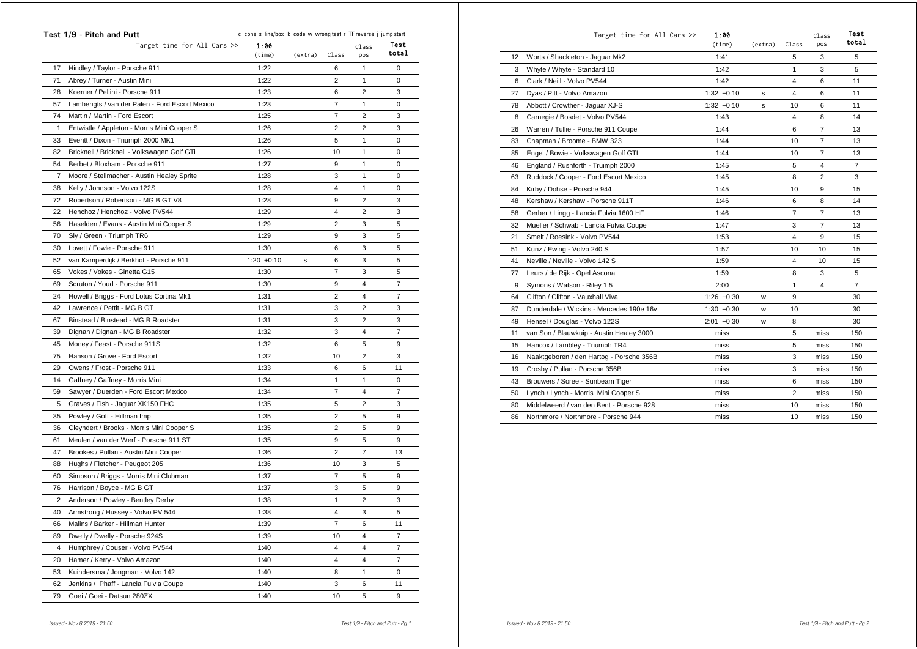## Test 1/9 - Pitch and Putt

c=cone s=line/box k=code w=wrong test r=TF reverse j=jump start

| | Target time for All Cars >> | 1:00 (time) | (extra) | Class | Class pos | Test total |
|---|---|---|---|---|---|---|
| 17 | Hindley / Taylor - Porsche 911 | 1:22 | | 6 | 1 | 0 |
| 71 | Abrey / Turner - Austin Mini | 1:22 | | 2 | 1 | 0 |
| 28 | Koerner / Pellini - Porsche 911 | 1:23 | | 6 | 2 | 3 |
| 57 | Lambergits / van der Palen - Ford Escort Mexico | 1:23 | | 7 | 1 | 0 |
| 74 | Martin / Martin - Ford Escort | 1:25 | | 7 | 2 | 3 |
| 1 | Entwistle / Appleton - Morris Mini Cooper S | 1:26 | | 2 | 2 | 3 |
| 33 | Everitt / Dixon - Triumph 2000 MK1 | 1:26 | | 5 | 1 | 0 |
| 82 | Bricknell / Bricknell - Volkswagen Golf GTi | 1:26 | | 10 | 1 | 0 |
| 54 | Berbet / Bloxham - Porsche 911 | 1:27 | | 9 | 1 | 0 |
| 7 | Moore / Stellmacher - Austin Healey Sprite | 1:28 | | 3 | 1 | 0 |
| 38 | Kelly / Johnson - Volvo 122S | 1:28 | | 4 | 1 | 0 |
| 72 | Robertson / Robertson - MG B GT V8 | 1:28 | | 9 | 2 | 3 |
| 22 | Henchoz / Henchoz - Volvo PV544 | 1:29 | | 4 | 2 | 3 |
| 56 | Haselden / Evans - Austin Mini Cooper S | 1:29 | | 2 | 3 | 5 |
| 70 | Sly / Green - Triumph TR6 | 1:29 | | 9 | 3 | 5 |
| 30 | Lovett / Fowle - Porsche 911 | 1:30 | | 6 | 3 | 5 |
| 52 | van Kamperdijk / Berkhof - Porsche 911 | 1:20 +0:10 | s | 6 | 3 | 5 |
| 65 | Vokes / Vokes - Ginetta G15 | 1:30 | | 7 | 3 | 5 |
| 69 | Scruton / Youd - Porsche 911 | 1:30 | | 9 | 4 | 7 |
| 24 | Howell / Briggs - Ford Lotus Cortina Mk1 | 1:31 | | 2 | 4 | 7 |
| 42 | Lawrence / Pettit - MG B GT | 1:31 | | 3 | 2 | 3 |
| 67 | Binstead / Binstead - MG B Roadster | 1:31 | | 3 | 2 | 3 |
| 39 | Dignan / Dignan - MG B Roadster | 1:32 | | 3 | 4 | 7 |
| 45 | Money / Feast - Porsche 911S | 1:32 | | 6 | 5 | 9 |
| 75 | Hanson / Grove - Ford Escort | 1:32 | | 10 | 2 | 3 |
| 29 | Owens / Frost - Porsche 911 | 1:33 | | 6 | 6 | 11 |
| 14 | Gaffney / Gaffney - Morris Mini | 1:34 | | 1 | 1 | 0 |
| 59 | Sawyer / Duerden - Ford Escort Mexico | 1:34 | | 7 | 4 | 7 |
| 5 | Graves / Fish - Jaguar XK150 FHC | 1:35 | | 5 | 2 | 3 |
| 35 | Powley / Goff - Hillman Imp | 1:35 | | 2 | 5 | 9 |
| 36 | Cleyndert / Brooks - Morris Mini Cooper S | 1:35 | | 2 | 5 | 9 |
| 61 | Meulen / van der Werf - Porsche 911 ST | 1:35 | | 9 | 5 | 9 |
| 47 | Brookes / Pullan - Austin Mini Cooper | 1:36 | | 2 | 7 | 13 |
| 88 | Hughs / Fletcher - Peugeot 205 | 1:36 | | 10 | 3 | 5 |
| 60 | Simpson / Briggs - Morris Mini Clubman | 1:37 | | 7 | 5 | 9 |
| 76 | Harrison / Boyce - MG B GT | 1:37 | | 3 | 5 | 9 |
| 2 | Anderson / Powley - Bentley Derby | 1:38 | | 1 | 2 | 3 |
| 40 | Armstrong / Hussey - Volvo PV 544 | 1:38 | | 4 | 3 | 5 |
| 66 | Malins / Barker - Hillman Hunter | 1:39 | | 7 | 6 | 11 |
| 89 | Dwelly / Dwelly - Porsche 924S | 1:39 | | 10 | 4 | 7 |
| 4 | Humphrey / Couser - Volvo PV544 | 1:40 | | 4 | 4 | 7 |
| 20 | Hamer / Kerry - Volvo Amazon | 1:40 | | 4 | 4 | 7 |
| 53 | Kuindersma / Jongman - Volvo 142 | 1:40 | | 8 | 1 | 0 |
| 62 | Jenkins / Phaff - Lancia Fulvia Coupe | 1:40 | | 3 | 6 | 11 |
| 79 | Goei / Goei - Datsun 280ZX | 1:40 | | 10 | 5 | 9 |
| 12 | Worts / Shackleton - Jaguar Mk2 | 1:41 | | 5 | 3 | 5 |
| 3 | Whyte / Whyte - Standard 10 | 1:42 | | 1 | 3 | 5 |
| 6 | Clark / Neill - Volvo PV544 | 1:42 | | 4 | 6 | 11 |
| 27 | Dyas / Pitt - Volvo Amazon | 1:32 +0:10 | s | 4 | 6 | 11 |
| 78 | Abbott / Crowther - Jaguar XJ-S | 1:32 +0:10 | s | 10 | 6 | 11 |
| 8 | Carnegie / Bosdet - Volvo PV544 | 1:43 | | 4 | 8 | 14 |
| 26 | Warren / Tullie - Porsche 911 Coupe | 1:44 | | 6 | 7 | 13 |
| 83 | Chapman / Broome - BMW 323 | 1:44 | | 10 | 7 | 13 |
| 85 | Engel / Bowie - Volkswagen Golf GTI | 1:44 | | 10 | 7 | 13 |
| 46 | England / Rushforth - Truimph 2000 | 1:45 | | 5 | 4 | 7 |
| 63 | Ruddock / Cooper - Ford Escort Mexico | 1:45 | | 8 | 2 | 3 |
| 84 | Kirby / Dohse - Porsche 944 | 1:45 | | 10 | 9 | 15 |
| 48 | Kershaw / Kershaw - Porsche 911T | 1:46 | | 6 | 8 | 14 |
| 58 | Gerber / Lingg - Lancia Fulvia 1600 HF | 1:46 | | 7 | 7 | 13 |
| 32 | Mueller / Schwab - Lancia Fulvia Coupe | 1:47 | | 3 | 7 | 13 |
| 21 | Smelt / Roesink - Volvo PV544 | 1:53 | | 4 | 9 | 15 |
| 51 | Kunz / Ewing - Volvo 240 S | 1:57 | | 10 | 10 | 15 |
| 41 | Neville / Neville - Volvo 142 S | 1:59 | | 4 | 10 | 15 |
| 77 | Leurs / de Rijk - Opel Ascona | 1:59 | | 8 | 3 | 5 |
| 9 | Symons / Watson - Riley 1.5 | 2:00 | | 1 | 4 | 7 |
| 64 | Clifton / Clifton - Vauxhall Viva | 1:26 +0:30 | w | 9 | | 30 |
| 87 | Dunderdale / Wickins - Mercedes 190e 16v | 1:30 +0:30 | w | 10 | | 30 |
| 49 | Hensel / Douglas - Volvo 122S | 2:01 +0:30 | w | 8 | | 30 |
| 11 | van Son / Blauwkuip - Austin Healey 3000 | miss | | 5 | miss | 150 |
| 15 | Hancox / Lambley - Triumph TR4 | miss | | 5 | miss | 150 |
| 16 | Naaktgeboren / den Hartog - Porsche 356B | miss | | 3 | miss | 150 |
| 19 | Crosby / Pullan - Porsche 356B | miss | | 3 | miss | 150 |
| 43 | Brouwers / Soree - Sunbeam Tiger | miss | | 6 | miss | 150 |
| 50 | Lynch / Lynch - Morris Mini Cooper S | miss | | 2 | miss | 150 |
| 80 | Middelweerd / van den Bent - Porsche 928 | miss | | 10 | miss | 150 |
| 86 | Northmore / Northmore - Porsche 944 | miss | | 10 | miss | 150 |

Issued:- Nov 8 2019 - 21:50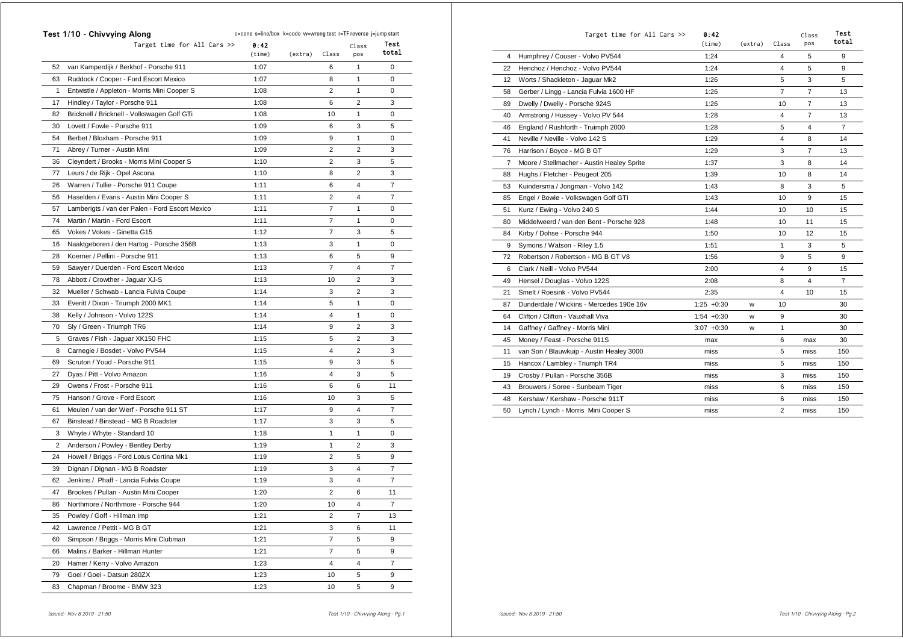## Test 1/10 - Chivvying Along

c=cone s=line/box k=code w=wrong test r=TF reverse j=jump start

| | Target time for All Cars >> | 0:42 (time) | (extra) | Class | Class pos | Test total |
|---|---|---|---|---|---|---|
| 52 | van Kamperdijk / Berkhof - Porsche 911 | 1:07 | | 6 | 1 | 0 |
| 63 | Ruddock / Cooper - Ford Escort Mexico | 1:07 | | 8 | 1 | 0 |
| 1 | Entwistle / Appleton - Morris Mini Cooper S | 1:08 | | 2 | 1 | 0 |
| 17 | Hindley / Taylor - Porsche 911 | 1:08 | | 6 | 2 | 3 |
| 82 | Bricknell / Bricknell - Volkswagen Golf GTi | 1:08 | | 10 | 1 | 0 |
| 30 | Lovett / Fowle - Porsche 911 | 1:09 | | 6 | 3 | 5 |
| 54 | Berbet / Bloxham - Porsche 911 | 1:09 | | 9 | 1 | 0 |
| 71 | Abrey / Turner - Austin Mini | 1:09 | | 2 | 2 | 3 |
| 36 | Cleyndert / Brooks - Morris Mini Cooper S | 1:10 | | 2 | 3 | 5 |
| 77 | Leurs / de Rijk - Opel Ascona | 1:10 | | 8 | 2 | 3 |
| 26 | Warren / Tullie - Porsche 911 Coupe | 1:11 | | 6 | 4 | 7 |
| 56 | Haselden / Evans - Austin Mini Cooper S | 1:11 | | 2 | 4 | 7 |
| 57 | Lamberigts / van der Palen - Ford Escort Mexico | 1:11 | | 7 | 1 | 0 |
| 74 | Martin / Martin - Ford Escort | 1:11 | | 7 | 1 | 0 |
| 65 | Vokes / Vokes - Ginetta G15 | 1:12 | | 7 | 3 | 5 |
| 16 | Naaktgeboren / den Hartog - Porsche 356B | 1:13 | | 3 | 1 | 0 |
| 28 | Koerner / Pellini - Porsche 911 | 1:13 | | 6 | 5 | 9 |
| 59 | Sawyer / Duerden - Ford Escort Mexico | 1:13 | | 7 | 4 | 7 |
| 78 | Abbott / Crowther - Jaguar XJ-S | 1:13 | | 10 | 2 | 3 |
| 32 | Mueller / Schwab - Lancia Fulvia Coupe | 1:14 | | 3 | 2 | 3 |
| 33 | Everitt / Dixon - Triumph 2000 MK1 | 1:14 | | 5 | 1 | 0 |
| 38 | Kelly / Johnson - Volvo 122S | 1:14 | | 4 | 1 | 0 |
| 70 | Sly / Green - Triumph TR6 | 1:14 | | 9 | 2 | 3 |
| 5 | Graves / Fish - Jaguar XK150 FHC | 1:15 | | 5 | 2 | 3 |
| 8 | Carnegie / Bosdet - Volvo PV544 | 1:15 | | 4 | 2 | 3 |
| 69 | Scruton / Youd - Porsche 911 | 1:15 | | 9 | 3 | 5 |
| 27 | Dyas / Pitt - Volvo Amazon | 1:16 | | 4 | 3 | 5 |
| 29 | Owens / Frost - Porsche 911 | 1:16 | | 6 | 6 | 11 |
| 75 | Hanson / Grove - Ford Escort | 1:16 | | 10 | 3 | 5 |
| 61 | Meulen / van der Werf - Porsche 911 ST | 1:17 | | 9 | 4 | 7 |
| 67 | Binstead / Binstead - MG B Roadster | 1:17 | | 3 | 3 | 5 |
| 3 | Whyte / Whyte - Standard 10 | 1:18 | | 1 | 1 | 0 |
| 2 | Anderson / Powley - Bentley Derby | 1:19 | | 1 | 2 | 3 |
| 24 | Howell / Briggs - Ford Lotus Cortina Mk1 | 1:19 | | 2 | 5 | 9 |
| 39 | Dignan / Dignan - MG B Roadster | 1:19 | | 3 | 4 | 7 |
| 62 | Jenkins / Phaff - Lancia Fulvia Coupe | 1:19 | | 3 | 4 | 7 |
| 47 | Brookes / Pullan - Austin Mini Cooper | 1:20 | | 2 | 6 | 11 |
| 86 | Northmore / Northmore - Porsche 944 | 1:20 | | 10 | 4 | 7 |
| 35 | Powley / Goff - Hillman Imp | 1:21 | | 2 | 7 | 13 |
| 42 | Lawrence / Pettit - MG B GT | 1:21 | | 3 | 6 | 11 |
| 60 | Simpson / Briggs - Morris Mini Clubman | 1:21 | | 7 | 5 | 9 |
| 66 | Malins / Barker - Hillman Hunter | 1:21 | | 7 | 5 | 9 |
| 20 | Hamer / Kerry - Volvo Amazon | 1:23 | | 4 | 4 | 7 |
| 79 | Goei / Goei - Datsun 280ZX | 1:23 | | 10 | 5 | 9 |
| 83 | Chapman / Broome - BMW 323 | 1:23 | | 10 | 5 | 9 |
| 4 | Humphrey / Couser - Volvo PV544 | 1:24 | | 4 | 5 | 9 |
| 22 | Henchoz / Henchoz - Volvo PV544 | 1:24 | | 4 | 5 | 9 |
| 12 | Worts / Shackleton - Jaguar Mk2 | 1:26 | | 5 | 3 | 5 |
| 58 | Gerber / Lingg - Lancia Fulvia 1600 HF | 1:26 | | 7 | 7 | 13 |
| 89 | Dwelly / Dwelly - Porsche 924S | 1:26 | | 10 | 7 | 13 |
| 40 | Armstrong / Hussey - Volvo PV 544 | 1:28 | | 4 | 7 | 13 |
| 46 | England / Rushforth - Truimph 2000 | 1:28 | | 5 | 4 | 7 |
| 41 | Neville / Neville - Volvo 142 S | 1:29 | | 4 | 8 | 14 |
| 76 | Harrison / Boyce - MG B GT | 1:29 | | 3 | 7 | 13 |
| 7 | Moore / Stellmacher - Austin Healey Sprite | 1:37 | | 3 | 8 | 14 |
| 88 | Hughs / Fletcher - Peugeot 205 | 1:39 | | 10 | 8 | 14 |
| 53 | Kuindersma / Jongman - Volvo 142 | 1:43 | | 8 | 3 | 5 |
| 85 | Engel / Bowie - Volkswagen Golf GTI | 1:43 | | 10 | 9 | 15 |
| 51 | Kunz / Ewing - Volvo 240 S | 1:44 | | 10 | 10 | 15 |
| 80 | Middelweerd / van den Bent - Porsche 928 | 1:48 | | 10 | 11 | 15 |
| 84 | Kirby / Dohse - Porsche 944 | 1:50 | | 10 | 12 | 15 |
| 9 | Symons / Watson - Riley 1.5 | 1:51 | | 1 | 3 | 5 |
| 72 | Robertson / Robertson - MG B GT V8 | 1:56 | | 9 | 5 | 9 |
| 6 | Clark / Neill - Volvo PV544 | 2:00 | | 4 | 9 | 15 |
| 49 | Hensel / Douglas - Volvo 122S | 2:08 | | 8 | 4 | 7 |
| 21 | Smelt / Roesink - Volvo PV544 | 2:35 | | 4 | 10 | 15 |
| 87 | Dunderdale / Wickins - Mercedes 190e 16v | 1:25 +0:30 | w | 10 | | 30 |
| 64 | Clifton / Clifton - Vauxhall Viva | 1:54 +0:30 | w | 9 | | 30 |
| 14 | Gaffney / Gaffney - Morris Mini | 3:07 +0:30 | w | 1 | | 30 |
| 45 | Money / Feast - Porsche 911S | max | | 6 | max | 30 |
| 11 | van Son / Blauwkuip - Austin Healey 3000 | miss | | 5 | miss | 150 |
| 15 | Hancox / Lambley - Triumph TR4 | miss | | 5 | miss | 150 |
| 19 | Crosby / Pullan - Porsche 356B | miss | | 3 | miss | 150 |
| 43 | Brouwers / Soree - Sunbeam Tiger | miss | | 6 | miss | 150 |
| 48 | Kershaw / Kershaw - Porsche 911T | miss | | 6 | miss | 150 |
| 50 | Lynch / Lynch - Morris Mini Cooper S | miss | | 2 | miss | 150 |

*Issued:- Nov 8 2019 - 21:50*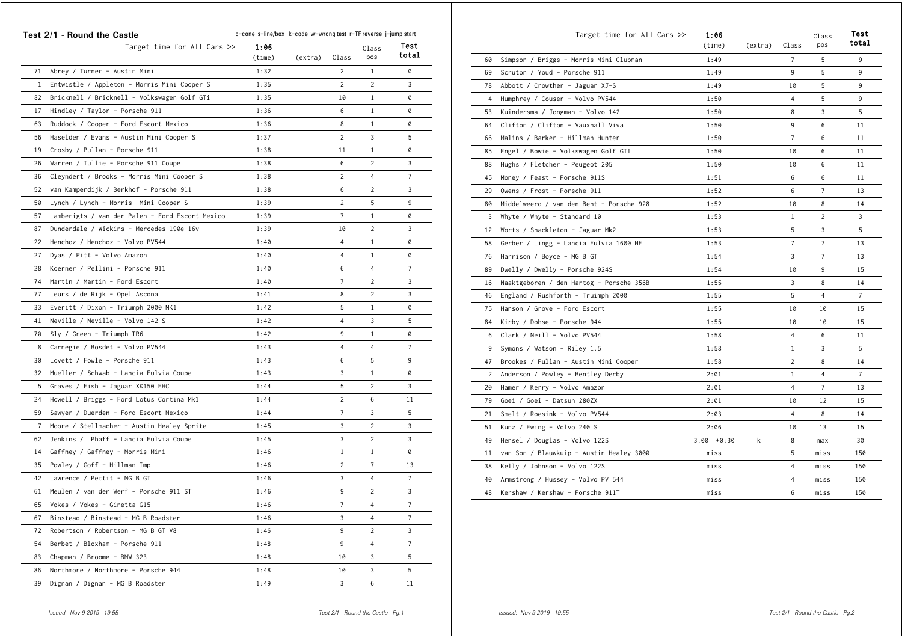## Test 2/1 - Round the Castle

c=cone s=line/box k=code w=wrong test r=TF reverse j=jump start

| | Target time for All Cars >> | 1:06 (time) | (extra) | Class | Class pos | Test total |
|---|---|---|---|---|---|---|
| 71 | Abrey / Turner - Austin Mini | 1:32 | | 2 | 1 | 0 |
| 1 | Entwistle / Appleton - Morris Mini Cooper S | 1:35 | | 2 | 2 | 3 |
| 82 | Bricknell / Bricknell - Volkswagen Golf GTi | 1:35 | | 10 | 1 | 0 |
| 17 | Hindley / Taylor - Porsche 911 | 1:36 | | 6 | 1 | 0 |
| 63 | Ruddock / Cooper - Ford Escort Mexico | 1:36 | | 8 | 1 | 0 |
| 56 | Haselden / Evans - Austin Mini Cooper S | 1:37 | | 2 | 3 | 5 |
| 19 | Crosby / Pullan - Porsche 911 | 1:38 | | 11 | 1 | 0 |
| 26 | Warren / Tullie - Porsche 911 Coupe | 1:38 | | 6 | 2 | 3 |
| 36 | Cleyndert / Brooks - Morris Mini Cooper S | 1:38 | | 2 | 4 | 7 |
| 52 | van Kamperdijk / Berkhof - Porsche 911 | 1:38 | | 6 | 2 | 3 |
| 50 | Lynch / Lynch - Morris Mini Cooper S | 1:39 | | 2 | 5 | 9 |
| 57 | Lamberigts / van der Palen - Ford Escort Mexico | 1:39 | | 7 | 1 | 0 |
| 87 | Dunderdale / Wickins - Mercedes 190e 16v | 1:39 | | 10 | 2 | 3 |
| 22 | Henchoz / Henchoz - Volvo PV544 | 1:40 | | 4 | 1 | 0 |
| 27 | Dyas / Pitt - Volvo Amazon | 1:40 | | 4 | 1 | 0 |
| 28 | Koerner / Pellini - Porsche 911 | 1:40 | | 6 | 4 | 7 |
| 74 | Martin / Martin - Ford Escort | 1:40 | | 7 | 2 | 3 |
| 77 | Leurs / de Rijk - Opel Ascona | 1:41 | | 8 | 2 | 3 |
| 33 | Everitt / Dixon - Triumph 2000 MK1 | 1:42 | | 5 | 1 | 0 |
| 41 | Neville / Neville - Volvo 142 S | 1:42 | | 4 | 3 | 5 |
| 70 | Sly / Green - Triumph TR6 | 1:42 | | 9 | 1 | 0 |
| 8 | Carnegie / Bosdet - Volvo PV544 | 1:43 | | 4 | 4 | 7 |
| 30 | Lovett / Fowle - Porsche 911 | 1:43 | | 6 | 5 | 9 |
| 32 | Mueller / Schwab - Lancia Fulvia Coupe | 1:43 | | 3 | 1 | 0 |
| 5 | Graves / Fish - Jaguar XK150 FHC | 1:44 | | 5 | 2 | 3 |
| 24 | Howell / Briggs - Ford Lotus Cortina Mk1 | 1:44 | | 2 | 6 | 11 |
| 59 | Sawyer / Duerden - Ford Escort Mexico | 1:44 | | 7 | 3 | 5 |
| 7 | Moore / Stellmacher - Austin Healey Sprite | 1:45 | | 3 | 2 | 3 |
| 62 | Jenkins / Phaff - Lancia Fulvia Coupe | 1:45 | | 3 | 2 | 3 |
| 14 | Gaffney / Gaffney - Morris Mini | 1:46 | | 1 | 1 | 0 |
| 35 | Powley / Goff - Hillman Imp | 1:46 | | 2 | 7 | 13 |
| 42 | Lawrence / Pettit - MG B GT | 1:46 | | 3 | 4 | 7 |
| 61 | Meulen / van der Werf - Porsche 911 ST | 1:46 | | 9 | 2 | 3 |
| 65 | Vokes / Vokes - Ginetta G15 | 1:46 | | 7 | 4 | 7 |
| 67 | Binstead / Binstead - MG B Roadster | 1:46 | | 3 | 4 | 7 |
| 72 | Robertson / Robertson - MG B GT V8 | 1:46 | | 9 | 2 | 3 |
| 54 | Berbet / Bloxham - Porsche 911 | 1:48 | | 9 | 4 | 7 |
| 83 | Chapman / Broome - BMW 323 | 1:48 | | 10 | 3 | 5 |
| 86 | Northmore / Northmore - Porsche 944 | 1:48 | | 10 | 3 | 5 |
| 39 | Dignan / Dignan - MG B Roadster | 1:49 | | 3 | 6 | 11 |
| 60 | Simpson / Briggs - Morris Mini Clubman | 1:49 | | 7 | 5 | 9 |
| 69 | Scruton / Youd - Porsche 911 | 1:49 | | 9 | 5 | 9 |
| 78 | Abbott / Crowther - Jaguar XJ-S | 1:49 | | 10 | 5 | 9 |
| 4 | Humphrey / Couser - Volvo PV544 | 1:50 | | 4 | 5 | 9 |
| 53 | Kuindersma / Jongman - Volvo 142 | 1:50 | | 8 | 3 | 5 |
| 64 | Clifton / Clifton - Vauxhall Viva | 1:50 | | 9 | 6 | 11 |
| 66 | Malins / Barker - Hillman Hunter | 1:50 | | 7 | 6 | 11 |
| 85 | Engel / Bowie - Volkswagen Golf GTI | 1:50 | | 10 | 6 | 11 |
| 88 | Hughs / Fletcher - Peugeot 205 | 1:50 | | 10 | 6 | 11 |
| 45 | Money / Feast - Porsche 911S | 1:51 | | 6 | 6 | 11 |
| 29 | Owens / Frost - Porsche 911 | 1:52 | | 6 | 7 | 13 |
| 80 | Middelweerd / van den Bent - Porsche 928 | 1:52 | | 10 | 8 | 14 |
| 3 | Whyte / Whyte - Standard 10 | 1:53 | | 1 | 2 | 3 |
| 12 | Worts / Shackleton - Jaguar Mk2 | 1:53 | | 5 | 3 | 5 |
| 58 | Gerber / Lingg - Lancia Fulvia 1600 HF | 1:53 | | 7 | 7 | 13 |
| 76 | Harrison / Boyce - MG B GT | 1:54 | | 3 | 7 | 13 |
| 89 | Dwelly / Dwelly - Porsche 924S | 1:54 | | 10 | 9 | 15 |
| 16 | Naaktgeboren / den Hartog - Porsche 356B | 1:55 | | 3 | 8 | 14 |
| 46 | England / Rushforth - Truimph 2000 | 1:55 | | 5 | 4 | 7 |
| 75 | Hanson / Grove - Ford Escort | 1:55 | | 10 | 10 | 15 |
| 84 | Kirby / Dohse - Porsche 944 | 1:55 | | 10 | 10 | 15 |
| 6 | Clark / Neill - Volvo PV544 | 1:58 | | 4 | 6 | 11 |
| 9 | Symons / Watson - Riley 1.5 | 1:58 | | 1 | 3 | 5 |
| 47 | Brookes / Pullan - Austin Mini Cooper | 1:58 | | 2 | 8 | 14 |
| 2 | Anderson / Powley - Bentley Derby | 2:01 | | 1 | 4 | 7 |
| 20 | Hamer / Kerry - Volvo Amazon | 2:01 | | 4 | 7 | 13 |
| 79 | Goei / Goei - Datsun 280ZX | 2:01 | | 10 | 12 | 15 |
| 21 | Smelt / Roesink - Volvo PV544 | 2:03 | | 4 | 8 | 14 |
| 51 | Kunz / Ewing - Volvo 240 S | 2:06 | | 10 | 13 | 15 |
| 49 | Hensel / Douglas - Volvo 122S | 3:00 +0:30 | k | 8 | max | 30 |
| 11 | van Son / Blauwkuip - Austin Healey 3000 | miss | | 5 | miss | 150 |
| 38 | Kelly / Johnson - Volvo 122S | miss | | 4 | miss | 150 |
| 40 | Armstrong / Hussey - Volvo PV 544 | miss | | 4 | miss | 150 |
| 48 | Kershaw / Kershaw - Porsche 911T | miss | | 6 | miss | 150 |

*Issued:- Nov 9 2019 - 19:55*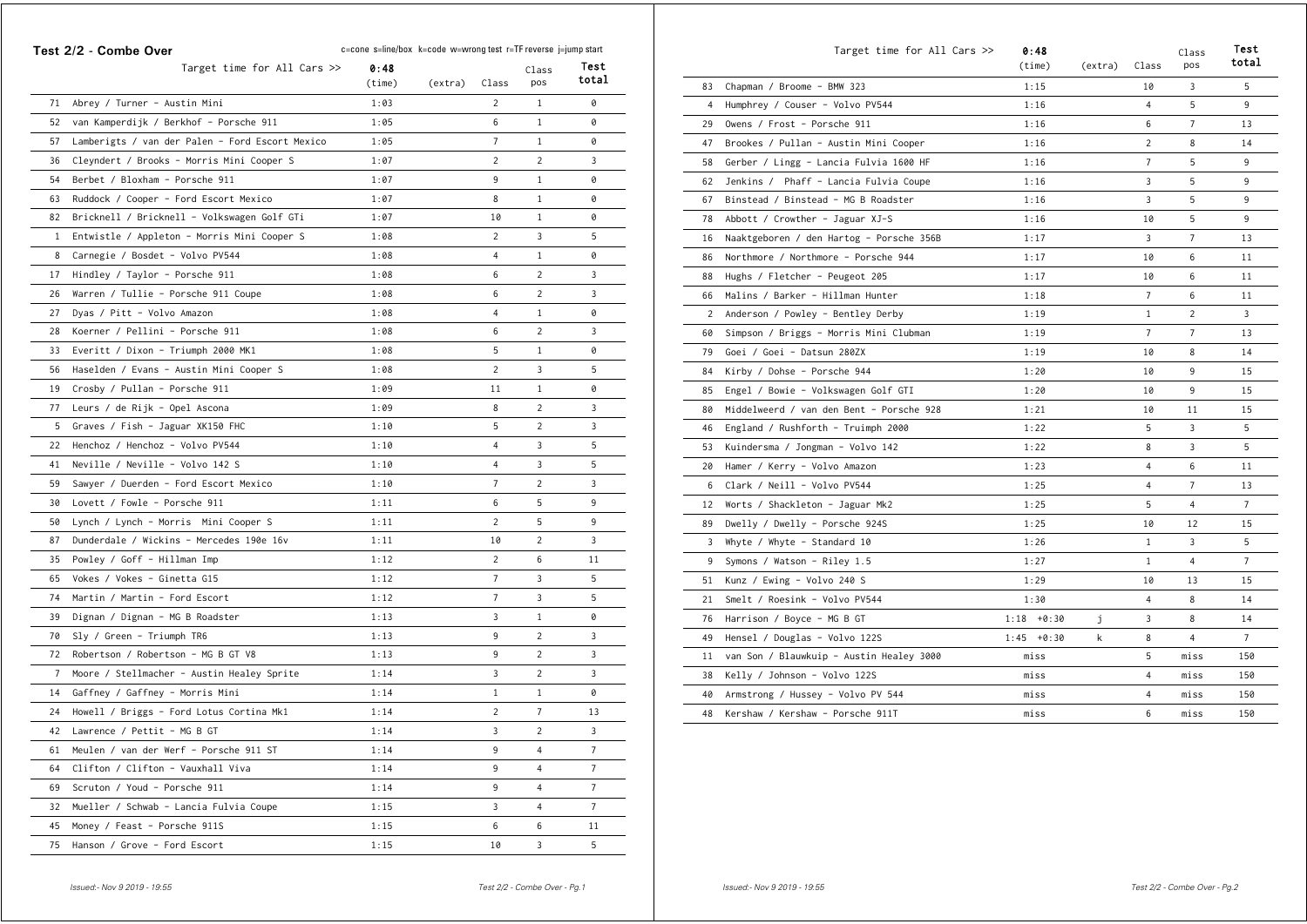## Test 2/2 - Combe Over

c=cone s=line/box k=code w=wrong test r=TF reverse j=jump start

| | Target time for All Cars >> | 0:48 (time) | (extra) | Class | Class pos | Test total |
|---|---|---|---|---|---|---|
| 71 | Abrey / Turner - Austin Mini | 1:03 | | 2 | 1 | 0 |
| 52 | van Kamperdijk / Berkhof - Porsche 911 | 1:05 | | 6 | 1 | 0 |
| 57 | Lamberigts / van der Palen - Ford Escort Mexico | 1:05 | | 7 | 1 | 0 |
| 36 | Cleyndert / Brooks - Morris Mini Cooper S | 1:07 | | 2 | 2 | 3 |
| 54 | Berbet / Bloxham - Porsche 911 | 1:07 | | 9 | 1 | 0 |
| 63 | Ruddock / Cooper - Ford Escort Mexico | 1:07 | | 8 | 1 | 0 |
| 82 | Bricknell / Bricknell - Volkswagen Golf GTi | 1:07 | | 10 | 1 | 0 |
| 1 | Entwistle / Appleton - Morris Mini Cooper S | 1:08 | | 2 | 3 | 5 |
| 8 | Carnegie / Bosdet - Volvo PV544 | 1:08 | | 4 | 1 | 0 |
| 17 | Hindley / Taylor - Porsche 911 | 1:08 | | 6 | 2 | 3 |
| 26 | Warren / Tullie - Porsche 911 Coupe | 1:08 | | 6 | 2 | 3 |
| 27 | Dyas / Pitt - Volvo Amazon | 1:08 | | 4 | 1 | 0 |
| 28 | Koerner / Pellini - Porsche 911 | 1:08 | | 6 | 2 | 3 |
| 33 | Everitt / Dixon - Triumph 2000 MK1 | 1:08 | | 5 | 1 | 0 |
| 56 | Haselden / Evans - Austin Mini Cooper S | 1:08 | | 2 | 3 | 5 |
| 19 | Crosby / Pullan - Porsche 911 | 1:09 | | 11 | 1 | 0 |
| 77 | Leurs / de Rijk - Opel Ascona | 1:09 | | 8 | 2 | 3 |
| 5 | Graves / Fish - Jaguar XK150 FHC | 1:10 | | 5 | 2 | 3 |
| 22 | Henchoz / Henchoz - Volvo PV544 | 1:10 | | 4 | 3 | 5 |
| 41 | Neville / Neville - Volvo 142 S | 1:10 | | 4 | 3 | 5 |
| 59 | Sawyer / Duerden - Ford Escort Mexico | 1:10 | | 7 | 2 | 3 |
| 30 | Lovett / Fowle - Porsche 911 | 1:11 | | 6 | 5 | 9 |
| 50 | Lynch / Lynch - Morris Mini Cooper S | 1:11 | | 2 | 5 | 9 |
| 87 | Dunderdale / Wickins - Mercedes 190e 16v | 1:11 | | 10 | 2 | 3 |
| 35 | Powley / Goff - Hillman Imp | 1:12 | | 2 | 6 | 11 |
| 65 | Vokes / Vokes - Ginetta G15 | 1:12 | | 7 | 3 | 5 |
| 74 | Martin / Martin - Ford Escort | 1:12 | | 7 | 3 | 5 |
| 39 | Dignan / Dignan - MG B Roadster | 1:13 | | 3 | 1 | 0 |
| 70 | Sly / Green - Triumph TR6 | 1:13 | | 9 | 2 | 3 |
| 72 | Robertson / Robertson - MG B GT V8 | 1:13 | | 9 | 2 | 3 |
| 7 | Moore / Stellmacher - Austin Healey Sprite | 1:14 | | 3 | 2 | 3 |
| 14 | Gaffney / Gaffney - Morris Mini | 1:14 | | 1 | 1 | 0 |
| 24 | Howell / Briggs - Ford Lotus Cortina Mk1 | 1:14 | | 2 | 7 | 13 |
| 42 | Lawrence / Pettit - MG B GT | 1:14 | | 3 | 2 | 3 |
| 61 | Meulen / van der Werf - Porsche 911 ST | 1:14 | | 9 | 4 | 7 |
| 64 | Clifton / Clifton - Vauxhall Viva | 1:14 | | 9 | 4 | 7 |
| 69 | Scruton / Youd - Porsche 911 | 1:14 | | 9 | 4 | 7 |
| 32 | Mueller / Schwab - Lancia Fulvia Coupe | 1:15 | | 3 | 4 | 7 |
| 45 | Money / Feast - Porsche 911S | 1:15 | | 6 | 6 | 11 |
| 75 | Hanson / Grove - Ford Escort | 1:15 | | 10 | 3 | 5 |
| 83 | Chapman / Broome - BMW 323 | 1:15 | | 10 | 3 | 5 |
| 4 | Humphrey / Couser - Volvo PV544 | 1:16 | | 4 | 5 | 9 |
| 29 | Owens / Frost - Porsche 911 | 1:16 | | 6 | 7 | 13 |
| 47 | Brookes / Pullan - Austin Mini Cooper | 1:16 | | 2 | 8 | 14 |
| 58 | Gerber / Lingg - Lancia Fulvia 1600 HF | 1:16 | | 7 | 5 | 9 |
| 62 | Jenkins / Phaff - Lancia Fulvia Coupe | 1:16 | | 3 | 5 | 9 |
| 67 | Binstead / Binstead - MG B Roadster | 1:16 | | 3 | 5 | 9 |
| 78 | Abbott / Crowther - Jaguar XJ-S | 1:16 | | 10 | 5 | 9 |
| 16 | Naaktgeboren / den Hartog - Porsche 356B | 1:17 | | 3 | 7 | 13 |
| 86 | Northmore / Northmore - Porsche 944 | 1:17 | | 10 | 6 | 11 |
| 88 | Hughs / Fletcher - Peugeot 205 | 1:17 | | 10 | 6 | 11 |
| 66 | Malins / Barker - Hillman Hunter | 1:18 | | 7 | 6 | 11 |
| 2 | Anderson / Powley - Bentley Derby | 1:19 | | 1 | 2 | 3 |
| 60 | Simpson / Briggs - Morris Mini Clubman | 1:19 | | 7 | 7 | 13 |
| 79 | Goei / Goei - Datsun 280ZX | 1:19 | | 10 | 8 | 14 |
| 84 | Kirby / Dohse - Porsche 944 | 1:20 | | 10 | 9 | 15 |
| 85 | Engel / Bowie - Volkswagen Golf GTI | 1:20 | | 10 | 9 | 15 |
| 80 | Middelweerd / van den Bent - Porsche 928 | 1:21 | | 10 | 11 | 15 |
| 46 | England / Rushforth - Truimph 2000 | 1:22 | | 5 | 3 | 5 |
| 53 | Kuindersma / Jongman - Volvo 142 | 1:22 | | 8 | 3 | 5 |
| 20 | Hamer / Kerry - Volvo Amazon | 1:23 | | 4 | 6 | 11 |
| 6 | Clark / Neill - Volvo PV544 | 1:25 | | 4 | 7 | 13 |
| 12 | Worts / Shackleton - Jaguar Mk2 | 1:25 | | 5 | 4 | 7 |
| 89 | Dwelly / Dwelly - Porsche 924S | 1:25 | | 10 | 12 | 15 |
| 3 | Whyte / Whyte - Standard 10 | 1:26 | | 1 | 3 | 5 |
| 9 | Symons / Watson - Riley 1.5 | 1:27 | | 1 | 4 | 7 |
| 51 | Kunz / Ewing - Volvo 240 S | 1:29 | | 10 | 13 | 15 |
| 21 | Smelt / Roesink - Volvo PV544 | 1:30 | | 4 | 8 | 14 |
| 76 | Harrison / Boyce - MG B GT | 1:18 +0:30 | j | 3 | 8 | 14 |
| 49 | Hensel / Douglas - Volvo 122S | 1:45 +0:30 | k | 8 | 4 | 7 |
| 11 | van Son / Blauwkuip - Austin Healey 3000 | miss | | 5 | miss | 150 |
| 38 | Kelly / Johnson - Volvo 122S | miss | | 4 | miss | 150 |
| 40 | Armstrong / Hussey - Volvo PV 544 | miss | | 4 | miss | 150 |
| 48 | Kershaw / Kershaw - Porsche 911T | miss | | 6 | miss | 150 |

*Issued:- Nov 9 2019 - 19:55*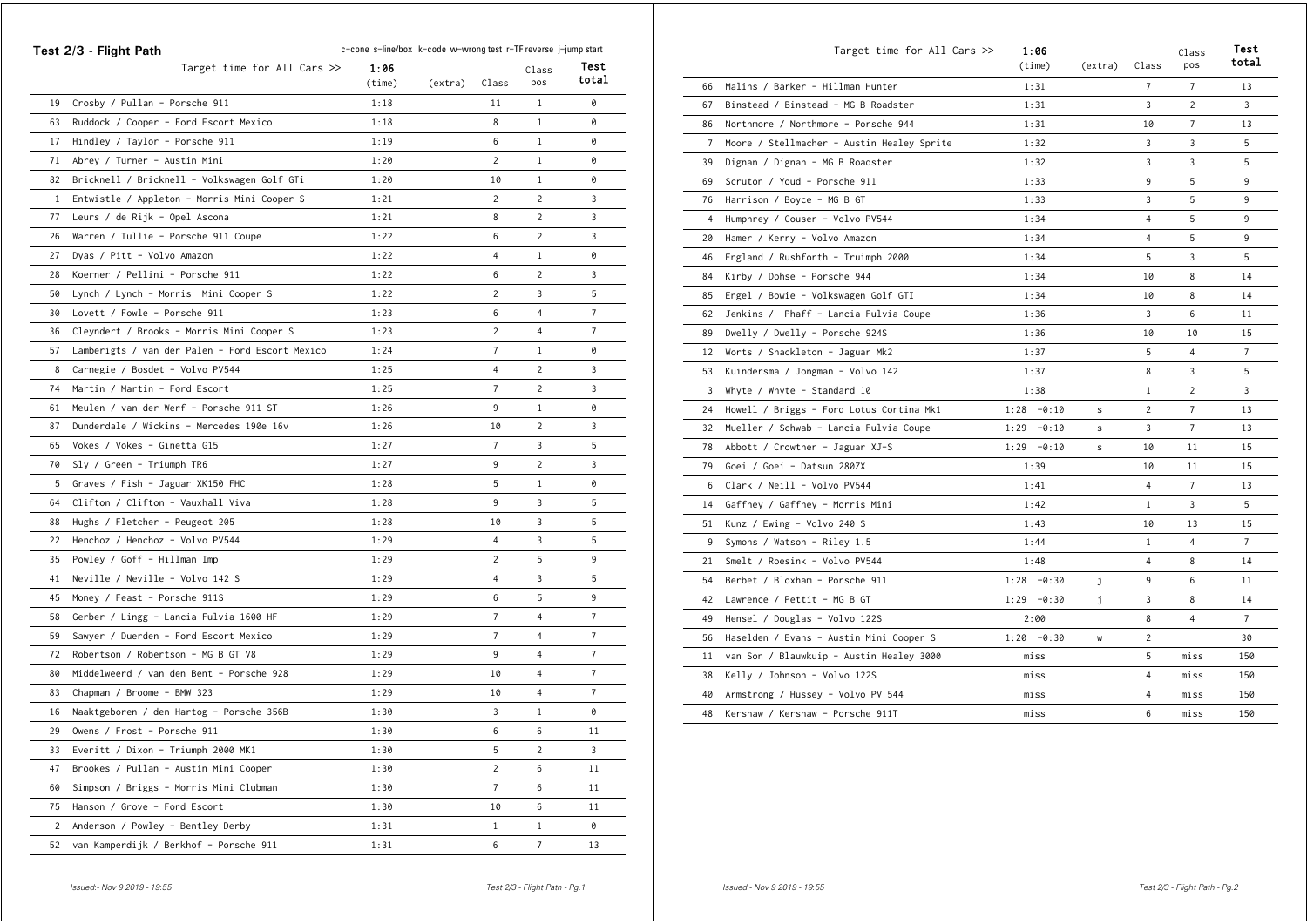## Test 2/3 - Flight Path

c=cone s=line/box k=code w=wrong test r=TF reverse j=jump start

| | Target time for All Cars >> | 1:06 (time) | (extra) | Class | Class pos | Test total |
|---|---|---|---|---|---|---|
| 19 | Crosby / Pullan - Porsche 911 | 1:18 | | 11 | 1 | 0 |
| 63 | Ruddock / Cooper - Ford Escort Mexico | 1:18 | | 8 | 1 | 0 |
| 17 | Hindley / Taylor - Porsche 911 | 1:19 | | 6 | 1 | 0 |
| 71 | Abrey / Turner - Austin Mini | 1:20 | | 2 | 1 | 0 |
| 82 | Bricknell / Bricknell - Volkswagen Golf GTi | 1:20 | | 10 | 1 | 0 |
| 1 | Entwistle / Appleton - Morris Mini Cooper S | 1:21 | | 2 | 2 | 3 |
| 77 | Leurs / de Rijk - Opel Ascona | 1:21 | | 8 | 2 | 3 |
| 26 | Warren / Tullie - Porsche 911 Coupe | 1:22 | | 6 | 2 | 3 |
| 27 | Dyas / Pitt - Volvo Amazon | 1:22 | | 4 | 1 | 0 |
| 28 | Koerner / Pellini - Porsche 911 | 1:22 | | 6 | 2 | 3 |
| 50 | Lynch / Lynch - Morris Mini Cooper S | 1:22 | | 2 | 3 | 5 |
| 30 | Lovett / Fowle - Porsche 911 | 1:23 | | 6 | 4 | 7 |
| 36 | Cleyndert / Brooks - Morris Mini Cooper S | 1:23 | | 2 | 4 | 7 |
| 57 | Lamberigts / van der Palen - Ford Escort Mexico | 1:24 | | 7 | 1 | 0 |
| 8 | Carnegie / Bosdet - Volvo PV544 | 1:25 | | 4 | 2 | 3 |
| 74 | Martin / Martin - Ford Escort | 1:25 | | 7 | 2 | 3 |
| 61 | Meulen / van der Werf - Porsche 911 ST | 1:26 | | 9 | 1 | 0 |
| 87 | Dunderdale / Wickins - Mercedes 190e 16v | 1:26 | | 10 | 2 | 3 |
| 65 | Vokes / Vokes - Ginetta G15 | 1:27 | | 7 | 3 | 5 |
| 70 | Sly / Green - Triumph TR6 | 1:27 | | 9 | 2 | 3 |
| 5 | Graves / Fish - Jaguar XK150 FHC | 1:28 | | 5 | 1 | 0 |
| 64 | Clifton / Clifton - Vauxhall Viva | 1:28 | | 9 | 3 | 5 |
| 88 | Hughs / Fletcher - Peugeot 205 | 1:28 | | 10 | 3 | 5 |
| 22 | Henchoz / Henchoz - Volvo PV544 | 1:29 | | 4 | 3 | 5 |
| 35 | Powley / Goff - Hillman Imp | 1:29 | | 2 | 5 | 9 |
| 41 | Neville / Neville - Volvo 142 S | 1:29 | | 4 | 3 | 5 |
| 45 | Money / Feast - Porsche 911S | 1:29 | | 6 | 5 | 9 |
| 58 | Gerber / Lingg - Lancia Fulvia 1600 HF | 1:29 | | 7 | 4 | 7 |
| 59 | Sawyer / Duerden - Ford Escort Mexico | 1:29 | | 7 | 4 | 7 |
| 72 | Robertson / Robertson - MG B GT V8 | 1:29 | | 9 | 4 | 7 |
| 80 | Middelweerd / van den Bent - Porsche 928 | 1:29 | | 10 | 4 | 7 |
| 83 | Chapman / Broome - BMW 323 | 1:29 | | 10 | 4 | 7 |
| 16 | Naaktgeboren / den Hartog - Porsche 356B | 1:30 | | 3 | 1 | 0 |
| 29 | Owens / Frost - Porsche 911 | 1:30 | | 6 | 6 | 11 |
| 33 | Everitt / Dixon - Triumph 2000 MK1 | 1:30 | | 5 | 2 | 3 |
| 47 | Brookes / Pullan - Austin Mini Cooper | 1:30 | | 2 | 6 | 11 |
| 60 | Simpson / Briggs - Morris Mini Clubman | 1:30 | | 7 | 6 | 11 |
| 75 | Hanson / Grove - Ford Escort | 1:30 | | 10 | 6 | 11 |
| 2 | Anderson / Powley - Bentley Derby | 1:31 | | 1 | 1 | 0 |
| 52 | van Kamperdijk / Berkhof - Porsche 911 | 1:31 | | 6 | 7 | 13 |
| 66 | Malins / Barker - Hillman Hunter | 1:31 | | 7 | 7 | 13 |
| 67 | Binstead / Binstead - MG B Roadster | 1:31 | | 3 | 2 | 3 |
| 86 | Northmore / Northmore - Porsche 944 | 1:31 | | 10 | 7 | 13 |
| 7 | Moore / Stellmacher - Austin Healey Sprite | 1:32 | | 3 | 3 | 5 |
| 39 | Dignan / Dignan - MG B Roadster | 1:32 | | 3 | 3 | 5 |
| 69 | Scruton / Youd - Porsche 911 | 1:33 | | 9 | 5 | 9 |
| 76 | Harrison / Boyce - MG B GT | 1:33 | | 3 | 5 | 9 |
| 4 | Humphrey / Couser - Volvo PV544 | 1:34 | | 4 | 5 | 9 |
| 20 | Hamer / Kerry - Volvo Amazon | 1:34 | | 4 | 5 | 9 |
| 46 | England / Rushforth - Truimph 2000 | 1:34 | | 5 | 3 | 5 |
| 84 | Kirby / Dohse - Porsche 944 | 1:34 | | 10 | 8 | 14 |
| 85 | Engel / Bowie - Volkswagen Golf GTI | 1:34 | | 10 | 8 | 14 |
| 62 | Jenkins / Phaff - Lancia Fulvia Coupe | 1:36 | | 3 | 6 | 11 |
| 89 | Dwelly / Dwelly - Porsche 924S | 1:36 | | 10 | 10 | 15 |
| 12 | Worts / Shackleton - Jaguar Mk2 | 1:37 | | 5 | 4 | 7 |
| 53 | Kuindersma / Jongman - Volvo 142 | 1:37 | | 8 | 3 | 5 |
| 3 | Whyte / Whyte - Standard 10 | 1:38 | | 1 | 2 | 3 |
| 24 | Howell / Briggs - Ford Lotus Cortina Mk1 | 1:28 +0:10 | s | 2 | 7 | 13 |
| 32 | Mueller / Schwab - Lancia Fulvia Coupe | 1:29 +0:10 | s | 3 | 7 | 13 |
| 78 | Abbott / Crowther - Jaguar XJ-S | 1:29 +0:10 | s | 10 | 11 | 15 |
| 79 | Goei / Goei - Datsun 280ZX | 1:39 | | 10 | 11 | 15 |
| 6 | Clark / Neill - Volvo PV544 | 1:41 | | 4 | 7 | 13 |
| 14 | Gaffney / Gaffney - Morris Mini | 1:42 | | 1 | 3 | 5 |
| 51 | Kunz / Ewing - Volvo 240 S | 1:43 | | 10 | 13 | 15 |
| 9 | Symons / Watson - Riley 1.5 | 1:44 | | 1 | 4 | 7 |
| 21 | Smelt / Roesink - Volvo PV544 | 1:48 | | 4 | 8 | 14 |
| 54 | Berbet / Bloxham - Porsche 911 | 1:28 +0:30 | j | 9 | 6 | 11 |
| 42 | Lawrence / Pettit - MG B GT | 1:29 +0:30 | j | 3 | 8 | 14 |
| 49 | Hensel / Douglas - Volvo 122S | 2:00 | | 8 | 4 | 7 |
| 56 | Haselden / Evans - Austin Mini Cooper S | 1:20 +0:30 | w | 2 | | 30 |
| 11 | van Son / Blauwkuip - Austin Healey 3000 | miss | | 5 | miss | 150 |
| 38 | Kelly / Johnson - Volvo 122S | miss | | 4 | miss | 150 |
| 40 | Armstrong / Hussey - Volvo PV 544 | miss | | 4 | miss | 150 |
| 48 | Kershaw / Kershaw - Porsche 911T | miss | | 6 | miss | 150 |

Issued:- Nov 9 2019 - 19:55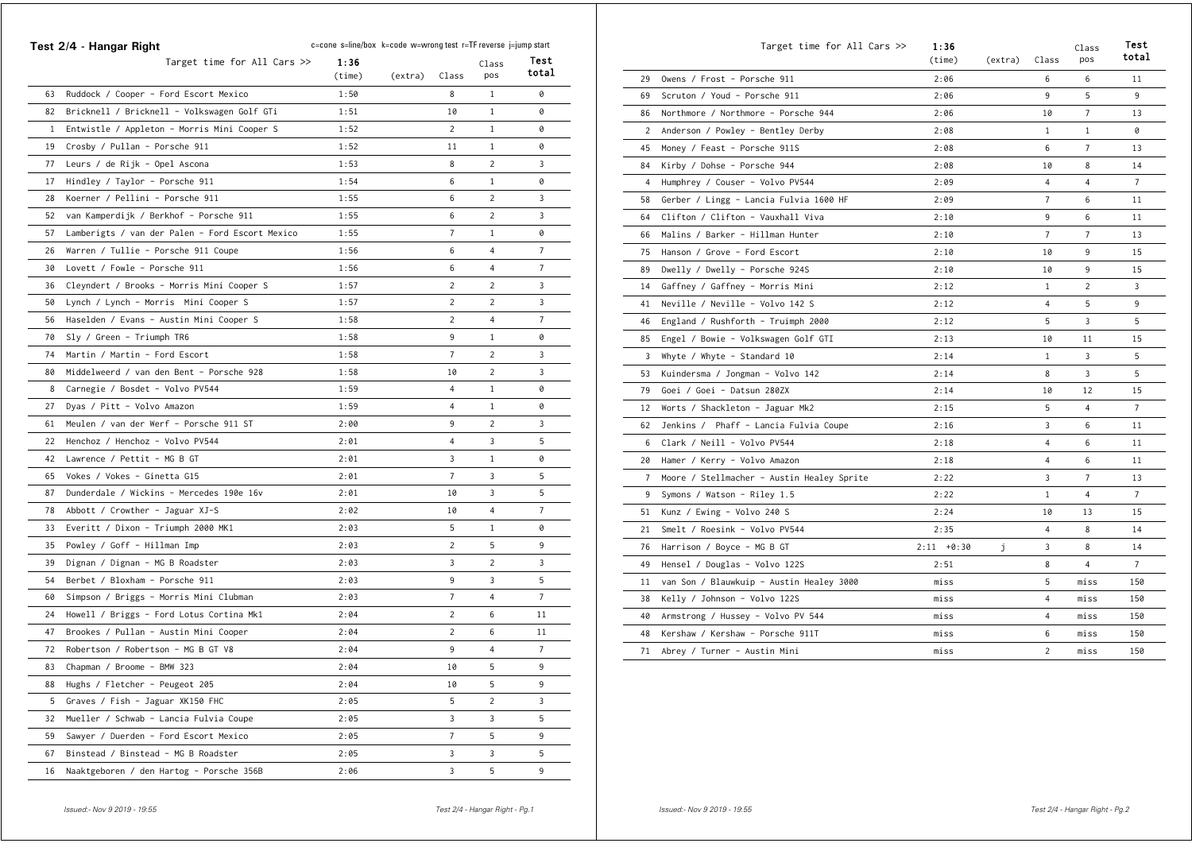## Test 2/4 - Hangar Right

c=cone s=line/box k=code w=wrong test r=TF reverse j=jump start

| | Target time for All Cars >> | 1:36 (time) | (extra) | Class | Class pos | Test total |
|---|---|---|---|---|---|---|
| 63 | Ruddock / Cooper - Ford Escort Mexico | 1:50 | | 8 | 1 | 0 |
| 82 | Bricknell / Bricknell - Volkswagen Golf GTi | 1:51 | | 10 | 1 | 0 |
| 1 | Entwistle / Appleton - Morris Mini Cooper S | 1:52 | | 2 | 1 | 0 |
| 19 | Crosby / Pullan - Porsche 911 | 1:52 | | 11 | 1 | 0 |
| 77 | Leurs / de Rijk - Opel Ascona | 1:53 | | 8 | 2 | 3 |
| 17 | Hindley / Taylor - Porsche 911 | 1:54 | | 6 | 1 | 0 |
| 28 | Koerner / Pellini - Porsche 911 | 1:55 | | 6 | 2 | 3 |
| 52 | van Kamperdijk / Berkhof - Porsche 911 | 1:55 | | 6 | 2 | 3 |
| 57 | Lamberigts / van der Palen - Ford Escort Mexico | 1:55 | | 7 | 1 | 0 |
| 26 | Warren / Tullie - Porsche 911 Coupe | 1:56 | | 6 | 4 | 7 |
| 30 | Lovett / Fowle - Porsche 911 | 1:56 | | 6 | 4 | 7 |
| 36 | Cleyndert / Brooks - Morris Mini Cooper S | 1:57 | | 2 | 2 | 3 |
| 50 | Lynch / Lynch - Morris Mini Cooper S | 1:57 | | 2 | 2 | 3 |
| 56 | Haselden / Evans - Austin Mini Cooper S | 1:58 | | 2 | 4 | 7 |
| 70 | Sly / Green - Triumph TR6 | 1:58 | | 9 | 1 | 0 |
| 74 | Martin / Martin - Ford Escort | 1:58 | | 7 | 2 | 3 |
| 80 | Middelweerd / van den Bent - Porsche 928 | 1:58 | | 10 | 2 | 3 |
| 8 | Carnegie / Bosdet - Volvo PV544 | 1:59 | | 4 | 1 | 0 |
| 27 | Dyas / Pitt - Volvo Amazon | 1:59 | | 4 | 1 | 0 |
| 61 | Meulen / van der Werf - Porsche 911 ST | 2:00 | | 9 | 2 | 3 |
| 22 | Henchoz / Henchoz - Volvo PV544 | 2:01 | | 4 | 3 | 5 |
| 42 | Lawrence / Pettit - MG B GT | 2:01 | | 3 | 1 | 0 |
| 65 | Vokes / Vokes - Ginetta G15 | 2:01 | | 7 | 3 | 5 |
| 87 | Dunderdale / Wickins - Mercedes 190e 16v | 2:01 | | 10 | 3 | 5 |
| 78 | Abbott / Crowther - Jaguar XJ-S | 2:02 | | 10 | 4 | 7 |
| 33 | Everitt / Dixon - Triumph 2000 MK1 | 2:03 | | 5 | 1 | 0 |
| 35 | Powley / Goff - Hillman Imp | 2:03 | | 2 | 5 | 9 |
| 39 | Dignan / Dignan - MG B Roadster | 2:03 | | 3 | 2 | 3 |
| 54 | Berbet / Bloxham - Porsche 911 | 2:03 | | 9 | 3 | 5 |
| 60 | Simpson / Briggs - Morris Mini Clubman | 2:03 | | 7 | 4 | 7 |
| 24 | Howell / Briggs - Ford Lotus Cortina Mk1 | 2:04 | | 2 | 6 | 11 |
| 47 | Brookes / Pullan - Austin Mini Cooper | 2:04 | | 2 | 6 | 11 |
| 72 | Robertson / Robertson - MG B GT V8 | 2:04 | | 9 | 4 | 7 |
| 83 | Chapman / Broome - BMW 323 | 2:04 | | 10 | 5 | 9 |
| 88 | Hughs / Fletcher - Peugeot 205 | 2:04 | | 10 | 5 | 9 |
| 5 | Graves / Fish - Jaguar XK150 FHC | 2:05 | | 5 | 2 | 3 |
| 32 | Mueller / Schwab - Lancia Fulvia Coupe | 2:05 | | 3 | 3 | 5 |
| 59 | Sawyer / Duerden - Ford Escort Mexico | 2:05 | | 7 | 5 | 9 |
| 67 | Binstead / Binstead - MG B Roadster | 2:05 | | 3 | 3 | 5 |
| 16 | Naaktgeboren / den Hartog - Porsche 356B | 2:06 | | 3 | 5 | 9 |
| 29 | Owens / Frost - Porsche 911 | 2:06 | | 6 | 6 | 11 |
| 69 | Scruton / Youd - Porsche 911 | 2:06 | | 9 | 5 | 9 |
| 86 | Northmore / Northmore - Porsche 944 | 2:06 | | 10 | 7 | 13 |
| 2 | Anderson / Powley - Bentley Derby | 2:08 | | 1 | 1 | 0 |
| 45 | Money / Feast - Porsche 911S | 2:08 | | 6 | 7 | 13 |
| 84 | Kirby / Dohse - Porsche 944 | 2:08 | | 10 | 8 | 14 |
| 4 | Humphrey / Couser - Volvo PV544 | 2:09 | | 4 | 4 | 7 |
| 58 | Gerber / Lingg - Lancia Fulvia 1600 HF | 2:09 | | 7 | 6 | 11 |
| 64 | Clifton / Clifton - Vauxhall Viva | 2:10 | | 9 | 6 | 11 |
| 66 | Malins / Barker - Hillman Hunter | 2:10 | | 7 | 7 | 13 |
| 75 | Hanson / Grove - Ford Escort | 2:10 | | 10 | 9 | 15 |
| 89 | Dwelly / Dwelly - Porsche 924S | 2:10 | | 10 | 9 | 15 |
| 14 | Gaffney / Gaffney - Morris Mini | 2:12 | | 1 | 2 | 3 |
| 41 | Neville / Neville - Volvo 142 S | 2:12 | | 4 | 5 | 9 |
| 46 | England / Rushforth - Truimph 2000 | 2:12 | | 5 | 3 | 5 |
| 85 | Engel / Bowie - Volkswagen Golf GTI | 2:13 | | 10 | 11 | 15 |
| 3 | Whyte / Whyte - Standard 10 | 2:14 | | 1 | 3 | 5 |
| 53 | Kuindersma / Jongman - Volvo 142 | 2:14 | | 8 | 3 | 5 |
| 79 | Goei / Goei - Datsun 280ZX | 2:14 | | 10 | 12 | 15 |
| 12 | Worts / Shackleton - Jaguar Mk2 | 2:15 | | 5 | 4 | 7 |
| 62 | Jenkins / Phaff - Lancia Fulvia Coupe | 2:16 | | 3 | 6 | 11 |
| 6 | Clark / Neill - Volvo PV544 | 2:18 | | 4 | 6 | 11 |
| 20 | Hamer / Kerry - Volvo Amazon | 2:18 | | 4 | 6 | 11 |
| 7 | Moore / Stellmacher - Austin Healey Sprite | 2:22 | | 3 | 7 | 13 |
| 9 | Symons / Watson - Riley 1.5 | 2:22 | | 1 | 4 | 7 |
| 51 | Kunz / Ewing - Volvo 240 S | 2:24 | | 10 | 13 | 15 |
| 21 | Smelt / Roesink - Volvo PV544 | 2:35 | | 4 | 8 | 14 |
| 76 | Harrison / Boyce - MG B GT | 2:11 +0:30 | j | 3 | 8 | 14 |
| 49 | Hensel / Douglas - Volvo 122S | 2:51 | | 8 | 4 | 7 |
| 11 | van Son / Blauwkuip - Austin Healey 3000 | miss | | 5 | miss | 150 |
| 38 | Kelly / Johnson - Volvo 122S | miss | | 4 | miss | 150 |
| 40 | Armstrong / Hussey - Volvo PV 544 | miss | | 4 | miss | 150 |
| 48 | Kershaw / Kershaw - Porsche 911T | miss | | 6 | miss | 150 |
| 71 | Abrey / Turner - Austin Mini | miss | | 2 | miss | 150 |

Issued:- Nov 9 2019 - 19:55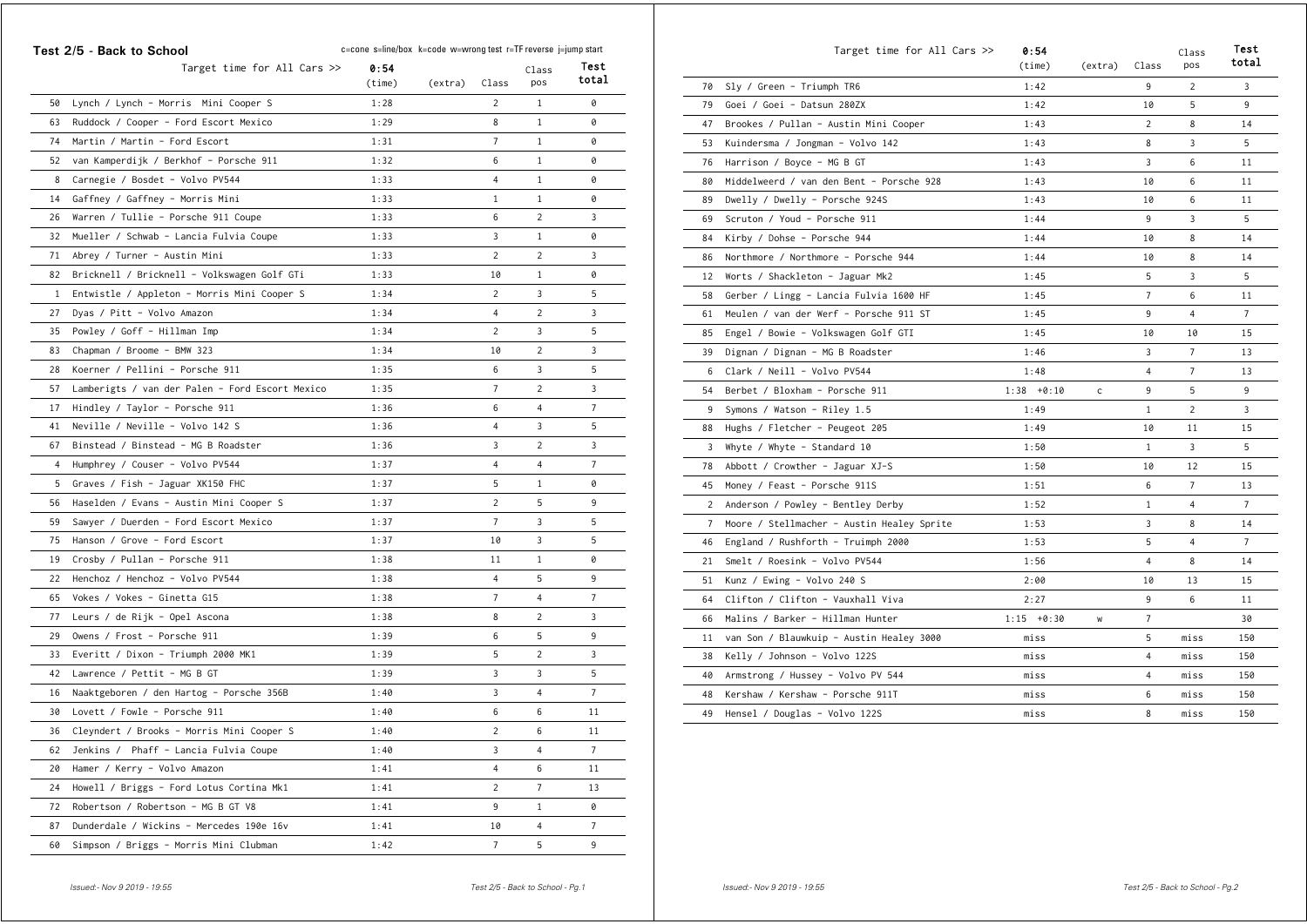## Test 2/5 - Back to School

c=cone s=line/box k=code w=wrong test r=TF reverse j=jump start

| | Target time for All Cars >> | 0:54 (time) | (extra) | Class | Class pos | Test total |
|---|---|---|---|---|---|---|
| 50 | Lynch / Lynch - Morris Mini Cooper S | 1:28 | | 2 | 1 | 0 |
| 63 | Ruddock / Cooper - Ford Escort Mexico | 1:29 | | 8 | 1 | 0 |
| 74 | Martin / Martin - Ford Escort | 1:31 | | 7 | 1 | 0 |
| 52 | van Kamperdijk / Berkhof - Porsche 911 | 1:32 | | 6 | 1 | 0 |
| 8 | Carnegie / Bosdet - Volvo PV544 | 1:33 | | 4 | 1 | 0 |
| 14 | Gaffney / Gaffney - Morris Mini | 1:33 | | 1 | 1 | 0 |
| 26 | Warren / Tullie - Porsche 911 Coupe | 1:33 | | 6 | 2 | 3 |
| 32 | Mueller / Schwab - Lancia Fulvia Coupe | 1:33 | | 3 | 1 | 0 |
| 71 | Abrey / Turner - Austin Mini | 1:33 | | 2 | 2 | 3 |
| 82 | Bricknell / Bricknell - Volkswagen Golf GTi | 1:33 | | 10 | 1 | 0 |
| 1 | Entwistle / Appleton - Morris Mini Cooper S | 1:34 | | 2 | 3 | 5 |
| 27 | Dyas / Pitt - Volvo Amazon | 1:34 | | 4 | 2 | 3 |
| 35 | Powley / Goff - Hillman Imp | 1:34 | | 2 | 3 | 5 |
| 83 | Chapman / Broome - BMW 323 | 1:34 | | 10 | 2 | 3 |
| 28 | Koerner / Pellini - Porsche 911 | 1:35 | | 6 | 3 | 5 |
| 57 | Lamberigts / van der Palen - Ford Escort Mexico | 1:35 | | 7 | 2 | 3 |
| 17 | Hindley / Taylor - Porsche 911 | 1:36 | | 6 | 4 | 7 |
| 41 | Neville / Neville - Volvo 142 S | 1:36 | | 4 | 3 | 5 |
| 67 | Binstead / Binstead - MG B Roadster | 1:36 | | 3 | 2 | 3 |
| 4 | Humphrey / Couser - Volvo PV544 | 1:37 | | 4 | 4 | 7 |
| 5 | Graves / Fish - Jaguar XK150 FHC | 1:37 | | 5 | 1 | 0 |
| 56 | Haselden / Evans - Austin Mini Cooper S | 1:37 | | 2 | 5 | 9 |
| 59 | Sawyer / Duerden - Ford Escort Mexico | 1:37 | | 7 | 3 | 5 |
| 75 | Hanson / Grove - Ford Escort | 1:37 | | 10 | 3 | 5 |
| 19 | Crosby / Pullan - Porsche 911 | 1:38 | | 11 | 1 | 0 |
| 22 | Henchoz / Henchoz - Volvo PV544 | 1:38 | | 4 | 5 | 9 |
| 65 | Vokes / Vokes - Ginetta G15 | 1:38 | | 7 | 4 | 7 |
| 77 | Leurs / de Rijk - Opel Ascona | 1:38 | | 8 | 2 | 3 |
| 29 | Owens / Frost - Porsche 911 | 1:39 | | 6 | 5 | 9 |
| 33 | Everitt / Dixon - Triumph 2000 MK1 | 1:39 | | 5 | 2 | 3 |
| 42 | Lawrence / Pettit - MG B GT | 1:39 | | 3 | 3 | 5 |
| 16 | Naaktgeboren / den Hartog - Porsche 356B | 1:40 | | 3 | 4 | 7 |
| 30 | Lovett / Fowle - Porsche 911 | 1:40 | | 6 | 6 | 11 |
| 36 | Cleyndert / Brooks - Morris Mini Cooper S | 1:40 | | 2 | 6 | 11 |
| 62 | Jenkins / Phaff - Lancia Fulvia Coupe | 1:40 | | 3 | 4 | 7 |
| 20 | Hamer / Kerry - Volvo Amazon | 1:41 | | 4 | 6 | 11 |
| 24 | Howell / Briggs - Ford Lotus Cortina Mk1 | 1:41 | | 2 | 7 | 13 |
| 72 | Robertson / Robertson - MG B GT V8 | 1:41 | | 9 | 1 | 0 |
| 87 | Dunderdale / Wickins - Mercedes 190e 16v | 1:41 | | 10 | 4 | 7 |
| 60 | Simpson / Briggs - Morris Mini Clubman | 1:42 | | 7 | 5 | 9 |
| 70 | Sly / Green - Triumph TR6 | 1:42 | | 9 | 2 | 3 |
| 79 | Goei / Goei - Datsun 280ZX | 1:42 | | 10 | 5 | 9 |
| 47 | Brookes / Pullan - Austin Mini Cooper | 1:43 | | 2 | 8 | 14 |
| 53 | Kuindersma / Jongman - Volvo 142 | 1:43 | | 8 | 3 | 5 |
| 76 | Harrison / Boyce - MG B GT | 1:43 | | 3 | 6 | 11 |
| 80 | Middelweerd / van den Bent - Porsche 928 | 1:43 | | 10 | 6 | 11 |
| 89 | Dwelly / Dwelly - Porsche 924S | 1:43 | | 10 | 6 | 11 |
| 69 | Scruton / Youd - Porsche 911 | 1:44 | | 9 | 3 | 5 |
| 84 | Kirby / Dohse - Porsche 944 | 1:44 | | 10 | 8 | 14 |
| 86 | Northmore / Northmore - Porsche 944 | 1:44 | | 10 | 8 | 14 |
| 12 | Worts / Shackleton - Jaguar Mk2 | 1:45 | | 5 | 3 | 5 |
| 58 | Gerber / Lingg - Lancia Fulvia 1600 HF | 1:45 | | 7 | 6 | 11 |
| 61 | Meulen / van der Werf - Porsche 911 ST | 1:45 | | 9 | 4 | 7 |
| 85 | Engel / Bowie - Volkswagen Golf GTI | 1:45 | | 10 | 10 | 15 |
| 39 | Dignan / Dignan - MG B Roadster | 1:46 | | 3 | 7 | 13 |
| 6 | Clark / Neill - Volvo PV544 | 1:48 | | 4 | 7 | 13 |
| 54 | Berbet / Bloxham - Porsche 911 | 1:38 +0:10 | c | 9 | 5 | 9 |
| 9 | Symons / Watson - Riley 1.5 | 1:49 | | 1 | 2 | 3 |
| 88 | Hughs / Fletcher - Peugeot 205 | 1:49 | | 10 | 11 | 15 |
| 3 | Whyte / Whyte - Standard 10 | 1:50 | | 1 | 3 | 5 |
| 78 | Abbott / Crowther - Jaguar XJ-S | 1:50 | | 10 | 12 | 15 |
| 45 | Money / Feast - Porsche 911S | 1:51 | | 6 | 7 | 13 |
| 2 | Anderson / Powley - Bentley Derby | 1:52 | | 1 | 4 | 7 |
| 7 | Moore / Stellmacher - Austin Healey Sprite | 1:53 | | 3 | 8 | 14 |
| 46 | England / Rushforth - Truimph 2000 | 1:53 | | 5 | 4 | 7 |
| 21 | Smelt / Roesink - Volvo PV544 | 1:56 | | 4 | 8 | 14 |
| 51 | Kunz / Ewing - Volvo 240 S | 2:00 | | 10 | 13 | 15 |
| 64 | Clifton / Clifton - Vauxhall Viva | 2:27 | | 9 | 6 | 11 |
| 66 | Malins / Barker - Hillman Hunter | 1:15 +0:30 | w | 7 | | 30 |
| 11 | van Son / Blauwkuip - Austin Healey 3000 | miss | | 5 | miss | 150 |
| 38 | Kelly / Johnson - Volvo 122S | miss | | 4 | miss | 150 |
| 40 | Armstrong / Hussey - Volvo PV 544 | miss | | 4 | miss | 150 |
| 48 | Kershaw / Kershaw - Porsche 911T | miss | | 6 | miss | 150 |
| 49 | Hensel / Douglas - Volvo 122S | miss | | 8 | miss | 150 |

*Issued:- Nov 9 2019 - 19:55*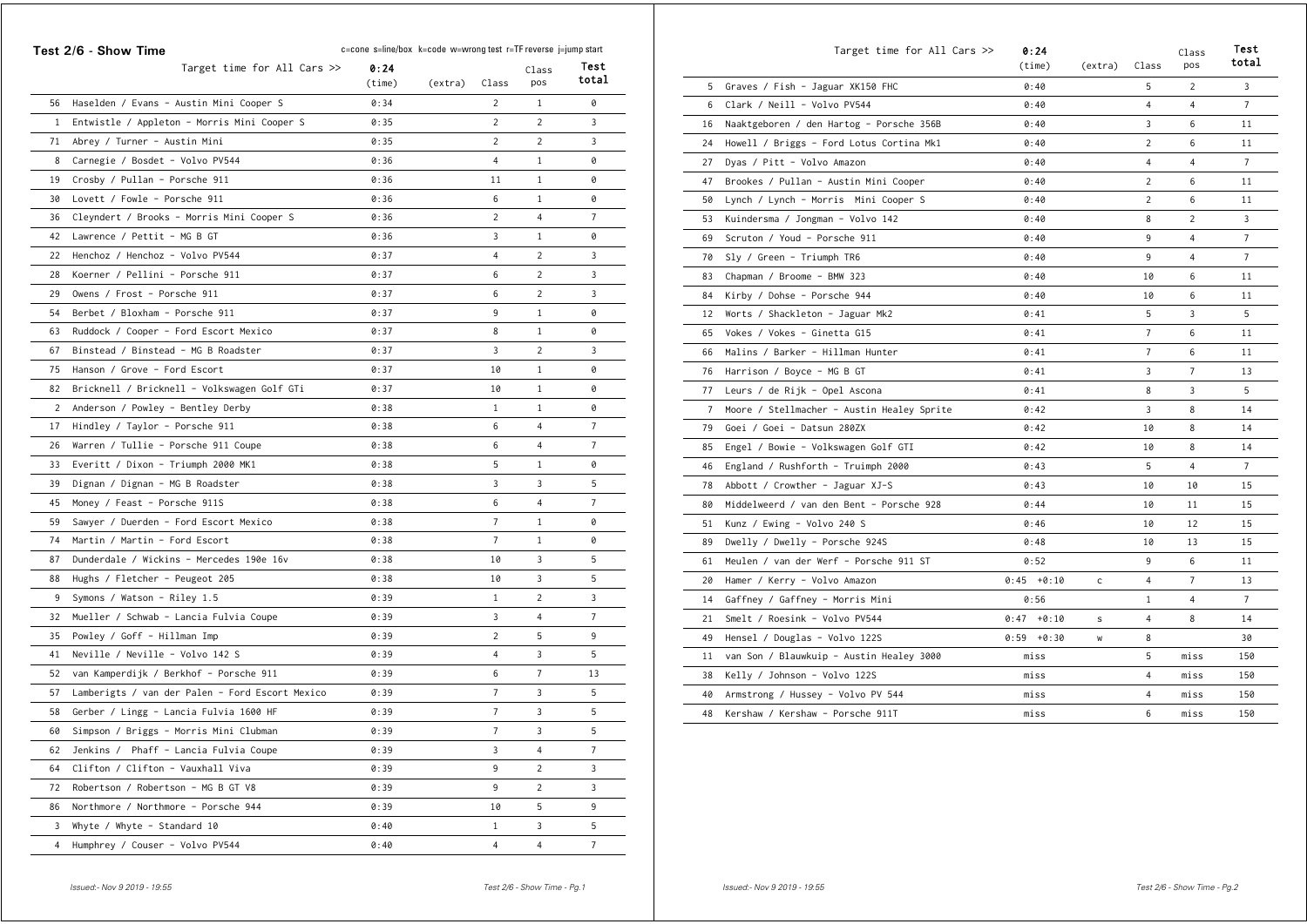## Test 2/6 - Show Time

c=cone s=line/box k=code w=wrong test r=TF reverse j=jump start

| | Target time for All Cars >> | 0:24 (time) | (extra) | Class | Class pos | Test total |
|---|---|---|---|---|---|---|
| 56 | Haselden / Evans - Austin Mini Cooper S | 0:34 | | 2 | 1 | 0 |
| 1 | Entwistle / Appleton - Morris Mini Cooper S | 0:35 | | 2 | 2 | 3 |
| 71 | Abrey / Turner - Austin Mini | 0:35 | | 2 | 2 | 3 |
| 8 | Carnegie / Bosdet - Volvo PV544 | 0:36 | | 4 | 1 | 0 |
| 19 | Crosby / Pullan - Porsche 911 | 0:36 | | 11 | 1 | 0 |
| 30 | Lovett / Fowle - Porsche 911 | 0:36 | | 6 | 1 | 0 |
| 36 | Cleyndert / Brooks - Morris Mini Cooper S | 0:36 | | 2 | 4 | 7 |
| 42 | Lawrence / Pettit - MG B GT | 0:36 | | 3 | 1 | 0 |
| 22 | Henchoz / Henchoz - Volvo PV544 | 0:37 | | 4 | 2 | 3 |
| 28 | Koerner / Pellini - Porsche 911 | 0:37 | | 6 | 2 | 3 |
| 29 | Owens / Frost - Porsche 911 | 0:37 | | 6 | 2 | 3 |
| 54 | Berbet / Bloxham - Porsche 911 | 0:37 | | 9 | 1 | 0 |
| 63 | Ruddock / Cooper - Ford Escort Mexico | 0:37 | | 8 | 1 | 0 |
| 67 | Binstead / Binstead - MG B Roadster | 0:37 | | 3 | 2 | 3 |
| 75 | Hanson / Grove - Ford Escort | 0:37 | | 10 | 1 | 0 |
| 82 | Bricknell / Bricknell - Volkswagen Golf GTi | 0:37 | | 10 | 1 | 0 |
| 2 | Anderson / Powley - Bentley Derby | 0:38 | | 1 | 1 | 0 |
| 17 | Hindley / Taylor - Porsche 911 | 0:38 | | 6 | 4 | 7 |
| 26 | Warren / Tullie - Porsche 911 Coupe | 0:38 | | 6 | 4 | 7 |
| 33 | Everitt / Dixon - Triumph 2000 MK1 | 0:38 | | 5 | 1 | 0 |
| 39 | Dignan / Dignan - MG B Roadster | 0:38 | | 3 | 3 | 5 |
| 45 | Money / Feast - Porsche 911S | 0:38 | | 6 | 4 | 7 |
| 59 | Sawyer / Duerden - Ford Escort Mexico | 0:38 | | 7 | 1 | 0 |
| 74 | Martin / Martin - Ford Escort | 0:38 | | 7 | 1 | 0 |
| 87 | Dunderdale / Wickins - Mercedes 190e 16v | 0:38 | | 10 | 3 | 5 |
| 88 | Hughs / Fletcher - Peugeot 205 | 0:38 | | 10 | 3 | 5 |
| 9 | Symons / Watson - Riley 1.5 | 0:39 | | 1 | 2 | 3 |
| 32 | Mueller / Schwab - Lancia Fulvia Coupe | 0:39 | | 3 | 4 | 7 |
| 35 | Powley / Goff - Hillman Imp | 0:39 | | 2 | 5 | 9 |
| 41 | Neville / Neville - Volvo 142 S | 0:39 | | 4 | 3 | 5 |
| 52 | van Kamperdijk / Berkhof - Porsche 911 | 0:39 | | 6 | 7 | 13 |
| 57 | Lamberigts / van der Palen - Ford Escort Mexico | 0:39 | | 7 | 3 | 5 |
| 58 | Gerber / Lingg - Lancia Fulvia 1600 HF | 0:39 | | 7 | 3 | 5 |
| 60 | Simpson / Briggs - Morris Mini Clubman | 0:39 | | 7 | 3 | 5 |
| 62 | Jenkins / Phaff - Lancia Fulvia Coupe | 0:39 | | 3 | 4 | 7 |
| 64 | Clifton / Clifton - Vauxhall Viva | 0:39 | | 9 | 2 | 3 |
| 72 | Robertson / Robertson - MG B GT V8 | 0:39 | | 9 | 2 | 3 |
| 86 | Northmore / Northmore - Porsche 944 | 0:39 | | 10 | 5 | 9 |
| 3 | Whyte / Whyte - Standard 10 | 0:40 | | 1 | 3 | 5 |
| 4 | Humphrey / Couser - Volvo PV544 | 0:40 | | 4 | 4 | 7 |
| 5 | Graves / Fish - Jaguar XK150 FHC | 0:40 | | 5 | 2 | 3 |
| 6 | Clark / Neill - Volvo PV544 | 0:40 | | 4 | 4 | 7 |
| 16 | Naaktgeboren / den Hartog - Porsche 356B | 0:40 | | 3 | 6 | 11 |
| 24 | Howell / Briggs - Ford Lotus Cortina Mk1 | 0:40 | | 2 | 6 | 11 |
| 27 | Dyas / Pitt - Volvo Amazon | 0:40 | | 4 | 4 | 7 |
| 47 | Brookes / Pullan - Austin Mini Cooper | 0:40 | | 2 | 6 | 11 |
| 50 | Lynch / Lynch - Morris Mini Cooper S | 0:40 | | 2 | 6 | 11 |
| 53 | Kuindersma / Jongman - Volvo 142 | 0:40 | | 8 | 2 | 3 |
| 69 | Scruton / Youd - Porsche 911 | 0:40 | | 9 | 4 | 7 |
| 70 | Sly / Green - Triumph TR6 | 0:40 | | 9 | 4 | 7 |
| 83 | Chapman / Broome - BMW 323 | 0:40 | | 10 | 6 | 11 |
| 84 | Kirby / Dohse - Porsche 944 | 0:40 | | 10 | 6 | 11 |
| 12 | Worts / Shackleton - Jaguar Mk2 | 0:41 | | 5 | 3 | 5 |
| 65 | Vokes / Vokes - Ginetta G15 | 0:41 | | 7 | 6 | 11 |
| 66 | Malins / Barker - Hillman Hunter | 0:41 | | 7 | 6 | 11 |
| 76 | Harrison / Boyce - MG B GT | 0:41 | | 3 | 7 | 13 |
| 77 | Leurs / de Rijk - Opel Ascona | 0:41 | | 8 | 3 | 5 |
| 7 | Moore / Stellmacher - Austin Healey Sprite | 0:42 | | 3 | 8 | 14 |
| 79 | Goei / Goei - Datsun 280ZX | 0:42 | | 10 | 8 | 14 |
| 85 | Engel / Bowie - Volkswagen Golf GTI | 0:42 | | 10 | 8 | 14 |
| 46 | England / Rushforth - Truimph 2000 | 0:43 | | 5 | 4 | 7 |
| 78 | Abbott / Crowther - Jaguar XJ-S | 0:43 | | 10 | 10 | 15 |
| 80 | Middelweerd / van den Bent - Porsche 928 | 0:44 | | 10 | 11 | 15 |
| 51 | Kunz / Ewing - Volvo 240 S | 0:46 | | 10 | 12 | 15 |
| 89 | Dwelly / Dwelly - Porsche 924S | 0:48 | | 10 | 13 | 15 |
| 61 | Meulen / van der Werf - Porsche 911 ST | 0:52 | | 9 | 6 | 11 |
| 20 | Hamer / Kerry - Volvo Amazon | 0:45 +0:10 | c | 4 | 7 | 13 |
| 14 | Gaffney / Gaffney - Morris Mini | 0:56 | | 1 | 4 | 7 |
| 21 | Smelt / Roesink - Volvo PV544 | 0:47 +0:10 | s | 4 | 8 | 14 |
| 49 | Hensel / Douglas - Volvo 122S | 0:59 +0:30 | w | 8 | | 30 |
| 11 | van Son / Blauwkuip - Austin Healey 3000 | miss | | 5 | miss | 150 |
| 38 | Kelly / Johnson - Volvo 122S | miss | | 4 | miss | 150 |
| 40 | Armstrong / Hussey - Volvo PV 544 | miss | | 4 | miss | 150 |
| 48 | Kershaw / Kershaw - Porsche 911T | miss | | 6 | miss | 150 |

*Issued:- Nov 9 2019 - 19:55*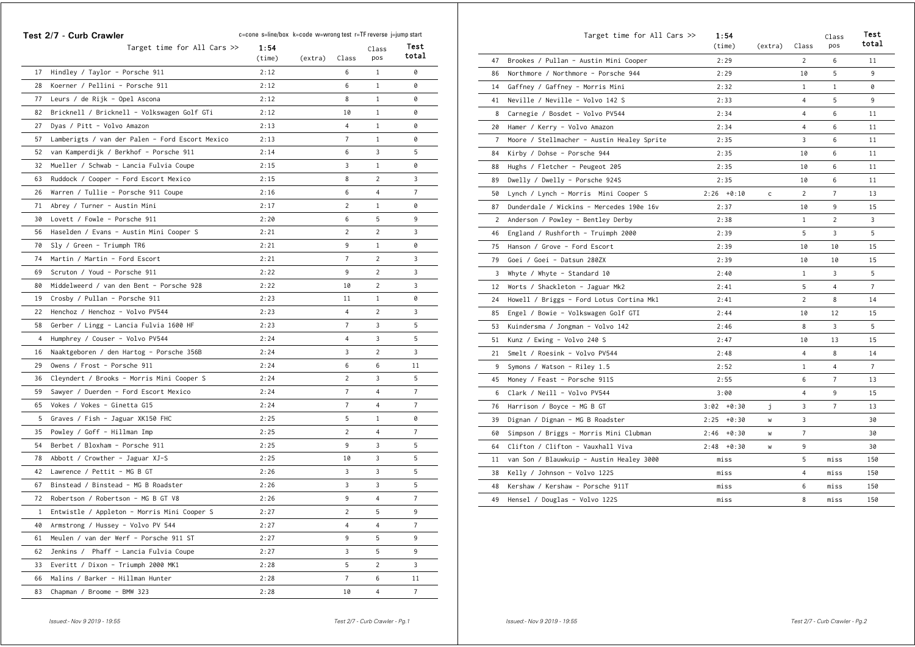## Test 2/7 - Curb Crawler

c=cone s=line/box k=code w=wrong test r=TF reverse j=jump start

| | Target time for All Cars >> | 1:54 (time) | (extra) | Class | Class pos | Test total |
|---|---|---|---|---|---|---|
| 17 | Hindley / Taylor - Porsche 911 | 2:12 | | 6 | 1 | 0 |
| 28 | Koerner / Pellini - Porsche 911 | 2:12 | | 6 | 1 | 0 |
| 77 | Leurs / de Rijk - Opel Ascona | 2:12 | | 8 | 1 | 0 |
| 82 | Bricknell / Bricknell - Volkswagen Golf GTi | 2:12 | | 10 | 1 | 0 |
| 27 | Dyas / Pitt - Volvo Amazon | 2:13 | | 4 | 1 | 0 |
| 57 | Lamberigts / van der Palen - Ford Escort Mexico | 2:13 | | 7 | 1 | 0 |
| 52 | van Kamperdijk / Berkhof - Porsche 911 | 2:14 | | 6 | 3 | 5 |
| 32 | Mueller / Schwab - Lancia Fulvia Coupe | 2:15 | | 3 | 1 | 0 |
| 63 | Ruddock / Cooper - Ford Escort Mexico | 2:15 | | 8 | 2 | 3 |
| 26 | Warren / Tullie - Porsche 911 Coupe | 2:16 | | 6 | 4 | 7 |
| 71 | Abrey / Turner - Austin Mini | 2:17 | | 2 | 1 | 0 |
| 30 | Lovett / Fowle - Porsche 911 | 2:20 | | 6 | 5 | 9 |
| 56 | Haselden / Evans - Austin Mini Cooper S | 2:21 | | 2 | 2 | 3 |
| 70 | Sly / Green - Triumph TR6 | 2:21 | | 9 | 1 | 0 |
| 74 | Martin / Martin - Ford Escort | 2:21 | | 7 | 2 | 3 |
| 69 | Scruton / Youd - Porsche 911 | 2:22 | | 9 | 2 | 3 |
| 80 | Middelweerd / van den Bent - Porsche 928 | 2:22 | | 10 | 2 | 3 |
| 19 | Crosby / Pullan - Porsche 911 | 2:23 | | 11 | 1 | 0 |
| 22 | Henchoz / Henchoz - Volvo PV544 | 2:23 | | 4 | 2 | 3 |
| 58 | Gerber / Lingg - Lancia Fulvia 1600 HF | 2:23 | | 7 | 3 | 5 |
| 4 | Humphrey / Couser - Volvo PV544 | 2:24 | | 4 | 3 | 5 |
| 16 | Naaktgeboren / den Hartog - Porsche 356B | 2:24 | | 3 | 2 | 3 |
| 29 | Owens / Frost - Porsche 911 | 2:24 | | 6 | 6 | 11 |
| 36 | Cleyndert / Brooks - Morris Mini Cooper S | 2:24 | | 2 | 3 | 5 |
| 59 | Sawyer / Duerden - Ford Escort Mexico | 2:24 | | 7 | 4 | 7 |
| 65 | Vokes / Vokes - Ginetta G15 | 2:24 | | 7 | 4 | 7 |
| 5 | Graves / Fish - Jaguar XK150 FHC | 2:25 | | 5 | 1 | 0 |
| 35 | Powley / Goff - Hillman Imp | 2:25 | | 2 | 4 | 7 |
| 54 | Berbet / Bloxham - Porsche 911 | 2:25 | | 9 | 3 | 5 |
| 78 | Abbott / Crowther - Jaguar XJ-S | 2:25 | | 10 | 3 | 5 |
| 42 | Lawrence / Pettit - MG B GT | 2:26 | | 3 | 3 | 5 |
| 67 | Binstead / Binstead - MG B Roadster | 2:26 | | 3 | 3 | 5 |
| 72 | Robertson / Robertson - MG B GT V8 | 2:26 | | 9 | 4 | 7 |
| 1 | Entwistle / Appleton - Morris Mini Cooper S | 2:27 | | 2 | 5 | 9 |
| 40 | Armstrong / Hussey - Volvo PV 544 | 2:27 | | 4 | 4 | 7 |
| 61 | Meulen / van der Werf - Porsche 911 ST | 2:27 | | 9 | 5 | 9 |
| 62 | Jenkins / Phaff - Lancia Fulvia Coupe | 2:27 | | 3 | 5 | 9 |
| 33 | Everitt / Dixon - Triumph 2000 MK1 | 2:28 | | 5 | 2 | 3 |
| 66 | Malins / Barker - Hillman Hunter | 2:28 | | 7 | 6 | 11 |
| 83 | Chapman / Broome - BMW 323 | 2:28 | | 10 | 4 | 7 |
| 47 | Brookes / Pullan - Austin Mini Cooper | 2:29 | | 2 | 6 | 11 |
| 86 | Northmore / Northmore - Porsche 944 | 2:29 | | 10 | 5 | 9 |
| 14 | Gaffney / Gaffney - Morris Mini | 2:32 | | 1 | 1 | 0 |
| 41 | Neville / Neville - Volvo 142 S | 2:33 | | 4 | 5 | 9 |
| 8 | Carnegie / Bosdet - Volvo PV544 | 2:34 | | 4 | 6 | 11 |
| 20 | Hamer / Kerry - Volvo Amazon | 2:34 | | 4 | 6 | 11 |
| 7 | Moore / Stellmacher - Austin Healey Sprite | 2:35 | | 3 | 6 | 11 |
| 84 | Kirby / Dohse - Porsche 944 | 2:35 | | 10 | 6 | 11 |
| 88 | Hughs / Fletcher - Peugeot 205 | 2:35 | | 10 | 6 | 11 |
| 89 | Dwelly / Dwelly - Porsche 924S | 2:35 | | 10 | 6 | 11 |
| 50 | Lynch / Lynch - Morris Mini Cooper S | 2:26 +0:10 | c | 2 | 7 | 13 |
| 87 | Dunderdale / Wickins - Mercedes 190e 16v | 2:37 | | 10 | 9 | 15 |
| 2 | Anderson / Powley - Bentley Derby | 2:38 | | 1 | 2 | 3 |
| 46 | England / Rushforth - Truimph 2000 | 2:39 | | 5 | 3 | 5 |
| 75 | Hanson / Grove - Ford Escort | 2:39 | | 10 | 10 | 15 |
| 79 | Goei / Goei - Datsun 280ZX | 2:39 | | 10 | 10 | 15 |
| 3 | Whyte / Whyte - Standard 10 | 2:40 | | 1 | 3 | 5 |
| 12 | Worts / Shackleton - Jaguar Mk2 | 2:41 | | 5 | 4 | 7 |
| 24 | Howell / Briggs - Ford Lotus Cortina Mk1 | 2:41 | | 2 | 8 | 14 |
| 85 | Engel / Bowie - Volkswagen Golf GTI | 2:44 | | 10 | 12 | 15 |
| 53 | Kuindersma / Jongman - Volvo 142 | 2:46 | | 8 | 3 | 5 |
| 51 | Kunz / Ewing - Volvo 240 S | 2:47 | | 10 | 13 | 15 |
| 21 | Smelt / Roesink - Volvo PV544 | 2:48 | | 4 | 8 | 14 |
| 9 | Symons / Watson - Riley 1.5 | 2:52 | | 1 | 4 | 7 |
| 45 | Money / Feast - Porsche 911S | 2:55 | | 6 | 7 | 13 |
| 6 | Clark / Neill - Volvo PV544 | 3:00 | | 4 | 9 | 15 |
| 76 | Harrison / Boyce - MG B GT | 3:02 +0:30 | j | 3 | 7 | 13 |
| 39 | Dignan / Dignan - MG B Roadster | 2:25 +0:30 | w | 3 | | 30 |
| 60 | Simpson / Briggs - Morris Mini Clubman | 2:46 +0:30 | w | 7 | | 30 |
| 64 | Clifton / Clifton - Vauxhall Viva | 2:48 +0:30 | w | 9 | | 30 |
| 11 | van Son / Blauwkuip - Austin Healey 3000 | miss | | 5 | miss | 150 |
| 38 | Kelly / Johnson - Volvo 122S | miss | | 4 | miss | 150 |
| 48 | Kershaw / Kershaw - Porsche 911T | miss | | 6 | miss | 150 |
| 49 | Hensel / Douglas - Volvo 122S | miss | | 8 | miss | 150 |

*Issued:- Nov 9 2019 - 19:55*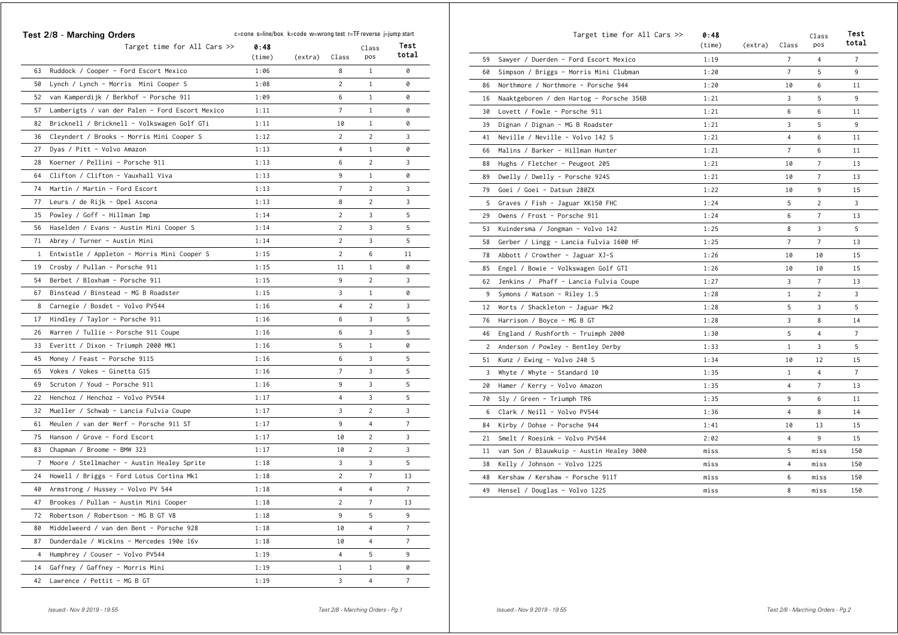## Test 2/8 - Marching Orders

c=cone s=line/box k=code w=wrong test r=TF reverse j=jump start

| | Target time for All Cars >> | 0:48 (time) | (extra) | Class | Class pos | Test total |
|---|---|---|---|---|---|---|
| 63 | Ruddock / Cooper - Ford Escort Mexico | 1:06 | | 8 | 1 | 0 |
| 50 | Lynch / Lynch - Morris Mini Cooper S | 1:08 | | 2 | 1 | 0 |
| 52 | van Kamperdijk / Berkhof - Porsche 911 | 1:09 | | 6 | 1 | 0 |
| 57 | Lamberigts / van der Palen - Ford Escort Mexico | 1:11 | | 7 | 1 | 0 |
| 82 | Bricknell / Bricknell - Volkswagen Golf GTi | 1:11 | | 10 | 1 | 0 |
| 36 | Cleyndert / Brooks - Morris Mini Cooper S | 1:12 | | 2 | 2 | 3 |
| 27 | Dyas / Pitt - Volvo Amazon | 1:13 | | 4 | 1 | 0 |
| 28 | Koerner / Pellini - Porsche 911 | 1:13 | | 6 | 2 | 3 |
| 64 | Clifton / Clifton - Vauxhall Viva | 1:13 | | 9 | 1 | 0 |
| 74 | Martin / Martin - Ford Escort | 1:13 | | 7 | 2 | 3 |
| 77 | Leurs / de Rijk - Opel Ascona | 1:13 | | 8 | 2 | 3 |
| 35 | Powley / Goff - Hillman Imp | 1:14 | | 2 | 3 | 5 |
| 56 | Haselden / Evans - Austin Mini Cooper S | 1:14 | | 2 | 3 | 5 |
| 71 | Abrey / Turner - Austin Mini | 1:14 | | 2 | 3 | 5 |
| 1 | Entwistle / Appleton - Morris Mini Cooper S | 1:15 | | 2 | 6 | 11 |
| 19 | Crosby / Pullan - Porsche 911 | 1:15 | | 11 | 1 | 0 |
| 54 | Berbet / Bloxham - Porsche 911 | 1:15 | | 9 | 2 | 3 |
| 67 | Binstead / Binstead - MG B Roadster | 1:15 | | 3 | 1 | 0 |
| 8 | Carnegie / Bosdet - Volvo PV544 | 1:16 | | 4 | 2 | 3 |
| 17 | Hindley / Taylor - Porsche 911 | 1:16 | | 6 | 3 | 5 |
| 26 | Warren / Tullie - Porsche 911 Coupe | 1:16 | | 6 | 3 | 5 |
| 33 | Everitt / Dixon - Triumph 2000 MK1 | 1:16 | | 5 | 1 | 0 |
| 45 | Money / Feast - Porsche 911S | 1:16 | | 6 | 3 | 5 |
| 65 | Vokes / Vokes - Ginetta G15 | 1:16 | | 7 | 3 | 5 |
| 69 | Scruton / Youd - Porsche 911 | 1:16 | | 9 | 3 | 5 |
| 22 | Henchoz / Henchoz - Volvo PV544 | 1:17 | | 4 | 3 | 5 |
| 32 | Mueller / Schwab - Lancia Fulvia Coupe | 1:17 | | 3 | 2 | 3 |
| 61 | Meulen / van der Werf - Porsche 911 ST | 1:17 | | 9 | 4 | 7 |
| 75 | Hanson / Grove - Ford Escort | 1:17 | | 10 | 2 | 3 |
| 83 | Chapman / Broome - BMW 323 | 1:17 | | 10 | 2 | 3 |
| 7 | Moore / Stellmacher - Austin Healey Sprite | 1:18 | | 3 | 3 | 5 |
| 24 | Howell / Briggs - Ford Lotus Cortina Mk1 | 1:18 | | 2 | 7 | 13 |
| 40 | Armstrong / Hussey - Volvo PV 544 | 1:18 | | 4 | 4 | 7 |
| 47 | Brookes / Pullan - Austin Mini Cooper | 1:18 | | 2 | 7 | 13 |
| 72 | Robertson / Robertson - MG B GT V8 | 1:18 | | 9 | 5 | 9 |
| 80 | Middelweerd / van den Bent - Porsche 928 | 1:18 | | 10 | 4 | 7 |
| 87 | Dunderdale / Wickins - Mercedes 190e 16v | 1:18 | | 10 | 4 | 7 |
| 4 | Humphrey / Couser - Volvo PV544 | 1:19 | | 4 | 5 | 9 |
| 14 | Gaffney / Gaffney - Morris Mini | 1:19 | | 1 | 1 | 0 |
| 42 | Lawrence / Pettit - MG B GT | 1:19 | | 3 | 4 | 7 |
| 59 | Sawyer / Duerden - Ford Escort Mexico | 1:19 | | 7 | 4 | 7 |
| 60 | Simpson / Briggs - Morris Mini Clubman | 1:20 | | 7 | 5 | 9 |
| 86 | Northmore / Northmore - Porsche 944 | 1:20 | | 10 | 6 | 11 |
| 16 | Naaktgeboren / den Hartog - Porsche 356B | 1:21 | | 3 | 5 | 9 |
| 30 | Lovett / Fowle - Porsche 911 | 1:21 | | 6 | 6 | 11 |
| 39 | Dignan / Dignan - MG B Roadster | 1:21 | | 3 | 5 | 9 |
| 41 | Neville / Neville - Volvo 142 S | 1:21 | | 4 | 6 | 11 |
| 66 | Malins / Barker - Hillman Hunter | 1:21 | | 7 | 6 | 11 |
| 88 | Hughs / Fletcher - Peugeot 205 | 1:21 | | 10 | 7 | 13 |
| 89 | Dwelly / Dwelly - Porsche 924S | 1:21 | | 10 | 7 | 13 |
| 79 | Goei / Goei - Datsun 280ZX | 1:22 | | 10 | 9 | 15 |
| 5 | Graves / Fish - Jaguar XK150 FHC | 1:24 | | 5 | 2 | 3 |
| 29 | Owens / Frost - Porsche 911 | 1:24 | | 6 | 7 | 13 |
| 53 | Kuindersma / Jongman - Volvo 142 | 1:25 | | 8 | 3 | 5 |
| 58 | Gerber / Lingg - Lancia Fulvia 1600 HF | 1:25 | | 7 | 7 | 13 |
| 78 | Abbott / Crowther - Jaguar XJ-S | 1:26 | | 10 | 10 | 15 |
| 85 | Engel / Bowie - Volkswagen Golf GTI | 1:26 | | 10 | 10 | 15 |
| 62 | Jenkins / Phaff - Lancia Fulvia Coupe | 1:27 | | 3 | 7 | 13 |
| 9 | Symons / Watson - Riley 1.5 | 1:28 | | 1 | 2 | 3 |
| 12 | Worts / Shackleton - Jaguar Mk2 | 1:28 | | 5 | 3 | 5 |
| 76 | Harrison / Boyce - MG B GT | 1:28 | | 3 | 8 | 14 |
| 46 | England / Rushforth - Truimph 2000 | 1:30 | | 5 | 4 | 7 |
| 2 | Anderson / Powley - Bentley Derby | 1:33 | | 1 | 3 | 5 |
| 51 | Kunz / Ewing - Volvo 240 S | 1:34 | | 10 | 12 | 15 |
| 3 | Whyte / Whyte - Standard 10 | 1:35 | | 1 | 4 | 7 |
| 20 | Hamer / Kerry - Volvo Amazon | 1:35 | | 4 | 7 | 13 |
| 70 | Sly / Green - Triumph TR6 | 1:35 | | 9 | 6 | 11 |
| 6 | Clark / Neill - Volvo PV544 | 1:36 | | 4 | 8 | 14 |
| 84 | Kirby / Dohse - Porsche 944 | 1:41 | | 10 | 13 | 15 |
| 21 | Smelt / Roesink - Volvo PV544 | 2:02 | | 4 | 9 | 15 |
| 11 | van Son / Blauwkuip - Austin Healey 3000 | miss | | 5 | miss | 150 |
| 38 | Kelly / Johnson - Volvo 122S | miss | | 4 | miss | 150 |
| 48 | Kershaw / Kershaw - Porsche 911T | miss | | 6 | miss | 150 |
| 49 | Hensel / Douglas - Volvo 122S | miss | | 8 | miss | 150 |

*Issued:- Nov 9 2019 - 19:55*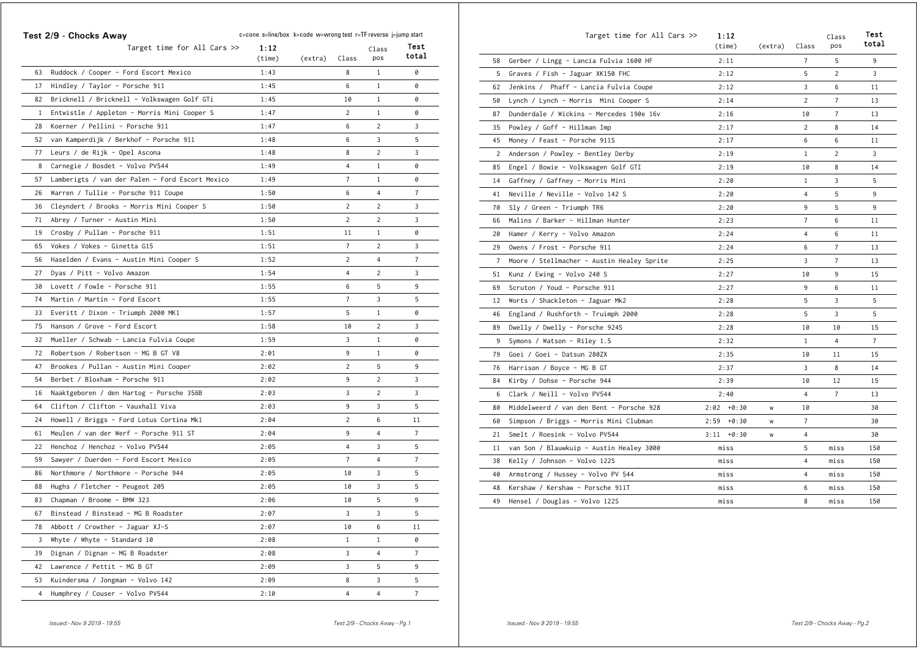## Test 2/9 - Chocks Away

c=cone s=line/box k=code w=wrong test r=TF reverse j=jump start

| | Target time for All Cars >> | 1:12 (time) | (extra) | Class | Class pos | Test total |
|---|---|---|---|---|---|---|
| 63 | Ruddock / Cooper - Ford Escort Mexico | 1:43 | | 8 | 1 | 0 |
| 17 | Hindley / Taylor - Porsche 911 | 1:45 | | 6 | 1 | 0 |
| 82 | Bricknell / Bricknell - Volkswagen Golf GTi | 1:45 | | 10 | 1 | 0 |
| 1 | Entwistle / Appleton - Morris Mini Cooper S | 1:47 | | 2 | 1 | 0 |
| 28 | Koerner / Pellini - Porsche 911 | 1:47 | | 6 | 2 | 3 |
| 52 | van Kamperdijk / Berkhof - Porsche 911 | 1:48 | | 6 | 3 | 5 |
| 77 | Leurs / de Rijk - Opel Ascona | 1:48 | | 8 | 2 | 3 |
| 8 | Carnegie / Bosdet - Volvo PV544 | 1:49 | | 4 | 1 | 0 |
| 57 | Lamberigts / van der Palen - Ford Escort Mexico | 1:49 | | 7 | 1 | 0 |
| 26 | Warren / Tullie - Porsche 911 Coupe | 1:50 | | 6 | 4 | 7 |
| 36 | Cleyndert / Brooks - Morris Mini Cooper S | 1:50 | | 2 | 2 | 3 |
| 71 | Abrey / Turner - Austin Mini | 1:50 | | 2 | 2 | 3 |
| 19 | Crosby / Pullan - Porsche 911 | 1:51 | | 11 | 1 | 0 |
| 65 | Vokes / Vokes - Ginetta G15 | 1:51 | | 7 | 2 | 3 |
| 56 | Haselden / Evans - Austin Mini Cooper S | 1:52 | | 2 | 4 | 7 |
| 27 | Dyas / Pitt - Volvo Amazon | 1:54 | | 4 | 2 | 3 |
| 30 | Lovett / Fowle - Porsche 911 | 1:55 | | 6 | 5 | 9 |
| 74 | Martin / Martin - Ford Escort | 1:55 | | 7 | 3 | 5 |
| 33 | Everitt / Dixon - Triumph 2000 MK1 | 1:57 | | 5 | 1 | 0 |
| 75 | Hanson / Grove - Ford Escort | 1:58 | | 10 | 2 | 3 |
| 32 | Mueller / Schwab - Lancia Fulvia Coupe | 1:59 | | 3 | 1 | 0 |
| 72 | Robertson / Robertson - MG B GT V8 | 2:01 | | 9 | 1 | 0 |
| 47 | Brookes / Pullan - Austin Mini Cooper | 2:02 | | 2 | 5 | 9 |
| 54 | Berbet / Bloxham - Porsche 911 | 2:02 | | 9 | 2 | 3 |
| 16 | Naaktgeboren / den Hartog - Porsche 356B | 2:03 | | 3 | 2 | 3 |
| 64 | Clifton / Clifton - Vauxhall Viva | 2:03 | | 9 | 3 | 5 |
| 24 | Howell / Briggs - Ford Lotus Cortina Mk1 | 2:04 | | 2 | 6 | 11 |
| 61 | Meulen / van der Werf - Porsche 911 ST | 2:04 | | 9 | 4 | 7 |
| 22 | Henchoz / Henchoz - Volvo PV544 | 2:05 | | 4 | 3 | 5 |
| 59 | Sawyer / Duerden - Ford Escort Mexico | 2:05 | | 7 | 4 | 7 |
| 86 | Northmore / Northmore - Porsche 944 | 2:05 | | 10 | 3 | 5 |
| 88 | Hughs / Fletcher - Peugeot 205 | 2:05 | | 10 | 3 | 5 |
| 83 | Chapman / Broome - BMW 323 | 2:06 | | 10 | 5 | 9 |
| 67 | Binstead / Binstead - MG B Roadster | 2:07 | | 3 | 3 | 5 |
| 78 | Abbott / Crowther - Jaguar XJ-S | 2:07 | | 10 | 6 | 11 |
| 3 | Whyte / Whyte - Standard 10 | 2:08 | | 1 | 1 | 0 |
| 39 | Dignan / Dignan - MG B Roadster | 2:08 | | 3 | 4 | 7 |
| 42 | Lawrence / Pettit - MG B GT | 2:09 | | 3 | 5 | 9 |
| 53 | Kuindersma / Jongman - Volvo 142 | 2:09 | | 8 | 3 | 5 |
| 4 | Humphrey / Couser - Volvo PV544 | 2:10 | | 4 | 4 | 7 |
| 58 | Gerber / Lingg - Lancia Fulvia 1600 HF | 2:11 | | 7 | 5 | 9 |
| 5 | Graves / Fish - Jaguar XK150 FHC | 2:12 | | 5 | 2 | 3 |
| 62 | Jenkins / Phaff - Lancia Fulvia Coupe | 2:12 | | 3 | 6 | 11 |
| 50 | Lynch / Lynch - Morris Mini Cooper S | 2:14 | | 2 | 7 | 13 |
| 87 | Dunderdale / Wickins - Mercedes 190e 16v | 2:16 | | 10 | 7 | 13 |
| 35 | Powley / Goff - Hillman Imp | 2:17 | | 2 | 8 | 14 |
| 45 | Money / Feast - Porsche 911S | 2:17 | | 6 | 6 | 11 |
| 2 | Anderson / Powley - Bentley Derby | 2:19 | | 1 | 2 | 3 |
| 85 | Engel / Bowie - Volkswagen Golf GTI | 2:19 | | 10 | 8 | 14 |
| 14 | Gaffney / Gaffney - Morris Mini | 2:20 | | 1 | 3 | 5 |
| 41 | Neville / Neville - Volvo 142 S | 2:20 | | 4 | 5 | 9 |
| 70 | Sly / Green - Triumph TR6 | 2:20 | | 9 | 5 | 9 |
| 66 | Malins / Barker - Hillman Hunter | 2:23 | | 7 | 6 | 11 |
| 20 | Hamer / Kerry - Volvo Amazon | 2:24 | | 4 | 6 | 11 |
| 29 | Owens / Frost - Porsche 911 | 2:24 | | 6 | 7 | 13 |
| 7 | Moore / Stellmacher - Austin Healey Sprite | 2:25 | | 3 | 7 | 13 |
| 51 | Kunz / Ewing - Volvo 240 S | 2:27 | | 10 | 9 | 15 |
| 69 | Scruton / Youd - Porsche 911 | 2:27 | | 9 | 6 | 11 |
| 12 | Worts / Shackleton - Jaguar Mk2 | 2:28 | | 5 | 3 | 5 |
| 46 | England / Rushforth - Truimph 2000 | 2:28 | | 5 | 3 | 5 |
| 89 | Dwelly / Dwelly - Porsche 924S | 2:28 | | 10 | 10 | 15 |
| 9 | Symons / Watson - Riley 1.5 | 2:32 | | 1 | 4 | 7 |
| 79 | Goei / Goei - Datsun 280ZX | 2:35 | | 10 | 11 | 15 |
| 76 | Harrison / Boyce - MG B GT | 2:37 | | 3 | 8 | 14 |
| 84 | Kirby / Dohse - Porsche 944 | 2:39 | | 10 | 12 | 15 |
| 6 | Clark / Neill - Volvo PV544 | 2:40 | | 4 | 7 | 13 |
| 80 | Middelweerd / van den Bent - Porsche 928 | 2:02 +0:30 | w | 10 | | 30 |
| 60 | Simpson / Briggs - Morris Mini Clubman | 2:59 +0:30 | w | 7 | | 30 |
| 21 | Smelt / Roesink - Volvo PV544 | 3:11 +0:30 | w | 4 | | 30 |
| 11 | van Son / Blauwkuip - Austin Healey 3000 | miss | | 5 | miss | 150 |
| 38 | Kelly / Johnson - Volvo 122S | miss | | 4 | miss | 150 |
| 40 | Armstrong / Hussey - Volvo PV 544 | miss | | 4 | miss | 150 |
| 48 | Kershaw / Kershaw - Porsche 911T | miss | | 6 | miss | 150 |
| 49 | Hensel / Douglas - Volvo 122S | miss | | 8 | miss | 150 |

*Issued:- Nov 9 2019 - 19:55*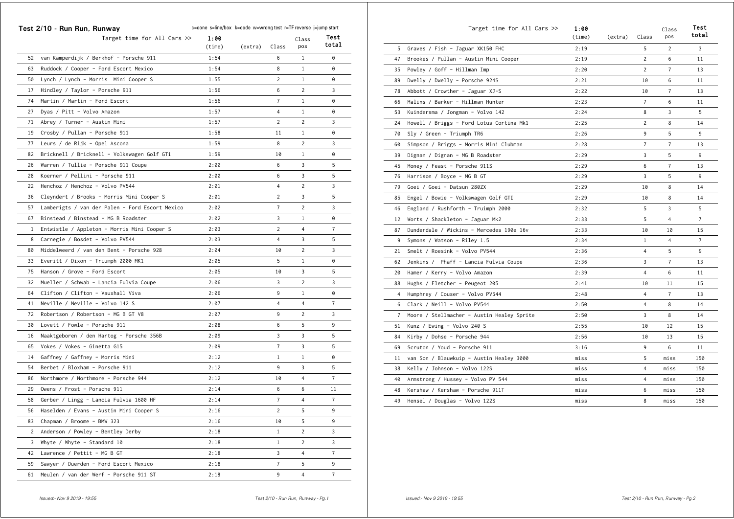## Test 2/10 - Run Run, Runway

c=cone s=line/box k=code w=wrong test r=TF reverse j=jump start

| | Target time for All Cars >> | 1:00 (time) | (extra) | Class | Class pos | Test total |
|---|---|---|---|---|---|---|
| 52 | van Kamperdijk / Berkhof - Porsche 911 | 1:54 | | 6 | 1 | 0 |
| 63 | Ruddock / Cooper - Ford Escort Mexico | 1:54 | | 8 | 1 | 0 |
| 50 | Lynch / Lynch - Morris Mini Cooper S | 1:55 | | 2 | 1 | 0 |
| 17 | Hindley / Taylor - Porsche 911 | 1:56 | | 6 | 2 | 3 |
| 74 | Martin / Martin - Ford Escort | 1:56 | | 7 | 1 | 0 |
| 27 | Dyas / Pitt - Volvo Amazon | 1:57 | | 4 | 1 | 0 |
| 71 | Abrey / Turner - Austin Mini | 1:57 | | 2 | 2 | 3 |
| 19 | Crosby / Pullan - Porsche 911 | 1:58 | | 11 | 1 | 0 |
| 77 | Leurs / de Rijk - Opel Ascona | 1:59 | | 8 | 2 | 3 |
| 82 | Bricknell / Bricknell - Volkswagen Golf GTi | 1:59 | | 10 | 1 | 0 |
| 26 | Warren / Tullie - Porsche 911 Coupe | 2:00 | | 6 | 3 | 5 |
| 28 | Koerner / Pellini - Porsche 911 | 2:00 | | 6 | 3 | 5 |
| 22 | Henchoz / Henchoz - Volvo PV544 | 2:01 | | 4 | 2 | 3 |
| 36 | Cleyndert / Brooks - Morris Mini Cooper S | 2:01 | | 2 | 3 | 5 |
| 57 | Lamberigts / van der Palen - Ford Escort Mexico | 2:02 | | 7 | 2 | 3 |
| 67 | Binstead / Binstead - MG B Roadster | 2:02 | | 3 | 1 | 0 |
| 1 | Entwistle / Appleton - Morris Mini Cooper S | 2:03 | | 2 | 4 | 7 |
| 8 | Carnegie / Bosdet - Volvo PV544 | 2:03 | | 4 | 3 | 5 |
| 80 | Middelweerd / van den Bent - Porsche 928 | 2:04 | | 10 | 2 | 3 |
| 33 | Everitt / Dixon - Triumph 2000 MK1 | 2:05 | | 5 | 1 | 0 |
| 75 | Hanson / Grove - Ford Escort | 2:05 | | 10 | 3 | 5 |
| 32 | Mueller / Schwab - Lancia Fulvia Coupe | 2:06 | | 3 | 2 | 3 |
| 64 | Clifton / Clifton - Vauxhall Viva | 2:06 | | 9 | 1 | 0 |
| 41 | Neville / Neville - Volvo 142 S | 2:07 | | 4 | 4 | 7 |
| 72 | Robertson / Robertson - MG B GT V8 | 2:07 | | 9 | 2 | 3 |
| 30 | Lovett / Fowle - Porsche 911 | 2:08 | | 6 | 5 | 9 |
| 16 | Naaktgeboren / den Hartog - Porsche 356B | 2:09 | | 3 | 3 | 5 |
| 65 | Vokes / Vokes - Ginetta G15 | 2:09 | | 7 | 3 | 5 |
| 14 | Gaffney / Gaffney - Morris Mini | 2:12 | | 1 | 1 | 0 |
| 54 | Berbet / Bloxham - Porsche 911 | 2:12 | | 9 | 3 | 5 |
| 86 | Northmore / Northmore - Porsche 944 | 2:12 | | 10 | 4 | 7 |
| 29 | Owens / Frost - Porsche 911 | 2:14 | | 6 | 6 | 11 |
| 58 | Gerber / Lingg - Lancia Fulvia 1600 HF | 2:14 | | 7 | 4 | 7 |
| 56 | Haselden / Evans - Austin Mini Cooper S | 2:16 | | 2 | 5 | 9 |
| 83 | Chapman / Broome - BMW 323 | 2:16 | | 10 | 5 | 9 |
| 2 | Anderson / Powley - Bentley Derby | 2:18 | | 1 | 2 | 3 |
| 3 | Whyte / Whyte - Standard 10 | 2:18 | | 1 | 2 | 3 |
| 42 | Lawrence / Pettit - MG B GT | 2:18 | | 3 | 4 | 7 |
| 59 | Sawyer / Duerden - Ford Escort Mexico | 2:18 | | 7 | 5 | 9 |
| 61 | Meulen / van der Werf - Porsche 911 ST | 2:18 | | 9 | 4 | 7 |
| 5 | Graves / Fish - Jaguar XK150 FHC | 2:19 | | 5 | 2 | 3 |
| 47 | Brookes / Pullan - Austin Mini Cooper | 2:19 | | 2 | 6 | 11 |
| 35 | Powley / Goff - Hillman Imp | 2:20 | | 2 | 7 | 13 |
| 89 | Dwelly / Dwelly - Porsche 924S | 2:21 | | 10 | 6 | 11 |
| 78 | Abbott / Crowther - Jaguar XJ-S | 2:22 | | 10 | 7 | 13 |
| 66 | Malins / Barker - Hillman Hunter | 2:23 | | 7 | 6 | 11 |
| 53 | Kuindersma / Jongman - Volvo 142 | 2:24 | | 8 | 3 | 5 |
| 24 | Howell / Briggs - Ford Lotus Cortina Mk1 | 2:25 | | 2 | 8 | 14 |
| 70 | Sly / Green - Triumph TR6 | 2:26 | | 9 | 5 | 9 |
| 60 | Simpson / Briggs - Morris Mini Clubman | 2:28 | | 7 | 7 | 13 |
| 39 | Dignan / Dignan - MG B Roadster | 2:29 | | 3 | 5 | 9 |
| 45 | Money / Feast - Porsche 911S | 2:29 | | 6 | 7 | 13 |
| 76 | Harrison / Boyce - MG B GT | 2:29 | | 3 | 5 | 9 |
| 79 | Goei / Goei - Datsun 280ZX | 2:29 | | 10 | 8 | 14 |
| 85 | Engel / Bowie - Volkswagen Golf GTI | 2:29 | | 10 | 8 | 14 |
| 46 | England / Rushforth - Truimph 2000 | 2:32 | | 5 | 3 | 5 |
| 12 | Worts / Shackleton - Jaguar Mk2 | 2:33 | | 5 | 4 | 7 |
| 87 | Dunderdale / Wickins - Mercedes 190e 16v | 2:33 | | 10 | 10 | 15 |
| 9 | Symons / Watson - Riley 1.5 | 2:34 | | 1 | 4 | 7 |
| 21 | Smelt / Roesink - Volvo PV544 | 2:36 | | 4 | 5 | 9 |
| 62 | Jenkins / Phaff - Lancia Fulvia Coupe | 2:36 | | 3 | 7 | 13 |
| 20 | Hamer / Kerry - Volvo Amazon | 2:39 | | 4 | 6 | 11 |
| 88 | Hughs / Fletcher - Peugeot 205 | 2:41 | | 10 | 11 | 15 |
| 4 | Humphrey / Couser - Volvo PV544 | 2:48 | | 4 | 7 | 13 |
| 6 | Clark / Neill - Volvo PV544 | 2:50 | | 4 | 8 | 14 |
| 7 | Moore / Stellmacher - Austin Healey Sprite | 2:50 | | 3 | 8 | 14 |
| 51 | Kunz / Ewing - Volvo 240 S | 2:55 | | 10 | 12 | 15 |
| 84 | Kirby / Dohse - Porsche 944 | 2:56 | | 10 | 13 | 15 |
| 69 | Scruton / Youd - Porsche 911 | 3:16 | | 9 | 6 | 11 |
| 11 | van Son / Blauwkuip - Austin Healey 3000 | miss | | 5 | miss | 150 |
| 38 | Kelly / Johnson - Volvo 122S | miss | | 4 | miss | 150 |
| 40 | Armstrong / Hussey - Volvo PV 544 | miss | | 4 | miss | 150 |
| 48 | Kershaw / Kershaw - Porsche 911T | miss | | 6 | miss | 150 |
| 49 | Hensel / Douglas - Volvo 122S | miss | | 8 | miss | 150 |

*Issued:- Nov 9 2019 - 19:55*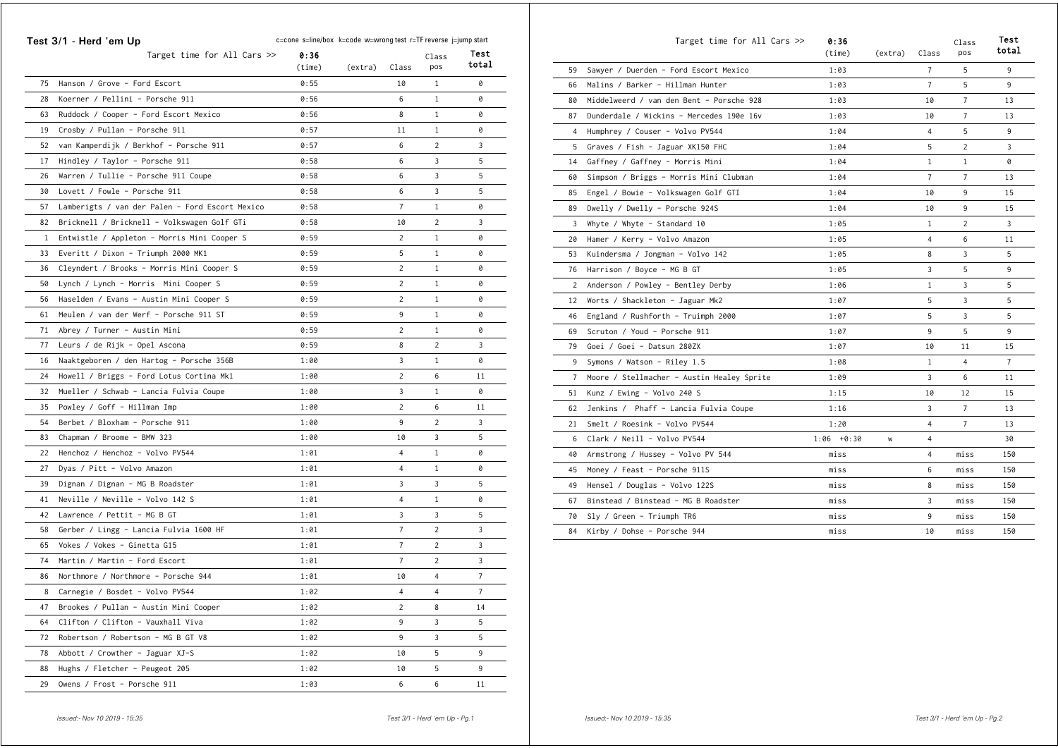## Test 3/1 - Herd 'em Up

c=cone s=line/box k=code w=wrong test r=TF reverse j=jump start

| | Target time for All Cars >> | 0:36 (time) | (extra) | Class | Class pos | Test total |
|---|---|---|---|---|---|---|
| 75 | Hanson / Grove - Ford Escort | 0:55 | | 10 | 1 | 0 |
| 28 | Koerner / Pellini - Porsche 911 | 0:56 | | 6 | 1 | 0 |
| 63 | Ruddock / Cooper - Ford Escort Mexico | 0:56 | | 8 | 1 | 0 |
| 19 | Crosby / Pullan - Porsche 911 | 0:57 | | 11 | 1 | 0 |
| 52 | van Kamperdijk / Berkhof - Porsche 911 | 0:57 | | 6 | 2 | 3 |
| 17 | Hindley / Taylor - Porsche 911 | 0:58 | | 6 | 3 | 5 |
| 26 | Warren / Tullie - Porsche 911 Coupe | 0:58 | | 6 | 3 | 5 |
| 30 | Lovett / Fowle - Porsche 911 | 0:58 | | 6 | 3 | 5 |
| 57 | Lamberigts / van der Palen - Ford Escort Mexico | 0:58 | | 7 | 1 | 0 |
| 82 | Bricknell / Bricknell - Volkswagen Golf GTi | 0:58 | | 10 | 2 | 3 |
| 1 | Entwistle / Appleton - Morris Mini Cooper S | 0:59 | | 2 | 1 | 0 |
| 33 | Everitt / Dixon - Triumph 2000 MK1 | 0:59 | | 5 | 1 | 0 |
| 36 | Cleyndert / Brooks - Morris Mini Cooper S | 0:59 | | 2 | 1 | 0 |
| 50 | Lynch / Lynch - Morris Mini Cooper S | 0:59 | | 2 | 1 | 0 |
| 56 | Haselden / Evans - Austin Mini Cooper S | 0:59 | | 2 | 1 | 0 |
| 61 | Meulen / van der Werf - Porsche 911 ST | 0:59 | | 9 | 1 | 0 |
| 71 | Abrey / Turner - Austin Mini | 0:59 | | 2 | 1 | 0 |
| 77 | Leurs / de Rijk - Opel Ascona | 0:59 | | 8 | 2 | 3 |
| 16 | Naaktgeboren / den Hartog - Porsche 356B | 1:00 | | 3 | 1 | 0 |
| 24 | Howell / Briggs - Ford Lotus Cortina Mk1 | 1:00 | | 2 | 6 | 11 |
| 32 | Mueller / Schwab - Lancia Fulvia Coupe | 1:00 | | 3 | 1 | 0 |
| 35 | Powley / Goff - Hillman Imp | 1:00 | | 2 | 6 | 11 |
| 54 | Berbet / Bloxham - Porsche 911 | 1:00 | | 9 | 2 | 3 |
| 83 | Chapman / Broome - BMW 323 | 1:00 | | 10 | 3 | 5 |
| 22 | Henchoz / Henchoz - Volvo PV544 | 1:01 | | 4 | 1 | 0 |
| 27 | Dyas / Pitt - Volvo Amazon | 1:01 | | 4 | 1 | 0 |
| 39 | Dignan / Dignan - MG B Roadster | 1:01 | | 3 | 3 | 5 |
| 41 | Neville / Neville - Volvo 142 S | 1:01 | | 4 | 1 | 0 |
| 42 | Lawrence / Pettit - MG B GT | 1:01 | | 3 | 3 | 5 |
| 58 | Gerber / Lingg - Lancia Fulvia 1600 HF | 1:01 | | 7 | 2 | 3 |
| 65 | Vokes / Vokes - Ginetta G15 | 1:01 | | 7 | 2 | 3 |
| 74 | Martin / Martin - Ford Escort | 1:01 | | 7 | 2 | 3 |
| 86 | Northmore / Northmore - Porsche 944 | 1:01 | | 10 | 4 | 7 |
| 8 | Carnegie / Bosdet - Volvo PV544 | 1:02 | | 4 | 4 | 7 |
| 47 | Brookes / Pullan - Austin Mini Cooper | 1:02 | | 2 | 8 | 14 |
| 64 | Clifton / Clifton - Vauxhall Viva | 1:02 | | 9 | 3 | 5 |
| 72 | Robertson / Robertson - MG B GT V8 | 1:02 | | 9 | 3 | 5 |
| 78 | Abbott / Crowther - Jaguar XJ-S | 1:02 | | 10 | 5 | 9 |
| 88 | Hughs / Fletcher - Peugeot 205 | 1:02 | | 10 | 5 | 9 |
| 29 | Owens / Frost - Porsche 911 | 1:03 | | 6 | 6 | 11 |
| 59 | Sawyer / Duerden - Ford Escort Mexico | 1:03 | | 7 | 5 | 9 |
| 66 | Malins / Barker - Hillman Hunter | 1:03 | | 7 | 5 | 9 |
| 80 | Middelweerd / van den Bent - Porsche 928 | 1:03 | | 10 | 7 | 13 |
| 87 | Dunderdale / Wickins - Mercedes 190e 16v | 1:03 | | 10 | 7 | 13 |
| 4 | Humphrey / Couser - Volvo PV544 | 1:04 | | 4 | 5 | 9 |
| 5 | Graves / Fish - Jaguar XK150 FHC | 1:04 | | 5 | 2 | 3 |
| 14 | Gaffney / Gaffney - Morris Mini | 1:04 | | 1 | 1 | 0 |
| 60 | Simpson / Briggs - Morris Mini Clubman | 1:04 | | 7 | 7 | 13 |
| 85 | Engel / Bowie - Volkswagen Golf GTI | 1:04 | | 10 | 9 | 15 |
| 89 | Dwelly / Dwelly - Porsche 924S | 1:04 | | 10 | 9 | 15 |
| 3 | Whyte / Whyte - Standard 10 | 1:05 | | 1 | 2 | 3 |
| 20 | Hamer / Kerry - Volvo Amazon | 1:05 | | 4 | 6 | 11 |
| 53 | Kuindersma / Jongman - Volvo 142 | 1:05 | | 8 | 3 | 5 |
| 76 | Harrison / Boyce - MG B GT | 1:05 | | 3 | 5 | 9 |
| 2 | Anderson / Powley - Bentley Derby | 1:06 | | 1 | 3 | 5 |
| 12 | Worts / Shackleton - Jaguar Mk2 | 1:07 | | 5 | 3 | 5 |
| 46 | England / Rushforth - Truimph 2000 | 1:07 | | 5 | 3 | 5 |
| 69 | Scruton / Youd - Porsche 911 | 1:07 | | 9 | 5 | 9 |
| 79 | Goei / Goei - Datsun 280ZX | 1:07 | | 10 | 11 | 15 |
| 9 | Symons / Watson - Riley 1.5 | 1:08 | | 1 | 4 | 7 |
| 7 | Moore / Stellmacher - Austin Healey Sprite | 1:09 | | 3 | 6 | 11 |
| 51 | Kunz / Ewing - Volvo 240 S | 1:15 | | 10 | 12 | 15 |
| 62 | Jenkins / Phaff - Lancia Fulvia Coupe | 1:16 | | 3 | 7 | 13 |
| 21 | Smelt / Roesink - Volvo PV544 | 1:20 | | 4 | 7 | 13 |
| 6 | Clark / Neill - Volvo PV544 | 1:06 +0:30 | w | 4 | | 30 |
| 40 | Armstrong / Hussey - Volvo PV 544 | miss | | 4 | miss | 150 |
| 45 | Money / Feast - Porsche 911S | miss | | 6 | miss | 150 |
| 49 | Hensel / Douglas - Volvo 122S | miss | | 8 | miss | 150 |
| 67 | Binstead / Binstead - MG B Roadster | miss | | 3 | miss | 150 |
| 70 | Sly / Green - Triumph TR6 | miss | | 9 | miss | 150 |
| 84 | Kirby / Dohse - Porsche 944 | miss | | 10 | miss | 150 |

*Issued:- Nov 10 2019 - 15:35*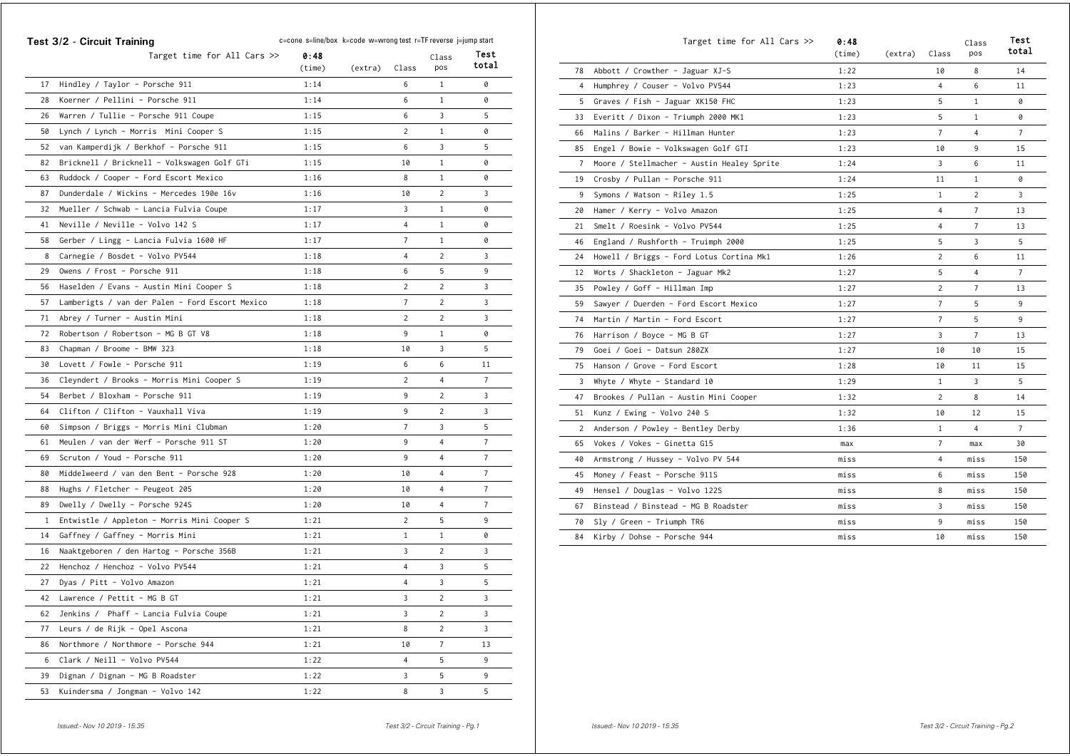## Test 3/2 - Circuit Training

c=cone s=line/box k=code w=wrong test r=TF reverse j=jump start

| | Target time for All Cars >> | 0:48 (time) | (extra) | Class | Class pos | Test total |
|---|---|---|---|---|---|---|
| 17 | Hindley / Taylor - Porsche 911 | 1:14 | | 6 | 1 | 0 |
| 28 | Koerner / Pellini - Porsche 911 | 1:14 | | 6 | 1 | 0 |
| 26 | Warren / Tullie - Porsche 911 Coupe | 1:15 | | 6 | 3 | 5 |
| 50 | Lynch / Lynch - Morris Mini Cooper S | 1:15 | | 2 | 1 | 0 |
| 52 | van Kamperdijk / Berkhof - Porsche 911 | 1:15 | | 6 | 3 | 5 |
| 82 | Bricknell / Bricknell - Volkswagen Golf GTi | 1:15 | | 10 | 1 | 0 |
| 63 | Ruddock / Cooper - Ford Escort Mexico | 1:16 | | 8 | 1 | 0 |
| 87 | Dunderdale / Wickins - Mercedes 190e 16v | 1:16 | | 10 | 2 | 3 |
| 32 | Mueller / Schwab - Lancia Fulvia Coupe | 1:17 | | 3 | 1 | 0 |
| 41 | Neville / Neville - Volvo 142 S | 1:17 | | 4 | 1 | 0 |
| 58 | Gerber / Lingg - Lancia Fulvia 1600 HF | 1:17 | | 7 | 1 | 0 |
| 8 | Carnegie / Bosdet - Volvo PV544 | 1:18 | | 4 | 2 | 3 |
| 29 | Owens / Frost - Porsche 911 | 1:18 | | 6 | 5 | 9 |
| 56 | Haselden / Evans - Austin Mini Cooper S | 1:18 | | 2 | 2 | 3 |
| 57 | Lamberigts / van der Palen - Ford Escort Mexico | 1:18 | | 7 | 2 | 3 |
| 71 | Abrey / Turner - Austin Mini | 1:18 | | 2 | 2 | 3 |
| 72 | Robertson / Robertson - MG B GT V8 | 1:18 | | 9 | 1 | 0 |
| 83 | Chapman / Broome - BMW 323 | 1:18 | | 10 | 3 | 5 |
| 30 | Lovett / Fowle - Porsche 911 | 1:19 | | 6 | 6 | 11 |
| 36 | Cleyndert / Brooks - Morris Mini Cooper S | 1:19 | | 2 | 4 | 7 |
| 54 | Berbet / Bloxham - Porsche 911 | 1:19 | | 9 | 2 | 3 |
| 64 | Clifton / Clifton - Vauxhall Viva | 1:19 | | 9 | 2 | 3 |
| 60 | Simpson / Briggs - Morris Mini Clubman | 1:20 | | 7 | 3 | 5 |
| 61 | Meulen / van der Werf - Porsche 911 ST | 1:20 | | 9 | 4 | 7 |
| 69 | Scruton / Youd - Porsche 911 | 1:20 | | 9 | 4 | 7 |
| 80 | Middelweerd / van den Bent - Porsche 928 | 1:20 | | 10 | 4 | 7 |
| 88 | Hughs / Fletcher - Peugeot 205 | 1:20 | | 10 | 4 | 7 |
| 89 | Dwelly / Dwelly - Porsche 924S | 1:20 | | 10 | 4 | 7 |
| 1 | Entwistle / Appleton - Morris Mini Cooper S | 1:21 | | 2 | 5 | 9 |
| 14 | Gaffney / Gaffney - Morris Mini | 1:21 | | 1 | 1 | 0 |
| 16 | Naaktgeboren / den Hartog - Porsche 356B | 1:21 | | 3 | 2 | 3 |
| 22 | Henchoz / Henchoz - Volvo PV544 | 1:21 | | 4 | 3 | 5 |
| 27 | Dyas / Pitt - Volvo Amazon | 1:21 | | 4 | 3 | 5 |
| 42 | Lawrence / Pettit - MG B GT | 1:21 | | 3 | 2 | 3 |
| 62 | Jenkins / Phaff - Lancia Fulvia Coupe | 1:21 | | 3 | 2 | 3 |
| 77 | Leurs / de Rijk - Opel Ascona | 1:21 | | 8 | 2 | 3 |
| 86 | Northmore / Northmore - Porsche 944 | 1:21 | | 10 | 7 | 13 |
| 6 | Clark / Neill - Volvo PV544 | 1:22 | | 4 | 5 | 9 |
| 39 | Dignan / Dignan - MG B Roadster | 1:22 | | 3 | 5 | 9 |
| 53 | Kuindersma / Jongman - Volvo 142 | 1:22 | | 8 | 3 | 5 |
| 78 | Abbott / Crowther - Jaguar XJ-S | 1:22 | | 10 | 8 | 14 |
| 4 | Humphrey / Couser - Volvo PV544 | 1:23 | | 4 | 6 | 11 |
| 5 | Graves / Fish - Jaguar XK150 FHC | 1:23 | | 5 | 1 | 0 |
| 33 | Everitt / Dixon - Triumph 2000 MK1 | 1:23 | | 5 | 1 | 0 |
| 66 | Malins / Barker - Hillman Hunter | 1:23 | | 7 | 4 | 7 |
| 85 | Engel / Bowie - Volkswagen Golf GTI | 1:23 | | 10 | 9 | 15 |
| 7 | Moore / Stellmacher - Austin Healey Sprite | 1:24 | | 3 | 6 | 11 |
| 19 | Crosby / Pullan - Porsche 911 | 1:24 | | 11 | 1 | 0 |
| 9 | Symons / Watson - Riley 1.5 | 1:25 | | 1 | 2 | 3 |
| 20 | Hamer / Kerry - Volvo Amazon | 1:25 | | 4 | 7 | 13 |
| 21 | Smelt / Roesink - Volvo PV544 | 1:25 | | 4 | 7 | 13 |
| 46 | England / Rushforth - Truimph 2000 | 1:25 | | 5 | 3 | 5 |
| 24 | Howell / Briggs - Ford Lotus Cortina Mk1 | 1:26 | | 2 | 6 | 11 |
| 12 | Worts / Shackleton - Jaguar Mk2 | 1:27 | | 5 | 4 | 7 |
| 35 | Powley / Goff - Hillman Imp | 1:27 | | 2 | 7 | 13 |
| 59 | Sawyer / Duerden - Ford Escort Mexico | 1:27 | | 7 | 5 | 9 |
| 74 | Martin / Martin - Ford Escort | 1:27 | | 7 | 5 | 9 |
| 76 | Harrison / Boyce - MG B GT | 1:27 | | 3 | 7 | 13 |
| 79 | Goei / Goei - Datsun 280ZX | 1:27 | | 10 | 10 | 15 |
| 75 | Hanson / Grove - Ford Escort | 1:28 | | 10 | 11 | 15 |
| 3 | Whyte / Whyte - Standard 10 | 1:29 | | 1 | 3 | 5 |
| 47 | Brookes / Pullan - Austin Mini Cooper | 1:32 | | 2 | 8 | 14 |
| 51 | Kunz / Ewing - Volvo 240 S | 1:32 | | 10 | 12 | 15 |
| 2 | Anderson / Powley - Bentley Derby | 1:36 | | 1 | 4 | 7 |
| 65 | Vokes / Vokes - Ginetta G15 | max | | 7 | max | 30 |
| 40 | Armstrong / Hussey - Volvo PV 544 | miss | | 4 | miss | 150 |
| 45 | Money / Feast - Porsche 911S | miss | | 6 | miss | 150 |
| 49 | Hensel / Douglas - Volvo 122S | miss | | 8 | miss | 150 |
| 67 | Binstead / Binstead - MG B Roadster | miss | | 3 | miss | 150 |
| 70 | Sly / Green - Triumph TR6 | miss | | 9 | miss | 150 |
| 84 | Kirby / Dohse - Porsche 944 | miss | | 10 | miss | 150 |

*Issued:- Nov 10 2019 - 15:35*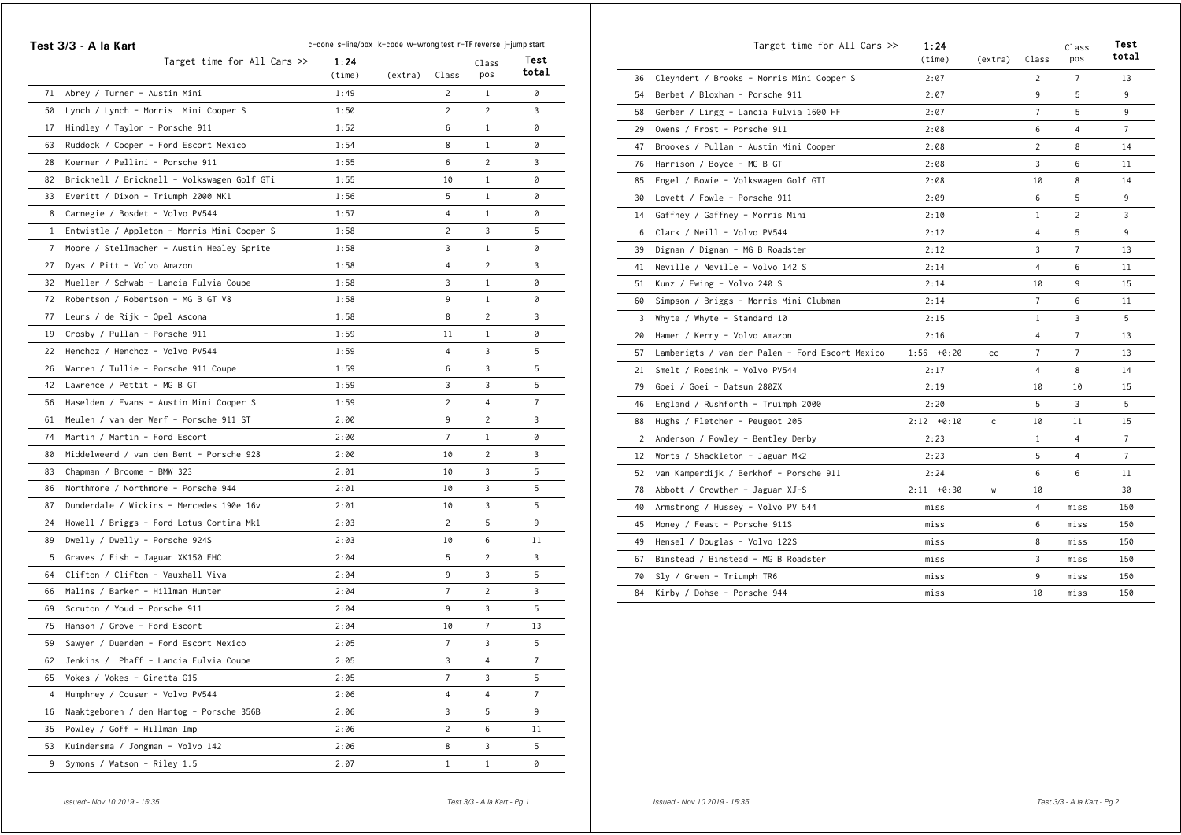## Test 3/3 - A la Kart

c=cone s=line/box k=code w=wrong test r=TF reverse j=jump start

| | Target time for All Cars >> | 1:24 (time) | (extra) | Class | Class pos | Test total |
|---|---|---|---|---|---|---|
| 71 | Abrey / Turner - Austin Mini | 1:49 | | 2 | 1 | 0 |
| 50 | Lynch / Lynch - Morris Mini Cooper S | 1:50 | | 2 | 2 | 3 |
| 17 | Hindley / Taylor - Porsche 911 | 1:52 | | 6 | 1 | 0 |
| 63 | Ruddock / Cooper - Ford Escort Mexico | 1:54 | | 8 | 1 | 0 |
| 28 | Koerner / Pellini - Porsche 911 | 1:55 | | 6 | 2 | 3 |
| 82 | Bricknell / Bricknell - Volkswagen Golf GTi | 1:55 | | 10 | 1 | 0 |
| 33 | Everitt / Dixon - Triumph 2000 MK1 | 1:56 | | 5 | 1 | 0 |
| 8 | Carnegie / Bosdet - Volvo PV544 | 1:57 | | 4 | 1 | 0 |
| 1 | Entwistle / Appleton - Morris Mini Cooper S | 1:58 | | 2 | 3 | 5 |
| 7 | Moore / Stellmacher - Austin Healey Sprite | 1:58 | | 3 | 1 | 0 |
| 27 | Dyas / Pitt - Volvo Amazon | 1:58 | | 4 | 2 | 3 |
| 32 | Mueller / Schwab - Lancia Fulvia Coupe | 1:58 | | 3 | 1 | 0 |
| 72 | Robertson / Robertson - MG B GT V8 | 1:58 | | 9 | 1 | 0 |
| 77 | Leurs / de Rijk - Opel Ascona | 1:58 | | 8 | 2 | 3 |
| 19 | Crosby / Pullan - Porsche 911 | 1:59 | | 11 | 1 | 0 |
| 22 | Henchoz / Henchoz - Volvo PV544 | 1:59 | | 4 | 3 | 5 |
| 26 | Warren / Tullie - Porsche 911 Coupe | 1:59 | | 6 | 3 | 5 |
| 42 | Lawrence / Pettit - MG B GT | 1:59 | | 3 | 3 | 5 |
| 56 | Haselden / Evans - Austin Mini Cooper S | 1:59 | | 2 | 4 | 7 |
| 61 | Meulen / van der Werf - Porsche 911 ST | 2:00 | | 9 | 2 | 3 |
| 74 | Martin / Martin - Ford Escort | 2:00 | | 7 | 1 | 0 |
| 80 | Middelweerd / van den Bent - Porsche 928 | 2:00 | | 10 | 2 | 3 |
| 83 | Chapman / Broome - BMW 323 | 2:01 | | 10 | 3 | 5 |
| 86 | Northmore / Northmore - Porsche 944 | 2:01 | | 10 | 3 | 5 |
| 87 | Dunderdale / Wickins - Mercedes 190e 16v | 2:01 | | 10 | 3 | 5 |
| 24 | Howell / Briggs - Ford Lotus Cortina Mk1 | 2:03 | | 2 | 5 | 9 |
| 89 | Dwelly / Dwelly - Porsche 924S | 2:03 | | 10 | 6 | 11 |
| 5 | Graves / Fish - Jaguar XK150 FHC | 2:04 | | 5 | 2 | 3 |
| 64 | Clifton / Clifton - Vauxhall Viva | 2:04 | | 9 | 3 | 5 |
| 66 | Malins / Barker - Hillman Hunter | 2:04 | | 7 | 2 | 3 |
| 69 | Scruton / Youd - Porsche 911 | 2:04 | | 9 | 3 | 5 |
| 75 | Hanson / Grove - Ford Escort | 2:04 | | 10 | 7 | 13 |
| 59 | Sawyer / Duerden - Ford Escort Mexico | 2:05 | | 7 | 3 | 5 |
| 62 | Jenkins / Phaff - Lancia Fulvia Coupe | 2:05 | | 3 | 4 | 7 |
| 65 | Vokes / Vokes - Ginetta G15 | 2:05 | | 7 | 3 | 5 |
| 4 | Humphrey / Couser - Volvo PV544 | 2:06 | | 4 | 4 | 7 |
| 16 | Naaktgeboren / den Hartog - Porsche 356B | 2:06 | | 3 | 5 | 9 |
| 35 | Powley / Goff - Hillman Imp | 2:06 | | 2 | 6 | 11 |
| 53 | Kuindersma / Jongman - Volvo 142 | 2:06 | | 8 | 3 | 5 |
| 9 | Symons / Watson - Riley 1.5 | 2:07 | | 1 | 1 | 0 |
| 36 | Cleyndert / Brooks - Morris Mini Cooper S | 2:07 | | 2 | 7 | 13 |
| 54 | Berbet / Bloxham - Porsche 911 | 2:07 | | 9 | 5 | 9 |
| 58 | Gerber / Lingg - Lancia Fulvia 1600 HF | 2:07 | | 7 | 5 | 9 |
| 29 | Owens / Frost - Porsche 911 | 2:08 | | 6 | 4 | 7 |
| 47 | Brookes / Pullan - Austin Mini Cooper | 2:08 | | 2 | 8 | 14 |
| 76 | Harrison / Boyce - MG B GT | 2:08 | | 3 | 6 | 11 |
| 85 | Engel / Bowie - Volkswagen Golf GTI | 2:08 | | 10 | 8 | 14 |
| 30 | Lovett / Fowle - Porsche 911 | 2:09 | | 6 | 5 | 9 |
| 14 | Gaffney / Gaffney - Morris Mini | 2:10 | | 1 | 2 | 3 |
| 6 | Clark / Neill - Volvo PV544 | 2:12 | | 4 | 5 | 9 |
| 39 | Dignan / Dignan - MG B Roadster | 2:12 | | 3 | 7 | 13 |
| 41 | Neville / Neville - Volvo 142 S | 2:14 | | 4 | 6 | 11 |
| 51 | Kunz / Ewing - Volvo 240 S | 2:14 | | 10 | 9 | 15 |
| 60 | Simpson / Briggs - Morris Mini Clubman | 2:14 | | 7 | 6 | 11 |
| 3 | Whyte / Whyte - Standard 10 | 2:15 | | 1 | 3 | 5 |
| 20 | Hamer / Kerry - Volvo Amazon | 2:16 | | 4 | 7 | 13 |
| 57 | Lamberigts / van der Palen - Ford Escort Mexico | 1:56 +0:20 | cc | 7 | 7 | 13 |
| 21 | Smelt / Roesink - Volvo PV544 | 2:17 | | 4 | 8 | 14 |
| 79 | Goei / Goei - Datsun 280ZX | 2:19 | | 10 | 10 | 15 |
| 46 | England / Rushforth - Truimph 2000 | 2:20 | | 5 | 3 | 5 |
| 88 | Hughs / Fletcher - Peugeot 205 | 2:12 +0:10 | c | 10 | 11 | 15 |
| 2 | Anderson / Powley - Bentley Derby | 2:23 | | 1 | 4 | 7 |
| 12 | Worts / Shackleton - Jaguar Mk2 | 2:23 | | 5 | 4 | 7 |
| 52 | van Kamperdijk / Berkhof - Porsche 911 | 2:24 | | 6 | 6 | 11 |
| 78 | Abbott / Crowther - Jaguar XJ-S | 2:11 +0:30 | w | 10 | | 30 |
| 40 | Armstrong / Hussey - Volvo PV 544 | miss | | 4 | miss | 150 |
| 45 | Money / Feast - Porsche 911S | miss | | 6 | miss | 150 |
| 49 | Hensel / Douglas - Volvo 122S | miss | | 8 | miss | 150 |
| 67 | Binstead / Binstead - MG B Roadster | miss | | 3 | miss | 150 |
| 70 | Sly / Green - Triumph TR6 | miss | | 9 | miss | 150 |
| 84 | Kirby / Dohse - Porsche 944 | miss | | 10 | miss | 150 |

*Issued:- Nov 10 2019 - 15:35*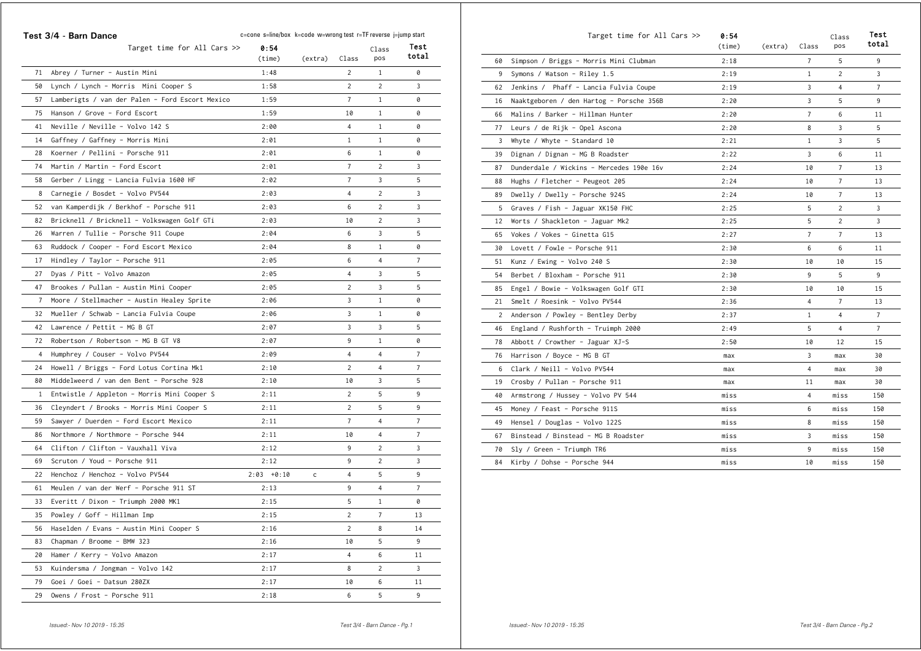**Test 3/4 - Barn Dance**

c=cone s=line/box k=code w=wrong test r=TF reverse j=jump start

| | Target time for All Cars >> | 0:54 (time) | (extra) | Class | Class pos | Test total |
|---|---|---|---|---|---|---|
| 71 | Abrey / Turner - Austin Mini | 1:48 | | 2 | 1 | 0 |
| 50 | Lynch / Lynch - Morris Mini Cooper S | 1:58 | | 2 | 2 | 3 |
| 57 | Lamberigts / van der Palen - Ford Escort Mexico | 1:59 | | 7 | 1 | 0 |
| 75 | Hanson / Grove - Ford Escort | 1:59 | | 10 | 1 | 0 |
| 41 | Neville / Neville - Volvo 142 S | 2:00 | | 4 | 1 | 0 |
| 14 | Gaffney / Gaffney - Morris Mini | 2:01 | | 1 | 1 | 0 |
| 28 | Koerner / Pellini - Porsche 911 | 2:01 | | 6 | 1 | 0 |
| 74 | Martin / Martin - Ford Escort | 2:01 | | 7 | 2 | 3 |
| 58 | Gerber / Lingg - Lancia Fulvia 1600 HF | 2:02 | | 7 | 3 | 5 |
| 8 | Carnegie / Bosdet - Volvo PV544 | 2:03 | | 4 | 2 | 3 |
| 52 | van Kamperdijk / Berkhof - Porsche 911 | 2:03 | | 6 | 2 | 3 |
| 82 | Bricknell / Bricknell - Volkswagen Golf GTi | 2:03 | | 10 | 2 | 3 |
| 26 | Warren / Tullie - Porsche 911 Coupe | 2:04 | | 6 | 3 | 5 |
| 63 | Ruddock / Cooper - Ford Escort Mexico | 2:04 | | 8 | 1 | 0 |
| 17 | Hindley / Taylor - Porsche 911 | 2:05 | | 6 | 4 | 7 |
| 27 | Dyas / Pitt - Volvo Amazon | 2:05 | | 4 | 3 | 5 |
| 47 | Brookes / Pullan - Austin Mini Cooper | 2:05 | | 2 | 3 | 5 |
| 7 | Moore / Stellmacher - Austin Healey Sprite | 2:06 | | 3 | 1 | 0 |
| 32 | Mueller / Schwab - Lancia Fulvia Coupe | 2:06 | | 3 | 1 | 0 |
| 42 | Lawrence / Pettit - MG B GT | 2:07 | | 3 | 3 | 5 |
| 72 | Robertson / Robertson - MG B GT V8 | 2:07 | | 9 | 1 | 0 |
| 4 | Humphrey / Couser - Volvo PV544 | 2:09 | | 4 | 4 | 7 |
| 24 | Howell / Briggs - Ford Lotus Cortina Mk1 | 2:10 | | 2 | 4 | 7 |
| 80 | Middelweerd / van den Bent - Porsche 928 | 2:10 | | 10 | 3 | 5 |
| 1 | Entwistle / Appleton - Morris Mini Cooper S | 2:11 | | 2 | 5 | 9 |
| 36 | Cleyndert / Brooks - Morris Mini Cooper S | 2:11 | | 2 | 5 | 9 |
| 59 | Sawyer / Duerden - Ford Escort Mexico | 2:11 | | 7 | 4 | 7 |
| 86 | Northmore / Northmore - Porsche 944 | 2:11 | | 10 | 4 | 7 |
| 64 | Clifton / Clifton - Vauxhall Viva | 2:12 | | 9 | 2 | 3 |
| 69 | Scruton / Youd - Porsche 911 | 2:12 | | 9 | 2 | 3 |
| 22 | Henchoz / Henchoz - Volvo PV544 | 2:03 +0:10 | c | 4 | 5 | 9 |
| 61 | Meulen / van der Werf - Porsche 911 ST | 2:13 | | 9 | 4 | 7 |
| 33 | Everitt / Dixon - Triumph 2000 MK1 | 2:15 | | 5 | 1 | 0 |
| 35 | Powley / Goff - Hillman Imp | 2:15 | | 2 | 7 | 13 |
| 56 | Haselden / Evans - Austin Mini Cooper S | 2:16 | | 2 | 8 | 14 |
| 83 | Chapman / Broome - BMW 323 | 2:16 | | 10 | 5 | 9 |
| 20 | Hamer / Kerry - Volvo Amazon | 2:17 | | 4 | 6 | 11 |
| 53 | Kuindersma / Jongman - Volvo 142 | 2:17 | | 8 | 2 | 3 |
| 79 | Goei / Goei - Datsun 280ZX | 2:17 | | 10 | 6 | 11 |
| 29 | Owens / Frost - Porsche 911 | 2:18 | | 6 | 5 | 9 |
| 60 | Simpson / Briggs - Morris Mini Clubman | 2:18 | | 7 | 5 | 9 |
| 9 | Symons / Watson - Riley 1.5 | 2:19 | | 1 | 2 | 3 |
| 62 | Jenkins / Phaff - Lancia Fulvia Coupe | 2:19 | | 3 | 4 | 7 |
| 16 | Naaktgeboren / den Hartog - Porsche 356B | 2:20 | | 3 | 5 | 9 |
| 66 | Malins / Barker - Hillman Hunter | 2:20 | | 7 | 6 | 11 |
| 77 | Leurs / de Rijk - Opel Ascona | 2:20 | | 8 | 3 | 5 |
| 3 | Whyte / Whyte - Standard 10 | 2:21 | | 1 | 3 | 5 |
| 39 | Dignan / Dignan - MG B Roadster | 2:22 | | 3 | 6 | 11 |
| 87 | Dunderdale / Wickins - Mercedes 190e 16v | 2:24 | | 10 | 7 | 13 |
| 88 | Hughs / Fletcher - Peugeot 205 | 2:24 | | 10 | 7 | 13 |
| 89 | Dwelly / Dwelly - Porsche 924S | 2:24 | | 10 | 7 | 13 |
| 5 | Graves / Fish - Jaguar XK150 FHC | 2:25 | | 5 | 2 | 3 |
| 12 | Worts / Shackleton - Jaguar Mk2 | 2:25 | | 5 | 2 | 3 |
| 65 | Vokes / Vokes - Ginetta G15 | 2:27 | | 7 | 7 | 13 |
| 30 | Lovett / Fowle - Porsche 911 | 2:30 | | 6 | 6 | 11 |
| 51 | Kunz / Ewing - Volvo 240 S | 2:30 | | 10 | 10 | 15 |
| 54 | Berbet / Bloxham - Porsche 911 | 2:30 | | 9 | 5 | 9 |
| 85 | Engel / Bowie - Volkswagen Golf GTI | 2:30 | | 10 | 10 | 15 |
| 21 | Smelt / Roesink - Volvo PV544 | 2:36 | | 4 | 7 | 13 |
| 2 | Anderson / Powley - Bentley Derby | 2:37 | | 1 | 4 | 7 |
| 46 | England / Rushforth - Truimph 2000 | 2:49 | | 5 | 4 | 7 |
| 78 | Abbott / Crowther - Jaguar XJ-S | 2:50 | | 10 | 12 | 15 |
| 76 | Harrison / Boyce - MG B GT | max | | 3 | max | 30 |
| 6 | Clark / Neill - Volvo PV544 | max | | 4 | max | 30 |
| 19 | Crosby / Pullan - Porsche 911 | max | | 11 | max | 30 |
| 40 | Armstrong / Hussey - Volvo PV 544 | miss | | 4 | miss | 150 |
| 45 | Money / Feast - Porsche 911S | miss | | 6 | miss | 150 |
| 49 | Hensel / Douglas - Volvo 122S | miss | | 8 | miss | 150 |
| 67 | Binstead / Binstead - MG B Roadster | miss | | 3 | miss | 150 |
| 70 | Sly / Green - Triumph TR6 | miss | | 9 | miss | 150 |
| 84 | Kirby / Dohse - Porsche 944 | miss | | 10 | miss | 150 |

*Issued:- Nov 10 2019 - 15:35*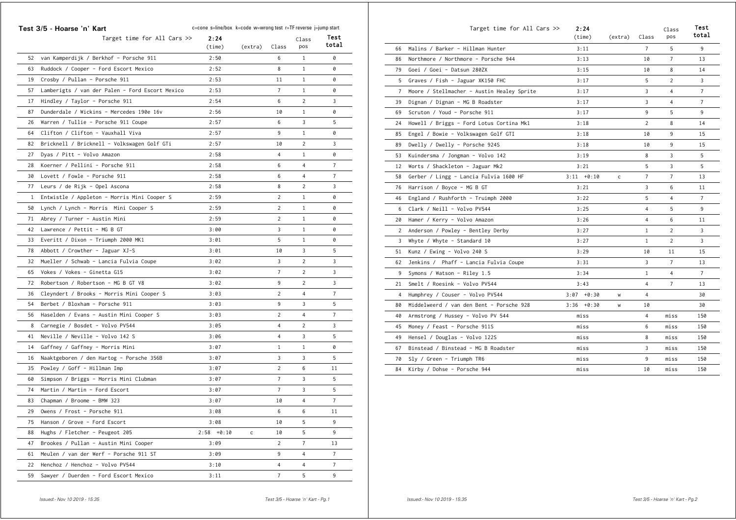## Test 3/5 - Hoarse 'n' Kart

c=cone s=line/box k=code w=wrong test r=TF reverse j=jump start

| | Target time for All Cars >> | 2:24 (time) | (extra) | Class | Class pos | Test total |
|---|---|---|---|---|---|---|
| 52 | van Kamperdijk / Berkhof - Porsche 911 | 2:50 | | 6 | 1 | 0 |
| 63 | Ruddock / Cooper - Ford Escort Mexico | 2:52 | | 8 | 1 | 0 |
| 19 | Crosby / Pullan - Porsche 911 | 2:53 | | 11 | 1 | 0 |
| 57 | Lamberigts / van der Palen - Ford Escort Mexico | 2:53 | | 7 | 1 | 0 |
| 17 | Hindley / Taylor - Porsche 911 | 2:54 | | 6 | 2 | 3 |
| 87 | Dunderdale / Wickins - Mercedes 190e 16v | 2:56 | | 10 | 1 | 0 |
| 26 | Warren / Tullie - Porsche 911 Coupe | 2:57 | | 6 | 3 | 5 |
| 64 | Clifton / Clifton - Vauxhall Viva | 2:57 | | 9 | 1 | 0 |
| 82 | Bricknell / Bricknell - Volkswagen Golf GTi | 2:57 | | 10 | 2 | 3 |
| 27 | Dyas / Pitt - Volvo Amazon | 2:58 | | 4 | 1 | 0 |
| 28 | Koerner / Pellini - Porsche 911 | 2:58 | | 6 | 4 | 7 |
| 30 | Lovett / Fowle - Porsche 911 | 2:58 | | 6 | 4 | 7 |
| 77 | Leurs / de Rijk - Opel Ascona | 2:58 | | 8 | 2 | 3 |
| 1 | Entwistle / Appleton - Morris Mini Cooper S | 2:59 | | 2 | 1 | 0 |
| 50 | Lynch / Lynch - Morris Mini Cooper S | 2:59 | | 2 | 1 | 0 |
| 71 | Abrey / Turner - Austin Mini | 2:59 | | 2 | 1 | 0 |
| 42 | Lawrence / Pettit - MG B GT | 3:00 | | 3 | 1 | 0 |
| 33 | Everitt / Dixon - Triumph 2000 MK1 | 3:01 | | 5 | 1 | 0 |
| 78 | Abbott / Crowther - Jaguar XJ-S | 3:01 | | 10 | 3 | 5 |
| 32 | Mueller / Schwab - Lancia Fulvia Coupe | 3:02 | | 3 | 2 | 3 |
| 65 | Vokes / Vokes - Ginetta G15 | 3:02 | | 7 | 2 | 3 |
| 72 | Robertson / Robertson - MG B GT V8 | 3:02 | | 9 | 2 | 3 |
| 36 | Cleyndert / Brooks - Morris Mini Cooper S | 3:03 | | 2 | 4 | 7 |
| 54 | Berbet / Bloxham - Porsche 911 | 3:03 | | 9 | 3 | 5 |
| 56 | Haselden / Evans - Austin Mini Cooper S | 3:03 | | 2 | 4 | 7 |
| 8 | Carnegie / Bosdet - Volvo PV544 | 3:05 | | 4 | 2 | 3 |
| 41 | Neville / Neville - Volvo 142 S | 3:06 | | 4 | 3 | 5 |
| 14 | Gaffney / Gaffney - Morris Mini | 3:07 | | 1 | 1 | 0 |
| 16 | Naaktgeboren / den Hartog - Porsche 356B | 3:07 | | 3 | 3 | 5 |
| 35 | Powley / Goff - Hillman Imp | 3:07 | | 2 | 6 | 11 |
| 60 | Simpson / Briggs - Morris Mini Clubman | 3:07 | | 7 | 3 | 5 |
| 74 | Martin / Martin - Ford Escort | 3:07 | | 7 | 3 | 5 |
| 83 | Chapman / Broome - BMW 323 | 3:07 | | 10 | 4 | 7 |
| 29 | Owens / Frost - Porsche 911 | 3:08 | | 6 | 6 | 11 |
| 75 | Hanson / Grove - Ford Escort | 3:08 | | 10 | 5 | 9 |
| 88 | Hughs / Fletcher - Peugeot 205 | 2:58 +0:10 | c | 10 | 5 | 9 |
| 47 | Brookes / Pullan - Austin Mini Cooper | 3:09 | | 2 | 7 | 13 |
| 61 | Meulen / van der Werf - Porsche 911 ST | 3:09 | | 9 | 4 | 7 |
| 22 | Henchoz / Henchoz - Volvo PV544 | 3:10 | | 4 | 4 | 7 |
| 59 | Sawyer / Duerden - Ford Escort Mexico | 3:11 | | 7 | 5 | 9 |
| 66 | Malins / Barker - Hillman Hunter | 3:11 | | 7 | 5 | 9 |
| 86 | Northmore / Northmore - Porsche 944 | 3:13 | | 10 | 7 | 13 |
| 79 | Goei / Goei - Datsun 280ZX | 3:15 | | 10 | 8 | 14 |
| 5 | Graves / Fish - Jaguar XK150 FHC | 3:17 | | 5 | 2 | 3 |
| 7 | Moore / Stellmacher - Austin Healey Sprite | 3:17 | | 3 | 4 | 7 |
| 39 | Dignan / Dignan - MG B Roadster | 3:17 | | 3 | 4 | 7 |
| 69 | Scruton / Youd - Porsche 911 | 3:17 | | 9 | 5 | 9 |
| 24 | Howell / Briggs - Ford Lotus Cortina Mk1 | 3:18 | | 2 | 8 | 14 |
| 85 | Engel / Bowie - Volkswagen Golf GTI | 3:18 | | 10 | 9 | 15 |
| 89 | Dwelly / Dwelly - Porsche 924S | 3:18 | | 10 | 9 | 15 |
| 53 | Kuindersma / Jongman - Volvo 142 | 3:19 | | 8 | 3 | 5 |
| 12 | Worts / Shackleton - Jaguar Mk2 | 3:21 | | 5 | 3 | 5 |
| 58 | Gerber / Lingg - Lancia Fulvia 1600 HF | 3:11 +0:10 | c | 7 | 7 | 13 |
| 76 | Harrison / Boyce - MG B GT | 3:21 | | 3 | 6 | 11 |
| 46 | England / Rushforth - Truimph 2000 | 3:22 | | 5 | 4 | 7 |
| 6 | Clark / Neill - Volvo PV544 | 3:25 | | 4 | 5 | 9 |
| 20 | Hamer / Kerry - Volvo Amazon | 3:26 | | 4 | 6 | 11 |
| 2 | Anderson / Powley - Bentley Derby | 3:27 | | 1 | 2 | 3 |
| 3 | Whyte / Whyte - Standard 10 | 3:27 | | 1 | 2 | 3 |
| 51 | Kunz / Ewing - Volvo 240 S | 3:29 | | 10 | 11 | 15 |
| 62 | Jenkins / Phaff - Lancia Fulvia Coupe | 3:31 | | 3 | 7 | 13 |
| 9 | Symons / Watson - Riley 1.5 | 3:34 | | 1 | 4 | 7 |
| 21 | Smelt / Roesink - Volvo PV544 | 3:43 | | 4 | 7 | 13 |
| 4 | Humphrey / Couser - Volvo PV544 | 3:07 +0:30 | w | 4 | | 30 |
| 80 | Middelweerd / van den Bent - Porsche 928 | 3:36 +0:30 | w | 10 | | 30 |
| 40 | Armstrong / Hussey - Volvo PV 544 | miss | | 4 | miss | 150 |
| 45 | Money / Feast - Porsche 911S | miss | | 6 | miss | 150 |
| 49 | Hensel / Douglas - Volvo 122S | miss | | 8 | miss | 150 |
| 67 | Binstead / Binstead - MG B Roadster | miss | | 3 | miss | 150 |
| 70 | Sly / Green - Triumph TR6 | miss | | 9 | miss | 150 |
| 84 | Kirby / Dohse - Porsche 944 | miss | | 10 | miss | 150 |

Issued:- Nov 10 2019 - 15:35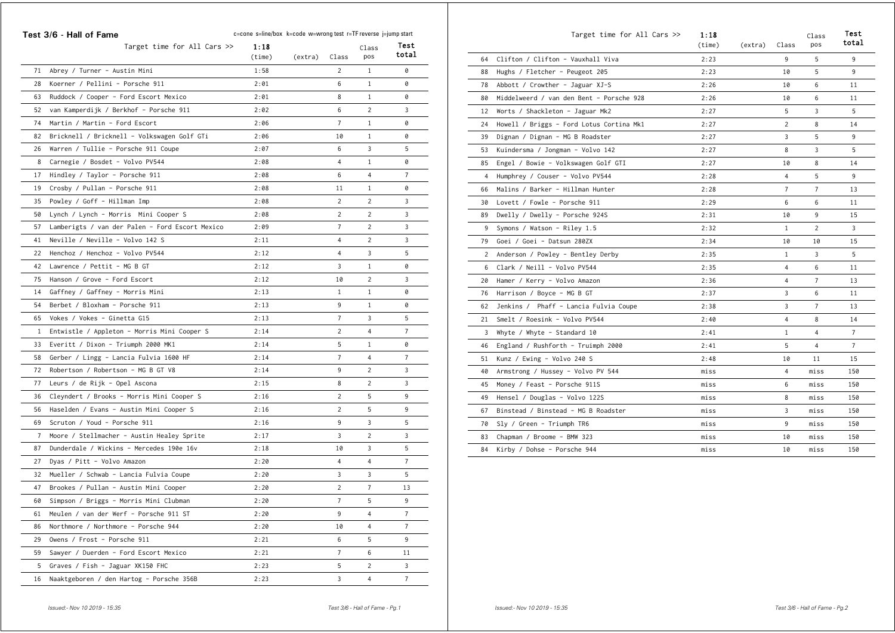## Test 3/6 - Hall of Fame

c=cone s=line/box k=code w=wrong test r=TF reverse j=jump start

| | Target time for All Cars >> | 1:18 (time) | (extra) | Class | Class pos | Test total |
|---|---|---|---|---|---|---|
| 71 | Abrey / Turner - Austin Mini | 1:58 | | 2 | 1 | 0 |
| 28 | Koerner / Pellini - Porsche 911 | 2:01 | | 6 | 1 | 0 |
| 63 | Ruddock / Cooper - Ford Escort Mexico | 2:01 | | 8 | 1 | 0 |
| 52 | van Kamperdijk / Berkhof - Porsche 911 | 2:02 | | 6 | 2 | 3 |
| 74 | Martin / Martin - Ford Escort | 2:06 | | 7 | 1 | 0 |
| 82 | Bricknell / Bricknell - Volkswagen Golf GTi | 2:06 | | 10 | 1 | 0 |
| 26 | Warren / Tullie - Porsche 911 Coupe | 2:07 | | 6 | 3 | 5 |
| 8 | Carnegie / Bosdet - Volvo PV544 | 2:08 | | 4 | 1 | 0 |
| 17 | Hindley / Taylor - Porsche 911 | 2:08 | | 6 | 4 | 7 |
| 19 | Crosby / Pullan - Porsche 911 | 2:08 | | 11 | 1 | 0 |
| 35 | Powley / Goff - Hillman Imp | 2:08 | | 2 | 2 | 3 |
| 50 | Lynch / Lynch - Morris Mini Cooper S | 2:08 | | 2 | 2 | 3 |
| 57 | Lamberigts / van der Palen - Ford Escort Mexico | 2:09 | | 7 | 2 | 3 |
| 41 | Neville / Neville - Volvo 142 S | 2:11 | | 4 | 2 | 3 |
| 22 | Henchoz / Henchoz - Volvo PV544 | 2:12 | | 4 | 3 | 5 |
| 42 | Lawrence / Pettit - MG B GT | 2:12 | | 3 | 1 | 0 |
| 75 | Hanson / Grove - Ford Escort | 2:12 | | 10 | 2 | 3 |
| 14 | Gaffney / Gaffney - Morris Mini | 2:13 | | 1 | 1 | 0 |
| 54 | Berbet / Bloxham - Porsche 911 | 2:13 | | 9 | 1 | 0 |
| 65 | Vokes / Vokes - Ginetta G15 | 2:13 | | 7 | 3 | 5 |
| 1 | Entwistle / Appleton - Morris Mini Cooper S | 2:14 | | 2 | 4 | 7 |
| 33 | Everitt / Dixon - Triumph 2000 MK1 | 2:14 | | 5 | 1 | 0 |
| 58 | Gerber / Lingg - Lancia Fulvia 1600 HF | 2:14 | | 7 | 4 | 7 |
| 72 | Robertson / Robertson - MG B GT V8 | 2:14 | | 9 | 2 | 3 |
| 77 | Leurs / de Rijk - Opel Ascona | 2:15 | | 8 | 2 | 3 |
| 36 | Cleyndert / Brooks - Morris Mini Cooper S | 2:16 | | 2 | 5 | 9 |
| 56 | Haselden / Evans - Austin Mini Cooper S | 2:16 | | 2 | 5 | 9 |
| 69 | Scruton / Youd - Porsche 911 | 2:16 | | 9 | 3 | 5 |
| 7 | Moore / Stellmacher - Austin Healey Sprite | 2:17 | | 3 | 2 | 3 |
| 87 | Dunderdale / Wickins - Mercedes 190e 16v | 2:18 | | 10 | 3 | 5 |
| 27 | Dyas / Pitt - Volvo Amazon | 2:20 | | 4 | 4 | 7 |
| 32 | Mueller / Schwab - Lancia Fulvia Coupe | 2:20 | | 3 | 3 | 5 |
| 47 | Brookes / Pullan - Austin Mini Cooper | 2:20 | | 2 | 7 | 13 |
| 60 | Simpson / Briggs - Morris Mini Clubman | 2:20 | | 7 | 5 | 9 |
| 61 | Meulen / van der Werf - Porsche 911 ST | 2:20 | | 9 | 4 | 7 |
| 86 | Northmore / Northmore - Porsche 944 | 2:20 | | 10 | 4 | 7 |
| 29 | Owens / Frost - Porsche 911 | 2:21 | | 6 | 5 | 9 |
| 59 | Sawyer / Duerden - Ford Escort Mexico | 2:21 | | 7 | 6 | 11 |
| 5 | Graves / Fish - Jaguar XK150 FHC | 2:23 | | 5 | 2 | 3 |
| 16 | Naaktgeboren / den Hartog - Porsche 356B | 2:23 | | 3 | 4 | 7 |
| 64 | Clifton / Clifton - Vauxhall Viva | 2:23 | | 9 | 5 | 9 |
| 88 | Hughs / Fletcher - Peugeot 205 | 2:23 | | 10 | 5 | 9 |
| 78 | Abbott / Crowther - Jaguar XJ-S | 2:26 | | 10 | 6 | 11 |
| 80 | Middelweerd / van den Bent - Porsche 928 | 2:26 | | 10 | 6 | 11 |
| 12 | Worts / Shackleton - Jaguar Mk2 | 2:27 | | 5 | 3 | 5 |
| 24 | Howell / Briggs - Ford Lotus Cortina Mk1 | 2:27 | | 2 | 8 | 14 |
| 39 | Dignan / Dignan - MG B Roadster | 2:27 | | 3 | 5 | 9 |
| 53 | Kuindersma / Jongman - Volvo 142 | 2:27 | | 8 | 3 | 5 |
| 85 | Engel / Bowie - Volkswagen Golf GTI | 2:27 | | 10 | 8 | 14 |
| 4 | Humphrey / Couser - Volvo PV544 | 2:28 | | 4 | 5 | 9 |
| 66 | Malins / Barker - Hillman Hunter | 2:28 | | 7 | 7 | 13 |
| 30 | Lovett / Fowle - Porsche 911 | 2:29 | | 6 | 6 | 11 |
| 89 | Dwelly / Dwelly - Porsche 924S | 2:31 | | 10 | 9 | 15 |
| 9 | Symons / Watson - Riley 1.5 | 2:32 | | 1 | 2 | 3 |
| 79 | Goei / Goei - Datsun 280ZX | 2:34 | | 10 | 10 | 15 |
| 2 | Anderson / Powley - Bentley Derby | 2:35 | | 1 | 3 | 5 |
| 6 | Clark / Neill - Volvo PV544 | 2:35 | | 4 | 6 | 11 |
| 20 | Hamer / Kerry - Volvo Amazon | 2:36 | | 4 | 7 | 13 |
| 76 | Harrison / Boyce - MG B GT | 2:37 | | 3 | 6 | 11 |
| 62 | Jenkins / Phaff - Lancia Fulvia Coupe | 2:38 | | 3 | 7 | 13 |
| 21 | Smelt / Roesink - Volvo PV544 | 2:40 | | 4 | 8 | 14 |
| 3 | Whyte / Whyte - Standard 10 | 2:41 | | 1 | 4 | 7 |
| 46 | England / Rushforth - Truimph 2000 | 2:41 | | 5 | 4 | 7 |
| 51 | Kunz / Ewing - Volvo 240 S | 2:48 | | 10 | 11 | 15 |
| 40 | Armstrong / Hussey - Volvo PV 544 | miss | | 4 | miss | 150 |
| 45 | Money / Feast - Porsche 911S | miss | | 6 | miss | 150 |
| 49 | Hensel / Douglas - Volvo 122S | miss | | 8 | miss | 150 |
| 67 | Binstead / Binstead - MG B Roadster | miss | | 3 | miss | 150 |
| 70 | Sly / Green - Triumph TR6 | miss | | 9 | miss | 150 |
| 83 | Chapman / Broome - BMW 323 | miss | | 10 | miss | 150 |
| 84 | Kirby / Dohse - Porsche 944 | miss | | 10 | miss | 150 |

*Issued:- Nov 10 2019 - 15:35*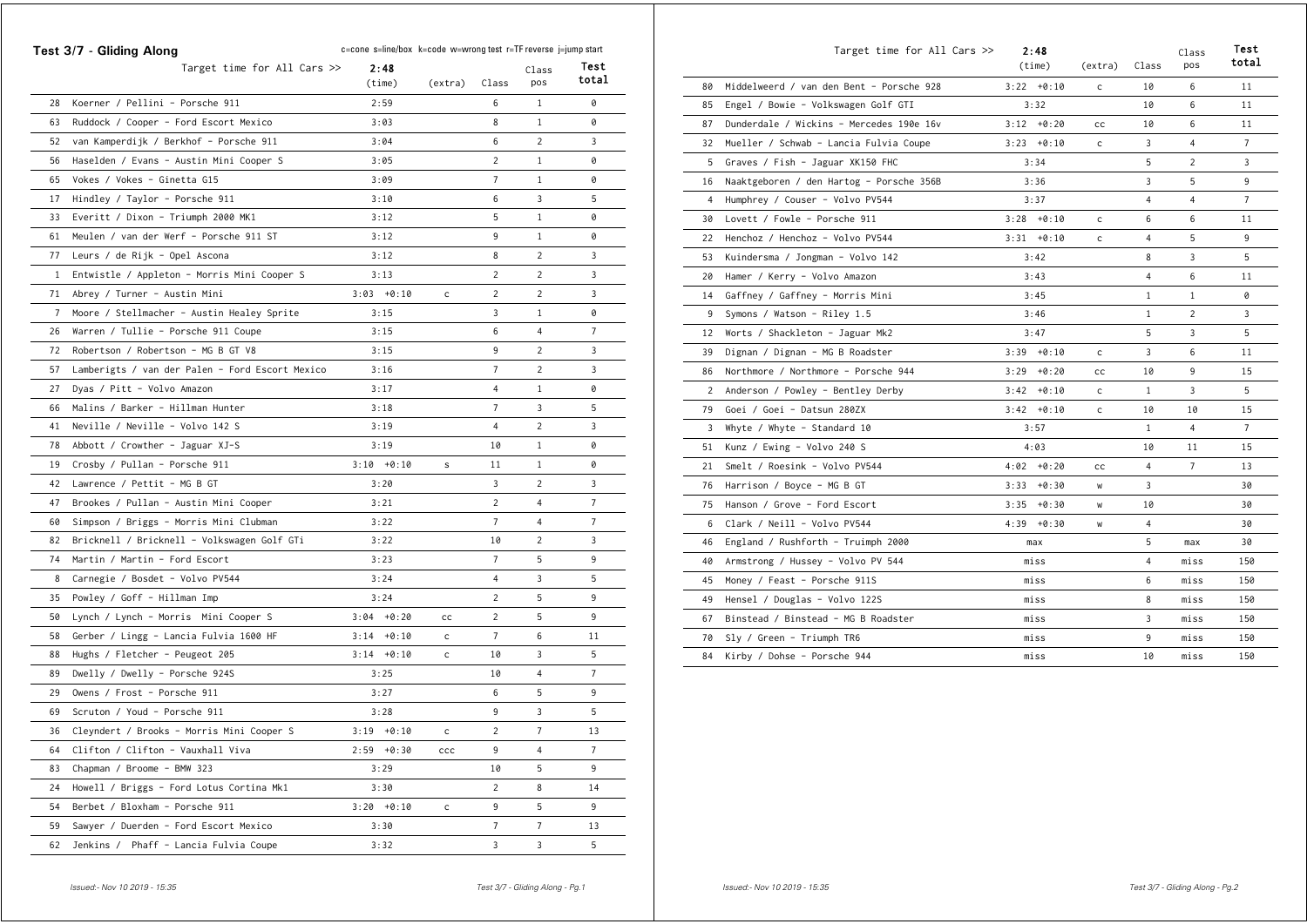## Test 3/7 - Gliding Along

c=cone s=line/box k=code w=wrong test r=TF reverse j=jump start

| | Target time for All Cars >> | 2:48 (time) | (extra) | Class | Class pos | Test total |
|---|---|---|---|---|---|---|
| 28 | Koerner / Pellini - Porsche 911 | 2:59 | | 6 | 1 | 0 |
| 63 | Ruddock / Cooper - Ford Escort Mexico | 3:03 | | 8 | 1 | 0 |
| 52 | van Kamperdijk / Berkhof - Porsche 911 | 3:04 | | 6 | 2 | 3 |
| 56 | Haselden / Evans - Austin Mini Cooper S | 3:05 | | 2 | 1 | 0 |
| 65 | Vokes / Vokes - Ginetta G15 | 3:09 | | 7 | 1 | 0 |
| 17 | Hindley / Taylor - Porsche 911 | 3:10 | | 6 | 3 | 5 |
| 33 | Everitt / Dixon - Triumph 2000 MK1 | 3:12 | | 5 | 1 | 0 |
| 61 | Meulen / van der Werf - Porsche 911 ST | 3:12 | | 9 | 1 | 0 |
| 77 | Leurs / de Rijk - Opel Ascona | 3:12 | | 8 | 2 | 3 |
| 1 | Entwistle / Appleton - Morris Mini Cooper S | 3:13 | | 2 | 2 | 3 |
| 71 | Abrey / Turner - Austin Mini | 3:03 +0:10 | c | 2 | 2 | 3 |
| 7 | Moore / Stellmacher - Austin Healey Sprite | 3:15 | | 3 | 1 | 0 |
| 26 | Warren / Tullie - Porsche 911 Coupe | 3:15 | | 6 | 4 | 7 |
| 72 | Robertson / Robertson - MG B GT V8 | 3:15 | | 9 | 2 | 3 |
| 57 | Lamberigts / van der Palen - Ford Escort Mexico | 3:16 | | 7 | 2 | 3 |
| 27 | Dyas / Pitt - Volvo Amazon | 3:17 | | 4 | 1 | 0 |
| 66 | Malins / Barker - Hillman Hunter | 3:18 | | 7 | 3 | 5 |
| 41 | Neville / Neville - Volvo 142 S | 3:19 | | 4 | 2 | 3 |
| 78 | Abbott / Crowther - Jaguar XJ-S | 3:19 | | 10 | 1 | 0 |
| 19 | Crosby / Pullan - Porsche 911 | 3:10 +0:10 | s | 11 | 1 | 0 |
| 42 | Lawrence / Pettit - MG B GT | 3:20 | | 3 | 2 | 3 |
| 47 | Brookes / Pullan - Austin Mini Cooper | 3:21 | | 2 | 4 | 7 |
| 60 | Simpson / Briggs - Morris Mini Clubman | 3:22 | | 7 | 4 | 7 |
| 82 | Bricknell / Bricknell - Volkswagen Golf GTi | 3:22 | | 10 | 2 | 3 |
| 74 | Martin / Martin - Ford Escort | 3:23 | | 7 | 5 | 9 |
| 8 | Carnegie / Bosdet - Volvo PV544 | 3:24 | | 4 | 3 | 5 |
| 35 | Powley / Goff - Hillman Imp | 3:24 | | 2 | 5 | 9 |
| 50 | Lynch / Lynch - Morris Mini Cooper S | 3:04 +0:20 | cc | 2 | 5 | 9 |
| 58 | Gerber / Lingg - Lancia Fulvia 1600 HF | 3:14 +0:10 | c | 7 | 6 | 11 |
| 88 | Hughs / Fletcher - Peugeot 205 | 3:14 +0:10 | c | 10 | 3 | 5 |
| 89 | Dwelly / Dwelly - Porsche 924S | 3:25 | | 10 | 4 | 7 |
| 29 | Owens / Frost - Porsche 911 | 3:27 | | 6 | 5 | 9 |
| 69 | Scruton / Youd - Porsche 911 | 3:28 | | 9 | 3 | 5 |
| 36 | Cleyndert / Brooks - Morris Mini Cooper S | 3:19 +0:10 | c | 2 | 7 | 13 |
| 64 | Clifton / Clifton - Vauxhall Viva | 2:59 +0:30 | ccc | 9 | 4 | 7 |
| 83 | Chapman / Broome - BMW 323 | 3:29 | | 10 | 5 | 9 |
| 24 | Howell / Briggs - Ford Lotus Cortina Mk1 | 3:30 | | 2 | 8 | 14 |
| 54 | Berbet / Bloxham - Porsche 911 | 3:20 +0:10 | c | 9 | 5 | 9 |
| 59 | Sawyer / Duerden - Ford Escort Mexico | 3:30 | | 7 | 7 | 13 |
| 62 | Jenkins / Phaff - Lancia Fulvia Coupe | 3:32 | | 3 | 3 | 5 |
| 80 | Middelweerd / van den Bent - Porsche 928 | 3:22 +0:10 | c | 10 | 6 | 11 |
| 85 | Engel / Bowie - Volkswagen Golf GTI | 3:32 | | 10 | 6 | 11 |
| 87 | Dunderdale / Wickins - Mercedes 190e 16v | 3:12 +0:20 | cc | 10 | 6 | 11 |
| 32 | Mueller / Schwab - Lancia Fulvia Coupe | 3:23 +0:10 | c | 3 | 4 | 7 |
| 5 | Graves / Fish - Jaguar XK150 FHC | 3:34 | | 5 | 2 | 3 |
| 16 | Naaktgeboren / den Hartog - Porsche 356B | 3:36 | | 3 | 5 | 9 |
| 4 | Humphrey / Couser - Volvo PV544 | 3:37 | | 4 | 4 | 7 |
| 30 | Lovett / Fowle - Porsche 911 | 3:28 +0:10 | c | 6 | 6 | 11 |
| 22 | Henchoz / Henchoz - Volvo PV544 | 3:31 +0:10 | c | 4 | 5 | 9 |
| 53 | Kuindersma / Jongman - Volvo 142 | 3:42 | | 8 | 3 | 5 |
| 20 | Hamer / Kerry - Volvo Amazon | 3:43 | | 4 | 6 | 11 |
| 14 | Gaffney / Gaffney - Morris Mini | 3:45 | | 1 | 1 | 0 |
| 9 | Symons / Watson - Riley 1.5 | 3:46 | | 1 | 2 | 3 |
| 12 | Worts / Shackleton - Jaguar Mk2 | 3:47 | | 5 | 3 | 5 |
| 39 | Dignan / Dignan - MG B Roadster | 3:39 +0:10 | c | 3 | 6 | 11 |
| 86 | Northmore / Northmore - Porsche 944 | 3:29 +0:20 | cc | 10 | 9 | 15 |
| 2 | Anderson / Powley - Bentley Derby | 3:42 +0:10 | c | 1 | 3 | 5 |
| 79 | Goei / Goei - Datsun 280ZX | 3:42 +0:10 | c | 10 | 10 | 15 |
| 3 | Whyte / Whyte - Standard 10 | 3:57 | | 1 | 4 | 7 |
| 51 | Kunz / Ewing - Volvo 240 S | 4:03 | | 10 | 11 | 15 |
| 21 | Smelt / Roesink - Volvo PV544 | 4:02 +0:20 | cc | 4 | 7 | 13 |
| 76 | Harrison / Boyce - MG B GT | 3:33 +0:30 | w | 3 | | 30 |
| 75 | Hanson / Grove - Ford Escort | 3:35 +0:30 | w | 10 | | 30 |
| 6 | Clark / Neill - Volvo PV544 | 4:39 +0:30 | w | 4 | | 30 |
| 46 | England / Rushforth - Truimph 2000 | max | | 5 | max | 30 |
| 40 | Armstrong / Hussey - Volvo PV 544 | miss | | 4 | miss | 150 |
| 45 | Money / Feast - Porsche 911S | miss | | 6 | miss | 150 |
| 49 | Hensel / Douglas - Volvo 122S | miss | | 8 | miss | 150 |
| 67 | Binstead / Binstead - MG B Roadster | miss | | 3 | miss | 150 |
| 70 | Sly / Green - Triumph TR6 | miss | | 9 | miss | 150 |
| 84 | Kirby / Dohse - Porsche 944 | miss | | 10 | miss | 150 |

*Issued:- Nov 10 2019 - 15:35*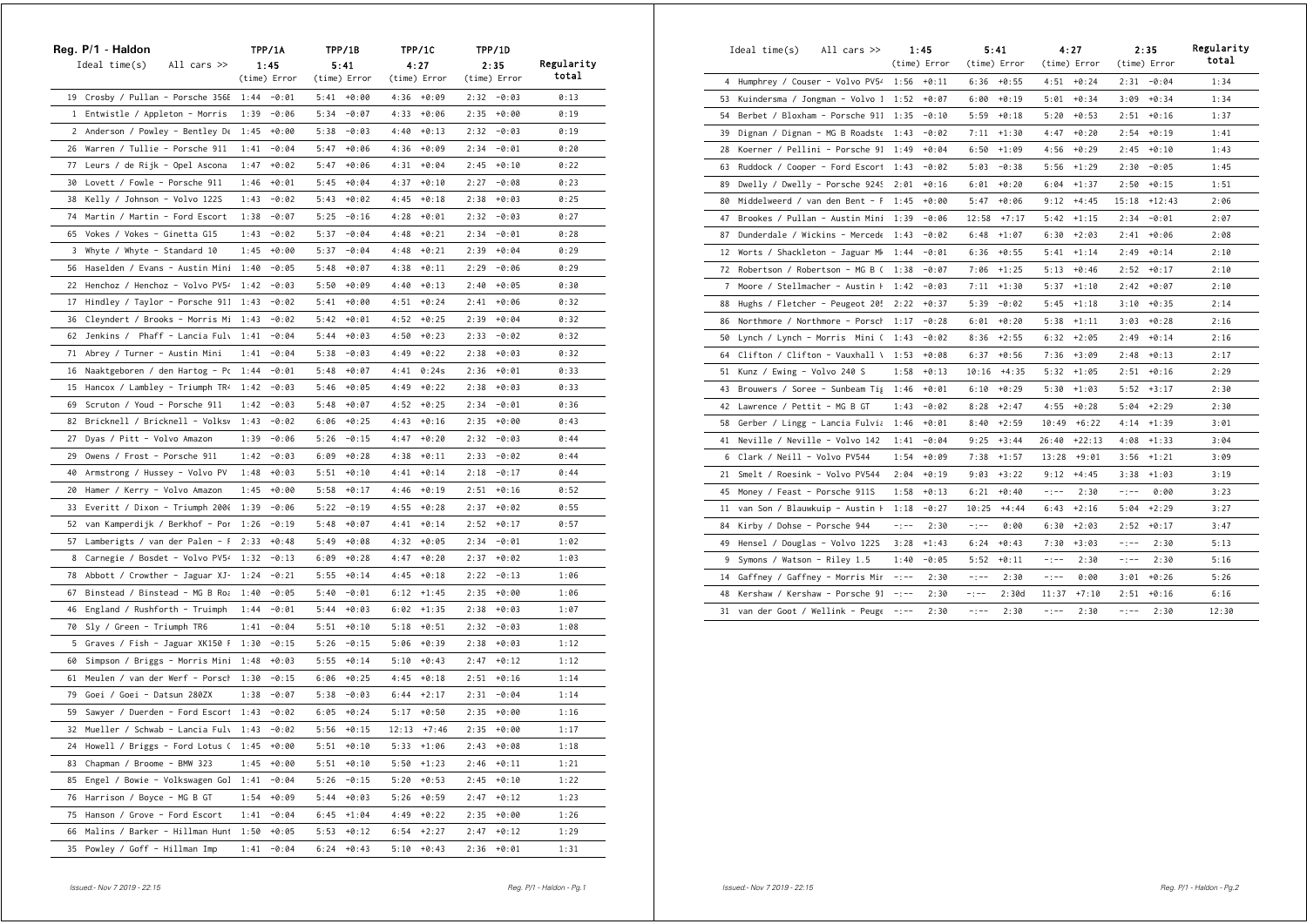## Reg. P/1 - Haldon

| # | Crew / Car | TPP/1A 1:45 (time) | Error | TPP/1B 5:41 (time) | Error | TPP/1C 4:27 (time) | Error | TPP/1D 2:35 (time) | Error | Regularity total |
|---|---|---|---|---|---|---|---|---|---|---|
| 19 | Crosby / Pullan - Porsche 356E | 1:44 | -0:01 | 5:41 | +0:00 | 4:36 | +0:09 | 2:32 | -0:03 | 0:13 |
| 1 | Entwistle / Appleton - Morris | 1:39 | -0:06 | 5:34 | -0:07 | 4:33 | +0:06 | 2:35 | +0:00 | 0:19 |
| 2 | Anderson / Powley - Bentley De | 1:45 | +0:00 | 5:38 | -0:03 | 4:40 | +0:13 | 2:32 | -0:03 | 0:19 |
| 26 | Warren / Tullie - Porsche 911 | 1:41 | -0:04 | 5:47 | +0:06 | 4:36 | +0:09 | 2:34 | -0:01 | 0:20 |
| 77 | Leurs / de Rijk - Opel Ascona | 1:47 | +0:02 | 5:47 | +0:06 | 4:31 | +0:04 | 2:45 | +0:10 | 0:22 |
| 30 | Lovett / Fowle - Porsche 911 | 1:46 | +0:01 | 5:45 | +0:04 | 4:37 | +0:10 | 2:27 | -0:08 | 0:23 |
| 38 | Kelly / Johnson - Volvo 122S | 1:43 | -0:02 | 5:43 | +0:02 | 4:45 | +0:18 | 2:38 | +0:03 | 0:25 |
| 74 | Martin / Martin - Ford Escort | 1:38 | -0:07 | 5:25 | -0:16 | 4:28 | +0:01 | 2:32 | -0:03 | 0:27 |
| 65 | Vokes / Vokes - Ginetta G15 | 1:43 | -0:02 | 5:37 | -0:04 | 4:48 | +0:21 | 2:34 | -0:01 | 0:28 |
| 3 | Whyte / Whyte - Standard 10 | 1:45 | +0:00 | 5:37 | -0:04 | 4:48 | +0:21 | 2:39 | +0:04 | 0:29 |
| 56 | Haselden / Evans - Austin Mini | 1:40 | -0:05 | 5:48 | +0:07 | 4:38 | +0:11 | 2:29 | -0:06 | 0:29 |
| 22 | Henchoz / Henchoz - Volvo PV54 | 1:42 | -0:03 | 5:50 | +0:09 | 4:40 | +0:13 | 2:40 | +0:05 | 0:30 |
| 17 | Hindley / Taylor - Porsche 911 | 1:43 | -0:02 | 5:41 | +0:00 | 4:51 | +0:24 | 2:41 | +0:06 | 0:32 |
| 36 | Cleyndert / Brooks - Morris Mi | 1:43 | -0:02 | 5:42 | +0:01 | 4:52 | +0:25 | 2:39 | +0:04 | 0:32 |
| 62 | Jenkins / Phaff - Lancia Fulv | 1:41 | -0:04 | 5:44 | +0:03 | 4:50 | +0:23 | 2:33 | -0:02 | 0:32 |
| 71 | Abrey / Turner - Austin Mini | 1:41 | -0:04 | 5:38 | -0:03 | 4:49 | +0:22 | 2:38 | +0:03 | 0:32 |
| 16 | Naaktgeboren / den Hartog - Po | 1:44 | -0:01 | 5:48 | +0:07 | 4:41 | 0:24s | 2:36 | +0:01 | 0:33 |
| 15 | Hancox / Lambley - Triumph TR4 | 1:42 | -0:03 | 5:46 | +0:05 | 4:49 | +0:22 | 2:38 | +0:03 | 0:33 |
| 69 | Scruton / Youd - Porsche 911 | 1:42 | -0:03 | 5:48 | +0:07 | 4:52 | +0:25 | 2:34 | -0:01 | 0:36 |
| 82 | Bricknell / Bricknell - Volksw | 1:43 | -0:02 | 6:06 | +0:25 | 4:43 | +0:16 | 2:35 | +0:00 | 0:43 |
| 27 | Dyas / Pitt - Volvo Amazon | 1:39 | -0:06 | 5:26 | -0:15 | 4:47 | +0:20 | 2:32 | -0:03 | 0:44 |
| 29 | Owens / Frost - Porsche 911 | 1:42 | -0:03 | 6:09 | +0:28 | 4:38 | +0:11 | 2:33 | -0:02 | 0:44 |
| 40 | Armstrong / Hussey - Volvo PV | 1:48 | +0:03 | 5:51 | +0:10 | 4:41 | +0:14 | 2:18 | -0:17 | 0:44 |
| 20 | Hamer / Kerry - Volvo Amazon | 1:45 | +0:00 | 5:58 | +0:17 | 4:46 | +0:19 | 2:51 | +0:16 | 0:52 |
| 33 | Everitt / Dixon - Triumph 2000 | 1:39 | -0:06 | 5:22 | -0:19 | 4:55 | +0:28 | 2:37 | +0:02 | 0:55 |
| 52 | van Kamperdijk / Berkhof - Por | 1:26 | -0:19 | 5:48 | +0:07 | 4:41 | +0:14 | 2:52 | +0:17 | 0:57 |
| 57 | Lamberigts / van der Palen - F | 2:33 | +0:48 | 5:49 | +0:08 | 4:32 | +0:05 | 2:34 | -0:01 | 1:02 |
| 8 | Carnegie / Bosdet - Volvo PV54 | 1:32 | -0:13 | 6:09 | +0:28 | 4:47 | +0:20 | 2:37 | +0:02 | 1:03 |
| 78 | Abbott / Crowther - Jaguar XJ- | 1:24 | -0:21 | 5:55 | +0:14 | 4:45 | +0:18 | 2:22 | -0:13 | 1:06 |
| 67 | Binstead / Binstead - MG B Roa | 1:40 | -0:05 | 5:40 | -0:01 | 6:12 | +1:45 | 2:35 | +0:00 | 1:06 |
| 46 | England / Rushforth - Truimph | 1:44 | -0:01 | 5:44 | +0:03 | 6:02 | +1:35 | 2:38 | +0:03 | 1:07 |
| 70 | Sly / Green - Triumph TR6 | 1:41 | -0:04 | 5:51 | +0:10 | 5:18 | +0:51 | 2:32 | -0:03 | 1:08 |
| 5 | Graves / Fish - Jaguar XK150 F | 1:30 | -0:15 | 5:26 | -0:15 | 5:06 | +0:39 | 2:38 | +0:03 | 1:12 |
| 60 | Simpson / Briggs - Morris Mini | 1:48 | +0:03 | 5:55 | +0:14 | 5:10 | +0:43 | 2:47 | +0:12 | 1:12 |
| 61 | Meulen / van der Werf - Porsch | 1:30 | -0:15 | 6:06 | +0:25 | 4:45 | +0:18 | 2:51 | +0:16 | 1:14 |
| 79 | Goei / Goei - Datsun 280ZX | 1:38 | -0:07 | 5:38 | -0:03 | 6:44 | +2:17 | 2:31 | -0:04 | 1:14 |
| 59 | Sawyer / Duerden - Ford Escort | 1:43 | -0:02 | 6:05 | +0:24 | 5:17 | +0:50 | 2:35 | +0:00 | 1:16 |
| 32 | Mueller / Schwab - Lancia Fulv | 1:43 | -0:02 | 5:56 | +0:15 | 12:13 | +7:46 | 2:35 | +0:00 | 1:17 |
| 24 | Howell / Briggs - Ford Lotus ( | 1:45 | +0:00 | 5:51 | +0:10 | 5:33 | +1:06 | 2:43 | +0:08 | 1:18 |
| 83 | Chapman / Broome - BMW 323 | 1:45 | +0:00 | 5:51 | +0:10 | 5:50 | +1:23 | 2:46 | +0:11 | 1:21 |
| 85 | Engel / Bowie - Volkswagen Gol | 1:41 | -0:04 | 5:26 | -0:15 | 5:20 | +0:53 | 2:45 | +0:10 | 1:22 |
| 76 | Harrison / Boyce - MG B GT | 1:54 | +0:09 | 5:44 | +0:03 | 5:26 | +0:59 | 2:47 | +0:12 | 1:23 |
| 75 | Hanson / Grove - Ford Escort | 1:41 | -0:04 | 6:45 | +1:04 | 4:49 | +0:22 | 2:35 | +0:00 | 1:26 |
| 66 | Malins / Barker - Hillman Hunt | 1:50 | +0:05 | 5:53 | +0:12 | 6:54 | +2:27 | 2:47 | +0:12 | 1:29 |
| 35 | Powley / Goff - Hillman Imp | 1:41 | -0:04 | 6:24 | +0:43 | 5:10 | +0:43 | 2:36 | +0:01 | 1:31 |
| 4 | Humphrey / Couser - Volvo PV54 | 1:56 | +0:11 | 6:36 | +0:55 | 4:51 | +0:24 | 2:31 | -0:04 | 1:34 |
| 53 | Kuindersma / Jongman - Volvo 1 | 1:52 | +0:07 | 6:00 | +0:19 | 5:01 | +0:34 | 3:09 | +0:34 | 1:34 |
| 54 | Berbet / Bloxham - Porsche 911 | 1:35 | -0:10 | 5:59 | +0:18 | 5:20 | +0:53 | 2:51 | +0:16 | 1:37 |
| 39 | Dignan / Dignan - MG B Roadste | 1:43 | -0:02 | 7:11 | +1:30 | 4:47 | +0:20 | 2:54 | +0:19 | 1:41 |
| 28 | Koerner / Pellini - Porsche 91 | 1:49 | +0:04 | 6:50 | +1:09 | 4:56 | +0:29 | 2:45 | +0:10 | 1:43 |
| 63 | Ruddock / Cooper - Ford Escort | 1:43 | -0:02 | 5:03 | -0:38 | 5:56 | +1:29 | 2:30 | -0:05 | 1:45 |
| 89 | Dwelly / Dwelly - Porsche 924S | 2:01 | +0:16 | 6:01 | +0:20 | 6:04 | +1:37 | 2:50 | +0:15 | 1:51 |
| 80 | Middelweerd / van den Bent - F | 1:45 | +0:00 | 5:47 | +0:06 | 9:12 | +4:45 | 15:18 | +12:43 | 2:06 |
| 47 | Brookes / Pullan - Austin Mini | 1:39 | -0:06 | 12:58 | +7:17 | 5:42 | +1:15 | 2:34 | -0:01 | 2:07 |
| 87 | Dunderdale / Wickins - Mercede | 1:43 | -0:02 | 6:48 | +1:07 | 6:30 | +2:03 | 2:41 | +0:06 | 2:08 |
| 12 | Worts / Shackleton - Jaguar Mk | 1:44 | -0:01 | 6:36 | +0:55 | 5:41 | +1:14 | 2:49 | +0:14 | 2:10 |
| 72 | Robertson / Robertson - MG B ( | 1:38 | -0:07 | 7:06 | +1:25 | 5:13 | +0:46 | 2:52 | +0:17 | 2:10 |
| 7 | Moore / Stellmacher - Austin H | 1:42 | -0:03 | 7:11 | +1:30 | 5:37 | +1:10 | 2:42 | +0:07 | 2:10 |
| 88 | Hughs / Fletcher - Peugeot 205 | 2:22 | +0:37 | 5:39 | -0:02 | 5:45 | +1:18 | 3:10 | +0:35 | 2:14 |
| 86 | Northmore / Northmore - Porsch | 1:17 | -0:28 | 6:01 | +0:20 | 5:38 | +1:11 | 3:03 | +0:28 | 2:16 |
| 50 | Lynch / Lynch - Morris Mini ( | 1:43 | -0:02 | 8:36 | +2:55 | 6:32 | +2:05 | 2:49 | +0:14 | 2:16 |
| 64 | Clifton / Clifton - Vauxhall V | 1:53 | +0:08 | 6:37 | +0:56 | 7:36 | +3:09 | 2:48 | +0:13 | 2:17 |
| 51 | Kunz / Ewing - Volvo 240 S | 1:58 | +0:13 | 10:16 | +4:35 | 5:32 | +1:05 | 2:51 | +0:16 | 2:29 |
| 43 | Brouwers / Soree - Sunbeam Tig | 1:46 | +0:01 | 6:10 | +0:29 | 5:30 | +1:03 | 5:52 | +3:17 | 2:30 |
| 42 | Lawrence / Pettit - MG B GT | 1:43 | -0:02 | 8:28 | +2:47 | 4:55 | +0:28 | 5:04 | +2:29 | 2:30 |
| 58 | Gerber / Lingg - Lancia Fulvia | 1:46 | +0:01 | 8:40 | +2:59 | 10:49 | +6:22 | 4:14 | +1:39 | 3:01 |
| 41 | Neville / Neville - Volvo 142 | 1:41 | -0:04 | 9:25 | +3:44 | 26:40 | +22:13 | 4:08 | +1:33 | 3:04 |
| 6 | Clark / Neill - Volvo PV544 | 1:54 | +0:09 | 7:38 | +1:57 | 13:28 | +9:01 | 3:56 | +1:21 | 3:09 |
| 21 | Smelt / Roesink - Volvo PV544 | 2:04 | +0:19 | 9:03 | +3:22 | 9:12 | +4:45 | 3:38 | +1:03 | 3:19 |
| 45 | Money / Feast - Porsche 911S | 1:58 | +0:13 | 6:21 | +0:40 | -:-- | 2:30 | -:-- | 0:00 | 3:23 |
| 11 | van Son / Blauwkuip - Austin H | 1:18 | -0:27 | 10:25 | +4:44 | 6:43 | +2:16 | 5:04 | +2:29 | 3:27 |
| 84 | Kirby / Dohse - Porsche 944 | -:-- | 2:30 | -:-- | 0:00 | 6:30 | +2:03 | 2:52 | +0:17 | 3:47 |
| 49 | Hensel / Douglas - Volvo 122S | 3:28 | +1:43 | 6:24 | +0:43 | 7:30 | +3:03 | -:-- | 2:30 | 5:13 |
| 9 | Symons / Watson - Riley 1.5 | 1:40 | -0:05 | 5:52 | +0:11 | -:-- | 2:30 | -:-- | 2:30 | 5:16 |
| 14 | Gaffney / Gaffney - Morris Mir | -:-- | 2:30 | -:-- | 2:30 | -:-- | 0:00 | 3:01 | +0:26 | 5:26 |
| 48 | Kershaw / Kershaw - Porsche 91 | -:-- | 2:30 | -:-- | 2:30d | 11:37 | +7:10 | 2:51 | +0:16 | 6:16 |
| 31 | van der Goot / Wellink - Peuge | -:-- | 2:30 | -:-- | 2:30 | -:-- | 2:30 | -:-- | 2:30 | 12:30 |

Issued:- Nov 7 2019 - 22:15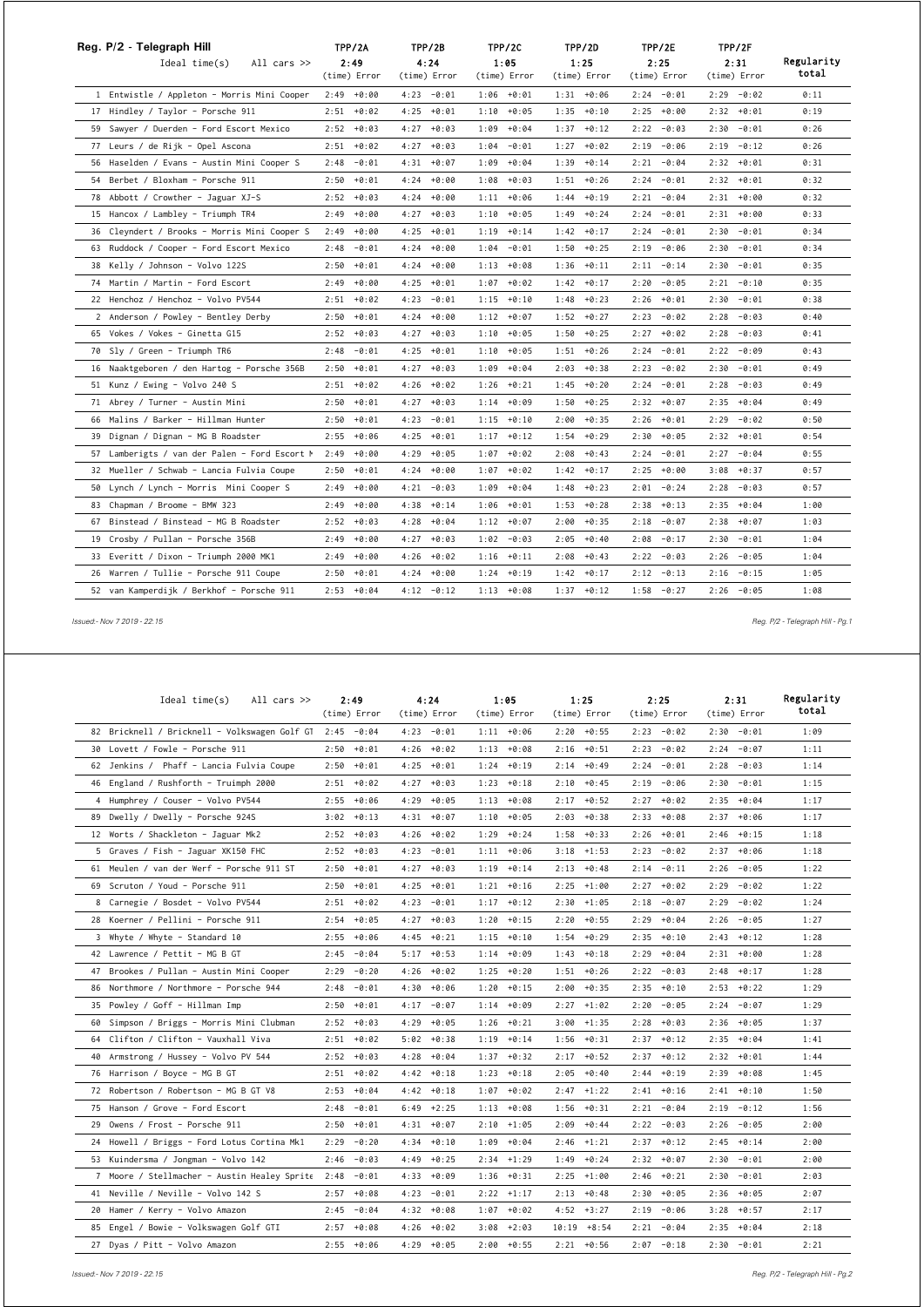## Reg. P/2 - Telegraph Hill

| Ideal time(s) All cars >> | TPP/2A 2:49 (time) | Error | TPP/2B 4:24 (time) | Error | TPP/2C 1:05 (time) | Error | TPP/2D 1:25 (time) | Error | TPP/2E 2:25 (time) | Error | TPP/2F 2:31 (time) | Error | Regularity total |
|---|---|---|---|---|---|---|---|---|---|---|---|---|---|
| 1 Entwistle / Appleton - Morris Mini Cooper | 2:49 | +0:00 | 4:23 | -0:01 | 1:06 | +0:01 | 1:31 | +0:06 | 2:24 | -0:01 | 2:29 | -0:02 | 0:11 |
| 17 Hindley / Taylor - Porsche 911 | 2:51 | +0:02 | 4:25 | +0:01 | 1:10 | +0:05 | 1:35 | +0:10 | 2:25 | +0:00 | 2:32 | +0:01 | 0:19 |
| 59 Sawyer / Duerden - Ford Escort Mexico | 2:52 | +0:03 | 4:27 | +0:03 | 1:09 | +0:04 | 1:37 | +0:12 | 2:22 | -0:03 | 2:30 | -0:01 | 0:26 |
| 77 Leurs / de Rijk - Opel Ascona | 2:51 | +0:02 | 4:27 | +0:03 | 1:04 | -0:01 | 1:27 | +0:02 | 2:19 | -0:06 | 2:19 | -0:12 | 0:26 |
| 56 Haselden / Evans - Austin Mini Cooper S | 2:48 | -0:01 | 4:31 | +0:07 | 1:09 | +0:04 | 1:39 | +0:14 | 2:21 | -0:04 | 2:32 | +0:01 | 0:31 |
| 54 Berbet / Bloxham - Porsche 911 | 2:50 | +0:01 | 4:24 | +0:00 | 1:08 | +0:03 | 1:51 | +0:26 | 2:24 | -0:01 | 2:32 | +0:01 | 0:32 |
| 78 Abbott / Crowther - Jaguar XJ-S | 2:52 | +0:03 | 4:24 | +0:00 | 1:11 | +0:06 | 1:44 | +0:19 | 2:21 | -0:04 | 2:31 | +0:00 | 0:32 |
| 15 Hancox / Lambley - Triumph TR4 | 2:49 | +0:00 | 4:27 | +0:03 | 1:10 | +0:05 | 1:49 | +0:24 | 2:24 | -0:01 | 2:31 | +0:00 | 0:33 |
| 36 Cleyndert / Brooks - Morris Mini Cooper S | 2:49 | +0:00 | 4:25 | +0:01 | 1:19 | +0:14 | 1:42 | +0:17 | 2:24 | -0:01 | 2:30 | -0:01 | 0:34 |
| 63 Ruddock / Cooper - Ford Escort Mexico | 2:48 | -0:01 | 4:24 | +0:00 | 1:04 | -0:01 | 1:50 | +0:25 | 2:19 | -0:06 | 2:30 | -0:01 | 0:34 |
| 38 Kelly / Johnson - Volvo 122S | 2:50 | +0:01 | 4:24 | +0:00 | 1:13 | +0:08 | 1:36 | +0:11 | 2:11 | -0:14 | 2:30 | -0:01 | 0:35 |
| 74 Martin / Martin - Ford Escort | 2:49 | +0:00 | 4:25 | +0:01 | 1:07 | +0:02 | 1:42 | +0:17 | 2:20 | -0:05 | 2:21 | -0:10 | 0:35 |
| 22 Henchoz / Henchoz - Volvo PV544 | 2:51 | +0:02 | 4:23 | -0:01 | 1:15 | +0:10 | 1:48 | +0:23 | 2:26 | +0:01 | 2:30 | -0:01 | 0:38 |
| 2 Anderson / Powley - Bentley Derby | 2:50 | +0:01 | 4:24 | +0:00 | 1:12 | +0:07 | 1:52 | +0:27 | 2:23 | -0:02 | 2:28 | -0:03 | 0:40 |
| 65 Vokes / Vokes - Ginetta G15 | 2:52 | +0:03 | 4:27 | +0:03 | 1:10 | +0:05 | 1:50 | +0:25 | 2:27 | +0:02 | 2:28 | -0:03 | 0:41 |
| 70 Sly / Green - Triumph TR6 | 2:48 | -0:01 | 4:25 | +0:01 | 1:10 | +0:05 | 1:51 | +0:26 | 2:24 | -0:01 | 2:22 | -0:09 | 0:43 |
| 16 Naaktgeboren / den Hartog - Porsche 356B | 2:50 | +0:01 | 4:27 | +0:03 | 1:09 | +0:04 | 2:03 | +0:38 | 2:23 | -0:02 | 2:30 | -0:01 | 0:49 |
| 51 Kunz / Ewing - Volvo 240 S | 2:51 | +0:02 | 4:26 | +0:02 | 1:26 | +0:21 | 1:45 | +0:20 | 2:24 | -0:01 | 2:28 | -0:03 | 0:49 |
| 71 Abrey / Turner - Austin Mini | 2:50 | +0:01 | 4:27 | +0:03 | 1:14 | +0:09 | 1:50 | +0:25 | 2:32 | +0:07 | 2:35 | +0:04 | 0:49 |
| 66 Malins / Barker - Hillman Hunter | 2:50 | +0:01 | 4:23 | -0:01 | 1:15 | +0:10 | 2:00 | +0:35 | 2:26 | +0:01 | 2:29 | -0:02 | 0:50 |
| 39 Dignan / Dignan - MG B Roadster | 2:55 | +0:06 | 4:25 | +0:01 | 1:17 | +0:12 | 1:54 | +0:29 | 2:30 | +0:05 | 2:32 | +0:01 | 0:54 |
| 57 Lamberigts / van der Palen - Ford Escort M | 2:49 | +0:00 | 4:29 | +0:05 | 1:07 | +0:02 | 2:08 | +0:43 | 2:24 | -0:01 | 2:27 | -0:04 | 0:55 |
| 32 Mueller / Schwab - Lancia Fulvia Coupe | 2:50 | +0:01 | 4:24 | +0:00 | 1:07 | +0:02 | 1:42 | +0:17 | 2:25 | +0:00 | 3:08 | +0:37 | 0:57 |
| 50 Lynch / Lynch - Morris Mini Cooper S | 2:49 | +0:00 | 4:21 | -0:03 | 1:09 | +0:04 | 1:48 | +0:23 | 2:01 | -0:24 | 2:28 | -0:03 | 0:57 |
| 83 Chapman / Broome - BMW 323 | 2:49 | +0:00 | 4:38 | +0:14 | 1:06 | +0:01 | 1:53 | +0:28 | 2:38 | +0:13 | 2:35 | +0:04 | 1:00 |
| 67 Binstead / Binstead - MG B Roadster | 2:52 | +0:03 | 4:28 | +0:04 | 1:12 | +0:07 | 2:00 | +0:35 | 2:18 | -0:07 | 2:38 | +0:07 | 1:03 |
| 19 Crosby / Pullan - Porsche 356B | 2:49 | +0:00 | 4:27 | +0:03 | 1:02 | -0:03 | 2:05 | +0:40 | 2:08 | -0:17 | 2:30 | -0:01 | 1:04 |
| 33 Everitt / Dixon - Triumph 2000 MK1 | 2:49 | +0:00 | 4:26 | +0:02 | 1:16 | +0:11 | 2:08 | +0:43 | 2:22 | -0:03 | 2:26 | -0:05 | 1:04 |
| 26 Warren / Tullie - Porsche 911 Coupe | 2:50 | +0:01 | 4:24 | +0:00 | 1:24 | +0:19 | 1:42 | +0:17 | 2:12 | -0:13 | 2:16 | -0:15 | 1:05 |
| 52 van Kamperdijk / Berkhof - Porsche 911 | 2:53 | +0:04 | 4:12 | -0:12 | 1:13 | +0:08 | 1:37 | +0:12 | 1:58 | -0:27 | 2:26 | -0:05 | 1:08 |
| 82 Bricknell / Bricknell - Volkswagen Golf GT | 2:45 | -0:04 | 4:23 | -0:01 | 1:11 | +0:06 | 2:20 | +0:55 | 2:23 | -0:02 | 2:30 | -0:01 | 1:09 |
| 30 Lovett / Fowle - Porsche 911 | 2:50 | +0:01 | 4:26 | +0:02 | 1:13 | +0:08 | 2:16 | +0:51 | 2:23 | -0:02 | 2:24 | -0:07 | 1:11 |
| 62 Jenkins / Phaff - Lancia Fulvia Coupe | 2:50 | +0:01 | 4:25 | +0:01 | 1:24 | +0:19 | 2:14 | +0:49 | 2:24 | -0:01 | 2:28 | -0:03 | 1:14 |
| 46 England / Rushforth - Truimph 2000 | 2:51 | +0:02 | 4:27 | +0:03 | 1:23 | +0:18 | 2:10 | +0:45 | 2:19 | -0:06 | 2:30 | -0:01 | 1:15 |
| 4 Humphrey / Couser - Volvo PV544 | 2:55 | +0:06 | 4:29 | +0:05 | 1:13 | +0:08 | 2:17 | +0:52 | 2:27 | +0:02 | 2:35 | +0:04 | 1:17 |
| 89 Dwelly / Dwelly - Porsche 924S | 3:02 | +0:13 | 4:31 | +0:07 | 1:10 | +0:05 | 2:03 | +0:38 | 2:33 | +0:08 | 2:37 | +0:06 | 1:17 |
| 12 Worts / Shackleton - Jaguar Mk2 | 2:52 | +0:03 | 4:26 | +0:02 | 1:29 | +0:24 | 1:58 | +0:33 | 2:26 | +0:01 | 2:46 | +0:15 | 1:18 |
| 5 Graves / Fish - Jaguar XK150 FHC | 2:52 | +0:03 | 4:23 | -0:01 | 1:11 | +0:06 | 3:18 | +1:53 | 2:23 | -0:02 | 2:37 | +0:06 | 1:18 |
| 61 Meulen / van der Werf - Porsche 911 ST | 2:50 | +0:01 | 4:27 | +0:03 | 1:19 | +0:14 | 2:13 | +0:48 | 2:14 | -0:11 | 2:26 | -0:05 | 1:22 |
| 69 Scruton / Youd - Porsche 911 | 2:50 | +0:01 | 4:25 | +0:01 | 1:21 | +0:16 | 2:25 | +1:00 | 2:27 | +0:02 | 2:29 | -0:02 | 1:22 |
| 8 Carnegie / Bosdet - Volvo PV544 | 2:51 | +0:02 | 4:23 | -0:01 | 1:17 | +0:12 | 2:30 | +1:05 | 2:18 | -0:07 | 2:29 | -0:02 | 1:24 |
| 28 Koerner / Pellini - Porsche 911 | 2:54 | +0:05 | 4:27 | +0:03 | 1:20 | +0:15 | 2:20 | +0:55 | 2:29 | +0:04 | 2:26 | -0:05 | 1:27 |
| 3 Whyte / Whyte - Standard 10 | 2:55 | +0:06 | 4:45 | +0:21 | 1:15 | +0:10 | 1:54 | +0:29 | 2:35 | +0:10 | 2:43 | +0:12 | 1:28 |
| 42 Lawrence / Pettit - MG B GT | 2:45 | -0:04 | 5:17 | +0:53 | 1:14 | +0:09 | 1:43 | +0:18 | 2:29 | +0:04 | 2:31 | +0:00 | 1:28 |
| 47 Brookes / Pullan - Austin Mini Cooper | 2:29 | -0:20 | 4:26 | +0:02 | 1:25 | +0:20 | 1:51 | +0:26 | 2:22 | -0:03 | 2:48 | +0:17 | 1:28 |
| 86 Northmore / Northmore - Porsche 944 | 2:48 | -0:01 | 4:30 | +0:06 | 1:20 | +0:15 | 2:00 | +0:35 | 2:35 | +0:10 | 2:53 | +0:22 | 1:29 |
| 35 Powley / Goff - Hillman Imp | 2:50 | +0:01 | 4:17 | -0:07 | 1:14 | +0:09 | 2:27 | +1:02 | 2:20 | -0:05 | 2:24 | -0:07 | 1:29 |
| 60 Simpson / Briggs - Morris Mini Clubman | 2:52 | +0:03 | 4:29 | +0:05 | 1:26 | +0:21 | 3:00 | +1:35 | 2:28 | +0:03 | 2:36 | +0:05 | 1:37 |
| 64 Clifton / Clifton - Vauxhall Viva | 2:51 | +0:02 | 5:02 | +0:38 | 1:19 | +0:14 | 1:56 | +0:31 | 2:37 | +0:12 | 2:35 | +0:04 | 1:41 |
| 40 Armstrong / Hussey - Volvo PV 544 | 2:52 | +0:03 | 4:28 | +0:04 | 1:37 | +0:32 | 2:17 | +0:52 | 2:37 | +0:12 | 2:32 | +0:01 | 1:44 |
| 76 Harrison / Boyce - MG B GT | 2:51 | +0:02 | 4:42 | +0:18 | 1:23 | +0:18 | 2:05 | +0:40 | 2:44 | +0:19 | 2:39 | +0:08 | 1:45 |
| 72 Robertson / Robertson - MG B GT V8 | 2:53 | +0:04 | 4:42 | +0:18 | 1:07 | +0:02 | 2:47 | +1:22 | 2:41 | +0:16 | 2:41 | +0:10 | 1:50 |
| 75 Hanson / Grove - Ford Escort | 2:48 | -0:01 | 6:49 | +2:25 | 1:13 | +0:08 | 1:56 | +0:31 | 2:21 | -0:04 | 2:19 | -0:12 | 1:56 |
| 29 Owens / Frost - Porsche 911 | 2:50 | +0:01 | 4:31 | +0:07 | 2:10 | +1:05 | 2:09 | +0:44 | 2:22 | -0:03 | 2:26 | -0:05 | 2:00 |
| 24 Howell / Briggs - Ford Lotus Cortina Mk1 | 2:29 | -0:20 | 4:34 | +0:10 | 1:09 | +0:04 | 2:46 | +1:21 | 2:37 | +0:12 | 2:45 | +0:14 | 2:00 |
| 53 Kuindersma / Jongman - Volvo 142 | 2:46 | -0:03 | 4:49 | +0:25 | 2:34 | +1:29 | 1:49 | +0:24 | 2:32 | +0:07 | 2:30 | -0:01 | 2:00 |
| 7 Moore / Stellmacher - Austin Healey Sprite | 2:48 | -0:01 | 4:33 | +0:09 | 1:36 | +0:31 | 2:25 | +1:00 | 2:46 | +0:21 | 2:30 | -0:01 | 2:03 |
| 41 Neville / Neville - Volvo 142 S | 2:57 | +0:08 | 4:23 | -0:01 | 2:22 | +1:17 | 2:13 | +0:48 | 2:30 | +0:05 | 2:36 | +0:05 | 2:07 |
| 20 Hamer / Kerry - Volvo Amazon | 2:45 | -0:04 | 4:32 | +0:08 | 1:07 | +0:02 | 4:52 | +3:27 | 2:19 | -0:06 | 3:28 | +0:57 | 2:17 |
| 85 Engel / Bowie - Volkswagen Golf GTI | 2:57 | +0:08 | 4:26 | +0:02 | 3:08 | +2:03 | 10:19 | +8:54 | 2:21 | -0:04 | 2:35 | +0:04 | 2:18 |
| 27 Dyas / Pitt - Volvo Amazon | 2:55 | +0:06 | 4:29 | +0:05 | 2:00 | +0:55 | 2:21 | +0:56 | 2:07 | -0:18 | 2:30 | -0:01 | 2:21 |

*Issued:- Nov 7 2019 - 22:15*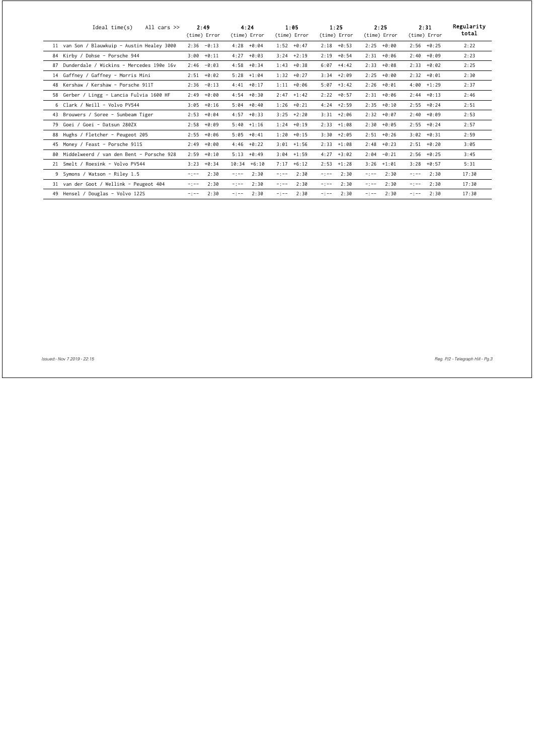| Ideal time(s) | All cars >> | 2:49 | | 4:24 | | 1:05 | | 1:25 | | 2:25 | | 2:31 | | Regularity total |
|---|---|---|---|---|---|---|---|---|---|---|---|---|---|---|
| | | (time) | Error | (time) | Error | (time) | Error | (time) | Error | (time) | Error | (time) | Error | |
| 11 | van Son / Blauwkuip - Austin Healey 3000 | 2:36 | -0:13 | 4:28 | +0:04 | 1:52 | +0:47 | 2:18 | +0:53 | 2:25 | +0:00 | 2:56 | +0:25 | 2:22 |
| 84 | Kirby / Dohse - Porsche 944 | 3:00 | +0:11 | 4:27 | +0:03 | 3:24 | +2:19 | 2:19 | +0:54 | 2:31 | +0:06 | 2:40 | +0:09 | 2:23 |
| 87 | Dunderdale / Wickins - Mercedes 190e 16v | 2:46 | -0:03 | 4:58 | +0:34 | 1:43 | +0:38 | 6:07 | +4:42 | 2:33 | +0:08 | 2:33 | +0:02 | 2:25 |
| 14 | Gaffney / Gaffney - Morris Mini | 2:51 | +0:02 | 5:28 | +1:04 | 1:32 | +0:27 | 3:34 | +2:09 | 2:25 | +0:00 | 2:32 | +0:01 | 2:30 |
| 48 | Kershaw / Kershaw - Porsche 911T | 2:36 | -0:13 | 4:41 | +0:17 | 1:11 | +0:06 | 5:07 | +3:42 | 2:26 | +0:01 | 4:00 | +1:29 | 2:37 |
| 58 | Gerber / Lingg - Lancia Fulvia 1600 HF | 2:49 | +0:00 | 4:54 | +0:30 | 2:47 | +1:42 | 2:22 | +0:57 | 2:31 | +0:06 | 2:44 | +0:13 | 2:46 |
| 6 | Clark / Neill - Volvo PV544 | 3:05 | +0:16 | 5:04 | +0:40 | 1:26 | +0:21 | 4:24 | +2:59 | 2:35 | +0:10 | 2:55 | +0:24 | 2:51 |
| 43 | Brouwers / Soree - Sunbeam Tiger | 2:53 | +0:04 | 4:57 | +0:33 | 3:25 | +2:20 | 3:31 | +2:06 | 2:32 | +0:07 | 2:40 | +0:09 | 2:53 |
| 79 | Goei / Goei - Datsun 280ZX | 2:58 | +0:09 | 5:40 | +1:16 | 1:24 | +0:19 | 2:33 | +1:08 | 2:30 | +0:05 | 2:55 | +0:24 | 2:57 |
| 88 | Hughs / Fletcher - Peugeot 205 | 2:55 | +0:06 | 5:05 | +0:41 | 1:20 | +0:15 | 3:30 | +2:05 | 2:51 | +0:26 | 3:02 | +0:31 | 2:59 |
| 45 | Money / Feast - Porsche 911S | 2:49 | +0:00 | 4:46 | +0:22 | 3:01 | +1:56 | 2:33 | +1:08 | 2:48 | +0:23 | 2:51 | +0:20 | 3:05 |
| 80 | Middelweerd / van den Bent - Porsche 928 | 2:59 | +0:10 | 5:13 | +0:49 | 3:04 | +1:59 | 4:27 | +3:02 | 2:04 | -0:21 | 2:56 | +0:25 | 3:45 |
| 21 | Smelt / Roesink - Volvo PV544 | 3:23 | +0:34 | 10:34 | +6:10 | 7:17 | +6:12 | 2:53 | +1:28 | 3:26 | +1:01 | 3:28 | +0:57 | 5:31 |
| 9 | Symons / Watson - Riley 1.5 | -:-- | 2:30 | -:-- | 2:30 | -:-- | 2:30 | -:-- | 2:30 | -:-- | 2:30 | -:-- | 2:30 | 17:30 |
| 31 | van der Goot / Wellink - Peugeot 404 | -:-- | 2:30 | -:-- | 2:30 | -:-- | 2:30 | -:-- | 2:30 | -:-- | 2:30 | -:-- | 2:30 | 17:30 |
| 49 | Hensel / Douglas - Volvo 122S | -:-- | 2:30 | -:-- | 2:30 | -:-- | 2:30 | -:-- | 2:30 | -:-- | 2:30 | -:-- | 2:30 | 17:30 |

Issued:- Nov 7 2019 - 22:15

Reg. P/2 - Telegraph Hill - Pg.3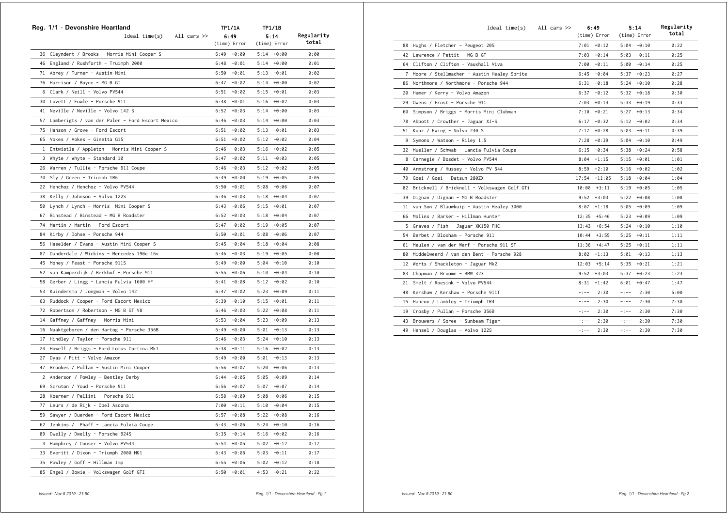## Reg. 1/1 - Devonshire Heartland

| | TP1/1A | | TP1/1B | | |
|---|---|---|---|---|---|
| Ideal time(s) All cars >> | 6:49 | | 5:14 | | Regularity total |
| | (time) | Error | (time) | Error | |
| 36 Cleyndert / Brooks - Morris Mini Cooper S | 6:49 | +0:00 | 5:14 | +0:00 | 0:00 |
| 46 England / Rushforth - Truimph 2000 | 6:48 | -0:01 | 5:14 | +0:00 | 0:01 |
| 71 Abrey / Turner - Austin Mini | 6:50 | +0:01 | 5:13 | -0:01 | 0:02 |
| 76 Harrison / Boyce - MG B GT | 6:47 | -0:02 | 5:14 | +0:00 | 0:02 |
| 6 Clark / Neill - Volvo PV544 | 6:51 | +0:02 | 5:15 | +0:01 | 0:03 |
| 30 Lovett / Fowle - Porsche 911 | 6:48 | -0:01 | 5:16 | +0:02 | 0:03 |
| 41 Neville / Neville - Volvo 142 S | 6:52 | +0:03 | 5:14 | +0:00 | 0:03 |
| 57 Lamberigts / van der Palen - Ford Escort Mexico | 6:46 | -0:03 | 5:14 | +0:00 | 0:03 |
| 75 Hanson / Grove - Ford Escort | 6:51 | +0:02 | 5:13 | -0:01 | 0:03 |
| 65 Vokes / Vokes - Ginetta G15 | 6:51 | +0:02 | 5:12 | -0:02 | 0:04 |
| 1 Entwistle / Appleton - Morris Mini Cooper S | 6:46 | -0:03 | 5:16 | +0:02 | 0:05 |
| 3 Whyte / Whyte - Standard 10 | 6:47 | -0:02 | 5:11 | -0:03 | 0:05 |
| 26 Warren / Tullie - Porsche 911 Coupe | 6:46 | -0:03 | 5:12 | -0:02 | 0:05 |
| 70 Sly / Green - Triumph TR6 | 6:49 | +0:00 | 5:19 | +0:05 | 0:05 |
| 22 Henchoz / Henchoz - Volvo PV544 | 6:50 | +0:01 | 5:08 | -0:06 | 0:07 |
| 38 Kelly / Johnson - Volvo 122S | 6:46 | -0:03 | 5:18 | +0:04 | 0:07 |
| 50 Lynch / Lynch - Morris Mini Cooper S | 6:43 | -0:06 | 5:15 | +0:01 | 0:07 |
| 67 Binstead / Binstead - MG B Roadster | 6:52 | +0:03 | 5:18 | +0:04 | 0:07 |
| 74 Martin / Martin - Ford Escort | 6:47 | -0:02 | 5:19 | +0:05 | 0:07 |
| 84 Kirby / Dohse - Porsche 944 | 6:50 | +0:01 | 5:08 | -0:06 | 0:07 |
| 56 Haselden / Evans - Austin Mini Cooper S | 6:45 | -0:04 | 5:18 | +0:04 | 0:08 |
| 87 Dunderdale / Wickins - Mercedes 190e 16v | 6:46 | -0:03 | 5:19 | +0:05 | 0:08 |
| 45 Money / Feast - Porsche 911S | 6:49 | +0:00 | 5:04 | -0:10 | 0:10 |
| 52 van Kamperdijk / Berkhof - Porsche 911 | 6:55 | +0:06 | 5:10 | -0:04 | 0:10 |
| 58 Gerber / Lingg - Lancia Fulvia 1600 HF | 6:41 | -0:08 | 5:12 | -0:02 | 0:10 |
| 53 Kuindersma / Jongman - Volvo 142 | 6:47 | -0:02 | 5:23 | +0:09 | 0:11 |
| 63 Ruddock / Cooper - Ford Escort Mexico | 6:39 | -0:10 | 5:15 | +0:01 | 0:11 |
| 72 Robertson / Robertson - MG B GT V8 | 6:46 | -0:03 | 5:22 | +0:08 | 0:11 |
| 14 Gaffney / Gaffney - Morris Mini | 6:53 | +0:04 | 5:23 | +0:09 | 0:13 |
| 16 Naaktgeboren / den Hartog - Porsche 356B | 6:49 | +0:00 | 5:01 | -0:13 | 0:13 |
| 17 Hindley / Taylor - Porsche 911 | 6:46 | -0:03 | 5:24 | +0:10 | 0:13 |
| 24 Howell / Briggs - Ford Lotus Cortina Mk1 | 6:38 | -0:11 | 5:16 | +0:02 | 0:13 |
| 27 Dyas / Pitt - Volvo Amazon | 6:49 | +0:00 | 5:01 | -0:13 | 0:13 |
| 47 Brookes / Pullan - Austin Mini Cooper | 6:56 | +0:07 | 5:20 | +0:06 | 0:13 |
| 2 Anderson / Powley - Bentley Derby | 6:44 | -0:05 | 5:05 | -0:09 | 0:14 |
| 69 Scruton / Youd - Porsche 911 | 6:56 | +0:07 | 5:07 | -0:07 | 0:14 |
| 28 Koerner / Pellini - Porsche 911 | 6:58 | +0:09 | 5:08 | -0:06 | 0:15 |
| 77 Leurs / de Rijk - Opel Ascona | 7:00 | +0:11 | 5:10 | -0:04 | 0:15 |
| 59 Sawyer / Duerden - Ford Escort Mexico | 6:57 | +0:08 | 5:22 | +0:08 | 0:16 |
| 62 Jenkins / Phaff - Lancia Fulvia Coupe | 6:43 | -0:06 | 5:24 | +0:10 | 0:16 |
| 89 Dwelly / Dwelly - Porsche 924S | 6:35 | -0:14 | 5:16 | +0:02 | 0:16 |
| 4 Humphrey / Couser - Volvo PV544 | 6:54 | +0:05 | 5:02 | -0:12 | 0:17 |
| 33 Everitt / Dixon - Triumph 2000 MK1 | 6:43 | -0:06 | 5:03 | -0:11 | 0:17 |
| 35 Powley / Goff - Hillman Imp | 6:55 | +0:06 | 5:02 | -0:12 | 0:18 |
| 85 Engel / Bowie - Volkswagen Golf GTI | 6:50 | +0:01 | 4:53 | -0:21 | 0:22 |
| 88 Hughs / Fletcher - Peugeot 205 | 7:01 | +0:12 | 5:04 | -0:10 | 0:22 |
| 42 Lawrence / Pettit - MG B GT | 7:03 | +0:14 | 5:03 | -0:11 | 0:25 |
| 64 Clifton / Clifton - Vauxhall Viva | 7:00 | +0:11 | 5:00 | -0:14 | 0:25 |
| 7 Moore / Stellmacher - Austin Healey Sprite | 6:45 | -0:04 | 5:37 | +0:23 | 0:27 |
| 86 Northmore / Northmore - Porsche 944 | 6:31 | -0:18 | 5:24 | +0:10 | 0:28 |
| 20 Hamer / Kerry - Volvo Amazon | 6:37 | -0:12 | 5:32 | +0:18 | 0:30 |
| 29 Owens / Frost - Porsche 911 | 7:03 | +0:14 | 5:33 | +0:19 | 0:33 |
| 60 Simpson / Briggs - Morris Mini Clubman | 7:10 | +0:21 | 5:27 | +0:13 | 0:34 |
| 78 Abbott / Crowther - Jaguar XJ-S | 6:17 | -0:32 | 5:12 | -0:02 | 0:34 |
| 51 Kunz / Ewing - Volvo 240 S | 7:17 | +0:28 | 5:03 | -0:11 | 0:39 |
| 9 Symons / Watson - Riley 1.5 | 7:28 | +0:39 | 5:04 | -0:10 | 0:49 |
| 32 Mueller / Schwab - Lancia Fulvia Coupe | 6:15 | -0:34 | 5:38 | +0:24 | 0:58 |
| 8 Carnegie / Bosdet - Volvo PV544 | 8:04 | +1:15 | 5:15 | +0:01 | 1:01 |
| 40 Armstrong / Hussey - Volvo PV 544 | 8:59 | +2:10 | 5:16 | +0:02 | 1:02 |
| 79 Goei / Goei - Datsun 280ZX | 17:54 | +11:05 | 5:18 | +0:04 | 1:04 |
| 82 Bricknell / Bricknell - Volkswagen Golf GTi | 10:00 | +3:11 | 5:19 | +0:05 | 1:05 |
| 39 Dignan / Dignan - MG B Roadster | 9:52 | +3:03 | 5:22 | +0:08 | 1:08 |
| 11 van Son / Blauwkuip - Austin Healey 3000 | 8:07 | +1:18 | 5:05 | -0:09 | 1:09 |
| 66 Malins / Barker - Hillman Hunter | 12:35 | +5:46 | 5:23 | +0:09 | 1:09 |
| 5 Graves / Fish - Jaguar XK150 FHC | 13:43 | +6:54 | 5:24 | +0:10 | 1:10 |
| 54 Berbet / Bloxham - Porsche 911 | 10:44 | +3:55 | 5:25 | +0:11 | 1:11 |
| 61 Meulen / van der Werf - Porsche 911 ST | 11:36 | +4:47 | 5:25 | +0:11 | 1:11 |
| 80 Middelweerd / van den Bent - Porsche 928 | 8:02 | +1:13 | 5:01 | -0:13 | 1:13 |
| 12 Worts / Shackleton - Jaguar Mk2 | 12:03 | +5:14 | 5:35 | +0:21 | 1:21 |
| 83 Chapman / Broome - BMW 323 | 9:52 | +3:03 | 5:37 | +0:23 | 1:23 |
| 21 Smelt / Roesink - Volvo PV544 | 8:31 | +1:42 | 6:01 | +0:47 | 1:47 |
| 48 Kershaw / Kershaw - Porsche 911T | -:-- | 2:30 | -:-- | 2:30 | 5:00 |
| 15 Hancox / Lambley - Triumph TR4 | -:-- | 2:30 | -:-- | 2:30 | 7:30 |
| 19 Crosby / Pullan - Porsche 356B | -:-- | 2:30 | -:-- | 2:30 | 7:30 |
| 43 Brouwers / Soree - Sunbeam Tiger | -:-- | 2:30 | -:-- | 2:30 | 7:30 |
| 49 Hensel / Douglas - Volvo 122S | -:-- | 2:30 | -:-- | 2:30 | 7:30 |

*Issued:- Nov 8 2019 - 21:50*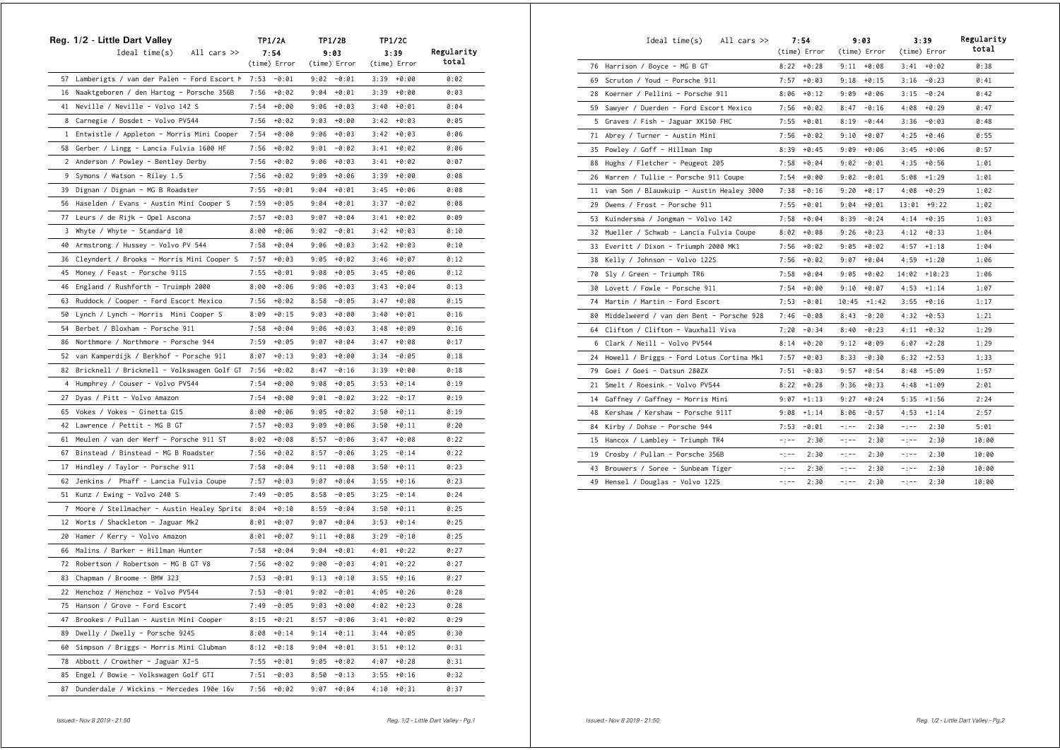## Reg. 1/2 - Little Dart Valley

| No. | Ideal time(s) All cars >> | TP1/2A 7:54 (time) | Error | TP1/2B 9:03 (time) | Error | TP1/2C 3:39 (time) | Error | Regularity total |
|---|---|---|---|---|---|---|---|---|
| 57 | Lamberigts / van der Palen - Ford Escort M | 7:53 | -0:01 | 9:02 | -0:01 | 3:39 | +0:00 | 0:02 |
| 16 | Naaktgeboren / den Hartog - Porsche 356B | 7:56 | +0:02 | 9:04 | +0:01 | 3:39 | +0:00 | 0:03 |
| 41 | Neville / Neville - Volvo 142 S | 7:54 | +0:00 | 9:06 | +0:03 | 3:40 | +0:01 | 0:04 |
| 8 | Carnegie / Bosdet - Volvo PV544 | 7:56 | +0:02 | 9:03 | +0:00 | 3:42 | +0:03 | 0:05 |
| 1 | Entwistle / Appleton - Morris Mini Cooper | 7:54 | +0:00 | 9:06 | +0:03 | 3:42 | +0:03 | 0:06 |
| 58 | Gerber / Lingg - Lancia Fulvia 1600 HF | 7:56 | +0:02 | 9:01 | -0:02 | 3:41 | +0:02 | 0:06 |
| 2 | Anderson / Powley - Bentley Derby | 7:56 | +0:02 | 9:06 | +0:03 | 3:41 | +0:02 | 0:07 |
| 9 | Symons / Watson - Riley 1.5 | 7:56 | +0:02 | 9:09 | +0:06 | 3:39 | +0:00 | 0:08 |
| 39 | Dignan / Dignan - MG B Roadster | 7:55 | +0:01 | 9:04 | +0:01 | 3:45 | +0:06 | 0:08 |
| 56 | Haselden / Evans - Austin Mini Cooper S | 7:59 | +0:05 | 9:04 | +0:01 | 3:37 | -0:02 | 0:08 |
| 77 | Leurs / de Rijk - Opel Ascona | 7:57 | +0:03 | 9:07 | +0:04 | 3:41 | +0:02 | 0:09 |
| 3 | Whyte / Whyte - Standard 10 | 8:00 | +0:06 | 9:02 | -0:01 | 3:42 | +0:03 | 0:10 |
| 40 | Armstrong / Hussey - Volvo PV 544 | 7:58 | +0:04 | 9:06 | +0:03 | 3:42 | +0:03 | 0:10 |
| 36 | Cleyndert / Brooks - Morris Mini Cooper S | 7:57 | +0:03 | 9:05 | +0:02 | 3:46 | +0:07 | 0:12 |
| 45 | Money / Feast - Porsche 911S | 7:55 | +0:01 | 9:08 | +0:05 | 3:45 | +0:06 | 0:12 |
| 46 | England / Rushforth - Truimph 2000 | 8:00 | +0:06 | 9:06 | +0:03 | 3:43 | +0:04 | 0:13 |
| 63 | Ruddock / Cooper - Ford Escort Mexico | 7:56 | +0:02 | 8:58 | -0:05 | 3:47 | +0:08 | 0:15 |
| 50 | Lynch / Lynch - Morris Mini Cooper S | 8:09 | +0:15 | 9:03 | +0:00 | 3:40 | +0:01 | 0:16 |
| 54 | Berbet / Bloxham - Porsche 911 | 7:58 | +0:04 | 9:06 | +0:03 | 3:48 | +0:09 | 0:16 |
| 86 | Northmore / Northmore - Porsche 944 | 7:59 | +0:05 | 9:07 | +0:04 | 3:47 | +0:08 | 0:17 |
| 52 | van Kamperdijk / Berkhof - Porsche 911 | 8:07 | +0:13 | 9:03 | +0:00 | 3:34 | -0:05 | 0:18 |
| 82 | Bricknell / Bricknell - Volkswagen Golf GT | 7:56 | +0:02 | 8:47 | -0:16 | 3:39 | +0:00 | 0:18 |
| 4 | Humphrey / Couser - Volvo PV544 | 7:54 | +0:00 | 9:08 | +0:05 | 3:53 | +0:14 | 0:19 |
| 27 | Dyas / Pitt - Volvo Amazon | 7:54 | +0:00 | 9:01 | -0:02 | 3:22 | -0:17 | 0:19 |
| 65 | Vokes / Vokes - Ginetta G15 | 8:00 | +0:06 | 9:05 | +0:02 | 3:50 | +0:11 | 0:19 |
| 42 | Lawrence / Pettit - MG B GT | 7:57 | +0:03 | 9:09 | +0:06 | 3:50 | +0:11 | 0:20 |
| 61 | Meulen / van der Werf - Porsche 911 ST | 8:02 | +0:08 | 8:57 | -0:06 | 3:47 | +0:08 | 0:22 |
| 67 | Binstead / Binstead - MG B Roadster | 7:56 | +0:02 | 8:57 | -0:06 | 3:25 | -0:14 | 0:22 |
| 17 | Hindley / Taylor - Porsche 911 | 7:58 | +0:04 | 9:11 | +0:08 | 3:50 | +0:11 | 0:23 |
| 62 | Jenkins / Phaff - Lancia Fulvia Coupe | 7:57 | +0:03 | 9:07 | +0:04 | 3:55 | +0:16 | 0:23 |
| 51 | Kunz / Ewing - Volvo 240 S | 7:49 | -0:05 | 8:58 | -0:05 | 3:25 | -0:14 | 0:24 |
| 7 | Moore / Stellmacher - Austin Healey Sprite | 8:04 | +0:10 | 8:59 | -0:04 | 3:50 | +0:11 | 0:25 |
| 12 | Worts / Shackleton - Jaguar Mk2 | 8:01 | +0:07 | 9:07 | +0:04 | 3:53 | +0:14 | 0:25 |
| 20 | Hamer / Kerry - Volvo Amazon | 8:01 | +0:07 | 9:11 | +0:08 | 3:29 | -0:10 | 0:25 |
| 66 | Malins / Barker - Hillman Hunter | 7:58 | +0:04 | 9:04 | +0:01 | 4:01 | +0:22 | 0:27 |
| 72 | Robertson / Robertson - MG B GT V8 | 7:56 | +0:02 | 9:00 | -0:03 | 4:01 | +0:22 | 0:27 |
| 83 | Chapman / Broome - BMW 323 | 7:53 | -0:01 | 9:13 | +0:10 | 3:55 | +0:16 | 0:27 |
| 22 | Henchoz / Henchoz - Volvo PV544 | 7:53 | -0:01 | 9:02 | -0:01 | 4:05 | +0:26 | 0:28 |
| 75 | Hanson / Grove - Ford Escort | 7:49 | -0:05 | 9:03 | +0:00 | 4:02 | +0:23 | 0:28 |
| 47 | Brookes / Pullan - Austin Mini Cooper | 8:15 | +0:21 | 8:57 | -0:06 | 3:41 | +0:02 | 0:29 |
| 89 | Dwelly / Dwelly - Porsche 924S | 8:08 | +0:14 | 9:14 | +0:11 | 3:44 | +0:05 | 0:30 |
| 60 | Simpson / Briggs - Morris Mini Clubman | 8:12 | +0:18 | 9:04 | +0:01 | 3:51 | +0:12 | 0:31 |
| 78 | Abbott / Crowther - Jaguar XJ-S | 7:55 | +0:01 | 9:05 | +0:02 | 4:07 | +0:28 | 0:31 |
| 85 | Engel / Bowie - Volkswagen Golf GTI | 7:51 | -0:03 | 8:50 | -0:13 | 3:55 | +0:16 | 0:32 |
| 87 | Dunderdale / Wickins - Mercedes 190e 16v | 7:56 | +0:02 | 9:07 | +0:04 | 4:10 | +0:31 | 0:37 |
| 76 | Harrison / Boyce - MG B GT | 8:22 | +0:28 | 9:11 | +0:08 | 3:41 | +0:02 | 0:38 |
| 69 | Scruton / Youd - Porsche 911 | 7:57 | +0:03 | 9:18 | +0:15 | 3:16 | -0:23 | 0:41 |
| 28 | Koerner / Pellini - Porsche 911 | 8:06 | +0:12 | 9:09 | +0:06 | 3:15 | -0:24 | 0:42 |
| 59 | Sawyer / Duerden - Ford Escort Mexico | 7:56 | +0:02 | 8:47 | -0:16 | 4:08 | +0:29 | 0:47 |
| 5 | Graves / Fish - Jaguar XK150 FHC | 7:55 | +0:01 | 8:19 | -0:44 | 3:36 | -0:03 | 0:48 |
| 71 | Abrey / Turner - Austin Mini | 7:56 | +0:02 | 9:10 | +0:07 | 4:25 | +0:46 | 0:55 |
| 35 | Powley / Goff - Hillman Imp | 8:39 | +0:45 | 9:09 | +0:06 | 3:45 | +0:06 | 0:57 |
| 88 | Hughs / Fletcher - Peugeot 205 | 7:58 | +0:04 | 9:02 | -0:01 | 4:35 | +0:56 | 1:01 |
| 26 | Warren / Tullie - Porsche 911 Coupe | 7:54 | +0:00 | 9:02 | -0:01 | 5:08 | +1:29 | 1:01 |
| 11 | van Son / Blauwkuip - Austin Healey 3000 | 7:38 | -0:16 | 9:20 | +0:17 | 4:08 | +0:29 | 1:02 |
| 29 | Owens / Frost - Porsche 911 | 7:55 | +0:01 | 9:04 | +0:01 | 13:01 | +9:22 | 1:02 |
| 53 | Kuindersma / Jongman - Volvo 142 | 7:58 | +0:04 | 8:39 | -0:24 | 4:14 | +0:35 | 1:03 |
| 32 | Mueller / Schwab - Lancia Fulvia Coupe | 8:02 | +0:08 | 9:26 | +0:23 | 4:12 | +0:33 | 1:04 |
| 33 | Everitt / Dixon - Triumph 2000 MK1 | 7:56 | +0:02 | 9:05 | +0:02 | 4:57 | +1:18 | 1:04 |
| 38 | Kelly / Johnson - Volvo 122S | 7:56 | +0:02 | 9:07 | +0:04 | 4:59 | +1:20 | 1:06 |
| 70 | Sly / Green - Triumph TR6 | 7:58 | +0:04 | 9:05 | +0:02 | 14:02 | +10:23 | 1:06 |
| 30 | Lovett / Fowle - Porsche 911 | 7:54 | +0:00 | 9:10 | +0:07 | 4:53 | +1:14 | 1:07 |
| 74 | Martin / Martin - Ford Escort | 7:53 | -0:01 | 10:45 | +1:42 | 3:55 | +0:16 | 1:17 |
| 80 | Middelweerd / van den Bent - Porsche 928 | 7:46 | -0:08 | 8:43 | -0:20 | 4:32 | +0:53 | 1:21 |
| 64 | Clifton / Clifton - Vauxhall Viva | 7:20 | -0:34 | 8:40 | -0:23 | 4:11 | +0:32 | 1:29 |
| 6 | Clark / Neill - Volvo PV544 | 8:14 | +0:20 | 9:12 | +0:09 | 6:07 | +2:28 | 1:29 |
| 24 | Howell / Briggs - Ford Lotus Cortina Mk1 | 7:57 | +0:03 | 8:33 | -0:30 | 6:32 | +2:53 | 1:33 |
| 79 | Goei / Goei - Datsun 280ZX | 7:51 | -0:03 | 9:57 | +0:54 | 8:48 | +5:09 | 1:57 |
| 21 | Smelt / Roesink - Volvo PV544 | 8:22 | +0:28 | 9:36 | +0:33 | 4:48 | +1:09 | 2:01 |
| 14 | Gaffney / Gaffney - Morris Mini | 9:07 | +1:13 | 9:27 | +0:24 | 5:35 | +1:56 | 2:24 |
| 48 | Kershaw / Kershaw - Porsche 911T | 9:08 | +1:14 | 8:06 | -0:57 | 4:53 | +1:14 | 2:57 |
| 84 | Kirby / Dohse - Porsche 944 | 7:53 | -0:01 | -:-- | 2:30 | -:-- | 2:30 | 5:01 |
| 15 | Hancox / Lambley - Triumph TR4 | -:-- | 2:30 | -:-- | 2:30 | -:-- | 2:30 | 10:00 |
| 19 | Crosby / Pullan - Porsche 356B | -:-- | 2:30 | -:-- | 2:30 | -:-- | 2:30 | 10:00 |
| 43 | Brouwers / Soree - Sunbeam Tiger | -:-- | 2:30 | -:-- | 2:30 | -:-- | 2:30 | 10:00 |
| 49 | Hensel / Douglas - Volvo 122S | -:-- | 2:30 | -:-- | 2:30 | -:-- | 2:30 | 10:00 |

*Issued:- Nov 8 2019 - 21:50*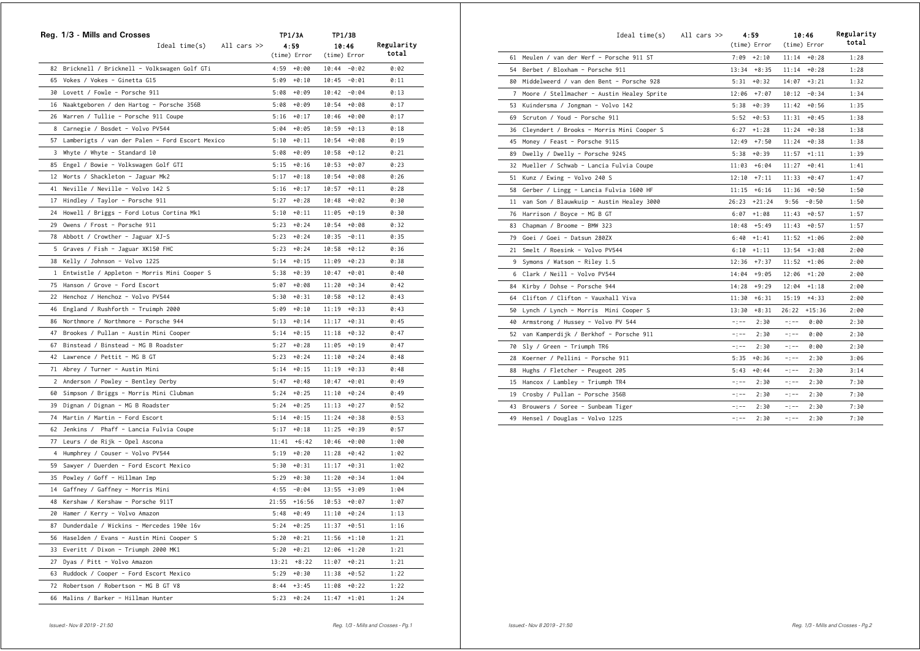## Reg. 1/3 - Mills and Crosses

| | TP1/3A | | TP1/3B | | |
|---|---|---|---|---|---|
| Ideal time(s) All cars >> | 4:59 | | 10:46 | | Regularity total |
| | (time) | Error | (time) | Error | |
| 82 Bricknell / Bricknell - Volkswagen Golf GTi | 4:59 | +0:00 | 10:44 | -0:02 | 0:02 |
| 65 Vokes / Vokes - Ginetta G15 | 5:09 | +0:10 | 10:45 | -0:01 | 0:11 |
| 30 Lovett / Fowle - Porsche 911 | 5:08 | +0:09 | 10:42 | -0:04 | 0:13 |
| 16 Naaktgeboren / den Hartog - Porsche 356B | 5:08 | +0:09 | 10:54 | +0:08 | 0:17 |
| 26 Warren / Tullie - Porsche 911 Coupe | 5:16 | +0:17 | 10:46 | +0:00 | 0:17 |
| 8 Carnegie / Bosdet - Volvo PV544 | 5:04 | +0:05 | 10:59 | +0:13 | 0:18 |
| 57 Lamberigts / van der Palen - Ford Escort Mexico | 5:10 | +0:11 | 10:54 | +0:08 | 0:19 |
| 3 Whyte / Whyte - Standard 10 | 5:08 | +0:09 | 10:58 | +0:12 | 0:21 |
| 85 Engel / Bowie - Volkswagen Golf GTI | 5:15 | +0:16 | 10:53 | +0:07 | 0:23 |
| 12 Worts / Shackleton - Jaguar Mk2 | 5:17 | +0:18 | 10:54 | +0:08 | 0:26 |
| 41 Neville / Neville - Volvo 142 S | 5:16 | +0:17 | 10:57 | +0:11 | 0:28 |
| 17 Hindley / Taylor - Porsche 911 | 5:27 | +0:28 | 10:48 | +0:02 | 0:30 |
| 24 Howell / Briggs - Ford Lotus Cortina Mk1 | 5:10 | +0:11 | 11:05 | +0:19 | 0:30 |
| 29 Owens / Frost - Porsche 911 | 5:23 | +0:24 | 10:54 | +0:08 | 0:32 |
| 78 Abbott / Crowther - Jaguar XJ-S | 5:23 | +0:24 | 10:35 | -0:11 | 0:35 |
| 5 Graves / Fish - Jaguar XK150 FHC | 5:23 | +0:24 | 10:58 | +0:12 | 0:36 |
| 38 Kelly / Johnson - Volvo 122S | 5:14 | +0:15 | 11:09 | +0:23 | 0:38 |
| 1 Entwistle / Appleton - Morris Mini Cooper S | 5:38 | +0:39 | 10:47 | +0:01 | 0:40 |
| 75 Hanson / Grove - Ford Escort | 5:07 | +0:08 | 11:20 | +0:34 | 0:42 |
| 22 Henchoz / Henchoz - Volvo PV544 | 5:30 | +0:31 | 10:58 | +0:12 | 0:43 |
| 46 England / Rushforth - Truimph 2000 | 5:09 | +0:10 | 11:19 | +0:33 | 0:43 |
| 86 Northmore / Northmore - Porsche 944 | 5:13 | +0:14 | 11:17 | +0:31 | 0:45 |
| 47 Brookes / Pullan - Austin Mini Cooper | 5:14 | +0:15 | 11:18 | +0:32 | 0:47 |
| 67 Binstead / Binstead - MG B Roadster | 5:27 | +0:28 | 11:05 | +0:19 | 0:47 |
| 42 Lawrence / Pettit - MG B GT | 5:23 | +0:24 | 11:10 | +0:24 | 0:48 |
| 71 Abrey / Turner - Austin Mini | 5:14 | +0:15 | 11:19 | +0:33 | 0:48 |
| 2 Anderson / Powley - Bentley Derby | 5:47 | +0:48 | 10:47 | +0:01 | 0:49 |
| 60 Simpson / Briggs - Morris Mini Clubman | 5:24 | +0:25 | 11:10 | +0:24 | 0:49 |
| 39 Dignan / Dignan - MG B Roadster | 5:24 | +0:25 | 11:13 | +0:27 | 0:52 |
| 74 Martin / Martin - Ford Escort | 5:14 | +0:15 | 11:24 | +0:38 | 0:53 |
| 62 Jenkins / Phaff - Lancia Fulvia Coupe | 5:17 | +0:18 | 11:25 | +0:39 | 0:57 |
| 77 Leurs / de Rijk - Opel Ascona | 11:41 | +6:42 | 10:46 | +0:00 | 1:00 |
| 4 Humphrey / Couser - Volvo PV544 | 5:19 | +0:20 | 11:28 | +0:42 | 1:02 |
| 59 Sawyer / Duerden - Ford Escort Mexico | 5:30 | +0:31 | 11:17 | +0:31 | 1:02 |
| 35 Powley / Goff - Hillman Imp | 5:29 | +0:30 | 11:20 | +0:34 | 1:04 |
| 14 Gaffney / Gaffney - Morris Mini | 4:55 | -0:04 | 13:55 | +3:09 | 1:04 |
| 48 Kershaw / Kershaw - Porsche 911T | 21:55 | +16:56 | 10:53 | +0:07 | 1:07 |
| 20 Hamer / Kerry - Volvo Amazon | 5:48 | +0:49 | 11:10 | +0:24 | 1:13 |
| 87 Dunderdale / Wickins - Mercedes 190e 16v | 5:24 | +0:25 | 11:37 | +0:51 | 1:16 |
| 56 Haselden / Evans - Austin Mini Cooper S | 5:20 | +0:21 | 11:56 | +1:10 | 1:21 |
| 33 Everitt / Dixon - Triumph 2000 MK1 | 5:20 | +0:21 | 12:06 | +1:20 | 1:21 |
| 27 Dyas / Pitt - Volvo Amazon | 13:21 | +8:22 | 11:07 | +0:21 | 1:21 |
| 63 Ruddock / Cooper - Ford Escort Mexico | 5:29 | +0:30 | 11:38 | +0:52 | 1:22 |
| 72 Robertson / Robertson - MG B GT V8 | 8:44 | +3:45 | 11:08 | +0:22 | 1:22 |
| 66 Malins / Barker - Hillman Hunter | 5:23 | +0:24 | 11:47 | +1:01 | 1:24 |
| 61 Meulen / van der Werf - Porsche 911 ST | 7:09 | +2:10 | 11:14 | +0:28 | 1:28 |
| 54 Berbet / Bloxham - Porsche 911 | 13:34 | +8:35 | 11:14 | +0:28 | 1:28 |
| 80 Middelweerd / van den Bent - Porsche 928 | 5:31 | +0:32 | 14:07 | +3:21 | 1:32 |
| 7 Moore / Stellmacher - Austin Healey Sprite | 12:06 | +7:07 | 10:12 | -0:34 | 1:34 |
| 53 Kuindersma / Jongman - Volvo 142 | 5:38 | +0:39 | 11:42 | +0:56 | 1:35 |
| 69 Scruton / Youd - Porsche 911 | 5:52 | +0:53 | 11:31 | +0:45 | 1:38 |
| 36 Cleyndert / Brooks - Morris Mini Cooper S | 6:27 | +1:28 | 11:24 | +0:38 | 1:38 |
| 45 Money / Feast - Porsche 911S | 12:49 | +7:50 | 11:24 | +0:38 | 1:38 |
| 89 Dwelly / Dwelly - Porsche 924S | 5:38 | +0:39 | 11:57 | +1:11 | 1:39 |
| 32 Mueller / Schwab - Lancia Fulvia Coupe | 11:03 | +6:04 | 11:27 | +0:41 | 1:41 |
| 51 Kunz / Ewing - Volvo 240 S | 12:10 | +7:11 | 11:33 | +0:47 | 1:47 |
| 58 Gerber / Lingg - Lancia Fulvia 1600 HF | 11:15 | +6:16 | 11:36 | +0:50 | 1:50 |
| 11 van Son / Blauwkuip - Austin Healey 3000 | 26:23 | +21:24 | 9:56 | -0:50 | 1:50 |
| 76 Harrison / Boyce - MG B GT | 6:07 | +1:08 | 11:43 | +0:57 | 1:57 |
| 83 Chapman / Broome - BMW 323 | 10:48 | +5:49 | 11:43 | +0:57 | 1:57 |
| 79 Goei / Goei - Datsun 280ZX | 6:40 | +1:41 | 11:52 | +1:06 | 2:00 |
| 21 Smelt / Roesink - Volvo PV544 | 6:10 | +1:11 | 13:54 | +3:08 | 2:00 |
| 9 Symons / Watson - Riley 1.5 | 12:36 | +7:37 | 11:52 | +1:06 | 2:00 |
| 6 Clark / Neill - Volvo PV544 | 14:04 | +9:05 | 12:06 | +1:20 | 2:00 |
| 84 Kirby / Dohse - Porsche 944 | 14:28 | +9:29 | 12:04 | +1:18 | 2:00 |
| 64 Clifton / Clifton - Vauxhall Viva | 11:30 | +6:31 | 15:19 | +4:33 | 2:00 |
| 50 Lynch / Lynch - Morris Mini Cooper S | 13:30 | +8:31 | 26:22 | +15:36 | 2:00 |
| 40 Armstrong / Hussey - Volvo PV 544 | -:-- | 2:30 | -:-- | 0:00 | 2:30 |
| 52 van Kamperdijk / Berkhof - Porsche 911 | -:-- | 2:30 | -:-- | 0:00 | 2:30 |
| 70 Sly / Green - Triumph TR6 | -:-- | 2:30 | -:-- | 0:00 | 2:30 |
| 28 Koerner / Pellini - Porsche 911 | 5:35 | +0:36 | -:-- | 2:30 | 3:06 |
| 88 Hughs / Fletcher - Peugeot 205 | 5:43 | +0:44 | -:-- | 2:30 | 3:14 |
| 15 Hancox / Lambley - Triumph TR4 | -:-- | 2:30 | -:-- | 2:30 | 7:30 |
| 19 Crosby / Pullan - Porsche 356B | -:-- | 2:30 | -:-- | 2:30 | 7:30 |
| 43 Brouwers / Soree - Sunbeam Tiger | -:-- | 2:30 | -:-- | 2:30 | 7:30 |
| 49 Hensel / Douglas - Volvo 122S | -:-- | 2:30 | -:-- | 2:30 | 7:30 |

*Issued:- Nov 8 2019 - 21:50*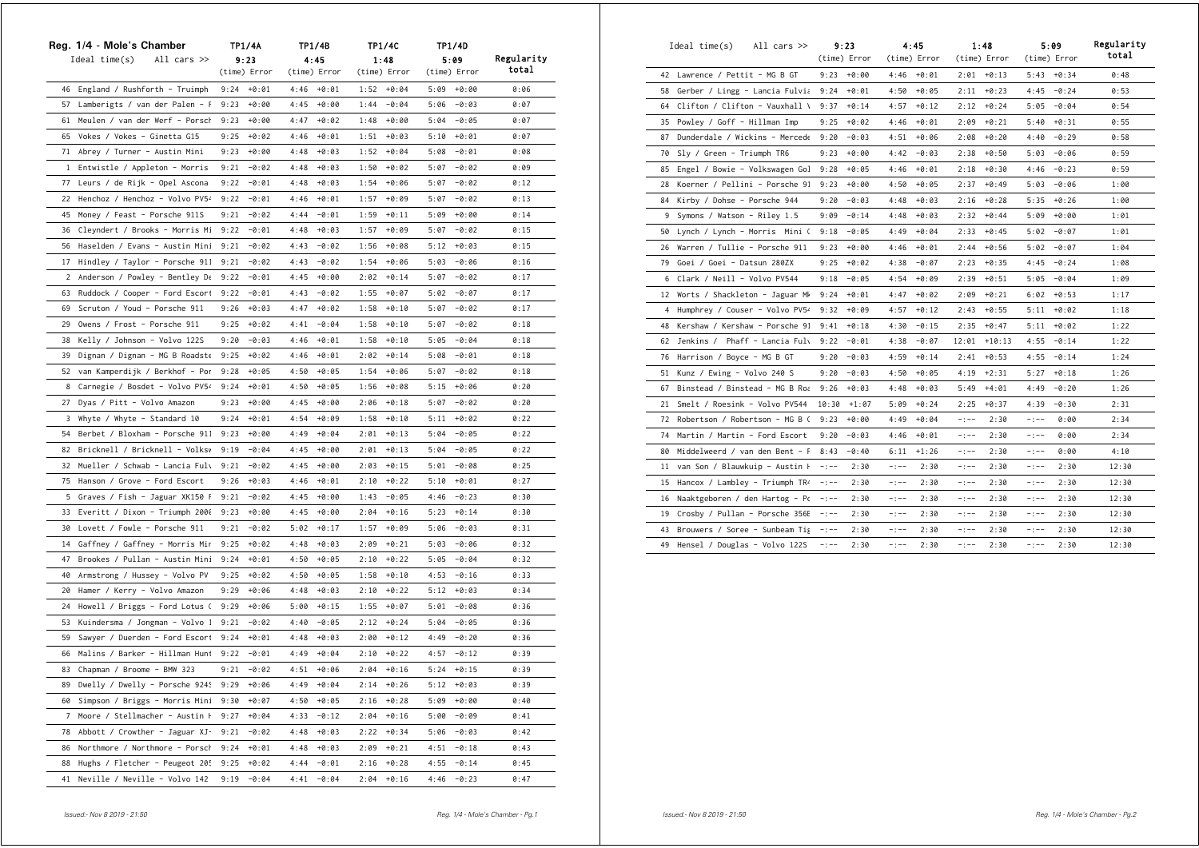## Reg. 1/4 - Mole's Chamber

| | Ideal time(s) All cars >> | TP1/4A 9:23 (time) | Error | TP1/4B 4:45 (time) | Error | TP1/4C 1:48 (time) | Error | TP1/4D 5:09 (time) | Error | Regularity total |
|---|---|---|---|---|---|---|---|---|---|---|
| 46 | England / Rushforth - Truimph | 9:24 | +0:01 | 4:46 | +0:01 | 1:52 | +0:04 | 5:09 | +0:00 | 0:06 |
| 57 | Lamberigts / van der Palen - F | 9:23 | +0:00 | 4:45 | +0:00 | 1:44 | -0:04 | 5:06 | -0:03 | 0:07 |
| 61 | Meulen / van der Werf - Porsch | 9:23 | +0:00 | 4:47 | +0:02 | 1:48 | +0:00 | 5:04 | -0:05 | 0:07 |
| 65 | Vokes / Vokes - Ginetta G15 | 9:25 | +0:02 | 4:46 | +0:01 | 1:51 | +0:03 | 5:10 | +0:01 | 0:07 |
| 71 | Abrey / Turner - Austin Mini | 9:23 | +0:00 | 4:48 | +0:03 | 1:52 | +0:04 | 5:08 | -0:01 | 0:08 |
| 1 | Entwistle / Appleton - Morris | 9:21 | -0:02 | 4:48 | +0:03 | 1:50 | +0:02 | 5:07 | -0:02 | 0:09 |
| 77 | Leurs / de Rijk - Opel Ascona | 9:22 | -0:01 | 4:48 | +0:03 | 1:54 | +0:06 | 5:07 | -0:02 | 0:12 |
| 22 | Henchoz / Henchoz - Volvo PV54 | 9:22 | -0:01 | 4:46 | +0:01 | 1:57 | +0:09 | 5:07 | -0:02 | 0:13 |
| 45 | Money / Feast - Porsche 911S | 9:21 | -0:02 | 4:44 | -0:01 | 1:59 | +0:11 | 5:09 | +0:00 | 0:14 |
| 36 | Cleyndert / Brooks - Morris Mi | 9:22 | -0:01 | 4:48 | +0:03 | 1:57 | +0:09 | 5:07 | -0:02 | 0:15 |
| 56 | Haselden / Evans - Austin Mini | 9:21 | -0:02 | 4:43 | -0:02 | 1:56 | +0:08 | 5:12 | +0:03 | 0:15 |
| 17 | Hindley / Taylor - Porsche 911 | 9:21 | -0:02 | 4:43 | -0:02 | 1:54 | +0:06 | 5:03 | -0:06 | 0:16 |
| 2 | Anderson / Powley - Bentley De | 9:22 | -0:01 | 4:45 | +0:00 | 2:02 | +0:14 | 5:07 | -0:02 | 0:17 |
| 63 | Ruddock / Cooper - Ford Escort | 9:22 | -0:01 | 4:43 | -0:02 | 1:55 | +0:07 | 5:02 | -0:07 | 0:17 |
| 69 | Scruton / Youd - Porsche 911 | 9:26 | +0:03 | 4:47 | +0:02 | 1:58 | +0:10 | 5:07 | -0:02 | 0:17 |
| 29 | Owens / Frost - Porsche 911 | 9:25 | +0:02 | 4:41 | -0:04 | 1:58 | +0:10 | 5:07 | -0:02 | 0:18 |
| 38 | Kelly / Johnson - Volvo 122S | 9:20 | -0:03 | 4:46 | +0:01 | 1:58 | +0:10 | 5:05 | -0:04 | 0:18 |
| 39 | Dignan / Dignan - MG B Roadste | 9:25 | +0:02 | 4:46 | +0:01 | 2:02 | +0:14 | 5:08 | -0:01 | 0:18 |
| 52 | van Kamperdijk / Berkhof - Por | 9:28 | +0:05 | 4:50 | +0:05 | 1:54 | +0:06 | 5:07 | -0:02 | 0:18 |
| 8 | Carnegie / Bosdet - Volvo PV54 | 9:24 | +0:01 | 4:50 | +0:05 | 1:56 | +0:08 | 5:15 | +0:06 | 0:20 |
| 27 | Dyas / Pitt - Volvo Amazon | 9:23 | +0:00 | 4:45 | +0:00 | 2:06 | +0:18 | 5:07 | -0:02 | 0:20 |
| 3 | Whyte / Whyte - Standard 10 | 9:24 | +0:01 | 4:54 | +0:09 | 1:58 | +0:10 | 5:11 | +0:02 | 0:22 |
| 54 | Berbet / Bloxham - Porsche 911 | 9:23 | +0:00 | 4:49 | +0:04 | 2:01 | +0:13 | 5:04 | -0:05 | 0:22 |
| 82 | Bricknell / Bricknell - Volksw | 9:19 | -0:04 | 4:45 | +0:00 | 2:01 | +0:13 | 5:04 | -0:05 | 0:22 |
| 32 | Mueller / Schwab - Lancia Fulv | 9:21 | -0:02 | 4:45 | +0:00 | 2:03 | +0:15 | 5:01 | -0:08 | 0:25 |
| 75 | Hanson / Grove - Ford Escort | 9:26 | +0:03 | 4:46 | +0:01 | 2:10 | +0:22 | 5:10 | +0:01 | 0:27 |
| 5 | Graves / Fish - Jaguar XK150 F | 9:21 | -0:02 | 4:45 | +0:00 | 1:43 | -0:05 | 4:46 | -0:23 | 0:30 |
| 33 | Everitt / Dixon - Triumph 2000 | 9:23 | +0:00 | 4:45 | +0:00 | 2:04 | +0:16 | 5:23 | +0:14 | 0:30 |
| 30 | Lovett / Fowle - Porsche 911 | 9:21 | -0:02 | 5:02 | +0:17 | 1:57 | +0:09 | 5:06 | -0:03 | 0:31 |
| 14 | Gaffney / Gaffney - Morris Mir | 9:25 | +0:02 | 4:48 | +0:03 | 2:09 | +0:21 | 5:03 | -0:06 | 0:32 |
| 47 | Brookes / Pullan - Austin Mini | 9:24 | +0:01 | 4:50 | +0:05 | 2:10 | +0:22 | 5:05 | -0:04 | 0:32 |
| 40 | Armstrong / Hussey - Volvo PV | 9:25 | +0:02 | 4:50 | +0:05 | 1:58 | +0:10 | 4:53 | -0:16 | 0:33 |
| 20 | Hamer / Kerry - Volvo Amazon | 9:29 | +0:06 | 4:48 | +0:03 | 2:10 | +0:22 | 5:12 | +0:03 | 0:34 |
| 24 | Howell / Briggs - Ford Lotus C | 9:29 | +0:06 | 5:00 | +0:15 | 1:55 | +0:07 | 5:01 | -0:08 | 0:36 |
| 53 | Kuindersma / Jongman - Volvo 1 | 9:21 | -0:02 | 4:40 | -0:05 | 2:12 | +0:24 | 5:04 | -0:05 | 0:36 |
| 59 | Sawyer / Duerden - Ford Escort | 9:24 | +0:01 | 4:48 | +0:03 | 2:00 | +0:12 | 4:49 | -0:20 | 0:36 |
| 66 | Malins / Barker - Hillman Hunt | 9:22 | -0:01 | 4:49 | +0:04 | 2:10 | +0:22 | 4:57 | -0:12 | 0:39 |
| 83 | Chapman / Broome - BMW 323 | 9:21 | -0:02 | 4:51 | +0:06 | 2:04 | +0:16 | 5:24 | +0:15 | 0:39 |
| 89 | Dwelly / Dwelly - Porsche 924S | 9:29 | +0:06 | 4:49 | +0:04 | 2:14 | +0:26 | 5:12 | +0:03 | 0:39 |
| 60 | Simpson / Briggs - Morris Mini | 9:30 | +0:07 | 4:50 | +0:05 | 2:16 | +0:28 | 5:09 | +0:00 | 0:40 |
| 7 | Moore / Stellmacher - Austin H | 9:27 | +0:04 | 4:33 | -0:12 | 2:04 | +0:16 | 5:00 | -0:09 | 0:41 |
| 78 | Abbott / Crowther - Jaguar XJ- | 9:21 | -0:02 | 4:48 | +0:03 | 2:22 | +0:34 | 5:06 | -0:03 | 0:42 |
| 86 | Northmore / Northmore - Porsch | 9:24 | +0:01 | 4:48 | +0:03 | 2:09 | +0:21 | 4:51 | -0:18 | 0:43 |
| 88 | Hughs / Fletcher - Peugeot 205 | 9:25 | +0:02 | 4:44 | -0:01 | 2:16 | +0:28 | 4:55 | -0:14 | 0:45 |
| 41 | Neville / Neville - Volvo 142 | 9:19 | -0:04 | 4:41 | -0:04 | 2:04 | +0:16 | 4:46 | -0:23 | 0:47 |
| 42 | Lawrence / Pettit - MG B GT | 9:23 | +0:00 | 4:46 | +0:01 | 2:01 | +0:13 | 5:43 | +0:34 | 0:48 |
| 58 | Gerber / Lingg - Lancia Fulvia | 9:24 | +0:01 | 4:50 | +0:05 | 2:11 | +0:23 | 4:45 | -0:24 | 0:53 |
| 64 | Clifton / Clifton - Vauxhall V | 9:37 | +0:14 | 4:57 | +0:12 | 2:12 | +0:24 | 5:05 | -0:04 | 0:54 |
| 35 | Powley / Goff - Hillman Imp | 9:25 | +0:02 | 4:46 | +0:01 | 2:09 | +0:21 | 5:40 | +0:31 | 0:55 |
| 87 | Dunderdale / Wickins - Mercede | 9:20 | -0:03 | 4:51 | +0:06 | 2:08 | +0:20 | 4:40 | -0:29 | 0:58 |
| 70 | Sly / Green - Triumph TR6 | 9:23 | +0:00 | 4:42 | -0:03 | 2:38 | +0:50 | 5:03 | -0:06 | 0:59 |
| 85 | Engel / Bowie - Volkswagen Gol | 9:28 | +0:05 | 4:46 | +0:01 | 2:18 | +0:30 | 4:46 | -0:23 | 0:59 |
| 28 | Koerner / Pellini - Porsche 91 | 9:23 | +0:00 | 4:50 | +0:05 | 2:37 | +0:49 | 5:03 | -0:06 | 1:00 |
| 84 | Kirby / Dohse - Porsche 944 | 9:20 | -0:03 | 4:48 | +0:03 | 2:16 | +0:28 | 5:35 | +0:26 | 1:00 |
| 9 | Symons / Watson - Riley 1.5 | 9:09 | -0:14 | 4:48 | +0:03 | 2:32 | +0:44 | 5:09 | +0:00 | 1:01 |
| 50 | Lynch / Lynch - Morris Mini C | 9:18 | -0:05 | 4:49 | +0:04 | 2:33 | +0:45 | 5:02 | -0:07 | 1:01 |
| 26 | Warren / Tullie - Porsche 911 | 9:23 | +0:00 | 4:46 | +0:01 | 2:44 | +0:56 | 5:02 | -0:07 | 1:04 |
| 79 | Goei / Goei - Datsun 280ZX | 9:25 | +0:02 | 4:38 | -0:07 | 2:23 | +0:35 | 4:45 | -0:24 | 1:08 |
| 6 | Clark / Neill - Volvo PV544 | 9:18 | -0:05 | 4:54 | +0:09 | 2:39 | +0:51 | 5:05 | -0:04 | 1:09 |
| 12 | Worts / Shackleton - Jaguar MK | 9:24 | +0:01 | 4:47 | +0:02 | 2:09 | +0:21 | 6:02 | +0:53 | 1:17 |
| 4 | Humphrey / Couser - Volvo PV54 | 9:32 | +0:09 | 4:57 | +0:12 | 2:43 | +0:55 | 5:11 | +0:02 | 1:18 |
| 48 | Kershaw / Kershaw - Porsche 91 | 9:41 | +0:18 | 4:30 | -0:15 | 2:35 | +0:47 | 5:11 | +0:02 | 1:22 |
| 62 | Jenkins / Phaff - Lancia Fulv | 9:22 | -0:01 | 4:38 | -0:07 | 12:01 | +10:13 | 4:55 | -0:14 | 1:22 |
| 76 | Harrison / Boyce - MG B GT | 9:20 | -0:03 | 4:59 | +0:14 | 2:41 | +0:53 | 4:55 | -0:14 | 1:24 |
| 51 | Kunz / Ewing - Volvo 240 S | 9:20 | -0:03 | 4:50 | +0:05 | 4:19 | +2:31 | 5:27 | +0:18 | 1:26 |
| 67 | Binstead / Binstead - MG B Roa | 9:26 | +0:03 | 4:48 | +0:03 | 5:49 | +4:01 | 4:49 | -0:20 | 1:26 |
| 21 | Smelt / Roesink - Volvo PV544 | 10:30 | +1:07 | 5:09 | +0:24 | 2:25 | +0:37 | 4:39 | -0:30 | 2:31 |
| 72 | Robertson / Robertson - MG B C | 9:23 | +0:00 | 4:49 | +0:04 | -:-- | 2:30 | -:-- | 0:00 | 2:34 |
| 74 | Martin / Martin - Ford Escort | 9:20 | -0:03 | 4:46 | +0:01 | -:-- | 2:30 | -:-- | 0:00 | 2:34 |
| 80 | Middelweerd / van den Bent - F | 8:43 | -0:40 | 6:11 | +1:26 | -:-- | 2:30 | -:-- | 0:00 | 4:10 |
| 11 | van Son / Blauwkuip - Austin H | -:-- | 2:30 | -:-- | 2:30 | -:-- | 2:30 | -:-- | 2:30 | 12:30 |
| 15 | Hancox / Lambley - Triumph TR4 | -:-- | 2:30 | -:-- | 2:30 | -:-- | 2:30 | -:-- | 2:30 | 12:30 |
| 16 | Naaktgeboren / den Hartog - Po | -:-- | 2:30 | -:-- | 2:30 | -:-- | 2:30 | -:-- | 2:30 | 12:30 |
| 19 | Crosby / Pullan - Porsche 356E | -:-- | 2:30 | -:-- | 2:30 | -:-- | 2:30 | -:-- | 2:30 | 12:30 |
| 43 | Brouwers / Soree - Sunbeam Tig | -:-- | 2:30 | -:-- | 2:30 | -:-- | 2:30 | -:-- | 2:30 | 12:30 |
| 49 | Hensel / Douglas - Volvo 122S | -:-- | 2:30 | -:-- | 2:30 | -:-- | 2:30 | -:-- | 2:30 | 12:30 |

*Issued:- Nov 8 2019 - 21:50*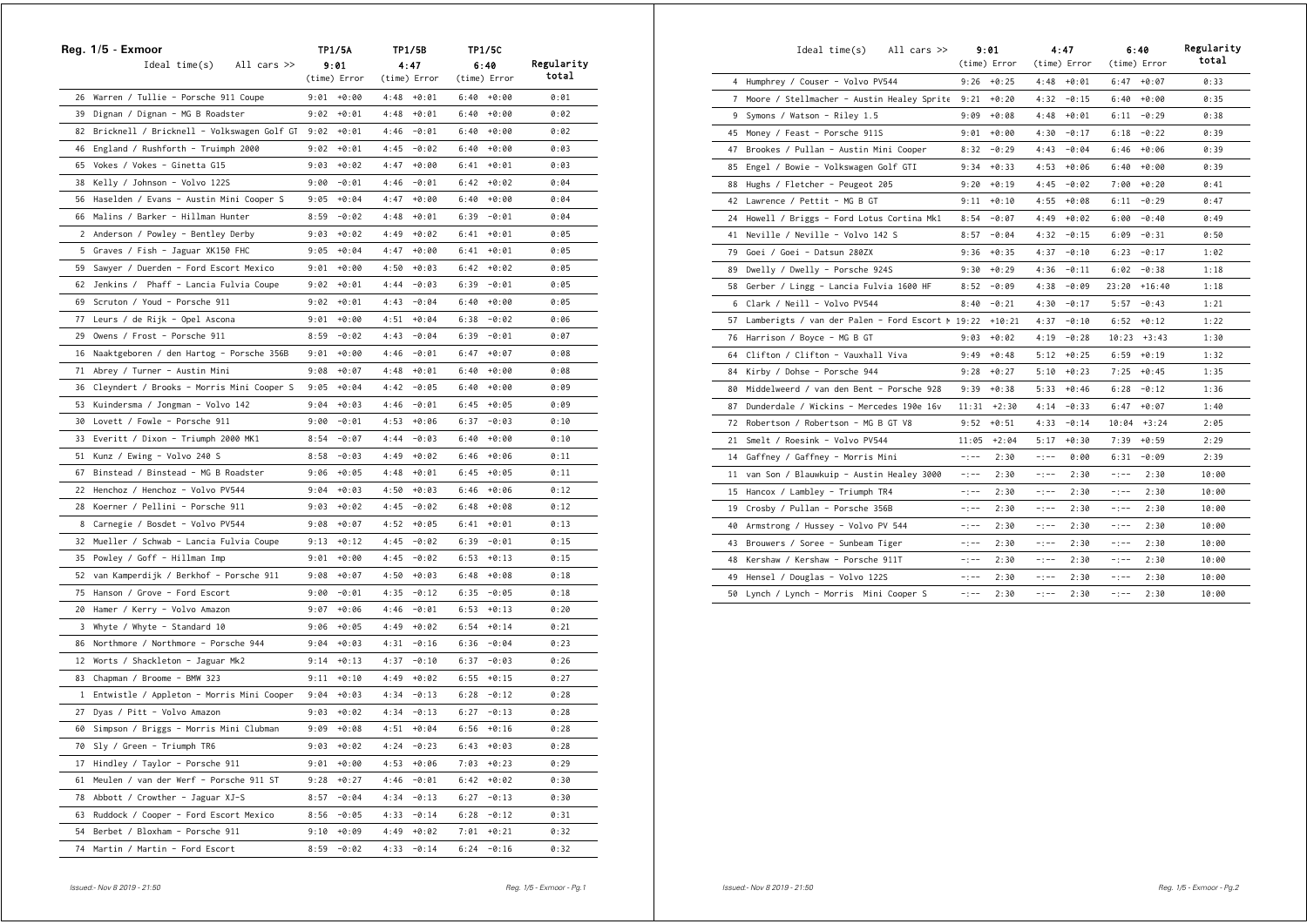## Reg. 1/5 - Exmoor

| | TP1/5A | | TP1/5B | | TP1/5C | | |
|---|---|---|---|---|---|---|---|
| Ideal time(s) All cars >> | 9:01 | | 4:47 | | 6:40 | | Regularity |
| | (time) | Error | (time) | Error | (time) | Error | total |
| 26 Warren / Tullie - Porsche 911 Coupe | 9:01 | +0:00 | 4:48 | +0:01 | 6:40 | +0:00 | 0:01 |
| 39 Dignan / Dignan - MG B Roadster | 9:02 | +0:01 | 4:48 | +0:01 | 6:40 | +0:00 | 0:02 |
| 82 Bricknell / Bricknell - Volkswagen Golf GT | 9:02 | +0:01 | 4:46 | -0:01 | 6:40 | +0:00 | 0:02 |
| 46 England / Rushforth - Truimph 2000 | 9:02 | +0:01 | 4:45 | -0:02 | 6:40 | +0:00 | 0:03 |
| 65 Vokes / Vokes - Ginetta G15 | 9:03 | +0:02 | 4:47 | +0:00 | 6:41 | +0:01 | 0:03 |
| 38 Kelly / Johnson - Volvo 122S | 9:00 | -0:01 | 4:46 | -0:01 | 6:42 | +0:02 | 0:04 |
| 56 Haselden / Evans - Austin Mini Cooper S | 9:05 | +0:04 | 4:47 | +0:00 | 6:40 | +0:00 | 0:04 |
| 66 Malins / Barker - Hillman Hunter | 8:59 | -0:02 | 4:48 | +0:01 | 6:39 | -0:01 | 0:04 |
| 2 Anderson / Powley - Bentley Derby | 9:03 | +0:02 | 4:49 | +0:02 | 6:41 | +0:01 | 0:05 |
| 5 Graves / Fish - Jaguar XK150 FHC | 9:05 | +0:04 | 4:47 | +0:00 | 6:41 | +0:01 | 0:05 |
| 59 Sawyer / Duerden - Ford Escort Mexico | 9:01 | +0:00 | 4:50 | +0:03 | 6:42 | +0:02 | 0:05 |
| 62 Jenkins / Phaff - Lancia Fulvia Coupe | 9:02 | +0:01 | 4:44 | -0:03 | 6:39 | -0:01 | 0:05 |
| 69 Scruton / Youd - Porsche 911 | 9:02 | +0:01 | 4:43 | -0:04 | 6:40 | +0:00 | 0:05 |
| 77 Leurs / de Rijk - Opel Ascona | 9:01 | +0:00 | 4:51 | +0:04 | 6:38 | -0:02 | 0:06 |
| 29 Owens / Frost - Porsche 911 | 8:59 | -0:02 | 4:43 | -0:04 | 6:39 | -0:01 | 0:07 |
| 16 Naaktgeboren / den Hartog - Porsche 356B | 9:01 | +0:00 | 4:46 | -0:01 | 6:47 | +0:07 | 0:08 |
| 71 Abrey / Turner - Austin Mini | 9:08 | +0:07 | 4:48 | +0:01 | 6:40 | +0:00 | 0:08 |
| 36 Cleyndert / Brooks - Morris Mini Cooper S | 9:05 | +0:04 | 4:42 | -0:05 | 6:40 | +0:00 | 0:09 |
| 53 Kuindersma / Jongman - Volvo 142 | 9:04 | +0:03 | 4:46 | -0:01 | 6:45 | +0:05 | 0:09 |
| 30 Lovett / Fowle - Porsche 911 | 9:00 | -0:01 | 4:53 | +0:06 | 6:37 | -0:03 | 0:10 |
| 33 Everitt / Dixon - Triumph 2000 MK1 | 8:54 | -0:07 | 4:44 | -0:03 | 6:40 | +0:00 | 0:10 |
| 51 Kunz / Ewing - Volvo 240 S | 8:58 | -0:03 | 4:49 | +0:02 | 6:46 | +0:06 | 0:11 |
| 67 Binstead / Binstead - MG B Roadster | 9:06 | +0:05 | 4:48 | +0:01 | 6:45 | +0:05 | 0:11 |
| 22 Henchoz / Henchoz - Volvo PV544 | 9:04 | +0:03 | 4:50 | +0:03 | 6:46 | +0:06 | 0:12 |
| 28 Koerner / Pellini - Porsche 911 | 9:03 | +0:02 | 4:45 | -0:02 | 6:48 | +0:08 | 0:12 |
| 8 Carnegie / Bosdet - Volvo PV544 | 9:08 | +0:07 | 4:52 | +0:05 | 6:41 | +0:01 | 0:13 |
| 32 Mueller / Schwab - Lancia Fulvia Coupe | 9:13 | +0:12 | 4:45 | -0:02 | 6:39 | -0:01 | 0:15 |
| 35 Powley / Goff - Hillman Imp | 9:01 | +0:00 | 4:45 | -0:02 | 6:53 | +0:13 | 0:15 |
| 52 van Kamperdijk / Berkhof - Porsche 911 | 9:08 | +0:07 | 4:50 | +0:03 | 6:48 | +0:08 | 0:18 |
| 75 Hanson / Grove - Ford Escort | 9:00 | -0:01 | 4:35 | -0:12 | 6:35 | -0:05 | 0:18 |
| 20 Hamer / Kerry - Volvo Amazon | 9:07 | +0:06 | 4:46 | -0:01 | 6:53 | +0:13 | 0:20 |
| 3 Whyte / Whyte - Standard 10 | 9:06 | +0:05 | 4:49 | +0:02 | 6:54 | +0:14 | 0:21 |
| 86 Northmore / Northmore - Porsche 944 | 9:04 | +0:03 | 4:31 | -0:16 | 6:36 | -0:04 | 0:23 |
| 12 Worts / Shackleton - Jaguar Mk2 | 9:14 | +0:13 | 4:37 | -0:10 | 6:37 | -0:03 | 0:26 |
| 83 Chapman / Broome - BMW 323 | 9:11 | +0:10 | 4:49 | +0:02 | 6:55 | +0:15 | 0:27 |
| 1 Entwistle / Appleton - Morris Mini Cooper | 9:04 | +0:03 | 4:34 | -0:13 | 6:28 | -0:12 | 0:28 |
| 27 Dyas / Pitt - Volvo Amazon | 9:03 | +0:02 | 4:34 | -0:13 | 6:27 | -0:13 | 0:28 |
| 60 Simpson / Briggs - Morris Mini Clubman | 9:09 | +0:08 | 4:51 | +0:04 | 6:56 | +0:16 | 0:28 |
| 70 Sly / Green - Triumph TR6 | 9:03 | +0:02 | 4:24 | -0:23 | 6:43 | +0:03 | 0:28 |
| 17 Hindley / Taylor - Porsche 911 | 9:01 | +0:00 | 4:53 | +0:06 | 7:03 | +0:23 | 0:29 |
| 61 Meulen / van der Werf - Porsche 911 ST | 9:28 | +0:27 | 4:46 | -0:01 | 6:42 | +0:02 | 0:30 |
| 78 Abbott / Crowther - Jaguar XJ-S | 8:57 | -0:04 | 4:34 | -0:13 | 6:27 | -0:13 | 0:30 |
| 63 Ruddock / Cooper - Ford Escort Mexico | 8:56 | -0:05 | 4:33 | -0:14 | 6:28 | -0:12 | 0:31 |
| 54 Berbet / Bloxham - Porsche 911 | 9:10 | +0:09 | 4:49 | +0:02 | 7:01 | +0:21 | 0:32 |
| 74 Martin / Martin - Ford Escort | 8:59 | -0:02 | 4:33 | -0:14 | 6:24 | -0:16 | 0:32 |
| 4 Humphrey / Couser - Volvo PV544 | 9:26 | +0:25 | 4:48 | +0:01 | 6:47 | +0:07 | 0:33 |
| 7 Moore / Stellmacher - Austin Healey Sprite | 9:21 | +0:20 | 4:32 | -0:15 | 6:40 | +0:00 | 0:35 |
| 9 Symons / Watson - Riley 1.5 | 9:09 | +0:08 | 4:48 | +0:01 | 6:11 | -0:29 | 0:38 |
| 45 Money / Feast - Porsche 911S | 9:01 | +0:00 | 4:30 | -0:17 | 6:18 | -0:22 | 0:39 |
| 47 Brookes / Pullan - Austin Mini Cooper | 8:32 | -0:29 | 4:43 | -0:04 | 6:46 | +0:06 | 0:39 |
| 85 Engel / Bowie - Volkswagen Golf GTI | 9:34 | +0:33 | 4:53 | +0:06 | 6:40 | +0:00 | 0:39 |
| 88 Hughs / Fletcher - Peugeot 205 | 9:20 | +0:19 | 4:45 | -0:02 | 7:00 | +0:20 | 0:41 |
| 42 Lawrence / Pettit - MG B GT | 9:11 | +0:10 | 4:55 | +0:08 | 6:11 | -0:29 | 0:47 |
| 24 Howell / Briggs - Ford Lotus Cortina Mk1 | 8:54 | -0:07 | 4:49 | +0:02 | 6:00 | -0:40 | 0:49 |
| 41 Neville / Neville - Volvo 142 S | 8:57 | -0:04 | 4:32 | -0:15 | 6:09 | -0:31 | 0:50 |
| 79 Goei / Goei - Datsun 280ZX | 9:36 | +0:35 | 4:37 | -0:10 | 6:23 | -0:17 | 1:02 |
| 89 Dwelly / Dwelly - Porsche 924S | 9:30 | +0:29 | 4:36 | -0:11 | 6:02 | -0:38 | 1:18 |
| 58 Gerber / Lingg - Lancia Fulvia 1600 HF | 8:52 | -0:09 | 4:38 | -0:09 | 23:20 | +16:40 | 1:18 |
| 6 Clark / Neill - Volvo PV544 | 8:40 | -0:21 | 4:30 | -0:17 | 5:57 | -0:43 | 1:21 |
| 57 Lambertgts / van der Palen - Ford Escort M | 19:22 | +10:21 | 4:37 | -0:10 | 6:52 | +0:12 | 1:22 |
| 76 Harrison / Boyce - MG B GT | 9:03 | +0:02 | 4:19 | -0:28 | 10:23 | +3:43 | 1:30 |
| 64 Clifton / Clifton - Vauxhall Viva | 9:49 | +0:48 | 5:12 | +0:25 | 6:59 | +0:19 | 1:32 |
| 84 Kirby / Dohse - Porsche 944 | 9:28 | +0:27 | 5:10 | +0:23 | 7:25 | +0:45 | 1:35 |
| 80 Middelweerd / van den Bent - Porsche 928 | 9:39 | +0:38 | 5:33 | +0:46 | 6:28 | -0:12 | 1:36 |
| 87 Dunderdale / Wickins - Mercedes 190e 16v | 11:31 | +2:30 | 4:14 | -0:33 | 6:47 | +0:07 | 1:40 |
| 72 Robertson / Robertson - MG B GT V8 | 9:52 | +0:51 | 4:33 | -0:14 | 10:04 | +3:24 | 2:05 |
| 21 Smelt / Roesink - Volvo PV544 | 11:05 | +2:04 | 5:17 | +0:30 | 7:39 | +0:59 | 2:29 |
| 14 Gaffney / Gaffney - Morris Mini | -:-- | 2:30 | -:-- | 0:00 | 6:31 | -0:09 | 2:39 |
| 11 van Son / Blauwkuip - Austin Healey 3000 | -:-- | 2:30 | -:-- | 2:30 | -:-- | 2:30 | 10:00 |
| 15 Hancox / Lambley - Triumph TR4 | -:-- | 2:30 | -:-- | 2:30 | -:-- | 2:30 | 10:00 |
| 19 Crosby / Pullan - Porsche 356B | -:-- | 2:30 | -:-- | 2:30 | -:-- | 2:30 | 10:00 |
| 40 Armstrong / Hussey - Volvo PV 544 | -:-- | 2:30 | -:-- | 2:30 | -:-- | 2:30 | 10:00 |
| 43 Brouwers / Soree - Sunbeam Tiger | -:-- | 2:30 | -:-- | 2:30 | -:-- | 2:30 | 10:00 |
| 48 Kershaw / Kershaw - Porsche 911T | -:-- | 2:30 | -:-- | 2:30 | -:-- | 2:30 | 10:00 |
| 49 Hensel / Douglas - Volvo 122S | -:-- | 2:30 | -:-- | 2:30 | -:-- | 2:30 | 10:00 |
| 50 Lynch / Lynch - Morris Mini Cooper S | -:-- | 2:30 | -:-- | 2:30 | -:-- | 2:30 | 10:00 |

*Issued:- Nov 8 2019 - 21:50*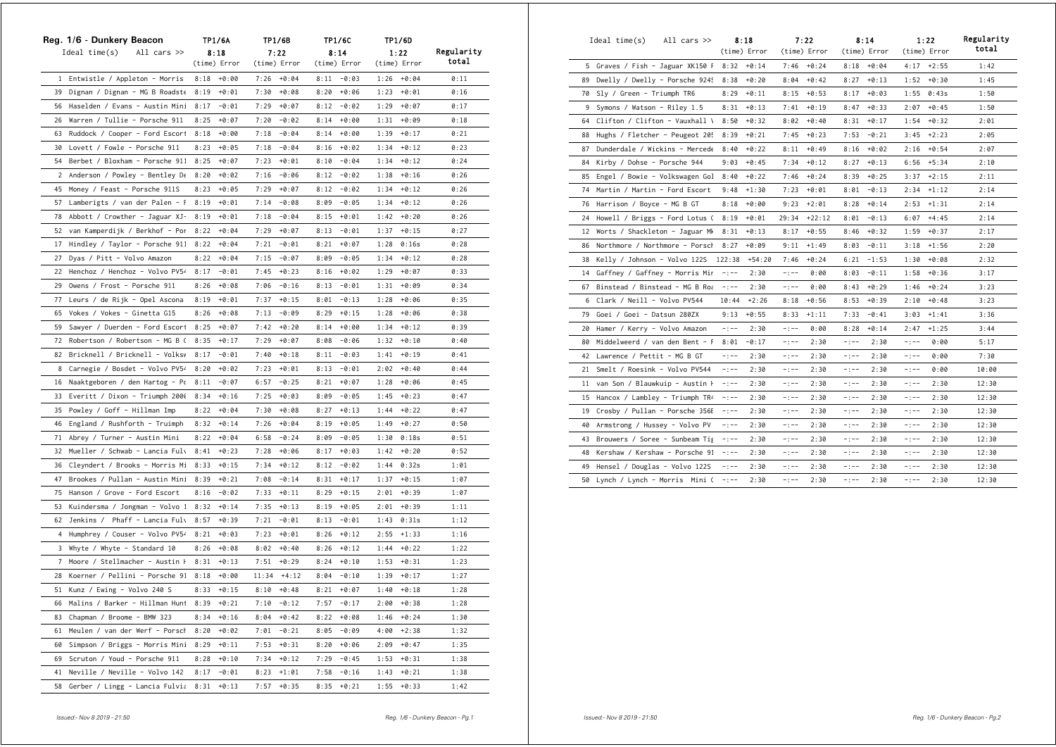## Reg. 1/6 - Dunkery Beacon

| | TP1/6A | | TP1/6B | | TP1/6C | | TP1/6D | | |
|---|---|---|---|---|---|---|---|---|---|
| Ideal time(s) All cars >> | 8:18 | | 7:22 | | 8:14 | | 1:22 | | Regularity total |
| | (time) | Error | (time) | Error | (time) | Error | (time) | Error | |
| 1 Entwistle / Appleton - Morris | 8:18 | +0:00 | 7:26 | +0:04 | 8:11 | -0:03 | 1:26 | +0:04 | 0:11 |
| 39 Dignan / Dignan - MG B Roadste | 8:19 | +0:01 | 7:30 | +0:08 | 8:20 | +0:06 | 1:23 | +0:01 | 0:16 |
| 56 Haselden / Evans - Austin Mini | 8:17 | -0:01 | 7:29 | +0:07 | 8:12 | -0:02 | 1:29 | +0:07 | 0:17 |
| 26 Warren / Tullie - Porsche 911 | 8:25 | +0:07 | 7:20 | -0:02 | 8:14 | +0:00 | 1:31 | +0:09 | 0:18 |
| 63 Ruddock / Cooper - Ford Escort | 8:18 | +0:00 | 7:18 | -0:04 | 8:14 | +0:00 | 1:39 | +0:17 | 0:21 |
| 30 Lovett / Fowle - Porsche 911 | 8:23 | +0:05 | 7:18 | -0:04 | 8:16 | +0:02 | 1:34 | +0:12 | 0:23 |
| 54 Berbet / Bloxham - Porsche 911 | 8:25 | +0:07 | 7:23 | +0:01 | 8:10 | -0:04 | 1:34 | +0:12 | 0:24 |
| 2 Anderson / Powley - Bentley De | 8:20 | +0:02 | 7:16 | -0:06 | 8:12 | -0:02 | 1:38 | +0:16 | 0:26 |
| 45 Money / Feast - Porsche 911S | 8:23 | +0:05 | 7:29 | +0:07 | 8:12 | -0:02 | 1:34 | +0:12 | 0:26 |
| 57 Lamberigts / van der Palen - F | 8:19 | +0:01 | 7:14 | -0:08 | 8:09 | -0:05 | 1:34 | +0:12 | 0:26 |
| 78 Abbott / Crowther - Jaguar XJ- | 8:19 | +0:01 | 7:18 | -0:04 | 8:15 | +0:01 | 1:42 | +0:20 | 0:26 |
| 52 van Kamperdijk / Berkhof - Por | 8:22 | +0:04 | 7:29 | +0:07 | 8:13 | -0:01 | 1:37 | +0:15 | 0:27 |
| 17 Hindley / Taylor - Porsche 911 | 8:22 | +0:04 | 7:21 | -0:01 | 8:21 | +0:07 | 1:28 | 0:16s | 0:28 |
| 27 Dyas / Pitt - Volvo Amazon | 8:22 | +0:04 | 7:15 | -0:07 | 8:09 | -0:05 | 1:34 | +0:12 | 0:28 |
| 22 Henchoz / Henchoz - Volvo PV54 | 8:17 | -0:01 | 7:45 | +0:23 | 8:16 | +0:02 | 1:29 | +0:07 | 0:33 |
| 29 Owens / Frost - Porsche 911 | 8:26 | +0:08 | 7:06 | -0:16 | 8:13 | -0:01 | 1:31 | +0:09 | 0:34 |
| 77 Leurs / de Rijk - Opel Ascona | 8:19 | +0:01 | 7:37 | +0:15 | 8:01 | -0:13 | 1:28 | +0:06 | 0:35 |
| 65 Vokes / Vokes - Ginetta G15 | 8:26 | +0:08 | 7:13 | -0:09 | 8:29 | +0:15 | 1:28 | +0:06 | 0:38 |
| 59 Sawyer / Duerden - Ford Escort | 8:25 | +0:07 | 7:42 | +0:20 | 8:14 | +0:00 | 1:34 | +0:12 | 0:39 |
| 72 Robertson / Robertson - MG B ( | 8:35 | +0:17 | 7:29 | +0:07 | 8:08 | -0:06 | 1:32 | +0:10 | 0:40 |
| 82 Bricknell / Bricknell - Volksw | 8:17 | -0:01 | 7:40 | +0:18 | 8:11 | -0:03 | 1:41 | +0:19 | 0:41 |
| 8 Carnegie / Bosdet - Volvo PV54 | 8:20 | +0:02 | 7:23 | +0:01 | 8:13 | -0:01 | 2:02 | +0:40 | 0:44 |
| 16 Naaktgeboren / den Hartog - Pc | 8:11 | -0:07 | 6:57 | -0:25 | 8:21 | +0:07 | 1:28 | +0:06 | 0:45 |
| 33 Everitt / Dixon - Triumph 2000 | 8:34 | +0:16 | 7:25 | +0:03 | 8:09 | -0:05 | 1:45 | +0:23 | 0:47 |
| 35 Powley / Goff - Hillman Imp | 8:22 | +0:04 | 7:30 | +0:08 | 8:27 | +0:13 | 1:44 | +0:22 | 0:47 |
| 46 England / Rushforth - Truimph | 8:32 | +0:14 | 7:26 | +0:04 | 8:19 | +0:05 | 1:49 | +0:27 | 0:50 |
| 71 Abrey / Turner - Austin Mini | 8:22 | +0:04 | 6:58 | -0:24 | 8:09 | -0:05 | 1:30 | 0:18s | 0:51 |
| 32 Mueller / Schwab - Lancia Fulv | 8:41 | +0:23 | 7:28 | +0:06 | 8:17 | +0:03 | 1:42 | +0:20 | 0:52 |
| 36 Cleyndert / Brooks - Morris Mi | 8:33 | +0:15 | 7:34 | +0:12 | 8:12 | -0:02 | 1:44 | 0:32s | 1:01 |
| 47 Brookes / Pullan - Austin Mini | 8:39 | +0:21 | 7:08 | -0:14 | 8:31 | +0:17 | 1:37 | +0:15 | 1:07 |
| 75 Hanson / Grove - Ford Escort | 8:16 | -0:02 | 7:33 | +0:11 | 8:29 | +0:15 | 2:01 | +0:39 | 1:07 |
| 53 Kuindersma / Jongman - Volvo 1 | 8:32 | +0:14 | 7:35 | +0:13 | 8:19 | +0:05 | 2:01 | +0:39 | 1:11 |
| 62 Jenkins / Phaff - Lancia Fulv | 8:57 | +0:39 | 7:21 | -0:01 | 8:13 | -0:01 | 1:43 | 0:31s | 1:12 |
| 4 Humphrey / Couser - Volvo PV54 | 8:21 | +0:03 | 7:23 | +0:01 | 8:26 | +0:12 | 2:55 | +1:33 | 1:16 |
| 3 Whyte / Whyte - Standard 10 | 8:26 | +0:08 | 8:02 | +0:40 | 8:26 | +0:12 | 1:44 | +0:22 | 1:22 |
| 7 Moore / Stellmacher - Austin H | 8:31 | +0:13 | 7:51 | +0:29 | 8:24 | +0:10 | 1:53 | +0:31 | 1:23 |
| 28 Koerner / Pellini - Porsche 91 | 8:18 | +0:00 | 11:34 | +4:12 | 8:04 | -0:10 | 1:39 | +0:17 | 1:27 |
| 51 Kunz / Ewing - Volvo 240 S | 8:33 | +0:15 | 8:10 | +0:48 | 8:21 | +0:07 | 1:40 | +0:18 | 1:28 |
| 66 Malins / Barker - Hillman Hunt | 8:39 | +0:21 | 7:10 | -0:12 | 7:57 | -0:17 | 2:00 | +0:38 | 1:28 |
| 83 Chapman / Broome - BMW 323 | 8:34 | +0:16 | 8:04 | +0:42 | 8:22 | +0:08 | 1:46 | +0:24 | 1:30 |
| 61 Meulen / van der Werf - Porsch | 8:20 | +0:02 | 7:01 | -0:21 | 8:05 | -0:09 | 4:00 | +2:38 | 1:32 |
| 60 Simpson / Briggs - Morris Mini | 8:29 | +0:11 | 7:53 | +0:31 | 8:20 | +0:06 | 2:09 | +0:47 | 1:35 |
| 69 Scruton / Youd - Porsche 911 | 8:28 | +0:10 | 7:34 | +0:12 | 7:29 | -0:45 | 1:53 | +0:31 | 1:38 |
| 41 Neville / Neville - Volvo 142 | 8:17 | -0:01 | 8:23 | +1:01 | 7:58 | -0:16 | 1:43 | +0:21 | 1:38 |
| 58 Gerber / Lingg - Lancia Fulvia | 8:31 | +0:13 | 7:57 | +0:35 | 8:35 | +0:21 | 1:55 | +0:33 | 1:42 |
| 5 Graves / Fish - Jaguar XK150 F | 8:32 | +0:14 | 7:46 | +0:24 | 8:18 | +0:04 | 4:17 | +2:55 | 1:42 |
| 89 Dwelly / Dwelly - Porsche 924S | 8:38 | +0:20 | 8:04 | +0:42 | 8:27 | +0:13 | 1:52 | +0:30 | 1:45 |
| 70 Sly / Green - Triumph TR6 | 8:29 | +0:11 | 8:15 | +0:53 | 8:17 | +0:03 | 1:55 | 0:43s | 1:50 |
| 9 Symons / Watson - Riley 1.5 | 8:31 | +0:13 | 7:41 | +0:19 | 8:47 | +0:33 | 2:07 | +0:45 | 1:50 |
| 64 Clifton / Clifton - Vauxhall V | 8:50 | +0:32 | 8:02 | +0:40 | 8:31 | +0:17 | 1:54 | +0:32 | 2:01 |
| 88 Hughs / Fletcher - Peugeot 205 | 8:39 | +0:21 | 7:45 | +0:23 | 7:53 | -0:21 | 3:45 | +2:23 | 2:05 |
| 87 Dunderdale / Wickins - Mercede | 8:40 | +0:22 | 8:11 | +0:49 | 8:16 | +0:02 | 2:16 | +0:54 | 2:07 |
| 84 Kirby / Dohse - Porsche 944 | 9:03 | +0:45 | 7:34 | +0:12 | 8:27 | +0:13 | 6:56 | +5:34 | 2:10 |
| 85 Engel / Bowie - Volkswagen Gol | 8:40 | +0:22 | 7:46 | +0:24 | 8:39 | +0:25 | 3:37 | +2:15 | 2:11 |
| 74 Martin / Martin - Ford Escort | 9:48 | +1:30 | 7:23 | +0:01 | 8:01 | -0:13 | 2:34 | +1:12 | 2:14 |
| 76 Harrison / Boyce - MG B GT | 8:18 | +0:00 | 9:23 | +2:01 | 8:28 | +0:14 | 2:53 | +1:31 | 2:14 |
| 24 Howell / Briggs - Ford Lotus ( | 8:19 | +0:01 | 29:34 | +22:12 | 8:01 | -0:13 | 6:07 | +4:45 | 2:14 |
| 12 Worts / Shackleton - Jaguar Mk | 8:31 | +0:13 | 8:17 | +0:55 | 8:46 | +0:32 | 1:59 | +0:37 | 2:17 |
| 86 Northmore / Northmore - Porsch | 8:27 | +0:09 | 9:11 | +1:49 | 8:03 | -0:11 | 3:18 | +1:56 | 2:20 |
| 38 Kelly / Johnson - Volvo 122S | 122:38 | +54:20 | 7:46 | +0:24 | 6:21 | -1:53 | 1:30 | +0:08 | 2:32 |
| 14 Gaffney / Gaffney - Morris Mir | -:-- | 2:30 | -:-- | 0:00 | 8:03 | -0:11 | 1:58 | +0:36 | 3:17 |
| 67 Binstead / Binstead - MG B Roa | -:-- | 2:30 | -:-- | 0:00 | 8:43 | +0:29 | 1:46 | +0:24 | 3:23 |
| 6 Clark / Neill - Volvo PV544 | 10:44 | +2:26 | 8:18 | +0:56 | 8:53 | +0:39 | 2:10 | +0:48 | 3:23 |
| 79 Goei / Goei - Datsun 280ZX | 9:13 | +0:55 | 8:33 | +1:11 | 7:33 | -0:41 | 3:03 | +1:41 | 3:36 |
| 20 Hamer / Kerry - Volvo Amazon | -:-- | 2:30 | -:-- | 0:00 | 8:28 | +0:14 | 2:47 | +1:25 | 3:44 |
| 80 Middelweerd / van den Bent - F | 8:01 | -0:17 | -:-- | 2:30 | -:-- | 2:30 | -:-- | 0:00 | 5:17 |
| 42 Lawrence / Pettit - MG B GT | -:-- | 2:30 | -:-- | 2:30 | -:-- | 2:30 | -:-- | 0:00 | 7:30 |
| 21 Smelt / Roesink - Volvo PV544 | -:-- | 2:30 | -:-- | 2:30 | -:-- | 2:30 | -:-- | 0:00 | 10:00 |
| 11 van Son / Blauwkuip - Austin H | -:-- | 2:30 | -:-- | 2:30 | -:-- | 2:30 | -:-- | 2:30 | 12:30 |
| 15 Hancox / Lambley - Triumph TR4 | -:-- | 2:30 | -:-- | 2:30 | -:-- | 2:30 | -:-- | 2:30 | 12:30 |
| 19 Crosby / Pullan - Porsche 356B | -:-- | 2:30 | -:-- | 2:30 | -:-- | 2:30 | -:-- | 2:30 | 12:30 |
| 40 Armstrong / Hussey - Volvo PV | -:-- | 2:30 | -:-- | 2:30 | -:-- | 2:30 | -:-- | 2:30 | 12:30 |
| 43 Brouwers / Soree - Sunbeam Tig | -:-- | 2:30 | -:-- | 2:30 | -:-- | 2:30 | -:-- | 2:30 | 12:30 |
| 48 Kershaw / Kershaw - Porsche 91 | -:-- | 2:30 | -:-- | 2:30 | -:-- | 2:30 | -:-- | 2:30 | 12:30 |
| 49 Hensel / Douglas - Volvo 122S | -:-- | 2:30 | -:-- | 2:30 | -:-- | 2:30 | -:-- | 2:30 | 12:30 |
| 50 Lynch / Lynch - Morris Mini ( | -:-- | 2:30 | -:-- | 2:30 | -:-- | 2:30 | -:-- | 2:30 | 12:30 |

Issued:- Nov 8 2019 - 21:50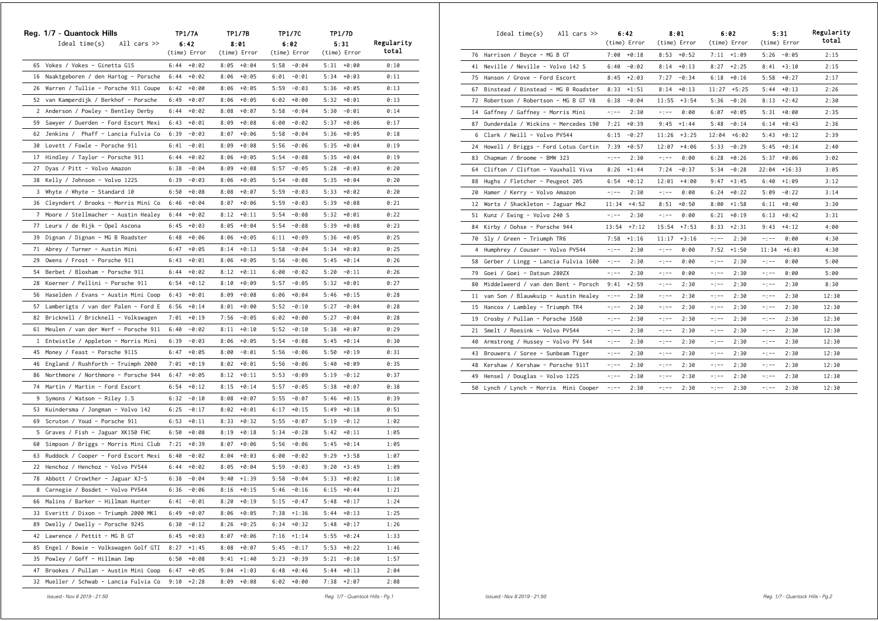## Reg. 1/7 - Quantock Hills

| Ideal time(s) All cars >> | TP1/7A 6:42 (time) | Error | TP1/7B 8:01 (time) | Error | TP1/7C 6:02 (time) | Error | TP1/7D 5:31 (time) | Error | Regularity total |
|---|---|---|---|---|---|---|---|---|---|
| 65 Vokes / Vokes - Ginetta G15 | 6:44 | +0:02 | 8:05 | +0:04 | 5:58 | -0:04 | 5:31 | +0:00 | 0:10 |
| 16 Naaktgeboren / den Hartog - Porsche | 6:44 | +0:02 | 8:06 | +0:05 | 6:01 | -0:01 | 5:34 | +0:03 | 0:11 |
| 26 Warren / Tullie - Porsche 911 Coupe | 6:42 | +0:00 | 8:06 | +0:05 | 5:59 | -0:03 | 5:36 | +0:05 | 0:13 |
| 52 van Kamperdijk / Berkhof - Porsche | 6:49 | +0:07 | 8:06 | +0:05 | 6:02 | +0:00 | 5:32 | +0:01 | 0:13 |
| 2 Anderson / Powley - Bentley Derby | 6:44 | +0:02 | 8:08 | +0:07 | 5:58 | -0:04 | 5:30 | -0:01 | 0:14 |
| 59 Sawyer / Duerden - Ford Escort Mexi | 6:43 | +0:01 | 8:09 | +0:08 | 6:00 | -0:02 | 5:37 | +0:06 | 0:17 |
| 62 Jenkins / Phaff - Lancia Fulvia Co | 6:39 | -0:03 | 8:07 | +0:06 | 5:58 | -0:04 | 5:36 | +0:05 | 0:18 |
| 30 Lovett / Fowle - Porsche 911 | 6:41 | -0:01 | 8:09 | +0:08 | 5:56 | -0:06 | 5:35 | +0:04 | 0:19 |
| 17 Hindley / Taylor - Porsche 911 | 6:44 | +0:02 | 8:06 | +0:05 | 5:54 | -0:08 | 5:35 | +0:04 | 0:19 |
| 27 Dyas / Pitt - Volvo Amazon | 6:38 | -0:04 | 8:09 | +0:08 | 5:57 | -0:05 | 5:28 | -0:03 | 0:20 |
| 38 Kelly / Johnson - Volvo 122S | 6:39 | -0:03 | 8:06 | +0:05 | 5:54 | -0:08 | 5:35 | +0:04 | 0:20 |
| 3 Whyte / Whyte - Standard 10 | 6:50 | +0:08 | 8:08 | +0:07 | 5:59 | -0:03 | 5:33 | +0:02 | 0:20 |
| 36 Cleyndert / Brooks - Morris Mini Co | 6:46 | +0:04 | 8:07 | +0:06 | 5:59 | -0:03 | 5:39 | +0:08 | 0:21 |
| 7 Moore / Stellmacher - Austin Healey | 6:44 | +0:02 | 8:12 | +0:11 | 5:54 | -0:08 | 5:32 | +0:01 | 0:22 |
| 77 Leurs / de Rijk - Opel Ascona | 6:45 | +0:03 | 8:05 | +0:04 | 5:54 | -0:08 | 5:39 | +0:08 | 0:23 |
| 39 Dignan / Dignan - MG B Roadster | 6:48 | +0:06 | 8:06 | +0:05 | 6:11 | +0:09 | 5:36 | +0:05 | 0:25 |
| 71 Abrey / Turner - Austin Mini | 6:47 | +0:05 | 8:14 | +0:13 | 5:58 | -0:04 | 5:34 | +0:03 | 0:25 |
| 29 Owens / Frost - Porsche 911 | 6:43 | +0:01 | 8:06 | +0:05 | 5:56 | -0:06 | 5:45 | +0:14 | 0:26 |
| 54 Berbet / Bloxham - Porsche 911 | 6:44 | +0:02 | 8:12 | +0:11 | 6:00 | -0:02 | 5:20 | -0:11 | 0:26 |
| 28 Koerner / Pellini - Porsche 911 | 6:54 | +0:12 | 8:10 | +0:09 | 5:57 | -0:05 | 5:32 | +0:01 | 0:27 |
| 56 Haselden / Evans - Austin Mini Coop | 6:43 | +0:01 | 8:09 | +0:08 | 6:06 | +0:04 | 5:46 | +0:15 | 0:28 |
| 57 Lambergits / van der Palen - Ford E | 6:56 | +0:14 | 8:01 | +0:00 | 5:52 | -0:10 | 5:27 | -0:04 | 0:28 |
| 82 Bricknell / Bricknell - Volkswagen | 7:01 | +0:19 | 7:56 | -0:05 | 6:02 | +0:00 | 5:27 | -0:04 | 0:28 |
| 61 Meulen / van der Werf - Porsche 911 | 6:40 | -0:02 | 8:11 | +0:10 | 5:52 | -0:10 | 5:38 | +0:07 | 0:29 |
| 1 Entwistle / Appleton - Morris Mini | 6:39 | -0:03 | 8:06 | +0:05 | 5:54 | -0:08 | 5:45 | +0:14 | 0:30 |
| 45 Money / Feast - Porsche 911S | 6:47 | +0:05 | 8:00 | -0:01 | 5:56 | -0:06 | 5:50 | +0:19 | 0:31 |
| 46 England / Rushforth - Truimph 2000 | 7:01 | +0:19 | 8:02 | +0:01 | 5:56 | -0:06 | 5:40 | +0:09 | 0:35 |
| 86 Northmore / Northmore - Porsche 944 | 6:47 | +0:05 | 8:12 | +0:11 | 5:53 | -0:09 | 5:19 | -0:12 | 0:37 |
| 74 Martin / Martin - Ford Escort | 6:54 | +0:12 | 8:15 | +0:14 | 5:57 | -0:05 | 5:38 | +0:07 | 0:38 |
| 9 Symons / Watson - Riley 1.5 | 6:32 | -0:10 | 8:08 | +0:07 | 5:55 | -0:07 | 5:46 | +0:15 | 0:39 |
| 53 Kuindersma / Jongman - Volvo 142 | 6:25 | -0:17 | 8:02 | +0:01 | 6:17 | +0:15 | 5:49 | +0:18 | 0:51 |
| 69 Scruton / Youd - Porsche 911 | 6:53 | +0:11 | 8:33 | +0:32 | 5:55 | -0:07 | 5:19 | -0:12 | 1:02 |
| 5 Graves / Fish - Jaguar XK150 FHC | 6:50 | +0:08 | 8:19 | +0:18 | 5:34 | -0:28 | 5:42 | +0:11 | 1:05 |
| 60 Simpson / Briggs - Morris Mini Club | 7:21 | +0:39 | 8:07 | +0:06 | 5:56 | -0:06 | 5:45 | +0:14 | 1:05 |
| 63 Ruddock / Cooper - Ford Escort Mexi | 6:40 | -0:02 | 8:04 | +0:03 | 6:00 | -0:02 | 9:29 | +3:58 | 1:07 |
| 22 Henchoz / Henchoz - Volvo PV544 | 6:44 | +0:02 | 8:05 | +0:04 | 5:59 | -0:03 | 9:20 | +3:49 | 1:09 |
| 78 Abbott / Crowther - Jaguar XJ-S | 6:38 | -0:04 | 9:40 | +1:39 | 5:58 | -0:04 | 5:33 | +0:02 | 1:10 |
| 8 Carnegie / Bosdet - Volvo PV544 | 6:36 | -0:06 | 8:16 | +0:15 | 5:46 | -0:16 | 6:15 | +0:44 | 1:21 |
| 66 Malins / Barker - Hillman Hunter | 6:41 | -0:01 | 8:20 | +0:19 | 5:15 | -0:47 | 5:48 | +0:17 | 1:24 |
| 33 Everitt / Dixon - Triumph 2000 MK1 | 6:49 | +0:07 | 8:06 | +0:05 | 7:38 | +1:36 | 5:44 | +0:13 | 1:25 |
| 89 Dwelly / Dwelly - Porsche 924S | 6:30 | -0:12 | 8:26 | +0:25 | 6:34 | +0:32 | 5:48 | +0:17 | 1:26 |
| 42 Lawrence / Pettit - MG B GT | 6:45 | +0:03 | 8:07 | +0:06 | 7:16 | +1:14 | 5:55 | +0:24 | 1:33 |
| 85 Engel / Bowie - Volkswagen Golf GTI | 8:27 | +1:45 | 8:08 | +0:07 | 5:45 | -0:17 | 5:53 | +0:22 | 1:46 |
| 35 Powley / Goff - Hillman Imp | 6:50 | +0:08 | 9:41 | +1:40 | 5:23 | -0:39 | 5:21 | -0:10 | 1:57 |
| 47 Brookes / Pullan - Austin Mini Coop | 6:47 | +0:05 | 9:04 | +1:03 | 6:48 | +0:46 | 5:44 | +0:13 | 2:04 |
| 32 Mueller / Schwab - Lancia Fulvia Co | 9:10 | +2:28 | 8:09 | +0:08 | 6:02 | +0:00 | 7:38 | +2:07 | 2:08 |
| 76 Harrison / Boyce - MG B GT | 7:00 | +0:18 | 8:53 | +0:52 | 7:11 | +1:09 | 5:26 | -0:05 | 2:15 |
| 41 Neville / Neville - Volvo 142 S | 6:40 | -0:02 | 8:14 | +0:13 | 8:27 | +2:25 | 8:41 | +3:10 | 2:15 |
| 75 Hanson / Grove - Ford Escort | 8:45 | +2:03 | 7:27 | -0:34 | 6:18 | +0:16 | 5:58 | +0:27 | 2:17 |
| 67 Binstead / Binstead - MG B Roadster | 8:33 | +1:51 | 8:14 | +0:13 | 11:27 | +5:25 | 5:44 | +0:13 | 2:26 |
| 72 Robertson / Robertson - MG B GT V8 | 6:38 | -0:04 | 11:55 | +3:54 | 5:36 | -0:26 | 8:13 | +2:42 | 2:30 |
| 14 Gaffney / Gaffney - Morris Mini | -:-- | 2:30 | -:-- | 0:00 | 6:07 | +0:05 | 5:31 | +0:00 | 2:35 |
| 87 Dunderdale / Wickins - Mercedes 190 | 7:21 | +0:39 | 9:45 | +1:44 | 5:48 | -0:14 | 6:14 | +0:43 | 2:36 |
| 6 Clark / Neill - Volvo PV544 | 6:15 | -0:27 | 11:26 | +3:25 | 12:04 | +6:02 | 5:43 | +0:12 | 2:39 |
| 24 Howell / Briggs - Ford Lotus Cortin | 7:39 | +0:57 | 12:07 | +4:06 | 5:33 | -0:29 | 5:45 | +0:14 | 2:40 |
| 83 Chapman / Broome - BMW 323 | -:-- | 2:30 | -:-- | 0:00 | 6:28 | +0:26 | 5:37 | +0:06 | 3:02 |
| 64 Clifton / Clifton - Vauxhall Viva | 8:26 | +1:44 | 7:24 | -0:37 | 5:34 | -0:28 | 22:04 | +16:33 | 3:05 |
| 88 Hughs / Fletcher - Peugeot 205 | 6:54 | +0:12 | 12:01 | +4:00 | 9:47 | +3:45 | 6:40 | +1:09 | 3:12 |
| 20 Hamer / Kerry - Volvo Amazon | -:-- | 2:30 | -:-- | 0:00 | 6:24 | +0:22 | 5:09 | -0:22 | 3:14 |
| 12 Worts / Shackleton - Jaguar Mk2 | 11:34 | +4:52 | 8:51 | +0:50 | 8:00 | +1:58 | 6:11 | +0:40 | 3:30 |
| 51 Kunz / Ewing - Volvo 240 S | -:-- | 2:30 | -:-- | 0:00 | 6:21 | +0:19 | 6:13 | +0:42 | 3:31 |
| 84 Kirby / Dohse - Porsche 944 | 13:54 | +7:12 | 15:54 | +7:53 | 8:33 | +2:31 | 9:43 | +4:12 | 4:00 |
| 70 Sly / Green - Triumph TR6 | 7:58 | +1:16 | 11:17 | +3:16 | -:-- | 2:30 | -:-- | 0:00 | 4:30 |
| 4 Humphrey / Couser - Volvo PV544 | -:-- | 2:30 | -:-- | 0:00 | 7:52 | +1:50 | 11:34 | +6:03 | 4:30 |
| 58 Gerber / Lingg - Lancia Fulvia 1600 | -:-- | 2:30 | -:-- | 0:00 | -:-- | 2:30 | -:-- | 0:00 | 5:00 |
| 79 Goei / Goei - Datsun 280ZX | -:-- | 2:30 | -:-- | 0:00 | -:-- | 2:30 | -:-- | 0:00 | 5:00 |
| 80 Middelweerd / van den Bent - Porsch | 9:41 | +2:59 | -:-- | 2:30 | -:-- | 2:30 | -:-- | 2:30 | 8:30 |
| 11 van Son / Blauwkuip - Austin Healey | -:-- | 2:30 | -:-- | 2:30 | -:-- | 2:30 | -:-- | 2:30 | 12:30 |
| 15 Hancox / Lambley - Triumph TR4 | -:-- | 2:30 | -:-- | 2:30 | -:-- | 2:30 | -:-- | 2:30 | 12:30 |
| 19 Crosby / Pullan - Porsche 356B | -:-- | 2:30 | -:-- | 2:30 | -:-- | 2:30 | -:-- | 2:30 | 12:30 |
| 21 Smelt / Roesink - Volvo PV544 | -:-- | 2:30 | -:-- | 2:30 | -:-- | 2:30 | -:-- | 2:30 | 12:30 |
| 40 Armstrong / Hussey - Volvo PV 544 | -:-- | 2:30 | -:-- | 2:30 | -:-- | 2:30 | -:-- | 2:30 | 12:30 |
| 43 Brouwers / Soree - Sunbeam Tiger | -:-- | 2:30 | -:-- | 2:30 | -:-- | 2:30 | -:-- | 2:30 | 12:30 |
| 48 Kershaw / Kershaw - Porsche 911T | -:-- | 2:30 | -:-- | 2:30 | -:-- | 2:30 | -:-- | 2:30 | 12:30 |
| 49 Hensel / Douglas - Volvo 122S | -:-- | 2:30 | -:-- | 2:30 | -:-- | 2:30 | -:-- | 2:30 | 12:30 |
| 50 Lynch / Lynch - Morris Mini Cooper | -:-- | 2:30 | -:-- | 2:30 | -:-- | 2:30 | -:-- | 2:30 | 12:30 |

*Issued:- Nov 8 2019 - 21:50*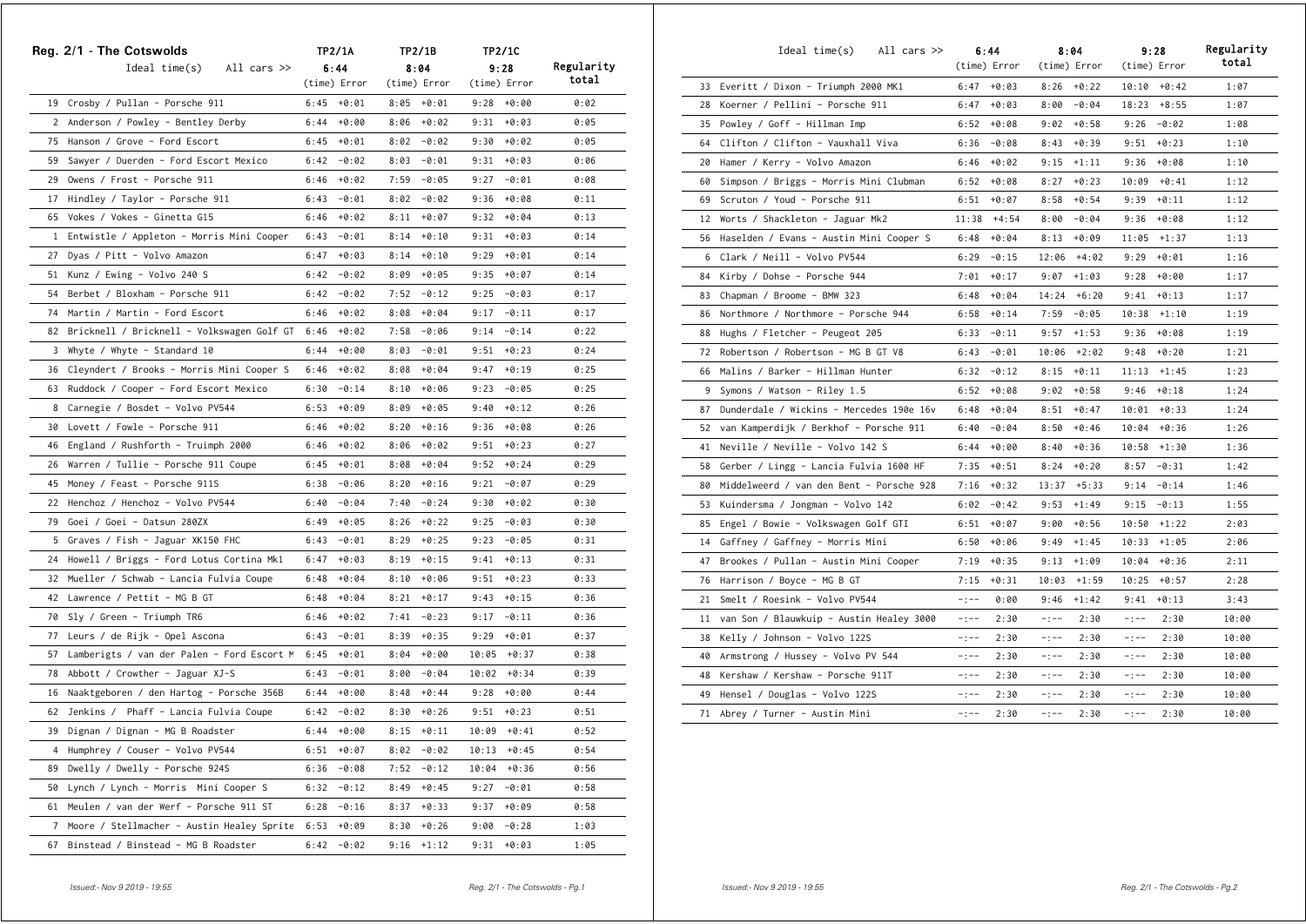## Reg. 2/1 - The Cotswolds

| | TP2/1A | | TP2/1B | | TP2/1C | | |
|---|---|---|---|---|---|---|---|
| Ideal time(s) All cars >> | 6:44 | | 8:04 | | 9:28 | | Regularity total |
| | (time) | Error | (time) | Error | (time) | Error | |
| 19 Crosby / Pullan - Porsche 911 | 6:45 | +0:01 | 8:05 | +0:01 | 9:28 | +0:00 | 0:02 |
| 2 Anderson / Powley - Bentley Derby | 6:44 | +0:00 | 8:06 | +0:02 | 9:31 | +0:03 | 0:05 |
| 75 Hanson / Grove - Ford Escort | 6:45 | +0:01 | 8:02 | -0:02 | 9:30 | +0:02 | 0:05 |
| 59 Sawyer / Duerden - Ford Escort Mexico | 6:42 | -0:02 | 8:03 | -0:01 | 9:31 | +0:03 | 0:06 |
| 29 Owens / Frost - Porsche 911 | 6:46 | +0:02 | 7:59 | -0:05 | 9:27 | -0:01 | 0:08 |
| 17 Hindley / Taylor - Porsche 911 | 6:43 | -0:01 | 8:02 | -0:02 | 9:36 | +0:08 | 0:11 |
| 65 Vokes / Vokes - Ginetta G15 | 6:46 | +0:02 | 8:11 | +0:07 | 9:32 | +0:04 | 0:13 |
| 1 Entwistle / Appleton - Morris Mini Cooper | 6:43 | -0:01 | 8:14 | +0:10 | 9:31 | +0:03 | 0:14 |
| 27 Dyas / Pitt - Volvo Amazon | 6:47 | +0:03 | 8:14 | +0:10 | 9:29 | +0:01 | 0:14 |
| 51 Kunz / Ewing - Volvo 240 S | 6:42 | -0:02 | 8:09 | +0:05 | 9:35 | +0:07 | 0:14 |
| 54 Berbet / Bloxham - Porsche 911 | 6:42 | -0:02 | 7:52 | -0:12 | 9:25 | -0:03 | 0:17 |
| 74 Martin / Martin - Ford Escort | 6:46 | +0:02 | 8:08 | +0:04 | 9:17 | -0:11 | 0:17 |
| 82 Bricknell / Bricknell - Volkswagen Golf GT | 6:46 | +0:02 | 7:58 | -0:06 | 9:14 | -0:14 | 0:22 |
| 3 Whyte / Whyte - Standard 10 | 6:44 | +0:00 | 8:03 | -0:01 | 9:51 | +0:23 | 0:24 |
| 36 Cleyndert / Brooks - Morris Mini Cooper S | 6:46 | +0:02 | 8:08 | +0:04 | 9:47 | +0:19 | 0:25 |
| 63 Ruddock / Cooper - Ford Escort Mexico | 6:30 | -0:14 | 8:10 | +0:06 | 9:23 | -0:05 | 0:25 |
| 8 Carnegie / Bosdet - Volvo PV544 | 6:53 | +0:09 | 8:09 | +0:05 | 9:40 | +0:12 | 0:26 |
| 30 Lovett / Fowle - Porsche 911 | 6:46 | +0:02 | 8:20 | +0:16 | 9:36 | +0:08 | 0:26 |
| 46 England / Rushforth - Truimph 2000 | 6:46 | +0:02 | 8:06 | +0:02 | 9:51 | +0:23 | 0:27 |
| 26 Warren / Tullie - Porsche 911 Coupe | 6:45 | +0:01 | 8:08 | +0:04 | 9:52 | +0:24 | 0:29 |
| 45 Money / Feast - Porsche 911S | 6:38 | -0:06 | 8:20 | +0:16 | 9:21 | -0:07 | 0:29 |
| 22 Henchoz / Henchoz - Volvo PV544 | 6:40 | -0:04 | 7:40 | -0:24 | 9:30 | +0:02 | 0:30 |
| 79 Goei / Goei - Datsun 280ZX | 6:49 | +0:05 | 8:26 | +0:22 | 9:25 | -0:03 | 0:30 |
| 5 Graves / Fish - Jaguar XK150 FHC | 6:43 | -0:01 | 8:29 | +0:25 | 9:23 | -0:05 | 0:31 |
| 24 Howell / Briggs - Ford Lotus Cortina Mk1 | 6:47 | +0:03 | 8:19 | +0:15 | 9:41 | +0:13 | 0:31 |
| 32 Mueller / Schwab - Lancia Fulvia Coupe | 6:48 | +0:04 | 8:10 | +0:06 | 9:51 | +0:23 | 0:33 |
| 42 Lawrence / Pettit - MG B GT | 6:48 | +0:04 | 8:21 | +0:17 | 9:43 | +0:15 | 0:36 |
| 70 Sly / Green - Triumph TR6 | 6:46 | +0:02 | 7:41 | -0:23 | 9:17 | -0:11 | 0:36 |
| 77 Leurs / de Rijk - Opel Ascona | 6:43 | -0:01 | 8:39 | +0:35 | 9:29 | +0:01 | 0:37 |
| 57 Lamberigts / van der Palen - Ford Escort M | 6:45 | +0:01 | 8:04 | +0:00 | 10:05 | +0:37 | 0:38 |
| 78 Abbott / Crowther - Jaguar XJ-S | 6:43 | -0:01 | 8:00 | -0:04 | 10:02 | +0:34 | 0:39 |
| 16 Naaktgeboren / den Hartog - Porsche 356B | 6:44 | +0:00 | 8:48 | +0:44 | 9:28 | +0:00 | 0:44 |
| 62 Jenkins / Phaff - Lancia Fulvia Coupe | 6:42 | -0:02 | 8:30 | +0:26 | 9:51 | +0:23 | 0:51 |
| 39 Dignan / Dignan - MG B Roadster | 6:44 | +0:00 | 8:15 | +0:11 | 10:09 | +0:41 | 0:52 |
| 4 Humphrey / Couser - Volvo PV544 | 6:51 | +0:07 | 8:02 | -0:02 | 10:13 | +0:45 | 0:54 |
| 89 Dwelly / Dwelly - Porsche 924S | 6:36 | -0:08 | 7:52 | -0:12 | 10:04 | +0:36 | 0:56 |
| 50 Lynch / Lynch - Morris Mini Cooper S | 6:32 | -0:12 | 8:49 | +0:45 | 9:27 | -0:01 | 0:58 |
| 61 Meulen / van der Werf - Porsche 911 ST | 6:28 | -0:16 | 8:37 | +0:33 | 9:37 | +0:09 | 0:58 |
| 7 Moore / Stellmacher - Austin Healey Sprite | 6:53 | +0:09 | 8:30 | +0:26 | 9:00 | -0:28 | 1:03 |
| 67 Binstead / Binstead - MG B Roadster | 6:42 | -0:02 | 9:16 | +1:12 | 9:31 | +0:03 | 1:05 |
| 33 Everitt / Dixon - Triumph 2000 MK1 | 6:47 | +0:03 | 8:26 | +0:22 | 10:10 | +0:42 | 1:07 |
| 28 Koerner / Pellini - Porsche 911 | 6:47 | +0:03 | 8:00 | -0:04 | 18:23 | +8:55 | 1:07 |
| 35 Powley / Goff - Hillman Imp | 6:52 | +0:08 | 9:02 | +0:58 | 9:26 | -0:02 | 1:08 |
| 64 Clifton / Clifton - Vauxhall Viva | 6:36 | -0:08 | 8:43 | +0:39 | 9:51 | +0:23 | 1:10 |
| 20 Hamer / Kerry - Volvo Amazon | 6:46 | +0:02 | 9:15 | +1:11 | 9:36 | +0:08 | 1:10 |
| 60 Simpson / Briggs - Morris Mini Clubman | 6:52 | +0:08 | 8:27 | +0:23 | 10:09 | +0:41 | 1:12 |
| 69 Scruton / Youd - Porsche 911 | 6:51 | +0:07 | 8:58 | +0:54 | 9:39 | +0:11 | 1:12 |
| 12 Worts / Shackleton - Jaguar Mk2 | 11:38 | +4:54 | 8:00 | -0:04 | 9:36 | +0:08 | 1:12 |
| 56 Haselden / Evans - Austin Mini Cooper S | 6:48 | +0:04 | 8:13 | +0:09 | 11:05 | +1:37 | 1:13 |
| 6 Clark / Neill - Volvo PV544 | 6:29 | -0:15 | 12:06 | +4:02 | 9:29 | +0:01 | 1:16 |
| 84 Kirby / Dohse - Porsche 944 | 7:01 | +0:17 | 9:07 | +1:03 | 9:28 | +0:00 | 1:17 |
| 83 Chapman / Broome - BMW 323 | 6:48 | +0:04 | 14:24 | +6:20 | 9:41 | +0:13 | 1:17 |
| 86 Northmore / Northmore - Porsche 944 | 6:58 | +0:14 | 7:59 | -0:05 | 10:38 | +1:10 | 1:19 |
| 88 Hughs / Fletcher - Peugeot 205 | 6:33 | -0:11 | 9:57 | +1:53 | 9:36 | +0:08 | 1:19 |
| 72 Robertson / Robertson - MG B GT V8 | 6:43 | -0:01 | 10:06 | +2:02 | 9:48 | +0:20 | 1:21 |
| 66 Malins / Barker - Hillman Hunter | 6:32 | -0:12 | 8:15 | +0:11 | 11:13 | +1:45 | 1:23 |
| 9 Symons / Watson - Riley 1.5 | 6:52 | +0:08 | 9:02 | +0:58 | 9:46 | +0:18 | 1:24 |
| 87 Dunderdale / Wickins - Mercedes 190e 16v | 6:48 | +0:04 | 8:51 | +0:47 | 10:01 | +0:33 | 1:24 |
| 52 van Kamperdijk / Berkhof - Porsche 911 | 6:40 | -0:04 | 8:50 | +0:46 | 10:04 | +0:36 | 1:26 |
| 41 Neville / Neville - Volvo 142 S | 6:44 | +0:00 | 8:40 | +0:36 | 10:58 | +1:30 | 1:36 |
| 58 Gerber / Lingg - Lancia Fulvia 1600 HF | 7:35 | +0:51 | 8:24 | +0:20 | 8:57 | -0:31 | 1:42 |
| 80 Middelweerd / van den Bent - Porsche 928 | 7:16 | +0:32 | 13:37 | +5:33 | 9:14 | -0:14 | 1:46 |
| 53 Kuindersma / Jongman - Volvo 142 | 6:02 | -0:42 | 9:53 | +1:49 | 9:15 | -0:13 | 1:55 |
| 85 Engel / Bowie - Volkswagen Golf GTI | 6:51 | +0:07 | 9:00 | +0:56 | 10:50 | +1:22 | 2:03 |
| 14 Gaffney / Gaffney - Morris Mini | 6:50 | +0:06 | 9:49 | +1:45 | 10:33 | +1:05 | 2:06 |
| 47 Brookes / Pullan - Austin Mini Cooper | 7:19 | +0:35 | 9:13 | +1:09 | 10:04 | +0:36 | 2:11 |
| 76 Harrison / Boyce - MG B GT | 7:15 | +0:31 | 10:03 | +1:59 | 10:25 | +0:57 | 2:28 |
| 21 Smelt / Roesink - Volvo PV544 | -:-- | 0:00 | 9:46 | +1:42 | 9:41 | +0:13 | 3:43 |
| 11 van Son / Blauwkuip - Austin Healey 3000 | -:-- | 2:30 | -:-- | 2:30 | -:-- | 2:30 | 10:00 |
| 38 Kelly / Johnson - Volvo 122S | -:-- | 2:30 | -:-- | 2:30 | -:-- | 2:30 | 10:00 |
| 40 Armstrong / Hussey - Volvo PV 544 | -:-- | 2:30 | -:-- | 2:30 | -:-- | 2:30 | 10:00 |
| 48 Kershaw / Kershaw - Porsche 911T | -:-- | 2:30 | -:-- | 2:30 | -:-- | 2:30 | 10:00 |
| 49 Hensel / Douglas - Volvo 122S | -:-- | 2:30 | -:-- | 2:30 | -:-- | 2:30 | 10:00 |
| 71 Abrey / Turner - Austin Mini | -:-- | 2:30 | -:-- | 2:30 | -:-- | 2:30 | 10:00 |

*Issued:- Nov 9 2019 - 19:55*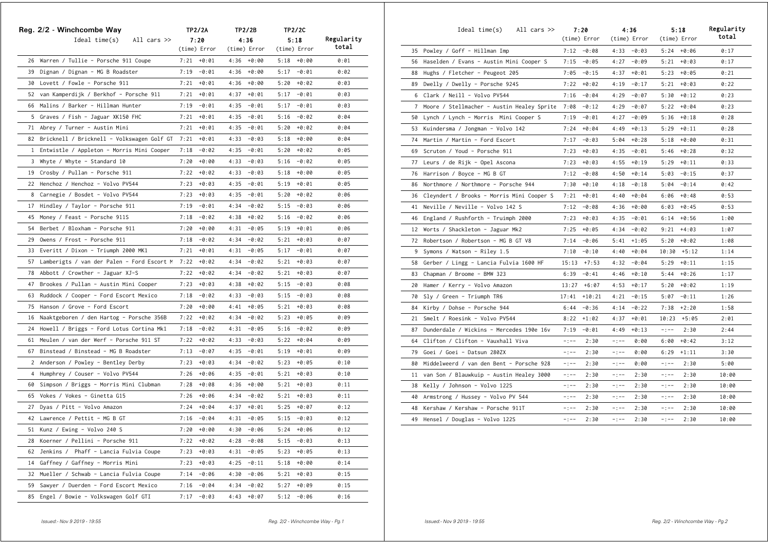## Reg. 2/2 - Winchcombe Way

| | TP2/2A | | TP2/2B | | TP2/2C | | |
|---|---|---|---|---|---|---|---|
| Ideal time(s) All cars >> | 7:20 | | 4:36 | | 5:18 | | Regularity |
| | (time) | Error | (time) | Error | (time) | Error | total |
| 26 Warren / Tullie - Porsche 911 Coupe | 7:21 | +0:01 | 4:36 | +0:00 | 5:18 | +0:00 | 0:01 |
| 39 Dignan / Dignan - MG B Roadster | 7:19 | -0:01 | 4:36 | +0:00 | 5:17 | -0:01 | 0:02 |
| 30 Lovett / Fowle - Porsche 911 | 7:21 | +0:01 | 4:36 | +0:00 | 5:20 | +0:02 | 0:03 |
| 52 van Kamperdijk / Berkhof - Porsche 911 | 7:21 | +0:01 | 4:37 | +0:01 | 5:17 | -0:01 | 0:03 |
| 66 Malins / Barker - Hillman Hunter | 7:19 | -0:01 | 4:35 | -0:01 | 5:17 | -0:01 | 0:03 |
| 5 Graves / Fish - Jaguar XK150 FHC | 7:21 | +0:01 | 4:35 | -0:01 | 5:16 | -0:02 | 0:04 |
| 71 Abrey / Turner - Austin Mini | 7:21 | +0:01 | 4:35 | -0:01 | 5:20 | +0:02 | 0:04 |
| 82 Bricknell / Bricknell - Volkswagen Golf GT | 7:21 | +0:01 | 4:33 | -0:03 | 5:18 | +0:00 | 0:04 |
| 1 Entwistle / Appleton - Morris Mini Cooper | 7:18 | -0:02 | 4:35 | -0:01 | 5:20 | +0:02 | 0:05 |
| 3 Whyte / Whyte - Standard 10 | 7:20 | +0:00 | 4:33 | -0:03 | 5:16 | -0:02 | 0:05 |
| 19 Crosby / Pullan - Porsche 911 | 7:22 | +0:02 | 4:33 | -0:03 | 5:18 | +0:00 | 0:05 |
| 22 Henchoz / Henchoz - Volvo PV544 | 7:23 | +0:03 | 4:35 | -0:01 | 5:19 | +0:01 | 0:05 |
| 8 Carnegie / Bosdet - Volvo PV544 | 7:23 | +0:03 | 4:35 | -0:01 | 5:20 | +0:02 | 0:06 |
| 17 Hindley / Taylor - Porsche 911 | 7:19 | -0:01 | 4:34 | -0:02 | 5:15 | -0:03 | 0:06 |
| 45 Money / Feast - Porsche 911S | 7:18 | -0:02 | 4:38 | +0:02 | 5:16 | -0:02 | 0:06 |
| 54 Berbet / Bloxham - Porsche 911 | 7:20 | +0:00 | 4:31 | -0:05 | 5:19 | +0:01 | 0:06 |
| 29 Owens / Frost - Porsche 911 | 7:18 | -0:02 | 4:34 | -0:02 | 5:21 | +0:03 | 0:07 |
| 33 Everitt / Dixon - Triumph 2000 MK1 | 7:21 | +0:01 | 4:31 | -0:05 | 5:17 | -0:01 | 0:07 |
| 57 Lamberigts / van der Palen - Ford Escort M | 7:22 | +0:02 | 4:34 | -0:02 | 5:21 | +0:03 | 0:07 |
| 78 Abbott / Crowther - Jaguar XJ-S | 7:22 | +0:02 | 4:34 | -0:02 | 5:21 | +0:03 | 0:07 |
| 47 Brookes / Pullan - Austin Mini Cooper | 7:23 | +0:03 | 4:38 | +0:02 | 5:15 | -0:03 | 0:08 |
| 63 Ruddock / Cooper - Ford Escort Mexico | 7:18 | -0:02 | 4:33 | -0:03 | 5:15 | -0:03 | 0:08 |
| 75 Hanson / Grove - Ford Escort | 7:20 | +0:00 | 4:41 | +0:05 | 5:21 | +0:03 | 0:08 |
| 16 Naaktgeboren / den Hartog - Porsche 356B | 7:22 | +0:02 | 4:34 | -0:02 | 5:23 | +0:05 | 0:09 |
| 24 Howell / Briggs - Ford Lotus Cortina Mk1 | 7:18 | -0:02 | 4:31 | -0:05 | 5:16 | -0:02 | 0:09 |
| 61 Meulen / van der Werf - Porsche 911 ST | 7:22 | +0:02 | 4:33 | -0:03 | 5:22 | +0:04 | 0:09 |
| 67 Binstead / Binstead - MG B Roadster | 7:13 | -0:07 | 4:35 | -0:01 | 5:19 | +0:01 | 0:09 |
| 2 Anderson / Powley - Bentley Derby | 7:23 | +0:03 | 4:34 | -0:02 | 5:23 | +0:05 | 0:10 |
| 4 Humphrey / Couser - Volvo PV544 | 7:26 | +0:06 | 4:35 | -0:01 | 5:21 | +0:03 | 0:10 |
| 60 Simpson / Briggs - Morris Mini Clubman | 7:28 | +0:08 | 4:36 | +0:00 | 5:21 | +0:03 | 0:11 |
| 65 Vokes / Vokes - Ginetta G15 | 7:26 | +0:06 | 4:34 | -0:02 | 5:21 | +0:03 | 0:11 |
| 27 Dyas / Pitt - Volvo Amazon | 7:24 | +0:04 | 4:37 | +0:01 | 5:25 | +0:07 | 0:12 |
| 42 Lawrence / Pettit - MG B GT | 7:16 | -0:04 | 4:31 | -0:05 | 5:15 | -0:03 | 0:12 |
| 51 Kunz / Ewing - Volvo 240 S | 7:20 | +0:00 | 4:30 | -0:06 | 5:24 | +0:06 | 0:12 |
| 28 Koerner / Pellini - Porsche 911 | 7:22 | +0:02 | 4:28 | -0:08 | 5:15 | -0:03 | 0:13 |
| 62 Jenkins / Phaff - Lancia Fulvia Coupe | 7:23 | +0:03 | 4:31 | -0:05 | 5:23 | +0:05 | 0:13 |
| 14 Gaffney / Gaffney - Morris Mini | 7:23 | +0:03 | 4:25 | -0:11 | 5:18 | +0:00 | 0:14 |
| 32 Mueller / Schwab - Lancia Fulvia Coupe | 7:14 | -0:06 | 4:30 | -0:06 | 5:21 | +0:03 | 0:15 |
| 59 Sawyer / Duerden - Ford Escort Mexico | 7:16 | -0:04 | 4:34 | -0:02 | 5:27 | +0:09 | 0:15 |
| 85 Engel / Bowie - Volkswagen Golf GTI | 7:17 | -0:03 | 4:43 | +0:07 | 5:12 | -0:06 | 0:16 |
| 35 Powley / Goff - Hillman Imp | 7:12 | -0:08 | 4:33 | -0:03 | 5:24 | +0:06 | 0:17 |
| 56 Haselden / Evans - Austin Mini Cooper S | 7:15 | -0:05 | 4:27 | -0:09 | 5:21 | +0:03 | 0:17 |
| 88 Hughs / Fletcher - Peugeot 205 | 7:05 | -0:15 | 4:37 | +0:01 | 5:23 | +0:05 | 0:21 |
| 89 Dwelly / Dwelly - Porsche 924S | 7:22 | +0:02 | 4:19 | -0:17 | 5:21 | +0:03 | 0:22 |
| 6 Clark / Neill - Volvo PV544 | 7:16 | -0:04 | 4:29 | -0:07 | 5:30 | +0:12 | 0:23 |
| 7 Moore / Stellmacher - Austin Healey Sprite | 7:08 | -0:12 | 4:29 | -0:07 | 5:22 | +0:04 | 0:23 |
| 50 Lynch / Lynch - Morris Mini Cooper S | 7:19 | -0:01 | 4:27 | -0:09 | 5:36 | +0:18 | 0:28 |
| 53 Kuindersma / Jongman - Volvo 142 | 7:24 | +0:04 | 4:49 | +0:13 | 5:29 | +0:11 | 0:28 |
| 74 Martin / Martin - Ford Escort | 7:17 | -0:03 | 5:04 | +0:28 | 5:18 | +0:00 | 0:31 |
| 69 Scruton / Youd - Porsche 911 | 7:23 | +0:03 | 4:35 | -0:01 | 5:46 | +0:28 | 0:32 |
| 77 Leurs / de Rijk - Opel Ascona | 7:23 | +0:03 | 4:55 | +0:19 | 5:29 | +0:11 | 0:33 |
| 76 Harrison / Boyce - MG B GT | 7:12 | -0:08 | 4:50 | +0:14 | 5:03 | -0:15 | 0:37 |
| 86 Northmore / Northmore - Porsche 944 | 7:30 | +0:10 | 4:18 | -0:18 | 5:04 | -0:14 | 0:42 |
| 36 Cleyndert / Brooks - Morris Mini Cooper S | 7:21 | +0:01 | 4:40 | +0:04 | 6:06 | +0:48 | 0:53 |
| 41 Neville / Neville - Volvo 142 S | 7:12 | -0:08 | 4:36 | +0:00 | 6:03 | +0:45 | 0:53 |
| 46 England / Rushforth - Truimph 2000 | 7:23 | +0:03 | 4:35 | -0:01 | 6:14 | +0:56 | 1:00 |
| 12 Worts / Shackleton - Jaguar Mk2 | 7:25 | +0:05 | 4:34 | -0:02 | 9:21 | +4:03 | 1:07 |
| 72 Robertson / Robertson - MG B GT V8 | 7:14 | -0:06 | 5:41 | +1:05 | 5:20 | +0:02 | 1:08 |
| 9 Symons / Watson - Riley 1.5 | 7:10 | -0:10 | 4:40 | +0:04 | 10:30 | +5:12 | 1:14 |
| 58 Gerber / Lingg - Lancia Fulvia 1600 HF | 15:13 | +7:53 | 4:32 | -0:04 | 5:29 | +0:11 | 1:15 |
| 83 Chapman / Broome - BMW 323 | 6:39 | -0:41 | 4:46 | +0:10 | 5:44 | +0:26 | 1:17 |
| 20 Hamer / Kerry - Volvo Amazon | 13:27 | +6:07 | 4:53 | +0:17 | 5:20 | +0:02 | 1:19 |
| 70 Sly / Green - Triumph TR6 | 17:41 | +10:21 | 4:21 | -0:15 | 5:07 | -0:11 | 1:26 |
| 84 Kirby / Dohse - Porsche 944 | 6:44 | -0:36 | 4:14 | -0:22 | 7:38 | +2:20 | 1:58 |
| 21 Smelt / Roesink - Volvo PV544 | 8:22 | +1:02 | 4:37 | +0:01 | 10:23 | +5:05 | 2:01 |
| 87 Dunderdale / Wickins - Mercedes 190e 16v | 7:19 | -0:01 | 4:49 | +0:13 | -:-- | 2:30 | 2:44 |
| 64 Clifton / Clifton - Vauxhall Viva | -:-- | 2:30 | -:-- | 0:00 | 6:00 | +0:42 | 3:12 |
| 79 Goei / Goei - Datsun 280ZX | -:-- | 2:30 | -:-- | 0:00 | 6:29 | +1:11 | 3:30 |
| 80 Middelweerd / van den Bent - Porsche 928 | -:-- | 2:30 | -:-- | 0:00 | -:-- | 2:30 | 5:00 |
| 11 van Son / Blauwkuip - Austin Healey 3000 | -:-- | 2:30 | -:-- | 2:30 | -:-- | 2:30 | 10:00 |
| 38 Kelly / Johnson - Volvo 122S | -:-- | 2:30 | -:-- | 2:30 | -:-- | 2:30 | 10:00 |
| 40 Armstrong / Hussey - Volvo PV 544 | -:-- | 2:30 | -:-- | 2:30 | -:-- | 2:30 | 10:00 |
| 48 Kershaw / Kershaw - Porsche 911T | -:-- | 2:30 | -:-- | 2:30 | -:-- | 2:30 | 10:00 |
| 49 Hensel / Douglas - Volvo 122S | -:-- | 2:30 | -:-- | 2:30 | -:-- | 2:30 | 10:00 |

*Issued:- Nov 9 2019 - 19:55*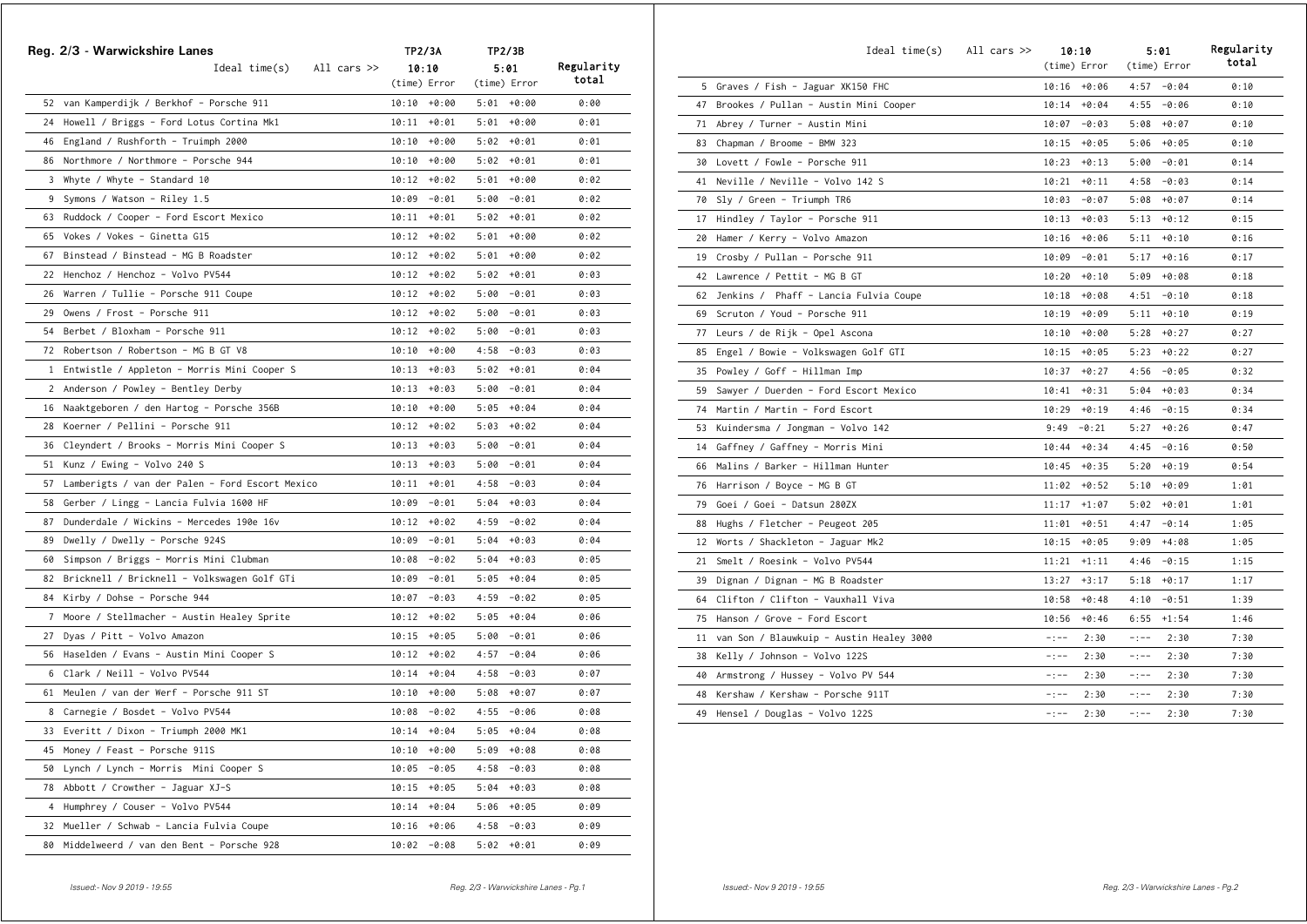## Reg. 2/3 - Warwickshire Lanes

| | TP2/3A | | TP2/3B | | |
|---|---|---|---|---|---|
| Ideal time(s) All cars >> | 10:10 | | 5:01 | | Regularity |
| | (time) | Error | (time) | Error | total |
| 52 van Kamperdijk / Berkhof - Porsche 911 | 10:10 | +0:00 | 5:01 | +0:00 | 0:00 |
| 24 Howell / Briggs - Ford Lotus Cortina Mk1 | 10:11 | +0:01 | 5:01 | +0:00 | 0:01 |
| 46 England / Rushforth - Truimph 2000 | 10:10 | +0:00 | 5:02 | +0:01 | 0:01 |
| 86 Northmore / Northmore - Porsche 944 | 10:10 | +0:00 | 5:02 | +0:01 | 0:01 |
| 3 Whyte / Whyte - Standard 10 | 10:12 | +0:02 | 5:01 | +0:00 | 0:02 |
| 9 Symons / Watson - Riley 1.5 | 10:09 | -0:01 | 5:00 | -0:01 | 0:02 |
| 63 Ruddock / Cooper - Ford Escort Mexico | 10:11 | +0:01 | 5:02 | +0:01 | 0:02 |
| 65 Vokes / Vokes - Ginetta G15 | 10:12 | +0:02 | 5:01 | +0:00 | 0:02 |
| 67 Binstead / Binstead - MG B Roadster | 10:12 | +0:02 | 5:01 | +0:00 | 0:02 |
| 22 Henchoz / Henchoz - Volvo PV544 | 10:12 | +0:02 | 5:02 | +0:01 | 0:03 |
| 26 Warren / Tullie - Porsche 911 Coupe | 10:12 | +0:02 | 5:00 | -0:01 | 0:03 |
| 29 Owens / Frost - Porsche 911 | 10:12 | +0:02 | 5:00 | -0:01 | 0:03 |
| 54 Berbet / Bloxham - Porsche 911 | 10:12 | +0:02 | 5:00 | -0:01 | 0:03 |
| 72 Robertson / Robertson - MG B GT V8 | 10:10 | +0:00 | 4:58 | -0:03 | 0:03 |
| 1 Entwistle / Appleton - Morris Mini Cooper S | 10:13 | +0:03 | 5:02 | +0:01 | 0:04 |
| 2 Anderson / Powley - Bentley Derby | 10:13 | +0:03 | 5:00 | -0:01 | 0:04 |
| 16 Naaktgeboren / den Hartog - Porsche 356B | 10:10 | +0:00 | 5:05 | +0:04 | 0:04 |
| 28 Koerner / Pellini - Porsche 911 | 10:12 | +0:02 | 5:03 | +0:02 | 0:04 |
| 36 Cleyndert / Brooks - Morris Mini Cooper S | 10:13 | +0:03 | 5:00 | -0:01 | 0:04 |
| 51 Kunz / Ewing - Volvo 240 S | 10:13 | +0:03 | 5:00 | -0:01 | 0:04 |
| 57 Lamberigts / van der Palen - Ford Escort Mexico | 10:11 | +0:01 | 4:58 | -0:03 | 0:04 |
| 58 Gerber / Lingg - Lancia Fulvia 1600 HF | 10:09 | -0:01 | 5:04 | +0:03 | 0:04 |
| 87 Dunderdale / Wickins - Mercedes 190e 16v | 10:12 | +0:02 | 4:59 | -0:02 | 0:04 |
| 89 Dwelly / Dwelly - Porsche 924S | 10:09 | -0:01 | 5:04 | +0:03 | 0:04 |
| 60 Simpson / Briggs - Morris Mini Clubman | 10:08 | -0:02 | 5:04 | +0:03 | 0:05 |
| 82 Bricknell / Bricknell - Volkswagen Golf GTi | 10:09 | -0:01 | 5:05 | +0:04 | 0:05 |
| 84 Kirby / Dohse - Porsche 944 | 10:07 | -0:03 | 4:59 | -0:02 | 0:05 |
| 7 Moore / Stellmacher - Austin Healey Sprite | 10:12 | +0:02 | 5:05 | +0:04 | 0:06 |
| 27 Dyas / Pitt - Volvo Amazon | 10:15 | +0:05 | 5:00 | -0:01 | 0:06 |
| 56 Haselden / Evans - Austin Mini Cooper S | 10:12 | +0:02 | 4:57 | -0:04 | 0:06 |
| 6 Clark / Neill - Volvo PV544 | 10:14 | +0:04 | 4:58 | -0:03 | 0:07 |
| 61 Meulen / van der Werf - Porsche 911 ST | 10:10 | +0:00 | 5:08 | +0:07 | 0:07 |
| 8 Carnegie / Bosdet - Volvo PV544 | 10:08 | -0:02 | 4:55 | -0:06 | 0:08 |
| 33 Everitt / Dixon - Triumph 2000 MK1 | 10:14 | +0:04 | 5:05 | +0:04 | 0:08 |
| 45 Money / Feast - Porsche 911S | 10:10 | +0:00 | 5:09 | +0:08 | 0:08 |
| 50 Lynch / Lynch - Morris Mini Cooper S | 10:05 | -0:05 | 4:58 | -0:03 | 0:08 |
| 78 Abbott / Crowther - Jaguar XJ-S | 10:15 | +0:05 | 5:04 | +0:03 | 0:08 |
| 4 Humphrey / Couser - Volvo PV544 | 10:14 | +0:04 | 5:06 | +0:05 | 0:09 |
| 32 Mueller / Schwab - Lancia Fulvia Coupe | 10:16 | +0:06 | 4:58 | -0:03 | 0:09 |
| 80 Middelweerd / van den Bent - Porsche 928 | 10:02 | -0:08 | 5:02 | +0:01 | 0:09 |
| 5 Graves / Fish - Jaguar XK150 FHC | 10:16 | +0:06 | 4:57 | -0:04 | 0:10 |
| 47 Brookes / Pullan - Austin Mini Cooper | 10:14 | +0:04 | 4:55 | -0:06 | 0:10 |
| 71 Abrey / Turner - Austin Mini | 10:07 | -0:03 | 5:08 | +0:07 | 0:10 |
| 83 Chapman / Broome - BMW 323 | 10:15 | +0:05 | 5:06 | +0:05 | 0:10 |
| 30 Lovett / Fowle - Porsche 911 | 10:23 | +0:13 | 5:00 | -0:01 | 0:14 |
| 41 Neville / Neville - Volvo 142 S | 10:21 | +0:11 | 4:58 | -0:03 | 0:14 |
| 70 Sly / Green - Triumph TR6 | 10:03 | -0:07 | 5:08 | +0:07 | 0:14 |
| 17 Hindley / Taylor - Porsche 911 | 10:13 | +0:03 | 5:13 | +0:12 | 0:15 |
| 20 Hamer / Kerry - Volvo Amazon | 10:16 | +0:06 | 5:11 | +0:10 | 0:16 |
| 19 Crosby / Pullan - Porsche 911 | 10:09 | -0:01 | 5:17 | +0:16 | 0:17 |
| 42 Lawrence / Pettit - MG B GT | 10:20 | +0:10 | 5:09 | +0:08 | 0:18 |
| 62 Jenkins / Phaff - Lancia Fulvia Coupe | 10:18 | +0:08 | 4:51 | -0:10 | 0:18 |
| 69 Scruton / Youd - Porsche 911 | 10:19 | +0:09 | 5:11 | +0:10 | 0:19 |
| 77 Leurs / de Rijk - Opel Ascona | 10:10 | +0:00 | 5:28 | +0:27 | 0:27 |
| 85 Engel / Bowie - Volkswagen Golf GTI | 10:15 | +0:05 | 5:23 | +0:22 | 0:27 |
| 35 Powley / Goff - Hillman Imp | 10:37 | +0:27 | 4:56 | -0:05 | 0:32 |
| 59 Sawyer / Duerden - Ford Escort Mexico | 10:41 | +0:31 | 5:04 | +0:03 | 0:34 |
| 74 Martin / Martin - Ford Escort | 10:29 | +0:19 | 4:46 | -0:15 | 0:34 |
| 53 Kuindersma / Jongman - Volvo 142 | 9:49 | -0:21 | 5:27 | +0:26 | 0:47 |
| 14 Gaffney / Gaffney - Morris Mini | 10:44 | +0:34 | 4:45 | -0:16 | 0:50 |
| 66 Malins / Barker - Hillman Hunter | 10:45 | +0:35 | 5:20 | +0:19 | 0:54 |
| 76 Harrison / Boyce - MG B GT | 11:02 | +0:52 | 5:10 | +0:09 | 1:01 |
| 79 Goei / Goei - Datsun 280ZX | 11:17 | +1:07 | 5:02 | +0:01 | 1:01 |
| 88 Hughs / Fletcher - Peugeot 205 | 11:01 | +0:51 | 4:47 | -0:14 | 1:05 |
| 12 Worts / Shackleton - Jaguar Mk2 | 10:15 | +0:05 | 9:09 | +4:08 | 1:05 |
| 21 Smelt / Roesink - Volvo PV544 | 11:21 | +1:11 | 4:46 | -0:15 | 1:15 |
| 39 Dignan / Dignan - MG B Roadster | 13:27 | +3:17 | 5:18 | +0:17 | 1:17 |
| 64 Clifton / Clifton - Vauxhall Viva | 10:58 | +0:48 | 4:10 | -0:51 | 1:39 |
| 75 Hanson / Grove - Ford Escort | 10:56 | +0:46 | 6:55 | +1:54 | 1:46 |
| 11 van Son / Blauwkuip - Austin Healey 3000 | -:-- | 2:30 | -:-- | 2:30 | 7:30 |
| 38 Kelly / Johnson - Volvo 122S | -:-- | 2:30 | -:-- | 2:30 | 7:30 |
| 40 Armstrong / Hussey - Volvo PV 544 | -:-- | 2:30 | -:-- | 2:30 | 7:30 |
| 48 Kershaw / Kershaw - Porsche 911T | -:-- | 2:30 | -:-- | 2:30 | 7:30 |
| 49 Hensel / Douglas - Volvo 122S | -:-- | 2:30 | -:-- | 2:30 | 7:30 |

*Issued:- Nov 9 2019 - 19:55*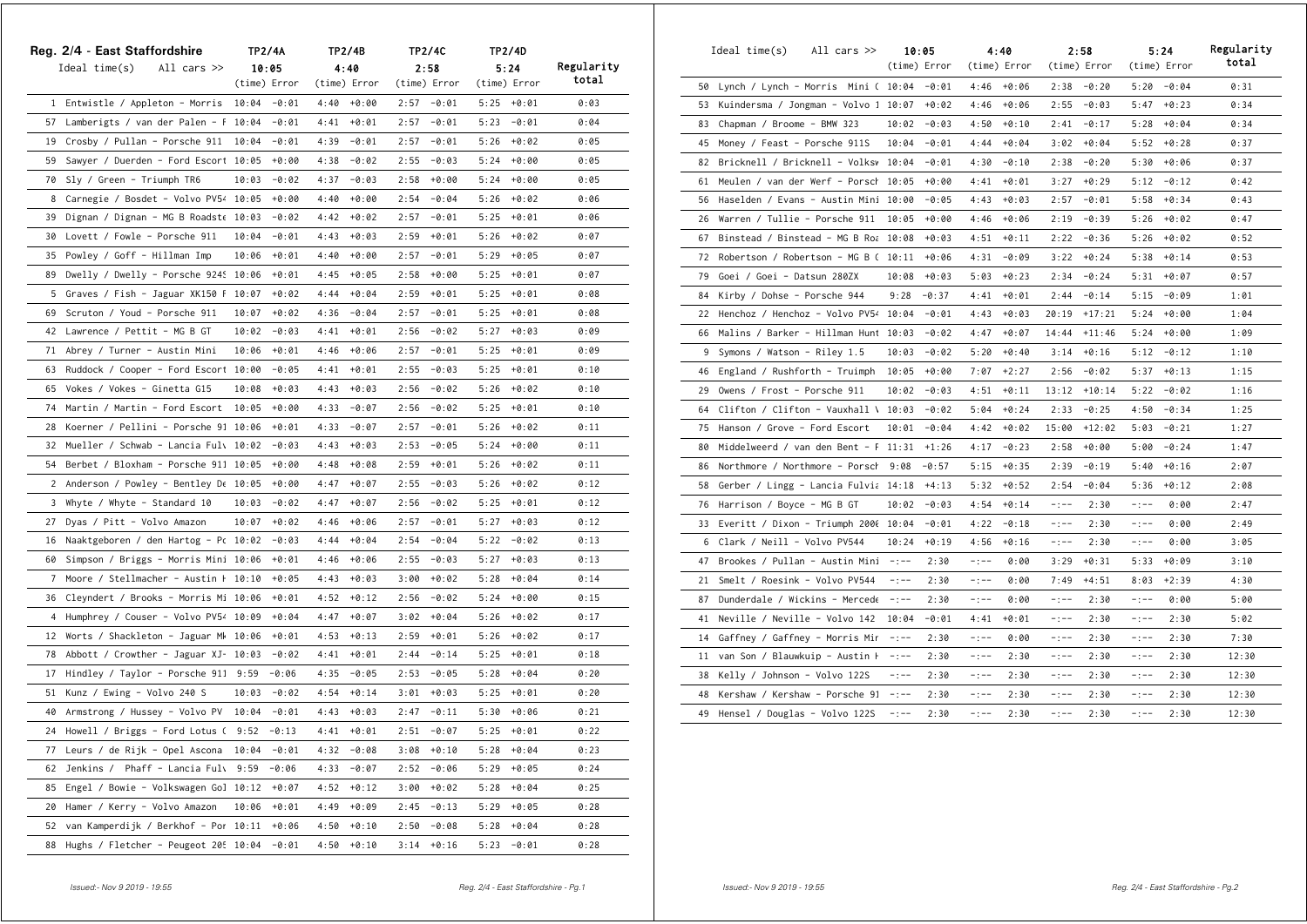## Reg. 2/4 - East Staffordshire

| | TP2/4A | | TP2/4B | | TP2/4C | | TP2/4D | | |
|---|---|---|---|---|---|---|---|---|---|
| Ideal time(s) All cars >> | 10:05 | | 4:40 | | 2:58 | | 5:24 | | Regularity total |
| | (time) | Error | (time) | Error | (time) | Error | (time) | Error | |
| 1 Entwistle / Appleton - Morris | 10:04 | -0:01 | 4:40 | +0:00 | 2:57 | -0:01 | 5:25 | +0:01 | 0:03 |
| 57 Lamberigts / van der Palen - F | 10:04 | -0:01 | 4:41 | +0:01 | 2:57 | -0:01 | 5:23 | -0:01 | 0:04 |
| 19 Crosby / Pullan - Porsche 911 | 10:04 | -0:01 | 4:39 | -0:01 | 2:57 | -0:01 | 5:26 | +0:02 | 0:05 |
| 59 Sawyer / Duerden - Ford Escort | 10:05 | +0:00 | 4:38 | -0:02 | 2:55 | -0:03 | 5:24 | +0:00 | 0:05 |
| 70 Sly / Green - Triumph TR6 | 10:03 | -0:02 | 4:37 | -0:03 | 2:58 | +0:00 | 5:24 | +0:00 | 0:05 |
| 8 Carnegie / Bosdet - Volvo PV54 | 10:05 | +0:00 | 4:40 | +0:00 | 2:54 | -0:04 | 5:26 | +0:02 | 0:06 |
| 39 Dignan / Dignan - MG B Roadste | 10:03 | -0:02 | 4:42 | +0:02 | 2:57 | -0:01 | 5:25 | +0:01 | 0:06 |
| 30 Lovett / Fowle - Porsche 911 | 10:04 | -0:01 | 4:43 | +0:03 | 2:59 | +0:01 | 5:26 | +0:02 | 0:07 |
| 35 Powley / Goff - Hillman Imp | 10:06 | +0:01 | 4:40 | +0:00 | 2:57 | -0:01 | 5:29 | +0:05 | 0:07 |
| 89 Dwelly / Dwelly - Porsche 924S | 10:06 | +0:01 | 4:45 | +0:05 | 2:58 | +0:00 | 5:25 | +0:01 | 0:07 |
| 5 Graves / Fish - Jaguar XK150 F | 10:07 | +0:02 | 4:44 | +0:04 | 2:59 | +0:01 | 5:25 | +0:01 | 0:08 |
| 69 Scruton / Youd - Porsche 911 | 10:07 | +0:02 | 4:36 | -0:04 | 2:57 | -0:01 | 5:25 | +0:01 | 0:08 |
| 42 Lawrence / Pettit - MG B GT | 10:02 | -0:03 | 4:41 | +0:01 | 2:56 | -0:02 | 5:27 | +0:03 | 0:09 |
| 71 Abrey / Turner - Austin Mini | 10:06 | +0:01 | 4:46 | +0:06 | 2:57 | -0:01 | 5:25 | +0:01 | 0:09 |
| 63 Ruddock / Cooper - Ford Escort | 10:00 | -0:05 | 4:41 | +0:01 | 2:55 | -0:03 | 5:25 | +0:01 | 0:10 |
| 65 Vokes / Vokes - Ginetta G15 | 10:08 | +0:03 | 4:43 | +0:03 | 2:56 | -0:02 | 5:26 | +0:02 | 0:10 |
| 74 Martin / Martin - Ford Escort | 10:05 | +0:00 | 4:33 | -0:07 | 2:56 | -0:02 | 5:25 | +0:01 | 0:10 |
| 28 Koerner / Pellini - Porsche 91 | 10:06 | +0:01 | 4:33 | -0:07 | 2:57 | -0:01 | 5:26 | +0:02 | 0:11 |
| 32 Mueller / Schwab - Lancia Fulv | 10:02 | -0:03 | 4:43 | +0:03 | 2:53 | -0:05 | 5:24 | +0:00 | 0:11 |
| 54 Berbet / Bloxham - Porsche 911 | 10:05 | +0:00 | 4:48 | +0:08 | 2:59 | +0:01 | 5:26 | +0:02 | 0:11 |
| 2 Anderson / Powley - Bentley De | 10:05 | +0:00 | 4:47 | +0:07 | 2:55 | -0:03 | 5:26 | +0:02 | 0:12 |
| 3 Whyte / Whyte - Standard 10 | 10:03 | -0:02 | 4:47 | +0:07 | 2:56 | -0:02 | 5:25 | +0:01 | 0:12 |
| 27 Dyas / Pitt - Volvo Amazon | 10:07 | +0:02 | 4:46 | +0:06 | 2:57 | -0:01 | 5:27 | +0:03 | 0:12 |
| 16 Naaktgeboren / den Hartog - Pc | 10:02 | -0:03 | 4:44 | +0:04 | 2:54 | -0:04 | 5:22 | -0:02 | 0:13 |
| 60 Simpson / Briggs - Morris Mini | 10:06 | +0:01 | 4:46 | +0:06 | 2:55 | -0:03 | 5:27 | +0:03 | 0:13 |
| 7 Moore / Stellmacher - Austin H | 10:10 | +0:05 | 4:43 | +0:03 | 3:00 | +0:02 | 5:28 | +0:04 | 0:14 |
| 36 Cleyndert / Brooks - Morris Mi | 10:06 | +0:01 | 4:52 | +0:12 | 2:56 | -0:02 | 5:24 | +0:00 | 0:15 |
| 4 Humphrey / Couser - Volvo PV54 | 10:09 | +0:04 | 4:47 | +0:07 | 3:02 | +0:04 | 5:26 | +0:02 | 0:17 |
| 12 Worts / Shackleton - Jaguar Mk | 10:06 | +0:01 | 4:53 | +0:13 | 2:59 | +0:01 | 5:26 | +0:02 | 0:17 |
| 78 Abbott / Crowther - Jaguar XJ- | 10:03 | -0:02 | 4:41 | +0:01 | 2:44 | -0:14 | 5:25 | +0:01 | 0:18 |
| 17 Hindley / Taylor - Porsche 911 | 9:59 | -0:06 | 4:35 | -0:05 | 2:53 | -0:05 | 5:28 | +0:04 | 0:20 |
| 51 Kunz / Ewing - Volvo 240 S | 10:03 | -0:02 | 4:54 | +0:14 | 3:01 | +0:03 | 5:25 | +0:01 | 0:20 |
| 40 Armstrong / Hussey - Volvo PV | 10:04 | -0:01 | 4:43 | +0:03 | 2:47 | -0:11 | 5:30 | +0:06 | 0:21 |
| 24 Howell / Briggs - Ford Lotus ( | 9:52 | -0:13 | 4:41 | +0:01 | 2:51 | -0:07 | 5:25 | +0:01 | 0:22 |
| 77 Leurs / de Rijk - Opel Ascona | 10:04 | -0:01 | 4:32 | -0:08 | 3:08 | +0:10 | 5:28 | +0:04 | 0:23 |
| 62 Jenkins / Phaff - Lancia Fulv | 9:59 | -0:06 | 4:33 | -0:07 | 2:52 | -0:06 | 5:29 | +0:05 | 0:24 |
| 85 Engel / Bowie - Volkswagen Gol | 10:12 | +0:07 | 4:52 | +0:12 | 3:00 | +0:02 | 5:28 | +0:04 | 0:25 |
| 20 Hamer / Kerry - Volvo Amazon | 10:06 | +0:01 | 4:49 | +0:09 | 2:45 | -0:13 | 5:29 | +0:05 | 0:28 |
| 52 van Kamperdijk / Berkhof - Por | 10:11 | +0:06 | 4:50 | +0:10 | 2:50 | -0:08 | 5:28 | +0:04 | 0:28 |
| 88 Hughs / Fletcher - Peugeot 205 | 10:04 | -0:01 | 4:50 | +0:10 | 3:14 | +0:16 | 5:23 | -0:01 | 0:28 |
| 50 Lynch / Lynch - Morris Mini ( | 10:04 | -0:01 | 4:46 | +0:06 | 2:38 | -0:20 | 5:20 | -0:04 | 0:31 |
| 53 Kuindersma / Jongman - Volvo 1 | 10:07 | +0:02 | 4:46 | +0:06 | 2:55 | -0:03 | 5:47 | +0:23 | 0:34 |
| 83 Chapman / Broome - BMW 323 | 10:02 | -0:03 | 4:50 | +0:10 | 2:41 | -0:17 | 5:28 | +0:04 | 0:34 |
| 45 Money / Feast - Porsche 911S | 10:04 | -0:01 | 4:44 | +0:04 | 3:02 | +0:04 | 5:52 | +0:28 | 0:37 |
| 82 Bricknell / Bricknell - Volksw | 10:04 | -0:01 | 4:30 | -0:10 | 2:38 | -0:20 | 5:30 | +0:06 | 0:37 |
| 61 Meulen / van der Werf - Porsch | 10:05 | +0:00 | 4:41 | +0:01 | 3:27 | +0:29 | 5:12 | -0:12 | 0:42 |
| 56 Haselden / Evans - Austin Mini | 10:00 | -0:05 | 4:43 | +0:03 | 2:57 | -0:01 | 5:58 | +0:34 | 0:43 |
| 26 Warren / Tullie - Porsche 911 | 10:05 | +0:00 | 4:46 | +0:06 | 2:19 | -0:39 | 5:26 | +0:02 | 0:47 |
| 67 Binstead / Binstead - MG B Roa | 10:08 | +0:03 | 4:51 | +0:11 | 2:22 | -0:36 | 5:26 | +0:02 | 0:52 |
| 72 Robertson / Robertson - MG B ( | 10:11 | +0:06 | 4:31 | -0:09 | 3:22 | +0:24 | 5:38 | +0:14 | 0:53 |
| 79 Goei / Goei - Datsun 280ZX | 10:08 | +0:03 | 5:03 | +0:23 | 2:34 | -0:24 | 5:31 | +0:07 | 0:57 |
| 84 Kirby / Dohse - Porsche 944 | 9:28 | -0:37 | 4:41 | +0:01 | 2:44 | -0:14 | 5:15 | -0:09 | 1:01 |
| 22 Henchoz / Henchoz - Volvo PV54 | 10:04 | -0:01 | 4:43 | +0:03 | 20:19 | +17:21 | 5:24 | +0:00 | 1:04 |
| 66 Malins / Barker - Hillman Hunt | 10:03 | -0:02 | 4:47 | +0:07 | 14:44 | +11:46 | 5:24 | +0:00 | 1:09 |
| 9 Symons / Watson - Riley 1.5 | 10:03 | -0:02 | 5:20 | +0:40 | 3:14 | +0:16 | 5:12 | -0:12 | 1:10 |
| 46 England / Rushforth - Truimph | 10:05 | +0:00 | 7:07 | +2:27 | 2:56 | -0:02 | 5:37 | +0:13 | 1:15 |
| 29 Owens / Frost - Porsche 911 | 10:02 | -0:03 | 4:51 | +0:11 | 13:12 | +10:14 | 5:22 | -0:02 | 1:16 |
| 64 Clifton / Clifton - Vauxhall V | 10:03 | -0:02 | 5:04 | +0:24 | 2:33 | -0:25 | 4:50 | -0:34 | 1:25 |
| 75 Hanson / Grove - Ford Escort | 10:01 | -0:04 | 4:42 | +0:02 | 15:00 | +12:02 | 5:03 | -0:21 | 1:27 |
| 80 Middelweerd / van den Bent - F | 11:31 | +1:26 | 4:17 | -0:23 | 2:58 | +0:00 | 5:00 | -0:24 | 1:47 |
| 86 Northmore / Northmore - Porsch | 9:08 | -0:57 | 5:15 | +0:35 | 2:39 | -0:19 | 5:40 | +0:16 | 2:07 |
| 58 Gerber / Lingg - Lancia Fulvia | 14:18 | +4:13 | 5:32 | +0:52 | 2:54 | -0:04 | 5:36 | +0:12 | 2:08 |
| 76 Harrison / Boyce - MG B GT | 10:02 | -0:03 | 4:54 | +0:14 | -:-- | 2:30 | -:-- | 0:00 | 2:47 |
| 33 Everitt / Dixon - Triumph 2000 | 10:04 | -0:01 | 4:22 | -0:18 | -:-- | 2:30 | -:-- | 0:00 | 2:49 |
| 6 Clark / Neill - Volvo PV544 | 10:24 | +0:19 | 4:56 | +0:16 | -:-- | 2:30 | -:-- | 0:00 | 3:05 |
| 47 Brookes / Pullan - Austin Mini | -:-- | 2:30 | -:-- | 0:00 | 3:29 | +0:31 | 5:33 | +0:09 | 3:10 |
| 21 Smelt / Roesink - Volvo PV544 | -:-- | 2:30 | -:-- | 0:00 | 7:49 | +4:51 | 8:03 | +2:39 | 4:30 |
| 87 Dunderdale / Wickins - Mercede | -:-- | 2:30 | -:-- | 0:00 | -:-- | 2:30 | -:-- | 0:00 | 5:00 |
| 41 Neville / Neville - Volvo 142 | 10:04 | -0:01 | 4:41 | +0:01 | -:-- | 2:30 | -:-- | 2:30 | 5:02 |
| 14 Gaffney / Gaffney - Morris Mir | -:-- | 2:30 | -:-- | 0:00 | -:-- | 2:30 | -:-- | 2:30 | 7:30 |
| 11 van Son / Blaauwkuip - Austin H | -:-- | 2:30 | -:-- | 2:30 | -:-- | 2:30 | -:-- | 2:30 | 12:30 |
| 38 Kelly / Johnson - Volvo 122S | -:-- | 2:30 | -:-- | 2:30 | -:-- | 2:30 | -:-- | 2:30 | 12:30 |
| 48 Kershaw / Kershaw - Porsche 91 | -:-- | 2:30 | -:-- | 2:30 | -:-- | 2:30 | -:-- | 2:30 | 12:30 |
| 49 Hensel / Douglas - Volvo 122S | -:-- | 2:30 | -:-- | 2:30 | -:-- | 2:30 | -:-- | 2:30 | 12:30 |

*Issued:- Nov 9 2019 - 19:55*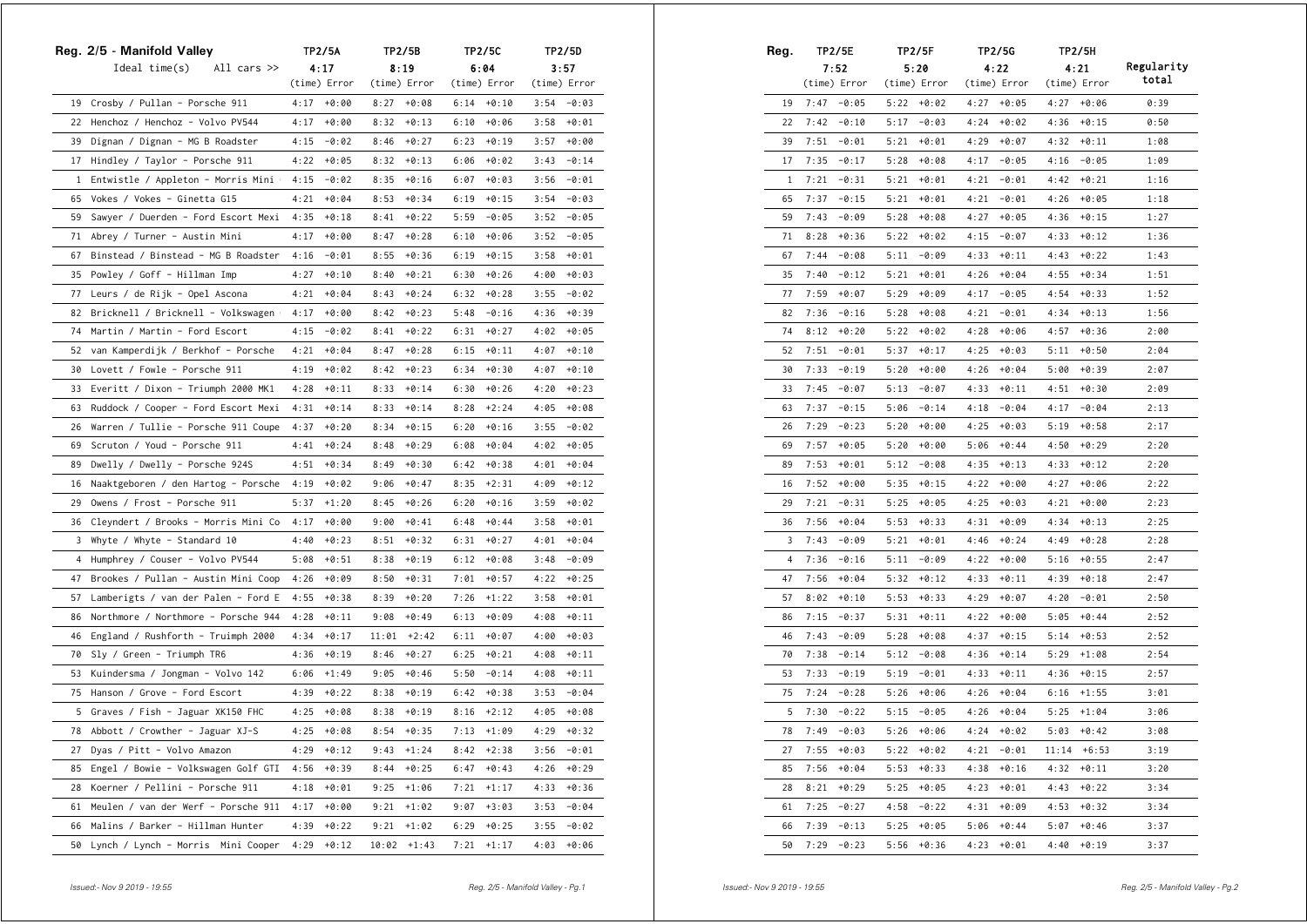## Reg. 2/5 - Manifold Valley

| | TP2/5A | | TP2/5B | | TP2/5C | | TP2/5D | |
|---|---|---|---|---|---|---|---|---|
| Ideal time(s) All cars >> | 4:17 | | 8:19 | | 6:04 | | 3:57 | |
| | (time) | Error | (time) | Error | (time) | Error | (time) | Error |
| 19 Crosby / Pullan - Porsche 911 | 4:17 | +0:00 | 8:27 | +0:08 | 6:14 | +0:10 | 3:54 | -0:03 |
| 22 Henchoz / Henchoz - Volvo PV544 | 4:17 | +0:00 | 8:32 | +0:13 | 6:10 | +0:06 | 3:58 | +0:01 |
| 39 Dignan / Dignan - MG B Roadster | 4:15 | -0:02 | 8:46 | +0:27 | 6:23 | +0:19 | 3:57 | +0:00 |
| 17 Hindley / Taylor - Porsche 911 | 4:22 | +0:05 | 8:32 | +0:13 | 6:06 | +0:02 | 3:43 | -0:14 |
| 1 Entwistle / Appleton - Morris Mini | 4:15 | -0:02 | 8:35 | +0:16 | 6:07 | +0:03 | 3:56 | -0:01 |
| 65 Vokes / Vokes - Ginetta G15 | 4:21 | +0:04 | 8:53 | +0:34 | 6:19 | +0:15 | 3:54 | -0:03 |
| 59 Sawyer / Duerden - Ford Escort Mexi | 4:35 | +0:18 | 8:41 | +0:22 | 5:59 | -0:05 | 3:52 | -0:05 |
| 71 Abrey / Turner - Austin Mini | 4:17 | +0:00 | 8:47 | +0:28 | 6:10 | +0:06 | 3:52 | -0:05 |
| 67 Binstead / Binstead - MG B Roadster | 4:16 | -0:01 | 8:55 | +0:36 | 6:19 | +0:15 | 3:58 | +0:01 |
| 35 Powley / Goff - Hillman Imp | 4:27 | +0:10 | 8:40 | +0:21 | 6:30 | +0:26 | 4:00 | +0:03 |
| 77 Leurs / de Rijk - Opel Ascona | 4:21 | +0:04 | 8:43 | +0:24 | 6:32 | +0:28 | 3:55 | -0:02 |
| 82 Bricknell / Bricknell - Volkswagen | 4:17 | +0:00 | 8:42 | +0:23 | 5:48 | -0:16 | 4:36 | +0:39 |
| 74 Martin / Martin - Ford Escort | 4:15 | -0:02 | 8:41 | +0:22 | 6:31 | +0:27 | 4:02 | +0:05 |
| 52 van Kamperdijk / Berkhof - Porsche | 4:21 | +0:04 | 8:47 | +0:28 | 6:15 | +0:11 | 4:07 | +0:10 |
| 30 Lovett / Fowle - Porsche 911 | 4:19 | +0:02 | 8:42 | +0:23 | 6:34 | +0:30 | 4:07 | +0:10 |
| 33 Everitt / Dixon - Triumph 2000 MK1 | 4:28 | +0:11 | 8:33 | +0:14 | 6:30 | +0:26 | 4:20 | +0:23 |
| 63 Ruddock / Cooper - Ford Escort Mexi | 4:31 | +0:14 | 8:33 | +0:14 | 8:28 | +2:24 | 4:05 | +0:08 |
| 26 Warren / Tullie - Porsche 911 Coupe | 4:37 | +0:20 | 8:34 | +0:15 | 6:20 | +0:16 | 3:55 | -0:02 |
| 69 Scruton / Youd - Porsche 911 | 4:41 | +0:24 | 8:48 | +0:29 | 6:08 | +0:04 | 4:02 | +0:05 |
| 89 Dwelly / Dwelly - Porsche 924S | 4:51 | +0:34 | 8:49 | +0:30 | 6:42 | +0:38 | 4:01 | +0:04 |
| 16 Naaktgeboren / den Hartog - Porsche | 4:19 | +0:02 | 9:06 | +0:47 | 8:35 | +2:31 | 4:09 | +0:12 |
| 29 Owens / Frost - Porsche 911 | 5:37 | +1:20 | 8:45 | +0:26 | 6:20 | +0:16 | 3:59 | +0:02 |
| 36 Cleyndert / Brooks - Morris Mini Co | 4:17 | +0:00 | 9:00 | +0:41 | 6:48 | +0:44 | 3:58 | +0:01 |
| 3 Whyte / Whyte - Standard 10 | 4:40 | +0:23 | 8:51 | +0:32 | 6:31 | +0:27 | 4:01 | +0:04 |
| 4 Humphrey / Couser - Volvo PV544 | 5:08 | +0:51 | 8:38 | +0:19 | 6:12 | +0:08 | 3:48 | -0:09 |
| 47 Brookes / Pullan - Austin Mini Coop | 4:26 | +0:09 | 8:50 | +0:31 | 7:01 | +0:57 | 4:22 | +0:25 |
| 57 Lamberigts / van der Palen - Ford E | 4:55 | +0:38 | 8:39 | +0:20 | 7:26 | +1:22 | 3:58 | +0:01 |
| 86 Northmore / Northmore - Porsche 944 | 4:28 | +0:11 | 9:08 | +0:49 | 6:13 | +0:09 | 4:08 | +0:11 |
| 46 England / Rushforth - Truimph 2000 | 4:34 | +0:17 | 11:01 | +2:42 | 6:11 | +0:07 | 4:00 | +0:03 |
| 70 Sly / Green - Triumph TR6 | 4:36 | +0:19 | 8:46 | +0:27 | 6:25 | +0:21 | 4:08 | +0:11 |
| 53 Kuindersma / Jongman - Volvo 142 | 6:06 | +1:49 | 9:05 | +0:46 | 5:50 | -0:14 | 4:08 | +0:11 |
| 75 Hanson / Grove - Ford Escort | 4:39 | +0:22 | 8:38 | +0:19 | 6:42 | +0:38 | 3:53 | -0:04 |
| 5 Graves / Fish - Jaguar XK150 FHC | 4:25 | +0:08 | 8:38 | +0:19 | 8:16 | +2:12 | 4:05 | +0:08 |
| 78 Abbott / Crowther - Jaguar XJ-S | 4:25 | +0:08 | 8:54 | +0:35 | 7:13 | +1:09 | 4:29 | +0:32 |
| 27 Dyas / Pitt - Volvo Amazon | 4:29 | +0:12 | 9:43 | +1:24 | 8:42 | +2:38 | 3:56 | -0:01 |
| 85 Engel / Bowie - Volkswagen Golf GTI | 4:56 | +0:39 | 8:44 | +0:25 | 6:47 | +0:43 | 4:26 | +0:29 |
| 28 Koerner / Pellini - Porsche 911 | 4:18 | +0:01 | 9:25 | +1:06 | 7:21 | +1:17 | 4:33 | +0:36 |
| 61 Meulen / van der Werf - Porsche 911 | 4:17 | +0:00 | 9:21 | +1:02 | 9:07 | +3:03 | 3:53 | -0:04 |
| 66 Malins / Barker - Hillman Hunter | 4:39 | +0:22 | 9:21 | +1:02 | 6:29 | +0:25 | 3:55 | -0:02 |
| 50 Lynch / Lynch - Morris Mini Cooper | 4:29 | +0:12 | 10:02 | +1:43 | 7:21 | +1:17 | 4:03 | +0:06 |

*Issued:- Nov 9 2019 - 19:55*

| Reg. | TP2/5E | | TP2/5F | | TP2/5G | | TP2/5H | | Regularity total |
|---|---|---|---|---|---|---|---|---|---|
| | 7:52 | | 5:20 | | 4:22 | | 4:21 | | |
| | (time) | Error | (time) | Error | (time) | Error | (time) | Error | |
| 19 | 7:47 | -0:05 | 5:22 | +0:02 | 4:27 | +0:05 | 4:27 | +0:06 | 0:39 |
| 22 | 7:42 | -0:10 | 5:17 | -0:03 | 4:24 | +0:02 | 4:36 | +0:15 | 0:50 |
| 39 | 7:51 | -0:01 | 5:21 | +0:01 | 4:29 | +0:07 | 4:32 | +0:11 | 1:08 |
| 17 | 7:35 | -0:17 | 5:28 | +0:08 | 4:17 | -0:05 | 4:16 | -0:05 | 1:09 |
| 1 | 7:21 | -0:31 | 5:21 | +0:01 | 4:21 | -0:01 | 4:42 | +0:21 | 1:16 |
| 65 | 7:37 | -0:15 | 5:21 | +0:01 | 4:21 | -0:01 | 4:26 | +0:05 | 1:18 |
| 59 | 7:43 | -0:09 | 5:28 | +0:08 | 4:27 | +0:05 | 4:36 | +0:15 | 1:27 |
| 71 | 8:28 | +0:36 | 5:22 | +0:02 | 4:15 | -0:07 | 4:33 | +0:12 | 1:36 |
| 67 | 7:44 | -0:08 | 5:11 | -0:09 | 4:33 | +0:11 | 4:43 | +0:22 | 1:43 |
| 35 | 7:40 | -0:12 | 5:21 | +0:01 | 4:26 | +0:04 | 4:55 | +0:34 | 1:51 |
| 77 | 7:59 | +0:07 | 5:29 | +0:09 | 4:17 | -0:05 | 4:54 | +0:33 | 1:52 |
| 82 | 7:36 | -0:16 | 5:28 | +0:08 | 4:21 | -0:01 | 4:34 | +0:13 | 1:56 |
| 74 | 8:12 | +0:20 | 5:22 | +0:02 | 4:28 | +0:06 | 4:57 | +0:36 | 2:00 |
| 52 | 7:51 | -0:01 | 5:37 | +0:17 | 4:25 | +0:03 | 5:11 | +0:50 | 2:04 |
| 30 | 7:33 | -0:19 | 5:20 | +0:00 | 4:26 | +0:04 | 5:00 | +0:39 | 2:07 |
| 33 | 7:45 | -0:07 | 5:13 | -0:07 | 4:33 | +0:11 | 4:51 | +0:30 | 2:09 |
| 63 | 7:37 | -0:15 | 5:06 | -0:14 | 4:18 | -0:04 | 4:17 | -0:04 | 2:13 |
| 26 | 7:29 | -0:23 | 5:20 | +0:00 | 4:25 | +0:03 | 5:19 | +0:58 | 2:17 |
| 69 | 7:57 | +0:05 | 5:20 | +0:00 | 5:06 | +0:44 | 4:50 | +0:29 | 2:20 |
| 89 | 7:53 | +0:01 | 5:12 | -0:08 | 4:35 | +0:13 | 4:33 | +0:12 | 2:20 |
| 16 | 7:52 | +0:00 | 5:35 | +0:15 | 4:22 | +0:00 | 4:27 | +0:06 | 2:22 |
| 29 | 7:21 | -0:31 | 5:25 | +0:05 | 4:25 | +0:03 | 4:21 | +0:00 | 2:23 |
| 36 | 7:56 | +0:04 | 5:53 | +0:33 | 4:31 | +0:09 | 4:34 | +0:13 | 2:25 |
| 3 | 7:43 | -0:09 | 5:21 | +0:01 | 4:46 | +0:24 | 4:49 | +0:28 | 2:28 |
| 4 | 7:36 | -0:16 | 5:11 | -0:09 | 4:22 | +0:00 | 5:16 | +0:55 | 2:47 |
| 47 | 7:56 | +0:04 | 5:32 | +0:12 | 4:33 | +0:11 | 4:39 | +0:18 | 2:47 |
| 57 | 8:02 | +0:10 | 5:53 | +0:33 | 4:29 | +0:07 | 4:20 | -0:01 | 2:50 |
| 86 | 7:15 | -0:37 | 5:31 | +0:11 | 4:22 | +0:00 | 5:05 | +0:44 | 2:52 |
| 46 | 7:43 | -0:09 | 5:28 | +0:08 | 4:37 | +0:15 | 5:14 | +0:53 | 2:52 |
| 70 | 7:38 | -0:14 | 5:12 | -0:08 | 4:36 | +0:14 | 5:29 | +1:08 | 2:54 |
| 53 | 7:33 | -0:19 | 5:19 | -0:01 | 4:33 | +0:11 | 4:36 | +0:15 | 2:57 |
| 75 | 7:24 | -0:28 | 5:26 | +0:06 | 4:26 | +0:04 | 6:16 | +1:55 | 3:01 |
| 5 | 7:30 | -0:22 | 5:15 | -0:05 | 4:26 | +0:04 | 5:25 | +1:04 | 3:06 |
| 78 | 7:49 | -0:03 | 5:26 | +0:06 | 4:24 | +0:02 | 5:03 | +0:42 | 3:08 |
| 27 | 7:55 | +0:03 | 5:22 | +0:02 | 4:21 | -0:01 | 11:14 | +6:53 | 3:19 |
| 85 | 7:56 | +0:04 | 5:53 | +0:33 | 4:38 | +0:16 | 4:32 | +0:11 | 3:20 |
| 28 | 8:21 | +0:29 | 5:25 | +0:05 | 4:23 | +0:01 | 4:43 | +0:22 | 3:34 |
| 61 | 7:25 | -0:27 | 4:58 | -0:22 | 4:31 | +0:09 | 4:53 | +0:32 | 3:34 |
| 66 | 7:39 | -0:13 | 5:25 | +0:05 | 5:06 | +0:44 | 5:07 | +0:46 | 3:37 |
| 50 | 7:29 | -0:23 | 5:56 | +0:36 | 4:23 | +0:01 | 4:40 | +0:19 | 3:37 |

*Issued:- Nov 9 2019 - 19:55*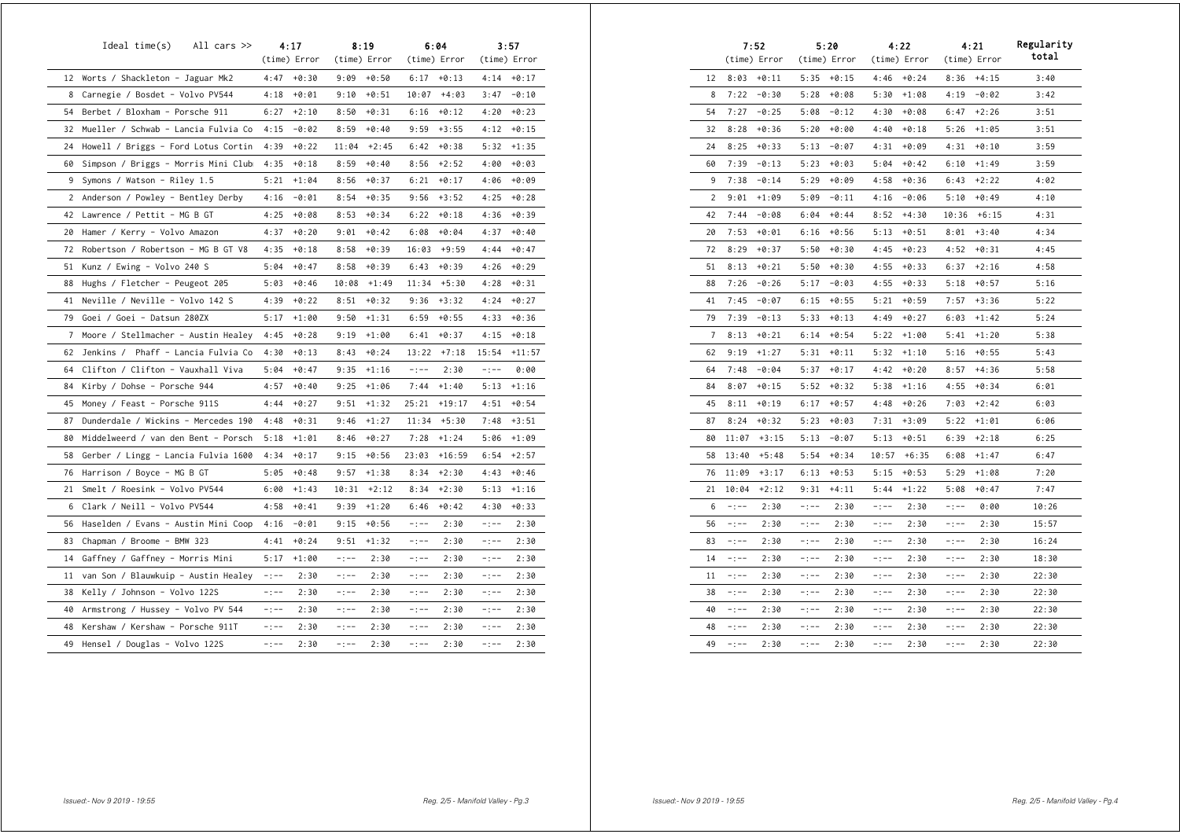| | Ideal time(s) All cars >> | 4:17 | | 8:19 | | 6:04 | | 3:57 | | 7:52 | | 5:20 | | 4:22 | | 4:21 | | Regularity total |
|---|---|---|---|---|---|---|---|---|---|---|---|---|---|---|---|---|---|---|
| | | (time) | Error | (time) | Error | (time) | Error | (time) | Error | (time) | Error | (time) | Error | (time) | Error | (time) | Error | |
| 12 | Worts / Shackleton - Jaguar Mk2 | 4:47 | +0:30 | 9:09 | +0:50 | 6:17 | +0:13 | 4:14 | +0:17 | 8:03 | +0:11 | 5:35 | +0:15 | 4:46 | +0:24 | 8:36 | +4:15 | 3:40 |
| 8 | Carnegie / Bosdet - Volvo PV544 | 4:18 | +0:01 | 9:10 | +0:51 | 10:07 | +4:03 | 3:47 | -0:10 | 7:22 | -0:30 | 5:28 | +0:08 | 5:30 | +1:08 | 4:19 | -0:02 | 3:42 |
| 54 | Berbet / Bloxham - Porsche 911 | 6:27 | +2:10 | 8:50 | +0:31 | 6:16 | +0:12 | 4:20 | +0:23 | 7:27 | -0:25 | 5:08 | -0:12 | 4:30 | +0:08 | 6:47 | +2:26 | 3:51 |
| 32 | Mueller / Schwab - Lancia Fulvia Co | 4:15 | -0:02 | 8:59 | +0:40 | 9:59 | +3:55 | 4:12 | +0:15 | 8:28 | +0:36 | 5:20 | +0:00 | 4:40 | +0:18 | 5:26 | +1:05 | 3:51 |
| 24 | Howell / Briggs - Ford Lotus Cortin | 4:39 | +0:22 | 11:04 | +2:45 | 6:42 | +0:38 | 5:32 | +1:35 | 8:25 | +0:33 | 5:13 | -0:07 | 4:31 | +0:09 | 4:31 | +0:10 | 3:59 |
| 60 | Simpson / Briggs - Morris Mini Club | 4:35 | +0:18 | 8:59 | +0:40 | 8:56 | +2:52 | 4:00 | +0:03 | 7:39 | -0:13 | 5:23 | +0:03 | 5:04 | +0:42 | 6:10 | +1:49 | 3:59 |
| 9 | Symons / Watson - Riley 1.5 | 5:21 | +1:04 | 8:56 | +0:37 | 6:21 | +0:17 | 4:06 | +0:09 | 7:38 | -0:14 | 5:29 | +0:09 | 4:58 | +0:36 | 6:43 | +2:22 | 4:02 |
| 2 | Anderson / Powley - Bentley Derby | 4:16 | -0:01 | 8:54 | +0:35 | 9:56 | +3:52 | 4:25 | +0:28 | 9:01 | +1:09 | 5:09 | -0:11 | 4:16 | -0:06 | 5:10 | +0:49 | 4:10 |
| 42 | Lawrence / Pettit - MG B GT | 4:25 | +0:08 | 8:53 | +0:34 | 6:22 | +0:18 | 4:36 | +0:39 | 7:44 | -0:08 | 6:04 | +0:44 | 8:52 | +4:30 | 10:36 | +6:15 | 4:31 |
| 20 | Hamer / Kerry - Volvo Amazon | 4:37 | +0:20 | 9:01 | +0:42 | 6:08 | +0:04 | 4:37 | +0:40 | 7:53 | +0:01 | 6:16 | +0:56 | 5:13 | +0:51 | 8:01 | +3:40 | 4:34 |
| 72 | Robertson / Robertson - MG B GT V8 | 4:35 | +0:18 | 8:58 | +0:39 | 16:03 | +9:59 | 4:44 | +0:47 | 8:29 | +0:37 | 5:50 | +0:30 | 4:45 | +0:23 | 4:52 | +0:31 | 4:45 |
| 51 | Kunz / Ewing - Volvo 240 S | 5:04 | +0:47 | 8:58 | +0:39 | 6:43 | +0:39 | 4:26 | +0:29 | 8:13 | +0:21 | 5:50 | +0:30 | 4:55 | +0:33 | 6:37 | +2:16 | 4:58 |
| 88 | Hughs / Fletcher - Peugeot 205 | 5:03 | +0:46 | 10:08 | +1:49 | 11:34 | +5:30 | 4:28 | +0:31 | 7:26 | -0:26 | 5:17 | -0:03 | 4:55 | +0:33 | 5:18 | +0:57 | 5:16 |
| 41 | Neville / Neville - Volvo 142 S | 4:39 | +0:22 | 8:51 | +0:32 | 9:36 | +3:32 | 4:24 | +0:27 | 7:45 | -0:07 | 6:15 | +0:55 | 5:21 | +0:59 | 7:57 | +3:36 | 5:22 |
| 79 | Goei / Goei - Datsun 280ZX | 5:17 | +1:00 | 9:50 | +1:31 | 6:59 | +0:55 | 4:33 | +0:36 | 7:39 | -0:13 | 5:33 | +0:13 | 4:49 | +0:27 | 6:03 | +1:42 | 5:24 |
| 7 | Moore / Stellmacher - Austin Healey | 4:45 | +0:28 | 9:19 | +1:00 | 6:41 | +0:37 | 4:15 | +0:18 | 8:13 | +0:21 | 6:14 | +0:54 | 5:22 | +1:00 | 5:41 | +1:20 | 5:38 |
| 62 | Jenkins / Phaff - Lancia Fulvia Co | 4:30 | +0:13 | 8:43 | +0:24 | 13:22 | +7:18 | 15:54 | +11:57 | 9:19 | +1:27 | 5:31 | +0:11 | 5:32 | +1:10 | 5:16 | +0:55 | 5:43 |
| 64 | Clifton / Clifton - Vauxhall Viva | 5:04 | +0:47 | 9:35 | +1:16 | -:-- | 2:30 | -:-- | 0:00 | 7:48 | -0:04 | 5:37 | +0:17 | 4:42 | +0:20 | 8:57 | +4:36 | 5:58 |
| 84 | Kirby / Dohse - Porsche 944 | 4:57 | +0:40 | 9:25 | +1:06 | 7:44 | +1:40 | 5:13 | +1:16 | 8:07 | +0:15 | 5:52 | +0:32 | 5:38 | +1:16 | 4:55 | +0:34 | 6:01 |
| 45 | Money / Feast - Porsche 911S | 4:44 | +0:27 | 9:51 | +1:32 | 25:21 | +19:17 | 4:51 | +0:54 | 8:11 | +0:19 | 6:17 | +0:57 | 4:48 | +0:26 | 7:03 | +2:42 | 6:03 |
| 87 | Dunderdale / Wickins - Mercedes 190 | 4:48 | +0:31 | 9:46 | +1:27 | 11:34 | +5:30 | 7:48 | +3:51 | 8:24 | +0:32 | 5:23 | +0:03 | 7:31 | +3:09 | 5:22 | +1:01 | 6:06 |
| 80 | Middelweerd / van den Bent - Porsch | 5:18 | +1:01 | 8:46 | +0:27 | 7:28 | +1:24 | 5:06 | +1:09 | 11:07 | +3:15 | 5:13 | -0:07 | 5:13 | +0:51 | 6:39 | +2:18 | 6:25 |
| 58 | Gerber / Lingg - Lancia Fulvia 1600 | 4:34 | +0:17 | 9:15 | +0:56 | 23:03 | +16:59 | 6:54 | +2:57 | 13:40 | +5:48 | 5:54 | +0:34 | 10:57 | +6:35 | 6:08 | +1:47 | 6:47 |
| 76 | Harrison / Boyce - MG B GT | 5:05 | +0:48 | 9:57 | +1:38 | 8:34 | +2:30 | 4:43 | +0:46 | 11:09 | +3:17 | 6:13 | +0:53 | 5:15 | +0:53 | 5:29 | +1:08 | 7:20 |
| 21 | Smelt / Roesink - Volvo PV544 | 6:00 | +1:43 | 10:31 | +2:12 | 8:34 | +2:30 | 5:13 | +1:16 | 10:04 | +2:12 | 9:31 | +4:11 | 5:44 | +1:22 | 5:08 | +0:47 | 7:47 |
| 6 | Clark / Neill - Volvo PV544 | 4:58 | +0:41 | 9:39 | +1:20 | 6:46 | +0:42 | 4:30 | +0:33 | -:-- | 2:30 | -:-- | 2:30 | -:-- | 2:30 | -:-- | 0:00 | 10:26 |
| 56 | Haselden / Evans - Austin Mini Coop | 4:16 | -0:01 | 9:15 | +0:56 | -:-- | 2:30 | -:-- | 2:30 | -:-- | 2:30 | -:-- | 2:30 | -:-- | 2:30 | -:-- | 2:30 | 15:57 |
| 83 | Chapman / Broome - BMW 323 | 4:41 | +0:24 | 9:51 | +1:32 | -:-- | 2:30 | -:-- | 2:30 | -:-- | 2:30 | -:-- | 2:30 | -:-- | 2:30 | -:-- | 2:30 | 16:24 |
| 14 | Gaffney / Gaffney - Morris Mini | 5:17 | +1:00 | -:-- | 2:30 | -:-- | 2:30 | -:-- | 2:30 | -:-- | 2:30 | -:-- | 2:30 | -:-- | 2:30 | -:-- | 2:30 | 18:30 |
| 11 | van Son / Blauwkuip - Austin Healey | -:-- | 2:30 | -:-- | 2:30 | -:-- | 2:30 | -:-- | 2:30 | -:-- | 2:30 | -:-- | 2:30 | -:-- | 2:30 | -:-- | 2:30 | 22:30 |
| 38 | Kelly / Johnson - Volvo 122S | -:-- | 2:30 | -:-- | 2:30 | -:-- | 2:30 | -:-- | 2:30 | -:-- | 2:30 | -:-- | 2:30 | -:-- | 2:30 | -:-- | 2:30 | 22:30 |
| 40 | Armstrong / Hussey - Volvo PV 544 | -:-- | 2:30 | -:-- | 2:30 | -:-- | 2:30 | -:-- | 2:30 | -:-- | 2:30 | -:-- | 2:30 | -:-- | 2:30 | -:-- | 2:30 | 22:30 |
| 48 | Kershaw / Kershaw - Porsche 911T | -:-- | 2:30 | -:-- | 2:30 | -:-- | 2:30 | -:-- | 2:30 | -:-- | 2:30 | -:-- | 2:30 | -:-- | 2:30 | -:-- | 2:30 | 22:30 |
| 49 | Hensel / Douglas - Volvo 122S | -:-- | 2:30 | -:-- | 2:30 | -:-- | 2:30 | -:-- | 2:30 | -:-- | 2:30 | -:-- | 2:30 | -:-- | 2:30 | -:-- | 2:30 | 22:30 |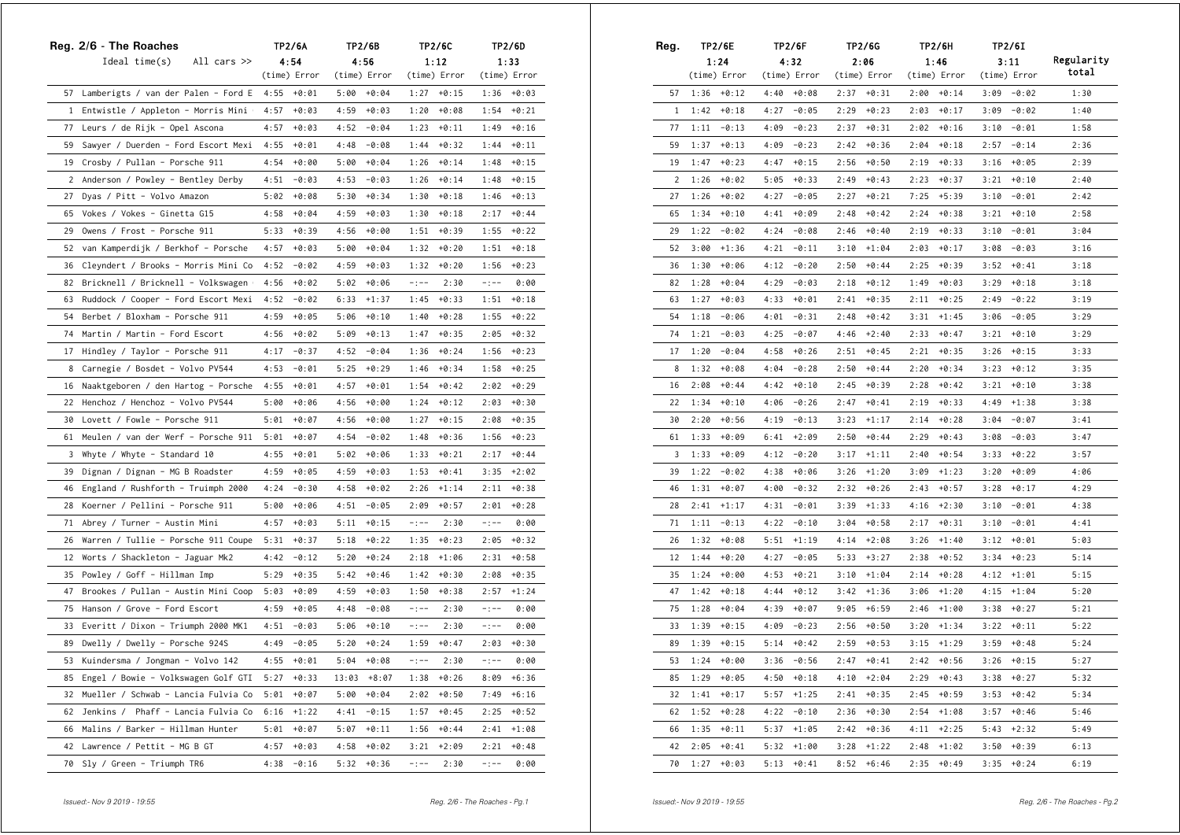## Reg. 2/6 - The Roaches

| Reg. 2/6 - The Roaches | TP2/6A | | TP2/6B | | TP2/6C | | TP2/6D | |
|---|---|---|---|---|---|---|---|---|
| Ideal time(s) All cars >> | 4:54 | | 4:56 | | 1:12 | | 1:33 | |
| | (time) | Error | (time) | Error | (time) | Error | (time) | Error |
| 57 Lamberigts / van der Palen - Ford E | 4:55 | +0:01 | 5:00 | +0:04 | 1:27 | +0:15 | 1:36 | +0:03 |
| 1 Entwistle / Appleton - Morris Mini | 4:57 | +0:03 | 4:59 | +0:03 | 1:20 | +0:08 | 1:54 | +0:21 |
| 77 Leurs / de Rijk - Opel Ascona | 4:57 | +0:03 | 4:52 | -0:04 | 1:23 | +0:11 | 1:49 | +0:16 |
| 59 Sawyer / Duerden - Ford Escort Mexi | 4:55 | +0:01 | 4:48 | -0:08 | 1:44 | +0:32 | 1:44 | +0:11 |
| 19 Crosby / Pullan - Porsche 911 | 4:54 | +0:00 | 5:00 | +0:04 | 1:26 | +0:14 | 1:48 | +0:15 |
| 2 Anderson / Powley - Bentley Derby | 4:51 | -0:03 | 4:53 | -0:03 | 1:26 | +0:14 | 1:48 | +0:15 |
| 27 Dyas / Pitt - Volvo Amazon | 5:02 | +0:08 | 5:30 | +0:34 | 1:30 | +0:18 | 1:46 | +0:13 |
| 65 Vokes / Vokes - Ginetta G15 | 4:58 | +0:04 | 4:59 | +0:03 | 1:30 | +0:18 | 2:17 | +0:44 |
| 29 Owens / Frost - Porsche 911 | 5:33 | +0:39 | 4:56 | +0:00 | 1:51 | +0:39 | 1:55 | +0:22 |
| 52 van Kamperdijk / Berkhof - Porsche | 4:57 | +0:03 | 5:00 | +0:04 | 1:32 | +0:20 | 1:51 | +0:18 |
| 36 Cleyndert / Brooks - Morris Mini Co | 4:52 | -0:02 | 4:59 | +0:03 | 1:32 | +0:20 | 1:56 | +0:23 |
| 82 Bricknell / Bricknell - Volkswagen | 4:56 | +0:02 | 5:02 | +0:06 | -:-- | 2:30 | -:-- | 0:00 |
| 63 Ruddock / Cooper - Ford Escort Mexi | 4:52 | -0:02 | 6:33 | +1:37 | 1:45 | +0:33 | 1:51 | +0:18 |
| 54 Berbet / Bloxham - Porsche 911 | 4:59 | +0:05 | 5:06 | +0:10 | 1:40 | +0:28 | 1:55 | +0:22 |
| 74 Martin / Martin - Ford Escort | 4:56 | +0:02 | 5:09 | +0:13 | 1:47 | +0:35 | 2:05 | +0:32 |
| 17 Hindley / Taylor - Porsche 911 | 4:17 | -0:37 | 4:52 | -0:04 | 1:36 | +0:24 | 1:56 | +0:23 |
| 8 Carnegie / Bosdet - Volvo PV544 | 4:53 | -0:01 | 5:25 | +0:29 | 1:46 | +0:34 | 1:58 | +0:25 |
| 16 Naaktgeboren / den Hartog - Porsche | 4:55 | +0:01 | 4:57 | +0:01 | 1:54 | +0:42 | 2:02 | +0:29 |
| 22 Henchoz / Henchoz - Volvo PV544 | 5:00 | +0:06 | 4:56 | +0:00 | 1:24 | +0:12 | 2:03 | +0:30 |
| 30 Lovett / Fowle - Porsche 911 | 5:01 | +0:07 | 4:56 | +0:00 | 1:27 | +0:15 | 2:08 | +0:35 |
| 61 Meulen / van der Werf - Porsche 911 | 5:01 | +0:07 | 4:54 | -0:02 | 1:48 | +0:36 | 1:56 | +0:23 |
| 3 Whyte / Whyte - Standard 10 | 4:55 | +0:01 | 5:02 | +0:06 | 1:33 | +0:21 | 2:17 | +0:44 |
| 39 Dignan / Dignan - MG B Roadster | 4:59 | +0:05 | 4:59 | +0:03 | 1:53 | +0:41 | 3:35 | +2:02 |
| 46 England / Rushforth - Truimph 2000 | 4:24 | -0:30 | 4:58 | +0:02 | 2:26 | +1:14 | 2:11 | +0:38 |
| 28 Koerner / Pellini - Porsche 911 | 5:00 | +0:06 | 4:51 | -0:05 | 2:09 | +0:57 | 2:01 | +0:28 |
| 71 Abrey / Turner - Austin Mini | 4:57 | +0:03 | 5:11 | +0:15 | -:-- | 2:30 | -:-- | 0:00 |
| 26 Warren / Tullie - Porsche 911 Coupe | 5:31 | +0:37 | 5:18 | +0:22 | 1:35 | +0:23 | 2:05 | +0:32 |
| 12 Worts / Shackleton - Jaguar Mk2 | 4:42 | -0:12 | 5:20 | +0:24 | 2:18 | +1:06 | 2:31 | +0:58 |
| 35 Powley / Goff - Hillman Imp | 5:29 | +0:35 | 5:42 | +0:46 | 1:42 | +0:30 | 2:08 | +0:35 |
| 47 Brookes / Pullan - Austin Mini Coop | 5:03 | +0:09 | 4:59 | +0:03 | 1:50 | +0:38 | 2:57 | +1:24 |
| 75 Hanson / Grove - Ford Escort | 4:59 | +0:05 | 4:48 | -0:08 | -:-- | 2:30 | -:-- | 0:00 |
| 33 Everitt / Dixon - Triumph 2000 MK1 | 4:51 | -0:03 | 5:06 | +0:10 | -:-- | 2:30 | -:-- | 0:00 |
| 89 Dwelly / Dwelly - Porsche 924S | 4:49 | -0:05 | 5:20 | +0:24 | 1:59 | +0:47 | 2:03 | +0:30 |
| 53 Kuindersma / Jongman - Volvo 142 | 4:55 | +0:01 | 5:04 | +0:08 | -:-- | 2:30 | -:-- | 0:00 |
| 85 Engel / Bowie - Volkswagen Golf GTI | 5:27 | +0:33 | 13:03 | +8:07 | 1:38 | +0:26 | 8:09 | +6:36 |
| 32 Mueller / Schwab - Lancia Fulvia Co | 5:01 | +0:07 | 5:00 | +0:04 | 2:02 | +0:50 | 7:49 | +6:16 |
| 62 Jenkins / Phaff - Lancia Fulvia Co | 6:16 | +1:22 | 4:41 | -0:15 | 1:57 | +0:45 | 2:25 | +0:52 |
| 66 Malins / Barker - Hillman Hunter | 5:01 | +0:07 | 5:07 | +0:11 | 1:56 | +0:44 | 2:41 | +1:08 |
| 42 Lawrence / Pettit - MG B GT | 4:57 | +0:03 | 4:58 | +0:02 | 3:21 | +2:09 | 2:21 | +0:48 |
| 70 Sly / Green - Triumph TR6 | 4:38 | -0:16 | 5:32 | +0:36 | -:-- | 2:30 | -:-- | 0:00 |

| Reg. | TP2/6E | | TP2/6F | | TP2/6G | | TP2/6H | | TP2/6I | | Regularity total |
|---|---|---|---|---|---|---|---|---|---|---|---|
| | 1:24 | | 4:32 | | 2:06 | | 1:46 | | 3:11 | | |
| | (time) | Error | (time) | Error | (time) | Error | (time) | Error | (time) | Error | |
| 57 | 1:36 | +0:12 | 4:40 | +0:08 | 2:37 | +0:31 | 2:00 | +0:14 | 3:09 | -0:02 | 1:30 |
| 1 | 1:42 | +0:18 | 4:27 | -0:05 | 2:29 | +0:23 | 2:03 | +0:17 | 3:09 | -0:02 | 1:40 |
| 77 | 1:11 | -0:13 | 4:09 | -0:23 | 2:37 | +0:31 | 2:02 | +0:16 | 3:10 | -0:01 | 1:58 |
| 59 | 1:37 | +0:13 | 4:09 | -0:23 | 2:42 | +0:36 | 2:04 | +0:18 | 2:57 | -0:14 | 2:36 |
| 19 | 1:47 | +0:23 | 4:47 | +0:15 | 2:56 | +0:50 | 2:19 | +0:33 | 3:16 | +0:05 | 2:39 |
| 2 | 1:26 | +0:02 | 5:05 | +0:33 | 2:49 | +0:43 | 2:23 | +0:37 | 3:21 | +0:10 | 2:40 |
| 27 | 1:26 | +0:02 | 4:27 | -0:05 | 2:27 | +0:21 | 7:25 | +5:39 | 3:10 | -0:01 | 2:42 |
| 65 | 1:34 | +0:10 | 4:41 | +0:09 | 2:48 | +0:42 | 2:24 | +0:38 | 3:21 | +0:10 | 2:58 |
| 29 | 1:22 | -0:02 | 4:24 | -0:08 | 2:46 | +0:40 | 2:19 | +0:33 | 3:10 | -0:01 | 3:04 |
| 52 | 3:00 | +1:36 | 4:21 | -0:11 | 3:10 | +1:04 | 2:03 | +0:17 | 3:08 | -0:03 | 3:16 |
| 36 | 1:30 | +0:06 | 4:12 | -0:20 | 2:50 | +0:44 | 2:25 | +0:39 | 3:52 | +0:41 | 3:18 |
| 82 | 1:28 | +0:04 | 4:29 | -0:03 | 2:18 | +0:12 | 1:49 | +0:03 | 3:29 | +0:18 | 3:18 |
| 63 | 1:27 | +0:03 | 4:33 | +0:01 | 2:41 | +0:35 | 2:11 | +0:25 | 2:49 | -0:22 | 3:19 |
| 54 | 1:18 | -0:06 | 4:01 | -0:31 | 2:48 | +0:42 | 3:31 | +1:45 | 3:06 | -0:05 | 3:29 |
| 74 | 1:21 | -0:03 | 4:25 | -0:07 | 4:46 | +2:40 | 2:33 | +0:47 | 3:21 | +0:10 | 3:29 |
| 17 | 1:20 | -0:04 | 4:58 | +0:26 | 2:51 | +0:45 | 2:21 | +0:35 | 3:26 | +0:15 | 3:33 |
| 8 | 1:32 | +0:08 | 4:04 | -0:28 | 2:50 | +0:44 | 2:20 | +0:34 | 3:23 | +0:12 | 3:35 |
| 16 | 2:08 | +0:44 | 4:42 | +0:10 | 2:45 | +0:39 | 2:28 | +0:42 | 3:21 | +0:10 | 3:38 |
| 22 | 1:34 | +0:10 | 4:06 | -0:26 | 2:47 | +0:41 | 2:19 | +0:33 | 4:49 | +1:38 | 3:38 |
| 30 | 2:20 | +0:56 | 4:19 | -0:13 | 3:23 | +1:17 | 2:14 | +0:28 | 3:04 | -0:07 | 3:41 |
| 61 | 1:33 | +0:09 | 6:41 | +2:09 | 2:50 | +0:44 | 2:29 | +0:43 | 3:08 | -0:03 | 3:47 |
| 3 | 1:33 | +0:09 | 4:12 | -0:20 | 3:17 | +1:11 | 2:40 | +0:54 | 3:33 | +0:22 | 3:57 |
| 39 | 1:22 | -0:02 | 4:38 | +0:06 | 3:26 | +1:20 | 3:09 | +1:23 | 3:20 | +0:09 | 4:06 |
| 46 | 1:31 | +0:07 | 4:00 | -0:32 | 2:32 | +0:26 | 2:43 | +0:57 | 3:28 | +0:17 | 4:29 |
| 28 | 2:41 | +1:17 | 4:31 | -0:01 | 3:39 | +1:33 | 4:16 | +2:30 | 3:10 | -0:01 | 4:38 |
| 71 | 1:11 | -0:13 | 4:22 | -0:10 | 3:04 | +0:58 | 2:17 | +0:31 | 3:10 | -0:01 | 4:41 |
| 26 | 1:32 | +0:08 | 5:51 | +1:19 | 4:14 | +2:08 | 3:26 | +1:40 | 3:12 | +0:01 | 5:03 |
| 12 | 1:44 | +0:20 | 4:27 | -0:05 | 5:33 | +3:27 | 2:38 | +0:52 | 3:34 | +0:23 | 5:14 |
| 35 | 1:24 | +0:00 | 4:53 | +0:21 | 3:10 | +1:04 | 2:14 | +0:28 | 4:12 | +1:01 | 5:15 |
| 47 | 1:42 | +0:18 | 4:44 | +0:12 | 3:42 | +1:36 | 3:06 | +1:20 | 4:15 | +1:04 | 5:20 |
| 75 | 1:28 | +0:04 | 4:39 | +0:07 | 9:05 | +6:59 | 2:46 | +1:00 | 3:38 | +0:27 | 5:21 |
| 33 | 1:39 | +0:15 | 4:09 | -0:23 | 2:56 | +0:50 | 3:20 | +1:34 | 3:22 | +0:11 | 5:22 |
| 89 | 1:39 | +0:15 | 5:14 | +0:42 | 2:59 | +0:53 | 3:15 | +1:29 | 3:59 | +0:48 | 5:24 |
| 53 | 1:24 | +0:00 | 3:36 | -0:56 | 2:47 | +0:41 | 2:42 | +0:56 | 3:26 | +0:15 | 5:27 |
| 85 | 1:29 | +0:05 | 4:50 | +0:18 | 4:10 | +2:04 | 2:29 | +0:43 | 3:38 | +0:27 | 5:32 |
| 32 | 1:41 | +0:17 | 5:57 | +1:25 | 2:41 | +0:35 | 2:45 | +0:59 | 3:53 | +0:42 | 5:34 |
| 62 | 1:52 | +0:28 | 4:22 | -0:10 | 2:36 | +0:30 | 2:54 | +1:08 | 3:57 | +0:46 | 5:46 |
| 66 | 1:35 | +0:11 | 5:37 | +1:05 | 2:42 | +0:36 | 4:11 | +2:25 | 5:43 | +2:32 | 5:49 |
| 42 | 2:05 | +0:41 | 5:32 | +1:00 | 3:28 | +1:22 | 2:48 | +1:02 | 3:50 | +0:39 | 6:13 |
| 70 | 1:27 | +0:03 | 5:13 | +0:41 | 8:52 | +6:46 | 2:35 | +0:49 | 3:35 | +0:24 | 6:19 |

*Issued:- Nov 9 2019 - 19:55*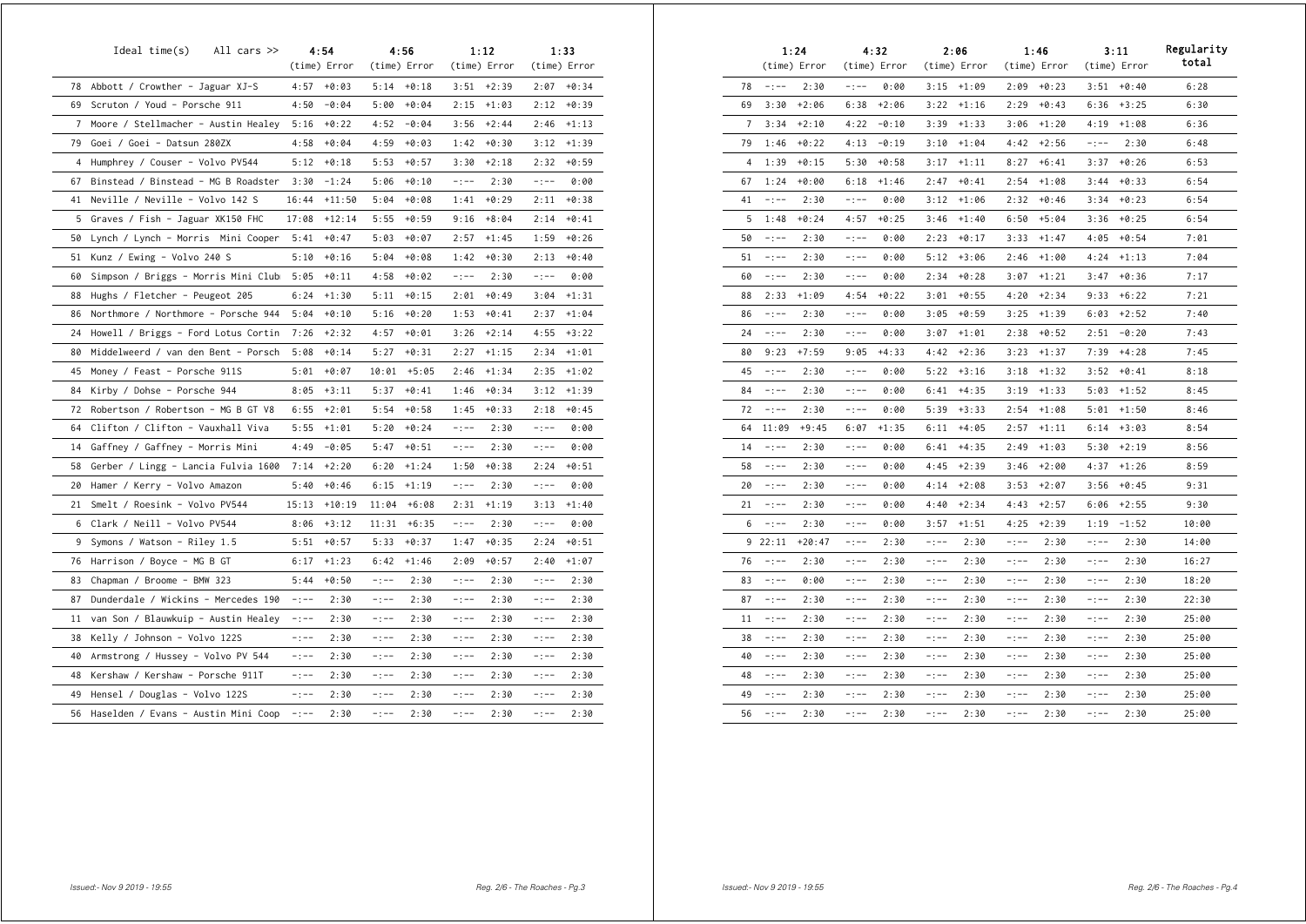| Ideal time(s) All cars >> | 4:54 (time) | Error | 4:56 (time) | Error | 1:12 (time) | Error | 1:33 (time) | Error |
|---|---|---|---|---|---|---|---|---|
| 78 Abbott / Crowther - Jaguar XJ-S | 4:57 | +0:03 | 5:14 | +0:18 | 3:51 | +2:39 | 2:07 | +0:34 |
| 69 Scruton / Youd - Porsche 911 | 4:50 | -0:04 | 5:00 | +0:04 | 2:15 | +1:03 | 2:12 | +0:39 |
| 7 Moore / Stellmacher - Austin Healey | 5:16 | +0:22 | 4:52 | -0:04 | 3:56 | +2:44 | 2:46 | +1:13 |
| 79 Goei / Goei - Datsun 280ZX | 4:58 | +0:04 | 4:59 | +0:03 | 1:42 | +0:30 | 3:12 | +1:39 |
| 4 Humphrey / Couser - Volvo PV544 | 5:12 | +0:18 | 5:53 | +0:57 | 3:30 | +2:18 | 2:32 | +0:59 |
| 67 Binstead / Binstead - MG B Roadster | 3:30 | -1:24 | 5:06 | +0:10 | -:-- | 2:30 | -:-- | 0:00 |
| 41 Neville / Neville - Volvo 142 S | 16:44 | +11:50 | 5:04 | +0:08 | 1:41 | +0:29 | 2:11 | +0:38 |
| 5 Graves / Fish - Jaguar XK150 FHC | 17:08 | +12:14 | 5:55 | +0:59 | 9:16 | +8:04 | 2:14 | +0:41 |
| 50 Lynch / Lynch - Morris Mini Cooper | 5:41 | +0:47 | 5:03 | +0:07 | 2:57 | +1:45 | 1:59 | +0:26 |
| 51 Kunz / Ewing - Volvo 240 S | 5:10 | +0:16 | 5:04 | +0:08 | 1:42 | +0:30 | 2:13 | +0:40 |
| 60 Simpson / Briggs - Morris Mini Club | 5:05 | +0:11 | 4:58 | +0:02 | -:-- | 2:30 | -:-- | 0:00 |
| 88 Hughs / Fletcher - Peugeot 205 | 6:24 | +1:30 | 5:11 | +0:15 | 2:01 | +0:49 | 3:04 | +1:31 |
| 86 Northmore / Northmore - Porsche 944 | 5:04 | +0:10 | 5:16 | +0:20 | 1:53 | +0:41 | 2:37 | +1:04 |
| 24 Howell / Briggs - Ford Lotus Cortin | 7:26 | +2:32 | 4:57 | +0:01 | 3:26 | +2:14 | 4:55 | +3:22 |
| 80 Middelweerd / van den Bent - Porsch | 5:08 | +0:14 | 5:27 | +0:31 | 2:27 | +1:15 | 2:34 | +1:01 |
| 45 Money / Feast - Porsche 911S | 5:01 | +0:07 | 10:01 | +5:05 | 2:46 | +1:34 | 2:35 | +1:02 |
| 84 Kirby / Dohse - Porsche 944 | 8:05 | +3:11 | 5:37 | +0:41 | 1:46 | +0:34 | 3:12 | +1:39 |
| 72 Robertson / Robertson - MG B GT V8 | 6:55 | +2:01 | 5:54 | +0:58 | 1:45 | +0:33 | 2:18 | +0:45 |
| 64 Clifton / Clifton - Vauxhall Viva | 5:55 | +1:01 | 5:20 | +0:24 | -:-- | 2:30 | -:-- | 0:00 |
| 14 Gaffney / Gaffney - Morris Mini | 4:49 | -0:05 | 5:47 | +0:51 | -:-- | 2:30 | -:-- | 0:00 |
| 58 Gerber / Lingg - Lancia Fulvia 1600 | 7:14 | +2:20 | 6:20 | +1:24 | 1:50 | +0:38 | 2:24 | +0:51 |
| 20 Hamer / Kerry - Volvo Amazon | 5:40 | +0:46 | 6:15 | +1:19 | -:-- | 2:30 | -:-- | 0:00 |
| 21 Smelt / Roesink - Volvo PV544 | 15:13 | +10:19 | 11:04 | +6:08 | 2:31 | +1:19 | 3:13 | +1:40 |
| 6 Clark / Neill - Volvo PV544 | 8:06 | +3:12 | 11:31 | +6:35 | -:-- | 2:30 | -:-- | 0:00 |
| 9 Symons / Watson - Riley 1.5 | 5:51 | +0:57 | 5:33 | +0:37 | 1:47 | +0:35 | 2:24 | +0:51 |
| 76 Harrison / Boyce - MG B GT | 6:17 | +1:23 | 6:42 | +1:46 | 2:09 | +0:57 | 2:40 | +1:07 |
| 83 Chapman / Broome - BMW 323 | 5:44 | +0:50 | -:-- | 2:30 | -:-- | 2:30 | -:-- | 2:30 |
| 87 Dunderdale / Wickins - Mercedes 190 | -:-- | 2:30 | -:-- | 2:30 | -:-- | 2:30 | -:-- | 2:30 |
| 11 van Son / Blauwkuip - Austin Healey | -:-- | 2:30 | -:-- | 2:30 | -:-- | 2:30 | -:-- | 2:30 |
| 38 Kelly / Johnson - Volvo 122S | -:-- | 2:30 | -:-- | 2:30 | -:-- | 2:30 | -:-- | 2:30 |
| 40 Armstrong / Hussey - Volvo PV 544 | -:-- | 2:30 | -:-- | 2:30 | -:-- | 2:30 | -:-- | 2:30 |
| 48 Kershaw / Kershaw - Porsche 911T | -:-- | 2:30 | -:-- | 2:30 | -:-- | 2:30 | -:-- | 2:30 |
| 49 Hensel / Douglas - Volvo 122S | -:-- | 2:30 | -:-- | 2:30 | -:-- | 2:30 | -:-- | 2:30 |
| 56 Haselden / Evans - Austin Mini Coop | -:-- | 2:30 | -:-- | 2:30 | -:-- | 2:30 | -:-- | 2:30 |

| | 1:24 (time) | Error | 4:32 (time) | Error | 2:06 (time) | Error | 1:46 (time) | Error | 3:11 (time) | Error | Regularity total |
|---|---|---|---|---|---|---|---|---|---|---|---|
| 78 | -:-- | 2:30 | -:-- | 0:00 | 3:15 | +1:09 | 2:09 | +0:23 | 3:51 | +0:40 | 6:28 |
| 69 | 3:30 | +2:06 | 6:38 | +2:06 | 3:22 | +1:16 | 2:29 | +0:43 | 6:36 | +3:25 | 6:30 |
| 7 | 3:34 | +2:10 | 4:22 | -0:10 | 3:39 | +1:33 | 3:06 | +1:20 | 4:19 | +1:08 | 6:36 |
| 79 | 1:46 | +0:22 | 4:13 | -0:19 | 3:10 | +1:04 | 4:42 | +2:56 | -:-- | 2:30 | 6:48 |
| 4 | 1:39 | +0:15 | 5:30 | +0:58 | 3:17 | +1:11 | 8:27 | +6:41 | 3:37 | +0:26 | 6:53 |
| 67 | 1:24 | +0:00 | 6:18 | +1:46 | 2:47 | +0:41 | 2:54 | +1:08 | 3:44 | +0:33 | 6:54 |
| 41 | -:-- | 2:30 | -:-- | 0:00 | 3:12 | +1:06 | 2:32 | +0:46 | 3:34 | +0:23 | 6:54 |
| 5 | 1:48 | +0:24 | 4:57 | +0:25 | 3:46 | +1:40 | 6:50 | +5:04 | 3:36 | +0:25 | 6:54 |
| 50 | -:-- | 2:30 | -:-- | 0:00 | 2:23 | +0:17 | 3:33 | +1:47 | 4:05 | +0:54 | 7:01 |
| 51 | -:-- | 2:30 | -:-- | 0:00 | 5:12 | +3:06 | 2:46 | +1:00 | 4:24 | +1:13 | 7:04 |
| 60 | -:-- | 2:30 | -:-- | 0:00 | 2:34 | +0:28 | 3:07 | +1:21 | 3:47 | +0:36 | 7:17 |
| 88 | 2:33 | +1:09 | 4:54 | +0:22 | 3:01 | +0:55 | 4:20 | +2:34 | 9:33 | +6:22 | 7:21 |
| 86 | -:-- | 2:30 | -:-- | 0:00 | 3:05 | +0:59 | 3:25 | +1:39 | 6:03 | +2:52 | 7:40 |
| 24 | -:-- | 2:30 | -:-- | 0:00 | 3:07 | +1:01 | 2:38 | +0:52 | 2:51 | -0:20 | 7:43 |
| 80 | 9:23 | +7:59 | 9:05 | +4:33 | 4:42 | +2:36 | 3:23 | +1:37 | 7:39 | +4:28 | 7:45 |
| 45 | -:-- | 2:30 | -:-- | 0:00 | 5:22 | +3:16 | 3:18 | +1:32 | 3:52 | +0:41 | 8:18 |
| 84 | -:-- | 2:30 | -:-- | 0:00 | 6:41 | +4:35 | 3:19 | +1:33 | 5:03 | +1:52 | 8:45 |
| 72 | -:-- | 2:30 | -:-- | 0:00 | 5:39 | +3:33 | 2:54 | +1:08 | 5:01 | +1:50 | 8:46 |
| 64 | 11:09 | +9:45 | 6:07 | +1:35 | 6:11 | +4:05 | 2:57 | +1:11 | 6:14 | +3:03 | 8:54 |
| 14 | -:-- | 2:30 | -:-- | 0:00 | 6:41 | +4:35 | 2:49 | +1:03 | 5:30 | +2:19 | 8:56 |
| 58 | -:-- | 2:30 | -:-- | 0:00 | 4:45 | +2:39 | 3:46 | +2:00 | 4:37 | +1:26 | 8:59 |
| 20 | -:-- | 2:30 | -:-- | 0:00 | 4:14 | +2:08 | 3:53 | +2:07 | 3:56 | +0:45 | 9:31 |
| 21 | -:-- | 2:30 | -:-- | 0:00 | 4:40 | +2:34 | 4:43 | +2:57 | 6:06 | +2:55 | 9:30 |
| 6 | -:-- | 2:30 | -:-- | 0:00 | 3:57 | +1:51 | 4:25 | +2:39 | 1:19 | -1:52 | 10:00 |
| 9 | 22:11 | +20:47 | -:-- | 2:30 | -:-- | 2:30 | -:-- | 2:30 | -:-- | 2:30 | 14:00 |
| 76 | -:-- | 2:30 | -:-- | 2:30 | -:-- | 2:30 | -:-- | 2:30 | -:-- | 2:30 | 16:27 |
| 83 | -:-- | 0:00 | -:-- | 2:30 | -:-- | 2:30 | -:-- | 2:30 | -:-- | 2:30 | 18:20 |
| 87 | -:-- | 2:30 | -:-- | 2:30 | -:-- | 2:30 | -:-- | 2:30 | -:-- | 2:30 | 22:30 |
| 11 | -:-- | 2:30 | -:-- | 2:30 | -:-- | 2:30 | -:-- | 2:30 | -:-- | 2:30 | 25:00 |
| 38 | -:-- | 2:30 | -:-- | 2:30 | -:-- | 2:30 | -:-- | 2:30 | -:-- | 2:30 | 25:00 |
| 40 | -:-- | 2:30 | -:-- | 2:30 | -:-- | 2:30 | -:-- | 2:30 | -:-- | 2:30 | 25:00 |
| 48 | -:-- | 2:30 | -:-- | 2:30 | -:-- | 2:30 | -:-- | 2:30 | -:-- | 2:30 | 25:00 |
| 49 | -:-- | 2:30 | -:-- | 2:30 | -:-- | 2:30 | -:-- | 2:30 | -:-- | 2:30 | 25:00 |
| 56 | -:-- | 2:30 | -:-- | 2:30 | -:-- | 2:30 | -:-- | 2:30 | -:-- | 2:30 | 25:00 |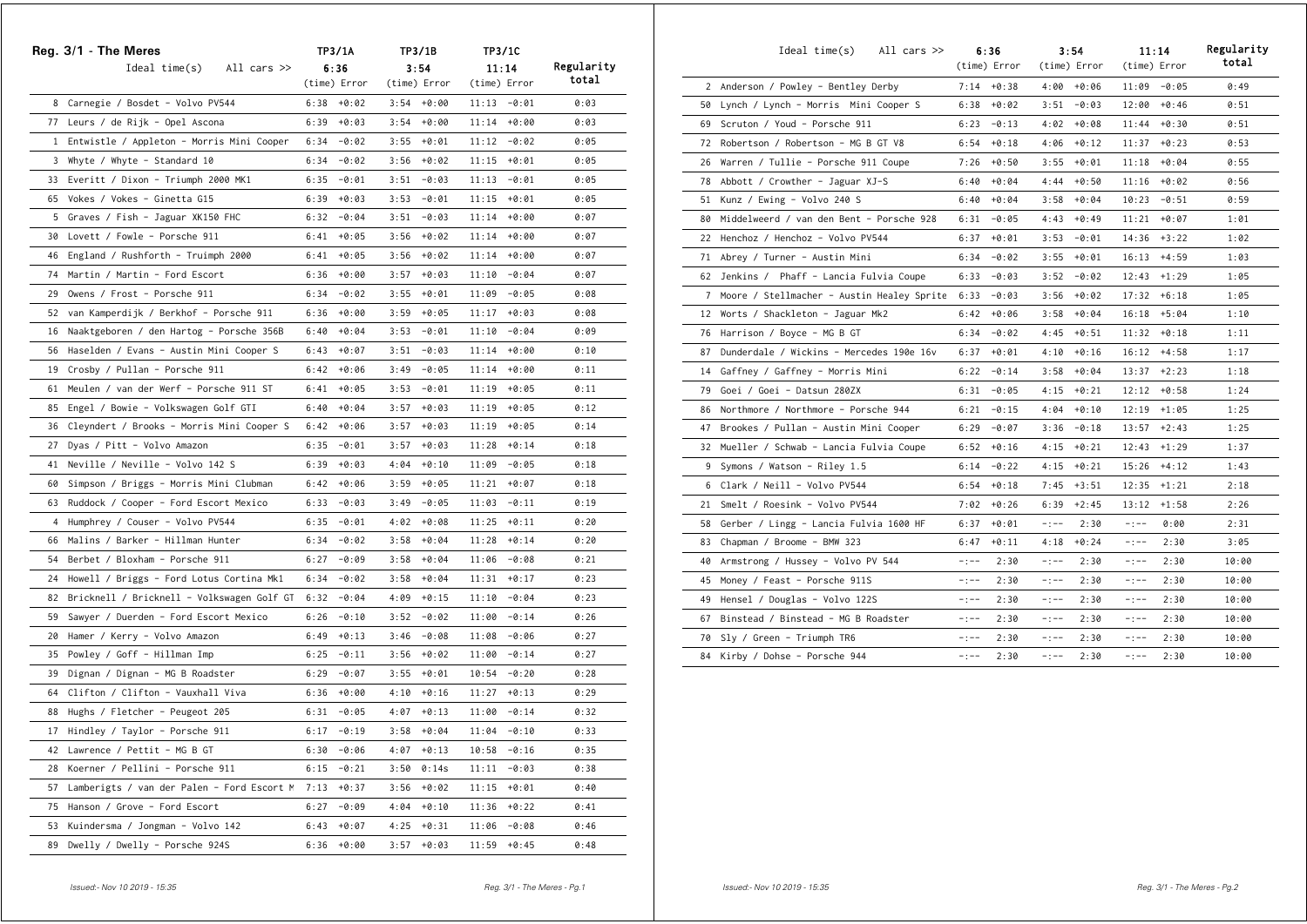## Reg. 3/1 - The Meres

| | TP3/1A | | TP3/1B | | TP3/1C | | |
|---|---|---|---|---|---|---|---|
| Ideal time(s) All cars >> | 6:36 | | 3:54 | | 11:14 | | Regularity |
| | (time) | Error | (time) | Error | (time) | Error | total |
| 8 Carnegie / Bosdet - Volvo PV544 | 6:38 | +0:02 | 3:54 | +0:00 | 11:13 | -0:01 | 0:03 |
| 77 Leurs / de Rijk - Opel Ascona | 6:39 | +0:03 | 3:54 | +0:00 | 11:14 | +0:00 | 0:03 |
| 1 Entwistle / Appleton - Morris Mini Cooper | 6:34 | -0:02 | 3:55 | +0:01 | 11:12 | -0:02 | 0:05 |
| 3 Whyte / Whyte - Standard 10 | 6:34 | -0:02 | 3:56 | +0:02 | 11:15 | +0:01 | 0:05 |
| 33 Everitt / Dixon - Triumph 2000 MK1 | 6:35 | -0:01 | 3:51 | -0:03 | 11:13 | -0:01 | 0:05 |
| 65 Vokes / Vokes - Ginetta G15 | 6:39 | +0:03 | 3:53 | -0:01 | 11:15 | +0:01 | 0:05 |
| 5 Graves / Fish - Jaguar XK150 FHC | 6:32 | -0:04 | 3:51 | -0:03 | 11:14 | +0:00 | 0:07 |
| 30 Lovett / Fowle - Porsche 911 | 6:41 | +0:05 | 3:56 | +0:02 | 11:14 | +0:00 | 0:07 |
| 46 England / Rushforth - Truimph 2000 | 6:41 | +0:05 | 3:56 | +0:02 | 11:14 | +0:00 | 0:07 |
| 74 Martin / Martin - Ford Escort | 6:36 | +0:00 | 3:57 | +0:03 | 11:10 | -0:04 | 0:07 |
| 29 Owens / Frost - Porsche 911 | 6:34 | -0:02 | 3:55 | +0:01 | 11:09 | -0:05 | 0:08 |
| 52 van Kamperdijk / Berkhof - Porsche 911 | 6:36 | +0:00 | 3:59 | +0:05 | 11:17 | +0:03 | 0:08 |
| 16 Naaktgeboren / den Hartog - Porsche 356B | 6:40 | +0:04 | 3:53 | -0:01 | 11:10 | -0:04 | 0:09 |
| 56 Haselden / Evans - Austin Mini Cooper S | 6:43 | +0:07 | 3:51 | -0:03 | 11:14 | +0:00 | 0:10 |
| 19 Crosby / Pullan - Porsche 911 | 6:42 | +0:06 | 3:49 | -0:05 | 11:14 | +0:00 | 0:11 |
| 61 Meulen / van der Werf - Porsche 911 ST | 6:41 | +0:05 | 3:53 | -0:01 | 11:19 | +0:05 | 0:11 |
| 85 Engel / Bowie - Volkswagen Golf GTI | 6:40 | +0:04 | 3:57 | +0:03 | 11:19 | +0:05 | 0:12 |
| 36 Cleyndert / Brooks - Morris Mini Cooper S | 6:42 | +0:06 | 3:57 | +0:03 | 11:19 | +0:05 | 0:14 |
| 27 Dyas / Pitt - Volvo Amazon | 6:35 | -0:01 | 3:57 | +0:03 | 11:28 | +0:14 | 0:18 |
| 41 Neville / Neville - Volvo 142 S | 6:39 | +0:03 | 4:04 | +0:10 | 11:09 | -0:05 | 0:18 |
| 60 Simpson / Briggs - Morris Mini Clubman | 6:42 | +0:06 | 3:59 | +0:05 | 11:21 | +0:07 | 0:18 |
| 63 Ruddock / Cooper - Ford Escort Mexico | 6:33 | -0:03 | 3:49 | -0:05 | 11:03 | -0:11 | 0:19 |
| 4 Humphrey / Couser - Volvo PV544 | 6:35 | -0:01 | 4:02 | +0:08 | 11:25 | +0:11 | 0:20 |
| 66 Malins / Barker - Hillman Hunter | 6:34 | -0:02 | 3:58 | +0:04 | 11:28 | +0:14 | 0:20 |
| 54 Berbet / Bloxham - Porsche 911 | 6:27 | -0:09 | 3:58 | +0:04 | 11:06 | -0:08 | 0:21 |
| 24 Howell / Briggs - Ford Lotus Cortina Mk1 | 6:34 | -0:02 | 3:58 | +0:04 | 11:31 | +0:17 | 0:23 |
| 82 Bricknell / Bricknell - Volkswagen Golf GT | 6:32 | -0:04 | 4:09 | +0:15 | 11:10 | -0:04 | 0:23 |
| 59 Sawyer / Duerden - Ford Escort Mexico | 6:26 | -0:10 | 3:52 | -0:02 | 11:00 | -0:14 | 0:26 |
| 20 Hamer / Kerry - Volvo Amazon | 6:49 | +0:13 | 3:46 | -0:08 | 11:08 | -0:06 | 0:27 |
| 35 Powley / Goff - Hillman Imp | 6:25 | -0:11 | 3:56 | +0:02 | 11:00 | -0:14 | 0:27 |
| 39 Dignan / Dignan - MG B Roadster | 6:29 | -0:07 | 3:55 | +0:01 | 10:54 | -0:20 | 0:28 |
| 64 Clifton / Clifton - Vauxhall Viva | 6:36 | +0:00 | 4:10 | +0:16 | 11:27 | +0:13 | 0:29 |
| 88 Hughs / Fletcher - Peugeot 205 | 6:31 | -0:05 | 4:07 | +0:13 | 11:00 | -0:14 | 0:32 |
| 17 Hindley / Taylor - Porsche 911 | 6:17 | -0:19 | 3:58 | +0:04 | 11:04 | -0:10 | 0:33 |
| 42 Lawrence / Pettit - MG B GT | 6:30 | -0:06 | 4:07 | +0:13 | 10:58 | -0:16 | 0:35 |
| 28 Koerner / Pellini - Porsche 911 | 6:15 | -0:21 | 3:50 | 0:14s | 11:11 | -0:03 | 0:38 |
| 57 Lamberigts / van der Palen - Ford Escort M | 7:13 | +0:37 | 3:56 | +0:02 | 11:15 | +0:01 | 0:40 |
| 75 Hanson / Grove - Ford Escort | 6:27 | -0:09 | 4:04 | +0:10 | 11:36 | +0:22 | 0:41 |
| 53 Kuindersma / Jongman - Volvo 142 | 6:43 | +0:07 | 4:25 | +0:31 | 11:06 | -0:08 | 0:46 |
| 89 Dwelly / Dwelly - Porsche 924S | 6:36 | +0:00 | 3:57 | +0:03 | 11:59 | +0:45 | 0:48 |
| 2 Anderson / Powley - Bentley Derby | 7:14 | +0:38 | 4:00 | +0:06 | 11:09 | -0:05 | 0:49 |
| 50 Lynch / Lynch - Morris Mini Cooper S | 6:38 | +0:02 | 3:51 | -0:03 | 12:00 | +0:46 | 0:51 |
| 69 Scruton / Youd - Porsche 911 | 6:23 | -0:13 | 4:02 | +0:08 | 11:44 | +0:30 | 0:51 |
| 72 Robertson / Robertson - MG B GT V8 | 6:54 | +0:18 | 4:06 | +0:12 | 11:37 | +0:23 | 0:53 |
| 26 Warren / Tullie - Porsche 911 Coupe | 7:26 | +0:50 | 3:55 | +0:01 | 11:18 | +0:04 | 0:55 |
| 78 Abbott / Crowther - Jaguar XJ-S | 6:40 | +0:04 | 4:44 | +0:50 | 11:16 | +0:02 | 0:56 |
| 51 Kunz / Ewing - Volvo 240 S | 6:40 | +0:04 | 3:58 | +0:04 | 10:23 | -0:51 | 0:59 |
| 80 Middelweerd / van den Bent - Porsche 928 | 6:31 | -0:05 | 4:43 | +0:49 | 11:21 | +0:07 | 1:01 |
| 22 Henchoz / Henchoz - Volvo PV544 | 6:37 | +0:01 | 3:53 | -0:01 | 14:36 | +3:22 | 1:02 |
| 71 Abrey / Turner - Austin Mini | 6:34 | -0:02 | 3:55 | +0:01 | 16:13 | +4:59 | 1:03 |
| 62 Jenkins / Phaff - Lancia Fulvia Coupe | 6:33 | -0:03 | 3:52 | -0:02 | 12:43 | +1:29 | 1:05 |
| 7 Moore / Stellmacher - Austin Healey Sprite | 6:33 | -0:03 | 3:56 | +0:02 | 17:32 | +6:18 | 1:05 |
| 12 Worts / Shackleton - Jaguar Mk2 | 6:42 | +0:06 | 3:58 | +0:04 | 16:18 | +5:04 | 1:10 |
| 76 Harrison / Boyce - MG B GT | 6:34 | -0:02 | 4:45 | +0:51 | 11:32 | +0:18 | 1:11 |
| 87 Dunderdale / Wickins - Mercedes 190e 16v | 6:37 | +0:01 | 4:10 | +0:16 | 16:12 | +4:58 | 1:17 |
| 14 Gaffney / Gaffney - Morris Mini | 6:22 | -0:14 | 3:58 | +0:04 | 13:37 | +2:23 | 1:18 |
| 79 Goei / Goei - Datsun 280ZX | 6:31 | -0:05 | 4:15 | +0:21 | 12:12 | +0:58 | 1:24 |
| 86 Northmore / Northmore - Porsche 944 | 6:21 | -0:15 | 4:04 | +0:10 | 12:19 | +1:05 | 1:25 |
| 47 Brookes / Pullan - Austin Mini Cooper | 6:29 | -0:07 | 3:36 | -0:18 | 13:57 | +2:43 | 1:25 |
| 32 Mueller / Schwab - Lancia Fulvia Coupe | 6:52 | +0:16 | 4:15 | +0:21 | 12:43 | +1:29 | 1:37 |
| 9 Symons / Watson - Riley 1.5 | 6:14 | -0:22 | 4:15 | +0:21 | 15:26 | +4:12 | 1:43 |
| 6 Clark / Neill - Volvo PV544 | 6:54 | +0:18 | 7:45 | +3:51 | 12:35 | +1:21 | 2:18 |
| 21 Smelt / Roesink - Volvo PV544 | 7:02 | +0:26 | 6:39 | +2:45 | 13:12 | +1:58 | 2:26 |
| 58 Gerber / Lingg - Lancia Fulvia 1600 HF | 6:37 | +0:01 | -:-- | 2:30 | -:-- | 0:00 | 2:31 |
| 83 Chapman / Broome - BMW 323 | 6:47 | +0:11 | 4:18 | +0:24 | -:-- | 2:30 | 3:05 |
| 40 Armstrong / Hussey - Volvo PV 544 | -:-- | 2:30 | -:-- | 2:30 | -:-- | 2:30 | 10:00 |
| 45 Money / Feast - Porsche 911S | -:-- | 2:30 | -:-- | 2:30 | -:-- | 2:30 | 10:00 |
| 49 Hensel / Douglas - Volvo 122S | -:-- | 2:30 | -:-- | 2:30 | -:-- | 2:30 | 10:00 |
| 67 Binstead / Binstead - MG B Roadster | -:-- | 2:30 | -:-- | 2:30 | -:-- | 2:30 | 10:00 |
| 70 Sly / Green - Triumph TR6 | -:-- | 2:30 | -:-- | 2:30 | -:-- | 2:30 | 10:00 |
| 84 Kirby / Dohse - Porsche 944 | -:-- | 2:30 | -:-- | 2:30 | -:-- | 2:30 | 10:00 |

*Issued:- Nov 10 2019 - 15:35*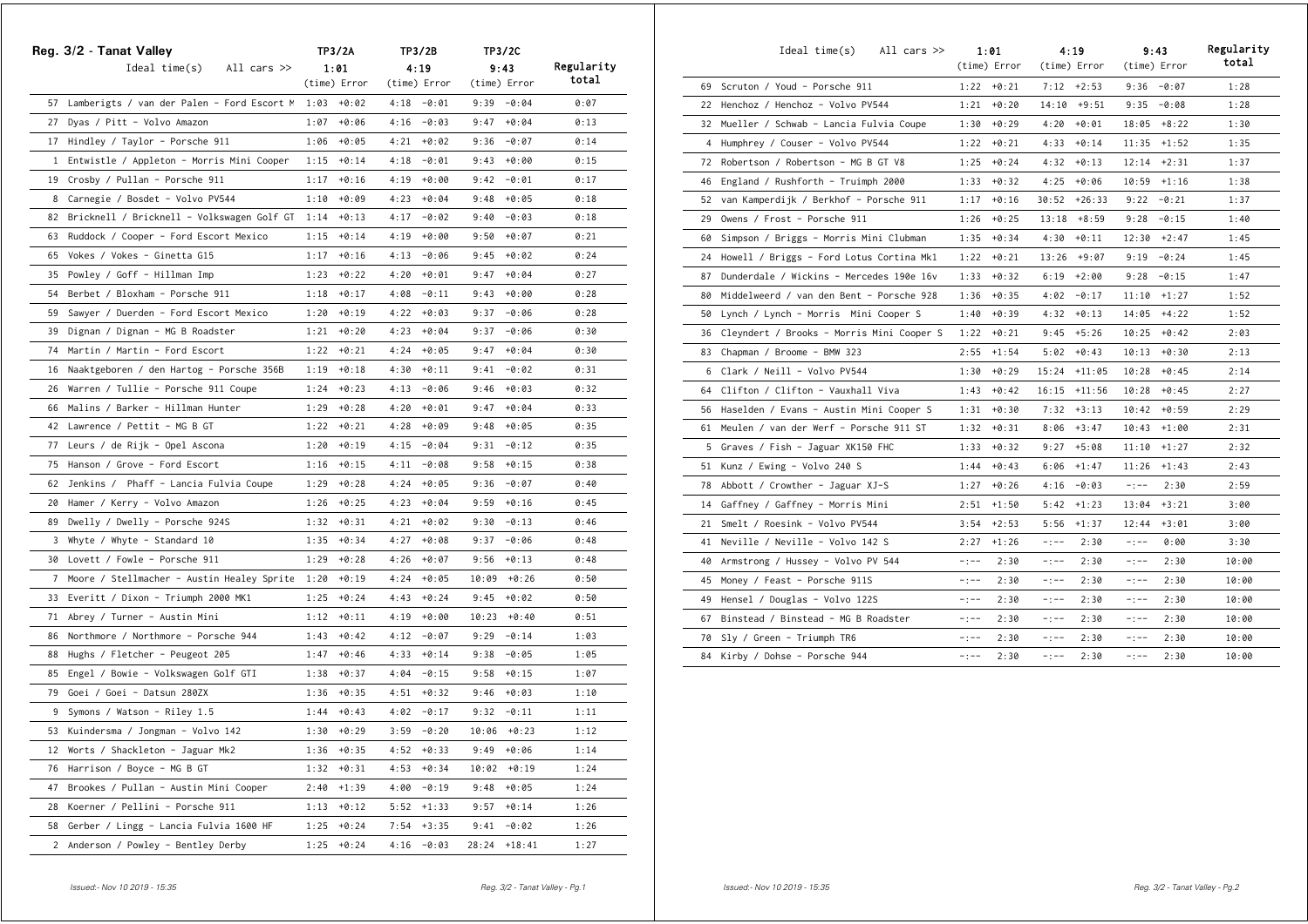## Reg. 3/2 - Tanat Valley

| No. | Crew / Car | TP3/2A (time) | TP3/2A Error | TP3/2B (time) | TP3/2B Error | TP3/2C (time) | TP3/2C Error | Regularity total |
|---|---|---|---|---|---|---|---|---|
| | Ideal time(s) All cars >> | 1:01 | | 4:19 | | 9:43 | | |
| 57 | Lamberigts / van der Palen - Ford Escort M | 1:03 | +0:02 | 4:18 | -0:01 | 9:39 | -0:04 | 0:07 |
| 27 | Dyas / Pitt - Volvo Amazon | 1:07 | +0:06 | 4:16 | -0:03 | 9:47 | +0:04 | 0:13 |
| 17 | Hindley / Taylor - Porsche 911 | 1:06 | +0:05 | 4:21 | +0:02 | 9:36 | -0:07 | 0:14 |
| 1 | Entwistle / Appleton - Morris Mini Cooper | 1:15 | +0:14 | 4:18 | -0:01 | 9:43 | +0:00 | 0:15 |
| 19 | Crosby / Pullan - Porsche 911 | 1:17 | +0:16 | 4:19 | +0:00 | 9:42 | -0:01 | 0:17 |
| 8 | Carnegie / Bosdet - Volvo PV544 | 1:10 | +0:09 | 4:23 | +0:04 | 9:48 | +0:05 | 0:18 |
| 82 | Bricknell / Bricknell - Volkswagen Golf GT | 1:14 | +0:13 | 4:17 | -0:02 | 9:40 | -0:03 | 0:18 |
| 63 | Ruddock / Cooper - Ford Escort Mexico | 1:15 | +0:14 | 4:19 | +0:00 | 9:50 | +0:07 | 0:21 |
| 65 | Vokes / Vokes - Ginetta G15 | 1:17 | +0:16 | 4:13 | -0:06 | 9:45 | +0:02 | 0:24 |
| 35 | Powley / Goff - Hillman Imp | 1:23 | +0:22 | 4:20 | +0:01 | 9:47 | +0:04 | 0:27 |
| 54 | Berbet / Bloxham - Porsche 911 | 1:18 | +0:17 | 4:08 | -0:11 | 9:43 | +0:00 | 0:28 |
| 59 | Sawyer / Duerden - Ford Escort Mexico | 1:20 | +0:19 | 4:22 | +0:03 | 9:37 | -0:06 | 0:28 |
| 39 | Dignan / Dignan - MG B Roadster | 1:21 | +0:20 | 4:23 | +0:04 | 9:37 | -0:06 | 0:30 |
| 74 | Martin / Martin - Ford Escort | 1:22 | +0:21 | 4:24 | +0:05 | 9:47 | +0:04 | 0:30 |
| 16 | Naaktgeboren / den Hartog - Porsche 356B | 1:19 | +0:18 | 4:30 | +0:11 | 9:41 | -0:02 | 0:31 |
| 26 | Warren / Tullie - Porsche 911 Coupe | 1:24 | +0:23 | 4:13 | -0:06 | 9:46 | +0:03 | 0:32 |
| 66 | Malins / Barker - Hillman Hunter | 1:29 | +0:28 | 4:20 | +0:01 | 9:47 | +0:04 | 0:33 |
| 42 | Lawrence / Pettit - MG B GT | 1:22 | +0:21 | 4:28 | +0:09 | 9:48 | +0:05 | 0:35 |
| 77 | Leurs / de Rijk - Opel Ascona | 1:20 | +0:19 | 4:15 | -0:04 | 9:31 | -0:12 | 0:35 |
| 75 | Hanson / Grove - Ford Escort | 1:16 | +0:15 | 4:11 | -0:08 | 9:58 | +0:15 | 0:38 |
| 62 | Jenkins / Phaff - Lancia Fulvia Coupe | 1:29 | +0:28 | 4:24 | +0:05 | 9:36 | -0:07 | 0:40 |
| 20 | Hamer / Kerry - Volvo Amazon | 1:26 | +0:25 | 4:23 | +0:04 | 9:59 | +0:16 | 0:45 |
| 89 | Dwelly / Dwelly - Porsche 924S | 1:32 | +0:31 | 4:21 | +0:02 | 9:30 | -0:13 | 0:46 |
| 3 | Whyte / Whyte - Standard 10 | 1:35 | +0:34 | 4:27 | +0:08 | 9:37 | -0:06 | 0:48 |
| 30 | Lovett / Fowle - Porsche 911 | 1:29 | +0:28 | 4:26 | +0:07 | 9:56 | +0:13 | 0:48 |
| 7 | Moore / Stellmacher - Austin Healey Sprite | 1:20 | +0:19 | 4:24 | +0:05 | 10:09 | +0:26 | 0:50 |
| 33 | Everitt / Dixon - Triumph 2000 MK1 | 1:25 | +0:24 | 4:43 | +0:24 | 9:45 | +0:02 | 0:50 |
| 71 | Abrey / Turner - Austin Mini | 1:12 | +0:11 | 4:19 | +0:00 | 10:23 | +0:40 | 0:51 |
| 86 | Northmore / Northmore - Porsche 944 | 1:43 | +0:42 | 4:12 | -0:07 | 9:29 | -0:14 | 1:03 |
| 88 | Hughs / Fletcher - Peugeot 205 | 1:47 | +0:46 | 4:33 | +0:14 | 9:38 | -0:05 | 1:05 |
| 85 | Engel / Bowie - Volkswagen Golf GTI | 1:38 | +0:37 | 4:04 | -0:15 | 9:58 | +0:15 | 1:07 |
| 79 | Goei / Goei - Datsun 280ZX | 1:36 | +0:35 | 4:51 | +0:32 | 9:46 | +0:03 | 1:10 |
| 9 | Symons / Watson - Riley 1.5 | 1:44 | +0:43 | 4:02 | -0:17 | 9:32 | -0:11 | 1:11 |
| 53 | Kuindersma / Jongman - Volvo 142 | 1:30 | +0:29 | 3:59 | -0:20 | 10:06 | +0:23 | 1:12 |
| 12 | Worts / Shackleton - Jaguar Mk2 | 1:36 | +0:35 | 4:52 | +0:33 | 9:49 | +0:06 | 1:14 |
| 76 | Harrison / Boyce - MG B GT | 1:32 | +0:31 | 4:53 | +0:34 | 10:02 | +0:19 | 1:24 |
| 47 | Brookes / Pullan - Austin Mini Cooper | 2:40 | +1:39 | 4:00 | -0:19 | 9:48 | +0:05 | 1:24 |
| 28 | Koerner / Pellini - Porsche 911 | 1:13 | +0:12 | 5:52 | +1:33 | 9:57 | +0:14 | 1:26 |
| 58 | Gerber / Lingg - Lancia Fulvia 1600 HF | 1:25 | +0:24 | 7:54 | +3:35 | 9:41 | -0:02 | 1:26 |
| 2 | Anderson / Powley - Bentley Derby | 1:25 | +0:24 | 4:16 | -0:03 | 28:24 | +18:41 | 1:27 |
| 69 | Scruton / Youd - Porsche 911 | 1:22 | +0:21 | 7:12 | +2:53 | 9:36 | -0:07 | 1:28 |
| 22 | Henchoz / Henchoz - Volvo PV544 | 1:21 | +0:20 | 14:10 | +9:51 | 9:35 | -0:08 | 1:28 |
| 32 | Mueller / Schwab - Lancia Fulvia Coupe | 1:30 | +0:29 | 4:20 | +0:01 | 18:05 | +8:22 | 1:30 |
| 4 | Humphrey / Couser - Volvo PV544 | 1:22 | +0:21 | 4:33 | +0:14 | 11:35 | +1:52 | 1:35 |
| 72 | Robertson / Robertson - MG B GT V8 | 1:25 | +0:24 | 4:32 | +0:13 | 12:14 | +2:31 | 1:37 |
| 46 | England / Rushforth - Truimph 2000 | 1:33 | +0:32 | 4:25 | +0:06 | 10:59 | +1:16 | 1:38 |
| 52 | van Kamperdijk / Berkhof - Porsche 911 | 1:17 | +0:16 | 30:52 | +26:33 | 9:22 | -0:21 | 1:37 |
| 29 | Owens / Frost - Porsche 911 | 1:26 | +0:25 | 13:18 | +8:59 | 9:28 | -0:15 | 1:40 |
| 60 | Simpson / Briggs - Morris Mini Clubman | 1:35 | +0:34 | 4:30 | +0:11 | 12:30 | +2:47 | 1:45 |
| 24 | Howell / Briggs - Ford Lotus Cortina Mk1 | 1:22 | +0:21 | 13:26 | +9:07 | 9:19 | -0:24 | 1:45 |
| 87 | Dunderdale / Wickins - Mercedes 190e 16v | 1:33 | +0:32 | 6:19 | +2:00 | 9:28 | -0:15 | 1:47 |
| 80 | Middelweerd / van den Bent - Porsche 928 | 1:36 | +0:35 | 4:02 | -0:17 | 11:10 | +1:27 | 1:52 |
| 50 | Lynch / Lynch - Morris Mini Cooper S | 1:40 | +0:39 | 4:32 | +0:13 | 14:05 | +4:22 | 1:52 |
| 36 | Cleyndert / Brooks - Morris Mini Cooper S | 1:22 | +0:21 | 9:45 | +5:26 | 10:25 | +0:42 | 2:03 |
| 83 | Chapman / Broome - BMW 323 | 2:55 | +1:54 | 5:02 | +0:43 | 10:13 | +0:30 | 2:13 |
| 6 | Clark / Neill - Volvo PV544 | 1:30 | +0:29 | 15:24 | +11:05 | 10:28 | +0:45 | 2:14 |
| 64 | Clifton / Clifton - Vauxhall Viva | 1:43 | +0:42 | 16:15 | +11:56 | 10:28 | +0:45 | 2:27 |
| 56 | Haselden / Evans - Austin Mini Cooper S | 1:31 | +0:30 | 7:32 | +3:13 | 10:42 | +0:59 | 2:29 |
| 61 | Meulen / van der Werf - Porsche 911 ST | 1:32 | +0:31 | 8:06 | +3:47 | 10:43 | +1:00 | 2:31 |
| 5 | Graves / Fish - Jaguar XK150 FHC | 1:33 | +0:32 | 9:27 | +5:08 | 11:10 | +1:27 | 2:32 |
| 51 | Kunz / Ewing - Volvo 240 S | 1:44 | +0:43 | 6:06 | +1:47 | 11:26 | +1:43 | 2:43 |
| 78 | Abbott / Crowther - Jaguar XJ-S | 1:27 | +0:26 | 4:16 | -0:03 | -:-- | 2:30 | 2:59 |
| 14 | Gaffney / Gaffney - Morris Mini | 2:51 | +1:50 | 5:42 | +1:23 | 13:04 | +3:21 | 3:00 |
| 21 | Smelt / Roesink - Volvo PV544 | 3:54 | +2:53 | 5:56 | +1:37 | 12:44 | +3:01 | 3:00 |
| 41 | Neville / Neville - Volvo 142 S | 2:27 | +1:26 | -:-- | 2:30 | -:-- | 0:00 | 3:30 |
| 40 | Armstrong / Hussey - Volvo PV 544 | -:-- | 2:30 | -:-- | 2:30 | -:-- | 2:30 | 10:00 |
| 45 | Money / Feast - Porsche 911S | -:-- | 2:30 | -:-- | 2:30 | -:-- | 2:30 | 10:00 |
| 49 | Hensel / Douglas - Volvo 122S | -:-- | 2:30 | -:-- | 2:30 | -:-- | 2:30 | 10:00 |
| 67 | Binstead / Binstead - MG B Roadster | -:-- | 2:30 | -:-- | 2:30 | -:-- | 2:30 | 10:00 |
| 70 | Sly / Green - Triumph TR6 | -:-- | 2:30 | -:-- | 2:30 | -:-- | 2:30 | 10:00 |
| 84 | Kirby / Dohse - Porsche 944 | -:-- | 2:30 | -:-- | 2:30 | -:-- | 2:30 | 10:00 |

*Issued:- Nov 10 2019 - 15:35*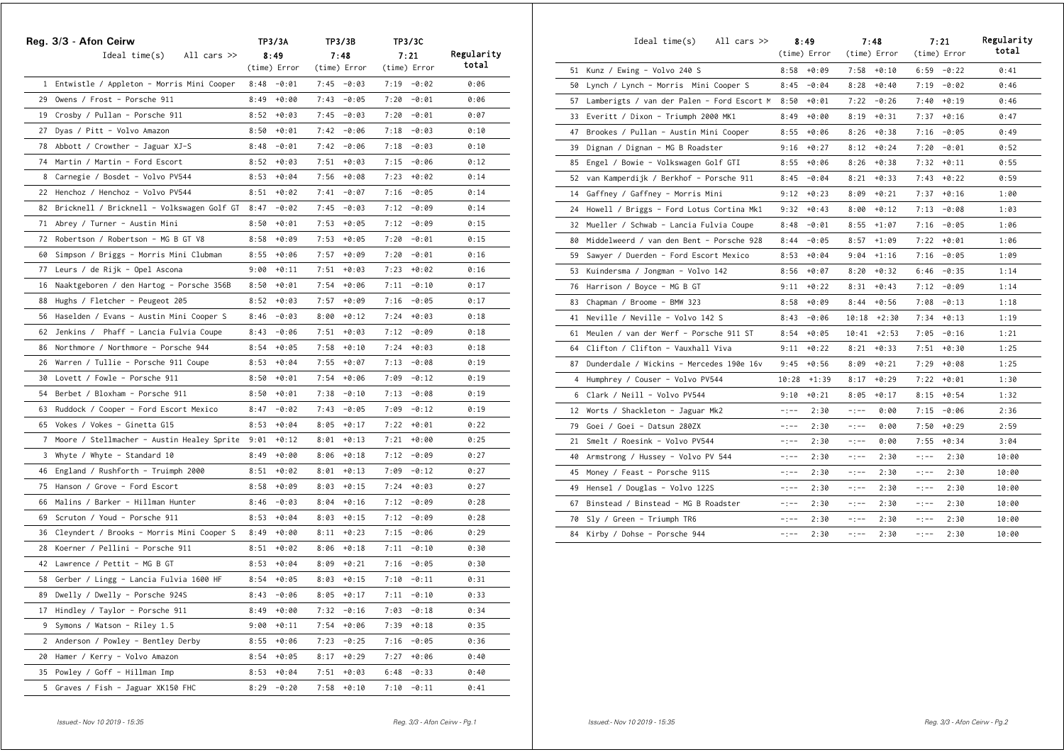## Reg. 3/3 - Afon Ceirw

| | Ideal time(s) All cars >> | TP3/3A 8:49 (time) | Error | TP3/3B 7:48 (time) | Error | TP3/3C 7:21 (time) | Error | Regularity total |
|---|---|---|---|---|---|---|---|---|
| 1 | Entwistle / Appleton - Morris Mini Cooper | 8:48 | -0:01 | 7:45 | -0:03 | 7:19 | -0:02 | 0:06 |
| 29 | Owens / Frost - Porsche 911 | 8:49 | +0:00 | 7:43 | -0:05 | 7:20 | -0:01 | 0:06 |
| 19 | Crosby / Pullan - Porsche 911 | 8:52 | +0:03 | 7:45 | -0:03 | 7:20 | -0:01 | 0:07 |
| 27 | Dyas / Pitt - Volvo Amazon | 8:50 | +0:01 | 7:42 | -0:06 | 7:18 | -0:03 | 0:10 |
| 78 | Abbott / Crowther - Jaguar XJ-S | 8:48 | -0:01 | 7:42 | -0:06 | 7:18 | -0:03 | 0:10 |
| 74 | Martin / Martin - Ford Escort | 8:52 | +0:03 | 7:51 | +0:03 | 7:15 | -0:06 | 0:12 |
| 8 | Carnegie / Bosdet - Volvo PV544 | 8:53 | +0:04 | 7:56 | +0:08 | 7:23 | +0:02 | 0:14 |
| 22 | Henchoz / Henchoz - Volvo PV544 | 8:51 | +0:02 | 7:41 | -0:07 | 7:16 | -0:05 | 0:14 |
| 82 | Bricknell / Bricknell - Volkswagen Golf GT | 8:47 | -0:02 | 7:45 | -0:03 | 7:12 | -0:09 | 0:14 |
| 71 | Abrey / Turner - Austin Mini | 8:50 | +0:01 | 7:53 | +0:05 | 7:12 | -0:09 | 0:15 |
| 72 | Robertson / Robertson - MG B GT V8 | 8:58 | +0:09 | 7:53 | +0:05 | 7:20 | -0:01 | 0:15 |
| 60 | Simpson / Briggs - Morris Mini Clubman | 8:55 | +0:06 | 7:57 | +0:09 | 7:20 | -0:01 | 0:16 |
| 77 | Leurs / de Rijk - Opel Ascona | 9:00 | +0:11 | 7:51 | +0:03 | 7:23 | +0:02 | 0:16 |
| 16 | Naaktgeboren / den Hartog - Porsche 356B | 8:50 | +0:01 | 7:54 | +0:06 | 7:11 | -0:10 | 0:17 |
| 88 | Hughs / Fletcher - Peugeot 205 | 8:52 | +0:03 | 7:57 | +0:09 | 7:16 | -0:05 | 0:17 |
| 56 | Haselden / Evans - Austin Mini Cooper S | 8:46 | -0:03 | 8:00 | +0:12 | 7:24 | +0:03 | 0:18 |
| 62 | Jenkins / Phaff - Lancia Fulvia Coupe | 8:43 | -0:06 | 7:51 | +0:03 | 7:12 | -0:09 | 0:18 |
| 86 | Northmore / Northmore - Porsche 944 | 8:54 | +0:05 | 7:58 | +0:10 | 7:24 | +0:03 | 0:18 |
| 26 | Warren / Tullie - Porsche 911 Coupe | 8:53 | +0:04 | 7:55 | +0:07 | 7:13 | -0:08 | 0:19 |
| 30 | Lovett / Fowle - Porsche 911 | 8:50 | +0:01 | 7:54 | +0:06 | 7:09 | -0:12 | 0:19 |
| 54 | Berbet / Bloxham - Porsche 911 | 8:50 | +0:01 | 7:38 | -0:10 | 7:13 | -0:08 | 0:19 |
| 63 | Ruddock / Cooper - Ford Escort Mexico | 8:47 | -0:02 | 7:43 | -0:05 | 7:09 | -0:12 | 0:19 |
| 65 | Vokes / Vokes - Ginetta G15 | 8:53 | +0:04 | 8:05 | +0:17 | 7:22 | +0:01 | 0:22 |
| 7 | Moore / Stellmacher - Austin Healey Sprite | 9:01 | +0:12 | 8:01 | +0:13 | 7:21 | +0:00 | 0:25 |
| 3 | Whyte / Whyte - Standard 10 | 8:49 | +0:00 | 8:06 | +0:18 | 7:12 | -0:09 | 0:27 |
| 46 | England / Rushforth - Truimph 2000 | 8:51 | +0:02 | 8:01 | +0:13 | 7:09 | -0:12 | 0:27 |
| 75 | Hanson / Grove - Ford Escort | 8:58 | +0:09 | 8:03 | +0:15 | 7:24 | +0:03 | 0:27 |
| 66 | Malins / Barker - Hillman Hunter | 8:46 | -0:03 | 8:04 | +0:16 | 7:12 | -0:09 | 0:28 |
| 69 | Scruton / Youd - Porsche 911 | 8:53 | +0:04 | 8:03 | +0:15 | 7:12 | -0:09 | 0:28 |
| 36 | Cleyndert / Brooks - Morris Mini Cooper S | 8:49 | +0:00 | 8:11 | +0:23 | 7:15 | -0:06 | 0:29 |
| 28 | Koerner / Pellini - Porsche 911 | 8:51 | +0:02 | 8:06 | +0:18 | 7:11 | -0:10 | 0:30 |
| 42 | Lawrence / Pettit - MG B GT | 8:53 | +0:04 | 8:09 | +0:21 | 7:16 | -0:05 | 0:30 |
| 58 | Gerber / Lingg - Lancia Fulvia 1600 HF | 8:54 | +0:05 | 8:03 | +0:15 | 7:10 | -0:11 | 0:31 |
| 89 | Dwelly / Dwelly - Porsche 924S | 8:43 | -0:06 | 8:05 | +0:17 | 7:11 | -0:10 | 0:33 |
| 17 | Hindley / Taylor - Porsche 911 | 8:49 | +0:00 | 7:32 | -0:16 | 7:03 | -0:18 | 0:34 |
| 9 | Symons / Watson - Riley 1.5 | 9:00 | +0:11 | 7:54 | +0:06 | 7:39 | +0:18 | 0:35 |
| 2 | Anderson / Powley - Bentley Derby | 8:55 | +0:06 | 7:23 | -0:25 | 7:16 | -0:05 | 0:36 |
| 20 | Hamer / Kerry - Volvo Amazon | 8:54 | +0:05 | 8:17 | +0:29 | 7:27 | +0:06 | 0:40 |
| 35 | Powley / Goff - Hillman Imp | 8:53 | +0:04 | 7:51 | +0:03 | 6:48 | -0:33 | 0:40 |
| 5 | Graves / Fish - Jaguar XK150 FHC | 8:29 | -0:20 | 7:58 | +0:10 | 7:10 | -0:11 | 0:41 |
| 51 | Kunz / Ewing - Volvo 240 S | 8:58 | +0:09 | 7:58 | +0:10 | 6:59 | -0:22 | 0:41 |
| 50 | Lynch / Lynch - Morris Mini Cooper S | 8:45 | -0:04 | 8:28 | +0:40 | 7:19 | -0:02 | 0:46 |
| 57 | Lamberigts / van der Palen - Ford Escort M | 8:50 | +0:01 | 7:22 | -0:26 | 7:40 | +0:19 | 0:46 |
| 33 | Everitt / Dixon - Triumph 2000 MK1 | 8:49 | +0:00 | 8:19 | +0:31 | 7:37 | +0:16 | 0:47 |
| 47 | Brookes / Pullan - Austin Mini Cooper | 8:55 | +0:06 | 8:26 | +0:38 | 7:16 | -0:05 | 0:49 |
| 39 | Dignan / Dignan - MG B Roadster | 9:16 | +0:27 | 8:12 | +0:24 | 7:20 | -0:01 | 0:52 |
| 85 | Engel / Bowie - Volkswagen Golf GTI | 8:55 | +0:06 | 8:26 | +0:38 | 7:32 | +0:11 | 0:55 |
| 52 | van Kamperdijk / Berkhof - Porsche 911 | 8:45 | -0:04 | 8:21 | +0:33 | 7:43 | +0:22 | 0:59 |
| 14 | Gaffney / Gaffney - Morris Mini | 9:12 | +0:23 | 8:09 | +0:21 | 7:37 | +0:16 | 1:00 |
| 24 | Howell / Briggs - Ford Lotus Cortina Mk1 | 9:32 | +0:43 | 8:00 | +0:12 | 7:13 | -0:08 | 1:03 |
| 32 | Mueller / Schwab - Lancia Fulvia Coupe | 8:48 | -0:01 | 8:55 | +1:07 | 7:16 | -0:05 | 1:06 |
| 80 | Middelweerd / van den Bent - Porsche 928 | 8:44 | -0:05 | 8:57 | +1:09 | 7:22 | +0:01 | 1:06 |
| 59 | Sawyer / Duerden - Ford Escort Mexico | 8:53 | +0:04 | 9:04 | +1:16 | 7:16 | -0:05 | 1:09 |
| 53 | Kuindersma / Jongman - Volvo 142 | 8:56 | +0:07 | 8:20 | +0:32 | 6:46 | -0:35 | 1:14 |
| 76 | Harrison / Boyce - MG B GT | 9:11 | +0:22 | 8:31 | +0:43 | 7:12 | -0:09 | 1:14 |
| 83 | Chapman / Broome - BMW 323 | 8:58 | +0:09 | 8:44 | +0:56 | 7:08 | -0:13 | 1:18 |
| 41 | Neville / Neville - Volvo 142 S | 8:43 | -0:06 | 10:18 | +2:30 | 7:34 | +0:13 | 1:19 |
| 61 | Meulen / van der Werf - Porsche 911 ST | 8:54 | +0:05 | 10:41 | +2:53 | 7:05 | -0:16 | 1:21 |
| 64 | Clifton / Clifton - Vauxhall Viva | 9:11 | +0:22 | 8:21 | +0:33 | 7:51 | +0:30 | 1:25 |
| 87 | Dunderdale / Wickins - Mercedes 190e 16v | 9:45 | +0:56 | 8:09 | +0:21 | 7:29 | +0:08 | 1:25 |
| 4 | Humphrey / Couser - Volvo PV544 | 10:28 | +1:39 | 8:17 | +0:29 | 7:22 | +0:01 | 1:30 |
| 6 | Clark / Neill - Volvo PV544 | 9:10 | +0:21 | 8:05 | +0:17 | 8:15 | +0:54 | 1:32 |
| 12 | Worts / Shackleton - Jaguar Mk2 | -:-- | 2:30 | -:-- | 0:00 | 7:15 | -0:06 | 2:36 |
| 79 | Goei / Goei - Datsun 280ZX | -:-- | 2:30 | -:-- | 0:00 | 7:50 | +0:29 | 2:59 |
| 21 | Smelt / Roesink - Volvo PV544 | -:-- | 2:30 | -:-- | 0:00 | 7:55 | +0:34 | 3:04 |
| 40 | Armstrong / Hussey - Volvo PV 544 | -:-- | 2:30 | -:-- | 2:30 | -:-- | 2:30 | 10:00 |
| 45 | Money / Feast - Porsche 911S | -:-- | 2:30 | -:-- | 2:30 | -:-- | 2:30 | 10:00 |
| 49 | Hensel / Douglas - Volvo 122S | -:-- | 2:30 | -:-- | 2:30 | -:-- | 2:30 | 10:00 |
| 67 | Binstead / Binstead - MG B Roadster | -:-- | 2:30 | -:-- | 2:30 | -:-- | 2:30 | 10:00 |
| 70 | Sly / Green - Triumph TR6 | -:-- | 2:30 | -:-- | 2:30 | -:-- | 2:30 | 10:00 |
| 84 | Kirby / Dohse - Porsche 944 | -:-- | 2:30 | -:-- | 2:30 | -:-- | 2:30 | 10:00 |

*Issued:- Nov 10 2019 - 15:35*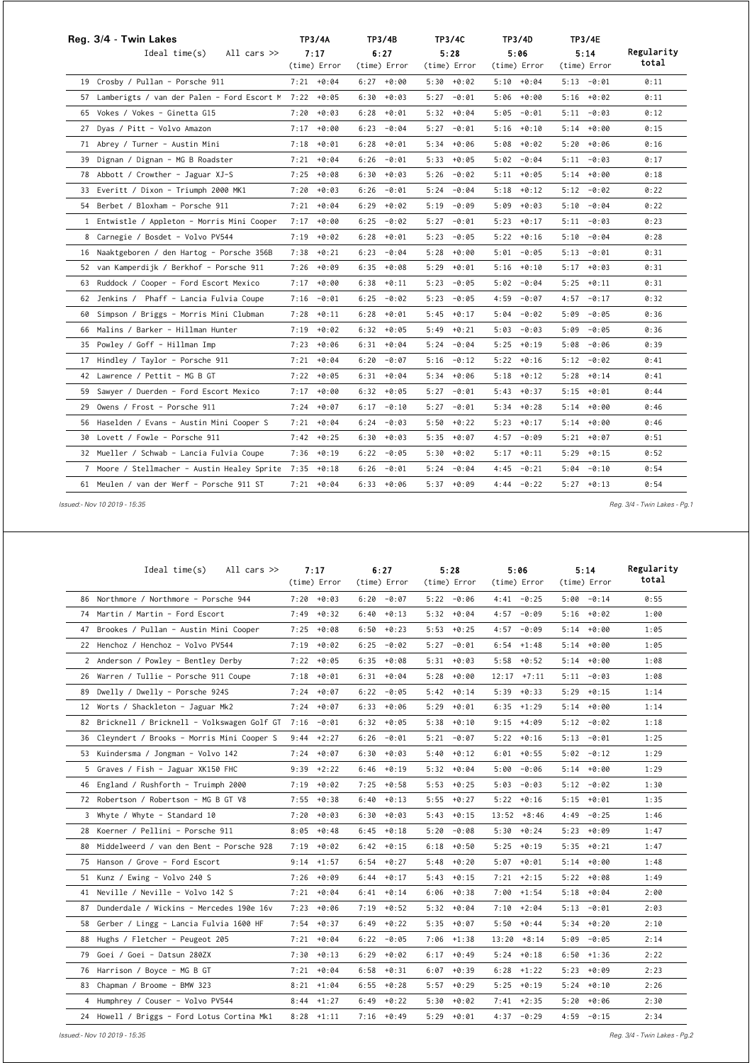## Reg. 3/4 - Twin Lakes

| No. | Crew / Car | TP3/4A (time) | TP3/4A Error | TP3/4B (time) | TP3/4B Error | TP3/4C (time) | TP3/4C Error | TP3/4D (time) | TP3/4D Error | TP3/4E (time) | TP3/4E Error | Regularity total |
|---|---|---|---|---|---|---|---|---|---|---|---|---|
| | Ideal time(s) All cars >> | 7:17 | | 6:27 | | 5:28 | | 5:06 | | 5:14 | | |
| 19 | Crosby / Pullan - Porsche 911 | 7:21 | +0:04 | 6:27 | +0:00 | 5:30 | +0:02 | 5:10 | +0:04 | 5:13 | -0:01 | 0:11 |
| 57 | Lamberigts / van der Palen - Ford Escort M | 7:22 | +0:05 | 6:30 | +0:03 | 5:27 | -0:01 | 5:06 | +0:00 | 5:16 | +0:02 | 0:11 |
| 65 | Vokes / Vokes - Ginetta G15 | 7:20 | +0:03 | 6:28 | +0:01 | 5:32 | +0:04 | 5:05 | -0:01 | 5:11 | -0:03 | 0:12 |
| 27 | Dyas / Pitt - Volvo Amazon | 7:17 | +0:00 | 6:23 | -0:04 | 5:27 | -0:01 | 5:16 | +0:10 | 5:14 | +0:00 | 0:15 |
| 71 | Abrey / Turner - Austin Mini | 7:18 | +0:01 | 6:28 | +0:01 | 5:34 | +0:06 | 5:08 | +0:02 | 5:20 | +0:06 | 0:16 |
| 39 | Dignan / Dignan - MG B Roadster | 7:21 | +0:04 | 6:26 | -0:01 | 5:33 | +0:05 | 5:02 | -0:04 | 5:11 | -0:03 | 0:17 |
| 78 | Abbott / Crowther - Jaguar XJ-S | 7:25 | +0:08 | 6:30 | +0:03 | 5:26 | -0:02 | 5:11 | +0:05 | 5:14 | +0:00 | 0:18 |
| 33 | Everitt / Dixon - Triumph 2000 MK1 | 7:20 | +0:03 | 6:26 | -0:01 | 5:24 | -0:04 | 5:18 | +0:12 | 5:12 | -0:02 | 0:22 |
| 54 | Berbet / Bloxham - Porsche 911 | 7:21 | +0:04 | 6:29 | +0:02 | 5:19 | -0:09 | 5:09 | +0:03 | 5:10 | -0:04 | 0:22 |
| 1 | Entwistle / Appleton - Morris Mini Cooper | 7:17 | +0:00 | 6:25 | -0:02 | 5:27 | -0:01 | 5:23 | +0:17 | 5:11 | -0:03 | 0:23 |
| 8 | Carnegie / Bosdet - Volvo PV544 | 7:19 | +0:02 | 6:28 | +0:01 | 5:23 | -0:05 | 5:22 | +0:16 | 5:10 | -0:04 | 0:28 |
| 16 | Naaktgeboren / den Hartog - Porsche 356B | 7:38 | +0:21 | 6:23 | -0:04 | 5:28 | +0:00 | 5:01 | -0:05 | 5:13 | -0:01 | 0:31 |
| 52 | van Kamperdijk / Berkhof - Porsche 911 | 7:26 | +0:09 | 6:35 | +0:08 | 5:29 | +0:01 | 5:16 | +0:10 | 5:17 | +0:03 | 0:31 |
| 63 | Ruddock / Cooper - Ford Escort Mexico | 7:17 | +0:00 | 6:38 | +0:11 | 5:23 | -0:05 | 5:02 | -0:04 | 5:25 | +0:11 | 0:31 |
| 62 | Jenkins / Phaff - Lancia Fulvia Coupe | 7:16 | -0:01 | 6:25 | -0:02 | 5:23 | -0:05 | 4:59 | -0:07 | 4:57 | -0:17 | 0:32 |
| 60 | Simpson / Briggs - Morris Mini Clubman | 7:28 | +0:11 | 6:28 | +0:01 | 5:45 | +0:17 | 5:04 | -0:02 | 5:09 | -0:05 | 0:36 |
| 66 | Malins / Barker - Hillman Hunter | 7:19 | +0:02 | 6:32 | +0:05 | 5:49 | +0:21 | 5:03 | -0:03 | 5:09 | -0:05 | 0:36 |
| 35 | Powley / Goff - Hillman Imp | 7:23 | +0:06 | 6:31 | +0:04 | 5:24 | -0:04 | 5:25 | +0:19 | 5:08 | -0:06 | 0:39 |
| 17 | Hindley / Taylor - Porsche 911 | 7:21 | +0:04 | 6:20 | -0:07 | 5:16 | -0:12 | 5:22 | +0:16 | 5:12 | -0:02 | 0:41 |
| 42 | Lawrence / Pettit - MG B GT | 7:22 | +0:05 | 6:31 | +0:04 | 5:34 | +0:06 | 5:18 | +0:12 | 5:28 | +0:14 | 0:41 |
| 59 | Sawyer / Duerden - Ford Escort Mexico | 7:17 | +0:00 | 6:32 | +0:05 | 5:27 | -0:01 | 5:43 | +0:37 | 5:15 | +0:01 | 0:44 |
| 29 | Owens / Frost - Porsche 911 | 7:24 | +0:07 | 6:17 | -0:10 | 5:27 | -0:01 | 5:34 | +0:28 | 5:14 | +0:00 | 0:46 |
| 56 | Haselden / Evans - Austin Mini Cooper S | 7:21 | +0:04 | 6:24 | -0:03 | 5:50 | +0:22 | 5:23 | +0:17 | 5:14 | +0:00 | 0:46 |
| 30 | Lovett / Fowle - Porsche 911 | 7:42 | +0:25 | 6:30 | +0:03 | 5:35 | +0:07 | 4:57 | -0:09 | 5:21 | +0:07 | 0:51 |
| 32 | Mueller / Schwab - Lancia Fulvia Coupe | 7:36 | +0:19 | 6:22 | -0:05 | 5:30 | +0:02 | 5:17 | +0:11 | 5:29 | +0:15 | 0:52 |
| 7 | Moore / Stellmacher - Austin Healey Sprite | 7:35 | +0:18 | 6:26 | -0:01 | 5:24 | -0:04 | 4:45 | -0:21 | 5:04 | -0:10 | 0:54 |
| 61 | Meulen / van der Werf - Porsche 911 ST | 7:21 | +0:04 | 6:33 | +0:06 | 5:37 | +0:09 | 4:44 | -0:22 | 5:27 | +0:13 | 0:54 |
| 86 | Northmore / Northmore - Porsche 944 | 7:20 | +0:03 | 6:20 | -0:07 | 5:22 | -0:06 | 4:41 | -0:25 | 5:00 | -0:14 | 0:55 |
| 74 | Martin / Martin - Ford Escort | 7:49 | +0:32 | 6:40 | +0:13 | 5:32 | +0:04 | 4:57 | -0:09 | 5:16 | +0:02 | 1:00 |
| 47 | Brookes / Pullan - Austin Mini Cooper | 7:25 | +0:08 | 6:50 | +0:23 | 5:53 | +0:25 | 4:57 | -0:09 | 5:14 | +0:00 | 1:05 |
| 22 | Henchoz / Henchoz - Volvo PV544 | 7:19 | +0:02 | 6:25 | -0:02 | 5:27 | -0:01 | 6:54 | +1:48 | 5:14 | +0:00 | 1:05 |
| 2 | Anderson / Powley - Bentley Derby | 7:22 | +0:05 | 6:35 | +0:08 | 5:31 | +0:03 | 5:58 | +0:52 | 5:14 | +0:00 | 1:08 |
| 26 | Warren / Tullie - Porsche 911 Coupe | 7:18 | +0:01 | 6:31 | +0:04 | 5:28 | +0:00 | 12:17 | +7:11 | 5:11 | -0:03 | 1:08 |
| 89 | Dwelly / Dwelly - Porsche 924S | 7:24 | +0:07 | 6:22 | -0:05 | 5:42 | +0:14 | 5:39 | +0:33 | 5:29 | +0:15 | 1:14 |
| 12 | Worts / Shackleton - Jaguar Mk2 | 7:24 | +0:07 | 6:33 | +0:06 | 5:29 | +0:01 | 6:35 | +1:29 | 5:14 | +0:00 | 1:14 |
| 82 | Bricknell / Bricknell - Volkswagen Golf GT | 7:16 | -0:01 | 6:32 | +0:05 | 5:38 | +0:10 | 9:15 | +4:09 | 5:12 | -0:02 | 1:18 |
| 36 | Cleyndert / Brooks - Morris Mini Cooper S | 9:44 | +2:27 | 6:26 | -0:01 | 5:21 | -0:07 | 5:22 | +0:16 | 5:13 | -0:01 | 1:25 |
| 53 | Kuindersma / Jongman - Volvo 142 | 7:24 | +0:07 | 6:30 | +0:03 | 5:40 | +0:12 | 6:01 | +0:55 | 5:02 | -0:12 | 1:29 |
| 5 | Graves / Fish - Jaguar XK150 FHC | 9:39 | +2:22 | 6:46 | +0:19 | 5:32 | +0:04 | 5:00 | -0:06 | 5:14 | +0:00 | 1:29 |
| 46 | England / Rushforth - Truimph 2000 | 7:19 | +0:02 | 7:25 | +0:58 | 5:53 | +0:25 | 5:03 | -0:03 | 5:12 | -0:02 | 1:30 |
| 72 | Robertson / Robertson - MG B GT V8 | 7:55 | +0:38 | 6:40 | +0:13 | 5:55 | +0:27 | 5:22 | +0:16 | 5:15 | +0:01 | 1:35 |
| 3 | Whyte / Whyte - Standard 10 | 7:20 | +0:03 | 6:30 | +0:03 | 5:43 | +0:15 | 13:52 | +8:46 | 4:49 | -0:25 | 1:46 |
| 28 | Koerner / Pellini - Porsche 911 | 8:05 | +0:48 | 6:45 | +0:18 | 5:20 | -0:08 | 5:30 | +0:24 | 5:23 | +0:09 | 1:47 |
| 80 | Middelweerd / van den Bent - Porsche 928 | 7:19 | +0:02 | 6:42 | +0:15 | 6:18 | +0:50 | 5:25 | +0:19 | 5:35 | +0:21 | 1:47 |
| 75 | Hanson / Grove - Ford Escort | 9:14 | +1:57 | 6:54 | +0:27 | 5:48 | +0:20 | 5:07 | +0:01 | 5:14 | +0:00 | 1:48 |
| 51 | Kunz / Ewing - Volvo 240 S | 7:26 | +0:09 | 6:44 | +0:17 | 5:43 | +0:15 | 7:21 | +2:15 | 5:22 | +0:08 | 1:49 |
| 41 | Neville / Neville - Volvo 142 S | 7:21 | +0:04 | 6:41 | +0:14 | 6:06 | +0:38 | 7:00 | +1:54 | 5:18 | +0:04 | 2:00 |
| 87 | Dunderdale / Wickins - Mercedes 190e 16v | 7:23 | +0:06 | 7:19 | +0:52 | 5:32 | +0:04 | 7:10 | +2:04 | 5:13 | -0:01 | 2:03 |
| 58 | Gerber / Lingg - Lancia Fulvia 1600 HF | 7:54 | +0:37 | 6:49 | +0:22 | 5:35 | +0:07 | 5:50 | +0:44 | 5:34 | +0:20 | 2:10 |
| 88 | Hughs / Fletcher - Peugeot 205 | 7:21 | +0:04 | 6:22 | -0:05 | 7:06 | +1:38 | 13:20 | +8:14 | 5:09 | -0:05 | 2:14 |
| 79 | Goei / Goei - Datsun 280ZX | 7:30 | +0:13 | 6:29 | +0:02 | 6:17 | +0:49 | 5:24 | +0:18 | 6:50 | +1:36 | 2:22 |
| 76 | Harrison / Boyce - MG B GT | 7:21 | +0:04 | 6:58 | +0:31 | 6:07 | +0:39 | 6:28 | +1:22 | 5:23 | +0:09 | 2:23 |
| 83 | Chapman / Broome - BMW 323 | 8:21 | +1:04 | 6:55 | +0:28 | 5:57 | +0:29 | 5:25 | +0:19 | 5:24 | +0:10 | 2:26 |
| 4 | Humphrey / Couser - Volvo PV544 | 8:44 | +1:27 | 6:49 | +0:22 | 5:30 | +0:02 | 7:41 | +2:35 | 5:20 | +0:06 | 2:30 |
| 24 | Howell / Briggs - Ford Lotus Cortina Mk1 | 8:28 | +1:11 | 7:16 | +0:49 | 5:29 | +0:01 | 4:37 | -0:29 | 4:59 | -0:15 | 2:34 |

*Issued:- Nov 10 2019 - 15:35*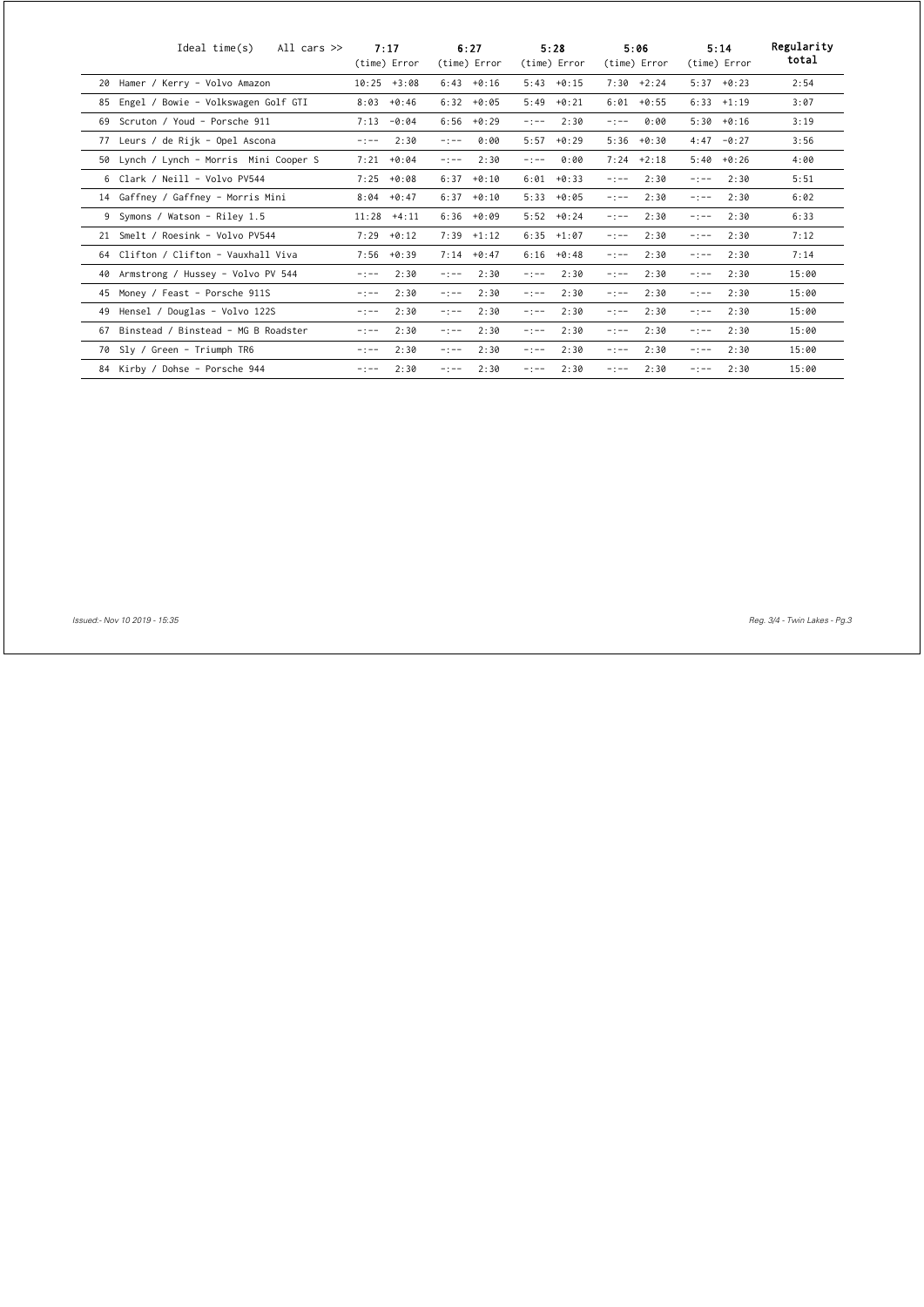| Ideal time(s) All cars >> | 7:17 | | 6:27 | | 5:28 | | 5:06 | | 5:14 | | Regularity total |
|---|---|---|---|---|---|---|---|---|---|---|---|
| | (time) | Error | (time) | Error | (time) | Error | (time) | Error | (time) | Error | |
| 20 Hamer / Kerry - Volvo Amazon | 10:25 | +3:08 | 6:43 | +0:16 | 5:43 | +0:15 | 7:30 | +2:24 | 5:37 | +0:23 | 2:54 |
| 85 Engel / Bowie - Volkswagen Golf GTI | 8:03 | +0:46 | 6:32 | +0:05 | 5:49 | +0:21 | 6:01 | +0:55 | 6:33 | +1:19 | 3:07 |
| 69 Scruton / Youd - Porsche 911 | 7:13 | -0:04 | 6:56 | +0:29 | -:-- | 2:30 | -:-- | 0:00 | 5:30 | +0:16 | 3:19 |
| 77 Leurs / de Rijk - Opel Ascona | -:-- | 2:30 | -:-- | 0:00 | 5:57 | +0:29 | 5:36 | +0:30 | 4:47 | -0:27 | 3:56 |
| 50 Lynch / Lynch - Morris Mini Cooper S | 7:21 | +0:04 | -:-- | 2:30 | -:-- | 0:00 | 7:24 | +2:18 | 5:40 | +0:26 | 4:00 |
| 6 Clark / Neill - Volvo PV544 | 7:25 | +0:08 | 6:37 | +0:10 | 6:01 | +0:33 | -:-- | 2:30 | -:-- | 2:30 | 5:51 |
| 14 Gaffney / Gaffney - Morris Mini | 8:04 | +0:47 | 6:37 | +0:10 | 5:33 | +0:05 | -:-- | 2:30 | -:-- | 2:30 | 6:02 |
| 9 Symons / Watson - Riley 1.5 | 11:28 | +4:11 | 6:36 | +0:09 | 5:52 | +0:24 | -:-- | 2:30 | -:-- | 2:30 | 6:33 |
| 21 Smelt / Roesink - Volvo PV544 | 7:29 | +0:12 | 7:39 | +1:12 | 6:35 | +1:07 | -:-- | 2:30 | -:-- | 2:30 | 7:12 |
| 64 Clifton / Clifton - Vauxhall Viva | 7:56 | +0:39 | 7:14 | +0:47 | 6:16 | +0:48 | -:-- | 2:30 | -:-- | 2:30 | 7:14 |
| 40 Armstrong / Hussey - Volvo PV 544 | -:-- | 2:30 | -:-- | 2:30 | -:-- | 2:30 | -:-- | 2:30 | -:-- | 2:30 | 15:00 |
| 45 Money / Feast - Porsche 911S | -:-- | 2:30 | -:-- | 2:30 | -:-- | 2:30 | -:-- | 2:30 | -:-- | 2:30 | 15:00 |
| 49 Hensel / Douglas - Volvo 122S | -:-- | 2:30 | -:-- | 2:30 | -:-- | 2:30 | -:-- | 2:30 | -:-- | 2:30 | 15:00 |
| 67 Binstead / Binstead - MG B Roadster | -:-- | 2:30 | -:-- | 2:30 | -:-- | 2:30 | -:-- | 2:30 | -:-- | 2:30 | 15:00 |
| 70 Sly / Green - Triumph TR6 | -:-- | 2:30 | -:-- | 2:30 | -:-- | 2:30 | -:-- | 2:30 | -:-- | 2:30 | 15:00 |
| 84 Kirby / Dohse - Porsche 944 | -:-- | 2:30 | -:-- | 2:30 | -:-- | 2:30 | -:-- | 2:30 | -:-- | 2:30 | 15:00 |

*Issued:- Nov 10 2019 - 15:35*

*Reg. 3/4 - Twin Lakes - Pg.3*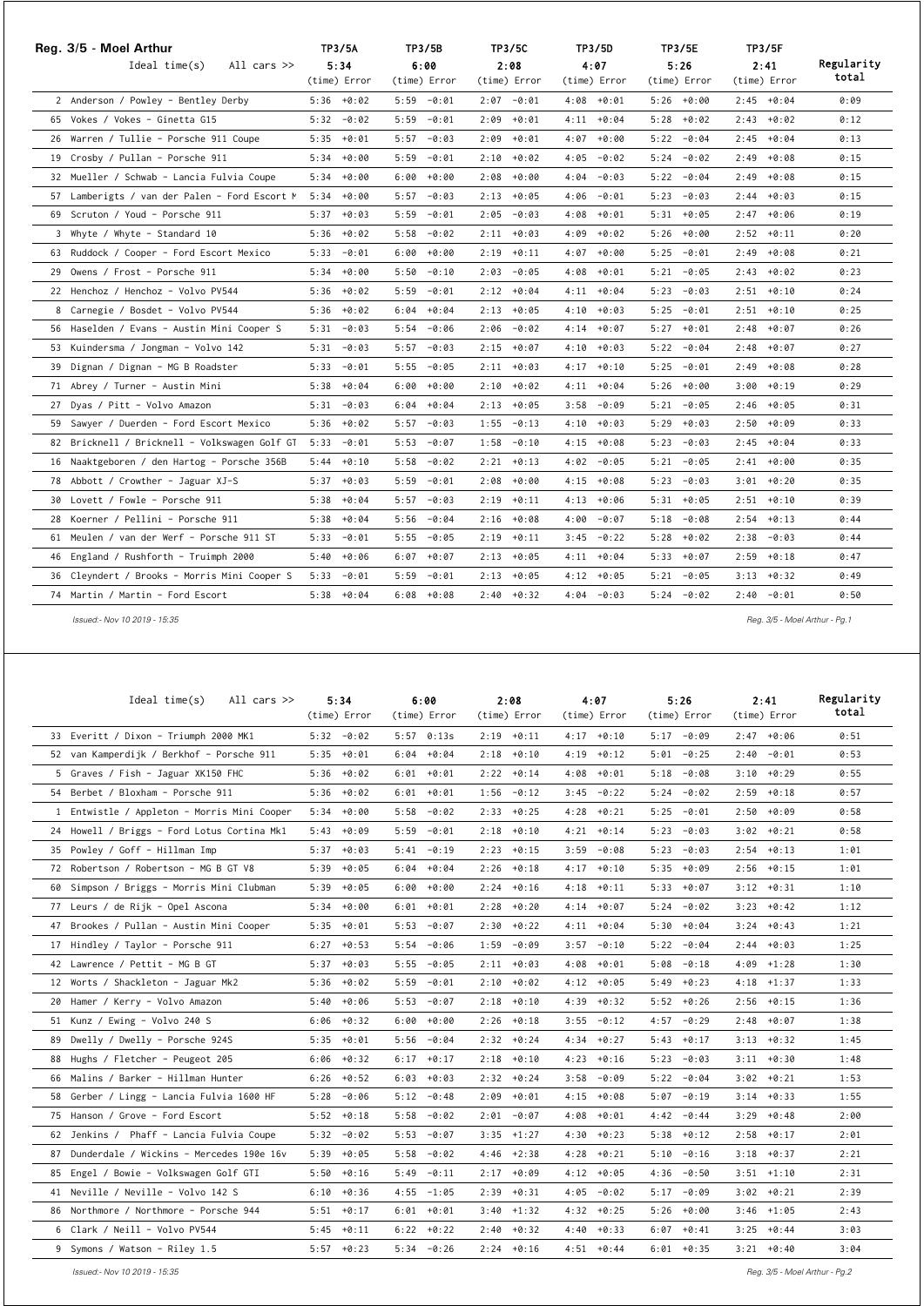## Reg. 3/5 - Moel Arthur

| Ideal time(s) All cars >> | TP3/5A 5:34 (time) | Error | TP3/5B 6:00 (time) | Error | TP3/5C 2:08 (time) | Error | TP3/5D 4:07 (time) | Error | TP3/5E 5:26 (time) | Error | TP3/5F 2:41 (time) | Error | Regularity total |
|---|---|---|---|---|---|---|---|---|---|---|---|---|---|
| 2 Anderson / Powley - Bentley Derby | 5:36 | +0:02 | 5:59 | -0:01 | 2:07 | -0:01 | 4:08 | +0:01 | 5:26 | +0:00 | 2:45 | +0:04 | 0:09 |
| 65 Vokes / Vokes - Ginetta G15 | 5:32 | -0:02 | 5:59 | -0:01 | 2:09 | +0:01 | 4:11 | +0:04 | 5:28 | +0:02 | 2:43 | +0:02 | 0:12 |
| 26 Warren / Tullie - Porsche 911 Coupe | 5:35 | +0:01 | 5:57 | -0:03 | 2:09 | +0:01 | 4:07 | +0:00 | 5:22 | -0:04 | 2:45 | +0:04 | 0:13 |
| 19 Crosby / Pullan - Porsche 911 | 5:34 | +0:00 | 5:59 | -0:01 | 2:10 | +0:02 | 4:05 | -0:02 | 5:24 | -0:02 | 2:49 | +0:08 | 0:15 |
| 32 Mueller / Schwab - Lancia Fulvia Coupe | 5:34 | +0:00 | 6:00 | +0:00 | 2:08 | +0:00 | 4:04 | -0:03 | 5:22 | -0:04 | 2:49 | +0:08 | 0:15 |
| 57 Lambergits / van der Palen - Ford Escort M | 5:34 | +0:00 | 5:57 | -0:03 | 2:13 | +0:05 | 4:06 | -0:01 | 5:23 | -0:03 | 2:44 | +0:03 | 0:15 |
| 69 Scruton / Youd - Porsche 911 | 5:37 | +0:03 | 5:59 | -0:01 | 2:05 | -0:03 | 4:08 | +0:01 | 5:31 | +0:05 | 2:47 | +0:06 | 0:19 |
| 3 Whyte / Whyte - Standard 10 | 5:36 | +0:02 | 5:58 | -0:02 | 2:11 | +0:03 | 4:09 | +0:02 | 5:26 | +0:00 | 2:52 | +0:11 | 0:20 |
| 63 Ruddock / Cooper - Ford Escort Mexico | 5:33 | -0:01 | 6:00 | +0:00 | 2:19 | +0:11 | 4:07 | +0:00 | 5:25 | -0:01 | 2:49 | +0:08 | 0:21 |
| 29 Owens / Frost - Porsche 911 | 5:34 | +0:00 | 5:50 | -0:10 | 2:03 | -0:05 | 4:08 | +0:01 | 5:21 | -0:05 | 2:43 | +0:02 | 0:23 |
| 22 Henchoz / Henchoz - Volvo PV544 | 5:36 | +0:02 | 5:59 | -0:01 | 2:12 | +0:04 | 4:11 | +0:04 | 5:23 | -0:03 | 2:51 | +0:10 | 0:24 |
| 8 Carnegie / Bosdet - Volvo PV544 | 5:36 | +0:02 | 6:04 | +0:04 | 2:13 | +0:05 | 4:10 | +0:03 | 5:25 | -0:01 | 2:51 | +0:10 | 0:25 |
| 56 Haselden / Evans - Austin Mini Cooper S | 5:31 | -0:03 | 5:54 | -0:06 | 2:06 | -0:02 | 4:14 | +0:07 | 5:27 | +0:01 | 2:48 | +0:07 | 0:26 |
| 53 Kuindersma / Jongman - Volvo 142 | 5:31 | -0:03 | 5:57 | -0:03 | 2:15 | +0:07 | 4:10 | +0:03 | 5:22 | -0:04 | 2:48 | +0:07 | 0:27 |
| 39 Dignan / Dignan - MG B Roadster | 5:33 | -0:01 | 5:55 | -0:05 | 2:11 | +0:03 | 4:17 | +0:10 | 5:25 | -0:01 | 2:49 | +0:08 | 0:28 |
| 71 Abrey / Turner - Austin Mini | 5:38 | +0:04 | 6:00 | +0:00 | 2:10 | +0:02 | 4:11 | +0:04 | 5:26 | +0:00 | 3:00 | +0:19 | 0:29 |
| 27 Dyas / Pitt - Volvo Amazon | 5:31 | -0:03 | 6:04 | +0:04 | 2:13 | +0:05 | 3:58 | -0:09 | 5:21 | -0:05 | 2:46 | +0:05 | 0:31 |
| 59 Sawyer / Duerden - Ford Escort Mexico | 5:36 | +0:02 | 5:57 | -0:03 | 1:55 | -0:13 | 4:10 | +0:03 | 5:29 | +0:03 | 2:50 | +0:09 | 0:33 |
| 82 Bricknell / Bricknell - Volkswagen Golf GT | 5:33 | -0:01 | 5:53 | -0:07 | 1:58 | -0:10 | 4:15 | +0:08 | 5:23 | -0:03 | 2:45 | +0:04 | 0:33 |
| 16 Naaktgeboren / den Hartog - Porsche 356B | 5:44 | +0:10 | 5:58 | -0:02 | 2:21 | +0:13 | 4:02 | -0:05 | 5:21 | -0:05 | 2:41 | +0:00 | 0:35 |
| 78 Abbott / Crowther - Jaguar XJ-S | 5:37 | +0:03 | 5:59 | -0:01 | 2:08 | +0:00 | 4:15 | +0:08 | 5:23 | -0:03 | 3:01 | +0:20 | 0:35 |
| 30 Lovett / Fowle - Porsche 911 | 5:38 | +0:04 | 5:57 | -0:03 | 2:19 | +0:11 | 4:13 | +0:06 | 5:31 | +0:05 | 2:51 | +0:10 | 0:39 |
| 28 Koerner / Pellini - Porsche 911 | 5:38 | +0:04 | 5:56 | -0:04 | 2:16 | +0:08 | 4:00 | -0:07 | 5:18 | -0:08 | 2:54 | +0:13 | 0:44 |
| 61 Meulen / van der Werf - Porsche 911 ST | 5:33 | -0:01 | 5:55 | -0:05 | 2:19 | +0:11 | 3:45 | -0:22 | 5:28 | +0:02 | 2:38 | -0:03 | 0:44 |
| 46 England / Rushforth - Truimph 2000 | 5:40 | +0:06 | 6:07 | +0:07 | 2:13 | +0:05 | 4:11 | +0:04 | 5:33 | +0:07 | 2:59 | +0:18 | 0:47 |
| 36 Cleyndert / Brooks - Morris Mini Cooper S | 5:33 | -0:01 | 5:59 | -0:01 | 2:13 | +0:05 | 4:12 | +0:05 | 5:21 | -0:05 | 3:13 | +0:32 | 0:49 |
| 74 Martin / Martin - Ford Escort | 5:38 | +0:04 | 6:08 | +0:08 | 2:40 | +0:32 | 4:04 | -0:03 | 5:24 | -0:02 | 2:40 | -0:01 | 0:50 |

*Issued:- Nov 10 2019 - 15:35*

| Ideal time(s) All cars >> | 5:34 (time) | Error | 6:00 (time) | Error | 2:08 (time) | Error | 4:07 (time) | Error | 5:26 (time) | Error | 2:41 (time) | Error | Regularity total |
|---|---|---|---|---|---|---|---|---|---|---|---|---|---|
| 33 Everitt / Dixon - Triumph 2000 MK1 | 5:32 | -0:02 | 5:57 | 0:13s | 2:19 | +0:11 | 4:17 | +0:10 | 5:17 | -0:09 | 2:47 | +0:06 | 0:51 |
| 52 van Kamperdijk / Berkhof - Porsche 911 | 5:35 | +0:01 | 6:04 | +0:04 | 2:18 | +0:10 | 4:19 | +0:12 | 5:01 | -0:25 | 2:40 | -0:01 | 0:53 |
| 5 Graves / Fish - Jaguar XK150 FHC | 5:36 | +0:02 | 6:01 | +0:01 | 2:22 | +0:14 | 4:08 | +0:01 | 5:18 | -0:08 | 3:10 | +0:29 | 0:55 |
| 54 Berbet / Bloxham - Porsche 911 | 5:36 | +0:02 | 6:01 | +0:01 | 1:56 | -0:12 | 3:45 | -0:22 | 5:24 | -0:02 | 2:59 | +0:18 | 0:57 |
| 1 Entwistle / Appleton - Morris Mini Cooper | 5:34 | +0:00 | 5:58 | -0:02 | 2:33 | +0:25 | 4:28 | +0:21 | 5:25 | -0:01 | 2:50 | +0:09 | 0:58 |
| 24 Howell / Briggs - Ford Lotus Cortina Mk1 | 5:43 | +0:09 | 5:59 | -0:01 | 2:18 | +0:10 | 4:21 | +0:14 | 5:23 | -0:03 | 3:02 | +0:21 | 0:58 |
| 35 Powley / Goff - Hillman Imp | 5:37 | +0:03 | 5:41 | -0:19 | 2:23 | +0:15 | 3:59 | -0:08 | 5:23 | -0:03 | 2:54 | +0:13 | 1:01 |
| 72 Robertson / Robertson - MG B GT V8 | 5:39 | +0:05 | 6:04 | +0:04 | 2:26 | +0:18 | 4:17 | +0:10 | 5:35 | +0:09 | 2:56 | +0:15 | 1:01 |
| 60 Simpson / Briggs - Morris Mini Clubman | 5:39 | +0:05 | 6:00 | +0:00 | 2:24 | +0:16 | 4:18 | +0:11 | 5:33 | +0:07 | 3:12 | +0:31 | 1:10 |
| 77 Leurs / de Rijk - Opel Ascona | 5:34 | +0:00 | 6:01 | +0:01 | 2:28 | +0:20 | 4:14 | +0:07 | 5:24 | -0:02 | 3:23 | +0:42 | 1:12 |
| 47 Brookes / Pullan - Austin Mini Cooper | 5:35 | +0:01 | 5:53 | -0:07 | 2:30 | +0:22 | 4:11 | +0:04 | 5:30 | +0:04 | 3:24 | +0:43 | 1:21 |
| 17 Hindley / Taylor - Porsche 911 | 6:27 | +0:53 | 5:54 | -0:06 | 1:59 | -0:09 | 3:57 | -0:10 | 5:22 | -0:04 | 2:44 | +0:03 | 1:25 |
| 42 Lawrence / Pettit - MG B GT | 5:37 | +0:03 | 5:55 | -0:05 | 2:11 | +0:03 | 4:08 | +0:01 | 5:08 | -0:18 | 4:09 | +1:28 | 1:30 |
| 12 Worts / Shackleton - Jaguar Mk2 | 5:36 | +0:02 | 5:59 | -0:01 | 2:10 | +0:02 | 4:12 | +0:05 | 5:49 | +0:23 | 4:18 | +1:37 | 1:33 |
| 20 Hamer / Kerry - Volvo Amazon | 5:40 | +0:06 | 5:53 | -0:07 | 2:18 | +0:10 | 4:39 | +0:32 | 5:52 | +0:26 | 2:56 | +0:15 | 1:36 |
| 51 Kunz / Ewing - Volvo 240 S | 6:06 | +0:32 | 6:00 | +0:00 | 2:26 | +0:18 | 3:55 | -0:12 | 4:57 | -0:29 | 2:48 | +0:07 | 1:38 |
| 89 Dwelly / Dwelly - Porsche 924S | 5:35 | +0:01 | 5:56 | -0:04 | 2:32 | +0:24 | 4:34 | +0:27 | 5:43 | +0:17 | 3:13 | +0:32 | 1:45 |
| 88 Hughs / Fletcher - Peugeot 205 | 6:06 | +0:32 | 6:17 | +0:17 | 2:18 | +0:10 | 4:23 | +0:16 | 5:23 | -0:03 | 3:11 | +0:30 | 1:48 |
| 66 Malins / Barker - Hillman Hunter | 6:26 | +0:52 | 6:03 | +0:03 | 2:32 | +0:24 | 3:58 | -0:09 | 5:22 | -0:04 | 3:02 | +0:21 | 1:53 |
| 58 Gerber / Lingg - Lancia Fulvia 1600 HF | 5:28 | -0:06 | 5:12 | -0:48 | 2:09 | +0:01 | 4:15 | +0:08 | 5:07 | -0:19 | 3:14 | +0:33 | 1:55 |
| 75 Hanson / Grove - Ford Escort | 5:52 | +0:18 | 5:58 | -0:02 | 2:01 | -0:07 | 4:08 | +0:01 | 4:42 | -0:44 | 3:29 | +0:48 | 2:00 |
| 62 Jenkins / Phaff - Lancia Fulvia Coupe | 5:32 | -0:02 | 5:53 | -0:07 | 3:35 | +1:27 | 4:30 | +0:23 | 5:38 | +0:12 | 2:58 | +0:17 | 2:01 |
| 87 Dunderdale / Wickins - Mercedes 190e 16v | 5:39 | +0:05 | 5:58 | -0:02 | 4:46 | +2:38 | 4:28 | +0:21 | 5:10 | -0:16 | 3:18 | +0:37 | 2:21 |
| 85 Engel / Bowie - Volkswagen Golf GTI | 5:50 | +0:16 | 5:49 | -0:11 | 2:17 | +0:09 | 4:12 | +0:05 | 4:36 | -0:50 | 3:51 | +1:10 | 2:31 |
| 41 Neville / Neville - Volvo 142 S | 6:10 | +0:36 | 4:55 | -1:05 | 2:39 | +0:31 | 4:05 | -0:02 | 5:17 | -0:09 | 3:02 | +0:21 | 2:39 |
| 86 Northmore / Northmore - Porsche 944 | 5:51 | +0:17 | 6:01 | +0:01 | 3:40 | +1:32 | 4:32 | +0:25 | 5:26 | +0:00 | 3:46 | +1:05 | 2:43 |
| 6 Clark / Neill - Volvo PV544 | 5:45 | +0:11 | 6:22 | +0:22 | 2:40 | +0:32 | 4:40 | +0:33 | 6:07 | +0:41 | 3:25 | +0:44 | 3:03 |
| 9 Symons / Watson - Riley 1.5 | 5:57 | +0:23 | 5:34 | -0:26 | 2:24 | +0:16 | 4:51 | +0:44 | 6:01 | +0:35 | 3:21 | +0:40 | 3:04 |

*Issued:- Nov 10 2019 - 15:35*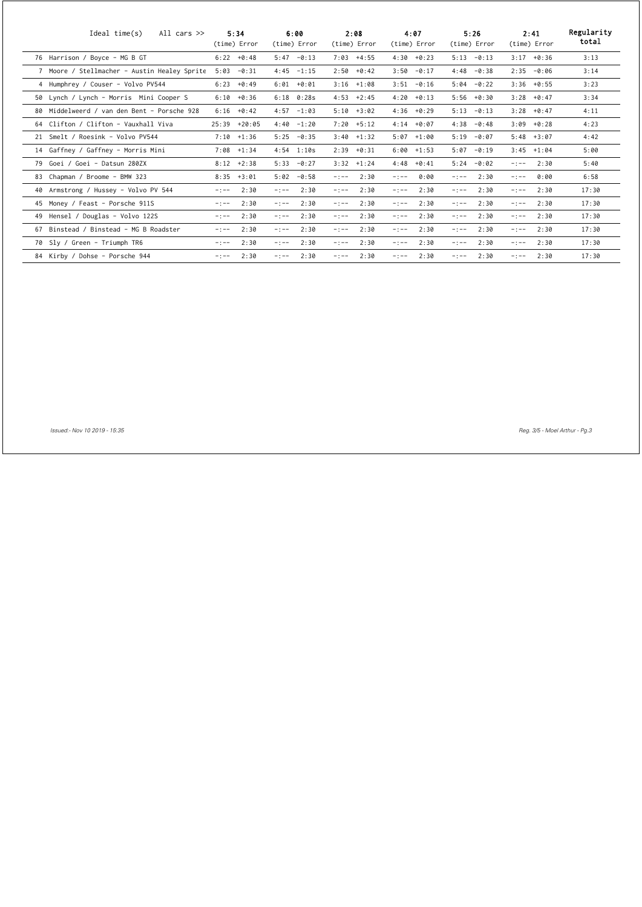| Ideal time(s) All cars >> | 5:34 | | 6:00 | | 2:08 | | 4:07 | | 5:26 | | 2:41 | | Regularity total |
|---|---|---|---|---|---|---|---|---|---|---|---|---|---|
| | (time) | Error | (time) | Error | (time) | Error | (time) | Error | (time) | Error | (time) | Error | |
| 76 Harrison / Boyce - MG B GT | 6:22 | +0:48 | 5:47 | -0:13 | 7:03 | +4:55 | 4:30 | +0:23 | 5:13 | -0:13 | 3:17 | +0:36 | 3:13 |
| 7 Moore / Stellmacher - Austin Healey Sprite | 5:03 | -0:31 | 4:45 | -1:15 | 2:50 | +0:42 | 3:50 | -0:17 | 4:48 | -0:38 | 2:35 | -0:06 | 3:14 |
| 4 Humphrey / Couser - Volvo PV544 | 6:23 | +0:49 | 6:01 | +0:01 | 3:16 | +1:08 | 3:51 | -0:16 | 5:04 | -0:22 | 3:36 | +0:55 | 3:23 |
| 50 Lynch / Lynch - Morris Mini Cooper S | 6:10 | +0:36 | 6:18 | 0:28s | 4:53 | +2:45 | 4:20 | +0:13 | 5:56 | +0:30 | 3:28 | +0:47 | 3:34 |
| 80 Middelweerd / van den Bent - Porsche 928 | 6:16 | +0:42 | 4:57 | -1:03 | 5:10 | +3:02 | 4:36 | +0:29 | 5:13 | -0:13 | 3:28 | +0:47 | 4:11 |
| 64 Clifton / Clifton - Vauxhall Viva | 25:39 | +20:05 | 4:40 | -1:20 | 7:20 | +5:12 | 4:14 | +0:07 | 4:38 | -0:48 | 3:09 | +0:28 | 4:23 |
| 21 Smelt / Roesink - Volvo PV544 | 7:10 | +1:36 | 5:25 | -0:35 | 3:40 | +1:32 | 5:07 | +1:00 | 5:19 | -0:07 | 5:48 | +3:07 | 4:42 |
| 14 Gaffney / Gaffney - Morris Mini | 7:08 | +1:34 | 4:54 | 1:10s | 2:39 | +0:31 | 6:00 | +1:53 | 5:07 | -0:19 | 3:45 | +1:04 | 5:00 |
| 79 Goei / Goei - Datsun 280ZX | 8:12 | +2:38 | 5:33 | -0:27 | 3:32 | +1:24 | 4:48 | +0:41 | 5:24 | -0:02 | -:-- | 2:30 | 5:40 |
| 83 Chapman / Broome - BMW 323 | 8:35 | +3:01 | 5:02 | -0:58 | -:-- | 2:30 | -:-- | 0:00 | -:-- | 2:30 | -:-- | 0:00 | 6:58 |
| 40 Armstrong / Hussey - Volvo PV 544 | -:-- | 2:30 | -:-- | 2:30 | -:-- | 2:30 | -:-- | 2:30 | -:-- | 2:30 | -:-- | 2:30 | 17:30 |
| 45 Money / Feast - Porsche 911S | -:-- | 2:30 | -:-- | 2:30 | -:-- | 2:30 | -:-- | 2:30 | -:-- | 2:30 | -:-- | 2:30 | 17:30 |
| 49 Hensel / Douglas - Volvo 122S | -:-- | 2:30 | -:-- | 2:30 | -:-- | 2:30 | -:-- | 2:30 | -:-- | 2:30 | -:-- | 2:30 | 17:30 |
| 67 Binstead / Binstead - MG B Roadster | -:-- | 2:30 | -:-- | 2:30 | -:-- | 2:30 | -:-- | 2:30 | -:-- | 2:30 | -:-- | 2:30 | 17:30 |
| 70 Sly / Green - Triumph TR6 | -:-- | 2:30 | -:-- | 2:30 | -:-- | 2:30 | -:-- | 2:30 | -:-- | 2:30 | -:-- | 2:30 | 17:30 |
| 84 Kirby / Dohse - Porsche 944 | -:-- | 2:30 | -:-- | 2:30 | -:-- | 2:30 | -:-- | 2:30 | -:-- | 2:30 | -:-- | 2:30 | 17:30 |

*Issued:- Nov 10 2019 - 15:35*

*Reg. 3/5 - Moel Arthur - Pg.3*